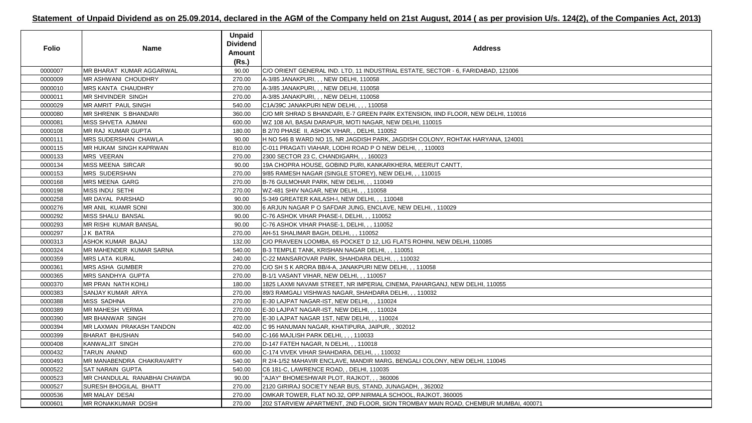## Statement of Unpaid Dividend as on 25.09.2014, declared in the AGM of the Company held on 21st August, 2014 ( as per provision U/s. 124(2), of the Companies Act, 2013)

| Folio | Name | Unpaid Dividend Amount (Rs.) | Address |
|---|---|---|---|
| 0000007 | MR BHARAT KUMAR AGGARWAL | 90.00 | C/O ORIENT GENERAL IND. LTD, 11 INDUSTRIAL ESTATE, SECTOR - 6, FARIDABAD, 121006 |
| 0000009 | MR ASHWANI CHOUDHRY | 270.00 | A-3/85 JANAKPURI, , , NEW DELHI, 110058 |
| 0000010 | MRS KANTA CHAUDHRY | 270.00 | A-3/85 JANAKPURI, , , NEW DELHI, 110058 |
| 0000011 | MR SHIVINDER SINGH | 270.00 | A-3/85 JANAKPURI, , , NEW DELHI, 110058 |
| 0000029 | MR AMRIT PAUL SINGH | 540.00 | C1A/39C JANAKPURI NEW DELHI, , , , 110058 |
| 0000080 | MR SHRENIK S BHANDARI | 360.00 | C/O MR SHRAD S BHANDARI, E-7 GREEN PARK EXTENSION, IIND FLOOR, NEW DELHI, 110016 |
| 0000081 | MISS SHVETA AJMANI | 600.00 | WZ 108 A/I, BASAI DARAPUR, MOTI NAGAR, NEW DELHI, 110015 |
| 0000108 | MR RAJ KUMAR GUPTA | 180.00 | B 2/70 PHASE II, ASHOK VIHAR, , DELHI, 110052 |
| 0000111 | MRS SUDERSHAN CHAWLA | 90.00 | H NO 546 B WARD NO 15, NR JAGDISH PARK, JAGDISH COLONY, ROHTAK HARYANA, 124001 |
| 0000115 | MR HUKAM SINGH KAPRWAN | 810.00 | C-011 PRAGATI VIAHAR, LODHI ROAD P O NEW DELHI, , , 110003 |
| 0000133 | MRS VEERAN | 270.00 | 2300 SECTOR 23 C, CHANDIGARH, , , 160023 |
| 0000134 | MISS MEENA SIRCAR | 90.00 | 19A CHOPRA HOUSE, GOBIND PURI, KANKARKHERA, MEERUT CANTT, |
| 0000153 | MRS SUDERSHAN | 270.00 | 9/85 RAMESH NAGAR (SINGLE STOREY), NEW DELHI, , , 110015 |
| 0000168 | MRS MEENA GARG | 270.00 | B-76 GULMOHAR PARK, NEW DELHI, , , 110049 |
| 0000198 | MISS INDU SETHI | 270.00 | WZ-481 SHIV NAGAR, NEW DELHI, , , 110058 |
| 0000258 | MR DAYAL PARSHAD | 90.00 | S-349 GREATER KAILASH-I, NEW DELHI, , , 110048 |
| 0000276 | MR ANIL KUAMR SONI | 300.00 | 6 ARJUN NAGAR P O SAFDAR JUNG, ENCLAVE, NEW DELHI, , 110029 |
| 0000292 | MISS SHALU BANSAL | 90.00 | C-76 ASHOK VIHAR PHASE-I, DELHI, , , 110052 |
| 0000293 | MR RISHI KUMAR BANSAL | 90.00 | C-76 ASHOK VIHAR PHASE-1, DELHI, , , 110052 |
| 0000297 | J K BATRA | 270.00 | AH-51 SHALIMAR BAGH, DELHI, , , 110052 |
| 0000313 | ASHOK KUMAR BAJAJ | 132.00 | C/O PRAVEEN LOOMBA, 65 POCKET D 12, LIG FLATS ROHINI, NEW DELHI, 110085 |
| 0000324 | MR MAHENDER KUMAR SARNA | 540.00 | B-3 TEMPLE TANK, KRISHAN NAGAR DELHI, , , 110051 |
| 0000359 | MRS LATA KURAL | 240.00 | C-22 MANSAROVAR PARK, SHAHDARA DELHI, , , 110032 |
| 0000361 | MRS ASHA GUMBER | 270.00 | C/O SH S K ARORA BB/4-A, JANAKPURI NEW DELHI, , , 110058 |
| 0000365 | MRS SANDHYA GUPTA | 270.00 | B-1/1 VASANT VIHAR, NEW DELHI, , , 110057 |
| 0000370 | MR PRAN NATH KOHLI | 180.00 | 1825 LAXMI NAVAMI STREET, NR IMPERIAL CINEMA, PAHARGANJ, NEW DELHI, 110055 |
| 0000383 | SANJAY KUMAR ARYA | 270.00 | 89/3 RAMGALI VISHWAS NAGAR, SHAHDARA DELHI, , , 110032 |
| 0000388 | MISS SADHNA | 270.00 | E-30 LAJPAT NAGAR-IST, NEW DELHI, , , 110024 |
| 0000389 | MR MAHESH VERMA | 270.00 | E-30 LAJPAT NAGAR-IST, NEW DELHI, , , 110024 |
| 0000390 | MR BHANWAR SINGH | 270.00 | E-30 LAJPAT NAGAR 1ST, NEW DELHI, , , 110024 |
| 0000394 | MR LAXMAN PRAKASH TANDON | 402.00 | C 95 HANUMAN NAGAR, KHATIPURA, JAIPUR, , 302012 |
| 0000399 | BHARAT BHUSHAN | 540.00 | C-166 MAJLISH PARK DELHI, , , , 110033 |
| 0000408 | KANWALJIT SINGH | 270.00 | D-147 FATEH NAGAR, N DELHI, , , 110018 |
| 0000432 | TARUN ANAND | 600.00 | C-174 VIVEK VIHAR SHAHDARA, DELHI, , , 110032 |
| 0000493 | MR MANABENDRA CHAKRAVARTY | 540.00 | R 2/4-1/52 MAHAVIR ENCLAVE, MANDIR MARG, BENGALI COLONY, NEW DELHI, 110045 |
| 0000522 | SAT NARAIN GUPTA | 540.00 | C6 181-C, LAWRENCE ROAD, , DELHI, 110035 |
| 0000523 | MR CHANDULAL RANABHAI CHAWDA | 90.00 | "AJAY" BHOMESHWAR PLOT, RAJKOT, , , 360006 |
| 0000527 | SURESH BHOGILAL BHATT | 270.00 | 2120 GIRIRAJ SOCIETY NEAR BUS, STAND, JUNAGADH, , 362002 |
| 0000536 | MR MALAY DESAI | 270.00 | OMKAR TOWER, FLAT NO.32, OPP.NIRMALA SCHOOL, RAJKOT, 360005 |
| 0000601 | MR RONAKKUMAR DOSHI | 270.00 | 202 STARVIEW APARTMENT, 2ND FLOOR, SION TROMBAY MAIN ROAD, CHEMBUR MUMBAI, 400071 |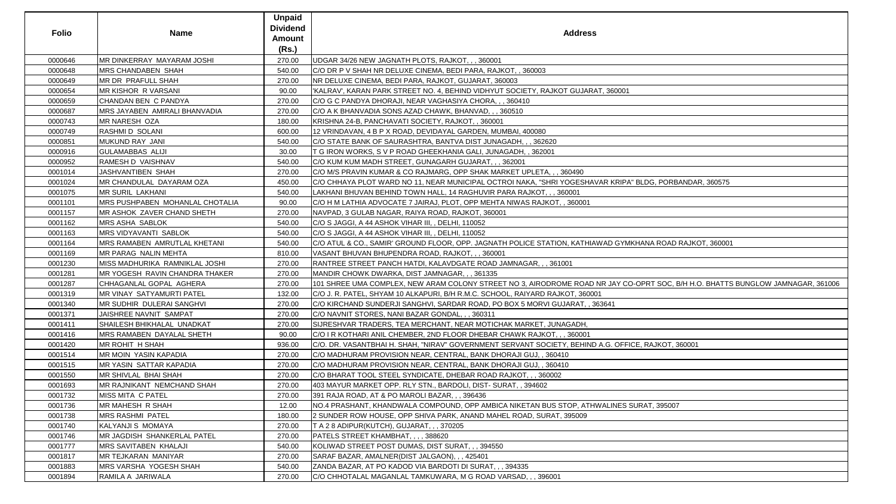| Folio | Name | Unpaid Dividend Amount (Rs.) | Address |
|---|---|---|---|
| 0000646 | MR DINKERRAY MAYARAM JOSHI | 270.00 | UDGAR 34/26 NEW JAGNATH PLOTS, RAJKOT, , , 360001 |
| 0000648 | MRS CHANDABEN SHAH | 540.00 | C/O DR P V SHAH NR DELUXE CINEMA, BEDI PARA, RAJKOT, , 360003 |
| 0000649 | MR DR PRAFULL SHAH | 270.00 | NR DELUXE CINEMA, BEDI PARA, RAJKOT, GUJARAT, 360003 |
| 0000654 | MR KISHOR R VARSANI | 90.00 | 'KALRAV', KARAN PARK STREET NO. 4, BEHIND VIDHYUT SOCIETY, RAJKOT GUJARAT, 360001 |
| 0000659 | CHANDAN BEN C PANDYA | 270.00 | C/O G C PANDYA DHORAJI, NEAR VAGHASIYA CHORA, , , 360410 |
| 0000687 | MRS JAYABEN AMIRALI BHANVADIA | 270.00 | C/O A K BHANVADIA SONS AZAD CHAWK, BHANVAD, , , 360510 |
| 0000743 | MR NARESH OZA | 180.00 | KRISHNA 24-B, PANCHAVATI SOCIETY, RAJKOT, , 360001 |
| 0000749 | RASHMI D SOLANI | 600.00 | 12 VRINDAVAN, 4 B P X ROAD, DEVIDAYAL GARDEN, MUMBAI, 400080 |
| 0000851 | MUKUND RAY JANI | 540.00 | C/O STATE BANK OF SAURASHTRA, BANTVA DIST JUNAGADH, , , 362620 |
| 0000916 | GULAMABBAS ALIJI | 30.00 | T G IRON WORKS, S V P ROAD GHEEKHANIA GALI, JUNAGADH, , 362001 |
| 0000952 | RAMESH D VAISHNAV | 540.00 | C/O KUM KUM MADH STREET, GUNAGARH GUJARAT, , , 362001 |
| 0001014 | JASHVANTIBEN SHAH | 270.00 | C/O M/S PRAVIN KUMAR & CO RAJMARG, OPP SHAK MARKET UPLETA, , , 360490 |
| 0001024 | MR CHANDULAL DAYARAM OZA | 450.00 | C/O CHHAYA PLOT WARD NO 11, NEAR MUNICIPAL OCTROI NAKA, "SHRI YOGESHAVAR KRIPA" BLDG, PORBANDAR, 360575 |
| 0001075 | MR SURIL LAKHANI | 540.00 | LAKHANI BHUVAN BEHIND TOWN HALL, 14 RAGHUVIR PARA RAJKOT, , , 360001 |
| 0001101 | MRS PUSHPABEN MOHANLAL CHOTALIA | 90.00 | C/O H M LATHIA ADVOCATE 7 JAIRAJ, PLOT, OPP MEHTA NIWAS RAJKOT, , 360001 |
| 0001157 | MR ASHOK ZAVER CHAND SHETH | 270.00 | NAVPAD, 3 GULAB NAGAR, RAIYA ROAD, RAJKOT, 360001 |
| 0001162 | MRS ASHA SABLOK | 540.00 | C/O S JAGGI, A 44 ASHOK VIHAR III, , DELHI, 110052 |
| 0001163 | MRS VIDYAVANTI SABLOK | 540.00 | C/O S JAGGI, A 44 ASHOK VIHAR III, , DELHI, 110052 |
| 0001164 | MRS RAMABEN AMRUTLAL KHETANI | 540.00 | C/O ATUL & CO., SAMIR' GROUND FLOOR, OPP. JAGNATH POLICE STATION, KATHIAWAD GYMKHANA ROAD RAJKOT, 360001 |
| 0001169 | MR PARAG NALIN MEHTA | 810.00 | VASANT BHUVAN BHUPENDRA ROAD, RAJKOT, , , 360001 |
| 0001230 | MISS MADHURIKA RAMNIKLAL JOSHI | 270.00 | RANTREE STREET PANCH HATDI, KALAVDGATE ROAD JAMNAGAR, , , 361001 |
| 0001281 | MR YOGESH RAVIN CHANDRA THAKER | 270.00 | MANDIR CHOWK DWARKA, DIST JAMNAGAR, , , 361335 |
| 0001287 | CHHAGANLAL GOPAL AGHERA | 270.00 | 101 SHREE UMA COMPLEX, NEW ARAM COLONY STREET NO 3, AIRODROME ROAD NR JAY CO-OPRT SOC, B/H H.O. BHATTS BUNGLOW JAMNAGAR, 361006 |
| 0001319 | MR VINAY SATYAMURTI PATEL | 132.00 | C/O J. R. PATEL, SHYAM 10 ALKAPURI, B/H R.M.C. SCHOOL, RAIYARD RAJKOT, 360001 |
| 0001340 | MR SUDHIR DULERAI SANGHVI | 270.00 | C/O KIRCHAND SUNDERJI SANGHVI, SARDAR ROAD, PO BOX 5 MORVI GUJARAT, , 363641 |
| 0001371 | JAISHREE NAVNIT SAMPAT | 270.00 | C/O NAVNIT STORES, NANI BAZAR GONDAL, , , 360311 |
| 0001411 | SHAILESH BHIKHALAL UNADKAT | 270.00 | SIJRESHVAR TRADERS, TEA MERCHANT, NEAR MOTICHAK MARKET, JUNAGADH, |
| 0001416 | MRS RAMABEN DAYALAL SHETH | 90.00 | C/O I R KOTHARI ANIL CHEMBER, 2ND FLOOR DHEBAR CHAWK RAJKOT, , , 360001 |
| 0001420 | MR ROHIT H SHAH | 936.00 | C/O. DR. VASANTBHAI H. SHAH, "NIRAV" GOVERNMENT SERVANT SOCIETY, BEHIND A.G. OFFICE, RAJKOT, 360001 |
| 0001514 | MR MOIN YASIN KAPADIA | 270.00 | C/O MADHURAM PROVISION NEAR, CENTRAL, BANK DHORAJI GUJ, , 360410 |
| 0001515 | MR YASIN SATTAR KAPADIA | 270.00 | C/O MADHURAM PROVISION NEAR, CENTRAL, BANK DHORAJI GUJ, , 360410 |
| 0001550 | MR SHIVLAL BHAI SHAH | 270.00 | C/O BHARAT TOOL STEEL SYNDICATE, DHEBAR ROAD RAJKOT, , , 360002 |
| 0001693 | MR RAJNIKANT NEMCHAND SHAH | 270.00 | 403 MAYUR MARKET OPP. RLY STN., BARDOLI, DIST- SURAT, , 394602 |
| 0001732 | MISS MITA C PATEL | 270.00 | 391 RAJA ROAD, AT & PO MAROLI BAZAR, , , 396436 |
| 0001736 | MR MAHESH R SHAH | 12.00 | NO.4 PRASHANT, KHANDWALA COMPOUND, OPP AMBICA NIKETAN BUS STOP, ATHWALINES SURAT, 395007 |
| 0001738 | MRS RASHMI PATEL | 180.00 | 2 SUNDER ROW HOUSE, OPP SHIVA PARK, ANAND MAHEL ROAD, SURAT, 395009 |
| 0001740 | KALYANJI S MOMAYA | 270.00 | T A 2 8 ADIPUR(KUTCH), GUJARAT, , , 370205 |
| 0001746 | MR JAGDISH SHANKERLAL PATEL | 270.00 | PATELS STREET KHAMBHAT, , , , 388620 |
| 0001777 | MRS SAVITABEN KHALAJI | 540.00 | KOLIWAD STREET POST DUMAS, DIST SURAT, , , 394550 |
| 0001817 | MR TEJKARAN MANIYAR | 270.00 | SARAF BAZAR, AMALNER(DIST JALGAON), , , 425401 |
| 0001883 | MRS VARSHA YOGESH SHAH | 540.00 | ZANDA BAZAR, AT PO KADOD VIA BARDOTI DI SURAT, , , 394335 |
| 0001894 | RAMILA A JARIWALA | 270.00 | C/O CHHOTALAL MAGANLAL TAMKUWARA, M G ROAD VARSAD, , , 396001 |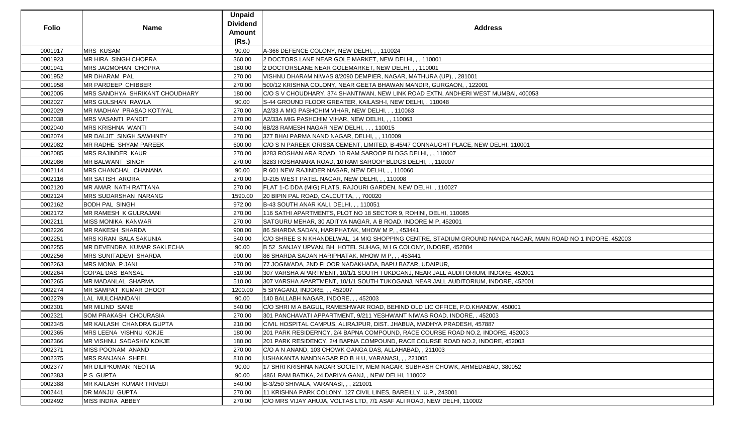| Folio | Name | Unpaid Dividend Amount (Rs.) | Address |
|---|---|---|---|
| 0001917 | MRS KUSAM | 90.00 | A-366 DEFENCE COLONY, NEW DELHI, , , 110024 |
| 0001923 | MR HIRA SINGH CHOPRA | 360.00 | 2 DOCTORS LANE NEAR GOLE MARKET, NEW DELHI, , , 110001 |
| 0001941 | MRS JAGMOHAN CHOPRA | 180.00 | 2 DOCTORSLANE NEAR GOLEMARKET, NEW DELHI, , , 110001 |
| 0001952 | MR DHARAM PAL | 270.00 | VISHNU DHARAM NIWAS 8/2090 DEMPIER, NAGAR, MATHURA (UP), , 281001 |
| 0001958 | MR PARDEEP CHIBBER | 270.00 | 500/12 KRISHNA COLONY, NEAR GEETA BHAWAN MANDIR, GURGAON, , 122001 |
| 0002005 | MRS SANDHYA SHRIKANT CHOUDHARY | 180.00 | C/O S V CHOUDHARY, 374 SHANTIWAN, NEW LINK ROAD EXTN, ANDHERI WEST MUMBAI, 400053 |
| 0002027 | MRS GULSHAN RAWLA | 90.00 | S-44 GROUND FLOOR GREATER, KAILASH-I, NEW DELHI, , 110048 |
| 0002029 | MR MADHAV PRASAD KOTIYAL | 270.00 | A2/33 A MIG PASHCHIM VIHAR, NEW DELHI, , , 110063 |
| 0002038 | MRS VASANTI PANDIT | 270.00 | A2/33A MIG PASHCHIM VIHAR, NEW DELHI, , , 110063 |
| 0002040 | MRS KRISHNA WANTI | 540.00 | 6B/28 RAMESH NAGAR NEW DELHI, , , , 110015 |
| 0002074 | MR DALJIT SINGH SAWHNEY | 270.00 | 377 BHAI PARMA NAND NAGAR, DELHI, , , 110009 |
| 0002082 | MR RADHE SHYAM PAREEK | 600.00 | C/O S N PAREEK ORISSA CEMENT, LIMITED, B-45/47 CONNAUGHT PLACE, NEW DELHI, 110001 |
| 0002085 | MRS RAJINDER KAUR | 270.00 | 8283 ROSHAN ARA ROAD, 10 RAM SAROOP BLDGS DELHI, , , 110007 |
| 0002086 | MR BALWANT SINGH | 270.00 | 8283 ROSHANARA ROAD, 10 RAM SAROOP BLDGS DELHI, , , 110007 |
| 0002114 | MRS CHANCHAL CHANANA | 90.00 | R 601 NEW RAJINDER NAGAR, NEW DELHI, , , 110060 |
| 0002116 | MR SATISH ARORA | 270.00 | D-205 WEST PATEL NAGAR, NEW DELHI, , , 110008 |
| 0002120 | MR AMAR NATH RATTANA | 270.00 | FLAT 1-C DDA (MIG) FLATS, RAJOURI GARDEN, NEW DELHI, , 110027 |
| 0002124 | MRS SUDARSHAN NARANG | 1590.00 | 20 BIPIN PAL ROAD, CALCUTTA, , , 700020 |
| 0002162 | BODH PAL SINGH | 972.00 | B-43 SOUTH ANAR KALI, DELHI, , , 110051 |
| 0002172 | MR RAMESH K GULRAJANI | 270.00 | 116 SATHI APARTMENTS, PLOT NO 18 SECTOR 9, ROHINI, DELHI, 110085 |
| 0002211 | MISS MONIKA KANWAR | 270.00 | SATGURU MEHAR, 30 ADITYA NAGAR, A B ROAD, INDORE M P, 452001 |
| 0002226 | MR RAKESH SHARDA | 900.00 | 86 SHARDA SADAN, HARIPHATAK, MHOW M P, , 453441 |
| 0002251 | MRS KIRAN BALA SAKUNIA | 540.00 | C/O SHREE S N KHANDELWAL, 14 MIG SHOPPING CENTRE, STADIUM GROUND NANDA NAGAR, MAIN ROAD NO 1 INDORE, 452003 |
| 0002255 | MR DEVENDRA KUMAR SAKLECHA | 90.00 | B 52 SANJAY UPVAN, BH HOTEL SUHAG, M I G COLONY, INDORE, 452004 |
| 0002256 | MRS SUNITADEVI SHARDA | 900.00 | 86 SHARDA SADAN HARIPHATAK, MHOW M P, , , 453441 |
| 0002263 | MRS MONA P JANI | 270.00 | 77 JOGIWADA, 2ND FLOOR NADAKHADA, BAPU BAZAR, UDAIPUR, |
| 0002264 | GOPAL DAS BANSAL | 510.00 | 307 VARSHA APARTMENT, 10/1/1 SOUTH TUKDGANJ, NEAR JALL AUDITORIUM, INDORE, 452001 |
| 0002265 | MR MADANLAL SHARMA | 510.00 | 307 VARSHA APARTMENT, 10/1/1 SOUTH TUKOGANJ, NEAR JALL AUDITORIUM, INDORE, 452001 |
| 0002274 | MR SAMPAT KUMAR DHOOT | 1200.00 | 5 SIYAGANJ, INDORE, , , 452007 |
| 0002279 | LAL MULCHANDANI | 90.00 | 140 BALLABH NAGAR, INDORE, , , 452003 |
| 0002301 | MR MILIND SANE | 540.00 | C/O SHRI M A BAGUL, RAMESHWAR ROAD, BEHIND OLD LIC OFFICE, P.O.KHANDW, 450001 |
| 0002321 | SOM PRAKASH CHOURASIA | 270.00 | 301 PANCHAVATI APPARTMENT, 9/211 YESHWANT NIWAS ROAD, INDORE, , 452003 |
| 0002345 | MR KAILASH CHANDRA GUPTA | 210.00 | CIVIL HOSPITAL CAMPUS, ALIRAJPUR, DIST. JHABUA, MADHYA PRADESH, 457887 |
| 0002365 | MRS LEENA VISHNU KOKJE | 180.00 | 201 PARK RESIDERNCY, 2/4 BAPNA COMPOUND, RACE COURSE ROAD NO.2, INDORE, 452003 |
| 0002366 | MR VISHNU SADASHIV KOKJE | 180.00 | 201 PARK RESIDENCY, 2/4 BAPNA COMPOUND, RACE COURSE ROAD NO.2, INDORE, 452003 |
| 0002371 | MISS POONAM ANAND | 270.00 | C/O A N ANAND, 103 CHOWK GANGA DAS, ALLAHABAD, , 211003 |
| 0002375 | MRS RANJANA SHEEL | 810.00 | USHAKANTA NANDNAGAR PO B H U, VARANASI, , , 221005 |
| 0002377 | MR DILIPKUMAR NEOTIA | 90.00 | 17 SHRI KRISHNA NAGAR SOCIETY, MEM NAGAR, SUBHASH CHOWK, AHMEDABAD, 380052 |
| 0002383 | P S GUPTA | 90.00 | 4861 RAM BATIKA, 24 DARIYA GANJ, , NEW DELHI, 110002 |
| 0002388 | MR KAILASH KUMAR TRIVEDI | 540.00 | B-3/250 SHIVALA, VARANASI, , , 221001 |
| 0002441 | DR MANJU GUPTA | 270.00 | 11 KRISHNA PARK COLONY, 127 CIVIL LINES, BAREILLY, U.P., 243001 |
| 0002492 | MISS INDRA ABBEY | 270.00 | C/O MRS VIJAY AHUJA, VOLTAS LTD, 7/1 ASAF ALI ROAD, NEW DELHI, 110002 |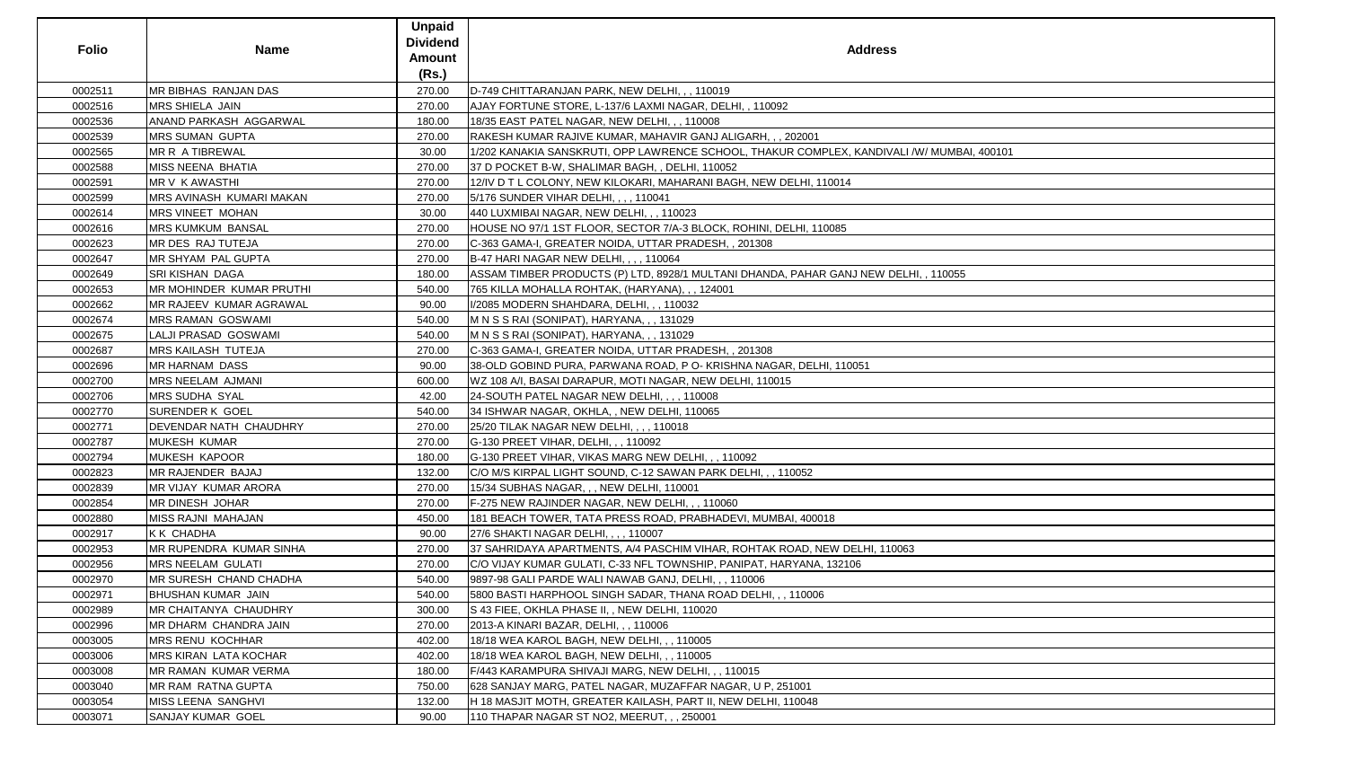| Folio | Name | Unpaid Dividend Amount (Rs.) | Address |
|---|---|---|---|
| 0002511 | MR BIBHAS RANJAN DAS | 270.00 | D-749 CHITTARANJAN PARK, NEW DELHI, , , 110019 |
| 0002516 | MRS SHIELA JAIN | 270.00 | AJAY FORTUNE STORE, L-137/6 LAXMI NAGAR, DELHI, , 110092 |
| 0002536 | ANAND PARKASH AGGARWAL | 180.00 | 18/35 EAST PATEL NAGAR, NEW DELHI, , , 110008 |
| 0002539 | MRS SUMAN GUPTA | 270.00 | RAKESH KUMAR RAJIVE KUMAR, MAHAVIR GANJ ALIGARH, , , 202001 |
| 0002565 | MR R A TIBREWAL | 30.00 | 1/202 KANAKIA SANSKRUTI, OPP LAWRENCE SCHOOL, THAKUR COMPLEX, KANDIVALI /W/ MUMBAI, 400101 |
| 0002588 | MISS NEENA BHATIA | 270.00 | 37 D POCKET B-W, SHALIMAR BAGH, , DELHI, 110052 |
| 0002591 | MR V K AWASTHI | 270.00 | 12/IV D T L COLONY, NEW KILOKARI, MAHARANI BAGH, NEW DELHI, 110014 |
| 0002599 | MRS AVINASH KUMARI MAKAN | 270.00 | 5/176 SUNDER VIHAR DELHI, , , , 110041 |
| 0002614 | MRS VINEET MOHAN | 30.00 | 440 LUXMIBAI NAGAR, NEW DELHI, , , 110023 |
| 0002616 | MRS KUMKUM BANSAL | 270.00 | HOUSE NO 97/1 1ST FLOOR, SECTOR 7/A-3 BLOCK, ROHINI, DELHI, 110085 |
| 0002623 | MR DES RAJ TUTEJA | 270.00 | C-363 GAMA-I, GREATER NOIDA, UTTAR PRADESH, , 201308 |
| 0002647 | MR SHYAM PAL GUPTA | 270.00 | B-47 HARI NAGAR NEW DELHI, , , , 110064 |
| 0002649 | SRI KISHAN DAGA | 180.00 | ASSAM TIMBER PRODUCTS (P) LTD, 8928/1 MULTANI DHANDA, PAHAR GANJ NEW DELHI, , 110055 |
| 0002653 | MR MOHINDER KUMAR PRUTHI | 540.00 | 765 KILLA MOHALLA ROHTAK, (HARYANA), , , 124001 |
| 0002662 | MR RAJEEV KUMAR AGRAWAL | 90.00 | I/2085 MODERN SHAHDARA, DELHI, , , 110032 |
| 0002674 | MRS RAMAN GOSWAMI | 540.00 | M N S S RAI (SONIPAT), HARYANA, , , 131029 |
| 0002675 | LALJI PRASAD GOSWAMI | 540.00 | M N S S RAI (SONIPAT), HARYANA, , , 131029 |
| 0002687 | MRS KAILASH TUTEJA | 270.00 | C-363 GAMA-I, GREATER NOIDA, UTTAR PRADESH, , 201308 |
| 0002696 | MR HARNAM DASS | 90.00 | 38-OLD GOBIND PURA, PARWANA ROAD, P O- KRISHNA NAGAR, DELHI, 110051 |
| 0002700 | MRS NEELAM AJMANI | 600.00 | WZ 108 A/I, BASAI DARAPUR, MOTI NAGAR, NEW DELHI, 110015 |
| 0002706 | MRS SUDHA SYAL | 42.00 | 24-SOUTH PATEL NAGAR NEW DELHI, , , , 110008 |
| 0002770 | SURENDER K GOEL | 540.00 | 34 ISHWAR NAGAR, OKHLA, , NEW DELHI, 110065 |
| 0002771 | DEVENDAR NATH CHAUDHRY | 270.00 | 25/20 TILAK NAGAR NEW DELHI, , , , 110018 |
| 0002787 | MUKESH KUMAR | 270.00 | G-130 PREET VIHAR, DELHI, , , 110092 |
| 0002794 | MUKESH KAPOOR | 180.00 | G-130 PREET VIHAR, VIKAS MARG NEW DELHI, , , 110092 |
| 0002823 | MR RAJENDER BAJAJ | 132.00 | C/O M/S KIRPAL LIGHT SOUND, C-12 SAWAN PARK DELHI, , , 110052 |
| 0002839 | MR VIJAY KUMAR ARORA | 270.00 | 15/34 SUBHAS NAGAR, , , NEW DELHI, 110001 |
| 0002854 | MR DINESH JOHAR | 270.00 | F-275 NEW RAJINDER NAGAR, NEW DELHI, , , 110060 |
| 0002880 | MISS RAJNI MAHAJAN | 450.00 | 181 BEACH TOWER, TATA PRESS ROAD, PRABHADEVI, MUMBAI, 400018 |
| 0002917 | K K CHADHA | 90.00 | 27/6 SHAKTI NAGAR DELHI, , , , 110007 |
| 0002953 | MR RUPENDRA KUMAR SINHA | 270.00 | 37 SAHRIDAYA APARTMENTS, A/4 PASCHIM VIHAR, ROHTAK ROAD, NEW DELHI, 110063 |
| 0002956 | MRS NEELAM GULATI | 270.00 | C/O VIJAY KUMAR GULATI, C-33 NFL TOWNSHIP, PANIPAT, HARYANA, 132106 |
| 0002970 | MR SURESH CHAND CHADHA | 540.00 | 9897-98 GALI PARDE WALI NAWAB GANJ, DELHI, , , 110006 |
| 0002971 | BHUSHAN KUMAR JAIN | 540.00 | 5800 BASTI HARPHOOL SINGH SADAR, THANA ROAD DELHI, , , 110006 |
| 0002989 | MR CHAITANYA CHAUDHRY | 300.00 | S 43 FIEE, OKHLA PHASE II, , NEW DELHI, 110020 |
| 0002996 | MR DHARM CHANDRA JAIN | 270.00 | 2013-A KINARI BAZAR, DELHI, , , 110006 |
| 0003005 | MRS RENU KOCHHAR | 402.00 | 18/18 WEA KAROL BAGH, NEW DELHI, , , 110005 |
| 0003006 | MRS KIRAN LATA KOCHAR | 402.00 | 18/18 WEA KAROL BAGH, NEW DELHI, , , 110005 |
| 0003008 | MR RAMAN KUMAR VERMA | 180.00 | F/443 KARAMPURA SHIVAJI MARG, NEW DELHI, , , 110015 |
| 0003040 | MR RAM RATNA GUPTA | 750.00 | 628 SANJAY MARG, PATEL NAGAR, MUZAFFAR NAGAR, U P, 251001 |
| 0003054 | MISS LEENA SANGHVI | 132.00 | H 18 MASJIT MOTH, GREATER KAILASH, PART II, NEW DELHI, 110048 |
| 0003071 | SANJAY KUMAR GOEL | 90.00 | 110 THAPAR NAGAR ST NO2, MEERUT, , , 250001 |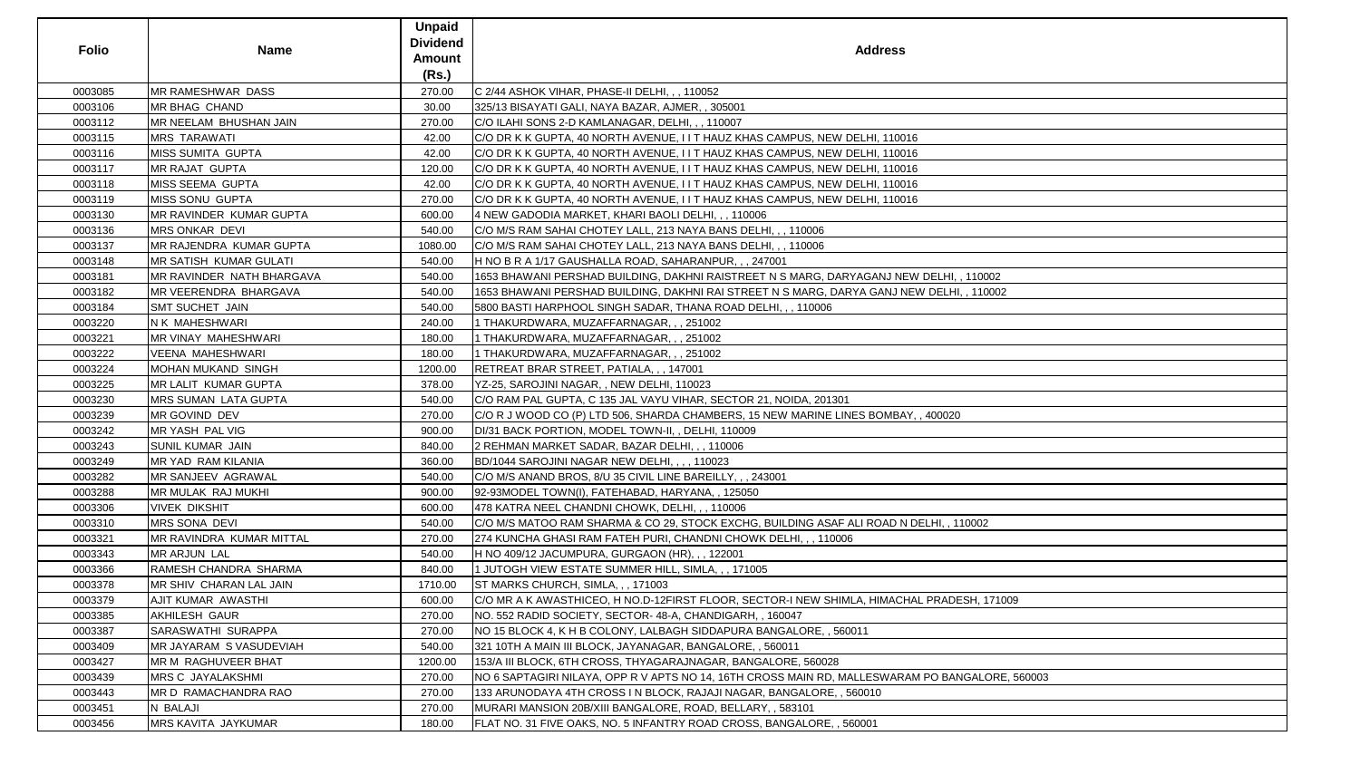| Folio | Name | Unpaid Dividend Amount (Rs.) | Address |
|---|---|---|---|
| 0003085 | MR RAMESHWAR DASS | 270.00 | C 2/44 ASHOK VIHAR, PHASE-II DELHI, , , 110052 |
| 0003106 | MR BHAG CHAND | 30.00 | 325/13 BISAYATI GALI, NAYA BAZAR, AJMER, , 305001 |
| 0003112 | MR NEELAM BHUSHAN JAIN | 270.00 | C/O ILAHI SONS 2-D KAMLANAGAR, DELHI, , , 110007 |
| 0003115 | MRS TARAWATI | 42.00 | C/O DR K K GUPTA, 40 NORTH AVENUE, I I T HAUZ KHAS CAMPUS, NEW DELHI, 110016 |
| 0003116 | MISS SUMITA GUPTA | 42.00 | C/O DR K K GUPTA, 40 NORTH AVENUE, I I T HAUZ KHAS CAMPUS, NEW DELHI, 110016 |
| 0003117 | MR RAJAT GUPTA | 120.00 | C/O DR K K GUPTA, 40 NORTH AVENUE, I I T HAUZ KHAS CAMPUS, NEW DELHI, 110016 |
| 0003118 | MISS SEEMA GUPTA | 42.00 | C/O DR K K GUPTA, 40 NORTH AVENUE, I I T HAUZ KHAS CAMPUS, NEW DELHI, 110016 |
| 0003119 | MISS SONU GUPTA | 270.00 | C/O DR K K GUPTA, 40 NORTH AVENUE, I I T HAUZ KHAS CAMPUS, NEW DELHI, 110016 |
| 0003130 | MR RAVINDER KUMAR GUPTA | 600.00 | 4 NEW GADODIA MARKET, KHARI BAOLI DELHI, , , 110006 |
| 0003136 | MRS ONKAR DEVI | 540.00 | C/O M/S RAM SAHAI CHOTEY LALL, 213 NAYA BANS DELHI, , , 110006 |
| 0003137 | MR RAJENDRA KUMAR GUPTA | 1080.00 | C/O M/S RAM SAHAI CHOTEY LALL, 213 NAYA BANS DELHI, , , 110006 |
| 0003148 | MR SATISH KUMAR GULATI | 540.00 | H NO B R A 1/17 GAUSHALLA ROAD, SAHARANPUR, , , 247001 |
| 0003181 | MR RAVINDER NATH BHARGAVA | 540.00 | 1653 BHAWANI PERSHAD BUILDING, DAKHNI RAISTREET N S MARG, DARYAGANJ NEW DELHI, , 110002 |
| 0003182 | MR VEERENDRA BHARGAVA | 540.00 | 1653 BHAWANI PERSHAD BUILDING, DAKHNI RAI STREET N S MARG, DARYA GANJ NEW DELHI, , 110002 |
| 0003184 | SMT SUCHET JAIN | 540.00 | 5800 BASTI HARPHOOL SINGH SADAR, THANA ROAD DELHI, , , 110006 |
| 0003220 | N K MAHESHWARI | 240.00 | 1 THAKURDWARA, MUZAFFARNAGAR, , , 251002 |
| 0003221 | MR VINAY MAHESHWARI | 180.00 | 1 THAKURDWARA, MUZAFFARNAGAR, , , 251002 |
| 0003222 | VEENA MAHESHWARI | 180.00 | 1 THAKURDWARA, MUZAFFARNAGAR, , , 251002 |
| 0003224 | MOHAN MUKAND SINGH | 1200.00 | RETREAT BRAR STREET, PATIALA, , , 147001 |
| 0003225 | MR LALIT KUMAR GUPTA | 378.00 | YZ-25, SAROJINI NAGAR, , NEW DELHI, 110023 |
| 0003230 | MRS SUMAN LATA GUPTA | 540.00 | C/O RAM PAL GUPTA, C 135 JAL VAYU VIHAR, SECTOR 21, NOIDA, 201301 |
| 0003239 | MR GOVIND DEV | 270.00 | C/O R J WOOD CO (P) LTD 506, SHARDA CHAMBERS, 15 NEW MARINE LINES BOMBAY, , 400020 |
| 0003242 | MR YASH PAL VIG | 900.00 | DI/31 BACK PORTION, MODEL TOWN-II, , DELHI, 110009 |
| 0003243 | SUNIL KUMAR JAIN | 840.00 | 2 REHMAN MARKET SADAR, BAZAR DELHI, , , 110006 |
| 0003249 | MR YAD RAM KILANIA | 360.00 | BD/1044 SAROJINI NAGAR NEW DELHI, , , , 110023 |
| 0003282 | MR SANJEEV AGRAWAL | 540.00 | C/O M/S ANAND BROS, 8/U 35 CIVIL LINE BAREILLY, , , 243001 |
| 0003288 | MR MULAK RAJ MUKHI | 900.00 | 92-93MODEL TOWN(I), FATEHABAD, HARYANA, , 125050 |
| 0003306 | VIVEK DIKSHIT | 600.00 | 478 KATRA NEEL CHANDNI CHOWK, DELHI, , , 110006 |
| 0003310 | MRS SONA DEVI | 540.00 | C/O M/S MATOO RAM SHARMA & CO 29, STOCK EXCHG, BUILDING ASAF ALI ROAD N DELHI, , 110002 |
| 0003321 | MR RAVINDRA KUMAR MITTAL | 270.00 | 274 KUNCHA GHASI RAM FATEH PURI, CHANDNI CHOWK DELHI, , , 110006 |
| 0003343 | MR ARJUN LAL | 540.00 | H NO 409/12 JACUMPURA, GURGAON (HR), , , 122001 |
| 0003366 | RAMESH CHANDRA SHARMA | 840.00 | 1 JUTOGH VIEW ESTATE SUMMER HILL, SIMLA, , , 171005 |
| 0003378 | MR SHIV CHARAN LAL JAIN | 1710.00 | ST MARKS CHURCH, SIMLA, , , 171003 |
| 0003379 | AJIT KUMAR AWASTHI | 600.00 | C/O MR A K AWASTHICEO, H NO.D-12FIRST FLOOR, SECTOR-I NEW SHIMLA, HIMACHAL PRADESH, 171009 |
| 0003385 | AKHILESH GAUR | 270.00 | NO. 552 RADID SOCIETY, SECTOR- 48-A, CHANDIGARH, , 160047 |
| 0003387 | SARASWATHI SURAPPA | 270.00 | NO 15 BLOCK 4, K H B COLONY, LALBAGH SIDDAPURA BANGALORE, , 560011 |
| 0003409 | MR JAYARAM S VASUDEVIAH | 540.00 | 321 10TH A MAIN III BLOCK, JAYANAGAR, BANGALORE, , 560011 |
| 0003427 | MR M RAGHUVEER BHAT | 1200.00 | 153/A III BLOCK, 6TH CROSS, THYAGARAJNAGAR, BANGALORE, 560028 |
| 0003439 | MRS C JAYALAKSHMI | 270.00 | NO 6 SAPTAGIRI NILAYA, OPP R V APTS NO 14, 16TH CROSS MAIN RD, MALLESWARAM PO BANGALORE, 560003 |
| 0003443 | MR D RAMACHANDRA RAO | 270.00 | 133 ARUNODAYA 4TH CROSS I N BLOCK, RAJAJI NAGAR, BANGALORE, , 560010 |
| 0003451 | N BALAJI | 270.00 | MURARI MANSION 20B/XIII BANGALORE, ROAD, BELLARY, , 583101 |
| 0003456 | MRS KAVITA JAYKUMAR | 180.00 | FLAT NO. 31 FIVE OAKS, NO. 5 INFANTRY ROAD CROSS, BANGALORE, , 560001 |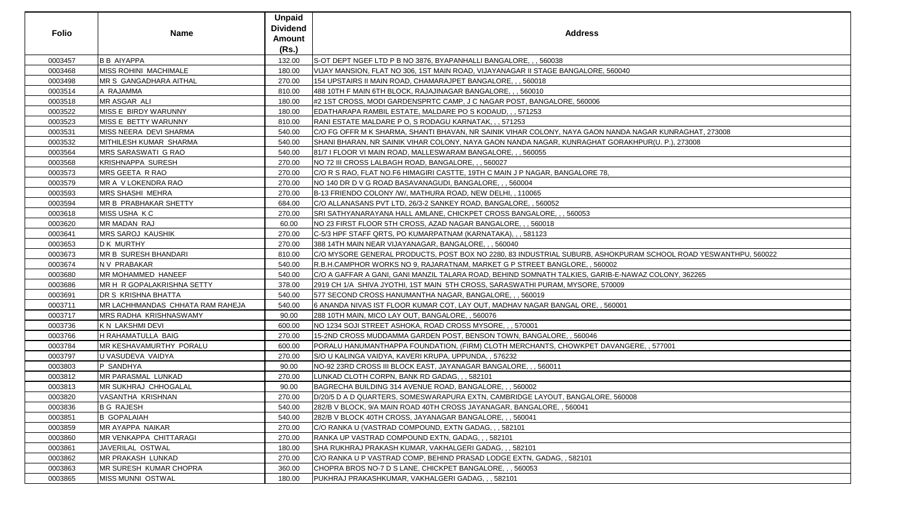| Folio | Name | Unpaid Dividend Amount (Rs.) | Address |
|---|---|---|---|
| 0003457 | B B AIYAPPA | 132.00 | S-OT DEPT NGEF LTD P B NO 3876, BYAPANHALLI BANGALORE, , , 560038 |
| 0003468 | MISS ROHINI MACHIMALE | 180.00 | VIJAY MANSION, FLAT NO 306, 1ST MAIN ROAD, VIJAYANAGAR II STAGE BANGALORE, 560040 |
| 0003498 | MR S GANGADHARA AITHAL | 270.00 | 154 UPSTAIRS II MAIN ROAD, CHAMARAJPET BANGALORE, , , 560018 |
| 0003514 | A RAJAMMA | 810.00 | 488 10TH F MAIN 6TH BLOCK, RAJAJINAGAR BANGALORE, , , 560010 |
| 0003518 | MR ASGAR ALI | 180.00 | #2 1ST CROSS, MODI GARDENSPRTC CAMP, J C NAGAR POST, BANGALORE, 560006 |
| 0003522 | MISS E BIRDY WARUNNY | 180.00 | EDATHARAPA RAMBIL ESTATE, MALDARE PO S KODAUD, , , 571253 |
| 0003523 | MISS E BETTY WARUNNY | 810.00 | RANI ESTATE MALDARE P O, S RODAGU KARNATAK, , , 571253 |
| 0003531 | MISS NEERA DEVI SHARMA | 540.00 | C/O FG OFFR M K SHARMA, SHANTI BHAVAN, NR SAINIK VIHAR COLONY, NAYA GAON NANDA NAGAR KUNRAGHAT, 273008 |
| 0003532 | MITHILESH KUMAR SHARMA | 540.00 | SHANI BHARAN, NR SAINIK VIHAR COLONY, NAYA GAON NANDA NAGAR, KUNRAGHAT GORAKHPUR(U. P.), 273008 |
| 0003564 | MRS SARASWATI G RAO | 540.00 | 81/7 I FLOOR VI MAIN ROAD, MALLESWARAM BANGALORE, , , 560055 |
| 0003568 | KRISHNAPPA SURESH | 270.00 | NO 72 III CROSS LALBAGH ROAD, BANGALORE, , , 560027 |
| 0003573 | MRS GEETA R RAO | 270.00 | C/O R S RAO, FLAT NO.F6 HIMAGIRI CASTTE, 19TH C MAIN J P NAGAR, BANGALORE 78, |
| 0003579 | MR A V LOKENDRA RAO | 270.00 | NO 140 DR D V G ROAD BASAVANAGUDI, BANGALORE, , , 560004 |
| 0003593 | MRS SHASHI MEHRA | 270.00 | B-13 FRIENDO COLONY /W/, MATHURA ROAD, NEW DELHI, , 110065 |
| 0003594 | MR B PRABHAKAR SHETTY | 684.00 | C/O ALLANASANS PVT LTD, 26/3-2 SANKEY ROAD, BANGALORE, , 560052 |
| 0003618 | MISS USHA K C | 270.00 | SRI SATHYANARAYANA HALL AMLANE, CHICKPET CROSS BANGALORE, , , 560053 |
| 0003620 | MR MADAN RAJ | 60.00 | NO 23 FIRST FLOOR 5TH CROSS, AZAD NAGAR BANGALORE, , , 560018 |
| 0003641 | MRS SAROJ KAUSHIK | 270.00 | C-5/3 HPF STAFF QRTS, PO KUMARPATNAM (KARNATAKA), , , 581123 |
| 0003653 | D K MURTHY | 270.00 | 388 14TH MAIN NEAR VIJAYANAGAR, BANGALORE, , , 560040 |
| 0003673 | MR B SURESH BHANDARI | 810.00 | C/O MYSORE GENERAL PRODUCTS, POST BOX NO 2280, 83 INDUSTRIAL SUBURB, ASHOKPURAM SCHOOL ROAD YESWANTHPU, 560022 |
| 0003674 | N V PRABAKAR | 540.00 | R.B.H.CAMPHOR WORKS NO 9, RAJARATNAM, MARKET G P STREET BANGLORE, , 560002 |
| 0003680 | MR MOHAMMED HANEEF | 540.00 | C/O A GAFFAR A GANI, GANI MANZIL TALARA ROAD, BEHIND SOMNATH TALKIES, GARIB-E-NAWAZ COLONY, 362265 |
| 0003686 | MR H R GOPALAKRISHNA SETTY | 378.00 | 2919 CH 1/A SHIVA JYOTHI, 1ST MAIN 5TH CROSS, SARASWATHI PURAM, MYSORE, 570009 |
| 0003691 | DR S KRISHNA BHATTA | 540.00 | 577 SECOND CROSS HANUMANTHA NAGAR, BANGALORE, , , 560019 |
| 0003711 | MR LACHHMANDAS CHHATA RAM RAHEJA | 540.00 | 6 ANANDA NIVAS IST FLOOR KUMAR COT, LAY OUT, MADHAV NAGAR BANGAL ORE, , 560001 |
| 0003717 | MRS RADHA KRISHNASWAMY | 90.00 | 288 10TH MAIN, MICO LAY OUT, BANGALORE, , 560076 |
| 0003736 | K N LAKSHMI DEVI | 600.00 | NO 1234 SOJI STREET ASHOKA, ROAD CROSS MYSORE, , , 570001 |
| 0003766 | H RAHAMATULLA BAIG | 270.00 | 15-2ND CROSS MUDDAMMA GARDEN POST, BENSON TOWN, BANGALORE, , 560046 |
| 0003784 | MR KESHAVAMURTHY PORALU | 600.00 | PORALU HANUMANTHAPPA FOUNDATION, (FIRM) CLOTH MERCHANTS, CHOWKPET DAVANGERE, , 577001 |
| 0003797 | U VASUDEVA VAIDYA | 270.00 | S/O U KALINGA VAIDYA, KAVERI KRUPA, UPPUNDA, , 576232 |
| 0003803 | P SANDHYA | 90.00 | NO-92 23RD CROSS III BLOCK EAST, JAYANAGAR BANGALORE, , , 560011 |
| 0003812 | MR PARASMAL LUNKAD | 270.00 | LUNKAD CLOTH CORPN, BANK RD GADAG, , , 582101 |
| 0003813 | MR SUKHRAJ CHHOGALAL | 90.00 | BAGRECHA BUILDING 314 AVENUE ROAD, BANGALORE, , , 560002 |
| 0003820 | VASANTHA KRISHNAN | 270.00 | D/20/5 D A D QUARTERS, SOMESWARAPURA EXTN, CAMBRIDGE LAYOUT, BANGALORE, 560008 |
| 0003836 | B G RAJESH | 540.00 | 282/B V BLOCK, 9/A MAIN ROAD 40TH CROSS JAYANAGAR, BANGALORE, , 560041 |
| 0003851 | B GOPALAIAH | 540.00 | 282/B V BLOCK 40TH CROSS, JAYANAGAR BANGALORE, , , 560041 |
| 0003859 | MR AYAPPA NAIKAR | 270.00 | C/O RANKA U (VASTRAD COMPOUND, EXTN GADAG, , , 582101 |
| 0003860 | MR VENKAPPA CHITTARAGI | 270.00 | RANKA UP VASTRAD COMPOUND EXTN, GADAG, , , 582101 |
| 0003861 | JAVERILAL OSTWAL | 180.00 | SHA RUKHRAJ PRAKASH KUMAR, VAKHALGERI GADAG, , , 582101 |
| 0003862 | MR PRAKASH LUNKAD | 270.00 | C/O RANKA U P VASTRAD COMP, BEHIND PRASAD LODGE EXTN, GADAG, , 582101 |
| 0003863 | MR SURESH KUMAR CHOPRA | 360.00 | CHOPRA BROS NO-7 D S LANE, CHICKPET BANGALORE, , , 560053 |
| 0003865 | MISS MUNNI OSTWAL | 180.00 | PUKHRAJ PRAKASHKUMAR, VAKHALGERI GADAG, , , 582101 |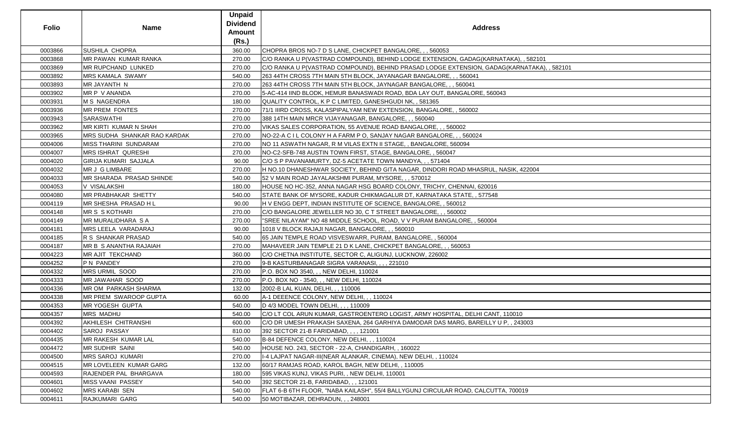| Folio | Name | Unpaid Dividend Amount (Rs.) | Address |
|---|---|---|---|
| 0003866 | SUSHILA CHOPRA | 360.00 | CHOPRA BROS NO-7 D S LANE, CHICKPET BANGALORE, , , 560053 |
| 0003868 | MR PAWAN KUMAR RANKA | 270.00 | C/O RANKA U P(VASTRAD COMPOUND), BEHIND LODGE EXTENSION, GADAG(KARNATAKA), , 582101 |
| 0003869 | MR RUPCHAND LUNKED | 270.00 | C/O RANKA U P(VASTRAD COMPOUND), BEHIND PRASAD LODGE EXTENSION, GADAG(KARNATAKA), , 582101 |
| 0003892 | MRS KAMALA SWAMY | 540.00 | 263 44TH CROSS 7TH MAIN 5TH BLOCK, JAYANAGAR BANGALORE, , , 560041 |
| 0003893 | MR JAYANTH N | 270.00 | 263 44TH CROSS 7TH MAIN 5TH BLOCK, JAYNAGAR BANGALORE, , , 560041 |
| 0003902 | MR P V ANANDA | 270.00 | 5-AC-414 IIND BLODK, HEMUR BANASWADI ROAD, BDA LAY OUT, BANGALORE, 560043 |
| 0003931 | M S NAGENDRA | 180.00 | QUALITY CONTROL, K P C LIMITED, GANESHGUDI NK, , 581365 |
| 0003936 | MR PREM FONTES | 270.00 | 71/1 IIIRD CROSS, KALASPIPALYAM NEW EXTENSION, BANGALORE, , 560002 |
| 0003943 | SARASWATHI | 270.00 | 388 14TH MAIN MRCR VIJAYANAGAR, BANGALORE, , , 560040 |
| 0003962 | MR KIRTI KUMAR N SHAH | 270.00 | VIKAS SALES CORPORATION, 55 AVENUE ROAD BANGALORE, , , 560002 |
| 0003965 | MRS SUDHA SHANKAR RAO KARDAK | 270.00 | NO-22-A C I L COLONY H A FARM P O, SANJAY NAGAR BANGALORE, , , 560024 |
| 0004006 | MISS THARINI SUNDARAM | 270.00 | NO 11 ASWATH NAGAR, R M VILAS EXTN II STAGE, , BANGALORE, 560094 |
| 0004007 | MRS ISHRAT QURESHI | 270.00 | NO-C2-SFB-748 AUSTIN TOWN FIRST, STAGE, BANGALORE, , 560047 |
| 0004020 | GIRIJA KUMARI SAJJALA | 90.00 | C/O S P PAVANAMURTY, DZ-5 ACETATE TOWN MANDYA, , , 571404 |
| 0004032 | MR J G LIMBARE | 270.00 | H NO.10 DHANESHWAR SOCIETY, BEHIND GITA NAGAR, DINDORI ROAD MHASRUL, NASIK, 422004 |
| 0004033 | MR SHARADA PRASAD SHINDE | 540.00 | 52 V MAIN ROAD JAYALAKSHMI PURAM, MYSORE, , , 570012 |
| 0004053 | V VISALAKSHI | 180.00 | HOUSE NO HC-352, ANNA NAGAR HSG BOARD COLONY, TRICHY, CHENNAI, 620016 |
| 0004080 | MR PRABHAKAR SHETTY | 540.00 | STATE BANK OF MYSORE, KADUR CHIKMAGALUR DT, KARNATAKA STATE, , 577548 |
| 0004119 | MR SHESHA PRASAD H L | 90.00 | H V ENGG DEPT, INDIAN INSTITUTE OF SCIENCE, BANGALORE, , 560012 |
| 0004148 | MR S S KOTHARI | 270.00 | C/O BANGALORE JEWELLER NO 30, C T STREET BANGALORE, , , 560002 |
| 0004149 | MR MURALIDHARA S A | 270.00 | "SREE NILAYAM" NO 48 MIDDLE SCHOOL, ROAD, V V PURAM BANGALORE, , 560004 |
| 0004181 | MRS LEELA VARADARAJ | 90.00 | 1018 V BLOCK RAJAJI NAGAR, BANGALORE, , , 560010 |
| 0004185 | R S SHANKAR PRASAD | 540.00 | 65 JAIN TEMPLE ROAD VISVESWARR, PURAM, BANGALORE, , 560004 |
| 0004187 | MR B S ANANTHA RAJAIAH | 270.00 | MAHAVEER JAIN TEMPLE 21 D K LANE, CHICKPET BANGALORE, , , 560053 |
| 0004223 | MR AJIT TEKCHAND | 360.00 | C/O CHETNA INSTITUTE, SECTOR C, ALIGUNJ, LUCKNOW, 226002 |
| 0004252 | P N PANDEY | 270.00 | 9-B KASTURBANAGAR SIGRA VARANASI, , , , 221010 |
| 0004332 | MRS URMIL SOOD | 270.00 | P.O. BOX NO 3540, , , NEW DELHI, 110024 |
| 0004333 | MR JAWAHAR SOOD | 270.00 | P.O. BOX NO - 3540, , , NEW DELHI, 110024 |
| 0004336 | MR OM PARKASH SHARMA | 132.00 | 2002-B LAL KUAN, DELHI, , , 110006 |
| 0004338 | MR PREM SWAROOP GUPTA | 60.00 | A-1 DEEENCE COLONY, NEW DELHI, , , 110024 |
| 0004353 | MR YOGESH GUPTA | 540.00 | D 4/3 MODEL TOWN DELHI, , , , 110009 |
| 0004357 | MRS MADHU | 540.00 | C/O LT COL ARUN KUMAR, GASTROENTERO LOGIST, ARMY HOSPITAL, DELHI CANT, 110010 |
| 0004392 | AKHILESH CHITRANSHI | 600.00 | C/O DR UMESH PRAKASH SAXENA, 264 GARHIYA DAMODAR DAS MARG, BAREILLY U P, , 243003 |
| 0004402 | SAROJ PASSAY | 810.00 | 392 SECTOR 21-B FARIDABAD, , , , 121001 |
| 0004435 | MR RAKESH KUMAR LAL | 540.00 | B-84 DEFENCE COLONY, NEW DELHI, , , 110024 |
| 0004472 | MR SUDHIR SAINI | 540.00 | HOUSE NO. 243, SECTOR - 22-A, CHANDIGARH, , 160022 |
| 0004500 | MRS SAROJ KUMARI | 270.00 | I-4 LAJPAT NAGAR-III(NEAR ALANKAR, CINEMA), NEW DELHI, , 110024 |
| 0004515 | MR LOVELEEN KUMAR GARG | 132.00 | 60/17 RAMJAS ROAD, KAROL BAGH, NEW DELHI, , 110005 |
| 0004593 | RAJENDER PAL BHARGAVA | 180.00 | 595 VIKAS KUNJ, VIKAS PURI, , NEW DELHI, 110001 |
| 0004601 | MISS VAANI PASSEY | 540.00 | 392 SECTOR 21-B, FARIDABAD, , , 121001 |
| 0004602 | MRS KARABI SEN | 540.00 | FLAT 6-B 6TH FLOOR, "NABA KAILASH", 55/4 BALLYGUNJ CIRCULAR ROAD, CALCUTTA, 700019 |
| 0004611 | RAJKUMARI GARG | 540.00 | 50 MOTIBAZAR, DEHRADUN, , , 248001 |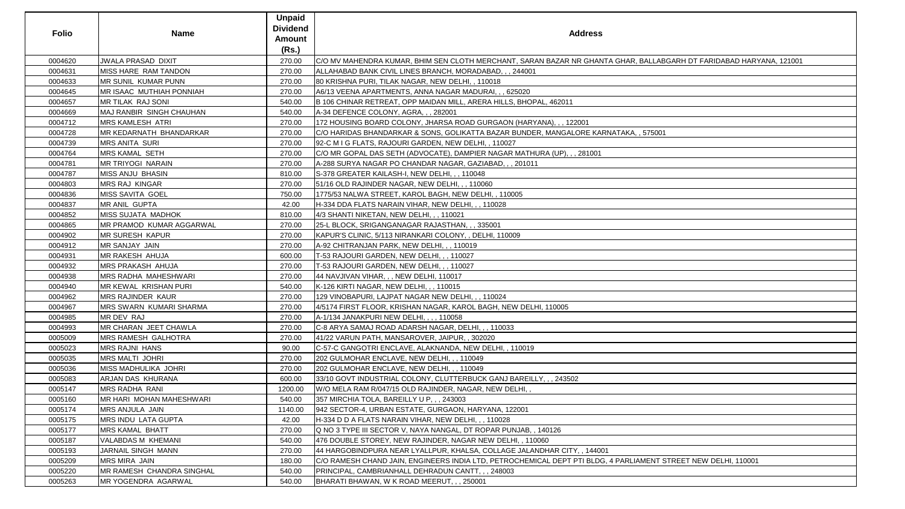| Folio | Name | Unpaid Dividend Amount (Rs.) | Address |
|---|---|---|---|
| 0004620 | JWALA PRASAD DIXIT | 270.00 | C/O MV MAHENDRA KUMAR, BHIM SEN CLOTH MERCHANT, SARAN BAZAR NR GHANTA GHAR, BALLABGARH DT FARIDABAD HARYANA, 121001 |
| 0004631 | MISS HARE RAM TANDON | 270.00 | ALLAHABAD BANK CIVIL LINES BRANCH, MORADABAD, , , 244001 |
| 0004633 | MR SUNIL KUMAR PUNN | 270.00 | 80 KRISHNA PURI, TILAK NAGAR, NEW DELHI, , 110018 |
| 0004645 | MR ISAAC MUTHIAH PONNIAH | 270.00 | A6/13 VEENA APARTMENTS, ANNA NAGAR MADURAI, , , 625020 |
| 0004657 | MR TILAK RAJ SONI | 540.00 | B 106 CHINAR RETREAT, OPP MAIDAN MILL, ARERA HILLS, BHOPAL, 462011 |
| 0004669 | MAJ RANBIR SINGH CHAUHAN | 540.00 | A-34 DEFENCE COLONY, AGRA, , , 282001 |
| 0004712 | MRS KAMLESH ATRI | 270.00 | 172 HOUSING BOARD COLONY, JHARSA ROAD GURGAON (HARYANA), , , 122001 |
| 0004728 | MR KEDARNATH BHANDARKAR | 270.00 | C/O HARIDAS BHANDARKAR & SONS, GOLIKATTA BAZAR BUNDER, MANGALORE KARNATAKA, , 575001 |
| 0004739 | MRS ANITA SURI | 270.00 | 92-C M I G FLATS, RAJOURI GARDEN, NEW DELHI, , 110027 |
| 0004764 | MRS KAMAL SETH | 270.00 | C/O MR GOPAL DAS SETH (ADVOCATE), DAMPIER NAGAR MATHURA (UP), , , 281001 |
| 0004781 | MR TRIYOGI NARAIN | 270.00 | A-288 SURYA NAGAR PO CHANDAR NAGAR, GAZIABAD, , , 201011 |
| 0004787 | MISS ANJU BHASIN | 810.00 | S-378 GREATER KAILASH-I, NEW DELHI, , , 110048 |
| 0004803 | MRS RAJ KINGAR | 270.00 | 51/16 OLD RAJINDER NAGAR, NEW DELHI, , , 110060 |
| 0004836 | MISS SAVITA GOEL | 750.00 | 1775/53 NALWA STREET, KAROL BAGH, NEW DELHI, , 110005 |
| 0004837 | MR ANIL GUPTA | 42.00 | H-334 DDA FLATS NARAIN VIHAR, NEW DELHI, , , 110028 |
| 0004852 | MISS SUJATA MADHOK | 810.00 | 4/3 SHANTI NIKETAN, NEW DELHI, , , 110021 |
| 0004865 | MR PRAMOD KUMAR AGGARWAL | 270.00 | 25-L BLOCK, SRIGANGANAGAR RAJASTHAN, , , 335001 |
| 0004902 | MR SURESH KAPUR | 270.00 | KAPUR'S CLINIC, 5/113 NIRANKARI COLONY, , DELHI, 110009 |
| 0004912 | MR SANJAY JAIN | 270.00 | A-92 CHITRANJAN PARK, NEW DELHI, , , 110019 |
| 0004931 | MR RAKESH AHUJA | 600.00 | T-53 RAJOURI GARDEN, NEW DELHI, , , 110027 |
| 0004932 | MRS PRAKASH AHUJA | 270.00 | T-53 RAJOURI GARDEN, NEW DELHI, , , 110027 |
| 0004938 | MRS RADHA MAHESHWARI | 270.00 | 44 NAVJIVAN VIHAR, , , NEW DELHI, 110017 |
| 0004940 | MR KEWAL KRISHAN PURI | 540.00 | K-126 KIRTI NAGAR, NEW DELHI, , , 110015 |
| 0004962 | MRS RAJINDER KAUR | 270.00 | 129 VINOBAPURI, LAJPAT NAGAR NEW DELHI, , , 110024 |
| 0004967 | MRS SWARN KUMARI SHARMA | 270.00 | 4/5174 FIRST FLOOR, KRISHAN NAGAR, KAROL BAGH, NEW DELHI, 110005 |
| 0004985 | MR DEV RAJ | 270.00 | A-1/134 JANAKPURI NEW DELHI, , , , 110058 |
| 0004993 | MR CHARAN JEET CHAWLA | 270.00 | C-8 ARYA SAMAJ ROAD ADARSH NAGAR, DELHI, , , 110033 |
| 0005009 | MRS RAMESH GALHOTRA | 270.00 | 41/22 VARUN PATH, MANSAROVER, JAIPUR, , 302020 |
| 0005023 | MRS RAJNI HANS | 90.00 | C-57-C GANGOTRI ENCLAVE, ALAKNANDA, NEW DELHI, , 110019 |
| 0005035 | MRS MALTI JOHRI | 270.00 | 202 GULMOHAR ENCLAVE, NEW DELHI, , , 110049 |
| 0005036 | MISS MADHULIKA JOHRI | 270.00 | 202 GULMOHAR ENCLAVE, NEW DELHI, , , 110049 |
| 0005083 | ARJAN DAS KHURANA | 600.00 | 33/10 GOVT INDUSTRIAL COLONY, CLUTTERBUCK GANJ BAREILLY, , , 243502 |
| 0005147 | MRS RADHA RANI | 1200.00 | W/O MELA RAM R/047/15 OLD RAJINDER, NAGAR, NEW DELHI, , |
| 0005160 | MR HARI MOHAN MAHESHWARI | 540.00 | 357 MIRCHIA TOLA, BAREILLY U P, , , 243003 |
| 0005174 | MRS ANJULA JAIN | 1140.00 | 942 SECTOR-4, URBAN ESTATE, GURGAON, HARYANA, 122001 |
| 0005175 | MRS INDU LATA GUPTA | 42.00 | H-334 D D A FLATS NARAIN VIHAR, NEW DELHI, , , 110028 |
| 0005177 | MRS KAMAL BHATT | 270.00 | Q NO 3 TYPE III SECTOR V, NAYA NANGAL, DT ROPAR PUNJAB, , 140126 |
| 0005187 | VALABDAS M KHEMANI | 540.00 | 476 DOUBLE STOREY, NEW RAJINDER, NAGAR NEW DELHI, , 110060 |
| 0005193 | JARNAIL SINGH MANN | 270.00 | 44 HARGOBINDPURA NEAR LYALLPUR, KHALSA, COLLAGE JALANDHAR CITY, , 144001 |
| 0005209 | MRS MIRA JAIN | 180.00 | C/O RAMESH CHAND JAIN, ENGINEERS INDIA LTD, PETROCHEMICAL DEPT PTI BLDG, 4 PARLIAMENT STREET NEW DELHI, 110001 |
| 0005220 | MR RAMESH CHANDRA SINGHAL | 540.00 | PRINCIPAL, CAMBRIANHALL DEHRADUN CANTT, , , 248003 |
| 0005263 | MR YOGENDRA AGARWAL | 540.00 | BHARATI BHAWAN, W K ROAD MEERUT, , , 250001 |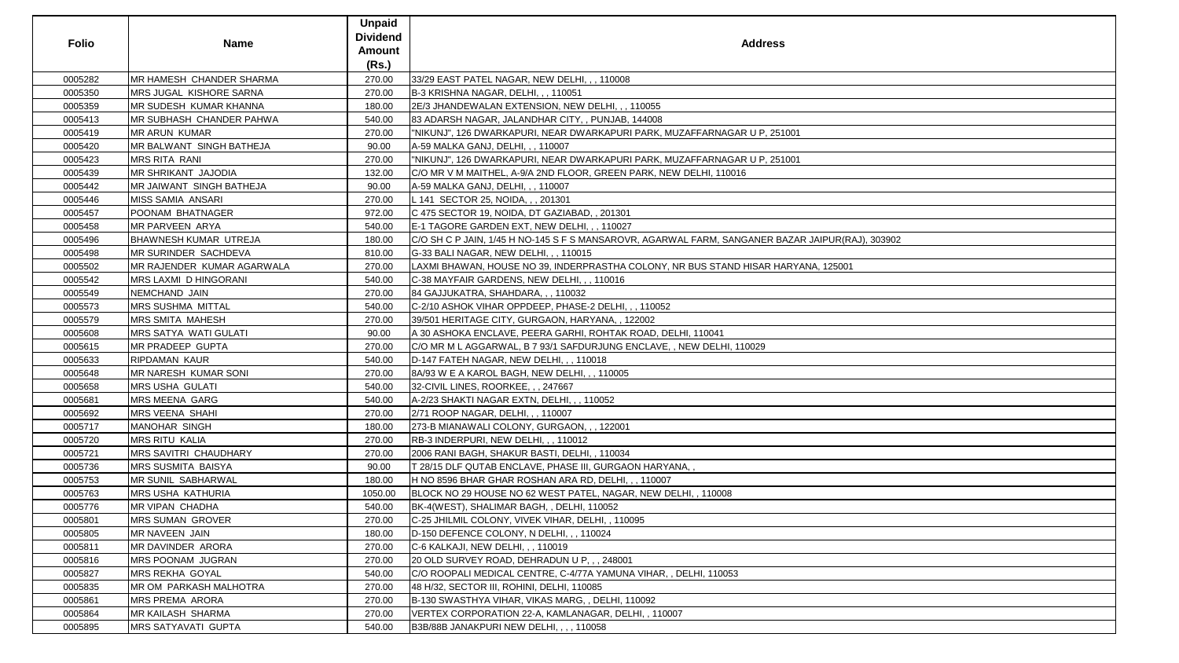| Folio | Name | Unpaid Dividend Amount (Rs.) | Address |
|---|---|---|---|
| 0005282 | MR HAMESH CHANDER SHARMA | 270.00 | 33/29 EAST PATEL NAGAR, NEW DELHI, , , 110008 |
| 0005350 | MRS JUGAL KISHORE SARNA | 270.00 | B-3 KRISHNA NAGAR, DELHI, , , 110051 |
| 0005359 | MR SUDESH KUMAR KHANNA | 180.00 | 2E/3 JHANDEWALAN EXTENSION, NEW DELHI, , , 110055 |
| 0005413 | MR SUBHASH CHANDER PAHWA | 540.00 | 83 ADARSH NAGAR, JALANDHAR CITY, , PUNJAB, 144008 |
| 0005419 | MR ARUN KUMAR | 270.00 | "NIKUNJ", 126 DWARKAPURI, NEAR DWARKAPURI PARK, MUZAFFARNAGAR U P, 251001 |
| 0005420 | MR BALWANT SINGH BATHEJA | 90.00 | A-59 MALKA GANJ, DELHI, , , 110007 |
| 0005423 | MRS RITA RANI | 270.00 | "NIKUNJ", 126 DWARKAPURI, NEAR DWARKAPURI PARK, MUZAFFARNAGAR U P, 251001 |
| 0005439 | MR SHRIKANT JAJODIA | 132.00 | C/O MR V M MAITHEL, A-9/A 2ND FLOOR, GREEN PARK, NEW DELHI, 110016 |
| 0005442 | MR JAIWANT SINGH BATHEJA | 90.00 | A-59 MALKA GANJ, DELHI, , , 110007 |
| 0005446 | MISS SAMIA ANSARI | 270.00 | L 141 SECTOR 25, NOIDA, , , 201301 |
| 0005457 | POONAM BHATNAGER | 972.00 | C 475 SECTOR 19, NOIDA, DT GAZIABAD, , 201301 |
| 0005458 | MR PARVEEN ARYA | 540.00 | E-1 TAGORE GARDEN EXT, NEW DELHI, , , 110027 |
| 0005496 | BHAWNESH KUMAR UTREJA | 180.00 | C/O SH C P JAIN, 1/45 H NO-145 S F S MANSAROVR, AGARWAL FARM, SANGANER BAZAR JAIPUR(RAJ), 303902 |
| 0005498 | MR SURINDER SACHDEVA | 810.00 | G-33 BALI NAGAR, NEW DELHI, , , 110015 |
| 0005502 | MR RAJENDER KUMAR AGARWALA | 270.00 | LAXMI BHAWAN, HOUSE NO 39, INDERPRASTHA COLONY, NR BUS STAND HISAR HARYANA, 125001 |
| 0005542 | MRS LAXMI D HINGORANI | 540.00 | C-38 MAYFAIR GARDENS, NEW DELHI, , , 110016 |
| 0005549 | NEMCHAND JAIN | 270.00 | 84 GAJJUKATRA, SHAHDARA, , , 110032 |
| 0005573 | MRS SUSHMA MITTAL | 540.00 | C-2/10 ASHOK VIHAR OPPDEEP, PHASE-2 DELHI, , , 110052 |
| 0005579 | MRS SMITA MAHESH | 270.00 | 39/501 HERITAGE CITY, GURGAON, HARYANA, , 122002 |
| 0005608 | MRS SATYA WATI GULATI | 90.00 | A 30 ASHOKA ENCLAVE, PEERA GARHI, ROHTAK ROAD, DELHI, 110041 |
| 0005615 | MR PRADEEP GUPTA | 270.00 | C/O MR M L AGGARWAL, B 7 93/1 SAFDURJUNG ENCLAVE, , NEW DELHI, 110029 |
| 0005633 | RIPDAMAN KAUR | 540.00 | D-147 FATEH NAGAR, NEW DELHI, , , 110018 |
| 0005648 | MR NARESH KUMAR SONI | 270.00 | 8A/93 W E A KAROL BAGH, NEW DELHI, , , 110005 |
| 0005658 | MRS USHA GULATI | 540.00 | 32-CIVIL LINES, ROORKEE, , , 247667 |
| 0005681 | MRS MEENA GARG | 540.00 | A-2/23 SHAKTI NAGAR EXTN, DELHI, , , 110052 |
| 0005692 | MRS VEENA SHAHI | 270.00 | 2/71 ROOP NAGAR, DELHI, , , 110007 |
| 0005717 | MANOHAR SINGH | 180.00 | 273-B MIANAWALI COLONY, GURGAON, , , 122001 |
| 0005720 | MRS RITU KALIA | 270.00 | RB-3 INDERPURI, NEW DELHI, , , 110012 |
| 0005721 | MRS SAVITRI CHAUDHARY | 270.00 | 2006 RANI BAGH, SHAKUR BASTI, DELHI, , 110034 |
| 0005736 | MRS SUSMITA BAISYA | 90.00 | T 28/15 DLF QUTAB ENCLAVE, PHASE III, GURGAON HARYANA, , |
| 0005753 | MR SUNIL SABHARWAL | 180.00 | H NO 8596 BHAR GHAR ROSHAN ARA RD, DELHI, , , 110007 |
| 0005763 | MRS USHA KATHURIA | 1050.00 | BLOCK NO 29 HOUSE NO 62 WEST PATEL, NAGAR, NEW DELHI, , 110008 |
| 0005776 | MR VIPAN CHADHA | 540.00 | BK-4(WEST), SHALIMAR BAGH, , DELHI, 110052 |
| 0005801 | MRS SUMAN GROVER | 270.00 | C-25 JHILMIL COLONY, VIVEK VIHAR, DELHI, , 110095 |
| 0005805 | MR NAVEEN JAIN | 180.00 | D-150 DEFENCE COLONY, N DELHI, , , 110024 |
| 0005811 | MR DAVINDER ARORA | 270.00 | C-6 KALKAJI, NEW DELHI, , , 110019 |
| 0005816 | MRS POONAM JUGRAN | 270.00 | 20 OLD SURVEY ROAD, DEHRADUN U P, , , 248001 |
| 0005827 | MRS REKHA GOYAL | 540.00 | C/O ROOPALI MEDICAL CENTRE, C-4/77A YAMUNA VIHAR, , DELHI, 110053 |
| 0005835 | MR OM PARKASH MALHOTRA | 270.00 | 48 H/32, SECTOR III, ROHINI, DELHI, 110085 |
| 0005861 | MRS PREMA ARORA | 270.00 | B-130 SWASTHYA VIHAR, VIKAS MARG, , DELHI, 110092 |
| 0005864 | MR KAILASH SHARMA | 270.00 | VERTEX CORPORATION 22-A, KAMLANAGAR, DELHI, , 110007 |
| 0005895 | MRS SATYAVATI GUPTA | 540.00 | B3B/88B JANAKPURI NEW DELHI, , , , 110058 |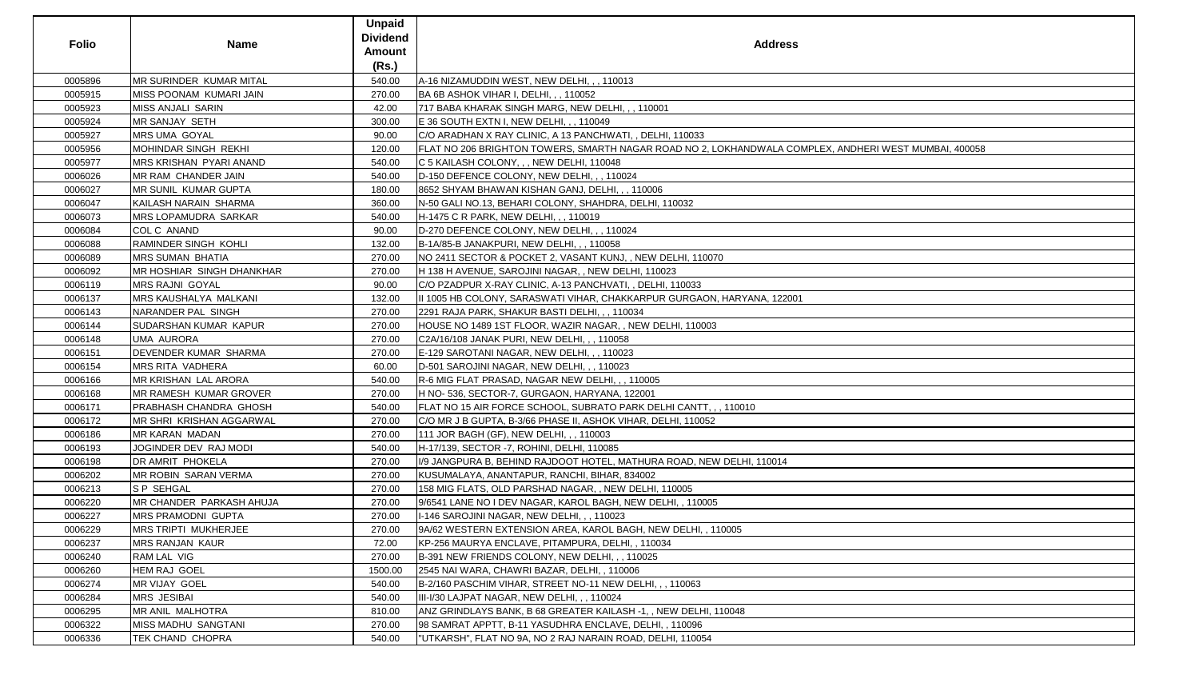| Folio | Name | Unpaid Dividend Amount (Rs.) | Address |
|---|---|---|---|
| 0005896 | MR SURINDER KUMAR MITAL | 540.00 | A-16 NIZAMUDDIN WEST, NEW DELHI, , , 110013 |
| 0005915 | MISS POONAM KUMARI JAIN | 270.00 | BA 6B ASHOK VIHAR I, DELHI, , , 110052 |
| 0005923 | MISS ANJALI SARIN | 42.00 | 717 BABA KHARAK SINGH MARG, NEW DELHI, , , 110001 |
| 0005924 | MR SANJAY SETH | 300.00 | E 36 SOUTH EXTN I, NEW DELHI, , , 110049 |
| 0005927 | MRS UMA GOYAL | 90.00 | C/O ARADHAN X RAY CLINIC, A 13 PANCHWATI, , DELHI, 110033 |
| 0005956 | MOHINDAR SINGH REKHI | 120.00 | FLAT NO 206 BRIGHTON TOWERS, SMARTH NAGAR ROAD NO 2, LOKHANDWALA COMPLEX, ANDHERI WEST MUMBAI, 400058 |
| 0005977 | MRS KRISHAN PYARI ANAND | 540.00 | C 5 KAILASH COLONY, , , NEW DELHI, 110048 |
| 0006026 | MR RAM CHANDER JAIN | 540.00 | D-150 DEFENCE COLONY, NEW DELHI, , , 110024 |
| 0006027 | MR SUNIL KUMAR GUPTA | 180.00 | 8652 SHYAM BHAWAN KISHAN GANJ, DELHI, , , 110006 |
| 0006047 | KAILASH NARAIN SHARMA | 360.00 | N-50 GALI NO.13, BEHARI COLONY, SHAHDRA, DELHI, 110032 |
| 0006073 | MRS LOPAMUDRA SARKAR | 540.00 | H-1475 C R PARK, NEW DELHI, , , 110019 |
| 0006084 | COL C ANAND | 90.00 | D-270 DEFENCE COLONY, NEW DELHI, , , 110024 |
| 0006088 | RAMINDER SINGH KOHLI | 132.00 | B-1A/85-B JANAKPURI, NEW DELHI, , , 110058 |
| 0006089 | MRS SUMAN BHATIA | 270.00 | NO 2411 SECTOR & POCKET 2, VASANT KUNJ, , NEW DELHI, 110070 |
| 0006092 | MR HOSHIAR SINGH DHANKHAR | 270.00 | H 138 H AVENUE, SAROJINI NAGAR, , NEW DELHI, 110023 |
| 0006119 | MRS RAJNI GOYAL | 90.00 | C/O PZADPUR X-RAY CLINIC, A-13 PANCHVATI, , DELHI, 110033 |
| 0006137 | MRS KAUSHALYA MALKANI | 132.00 | II 1005 HB COLONY, SARASWATI VIHAR, CHAKKARPUR GURGAON, HARYANA, 122001 |
| 0006143 | NARANDER PAL SINGH | 270.00 | 2291 RAJA PARK, SHAKUR BASTI DELHI, , , 110034 |
| 0006144 | SUDARSHAN KUMAR KAPUR | 270.00 | HOUSE NO 1489 1ST FLOOR, WAZIR NAGAR, , NEW DELHI, 110003 |
| 0006148 | UMA AURORA | 270.00 | C2A/16/108 JANAK PURI, NEW DELHI, , , 110058 |
| 0006151 | DEVENDER KUMAR SHARMA | 270.00 | E-129 SAROTANI NAGAR, NEW DELHI, , , 110023 |
| 0006154 | MRS RITA VADHERA | 60.00 | D-501 SAROJINI NAGAR, NEW DELHI, , , 110023 |
| 0006166 | MR KRISHAN LAL ARORA | 540.00 | R-6 MIG FLAT PRASAD, NAGAR NEW DELHI, , , 110005 |
| 0006168 | MR RAMESH KUMAR GROVER | 270.00 | H NO- 536, SECTOR-7, GURGAON, HARYANA, 122001 |
| 0006171 | PRABHASH CHANDRA GHOSH | 540.00 | FLAT NO 15 AIR FORCE SCHOOL, SUBRATO PARK DELHI CANTT, , , 110010 |
| 0006172 | MR SHRI KRISHAN AGGARWAL | 270.00 | C/O MR J B GUPTA, B-3/66 PHASE II, ASHOK VIHAR, DELHI, 110052 |
| 0006186 | MR KARAN MADAN | 270.00 | 111 JOR BAGH (GF), NEW DELHI, , , 110003 |
| 0006193 | JOGINDER DEV RAJ MODI | 540.00 | H-17/139, SECTOR -7, ROHINI, DELHI, 110085 |
| 0006198 | DR AMRIT PHOKELA | 270.00 | I/9 JANGPURA B, BEHIND RAJDOOT HOTEL, MATHURA ROAD, NEW DELHI, 110014 |
| 0006202 | MR ROBIN SARAN VERMA | 270.00 | KUSUMALAYA, ANANTAPUR, RANCHI, BIHAR, 834002 |
| 0006213 | S P SEHGAL | 270.00 | 158 MIG FLATS, OLD PARSHAD NAGAR, , NEW DELHI, 110005 |
| 0006220 | MR CHANDER PARKASH AHUJA | 270.00 | 9/6541 LANE NO I DEV NAGAR, KAROL BAGH, NEW DELHI, , 110005 |
| 0006227 | MRS PRAMODNI GUPTA | 270.00 | I-146 SAROJINI NAGAR, NEW DELHI, , , 110023 |
| 0006229 | MRS TRIPTI MUKHERJEE | 270.00 | 9A/62 WESTERN EXTENSION AREA, KAROL BAGH, NEW DELHI, , 110005 |
| 0006237 | MRS RANJAN KAUR | 72.00 | KP-256 MAURYA ENCLAVE, PITAMPURA, DELHI, , 110034 |
| 0006240 | RAM LAL VIG | 270.00 | B-391 NEW FRIENDS COLONY, NEW DELHI, , , 110025 |
| 0006260 | HEM RAJ GOEL | 1500.00 | 2545 NAI WARA, CHAWRI BAZAR, DELHI, , 110006 |
| 0006274 | MR VIJAY GOEL | 540.00 | B-2/160 PASCHIM VIHAR, STREET NO-11 NEW DELHI, , , 110063 |
| 0006284 | MRS JESIBAI | 540.00 | III-I/30 LAJPAT NAGAR, NEW DELHI, , , 110024 |
| 0006295 | MR ANIL MALHOTRA | 810.00 | ANZ GRINDLAYS BANK, B 68 GREATER KAILASH -1, , NEW DELHI, 110048 |
| 0006322 | MISS MADHU SANGTANI | 270.00 | 98 SAMRAT APPTT, B-11 YASUDHRA ENCLAVE, DELHI, , 110096 |
| 0006336 | TEK CHAND CHOPRA | 540.00 | "UTKARSH", FLAT NO 9A, NO 2 RAJ NARAIN ROAD, DELHI, 110054 |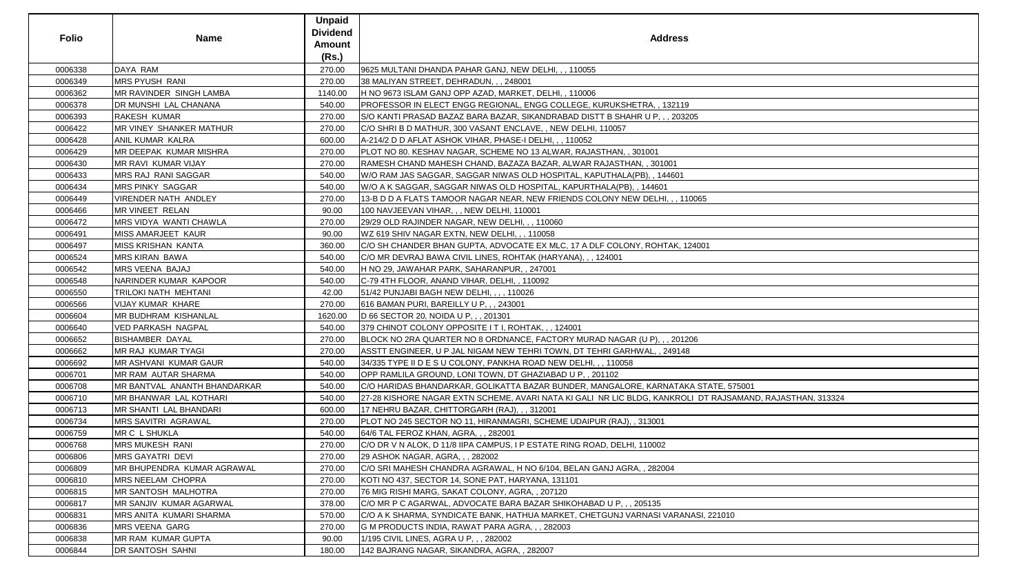| Folio | Name | Unpaid Dividend Amount (Rs.) | Address |
|---|---|---|---|
| 0006338 | DAYA RAM | 270.00 | 9625 MULTANI DHANDA PAHAR GANJ, NEW DELHI, , , 110055 |
| 0006349 | MRS PYUSH RANI | 270.00 | 38 MALIYAN STREET, DEHRADUN, , , 248001 |
| 0006362 | MR RAVINDER SINGH LAMBA | 1140.00 | H NO 9673 ISLAM GANJ OPP AZAD, MARKET, DELHI, , 110006 |
| 0006378 | DR MUNSHI LAL CHANANA | 540.00 | PROFESSOR IN ELECT ENGG REGIONAL, ENGG COLLEGE, KURUKSHETRA, , 132119 |
| 0006393 | RAKESH KUMAR | 270.00 | S/O KANTI PRASAD BAZAZ BARA BAZAR, SIKANDRABAD DISTT B SHAHR U P, , , 203205 |
| 0006422 | MR VINEY SHANKER MATHUR | 270.00 | C/O SHRI B D MATHUR, 300 VASANT ENCLAVE, , NEW DELHI, 110057 |
| 0006428 | ANIL KUMAR KALRA | 600.00 | A-214/2 D D AFLAT ASHOK VIHAR, PHASE-I DELHI, , , 110052 |
| 0006429 | MR DEEPAK KUMAR MISHRA | 270.00 | PLOT NO 80. KESHAV NAGAR, SCHEME NO 13 ALWAR, RAJASTHAN, , 301001 |
| 0006430 | MR RAVI KUMAR VIJAY | 270.00 | RAMESH CHAND MAHESH CHAND, BAZAZA BAZAR, ALWAR RAJASTHAN, , 301001 |
| 0006433 | MRS RAJ RANI SAGGAR | 540.00 | W/O RAM JAS SAGGAR, SAGGAR NIWAS OLD HOSPITAL, KAPUTHALA(PB), , 144601 |
| 0006434 | MRS PINKY SAGGAR | 540.00 | W/O A K SAGGAR, SAGGAR NIWAS OLD HOSPITAL, KAPURTHALA(PB), , 144601 |
| 0006449 | VIRENDER NATH ANDLEY | 270.00 | 13-B D D A FLATS TAMOOR NAGAR NEAR, NEW FRIENDS COLONY NEW DELHI, , , 110065 |
| 0006466 | MR VINEET RELAN | 90.00 | 100 NAVJEEVAN VIHAR, , , NEW DELHI, 110001 |
| 0006472 | MRS VIDYA WANTI CHAWLA | 270.00 | 29/29 OLD RAJINDER NAGAR, NEW DELHI, , , 110060 |
| 0006491 | MISS AMARJEET KAUR | 90.00 | WZ 619 SHIV NAGAR EXTN, NEW DELHI, , , 110058 |
| 0006497 | MISS KRISHAN KANTA | 360.00 | C/O SH CHANDER BHAN GUPTA, ADVOCATE EX MLC, 17 A DLF COLONY, ROHTAK, 124001 |
| 0006524 | MRS KIRAN BAWA | 540.00 | C/O MR DEVRAJ BAWA CIVIL LINES, ROHTAK (HARYANA), , , 124001 |
| 0006542 | MRS VEENA BAJAJ | 540.00 | H NO 29, JAWAHAR PARK, SAHARANPUR, , 247001 |
| 0006548 | NARINDER KUMAR KAPOOR | 540.00 | C-79 4TH FLOOR, ANAND VIHAR, DELHI, , 110092 |
| 0006550 | TRILOKI NATH MEHTANI | 42.00 | 51/42 PUNJABI BAGH NEW DELHI, , , , 110026 |
| 0006566 | VIJAY KUMAR KHARE | 270.00 | 616 BAMAN PURI, BAREILLY U P, , , 243001 |
| 0006604 | MR BUDHRAM KISHANLAL | 1620.00 | D 66 SECTOR 20, NOIDA U P, , , 201301 |
| 0006640 | VED PARKASH NAGPAL | 540.00 | 379 CHINOT COLONY OPPOSITE I T I, ROHTAK, , , 124001 |
| 0006652 | BISHAMBER DAYAL | 270.00 | BLOCK NO 2RA QUARTER NO 8 ORDNANCE, FACTORY MURAD NAGAR (U P), , , 201206 |
| 0006662 | MR RAJ KUMAR TYAGI | 270.00 | ASSTT ENGINEER, U P JAL NIGAM NEW TEHRI TOWN, DT TEHRI GARHWAL, , 249148 |
| 0006692 | MR ASHVANI KUMAR GAUR | 540.00 | 34/335 TYPE II D E S U COLONY, PANKHA ROAD NEW DELHI, , , 110058 |
| 0006701 | MR RAM AUTAR SHARMA | 540.00 | OPP RAMLILA GROUND, LONI TOWN, DT GHAZIABAD U P, , 201102 |
| 0006708 | MR BANTVAL ANANTH BHANDARKAR | 540.00 | C/O HARIDAS BHANDARKAR, GOLIKATTA BAZAR BUNDER, MANGALORE, KARNATAKA STATE, 575001 |
| 0006710 | MR BHANWAR LAL KOTHARI | 540.00 | 27-28 KISHORE NAGAR EXTN SCHEME, AVARI NATA KI GALI NR LIC BLDG, KANKROLI DT RAJSAMAND, RAJASTHAN, 313324 |
| 0006713 | MR SHANTI LAL BHANDARI | 600.00 | 17 NEHRU BAZAR, CHITTORGARH (RAJ), , , 312001 |
| 0006734 | MRS SAVITRI AGRAWAL | 270.00 | PLOT NO 245 SECTOR NO 11, HIRANMAGRI, SCHEME UDAIPUR (RAJ), , 313001 |
| 0006759 | MR C L SHUKLA | 540.00 | 64/6 TAL FEROZ KHAN, AGRA, , , 282001 |
| 0006768 | MRS MUKESH RANI | 270.00 | C/O DR V N ALOK, D 11/8 IIPA CAMPUS, I P ESTATE RING ROAD, DELHI, 110002 |
| 0006806 | MRS GAYATRI DEVI | 270.00 | 29 ASHOK NAGAR, AGRA, , , 282002 |
| 0006809 | MR BHUPENDRA KUMAR AGRAWAL | 270.00 | C/O SRI MAHESH CHANDRA AGRAWAL, H NO 6/104, BELAN GANJ AGRA, , 282004 |
| 0006810 | MRS NEELAM CHOPRA | 270.00 | KOTI NO 437, SECTOR 14, SONE PAT, HARYANA, 131101 |
| 0006815 | MR SANTOSH MALHOTRA | 270.00 | 76 MIG RISHI MARG, SAKAT COLONY, AGRA, , 207120 |
| 0006817 | MR SANJIV KUMAR AGARWAL | 378.00 | C/O MR P C AGARWAL, ADVOCATE BARA BAZAR SHIKOHABAD U P, , , 205135 |
| 0006831 | MRS ANITA KUMARI SHARMA | 570.00 | C/O A K SHARMA, SYNDICATE BANK, HATHUA MARKET, CHETGUNJ VARNASI VARANASI, 221010 |
| 0006836 | MRS VEENA GARG | 270.00 | G M PRODUCTS INDIA, RAWAT PARA AGRA, , , 282003 |
| 0006838 | MR RAM KUMAR GUPTA | 90.00 | 1/195 CIVIL LINES, AGRA U P, , , 282002 |
| 0006844 | DR SANTOSH SAHNI | 180.00 | 142 BAJRANG NAGAR, SIKANDRA, AGRA, , 282007 |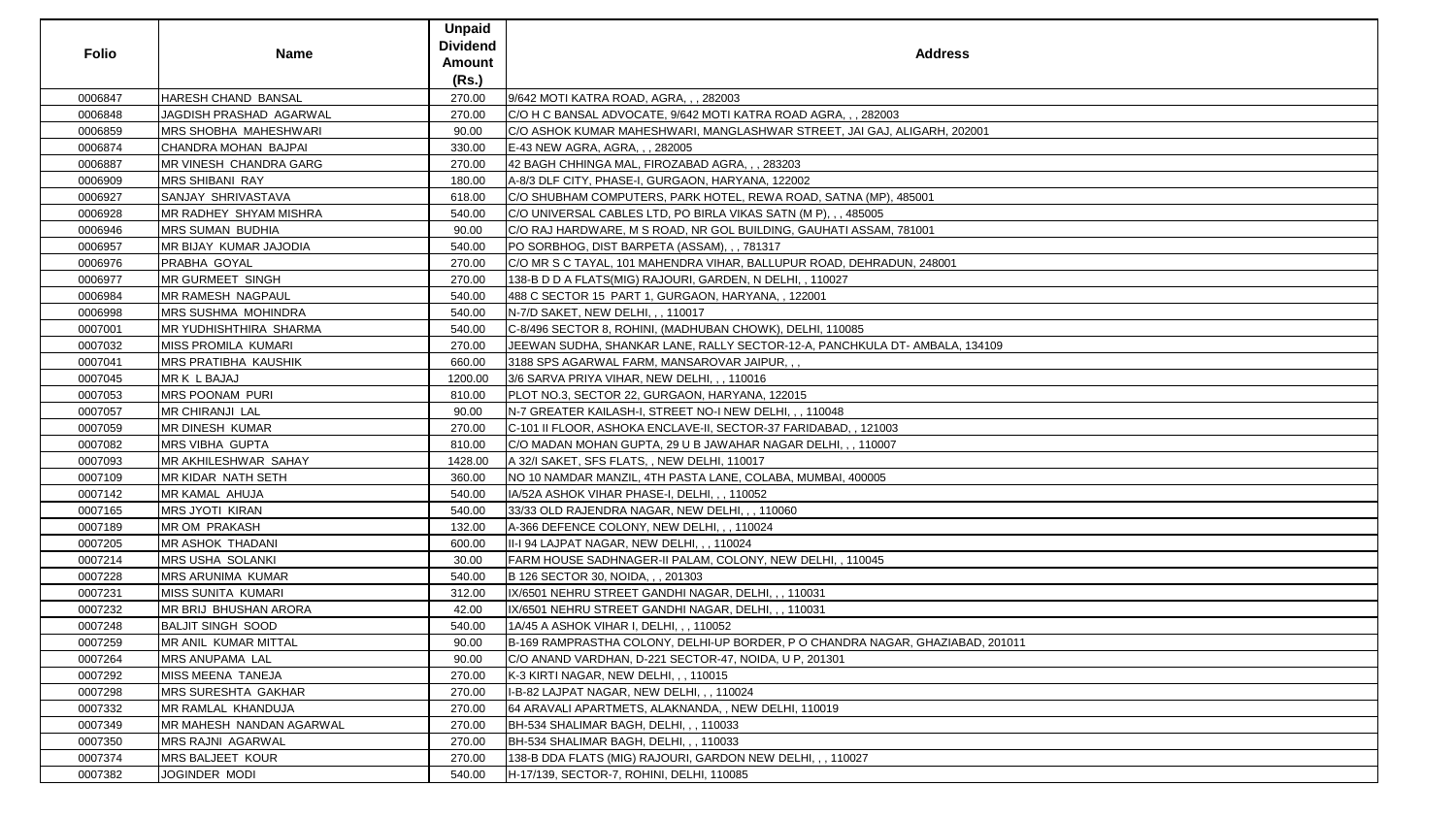| Folio | Name | Unpaid Dividend Amount (Rs.) | Address |
|---|---|---|---|
| 0006847 | HARESH CHAND BANSAL | 270.00 | 9/642 MOTI KATRA ROAD, AGRA, , , 282003 |
| 0006848 | JAGDISH PRASHAD AGARWAL | 270.00 | C/O H C BANSAL ADVOCATE, 9/642 MOTI KATRA ROAD AGRA, , , 282003 |
| 0006859 | MRS SHOBHA MAHESHWARI | 90.00 | C/O ASHOK KUMAR MAHESHWARI, MANGLASHWAR STREET, JAI GAJ, ALIGARH, 202001 |
| 0006874 | CHANDRA MOHAN BAJPAI | 330.00 | E-43 NEW AGRA, AGRA, , , 282005 |
| 0006887 | MR VINESH CHANDRA GARG | 270.00 | 42 BAGH CHHINGA MAL, FIROZABAD AGRA, , , 283203 |
| 0006909 | MRS SHIBANI RAY | 180.00 | A-8/3 DLF CITY, PHASE-I, GURGAON, HARYANA, 122002 |
| 0006927 | SANJAY SHRIVASTAVA | 618.00 | C/O SHUBHAM COMPUTERS, PARK HOTEL, REWA ROAD, SATNA (MP), 485001 |
| 0006928 | MR RADHEY SHYAM MISHRA | 540.00 | C/O UNIVERSAL CABLES LTD, PO BIRLA VIKAS SATN (M P), , , 485005 |
| 0006946 | MRS SUMAN BUDHIA | 90.00 | C/O RAJ HARDWARE, M S ROAD, NR GOL BUILDING, GAUHATI ASSAM, 781001 |
| 0006957 | MR BIJAY KUMAR JAJODIA | 540.00 | PO SORBHOG, DIST BARPETA (ASSAM), , , 781317 |
| 0006976 | PRABHA GOYAL | 270.00 | C/O MR S C TAYAL, 101 MAHENDRA VIHAR, BALLUPUR ROAD, DEHRADUN, 248001 |
| 0006977 | MR GURMEET SINGH | 270.00 | 138-B D D A FLATS(MIG) RAJOURI, GARDEN, N DELHI, , 110027 |
| 0006984 | MR RAMESH NAGPAUL | 540.00 | 488 C SECTOR 15 PART 1, GURGAON, HARYANA, , 122001 |
| 0006998 | MRS SUSHMA MOHINDRA | 540.00 | N-7/D SAKET, NEW DELHI, , , 110017 |
| 0007001 | MR YUDHISHTHIRA SHARMA | 540.00 | C-8/496 SECTOR 8, ROHINI, (MADHUBAN CHOWK), DELHI, 110085 |
| 0007032 | MISS PROMILA KUMARI | 270.00 | JEEWAN SUDHA, SHANKAR LANE, RALLY SECTOR-12-A, PANCHKULA DT- AMBALA, 134109 |
| 0007041 | MRS PRATIBHA KAUSHIK | 660.00 | 3188 SPS AGARWAL FARM, MANSAROVAR JAIPUR, , , |
| 0007045 | MR K L BAJAJ | 1200.00 | 3/6 SARVA PRIYA VIHAR, NEW DELHI, , , 110016 |
| 0007053 | MRS POONAM PURI | 810.00 | PLOT NO.3, SECTOR 22, GURGAON, HARYANA, 122015 |
| 0007057 | MR CHIRANJI LAL | 90.00 | N-7 GREATER KAILASH-I, STREET NO-I NEW DELHI, , , 110048 |
| 0007059 | MR DINESH KUMAR | 270.00 | C-101 II FLOOR, ASHOKA ENCLAVE-II, SECTOR-37 FARIDABAD, , 121003 |
| 0007082 | MRS VIBHA GUPTA | 810.00 | C/O MADAN MOHAN GUPTA, 29 U B JAWAHAR NAGAR DELHI, , , 110007 |
| 0007093 | MR AKHILESHWAR SAHAY | 1428.00 | A 32/I SAKET, SFS FLATS, , NEW DELHI, 110017 |
| 0007109 | MR KIDAR NATH SETH | 360.00 | NO 10 NAMDAR MANZIL, 4TH PASTA LANE, COLABA, MUMBAI, 400005 |
| 0007142 | MR KAMAL AHUJA | 540.00 | IA/52A ASHOK VIHAR PHASE-I, DELHI, , , 110052 |
| 0007165 | MRS JYOTI KIRAN | 540.00 | 33/33 OLD RAJENDRA NAGAR, NEW DELHI, , , 110060 |
| 0007189 | MR OM PRAKASH | 132.00 | A-366 DEFENCE COLONY, NEW DELHI, , , 110024 |
| 0007205 | MR ASHOK THADANI | 600.00 | II-I 94 LAJPAT NAGAR, NEW DELHI, , , 110024 |
| 0007214 | MRS USHA SOLANKI | 30.00 | FARM HOUSE SADHNAGER-II PALAM, COLONY, NEW DELHI, , 110045 |
| 0007228 | MRS ARUNIMA KUMAR | 540.00 | B 126 SECTOR 30, NOIDA, , , 201303 |
| 0007231 | MISS SUNITA KUMARI | 312.00 | IX/6501 NEHRU STREET GANDHI NAGAR, DELHI, , , 110031 |
| 0007232 | MR BRIJ BHUSHAN ARORA | 42.00 | IX/6501 NEHRU STREET GANDHI NAGAR, DELHI, , , 110031 |
| 0007248 | BALJIT SINGH SOOD | 540.00 | 1A/45 A ASHOK VIHAR I, DELHI, , , 110052 |
| 0007259 | MR ANIL KUMAR MITTAL | 90.00 | B-169 RAMPRASTHA COLONY, DELHI-UP BORDER, P O CHANDRA NAGAR, GHAZIABAD, 201011 |
| 0007264 | MRS ANUPAMA LAL | 90.00 | C/O ANAND VARDHAN, D-221 SECTOR-47, NOIDA, U P, 201301 |
| 0007292 | MISS MEENA TANEJA | 270.00 | K-3 KIRTI NAGAR, NEW DELHI, , , 110015 |
| 0007298 | MRS SURESHTA GAKHAR | 270.00 | I-B-82 LAJPAT NAGAR, NEW DELHI, , , 110024 |
| 0007332 | MR RAMLAL KHANDUJA | 270.00 | 64 ARAVALI APARTMETS, ALAKNANDA, , NEW DELHI, 110019 |
| 0007349 | MR MAHESH NANDAN AGARWAL | 270.00 | BH-534 SHALIMAR BAGH, DELHI, , , 110033 |
| 0007350 | MRS RAJNI AGARWAL | 270.00 | BH-534 SHALIMAR BAGH, DELHI, , , 110033 |
| 0007374 | MRS BALJEET KOUR | 270.00 | 138-B DDA FLATS (MIG) RAJOURI, GARDON NEW DELHI, , , 110027 |
| 0007382 | JOGINDER MODI | 540.00 | H-17/139, SECTOR-7, ROHINI, DELHI, 110085 |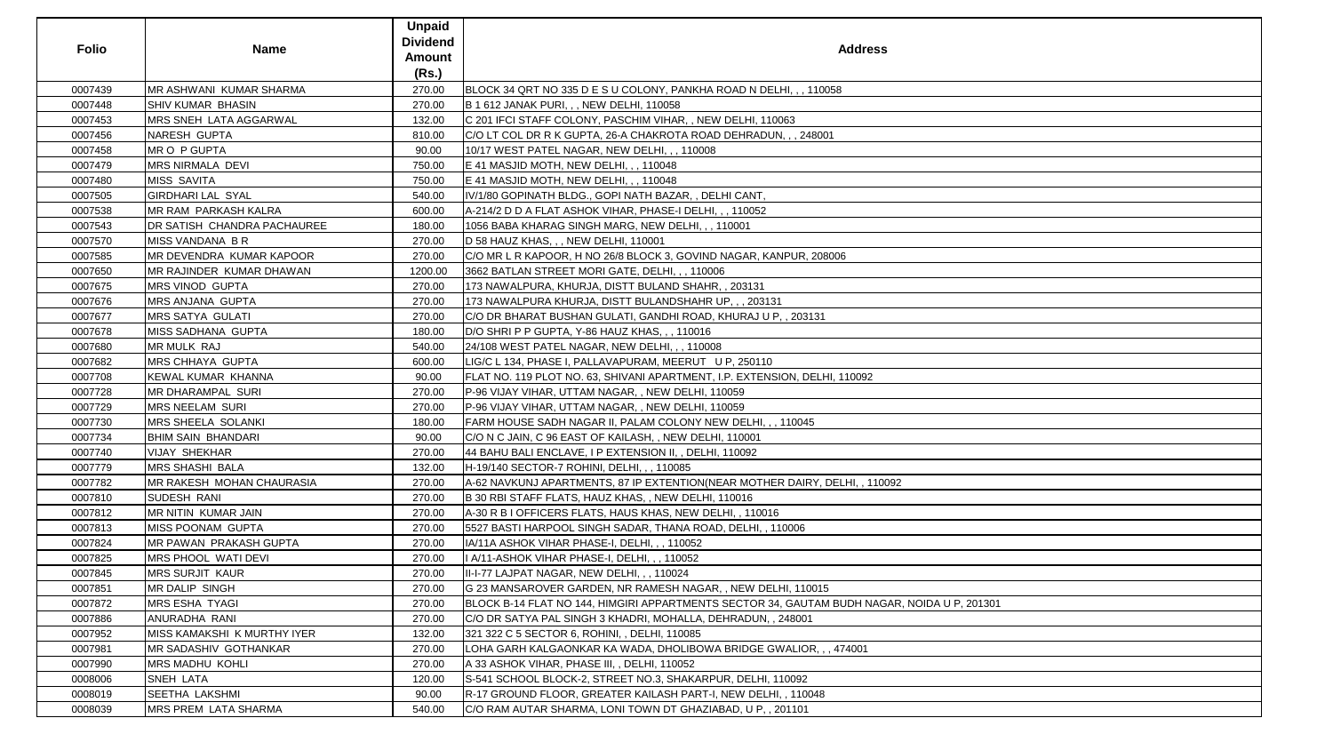| Folio | Name | Unpaid Dividend Amount (Rs.) | Address |
|---|---|---|---|
| 0007439 | MR ASHWANI KUMAR SHARMA | 270.00 | BLOCK 34 QRT NO 335 D E S U COLONY, PANKHA ROAD N DELHI, , , 110058 |
| 0007448 | SHIV KUMAR BHASIN | 270.00 | B 1 612 JANAK PURI, , , NEW DELHI, 110058 |
| 0007453 | MRS SNEH LATA AGGARWAL | 132.00 | C 201 IFCI STAFF COLONY, PASCHIM VIHAR, , NEW DELHI, 110063 |
| 0007456 | NARESH GUPTA | 810.00 | C/O LT COL DR R K GUPTA, 26-A CHAKROTA ROAD DEHRADUN, , , 248001 |
| 0007458 | MR O P GUPTA | 90.00 | 10/17 WEST PATEL NAGAR, NEW DELHI, , , 110008 |
| 0007479 | MRS NIRMALA DEVI | 750.00 | E 41 MASJID MOTH, NEW DELHI, , , 110048 |
| 0007480 | MISS SAVITA | 750.00 | E 41 MASJID MOTH, NEW DELHI, , , 110048 |
| 0007505 | GIRDHARI LAL SYAL | 540.00 | IV/1/80 GOPINATH BLDG., GOPI NATH BAZAR, , DELHI CANT, |
| 0007538 | MR RAM PARKASH KALRA | 600.00 | A-214/2 D D A FLAT ASHOK VIHAR, PHASE-I DELHI, , , 110052 |
| 0007543 | DR SATISH CHANDRA PACHAUREE | 180.00 | 1056 BABA KHARAG SINGH MARG, NEW DELHI, , , 110001 |
| 0007570 | MISS VANDANA B R | 270.00 | D 58 HAUZ KHAS, , , NEW DELHI, 110001 |
| 0007585 | MR DEVENDRA KUMAR KAPOOR | 270.00 | C/O MR L R KAPOOR, H NO 26/8 BLOCK 3, GOVIND NAGAR, KANPUR, 208006 |
| 0007650 | MR RAJINDER KUMAR DHAWAN | 1200.00 | 3662 BATLAN STREET MORI GATE, DELHI, , , 110006 |
| 0007675 | MRS VINOD GUPTA | 270.00 | 173 NAWALPURA, KHURJA, DISTT BULAND SHAHR, , 203131 |
| 0007676 | MRS ANJANA GUPTA | 270.00 | 173 NAWALPURA KHURJA, DISTT BULANDSHAHR UP, , , 203131 |
| 0007677 | MRS SATYA GULATI | 270.00 | C/O DR BHARAT BUSHAN GULATI, GANDHI ROAD, KHURAJ U P, , 203131 |
| 0007678 | MISS SADHANA GUPTA | 180.00 | D/O SHRI P P GUPTA, Y-86 HAUZ KHAS, , , 110016 |
| 0007680 | MR MULK RAJ | 540.00 | 24/108 WEST PATEL NAGAR, NEW DELHI, , , 110008 |
| 0007682 | MRS CHHAYA GUPTA | 600.00 | LIG/C L 134, PHASE I, PALLAVAPURAM, MEERUT U P, 250110 |
| 0007708 | KEWAL KUMAR KHANNA | 90.00 | FLAT NO. 119 PLOT NO. 63, SHIVANI APARTMENT, I.P. EXTENSION, DELHI, 110092 |
| 0007728 | MR DHARAMPAL SURI | 270.00 | P-96 VIJAY VIHAR, UTTAM NAGAR, , NEW DELHI, 110059 |
| 0007729 | MRS NEELAM SURI | 270.00 | P-96 VIJAY VIHAR, UTTAM NAGAR, , NEW DELHI, 110059 |
| 0007730 | MRS SHEELA SOLANKI | 180.00 | FARM HOUSE SADH NAGAR II, PALAM COLONY NEW DELHI, , , 110045 |
| 0007734 | BHIM SAIN BHANDARI | 90.00 | C/O N C JAIN, C 96 EAST OF KAILASH, , NEW DELHI, 110001 |
| 0007740 | VIJAY SHEKHAR | 270.00 | 44 BAHU BALI ENCLAVE, I P EXTENSION II, , DELHI, 110092 |
| 0007779 | MRS SHASHI BALA | 132.00 | H-19/140 SECTOR-7 ROHINI, DELHI, , , 110085 |
| 0007782 | MR RAKESH MOHAN CHAURASIA | 270.00 | A-62 NAVKUNJ APARTMENTS, 87 IP EXTENTION(NEAR MOTHER DAIRY, DELHI, , 110092 |
| 0007810 | SUDESH RANI | 270.00 | B 30 RBI STAFF FLATS, HAUZ KHAS, , NEW DELHI, 110016 |
| 0007812 | MR NITIN KUMAR JAIN | 270.00 | A-30 R B I OFFICERS FLATS, HAUS KHAS, NEW DELHI, , 110016 |
| 0007813 | MISS POONAM GUPTA | 270.00 | 5527 BASTI HARPOOL SINGH SADAR, THANA ROAD, DELHI, , 110006 |
| 0007824 | MR PAWAN PRAKASH GUPTA | 270.00 | IA/11A ASHOK VIHAR PHASE-I, DELHI, , , 110052 |
| 0007825 | MRS PHOOL WATI DEVI | 270.00 | I A/11-ASHOK VIHAR PHASE-I, DELHI, , , 110052 |
| 0007845 | MRS SURJIT KAUR | 270.00 | II-I-77 LAJPAT NAGAR, NEW DELHI, , , 110024 |
| 0007851 | MR DALIP SINGH | 270.00 | G 23 MANSAROVER GARDEN, NR RAMESH NAGAR, , NEW DELHI, 110015 |
| 0007872 | MRS ESHA TYAGI | 270.00 | BLOCK B-14 FLAT NO 144, HIMGIRI APPARTMENTS SECTOR 34, GAUTAM BUDH NAGAR, NOIDA U P, 201301 |
| 0007886 | ANURADHA RANI | 270.00 | C/O DR SATYA PAL SINGH 3 KHADRI, MOHALLA, DEHRADUN, , 248001 |
| 0007952 | MISS KAMAKSHI K MURTHY IYER | 132.00 | 321 322 C 5 SECTOR 6, ROHINI, , DELHI, 110085 |
| 0007981 | MR SADASHIV GOTHANKAR | 270.00 | LOHA GARH KALGAONKAR KA WADA, DHOLIBOWA BRIDGE GWALIOR, , , 474001 |
| 0007990 | MRS MADHU KOHLI | 270.00 | A 33 ASHOK VIHAR, PHASE III, , DELHI, 110052 |
| 0008006 | SNEH LATA | 120.00 | S-541 SCHOOL BLOCK-2, STREET NO.3, SHAKARPUR, DELHI, 110092 |
| 0008019 | SEETHA LAKSHMI | 90.00 | R-17 GROUND FLOOR, GREATER KAILASH PART-I, NEW DELHI, , 110048 |
| 0008039 | MRS PREM LATA SHARMA | 540.00 | C/O RAM AUTAR SHARMA, LONI TOWN DT GHAZIABAD, U P, , 201101 |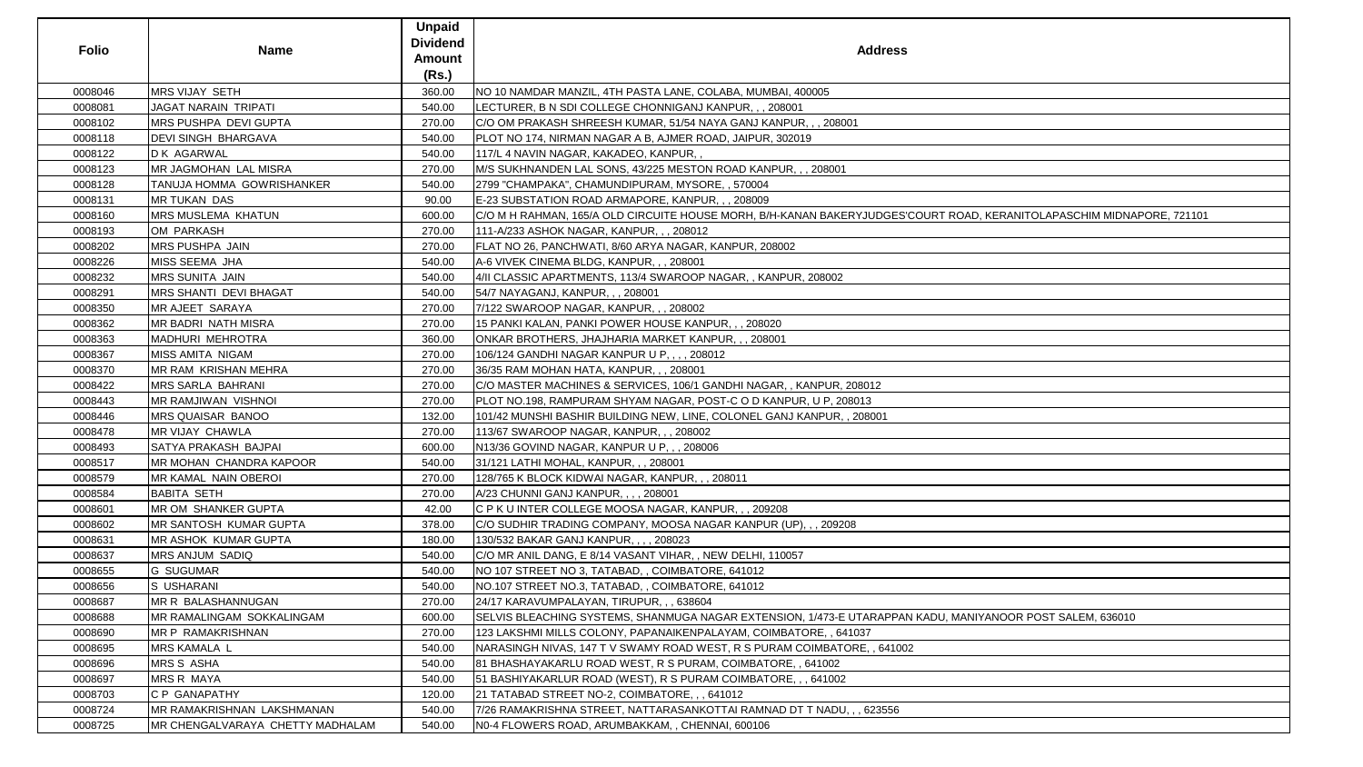| Folio | Name | Unpaid Dividend Amount (Rs.) | Address |
|---|---|---|---|
| 0008046 | MRS VIJAY SETH | 360.00 | NO 10 NAMDAR MANZIL, 4TH PASTA LANE, COLABA, MUMBAI, 400005 |
| 0008081 | JAGAT NARAIN TRIPATI | 540.00 | LECTURER, B N SDI COLLEGE CHONNIGANJ KANPUR, , , 208001 |
| 0008102 | MRS PUSHPA DEVI GUPTA | 270.00 | C/O OM PRAKASH SHREESH KUMAR, 51/54 NAYA GANJ KANPUR, , , 208001 |
| 0008118 | DEVI SINGH BHARGAVA | 540.00 | PLOT NO 174, NIRMAN NAGAR A B, AJMER ROAD, JAIPUR, 302019 |
| 0008122 | D K AGARWAL | 540.00 | 117/L 4 NAVIN NAGAR, KAKADEO, KANPUR, , |
| 0008123 | MR JAGMOHAN LAL MISRA | 270.00 | M/S SUKHNANDEN LAL SONS, 43/225 MESTON ROAD KANPUR, , , 208001 |
| 0008128 | TANUJA HOMMA GOWRISHANKER | 540.00 | 2799 "CHAMPAKA", CHAMUNDIPURAM, MYSORE, , 570004 |
| 0008131 | MR TUKAN DAS | 90.00 | E-23 SUBSTATION ROAD ARMAPORE, KANPUR, , , 208009 |
| 0008160 | MRS MUSLEMA KHATUN | 600.00 | C/O M H RAHMAN, 165/A OLD CIRCUITE HOUSE MORH, B/H-KANAN BAKERYJUDGES'COURT ROAD, KERANITOLAPASCHIM MIDNAPORE, 721101 |
| 0008193 | OM PARKASH | 270.00 | 111-A/233 ASHOK NAGAR, KANPUR, , , 208012 |
| 0008202 | MRS PUSHPA JAIN | 270.00 | FLAT NO 26, PANCHWATI, 8/60 ARYA NAGAR, KANPUR, 208002 |
| 0008226 | MISS SEEMA JHA | 540.00 | A-6 VIVEK CINEMA BLDG, KANPUR, , , 208001 |
| 0008232 | MRS SUNITA JAIN | 540.00 | 4/II CLASSIC APARTMENTS, 113/4 SWAROOP NAGAR, , KANPUR, 208002 |
| 0008291 | MRS SHANTI DEVI BHAGAT | 540.00 | 54/7 NAYAGANJ, KANPUR, , , 208001 |
| 0008350 | MR AJEET SARAYA | 270.00 | 7/122 SWAROOP NAGAR, KANPUR, , , 208002 |
| 0008362 | MR BADRI NATH MISRA | 270.00 | 15 PANKI KALAN, PANKI POWER HOUSE KANPUR, , , 208020 |
| 0008363 | MADHURI MEHROTRA | 360.00 | ONKAR BROTHERS, JHAJHARIA MARKET KANPUR, , , 208001 |
| 0008367 | MISS AMITA NIGAM | 270.00 | 106/124 GANDHI NAGAR KANPUR U P, , , , 208012 |
| 0008370 | MR RAM KRISHAN MEHRA | 270.00 | 36/35 RAM MOHAN HATA, KANPUR, , , 208001 |
| 0008422 | MRS SARLA BAHRANI | 270.00 | C/O MASTER MACHINES & SERVICES, 106/1 GANDHI NAGAR, , KANPUR, 208012 |
| 0008443 | MR RAMJIWAN VISHNOI | 270.00 | PLOT NO.198, RAMPURAM SHYAM NAGAR, POST-C O D KANPUR, U P, 208013 |
| 0008446 | MRS QUAISAR BANOO | 132.00 | 101/42 MUNSHI BASHIR BUILDING NEW, LINE, COLONEL GANJ KANPUR, , 208001 |
| 0008478 | MR VIJAY CHAWLA | 270.00 | 113/67 SWAROOP NAGAR, KANPUR, , , 208002 |
| 0008493 | SATYA PRAKASH BAJPAI | 600.00 | N13/36 GOVIND NAGAR, KANPUR U P, , , 208006 |
| 0008517 | MR MOHAN CHANDRA KAPOOR | 540.00 | 31/121 LATHI MOHAL, KANPUR, , , 208001 |
| 0008579 | MR KAMAL NAIN OBEROI | 270.00 | 128/765 K BLOCK KIDWAI NAGAR, KANPUR, , , 208011 |
| 0008584 | BABITA SETH | 270.00 | A/23 CHUNNI GANJ KANPUR, , , , 208001 |
| 0008601 | MR OM SHANKER GUPTA | 42.00 | C P K U INTER COLLEGE MOOSA NAGAR, KANPUR, , , 209208 |
| 0008602 | MR SANTOSH KUMAR GUPTA | 378.00 | C/O SUDHIR TRADING COMPANY, MOOSA NAGAR KANPUR (UP), , , 209208 |
| 0008631 | MR ASHOK KUMAR GUPTA | 180.00 | 130/532 BAKAR GANJ KANPUR, , , , 208023 |
| 0008637 | MRS ANJUM SADIQ | 540.00 | C/O MR ANIL DANG, E 8/14 VASANT VIHAR, , NEW DELHI, 110057 |
| 0008655 | G SUGUMAR | 540.00 | NO 107 STREET NO 3, TATABAD, , COIMBATORE, 641012 |
| 0008656 | S USHARANI | 540.00 | NO.107 STREET NO.3, TATABAD, , COIMBATORE, 641012 |
| 0008687 | MR R BALASHANNUGAN | 270.00 | 24/17 KARAVUMPALAYAN, TIRUPUR, , , 638604 |
| 0008688 | MR RAMALINGAM SOKKALINGAM | 600.00 | SELVIS BLEACHING SYSTEMS, SHANMUGA NAGAR EXTENSION, 1/473-E UTARAPPAN KADU, MANIYANOOR POST SALEM, 636010 |
| 0008690 | MR P RAMAKRISHNAN | 270.00 | 123 LAKSHMI MILLS COLONY, PAPANAIKENPALAYAM, COIMBATORE, , 641037 |
| 0008695 | MRS KAMALA L | 540.00 | NARASINGH NIVAS, 147 T V SWAMY ROAD WEST, R S PURAM COIMBATORE, , 641002 |
| 0008696 | MRS S ASHA | 540.00 | 81 BHASHAYAKARLU ROAD WEST, R S PURAM, COIMBATORE, , 641002 |
| 0008697 | MRS R MAYA | 540.00 | 51 BASHIYAKARLUR ROAD (WEST), R S PURAM COIMBATORE, , , 641002 |
| 0008703 | C P GANAPATHY | 120.00 | 21 TATABAD STREET NO-2, COIMBATORE, , , 641012 |
| 0008724 | MR RAMAKRISHNAN LAKSHMANAN | 540.00 | 7/26 RAMAKRISHNA STREET, NATTARASANKOTTAI RAMNAD DT T NADU, , , 623556 |
| 0008725 | MR CHENGALVARAYA CHETTY MADHALAM | 540.00 | N0-4 FLOWERS ROAD, ARUMBAKKAM, , CHENNAI, 600106 |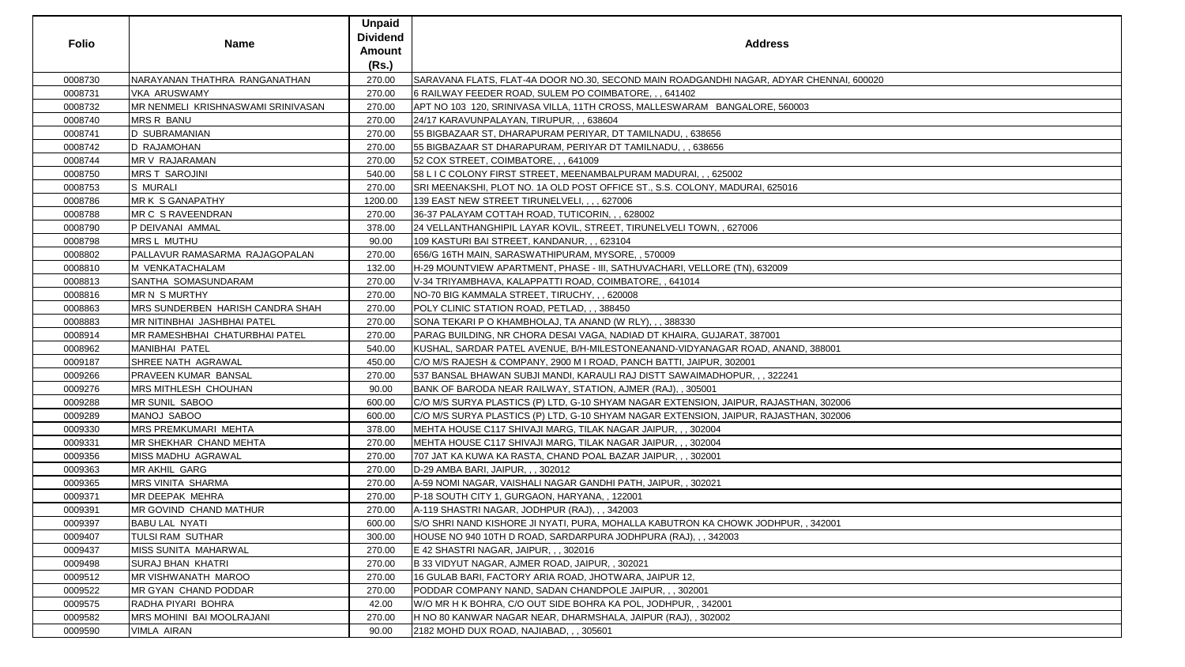| Folio | Name | Unpaid Dividend Amount (Rs.) | Address |
|---|---|---|---|
| 0008730 | NARAYANAN THATHRA RANGANATHAN | 270.00 | SARAVANA FLATS, FLAT-4A DOOR NO.30, SECOND MAIN ROADGANDHI NAGAR, ADYAR CHENNAI, 600020 |
| 0008731 | VKA ARUSWAMY | 270.00 | 6 RAILWAY FEEDER ROAD, SULEM PO COIMBATORE, , , 641402 |
| 0008732 | MR NENMELI KRISHNASWAMI SRINIVASAN | 270.00 | APT NO 103 120, SRINIVASA VILLA, 11TH CROSS, MALLESWARAM BANGALORE, 560003 |
| 0008740 | MRS R BANU | 270.00 | 24/17 KARAVUNPALAYAN, TIRUPUR, , , 638604 |
| 0008741 | D SUBRAMANIAN | 270.00 | 55 BIGBAZAAR ST, DHARAPURAM PERIYAR, DT TAMILNADU, , 638656 |
| 0008742 | D RAJAMOHAN | 270.00 | 55 BIGBAZAAR ST DHARAPURAM, PERIYAR DT TAMILNADU, , , 638656 |
| 0008744 | MR V RAJARAMAN | 270.00 | 52 COX STREET, COIMBATORE, , , 641009 |
| 0008750 | MRS T SAROJINI | 540.00 | 58 L I C COLONY FIRST STREET, MEENAMBALPURAM MADURAI, , , 625002 |
| 0008753 | S MURALI | 270.00 | SRI MEENAKSHI, PLOT NO. 1A OLD POST OFFICE ST., S.S. COLONY, MADURAI, 625016 |
| 0008786 | MR K S GANAPATHY | 1200.00 | 139 EAST NEW STREET TIRUNELVELI, , , , 627006 |
| 0008788 | MR C S RAVEENDRAN | 270.00 | 36-37 PALAYAM COTTAH ROAD, TUTICORIN, , , 628002 |
| 0008790 | P DEIVANAI AMMAL | 378.00 | 24 VELLANTHANGHIPIL LAYAR KOVIL, STREET, TIRUNELVELI TOWN, , 627006 |
| 0008798 | MRS L MUTHU | 90.00 | 109 KASTURI BAI STREET, KANDANUR, , , 623104 |
| 0008802 | PALLAVUR RAMASARMA RAJAGOPALAN | 270.00 | 656/G 16TH MAIN, SARASWATHIPURAM, MYSORE, , 570009 |
| 0008810 | M VENKATACHALAM | 132.00 | H-29 MOUNTVIEW APARTMENT, PHASE - III, SATHUVACHARI, VELLORE (TN), 632009 |
| 0008813 | SANTHA SOMASUNDARAM | 270.00 | V-34 TRIYAMBHAVA, KALAPPATTI ROAD, COIMBATORE, , 641014 |
| 0008816 | MR N S MURTHY | 270.00 | NO-70 BIG KAMMALA STREET, TIRUCHY, , , 620008 |
| 0008863 | MRS SUNDERBEN HARISH CANDRA SHAH | 270.00 | POLY CLINIC STATION ROAD, PETLAD, , , 388450 |
| 0008883 | MR NITINBHAI JASHBHAI PATEL | 270.00 | SONA TEKARI P O KHAMBHOLAJ, TA ANAND (W RLY), , , 388330 |
| 0008914 | MR RAMESHBHAI CHATURBHAI PATEL | 270.00 | PARAG BUILDING, NR CHORA DESAI VAGA, NADIAD DT KHAIRA, GUJARAT, 387001 |
| 0008962 | MANIBHAI PATEL | 540.00 | KUSHAL, SARDAR PATEL AVENUE, B/H-MILESTONEANAND-VIDYANAGAR ROAD, ANAND, 388001 |
| 0009187 | SHREE NATH AGRAWAL | 450.00 | C/O M/S RAJESH & COMPANY, 2900 M I ROAD, PANCH BATTI, JAIPUR, 302001 |
| 0009266 | PRAVEEN KUMAR BANSAL | 270.00 | 537 BANSAL BHAWAN SUBJI MANDI, KARAULI RAJ DISTT SAWAIMADHOPUR, , , 322241 |
| 0009276 | MRS MITHLESH CHOUHAN | 90.00 | BANK OF BARODA NEAR RAILWAY, STATION, AJMER (RAJ), , 305001 |
| 0009288 | MR SUNIL SABOO | 600.00 | C/O M/S SURYA PLASTICS (P) LTD, G-10 SHYAM NAGAR EXTENSION, JAIPUR, RAJASTHAN, 302006 |
| 0009289 | MANOJ SABOO | 600.00 | C/O M/S SURYA PLASTICS (P) LTD, G-10 SHYAM NAGAR EXTENSION, JAIPUR, RAJASTHAN, 302006 |
| 0009330 | MRS PREMKUMARI MEHTA | 378.00 | MEHTA HOUSE C117 SHIVAJI MARG, TILAK NAGAR JAIPUR, , , 302004 |
| 0009331 | MR SHEKHAR CHAND MEHTA | 270.00 | MEHTA HOUSE C117 SHIVAJI MARG, TILAK NAGAR JAIPUR, , , 302004 |
| 0009356 | MISS MADHU AGRAWAL | 270.00 | 707 JAT KA KUWA KA RASTA, CHAND POAL BAZAR JAIPUR, , , 302001 |
| 0009363 | MR AKHIL GARG | 270.00 | D-29 AMBA BARI, JAIPUR, , , 302012 |
| 0009365 | MRS VINITA SHARMA | 270.00 | A-59 NOMI NAGAR, VAISHALI NAGAR GANDHI PATH, JAIPUR, , 302021 |
| 0009371 | MR DEEPAK MEHRA | 270.00 | P-18 SOUTH CITY 1, GURGAON, HARYANA, , 122001 |
| 0009391 | MR GOVIND CHAND MATHUR | 270.00 | A-119 SHASTRI NAGAR, JODHPUR (RAJ), , , 342003 |
| 0009397 | BABU LAL NYATI | 600.00 | S/O SHRI NAND KISHORE JI NYATI, PURA, MOHALLA KABUTRON KA CHOWK JODHPUR, , 342001 |
| 0009407 | TULSI RAM SUTHAR | 300.00 | HOUSE NO 940 10TH D ROAD, SARDARPURA JODHPURA (RAJ), , , 342003 |
| 0009437 | MISS SUNITA MAHARWAL | 270.00 | E 42 SHASTRI NAGAR, JAIPUR, , , 302016 |
| 0009498 | SURAJ BHAN KHATRI | 270.00 | B 33 VIDYUT NAGAR, AJMER ROAD, JAIPUR, , 302021 |
| 0009512 | MR VISHWANATH MAROO | 270.00 | 16 GULAB BARI, FACTORY ARIA ROAD, JHOTWARA, JAIPUR 12, |
| 0009522 | MR GYAN CHAND PODDAR | 270.00 | PODDAR COMPANY NAND, SADAN CHANDPOLE JAIPUR, , , 302001 |
| 0009575 | RADHA PIYARI BOHRA | 42.00 | W/O MR H K BOHRA, C/O OUT SIDE BOHRA KA POL, JODHPUR, , 342001 |
| 0009582 | MRS MOHINI BAI MOOLRAJANI | 270.00 | H NO 80 KANWAR NAGAR NEAR, DHARMSHALA, JAIPUR (RAJ), , 302002 |
| 0009590 | VIMLA AIRAN | 90.00 | 2182 MOHD DUX ROAD, NAJIABAD, , , 305601 |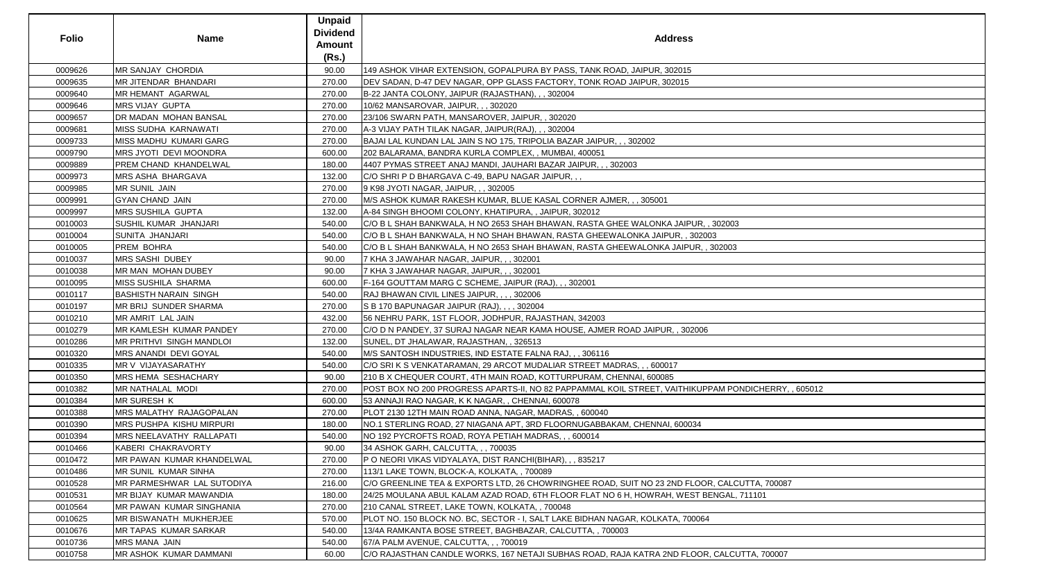| Folio | Name | Unpaid Dividend Amount (Rs.) | Address |
|---|---|---|---|
| 0009626 | MR SANJAY CHORDIA | 90.00 | 149 ASHOK VIHAR EXTENSION, GOPALPURA BY PASS, TANK ROAD, JAIPUR, 302015 |
| 0009635 | MR JITENDAR BHANDARI | 270.00 | DEV SADAN, D-47 DEV NAGAR, OPP GLASS FACTORY, TONK ROAD JAIPUR, 302015 |
| 0009640 | MR HEMANT AGARWAL | 270.00 | B-22 JANTA COLONY, JAIPUR (RAJASTHAN), , , 302004 |
| 0009646 | MRS VIJAY GUPTA | 270.00 | 10/62 MANSAROVAR, JAIPUR, , , 302020 |
| 0009657 | DR MADAN MOHAN BANSAL | 270.00 | 23/106 SWARN PATH, MANSAROVER, JAIPUR, , 302020 |
| 0009681 | MISS SUDHA KARNAWATI | 270.00 | A-3 VIJAY PATH TILAK NAGAR, JAIPUR(RAJ), , , 302004 |
| 0009733 | MISS MADHU KUMARI GARG | 270.00 | BAJAI LAL KUNDAN LAL JAIN S NO 175, TRIPOLIA BAZAR JAIPUR, , , 302002 |
| 0009790 | MRS JYOTI DEVI MOONDRA | 600.00 | 202 BALARAMA, BANDRA KURLA COMPLEX, , MUMBAI, 400051 |
| 0009889 | PREM CHAND KHANDELWAL | 180.00 | 4407 PYMAS STREET ANAJ MANDI, JAUHARI BAZAR JAIPUR, , , 302003 |
| 0009973 | MRS ASHA BHARGAVA | 132.00 | C/O SHRI P D BHARGAVA C-49, BAPU NAGAR JAIPUR, , , |
| 0009985 | MR SUNIL JAIN | 270.00 | 9 K98 JYOTI NAGAR, JAIPUR, , , 302005 |
| 0009991 | GYAN CHAND JAIN | 270.00 | M/S ASHOK KUMAR RAKESH KUMAR, BLUE KASAL CORNER AJMER, , , 305001 |
| 0009997 | MRS SUSHILA GUPTA | 132.00 | A-84 SINGH BHOOMI COLONY, KHATIPURA, , JAIPUR, 302012 |
| 0010003 | SUSHIL KUMAR JHANJARI | 540.00 | C/O B L SHAH BANKWALA, H NO 2653 SHAH BHAWAN, RASTA GHEE WALONKA JAIPUR, , 302003 |
| 0010004 | SUNITA JHANJARI | 540.00 | C/O B L SHAH BANKWALA, H NO SHAH BHAWAN, RASTA GHEEWALONKA JAIPUR, , 302003 |
| 0010005 | PREM BOHRA | 540.00 | C/O B L SHAH BANKWALA, H NO 2653 SHAH BHAWAN, RASTA GHEEWALONKA JAIPUR, , 302003 |
| 0010037 | MRS SASHI DUBEY | 90.00 | 7 KHA 3 JAWAHAR NAGAR, JAIPUR, , , 302001 |
| 0010038 | MR MAN MOHAN DUBEY | 90.00 | 7 KHA 3 JAWAHAR NAGAR, JAIPUR, , , 302001 |
| 0010095 | MISS SUSHILA SHARMA | 600.00 | F-164 GOUTTAM MARG C SCHEME, JAIPUR (RAJ), , , 302001 |
| 0010117 | BASHISTH NARAIN SINGH | 540.00 | RAJ BHAWAN CIVIL LINES JAIPUR, , , , 302006 |
| 0010197 | MR BRIJ SUNDER SHARMA | 270.00 | S B 170 BAPUNAGAR JAIPUR (RAJ), , , , 302004 |
| 0010210 | MR AMRIT LAL JAIN | 432.00 | 56 NEHRU PARK, 1ST FLOOR, JODHPUR, RAJASTHAN, 342003 |
| 0010279 | MR KAMLESH KUMAR PANDEY | 270.00 | C/O D N PANDEY, 37 SURAJ NAGAR NEAR KAMA HOUSE, AJMER ROAD JAIPUR, , 302006 |
| 0010286 | MR PRITHVI SINGH MANDLOI | 132.00 | SUNEL, DT JHALAWAR, RAJASTHAN, , 326513 |
| 0010320 | MRS ANANDI DEVI GOYAL | 540.00 | M/S SANTOSH INDUSTRIES, IND ESTATE FALNA RAJ, , , 306116 |
| 0010335 | MR V VIJAYASARATHY | 540.00 | C/O SRI K S VENKATARAMAN, 29 ARCOT MUDALIAR STREET MADRAS, , , 600017 |
| 0010350 | MRS HEMA SESHACHARY | 90.00 | 210 B X CHEQUER COURT, 4TH MAIN ROAD, KOTTURPURAM, CHENNAI, 600085 |
| 0010382 | MR NATHALAL MODI | 270.00 | POST BOX NO 200 PROGRESS APARTS-II, NO 82 PAPPAMMAL KOIL STREET, VAITHIKUPPAM PONDICHERRY, , 605012 |
| 0010384 | MR SURESH K | 600.00 | 53 ANNAJI RAO NAGAR, K K NAGAR, , CHENNAI, 600078 |
| 0010388 | MRS MALATHY RAJAGOPALAN | 270.00 | PLOT 2130 12TH MAIN ROAD ANNA, NAGAR, MADRAS, , 600040 |
| 0010390 | MRS PUSHPA KISHU MIRPURI | 180.00 | NO.1 STERLING ROAD, 27 NIAGANA APT, 3RD FLOORNUGABBAKAM, CHENNAI, 600034 |
| 0010394 | MRS NEELAVATHY RALLAPATI | 540.00 | NO 192 PYCROFTS ROAD, ROYA PETIAH MADRAS, , , 600014 |
| 0010466 | KABERI CHAKRAVORTY | 90.00 | 34 ASHOK GARH, CALCUTTA, , , 700035 |
| 0010472 | MR PAWAN KUMAR KHANDELWAL | 270.00 | P O NEORI VIKAS VIDYALAYA, DIST RANCHI(BIHAR), , , 835217 |
| 0010486 | MR SUNIL KUMAR SINHA | 270.00 | 113/1 LAKE TOWN, BLOCK-A, KOLKATA, , 700089 |
| 0010528 | MR PARMESHWAR LAL SUTODIYA | 216.00 | C/O GREENLINE TEA & EXPORTS LTD, 26 CHOWRINGHEE ROAD, SUIT NO 23 2ND FLOOR, CALCUTTA, 700087 |
| 0010531 | MR BIJAY KUMAR MAWANDIA | 180.00 | 24/25 MOULANA ABUL KALAM AZAD ROAD, 6TH FLOOR FLAT NO 6 H, HOWRAH, WEST BENGAL, 711101 |
| 0010564 | MR PAWAN KUMAR SINGHANIA | 270.00 | 210 CANAL STREET, LAKE TOWN, KOLKATA, , 700048 |
| 0010625 | MR BISWANATH MUKHERJEE | 570.00 | PLOT NO. 150 BLOCK NO. BC, SECTOR - I, SALT LAKE BIDHAN NAGAR, KOLKATA, 700064 |
| 0010676 | MR TAPAS KUMAR SARKAR | 540.00 | 13/4A RAMKANTA BOSE STREET, BAGHBAZAR, CALCUTTA, , 700003 |
| 0010736 | MRS MANA JAIN | 540.00 | 67/A PALM AVENUE, CALCUTTA, , , 700019 |
| 0010758 | MR ASHOK KUMAR DAMMANI | 60.00 | C/O RAJASTHAN CANDLE WORKS, 167 NETAJI SUBHAS ROAD, RAJA KATRA 2ND FLOOR, CALCUTTA, 700007 |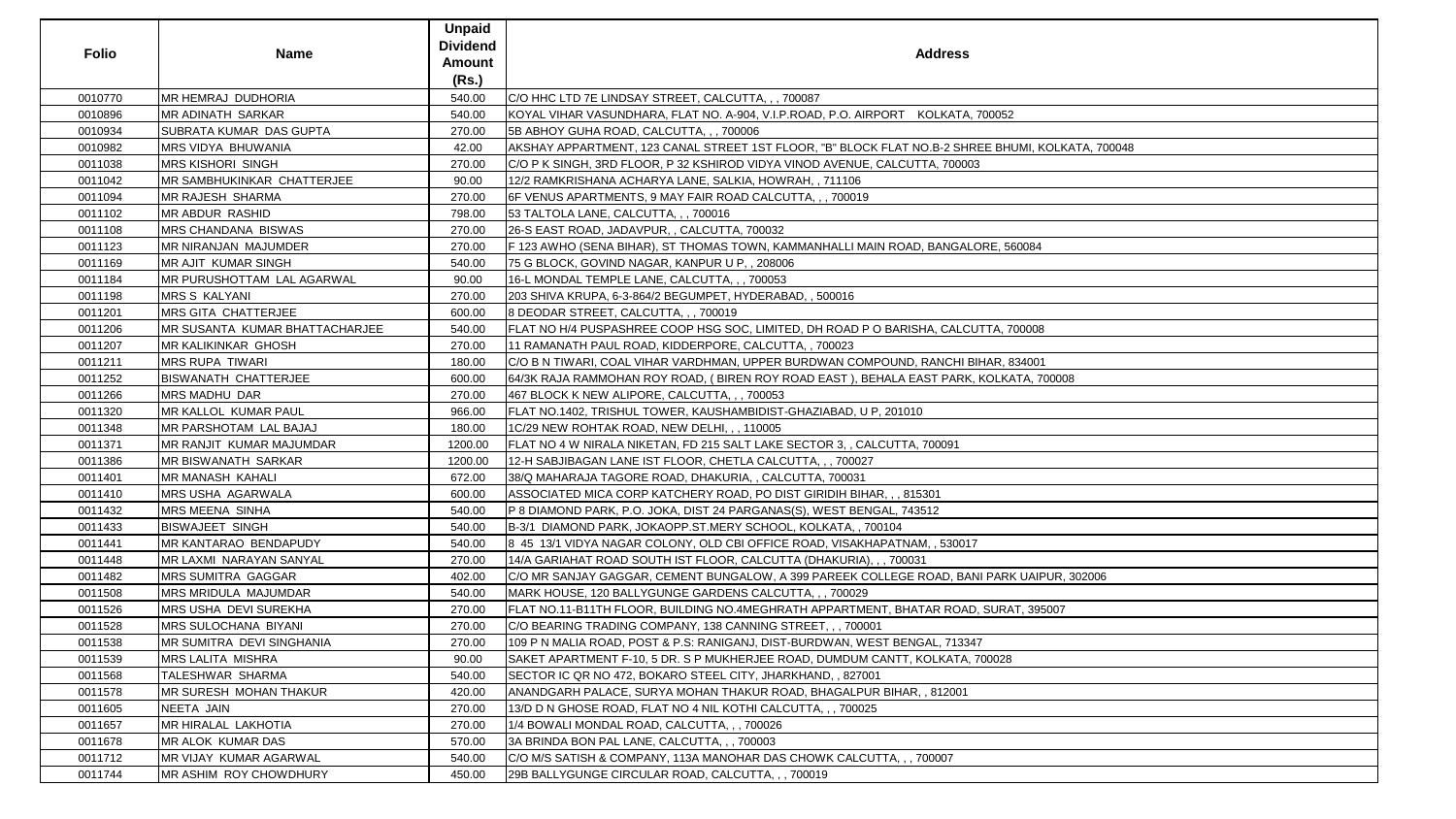| Folio | Name | Unpaid Dividend Amount (Rs.) | Address |
|---|---|---|---|
| 0010770 | MR HEMRAJ DUDHORIA | 540.00 | C/O HHC LTD 7E LINDSAY STREET, CALCUTTA, , , 700087 |
| 0010896 | MR ADINATH SARKAR | 540.00 | KOYAL VIHAR VASUNDHARA, FLAT NO. A-904, V.I.P.ROAD, P.O. AIRPORT KOLKATA, 700052 |
| 0010934 | SUBRATA KUMAR DAS GUPTA | 270.00 | 5B ABHOY GUHA ROAD, CALCUTTA, , , 700006 |
| 0010982 | MRS VIDYA BHUWANIA | 42.00 | AKSHAY APPARTMENT, 123 CANAL STREET 1ST FLOOR, "B" BLOCK FLAT NO.B-2 SHREE BHUMI, KOLKATA, 700048 |
| 0011038 | MRS KISHORI SINGH | 270.00 | C/O P K SINGH, 3RD FLOOR, P 32 KSHIROD VIDYA VINOD AVENUE, CALCUTTA, 700003 |
| 0011042 | MR SAMBHUKINKAR CHATTERJEE | 90.00 | 12/2 RAMKRISHANA ACHARYA LANE, SALKIA, HOWRAH, , 711106 |
| 0011094 | MR RAJESH SHARMA | 270.00 | 6F VENUS APARTMENTS, 9 MAY FAIR ROAD CALCUTTA, , , 700019 |
| 0011102 | MR ABDUR RASHID | 798.00 | 53 TALTOLA LANE, CALCUTTA, , , 700016 |
| 0011108 | MRS CHANDANA BISWAS | 270.00 | 26-S EAST ROAD, JADAVPUR, , CALCUTTA, 700032 |
| 0011123 | MR NIRANJAN MAJUMDER | 270.00 | F 123 AWHO (SENA BIHAR), ST THOMAS TOWN, KAMMANHALLI MAIN ROAD, BANGALORE, 560084 |
| 0011169 | MR AJIT KUMAR SINGH | 540.00 | 75 G BLOCK, GOVIND NAGAR, KANPUR U P, , 208006 |
| 0011184 | MR PURUSHOTTAM LAL AGARWAL | 90.00 | 16-L MONDAL TEMPLE LANE, CALCUTTA, , , 700053 |
| 0011198 | MRS S KALYANI | 270.00 | 203 SHIVA KRUPA, 6-3-864/2 BEGUMPET, HYDERABAD, , 500016 |
| 0011201 | MRS GITA CHATTERJEE | 600.00 | 8 DEODAR STREET, CALCUTTA, , , 700019 |
| 0011206 | MR SUSANTA KUMAR BHATTACHARJEE | 540.00 | FLAT NO H/4 PUSPASHREE COOP HSG SOC, LIMITED, DH ROAD P O BARISHA, CALCUTTA, 700008 |
| 0011207 | MR KALIKINKAR GHOSH | 270.00 | 11 RAMANATH PAUL ROAD, KIDDERPORE, CALCUTTA, , 700023 |
| 0011211 | MRS RUPA TIWARI | 180.00 | C/O B N TIWARI, COAL VIHAR VARDHMAN, UPPER BURDWAN COMPOUND, RANCHI BIHAR, 834001 |
| 0011252 | BISWANATH CHATTERJEE | 600.00 | 64/3K RAJA RAMMOHAN ROY ROAD, ( BIREN ROY ROAD EAST ), BEHALA EAST PARK, KOLKATA, 700008 |
| 0011266 | MRS MADHU DAR | 270.00 | 467 BLOCK K NEW ALIPORE, CALCUTTA, , , 700053 |
| 0011320 | MR KALLOL KUMAR PAUL | 966.00 | FLAT NO.1402, TRISHUL TOWER, KAUSHAMBIDIST-GHAZIABAD, U P, 201010 |
| 0011348 | MR PARSHOTAM LAL BAJAJ | 180.00 | 1C/29 NEW ROHTAK ROAD, NEW DELHI, , , 110005 |
| 0011371 | MR RANJIT KUMAR MAJUMDAR | 1200.00 | FLAT NO 4 W NIRALA NIKETAN, FD 215 SALT LAKE SECTOR 3, , CALCUTTA, 700091 |
| 0011386 | MR BISWANATH SARKAR | 1200.00 | 12-H SABJIBAGAN LANE IST FLOOR, CHETLA CALCUTTA, , , 700027 |
| 0011401 | MR MANASH KAHALI | 672.00 | 38/Q MAHARAJA TAGORE ROAD, DHAKURIA, , CALCUTTA, 700031 |
| 0011410 | MRS USHA AGARWALA | 600.00 | ASSOCIATED MICA CORP KATCHERY ROAD, PO DIST GIRIDIH BIHAR, , , 815301 |
| 0011432 | MRS MEENA SINHA | 540.00 | P 8 DIAMOND PARK, P.O. JOKA, DIST 24 PARGANAS(S), WEST BENGAL, 743512 |
| 0011433 | BISWAJEET SINGH | 540.00 | B-3/1 DIAMOND PARK, JOKAOPP.ST.MERY SCHOOL, KOLKATA, , 700104 |
| 0011441 | MR KANTARAO BENDAPUDY | 540.00 | 8 45 13/1 VIDYA NAGAR COLONY, OLD CBI OFFICE ROAD, VISAKHAPATNAM, , 530017 |
| 0011448 | MR LAXMI NARAYAN SANYAL | 270.00 | 14/A GARIAHAT ROAD SOUTH IST FLOOR, CALCUTTA (DHAKURIA), , , 700031 |
| 0011482 | MRS SUMITRA GAGGAR | 402.00 | C/O MR SANJAY GAGGAR, CEMENT BUNGALOW, A 399 PAREEK COLLEGE ROAD, BANI PARK UAIPUR, 302006 |
| 0011508 | MRS MRIDULA MAJUMDAR | 540.00 | MARK HOUSE, 120 BALLYGUNGE GARDENS CALCUTTA, , , 700029 |
| 0011526 | MRS USHA DEVI SUREKHA | 270.00 | FLAT NO.11-B11TH FLOOR, BUILDING NO.4MEGHRATH APPARTMENT, BHATAR ROAD, SURAT, 395007 |
| 0011528 | MRS SULOCHANA BIYANI | 270.00 | C/O BEARING TRADING COMPANY, 138 CANNING STREET, , , 700001 |
| 0011538 | MR SUMITRA DEVI SINGHANIA | 270.00 | 109 P N MALIA ROAD, POST & P.S: RANIGANJ, DIST-BURDWAN, WEST BENGAL, 713347 |
| 0011539 | MRS LALITA MISHRA | 90.00 | SAKET APARTMENT F-10, 5 DR. S P MUKHERJEE ROAD, DUMDUM CANTT, KOLKATA, 700028 |
| 0011568 | TALESHWAR SHARMA | 540.00 | SECTOR IC QR NO 472, BOKARO STEEL CITY, JHARKHAND, , 827001 |
| 0011578 | MR SURESH MOHAN THAKUR | 420.00 | ANANDGARH PALACE, SURYA MOHAN THAKUR ROAD, BHAGALPUR BIHAR, , 812001 |
| 0011605 | NEETA JAIN | 270.00 | 13/D D N GHOSE ROAD, FLAT NO 4 NIL KOTHI CALCUTTA, , , 700025 |
| 0011657 | MR HIRALAL LAKHOTIA | 270.00 | 1/4 BOWALI MONDAL ROAD, CALCUTTA, , , 700026 |
| 0011678 | MR ALOK KUMAR DAS | 570.00 | 3A BRINDA BON PAL LANE, CALCUTTA, , , 700003 |
| 0011712 | MR VIJAY KUMAR AGARWAL | 540.00 | C/O M/S SATISH & COMPANY, 113A MANOHAR DAS CHOWK CALCUTTA, , , 700007 |
| 0011744 | MR ASHIM ROY CHOWDHURY | 450.00 | 29B BALLYGUNGE CIRCULAR ROAD, CALCUTTA, , , 700019 |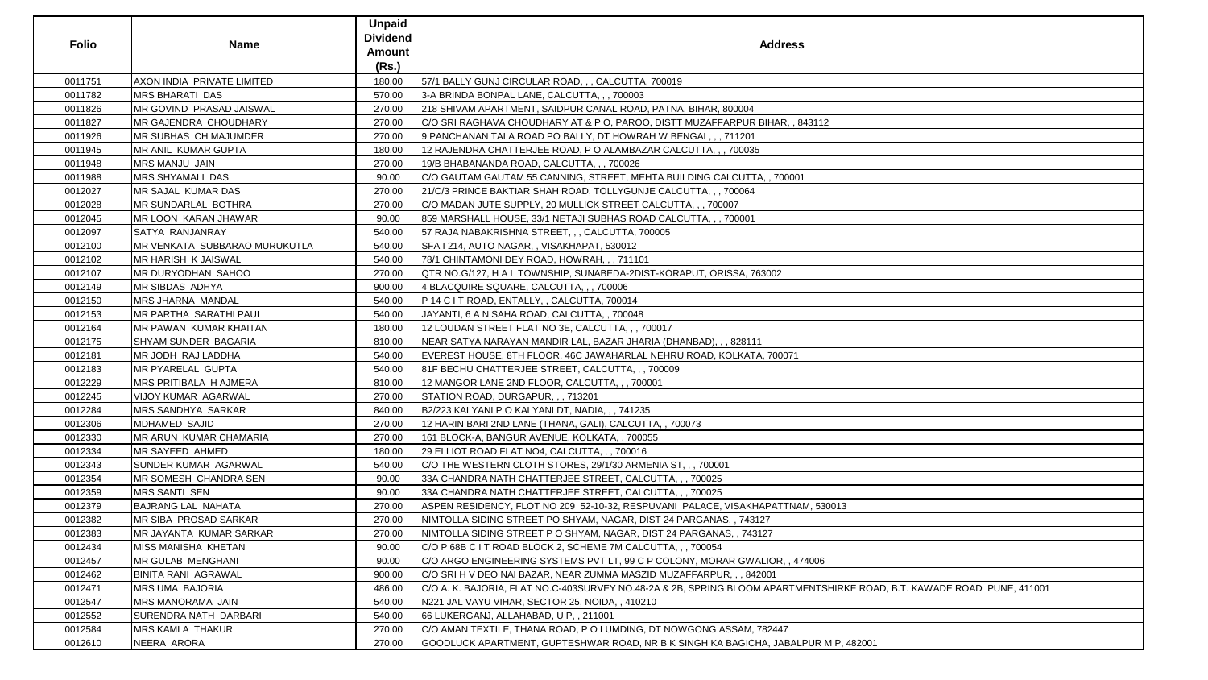| Folio | Name | Unpaid Dividend Amount (Rs.) | Address |
|---|---|---|---|
| 0011751 | AXON INDIA PRIVATE LIMITED | 180.00 | 57/1 BALLY GUNJ CIRCULAR ROAD, , , CALCUTTA, 700019 |
| 0011782 | MRS BHARATI DAS | 570.00 | 3-A BRINDA BONPAL LANE, CALCUTTA, , , 700003 |
| 0011826 | MR GOVIND PRASAD JAISWAL | 270.00 | 218 SHIVAM APARTMENT, SAIDPUR CANAL ROAD, PATNA, BIHAR, 800004 |
| 0011827 | MR GAJENDRA CHOUDHARY | 270.00 | C/O SRI RAGHAVA CHOUDHARY AT & P O, PAROO, DISTT MUZAFFARPUR BIHAR, , 843112 |
| 0011926 | MR SUBHAS CH MAJUMDER | 270.00 | 9 PANCHANAN TALA ROAD PO BALLY, DT HOWRAH W BENGAL, , , 711201 |
| 0011945 | MR ANIL KUMAR GUPTA | 180.00 | 12 RAJENDRA CHATTERJEE ROAD, P O ALAMBAZAR CALCUTTA, , , 700035 |
| 0011948 | MRS MANJU JAIN | 270.00 | 19/B BHABANANDA ROAD, CALCUTTA, , , 700026 |
| 0011988 | MRS SHYAMALI DAS | 90.00 | C/O GAUTAM GAUTAM 55 CANNING, STREET, MEHTA BUILDING CALCUTTA, , 700001 |
| 0012027 | MR SAJAL KUMAR DAS | 270.00 | 21/C/3 PRINCE BAKTIAR SHAH ROAD, TOLLYGUNJE CALCUTTA, , , 700064 |
| 0012028 | MR SUNDARLAL BOTHRA | 270.00 | C/O MADAN JUTE SUPPLY, 20 MULLICK STREET CALCUTTA, , , 700007 |
| 0012045 | MR LOON KARAN JHAWAR | 90.00 | 859 MARSHALL HOUSE, 33/1 NETAJI SUBHAS ROAD CALCUTTA, , , 700001 |
| 0012097 | SATYA RANJANRAY | 540.00 | 57 RAJA NABAKRISHNA STREET, , , CALCUTTA, 700005 |
| 0012100 | MR VENKATA SUBBARAO MURUKUTLA | 540.00 | SFA I 214, AUTO NAGAR, , VISAKHAPAT, 530012 |
| 0012102 | MR HARISH K JAISWAL | 540.00 | 78/1 CHINTAMONI DEY ROAD, HOWRAH, , , 711101 |
| 0012107 | MR DURYODHAN SAHOO | 270.00 | QTR NO.G/127, H A L TOWNSHIP, SUNABEDA-2DIST-KORAPUT, ORISSA, 763002 |
| 0012149 | MR SIBDAS ADHYA | 900.00 | 4 BLACQUIRE SQUARE, CALCUTTA, , , 700006 |
| 0012150 | MRS JHARNA MANDAL | 540.00 | P 14 C I T ROAD, ENTALLY, , CALCUTTA, 700014 |
| 0012153 | MR PARTHA SARATHI PAUL | 540.00 | JAYANTI, 6 A N SAHA ROAD, CALCUTTA, , 700048 |
| 0012164 | MR PAWAN KUMAR KHAITAN | 180.00 | 12 LOUDAN STREET FLAT NO 3E, CALCUTTA, , , 700017 |
| 0012175 | SHYAM SUNDER BAGARIA | 810.00 | NEAR SATYA NARAYAN MANDIR LAL, BAZAR JHARIA (DHANBAD), , , 828111 |
| 0012181 | MR JODH RAJ LADDHA | 540.00 | EVEREST HOUSE, 8TH FLOOR, 46C JAWAHARLAL NEHRU ROAD, KOLKATA, 700071 |
| 0012183 | MR PYARELAL GUPTA | 540.00 | 81F BECHU CHATTERJEE STREET, CALCUTTA, , , 700009 |
| 0012229 | MRS PRITIBALA H AJMERA | 810.00 | 12 MANGOR LANE 2ND FLOOR, CALCUTTA, , , 700001 |
| 0012245 | VIJOY KUMAR AGARWAL | 270.00 | STATION ROAD, DURGAPUR, , , 713201 |
| 0012284 | MRS SANDHYA SARKAR | 840.00 | B2/223 KALYANI P O KALYANI DT, NADIA, , , 741235 |
| 0012306 | MDHAMED SAJID | 270.00 | 12 HARIN BARI 2ND LANE (THANA, GALI), CALCUTTA, , 700073 |
| 0012330 | MR ARUN KUMAR CHAMARIA | 270.00 | 161 BLOCK-A, BANGUR AVENUE, KOLKATA, , 700055 |
| 0012334 | MR SAYEED AHMED | 180.00 | 29 ELLIOT ROAD FLAT NO4, CALCUTTA, , , 700016 |
| 0012343 | SUNDER KUMAR AGARWAL | 540.00 | C/O THE WESTERN CLOTH STORES, 29/1/30 ARMENIA ST, , , 700001 |
| 0012354 | MR SOMESH CHANDRA SEN | 90.00 | 33A CHANDRA NATH CHATTERJEE STREET, CALCUTTA, , , 700025 |
| 0012359 | MRS SANTI SEN | 90.00 | 33A CHANDRA NATH CHATTERJEE STREET, CALCUTTA, , , 700025 |
| 0012379 | BAJRANG LAL NAHATA | 270.00 | ASPEN RESIDENCY, FLOT NO 209 52-10-32, RESPUVANI PALACE, VISAKHAPATTNAM, 530013 |
| 0012382 | MR SIBA PROSAD SARKAR | 270.00 | NIMTOLLA SIDING STREET PO SHYAM, NAGAR, DIST 24 PARGANAS, , 743127 |
| 0012383 | MR JAYANTA KUMAR SARKAR | 270.00 | NIMTOLLA SIDING STREET P O SHYAM, NAGAR, DIST 24 PARGANAS, , 743127 |
| 0012434 | MISS MANISHA KHETAN | 90.00 | C/O P 68B C I T ROAD BLOCK 2, SCHEME 7M CALCUTTA, , , 700054 |
| 0012457 | MR GULAB MENGHANI | 90.00 | C/O ARGO ENGINEERING SYSTEMS PVT LT, 99 C P COLONY, MORAR GWALIOR, , 474006 |
| 0012462 | BINITA RANI AGRAWAL | 900.00 | C/O SRI H V DEO NAI BAZAR, NEAR ZUMMA MASZID MUZAFFARPUR, , , 842001 |
| 0012471 | MRS UMA BAJORIA | 486.00 | C/O A. K. BAJORIA, FLAT NO.C-403SURVEY NO.48-2A & 2B, SPRING BLOOM APARTMENTSHIRKE ROAD, B.T. KAWADE ROAD PUNE, 411001 |
| 0012547 | MRS MANORAMA JAIN | 540.00 | N221 JAL VAYU VIHAR, SECTOR 25, NOIDA, , 410210 |
| 0012552 | SURENDRA NATH DARBARI | 540.00 | 66 LUKERGANJ, ALLAHABAD, U P, , 211001 |
| 0012584 | MRS KAMLA THAKUR | 270.00 | C/O AMAN TEXTILE, THANA ROAD, P O LUMDING, DT NOWGONG ASSAM, 782447 |
| 0012610 | NEERA ARORA | 270.00 | GOODLUCK APARTMENT, GUPTESHWAR ROAD, NR B K SINGH KA BAGICHA, JABALPUR M P, 482001 |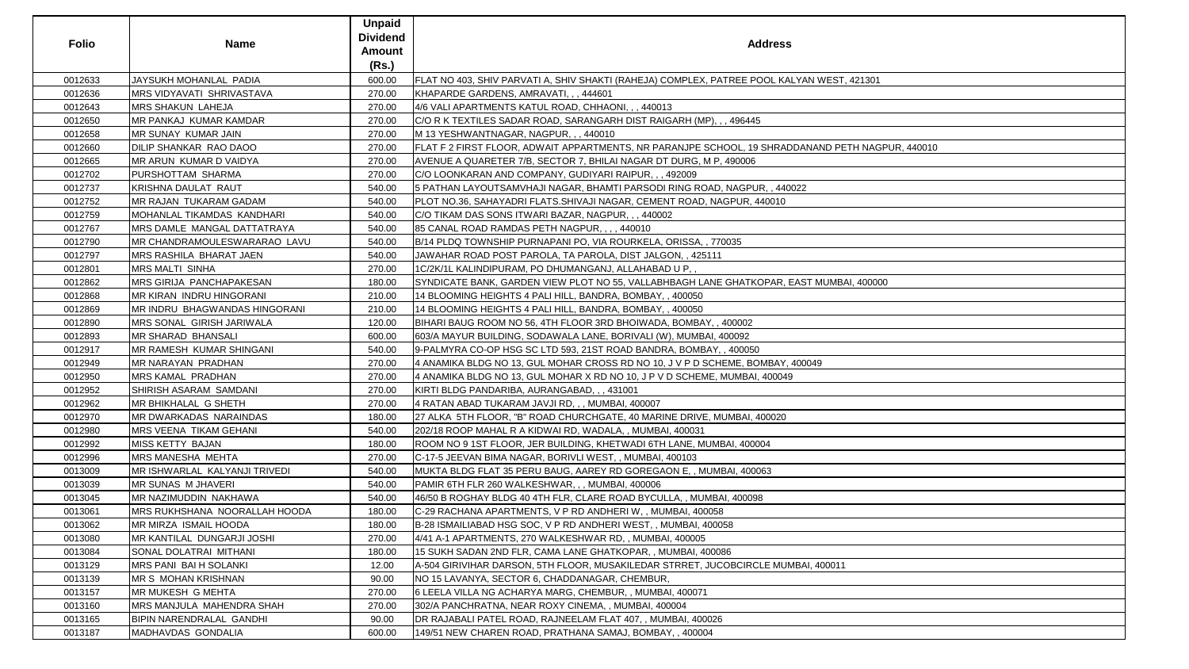| Folio | Name | Unpaid Dividend Amount (Rs.) | Address |
|---|---|---|---|
| 0012633 | JAYSUKH MOHANLAL PADIA | 600.00 | FLAT NO 403, SHIV PARVATI A, SHIV SHAKTI (RAHEJA) COMPLEX, PATREE POOL KALYAN WEST, 421301 |
| 0012636 | MRS VIDYAVATI SHRIVASTAVA | 270.00 | KHAPARDE GARDENS, AMRAVATI, , , 444601 |
| 0012643 | MRS SHAKUN LAHEJA | 270.00 | 4/6 VALI APARTMENTS KATUL ROAD, CHHAONI, , , 440013 |
| 0012650 | MR PANKAJ KUMAR KAMDAR | 270.00 | C/O R K TEXTILES SADAR ROAD, SARANGARH DIST RAIGARH (MP), , , 496445 |
| 0012658 | MR SUNAY KUMAR JAIN | 270.00 | M 13 YESHWANTNAGAR, NAGPUR, , , 440010 |
| 0012660 | DILIP SHANKAR RAO DAOO | 270.00 | FLAT F 2 FIRST FLOOR, ADWAIT APPARTMENTS, NR PARANJPE SCHOOL, 19 SHRADDANAND PETH NAGPUR, 440010 |
| 0012665 | MR ARUN KUMAR D VAIDYA | 270.00 | AVENUE A QUARETER 7/B, SECTOR 7, BHILAI NAGAR DT DURG, M P, 490006 |
| 0012702 | PURSHOTTAM SHARMA | 270.00 | C/O LOONKARAN AND COMPANY, GUDIYARI RAIPUR, , , 492009 |
| 0012737 | KRISHNA DAULAT RAUT | 540.00 | 5 PATHAN LAYOUTSAMVHAJI NAGAR, BHAMTI PARSODI RING ROAD, NAGPUR, , 440022 |
| 0012752 | MR RAJAN TUKARAM GADAM | 540.00 | PLOT NO.36, SAHAYADRI FLATS.SHIVAJI NAGAR, CEMENT ROAD, NAGPUR, 440010 |
| 0012759 | MOHANLAL TIKAMDAS KANDHARI | 540.00 | C/O TIKAM DAS SONS ITWARI BAZAR, NAGPUR, , , 440002 |
| 0012767 | MRS DAMLE MANGAL DATTATRAYA | 540.00 | 85 CANAL ROAD RAMDAS PETH NAGPUR, , , , 440010 |
| 0012790 | MR CHANDRAMOULESWARARAO LAVU | 540.00 | B/14 PLDQ TOWNSHIP PURNAPANI PO, VIA ROURKELA, ORISSA, , 770035 |
| 0012797 | MRS RASHILA BHARAT JAEN | 540.00 | JAWAHAR ROAD POST PAROLA, TA PAROLA, DIST JALGON, , 425111 |
| 0012801 | MRS MALTI SINHA | 270.00 | 1C/2K/1L KALINDIPURAM, PO DHUMANGANJ, ALLAHABAD U P, , |
| 0012862 | MRS GIRIJA PANCHAPAKESAN | 180.00 | SYNDICATE BANK, GARDEN VIEW PLOT NO 55, VALLABHBAGH LANE GHATKOPAR, EAST MUMBAI, 400000 |
| 0012868 | MR KIRAN INDRU HINGORANI | 210.00 | 14 BLOOMING HEIGHTS 4 PALI HILL, BANDRA, BOMBAY, , 400050 |
| 0012869 | MR INDRU BHAGWANDAS HINGORANI | 210.00 | 14 BLOOMING HEIGHTS 4 PALI HILL, BANDRA, BOMBAY, , 400050 |
| 0012890 | MRS SONAL GIRISH JARIWALA | 120.00 | BIHARI BAUG ROOM NO 56, 4TH FLOOR 3RD BHOIWADA, BOMBAY, , 400002 |
| 0012893 | MR SHARAD BHANSALI | 600.00 | 603/A MAYUR BUILDING, SODAWALA LANE, BORIVALI (W), MUMBAI, 400092 |
| 0012917 | MR RAMESH KUMAR SHINGANI | 540.00 | 9-PALMYRA CO-OP HSG SC LTD 593, 21ST ROAD BANDRA, BOMBAY, , 400050 |
| 0012949 | MR NARAYAN PRADHAN | 270.00 | 4 ANAMIKA BLDG NO 13, GUL MOHAR CROSS RD NO 10, J V P D SCHEME, BOMBAY, 400049 |
| 0012950 | MRS KAMAL PRADHAN | 270.00 | 4 ANAMIKA BLDG NO 13, GUL MOHAR X RD NO 10, J P V D SCHEME, MUMBAI, 400049 |
| 0012952 | SHIRISH ASARAM SAMDANI | 270.00 | KIRTI BLDG PANDARIBA, AURANGABAD, , , 431001 |
| 0012962 | MR BHIKHALAL G SHETH | 270.00 | 4 RATAN ABAD TUKARAM JAVJI RD, , , MUMBAI, 400007 |
| 0012970 | MR DWARKADAS NARAINDAS | 180.00 | 27 ALKA 5TH FLOOR, "B" ROAD CHURCHGATE, 40 MARINE DRIVE, MUMBAI, 400020 |
| 0012980 | MRS VEENA TIKAM GEHANI | 540.00 | 202/18 ROOP MAHAL R A KIDWAI RD, WADALA, , MUMBAI, 400031 |
| 0012992 | MISS KETTY BAJAN | 180.00 | ROOM NO 9 1ST FLOOR, JER BUILDING, KHETWADI 6TH LANE, MUMBAI, 400004 |
| 0012996 | MRS MANESHA MEHTA | 270.00 | C-17-5 JEEVAN BIMA NAGAR, BORIVLI WEST, , MUMBAI, 400103 |
| 0013009 | MR ISHWARLAL KALYANJI TRIVEDI | 540.00 | MUKTA BLDG FLAT 35 PERU BAUG, AAREY RD GOREGAON E, , MUMBAI, 400063 |
| 0013039 | MR SUNAS M JHAVERI | 540.00 | PAMIR 6TH FLR 260 WALKESHWAR, , , MUMBAI, 400006 |
| 0013045 | MR NAZIMUDDIN NAKHAWA | 540.00 | 46/50 B ROGHAY BLDG 40 4TH FLR, CLARE ROAD BYCULLA, , MUMBAI, 400098 |
| 0013061 | MRS RUKHSHANA NOORALLAH HOODA | 180.00 | C-29 RACHANA APARTMENTS, V P RD ANDHERI W, , MUMBAI, 400058 |
| 0013062 | MR MIRZA ISMAIL HOODA | 180.00 | B-28 ISMAILIABAD HSG SOC, V P RD ANDHERI WEST, , MUMBAI, 400058 |
| 0013080 | MR KANTILAL DUNGARJI JOSHI | 270.00 | 4/41 A-1 APARTMENTS, 270 WALKESHWAR RD, , MUMBAI, 400005 |
| 0013084 | SONAL DOLATRAI MITHANI | 180.00 | 15 SUKH SADAN 2ND FLR, CAMA LANE GHATKOPAR, , MUMBAI, 400086 |
| 0013129 | MRS PANI BAI H SOLANKI | 12.00 | A-504 GIRIVIHAR DARSON, 5TH FLOOR, MUSAKILEDAR STRRET, JUCOBCIRCLE MUMBAI, 400011 |
| 0013139 | MR S MOHAN KRISHNAN | 90.00 | NO 15 LAVANYA, SECTOR 6, CHADDANAGAR, CHEMBUR, |
| 0013157 | MR MUKESH G MEHTA | 270.00 | 6 LEELA VILLA NG ACHARYA MARG, CHEMBUR, , MUMBAI, 400071 |
| 0013160 | MRS MANJULA MAHENDRA SHAH | 270.00 | 302/A PANCHRATNA, NEAR ROXY CINEMA, , MUMBAI, 400004 |
| 0013165 | BIPIN NARENDRALAL GANDHI | 90.00 | DR RAJABALI PATEL ROAD, RAJNEELAM FLAT 407, , MUMBAI, 400026 |
| 0013187 | MADHAVDAS GONDALIA | 600.00 | 149/51 NEW CHAREN ROAD, PRATHANA SAMAJ, BOMBAY, , 400004 |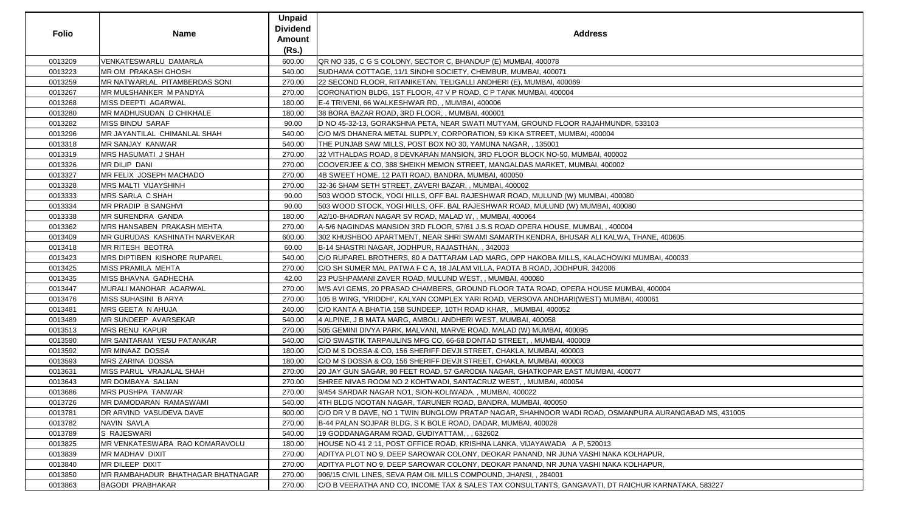| Folio | Name | Unpaid Dividend Amount (Rs.) | Address |
|---|---|---|---|
| 0013209 | VENKATESWARLU DAMARLA | 600.00 | QR NO 335, C G S COLONY, SECTOR C, BHANDUP (E) MUMBAI, 400078 |
| 0013223 | MR OM PRAKASH GHOSH | 540.00 | SUDHAMA COTTAGE, 11/1 SINDHI SOCIETY, CHEMBUR, MUMBAI, 400071 |
| 0013259 | MR NATWARLAL PITAMBERDAS SONI | 270.00 | 22 SECOND FLOOR, RITANIKETAN, TELIGALLI ANDHERI (E), MUMBAI, 400069 |
| 0013267 | MR MULSHANKER M PANDYA | 270.00 | CORONATION BLDG, 1ST FLOOR, 47 V P ROAD, C P TANK MUMBAI, 400004 |
| 0013268 | MISS DEEPTI AGARWAL | 180.00 | E-4 TRIVENI, 66 WALKESHWAR RD, , MUMBAI, 400006 |
| 0013280 | MR MADHUSUDAN D CHIKHALE | 180.00 | 38 BORA BAZAR ROAD, 3RD FLOOR, , MUMBAI, 400001 |
| 0013282 | MISS BINDU SARAF | 90.00 | D NO 45-32-13, GORAKSHNA PETA, NEAR SWATI MUTYAM, GROUND FLOOR RAJAHMUNDR, 533103 |
| 0013296 | MR JAYANTILAL CHIMANLAL SHAH | 540.00 | C/O M/S DHANERA METAL SUPPLY, CORPORATION, 59 KIKA STREET, MUMBAI, 400004 |
| 0013318 | MR SANJAY KANWAR | 540.00 | THE PUNJAB SAW MILLS, POST BOX NO 30, YAMUNA NAGAR, , 135001 |
| 0013319 | MRS HASUMATI J SHAH | 270.00 | 32 VITHALDAS ROAD, 8 DEVKARAN MANSION, 3RD FLOOR BLOCK NO-50, MUMBAI, 400002 |
| 0013326 | MR DILIP DANI | 270.00 | COOVERJEE & CO, 388 SHEIKH MEMON STREET, MANGALDAS MARKET, MUMBAI, 400002 |
| 0013327 | MR FELIX JOSEPH MACHADO | 270.00 | 4B SWEET HOME, 12 PATI ROAD, BANDRA, MUMBAI, 400050 |
| 0013328 | MRS MALTI VIJAYSHINH | 270.00 | 32-36 SHAM SETH STREET, ZAVERI BAZAR, , MUMBAI, 400002 |
| 0013333 | MRS SARLA C SHAH | 90.00 | 503 WOOD STOCK, YOGI HILLS, OFF BAL RAJESHWAR ROAD, MULUND (W) MUMBAI, 400080 |
| 0013334 | MR PRADIP B SANGHVI | 90.00 | 503 WOOD STOCK, YOGI HILLS, OFF. BAL RAJESHWAR ROAD, MULUND (W) MUMBAI, 400080 |
| 0013338 | MR SURENDRA GANDA | 180.00 | A2/10-BHADRAN NAGAR SV ROAD, MALAD W, , MUMBAI, 400064 |
| 0013362 | MRS HANSABEN PRAKASH MEHTA | 270.00 | A-5/6 NAGINDAS MANSION 3RD FLOOR, 57/61 J.S.S ROAD OPERA HOUSE, MUMBAI, , 400004 |
| 0013409 | MR GURUDAS KASHINATH NARVEKAR | 600.00 | 302 KHUSHBOO APARTMENT, NEAR SHRI SWAMI SAMARTH KENDRA, BHUSAR ALI KALWA, THANE, 400605 |
| 0013418 | MR RITESH BEOTRA | 60.00 | B-14 SHASTRI NAGAR, JODHPUR, RAJASTHAN, , 342003 |
| 0013423 | MRS DIPTIBEN KISHORE RUPAREL | 540.00 | C/O RUPAREL BROTHERS, 80 A DATTARAM LAD MARG, OPP HAKOBA MILLS, KALACHOWKI MUMBAI, 400033 |
| 0013425 | MISS PRAMILA MEHTA | 270.00 | C/O SH SUMER MAL PATWA F C A, 18 JALAM VILLA, PAOTA B ROAD, JODHPUR, 342006 |
| 0013435 | MISS BHAVNA GADHECHA | 42.00 | 23 PUSHPAMANI ZAVER ROAD, MULUND WEST, , MUMBAI, 400080 |
| 0013447 | MURALI MANOHAR AGARWAL | 270.00 | M/S AVI GEMS, 20 PRASAD CHAMBERS, GROUND FLOOR TATA ROAD, OPERA HOUSE MUMBAI, 400004 |
| 0013476 | MISS SUHASINI B ARYA | 270.00 | 105 B WING, 'VRIDDHI', KALYAN COMPLEX YARI ROAD, VERSOVA ANDHARI(WEST) MUMBAI, 400061 |
| 0013481 | MRS GEETA N AHUJA | 240.00 | C/O KANTA A BHATIA 158 SUNDEEP, 10TH ROAD KHAR, , MUMBAI, 400052 |
| 0013489 | MR SUNDEEP AVARSEKAR | 540.00 | 4 ALPINE, J B MATA MARG, AMBOLI ANDHERI WEST, MUMBAI, 400058 |
| 0013513 | MRS RENU KAPUR | 270.00 | 505 GEMINI DIVYA PARK, MALVANI, MARVE ROAD, MALAD (W) MUMBAI, 400095 |
| 0013590 | MR SANTARAM YESU PATANKAR | 540.00 | C/O SWASTIK TARPAULINS MFG CO, 66-68 DONTAD STREET, , MUMBAI, 400009 |
| 0013592 | MR MINAAZ DOSSA | 180.00 | C/O M S DOSSA & CO, 156 SHERIFF DEVJI STREET, CHAKLA, MUMBAI, 400003 |
| 0013593 | MRS ZARINA DOSSA | 180.00 | C/O M S DOSSA & CO, 156 SHERIFF DEVJI STREET, CHAKLA, MUMBAI, 400003 |
| 0013631 | MISS PARUL VRAJALAL SHAH | 270.00 | 20 JAY GUN SAGAR, 90 FEET ROAD, 57 GARODIA NAGAR, GHATKOPAR EAST MUMBAI, 400077 |
| 0013643 | MR DOMBAYA SALIAN | 270.00 | SHREE NIVAS ROOM NO 2 KOHTWADI, SANTACRUZ WEST, , MUMBAI, 400054 |
| 0013686 | MRS PUSHPA TANWAR | 270.00 | 9/454 SARDAR NAGAR NO1, SION-KOLIWADA, , MUMBAI, 400022 |
| 0013726 | MR DAMODARAN RAMASWAMI | 540.00 | 4TH BLDG NOOTAN NAGAR, TARUNER ROAD, BANDRA, MUMBAI, 400050 |
| 0013781 | DR ARVIND VASUDEVA DAVE | 600.00 | C/O DR V B DAVE, NO 1 TWIN BUNGLOW PRATAP NAGAR, SHAHNOOR WADI ROAD, OSMANPURA AURANGABAD MS, 431005 |
| 0013782 | NAVIN SAVLA | 270.00 | B-44 PALAN SOJPAR BLDG, S K BOLE ROAD, DADAR, MUMBAI, 400028 |
| 0013789 | S RAJESWARI | 540.00 | 19 GODDANAGARAM ROAD, GUDIYATTAM, , , 632602 |
| 0013825 | MR VENKATESWARA RAO KOMARAVOLU | 180.00 | HOUSE NO 41 2 11, POST OFFICE ROAD, KRISHNA LANKA, VIJAYAWADA A P, 520013 |
| 0013839 | MR MADHAV DIXIT | 270.00 | ADITYA PLOT NO 9, DEEP SAROWAR COLONY, DEOKAR PANAND, NR JUNA VASHI NAKA KOLHAPUR, |
| 0013840 | MR DILEEP DIXIT | 270.00 | ADITYA PLOT NO 9, DEEP SAROWAR COLONY, DEOKAR PANAND, NR JUNA VASHI NAKA KOLHAPUR, |
| 0013850 | MR RAMBAHADUR BHATHAGAR BHATNAGAR | 270.00 | 906/15 CIVIL LINES, SEVA RAM OIL MILLS COMPOUND, JHANSI, , 284001 |
| 0013863 | BAGODI PRABHAKAR | 270.00 | C/O B VEERATHA AND CO, INCOME TAX & SALES TAX CONSULTANTS, GANGAVATI, DT RAICHUR KARNATAKA, 583227 |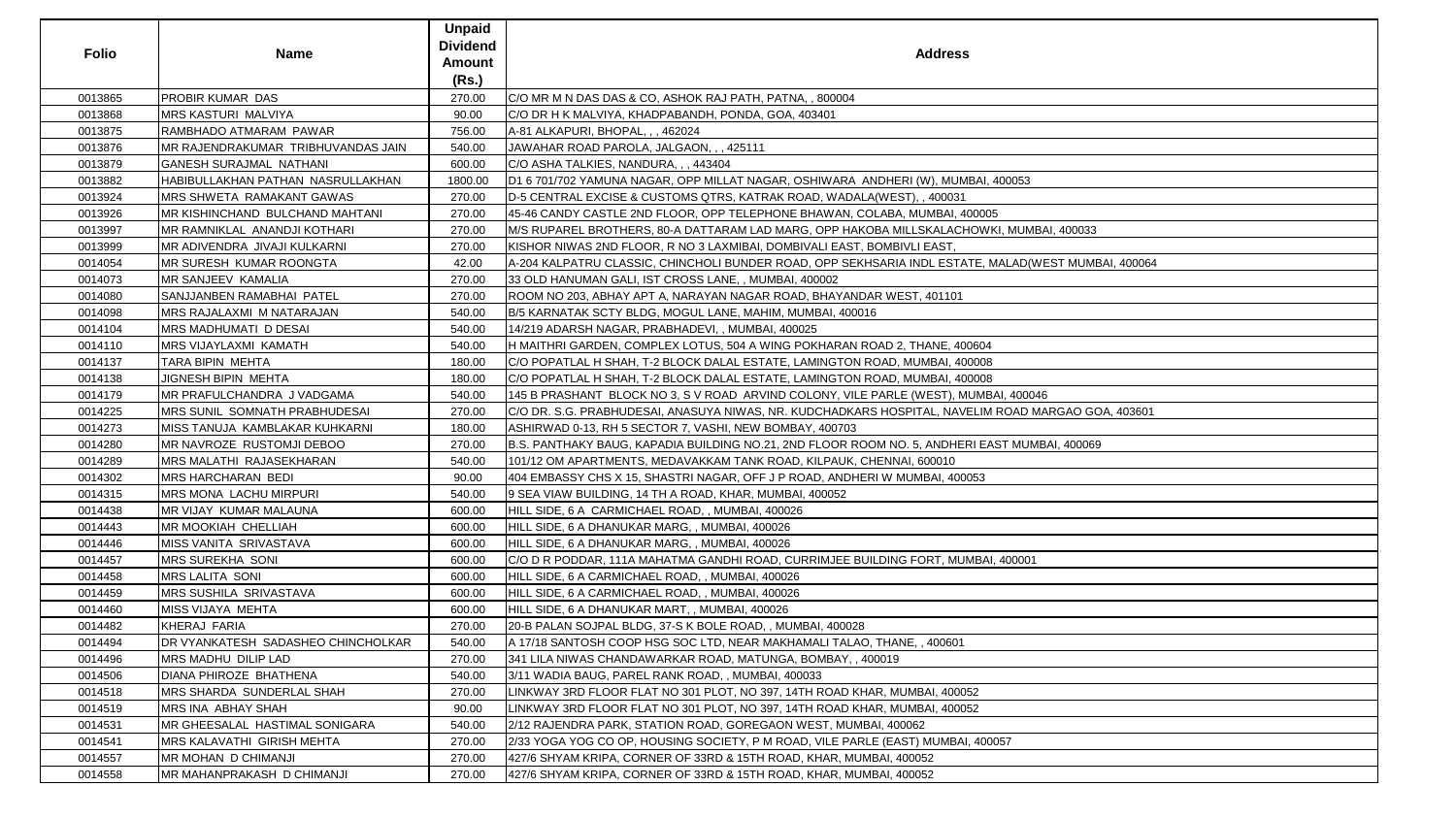| Folio | Name | Unpaid Dividend Amount (Rs.) | Address |
|---|---|---|---|
| 0013865 | PROBIR KUMAR DAS | 270.00 | C/O MR M N DAS DAS & CO, ASHOK RAJ PATH, PATNA, , 800004 |
| 0013868 | MRS KASTURI MALVIYA | 90.00 | C/O DR H K MALVIYA, KHADPABANDH, PONDA, GOA, 403401 |
| 0013875 | RAMBHADO ATMARAM PAWAR | 756.00 | A-81 ALKAPURI, BHOPAL, , , 462024 |
| 0013876 | MR RAJENDRAKUMAR TRIBHUVANDAS JAIN | 540.00 | JAWAHAR ROAD PAROLA, JALGAON, , , 425111 |
| 0013879 | GANESH SURAJMAL NATHANI | 600.00 | C/O ASHA TALKIES, NANDURA, , , 443404 |
| 0013882 | HABIBULLAKHAN PATHAN NASRULLAKHAN | 1800.00 | D1 6 701/702 YAMUNA NAGAR, OPP MILLAT NAGAR, OSHIWARA ANDHERI (W), MUMBAI, 400053 |
| 0013924 | MRS SHWETA RAMAKANT GAWAS | 270.00 | D-5 CENTRAL EXCISE & CUSTOMS QTRS, KATRAK ROAD, WADALA(WEST), , 400031 |
| 0013926 | MR KISHINCHAND BULCHAND MAHTANI | 270.00 | 45-46 CANDY CASTLE 2ND FLOOR, OPP TELEPHONE BHAWAN, COLABA, MUMBAI, 400005 |
| 0013997 | MR RAMNIKLAL ANANDJI KOTHARI | 270.00 | M/S RUPAREL BROTHERS, 80-A DATTARAM LAD MARG, OPP HAKOBA MILLSKALACHOWKI, MUMBAI, 400033 |
| 0013999 | MR ADIVENDRA JIVAJI KULKARNI | 270.00 | KISHOR NIWAS 2ND FLOOR, R NO 3 LAXMIBAI, DOMBIVALI EAST, BOMBIVLI EAST, |
| 0014054 | MR SURESH KUMAR ROONGTA | 42.00 | A-204 KALPATRU CLASSIC, CHINCHOLI BUNDER ROAD, OPP SEKHSARIA INDL ESTATE, MALAD(WEST MUMBAI, 400064 |
| 0014073 | MR SANJEEV KAMALIA | 270.00 | 33 OLD HANUMAN GALI, IST CROSS LANE, , MUMBAI, 400002 |
| 0014080 | SANJJANBEN RAMABHAI PATEL | 270.00 | ROOM NO 203, ABHAY APT A, NARAYAN NAGAR ROAD, BHAYANDAR WEST, 401101 |
| 0014098 | MRS RAJALAXMI M NATARAJAN | 540.00 | B/5 KARNATAK SCTY BLDG, MOGUL LANE, MAHIM, MUMBAI, 400016 |
| 0014104 | MRS MADHUMATI D DESAI | 540.00 | 14/219 ADARSH NAGAR, PRABHADEVI, , MUMBAI, 400025 |
| 0014110 | MRS VIJAYLAXMI KAMATH | 540.00 | H MAITHRI GARDEN, COMPLEX LOTUS, 504 A WING POKHARAN ROAD 2, THANE, 400604 |
| 0014137 | TARA BIPIN MEHTA | 180.00 | C/O POPATLAL H SHAH, T-2 BLOCK DALAL ESTATE, LAMINGTON ROAD, MUMBAI, 400008 |
| 0014138 | JIGNESH BIPIN MEHTA | 180.00 | C/O POPATLAL H SHAH, T-2 BLOCK DALAL ESTATE, LAMINGTON ROAD, MUMBAI, 400008 |
| 0014179 | MR PRAFULCHANDRA J VADGAMA | 540.00 | 145 B PRASHANT BLOCK NO 3, S V ROAD ARVIND COLONY, VILE PARLE (WEST), MUMBAI, 400046 |
| 0014225 | MRS SUNIL SOMNATH PRABHUDESAI | 270.00 | C/O DR. S.G. PRABHUDESAI, ANASUYA NIWAS, NR. KUDCHADKARS HOSPITAL, NAVELIM ROAD MARGAO GOA, 403601 |
| 0014273 | MISS TANUJA KAMBLAKAR KUHKARNI | 180.00 | ASHIRWAD 0-13, RH 5 SECTOR 7, VASHI, NEW BOMBAY, 400703 |
| 0014280 | MR NAVROZE RUSTOMJI DEBOO | 270.00 | B.S. PANTHAKY BAUG, KAPADIA BUILDING NO.21, 2ND FLOOR ROOM NO. 5, ANDHERI EAST MUMBAI, 400069 |
| 0014289 | MRS MALATHI RAJASEKHARAN | 540.00 | 101/12 OM APARTMENTS, MEDAVAKKAM TANK ROAD, KILPAUK, CHENNAI, 600010 |
| 0014302 | MRS HARCHARAN BEDI | 90.00 | 404 EMBASSY CHS X 15, SHASTRI NAGAR, OFF J P ROAD, ANDHERI W MUMBAI, 400053 |
| 0014315 | MRS MONA LACHU MIRPURI | 540.00 | 9 SEA VIAW BUILDING, 14 TH A ROAD, KHAR, MUMBAI, 400052 |
| 0014438 | MR VIJAY KUMAR MALAUNA | 600.00 | HILL SIDE, 6 A CARMICHAEL ROAD, , MUMBAI, 400026 |
| 0014443 | MR MOOKIAH CHELLIAH | 600.00 | HILL SIDE, 6 A DHANUKAR MARG, , MUMBAI, 400026 |
| 0014446 | MISS VANITA SRIVASTAVA | 600.00 | HILL SIDE, 6 A DHANUKAR MARG, , MUMBAI, 400026 |
| 0014457 | MRS SUREKHA SONI | 600.00 | C/O D R PODDAR, 111A MAHATMA GANDHI ROAD, CURRIMJEE BUILDING FORT, MUMBAI, 400001 |
| 0014458 | MRS LALITA SONI | 600.00 | HILL SIDE, 6 A CARMICHAEL ROAD, , MUMBAI, 400026 |
| 0014459 | MRS SUSHILA SRIVASTAVA | 600.00 | HILL SIDE, 6 A CARMICHAEL ROAD, , MUMBAI, 400026 |
| 0014460 | MISS VIJAYA MEHTA | 600.00 | HILL SIDE, 6 A DHANUKAR MART, , MUMBAI, 400026 |
| 0014482 | KHERAJ FARIA | 270.00 | 20-B PALAN SOJPAL BLDG, 37-S K BOLE ROAD, , MUMBAI, 400028 |
| 0014494 | DR VYANKATESH SADASHEO CHINCHOLKAR | 540.00 | A 17/18 SANTOSH COOP HSG SOC LTD, NEAR MAKHAMALI TALAO, THANE, , 400601 |
| 0014496 | MRS MADHU DILIP LAD | 270.00 | 341 LILA NIWAS CHANDAWARKAR ROAD, MATUNGA, BOMBAY, , 400019 |
| 0014506 | DIANA PHIROZE BHATHENA | 540.00 | 3/11 WADIA BAUG, PAREL RANK ROAD, , MUMBAI, 400033 |
| 0014518 | MRS SHARDA SUNDERLAL SHAH | 270.00 | LINKWAY 3RD FLOOR FLAT NO 301 PLOT, NO 397, 14TH ROAD KHAR, MUMBAI, 400052 |
| 0014519 | MRS INA ABHAY SHAH | 90.00 | LINKWAY 3RD FLOOR FLAT NO 301 PLOT, NO 397, 14TH ROAD KHAR, MUMBAI, 400052 |
| 0014531 | MR GHEESALAL HASTIMAL SONIGARA | 540.00 | 2/12 RAJENDRA PARK, STATION ROAD, GOREGAON WEST, MUMBAI, 400062 |
| 0014541 | MRS KALAVATHI GIRISH MEHTA | 270.00 | 2/33 YOGA YOG CO OP, HOUSING SOCIETY, P M ROAD, VILE PARLE (EAST) MUMBAI, 400057 |
| 0014557 | MR MOHAN D CHIMANJI | 270.00 | 427/6 SHYAM KRIPA, CORNER OF 33RD & 15TH ROAD, KHAR, MUMBAI, 400052 |
| 0014558 | MR MAHANPRAKASH D CHIMANJI | 270.00 | 427/6 SHYAM KRIPA, CORNER OF 33RD & 15TH ROAD, KHAR, MUMBAI, 400052 |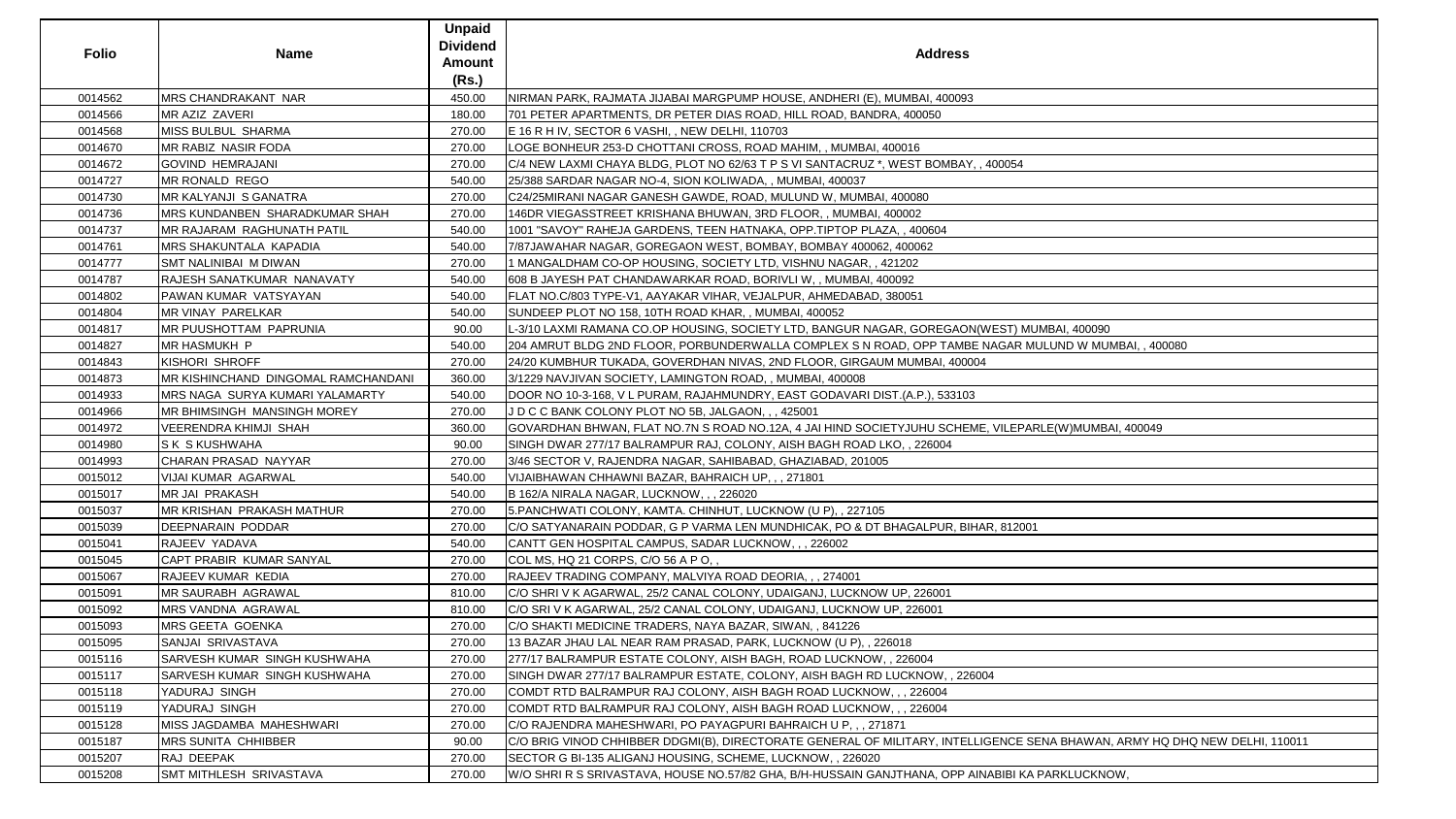| Folio | Name | Unpaid Dividend Amount (Rs.) | Address |
|---|---|---|---|
| 0014562 | MRS CHANDRAKANT NAR | 450.00 | NIRMAN PARK, RAJMATA JIJABAI MARGPUMP HOUSE, ANDHERI (E), MUMBAI, 400093 |
| 0014566 | MR AZIZ ZAVERI | 180.00 | 701 PETER APARTMENTS, DR PETER DIAS ROAD, HILL ROAD, BANDRA, 400050 |
| 0014568 | MISS BULBUL SHARMA | 270.00 | E 16 R H IV, SECTOR 6 VASHI, , NEW DELHI, 110703 |
| 0014670 | MR RABIZ NASIR FODA | 270.00 | LOGE BONHEUR 253-D CHOTTANI CROSS, ROAD MAHIM, , MUMBAI, 400016 |
| 0014672 | GOVIND HEMRAJANI | 270.00 | C/4 NEW LAXMI CHAYA BLDG, PLOT NO 62/63 T P S VI SANTACRUZ *, WEST BOMBAY, , 400054 |
| 0014727 | MR RONALD REGO | 540.00 | 25/388 SARDAR NAGAR NO-4, SION KOLIWADA, , MUMBAI, 400037 |
| 0014730 | MR KALYANJI S GANATRA | 270.00 | C24/25MIRANI NAGAR GANESH GAWDE, ROAD, MULUND W, MUMBAI, 400080 |
| 0014736 | MRS KUNDANBEN SHARADKUMAR SHAH | 270.00 | 146DR VIEGASSTREET KRISHANA BHUWAN, 3RD FLOOR, , MUMBAI, 400002 |
| 0014737 | MR RAJARAM RAGHUNATH PATIL | 540.00 | 1001 "SAVOY" RAHEJA GARDENS, TEEN HATNAKA, OPP.TIPTOP PLAZA, , 400604 |
| 0014761 | MRS SHAKUNTALA KAPADIA | 540.00 | 7/87JAWAHAR NAGAR, GOREGAON WEST, BOMBAY, BOMBAY 400062, 400062 |
| 0014777 | SMT NALINIBAI M DIWAN | 270.00 | 1 MANGALDHAM CO-OP HOUSING, SOCIETY LTD, VISHNU NAGAR, , 421202 |
| 0014787 | RAJESH SANATKUMAR NANAVATY | 540.00 | 608 B JAYESH PAT CHANDAWARKAR ROAD, BORIVLI W, , MUMBAI, 400092 |
| 0014802 | PAWAN KUMAR VATSYAYAN | 540.00 | FLAT NO.C/803 TYPE-V1, AAYAKAR VIHAR, VEJALPUR, AHMEDABAD, 380051 |
| 0014804 | MR VINAY PARELKAR | 540.00 | SUNDEEP PLOT NO 158, 10TH ROAD KHAR, , MUMBAI, 400052 |
| 0014817 | MR PUUSHOTTAM PAPRUNIA | 90.00 | L-3/10 LAXMI RAMANA CO.OP HOUSING, SOCIETY LTD, BANGUR NAGAR, GOREGAON(WEST) MUMBAI, 400090 |
| 0014827 | MR HASMUKH P | 540.00 | 204 AMRUT BLDG 2ND FLOOR, PORBUNDERWALLA COMPLEX S N ROAD, OPP TAMBE NAGAR MULUND W MUMBAI, , 400080 |
| 0014843 | KISHORI SHROFF | 270.00 | 24/20 KUMBHUR TUKADA, GOVERDHAN NIVAS, 2ND FLOOR, GIRGAUM MUMBAI, 400004 |
| 0014873 | MR KISHINCHAND DINGOMAL RAMCHANDANI | 360.00 | 3/1229 NAVJIVAN SOCIETY, LAMINGTON ROAD, , MUMBAI, 400008 |
| 0014933 | MRS NAGA SURYA KUMARI YALAMARTY | 540.00 | DOOR NO 10-3-168, V L PURAM, RAJAHMUNDRY, EAST GODAVARI DIST.(A.P.), 533103 |
| 0014966 | MR BHIMSINGH MANSINGH MOREY | 270.00 | J D C C BANK COLONY PLOT NO 5B, JALGAON, , , 425001 |
| 0014972 | VEERENDRA KHIMJI SHAH | 360.00 | GOVARDHAN BHWAN, FLAT NO.7N S ROAD NO.12A, 4 JAI HIND SOCIETYJUHU SCHEME, VILEPARLE(W)MUMBAI, 400049 |
| 0014980 | S K S KUSHWAHA | 90.00 | SINGH DWAR 277/17 BALRAMPUR RAJ, COLONY, AISH BAGH ROAD LKO, , 226004 |
| 0014993 | CHARAN PRASAD NAYYAR | 270.00 | 3/46 SECTOR V, RAJENDRA NAGAR, SAHIBABAD, GHAZIABAD, 201005 |
| 0015012 | VIJAI KUMAR AGARWAL | 540.00 | VIJAIBHAWAN CHHAWNI BAZAR, BAHRAICH UP, , , 271801 |
| 0015017 | MR JAI PRAKASH | 540.00 | B 162/A NIRALA NAGAR, LUCKNOW, , , 226020 |
| 0015037 | MR KRISHAN PRAKASH MATHUR | 270.00 | 5.PANCHWATI COLONY, KAMTA. CHINHUT, LUCKNOW (U P), , 227105 |
| 0015039 | DEEPNARAIN PODDAR | 270.00 | C/O SATYANARAIN PODDAR, G P VARMA LEN MUNDHICAK, PO & DT BHAGALPUR, BIHAR, 812001 |
| 0015041 | RAJEEV YADAVA | 540.00 | CANTT GEN HOSPITAL CAMPUS, SADAR LUCKNOW, , , 226002 |
| 0015045 | CAPT PRABIR KUMAR SANYAL | 270.00 | COL MS, HQ 21 CORPS, C/O 56 A P O, , |
| 0015067 | RAJEEV KUMAR KEDIA | 270.00 | RAJEEV TRADING COMPANY, MALVIYA ROAD DEORIA, , , 274001 |
| 0015091 | MR SAURABH AGRAWAL | 810.00 | C/O SHRI V K AGARWAL, 25/2 CANAL COLONY, UDAIGANJ, LUCKNOW UP, 226001 |
| 0015092 | MRS VANDNA AGRAWAL | 810.00 | C/O SRI V K AGARWAL, 25/2 CANAL COLONY, UDAIGANJ, LUCKNOW UP, 226001 |
| 0015093 | MRS GEETA GOENKA | 270.00 | C/O SHAKTI MEDICINE TRADERS, NAYA BAZAR, SIWAN, , 841226 |
| 0015095 | SANJAI SRIVASTAVA | 270.00 | 13 BAZAR JHAU LAL NEAR RAM PRASAD, PARK, LUCKNOW (U P), , 226018 |
| 0015116 | SARVESH KUMAR SINGH KUSHWAHA | 270.00 | 277/17 BALRAMPUR ESTATE COLONY, AISH BAGH, ROAD LUCKNOW, , 226004 |
| 0015117 | SARVESH KUMAR SINGH KUSHWAHA | 270.00 | SINGH DWAR 277/17 BALRAMPUR ESTATE, COLONY, AISH BAGH RD LUCKNOW, , 226004 |
| 0015118 | YADURAJ SINGH | 270.00 | COMDT RTD BALRAMPUR RAJ COLONY, AISH BAGH ROAD LUCKNOW, , , 226004 |
| 0015119 | YADURAJ SINGH | 270.00 | COMDT RTD BALRAMPUR RAJ COLONY, AISH BAGH ROAD LUCKNOW, , , 226004 |
| 0015128 | MISS JAGDAMBA MAHESHWARI | 270.00 | C/O RAJENDRA MAHESHWARI, PO PAYAGPURI BAHRAICH U P, , , 271871 |
| 0015187 | MRS SUNITA CHHIBBER | 90.00 | C/O BRIG VINOD CHHIBBER DDGMI(B), DIRECTORATE GENERAL OF MILITARY, INTELLIGENCE SENA BHAWAN, ARMY HQ DHQ NEW DELHI, 110011 |
| 0015207 | RAJ DEEPAK | 270.00 | SECTOR G BI-135 ALIGANJ HOUSING, SCHEME, LUCKNOW, , 226020 |
| 0015208 | SMT MITHLESH SRIVASTAVA | 270.00 | W/O SHRI R S SRIVASTAVA, HOUSE NO.57/82 GHA, B/H-HUSSAIN GANJTHANA, OPP AINABIBI KA PARKLUCKNOW, |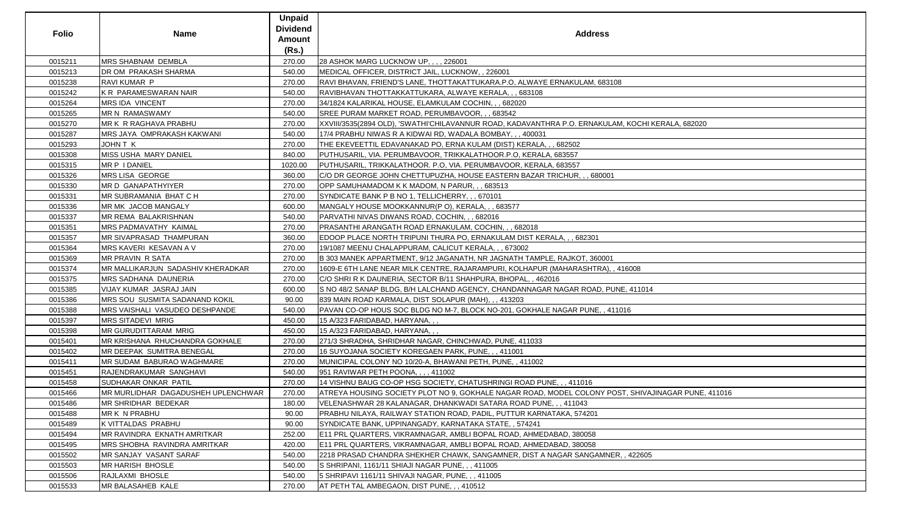| Folio | Name | Unpaid Dividend Amount (Rs.) | Address |
|---|---|---|---|
| 0015211 | MRS SHABNAM DEMBLA | 270.00 | 28 ASHOK MARG LUCKNOW UP, , , , 226001 |
| 0015213 | DR OM PRAKASH SHARMA | 540.00 | MEDICAL OFFICER, DISTRICT JAIL, LUCKNOW, , 226001 |
| 0015238 | RAVI KUMAR P | 270.00 | RAVI BHAVAN, FRIEND'S LANE, THOTTAKATTUKARA.P.O, ALWAYE ERNAKULAM, 683108 |
| 0015242 | K R PARAMESWARAN NAIR | 540.00 | RAVIBHAVAN THOTTAKKATTUKARA, ALWAYE KERALA, , , 683108 |
| 0015264 | MRS IDA VINCENT | 270.00 | 34/1824 KALARIKAL HOUSE, ELAMKULAM COCHIN, , , 682020 |
| 0015265 | MR N RAMASWAMY | 540.00 | SREE PURAM MARKET ROAD, PERUMBAVOOR, , , 683542 |
| 0015270 | MR K R RAGHAVA PRABHU | 270.00 | XXVIII/3535(2894 OLD), 'SWATHI'CHILAVANNUR ROAD, KADAVANTHRA P.O. ERNAKULAM, KOCHI KERALA, 682020 |
| 0015287 | MRS JAYA OMPRAKASH KAKWANI | 540.00 | 17/4 PRABHU NIWAS R A KIDWAI RD, WADALA BOMBAY, , , 400031 |
| 0015293 | JOHN T K | 270.00 | THE EKEVEETTIL EDAVANAKAD PO, ERNA KULAM (DIST) KERALA, , , 682502 |
| 0015308 | MISS USHA MARY DANIEL | 840.00 | PUTHUSARIL, VIA. PERUMBAVOOR, TRIKKALATHOOR.P.O, KERALA, 683557 |
| 0015315 | MR P I DANIEL | 1020.00 | PUTHUSARIL, TRIKKALATHOOR. P.O, VIA. PERUMBAVOOR, KERALA, 683557 |
| 0015326 | MRS LISA GEORGE | 360.00 | C/O DR GEORGE JOHN CHETTUPUZHA, HOUSE EASTERN BAZAR TRICHUR, , , 680001 |
| 0015330 | MR D GANAPATHYIYER | 270.00 | OPP SAMUHAMADOM K K MADOM, N PARUR, , , 683513 |
| 0015331 | MR SUBRAMANIA BHAT C H | 270.00 | SYNDICATE BANK P B NO 1, TELLICHERRY, , , 670101 |
| 0015336 | MR MK JACOB MANGALY | 600.00 | MANGALY HOUSE MOOKKANNUR(P O), KERALA, , , 683577 |
| 0015337 | MR REMA BALAKRISHNAN | 540.00 | PARVATHI NIVAS DIWANS ROAD, COCHIN, , , 682016 |
| 0015351 | MRS PADMAVATHY KAIMAL | 270.00 | PRASANTHI ARANGATH ROAD ERNAKULAM, COCHIN, , , 682018 |
| 0015357 | MR SIVAPRASAD THAMPURAN | 360.00 | EDOOP PLACE NORTH TRIPUNI THURA PO, ERNAKULAM DIST KERALA, , , 682301 |
| 0015364 | MRS KAVERI KESAVAN A V | 270.00 | 19/1087 MEENU CHALAPPURAM, CALICUT KERALA, , , 673002 |
| 0015369 | MR PRAVIN R SATA | 270.00 | B 303 MANEK APPARTMENT, 9/12 JAGANATH, NR JAGNATH TAMPLE, RAJKOT, 360001 |
| 0015374 | MR MALLIKARJUN SADASHIV KHERADKAR | 270.00 | 1609-E 6TH LANE NEAR MILK CENTRE, RAJARAMPURI, KOLHAPUR (MAHARASHTRA), , 416008 |
| 0015375 | MRS SADHANA DAUNERIA | 270.00 | C/O SHRI R K DAUNERIA, SECTOR B/11 SHAHPURA, BHOPAL, , 462016 |
| 0015385 | VIJAY KUMAR JASRAJ JAIN | 600.00 | S NO 48/2 SANAP BLDG, B/H LALCHAND AGENCY, CHANDANNAGAR NAGAR ROAD, PUNE, 411014 |
| 0015386 | MRS SOU SUSMITA SADANAND KOKIL | 90.00 | 839 MAIN ROAD KARMALA, DIST SOLAPUR (MAH), , , 413203 |
| 0015388 | MRS VAISHALI VASUDEO DESHPANDE | 540.00 | PAVAN CO-OP HOUS SOC BLDG NO M-7, BLOCK NO-201, GOKHALE NAGAR PUNE, , 411016 |
| 0015397 | MRS SITADEVI MRIG | 450.00 | 15 A/323 FARIDABAD, HARYANA, , , |
| 0015398 | MR GURUDITTARAM MRIG | 450.00 | 15 A/323 FARIDABAD, HARYANA, , , |
| 0015401 | MR KRISHANA RHUCHANDRA GOKHALE | 270.00 | 271/3 SHRADHA, SHRIDHAR NAGAR, CHINCHWAD, PUNE, 411033 |
| 0015402 | MR DEEPAK SUMITRA BENEGAL | 270.00 | 16 SUYOJANA SOCIETY KOREGAEN PARK, PUNE, , , 411001 |
| 0015411 | MR SUDAM BABURAO WAGHMARE | 270.00 | MUNICIPAL COLONY NO 10/20-A, BHAWANI PETH, PUNE, , 411002 |
| 0015451 | RAJENDRAKUMAR SANGHAVI | 540.00 | 951 RAVIWAR PETH POONA, , , , 411002 |
| 0015458 | SUDHAKAR ONKAR PATIL | 270.00 | 14 VISHNU BAUG CO-OP HSG SOCIETY, CHATUSHRINGI ROAD PUNE, , , 411016 |
| 0015466 | MR MURLIDHAR DAGADUSHEH UPLENCHWAR | 270.00 | ATREYA HOUSING SOCIETY PLOT NO 9, GOKHALE NAGAR ROAD, MODEL COLONY POST, SHIVAJINAGAR PUNE, 411016 |
| 0015486 | MR SHRIDHAR BEDEKAR | 180.00 | VELENASHWAR 28 KALANAGAR, DHANKWADI SATARA ROAD PUNE, , , 411043 |
| 0015488 | MR K N PRABHU | 90.00 | PRABHU NILAYA, RAILWAY STATION ROAD, PADIL, PUTTUR KARNATAKA, 574201 |
| 0015489 | K VITTALDAS PRABHU | 90.00 | SYNDICATE BANK, UPPINANGADY, KARNATAKA STATE, , 574241 |
| 0015494 | MR RAVINDRA EKNATH AMRITKAR | 252.00 | E11 PRL QUARTERS, VIKRAMNAGAR, AMBLI BOPAL ROAD, AHMEDABAD, 380058 |
| 0015495 | MRS SHOBHA RAVINDRA AMRITKAR | 420.00 | E11 PRL QUARTERS, VIKRAMNAGAR, AMBLI BOPAL ROAD, AHMEDABAD, 380058 |
| 0015502 | MR SANJAY VASANT SARAF | 540.00 | 2218 PRASAD CHANDRA SHEKHER CHAWK, SANGAMNER, DIST A NAGAR SANGAMNER, , 422605 |
| 0015503 | MR HARISH BHOSLE | 540.00 | S SHRIPANI, 1161/11 SHIAJI NAGAR PUNE, , , 411005 |
| 0015506 | RAJLAXMI BHOSLE | 540.00 | 5 SHRIPAVI 1161/11 SHIVAJI NAGAR, PUNE, , , 411005 |
| 0015533 | MR BALASAHEB KALE | 270.00 | AT PETH TAL AMBEGAON, DIST PUNE, , , 410512 |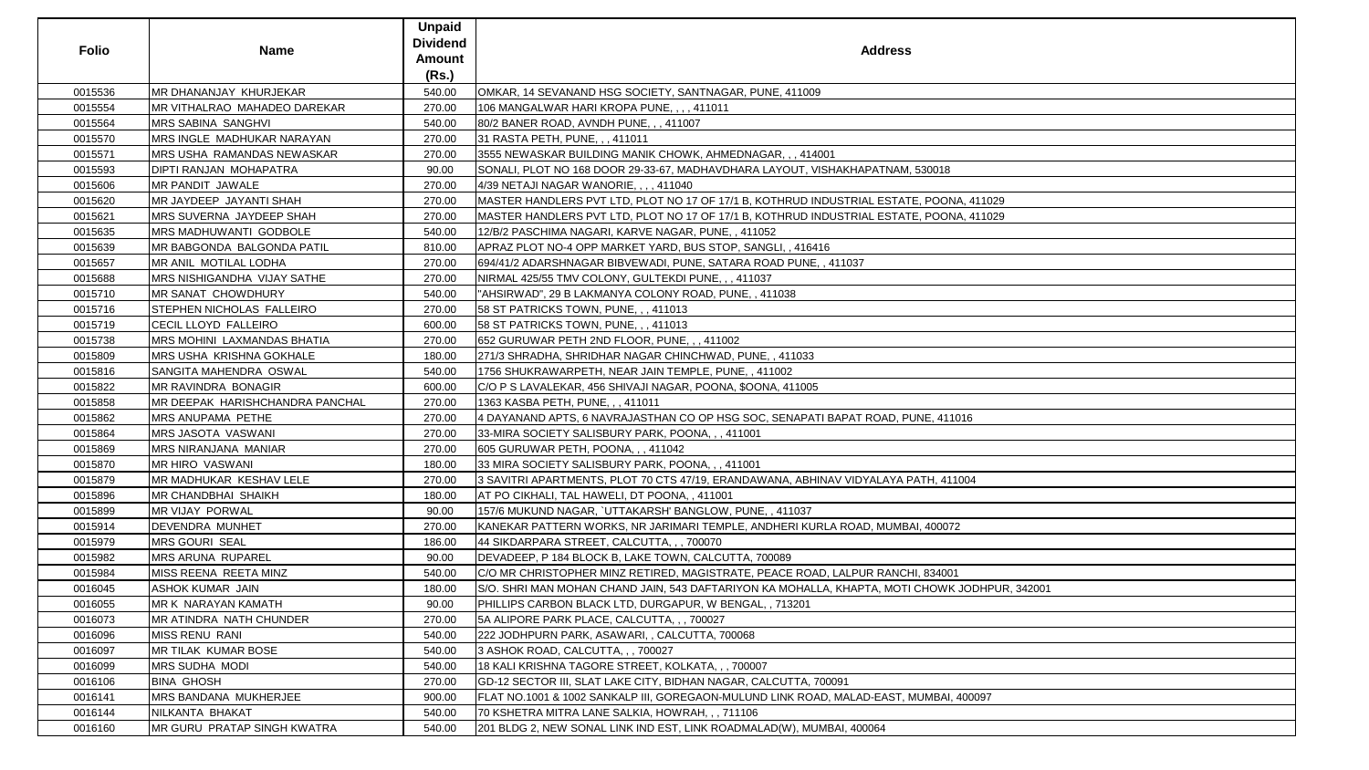| Folio | Name | Unpaid Dividend Amount (Rs.) | Address |
|---|---|---|---|
| 0015536 | MR DHANANJAY KHURJEKAR | 540.00 | OMKAR, 14 SEVANAND HSG SOCIETY, SANTNAGAR, PUNE, 411009 |
| 0015554 | MR VITHALRAO MAHADEO DAREKAR | 270.00 | 106 MANGALWAR HARI KROPA PUNE, , , , 411011 |
| 0015564 | MRS SABINA SANGHVI | 540.00 | 80/2 BANER ROAD, AVNDH PUNE, , , 411007 |
| 0015570 | MRS INGLE MADHUKAR NARAYAN | 270.00 | 31 RASTA PETH, PUNE, , , 411011 |
| 0015571 | MRS USHA RAMANDAS NEWASKAR | 270.00 | 3555 NEWASKAR BUILDING MANIK CHOWK, AHMEDNAGAR, , , 414001 |
| 0015593 | DIPTI RANJAN MOHAPATRA | 90.00 | SONALI, PLOT NO 168 DOOR 29-33-67, MADHAVDHARA LAYOUT, VISHAKHAPATNAM, 530018 |
| 0015606 | MR PANDIT JAWALE | 270.00 | 4/39 NETAJI NAGAR WANORIE, , , , 411040 |
| 0015620 | MR JAYDEEP JAYANTI SHAH | 270.00 | MASTER HANDLERS PVT LTD, PLOT NO 17 OF 17/1 B, KOTHRUD INDUSTRIAL ESTATE, POONA, 411029 |
| 0015621 | MRS SUVERNA JAYDEEP SHAH | 270.00 | MASTER HANDLERS PVT LTD, PLOT NO 17 OF 17/1 B, KOTHRUD INDUSTRIAL ESTATE, POONA, 411029 |
| 0015635 | MRS MADHUWANTI GODBOLE | 540.00 | 12/B/2 PASCHIMA NAGARI, KARVE NAGAR, PUNE, , 411052 |
| 0015639 | MR BABGONDA BALGONDA PATIL | 810.00 | APRAZ PLOT NO-4 OPP MARKET YARD, BUS STOP, SANGLI, , 416416 |
| 0015657 | MR ANIL MOTILAL LODHA | 270.00 | 694/41/2 ADARSHNAGAR BIBVEWADI, PUNE, SATARA ROAD PUNE, , 411037 |
| 0015688 | MRS NISHIGANDHA VIJAY SATHE | 270.00 | NIRMAL 425/55 TMV COLONY, GULTEKDI PUNE, , , 411037 |
| 0015710 | MR SANAT CHOWDHURY | 540.00 | "AHSIRWAD", 29 B LAKMANYA COLONY ROAD, PUNE, , 411038 |
| 0015716 | STEPHEN NICHOLAS FALLEIRO | 270.00 | 58 ST PATRICKS TOWN, PUNE, , , 411013 |
| 0015719 | CECIL LLOYD FALLEIRO | 600.00 | 58 ST PATRICKS TOWN, PUNE, , , 411013 |
| 0015738 | MRS MOHINI LAXMANDAS BHATIA | 270.00 | 652 GURUWAR PETH 2ND FLOOR, PUNE, , , 411002 |
| 0015809 | MRS USHA KRISHNA GOKHALE | 180.00 | 271/3 SHRADHA, SHRIDHAR NAGAR CHINCHWAD, PUNE, , 411033 |
| 0015816 | SANGITA MAHENDRA OSWAL | 540.00 | 1756 SHUKRAWARPETH, NEAR JAIN TEMPLE, PUNE, , 411002 |
| 0015822 | MR RAVINDRA BONAGIR | 600.00 | C/O P S LAVALEKAR, 456 SHIVAJI NAGAR, POONA, $OONA, 411005 |
| 0015858 | MR DEEPAK HARISHCHANDRA PANCHAL | 270.00 | 1363 KASBA PETH, PUNE, , , 411011 |
| 0015862 | MRS ANUPAMA PETHE | 270.00 | 4 DAYANAND APTS, 6 NAVRAJASTHAN CO OP HSG SOC, SENAPATI BAPAT ROAD, PUNE, 411016 |
| 0015864 | MRS JASOTA VASWANI | 270.00 | 33-MIRA SOCIETY SALISBURY PARK, POONA, , , 411001 |
| 0015869 | MRS NIRANJANA MANIAR | 270.00 | 605 GURUWAR PETH, POONA, , , 411042 |
| 0015870 | MR HIRO VASWANI | 180.00 | 33 MIRA SOCIETY SALISBURY PARK, POONA, , , 411001 |
| 0015879 | MR MADHUKAR KESHAV LELE | 270.00 | 3 SAVITRI APARTMENTS, PLOT 70 CTS 47/19, ERANDAWANA, ABHINAV VIDYALAYA PATH, 411004 |
| 0015896 | MR CHANDBHAI SHAIKH | 180.00 | AT PO CIKHALI, TAL HAWELI, DT POONA, , 411001 |
| 0015899 | MR VIJAY PORWAL | 90.00 | 157/6 MUKUND NAGAR, `UTTAKARSH' BANGLOW, PUNE, , 411037 |
| 0015914 | DEVENDRA MUNHET | 270.00 | KANEKAR PATTERN WORKS, NR JARIMARI TEMPLE, ANDHERI KURLA ROAD, MUMBAI, 400072 |
| 0015979 | MRS GOURI SEAL | 186.00 | 44 SIKDARPARA STREET, CALCUTTA, , , 700070 |
| 0015982 | MRS ARUNA RUPAREL | 90.00 | DEVADEEP, P 184 BLOCK B, LAKE TOWN, CALCUTTA, 700089 |
| 0015984 | MISS REENA REETA MINZ | 540.00 | C/O MR CHRISTOPHER MINZ RETIRED, MAGISTRATE, PEACE ROAD, LALPUR RANCHI, 834001 |
| 0016045 | ASHOK KUMAR JAIN | 180.00 | S/O. SHRI MAN MOHAN CHAND JAIN, 543 DAFTARIYON KA MOHALLA, KHAPTA, MOTI CHOWK JODHPUR, 342001 |
| 0016055 | MR K NARAYAN KAMATH | 90.00 | PHILLIPS CARBON BLACK LTD, DURGAPUR, W BENGAL, , 713201 |
| 0016073 | MR ATINDRA NATH CHUNDER | 270.00 | 5A ALIPORE PARK PLACE, CALCUTTA, , , 700027 |
| 0016096 | MISS RENU RANI | 540.00 | 222 JODHPURN PARK, ASAWARI, , CALCUTTA, 700068 |
| 0016097 | MR TILAK KUMAR BOSE | 540.00 | 3 ASHOK ROAD, CALCUTTA, , , 700027 |
| 0016099 | MRS SUDHA MODI | 540.00 | 18 KALI KRISHNA TAGORE STREET, KOLKATA, , , 700007 |
| 0016106 | BINA GHOSH | 270.00 | GD-12 SECTOR III, SLAT LAKE CITY, BIDHAN NAGAR, CALCUTTA, 700091 |
| 0016141 | MRS BANDANA MUKHERJEE | 900.00 | FLAT NO.1001 & 1002 SANKALP III, GOREGAON-MULUND LINK ROAD, MALAD-EAST, MUMBAI, 400097 |
| 0016144 | NILKANTA BHAKAT | 540.00 | 70 KSHETRA MITRA LANE SALKIA, HOWRAH, , , 711106 |
| 0016160 | MR GURU PRATAP SINGH KWATRA | 540.00 | 201 BLDG 2, NEW SONAL LINK IND EST, LINK ROADMALAD(W), MUMBAI, 400064 |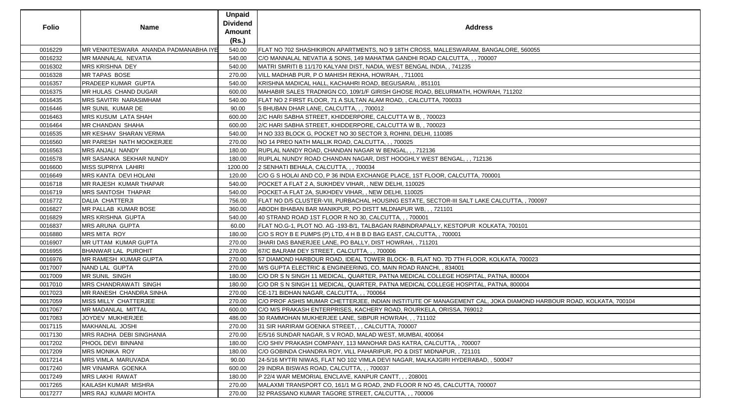| Folio | Name | Unpaid Dividend Amount (Rs.) | Address |
|---|---|---|---|
| 0016229 | MR VENKITESWARA ANANDA PADMANABHA IYE | 540.00 | FLAT NO 702 SHASHIKIRON APARTMENTS, NO 9 18TH CROSS, MALLESWARAM, BANGALORE, 560055 |
| 0016232 | MR MANNALAL NEVATIA | 540.00 | C/O MANNALAL NEVATIA & SONS, 149 MAHATMA GANDHI ROAD CALCUTTA, , , 700007 |
| 0016302 | MRS KRISHNA DEY | 540.00 | MATRI SMRITI B 11/170 KALYANI DIST, NADIA, WEST BENGAL INDIA, , 741235 |
| 0016328 | MR TAPAS BOSE | 270.00 | VILL MADHAB PUR, P O MAHISH REKHA, HOWRAH, , 711001 |
| 0016357 | PRADEEP KUMAR GUPTA | 540.00 | KRISHNA MADICAL HALL, KACHAHRI ROAD, BEGUSARAI, , 851101 |
| 0016375 | MR HULAS CHAND DUGAR | 600.00 | MAHABIR SALES TRADNIGN CO, 109/1/F GIRISH GHOSE ROAD, BELURMATH, HOWRAH, 711202 |
| 0016435 | MRS SAVITRI NARASIMHAM | 540.00 | FLAT NO 2 FIRST FLOOR, 71 A SULTAN ALAM ROAD, , CALCUTTA, 700033 |
| 0016446 | MR SUNIL KUMAR DE | 90.00 | 5 BHUBAN DHAR LANE, CALCUTTA, , , 700012 |
| 0016463 | MRS KUSUM LATA SHAH | 600.00 | 2/C HARI SABHA STREET, KHIDDERPORE, CALCUTTA W B, , 700023 |
| 0016464 | MR CHANDAN SHAHA | 600.00 | 2/C HARI SABHA STREET, KHIDDERPORE, CALCUTTA W B, , 700023 |
| 0016535 | MR KESHAV SHARAN VERMA | 540.00 | H NO 333 BLOCK G, POCKET NO 30 SECTOR 3, ROHINI, DELHI, 110085 |
| 0016560 | MR PARESH NATH MOOKERJEE | 270.00 | NO 14 PREO NATH MALLIK ROAD, CALCUTTA, , , 700025 |
| 0016563 | MRS ANJALI NANDY | 180.00 | RUPLAL NANDY ROAD, CHANDAN NAGAR W BENGAL, , , 712136 |
| 0016578 | MR SASANKA SEKHAR NUNDY | 180.00 | RUPLAL NUNDY ROAD CHANDAN NAGAR, DIST HOOGHLY WEST BENGAL, , , 712136 |
| 0016600 | MISS SUPRIYA LAHIRI | 1200.00 | 2 SENHATI BEHALA, CALCUTTA, , , 700034 |
| 0016649 | MRS KANTA DEVI HOLANI | 120.00 | C/O G S HOLAI AND CO, P 36 INDIA EXCHANGE PLACE, 1ST FLOOR, CALCUTTA, 700001 |
| 0016718 | MR RAJESH KUMAR THAPAR | 540.00 | POCKET A FLAT 2 A, SUKHDEV VIHAR, , NEW DELHI, 110025 |
| 0016719 | MRS SANTOSH THAPAR | 540.00 | POCKET-A FLAT 2A, SUKHDEV VIHAR, , NEW DELHI, 110025 |
| 0016772 | DALIA CHATTERJI | 756.00 | FLAT NO D/5 CLUSTER-VIII, PURBACHAL HOUSING ESTATE, SECTOR-III SALT LAKE CALCUTTA, , 700097 |
| 0016827 | MR PALLAB KUMAR BOSE | 360.00 | ABODH BHABAN BAR MANIKPUR, PO DISTT MLDNAPUR WB, , , 721101 |
| 0016829 | MRS KRISHNA GUPTA | 540.00 | 40 STRAND ROAD 1ST FLOOR R NO 30, CALCUTTA, , , 700001 |
| 0016837 | MRS ARUNA GUPTA | 60.00 | FLAT NO.G-1, PLOT NO. AG -193-B/1, TALBAGAN RABINDRAPALLY, KESTOPUR KOLKATA, 700101 |
| 0016880 | MRS MITA ROY | 180.00 | C/O S ROY B E PUMPS (P) LTD, 4 H B B D BAG EAST, CALCUTTA, , 700001 |
| 0016907 | MR UTTAM KUMAR GUPTA | 270.00 | 3HARI DAS BANERJEE LANE, PO BALLY, DIST HOWRAH, , 711201 |
| 0016955 | BHANWAR LAL PUROHIT | 270.00 | 67/C BALRAM DEY STREET, CALCUTTA, , , 700006 |
| 0016976 | MR RAMESH KUMAR GUPTA | 270.00 | 57 DIAMOND HARBOUR ROAD, IDEAL TOWER BLOCK- B, FLAT NO. 7D 7TH FLOOR, KOLKATA, 700023 |
| 0017007 | NAND LAL GUPTA | 270.00 | M/S GUPTA ELECTRIC & ENGINEERING, CO, MAIN ROAD RANCHI, , 834001 |
| 0017009 | MR SUNIL SINGH | 180.00 | C/O DR S N SINGH 11 MEDICAL, QUARTER, PATNA MEDICAL COLLEGE HOSPITAL, PATNA, 800004 |
| 0017010 | MRS CHANDRAWATI SINGH | 180.00 | C/O DR S N SINGH 11 MEDICAL, QUARTER, PATNA MEDICAL COLLEGE HOSPITAL, PATNA, 800004 |
| 0017023 | MR RANESH CHANDRA SINHA | 270.00 | CE-171 BIDHAN NAGAR, CALCUTTA, , , 700064 |
| 0017059 | MISS MILLY CHATTERJEE | 270.00 | C/O PROF ASHIS MUMAR CHETTERJEE, INDIAN INSTITUTE OF MANAGEMENT CAL, JOKA DIAMOND HARBOUR ROAD, KOLKATA, 700104 |
| 0017067 | MR MADANLAL MITTAL | 600.00 | C/O M/S PRAKASH ENTERPRISES, KACHERY ROAD, ROURKELA, ORISSA, 769012 |
| 0017083 | JOYDEV MUKHERJEE | 486.00 | 30 RAMMOHAN MUKHERJEE LANE, SIBPUR HOWRAH, , , 711102 |
| 0017115 | MAKHANLAL JOSHI | 270.00 | 31 SIR HARIRAM GOENKA STREET, , , CALCUTTA, 700007 |
| 0017130 | MRS RADHA DEBI SINGHANIA | 270.00 | E/5/16 SUNDAR NAGAR, S V ROAD, MALAD WEST, MUMBAI, 400064 |
| 0017202 | PHOOL DEVI BINNANI | 180.00 | C/O SHIV PRAKASH COMPANY, 113 MANOHAR DAS KATRA, CALCUTTA, , 700007 |
| 0017209 | MRS MONIKA ROY | 180.00 | C/O GOBINDA CHANDRA ROY, VILL PAHARIPUR, PO & DIST MIDNAPUR, , 721101 |
| 0017214 | MRS VIMLA MARUVADA | 90.00 | 24-5/16 MYTRI NIWAS, FLAT NO 102 VIMLA DEVI NAGAR, MALKAJGIRI HYDERABAD, , 500047 |
| 0017240 | MR VINAMRA GOENKA | 600.00 | 29 INDRA BISWAS ROAD, CALCUTTA, , , 700037 |
| 0017249 | MRS LAKHI RAWAT | 180.00 | P 22/4 WAR MEMORIAL ENCLAVE, KANPUR CANTT, , , 208001 |
| 0017265 | KAILASH KUMAR MISHRA | 270.00 | MALAXMI TRANSPORT CO, 161/1 M G ROAD, 2ND FLOOR R NO 45, CALCUTTA, 700007 |
| 0017277 | MRS RAJ KUMARI MOHTA | 270.00 | 32 PRASSANO KUMAR TAGORE STREET, CALCUTTA, , , 700006 |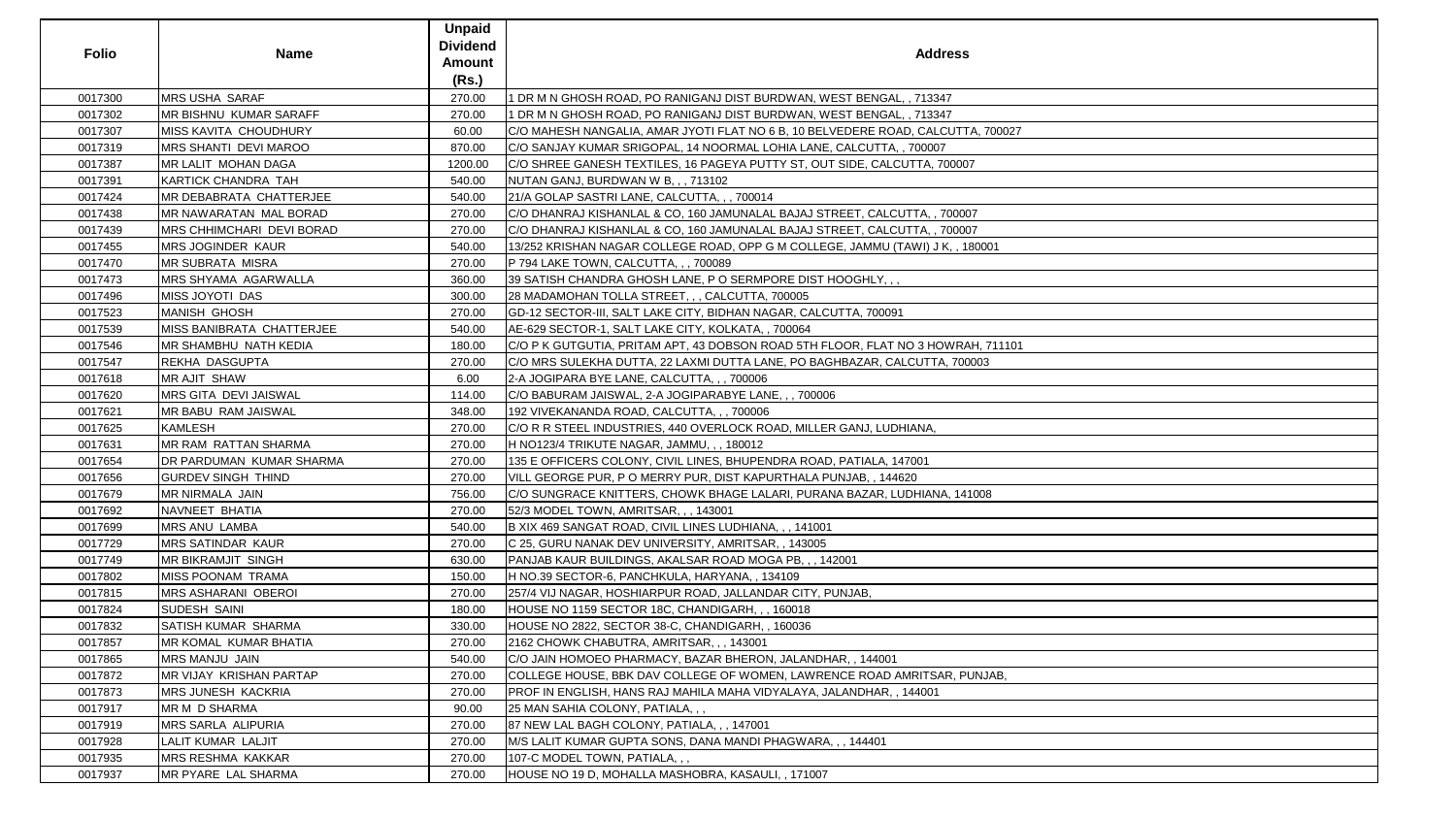| Folio | Name | Unpaid Dividend Amount (Rs.) | Address |
|---|---|---|---|
| 0017300 | MRS USHA SARAF | 270.00 | 1 DR M N GHOSH ROAD, PO RANIGANJ DIST BURDWAN, WEST BENGAL, , 713347 |
| 0017302 | MR BISHNU KUMAR SARAFF | 270.00 | 1 DR M N GHOSH ROAD, PO RANIGANJ DIST BURDWAN, WEST BENGAL, , 713347 |
| 0017307 | MISS KAVITA CHOUDHURY | 60.00 | C/O MAHESH NANGALIA, AMAR JYOTI FLAT NO 6 B, 10 BELVEDERE ROAD, CALCUTTA, 700027 |
| 0017319 | MRS SHANTI DEVI MAROO | 870.00 | C/O SANJAY KUMAR SRIGOPAL, 14 NOORMAL LOHIA LANE, CALCUTTA, , 700007 |
| 0017387 | MR LALIT MOHAN DAGA | 1200.00 | C/O SHREE GANESH TEXTILES, 16 PAGEYA PUTTY ST, OUT SIDE, CALCUTTA, 700007 |
| 0017391 | KARTICK CHANDRA TAH | 540.00 | NUTAN GANJ, BURDWAN W B, , , 713102 |
| 0017424 | MR DEBABRATA CHATTERJEE | 540.00 | 21/A GOLAP SASTRI LANE, CALCUTTA, , , 700014 |
| 0017438 | MR NAWARATAN MAL BORAD | 270.00 | C/O DHANRAJ KISHANLAL & CO, 160 JAMUNALAL BAJAJ STREET, CALCUTTA, , 700007 |
| 0017439 | MRS CHHIMCHARI DEVI BORAD | 270.00 | C/O DHANRAJ KISHANLAL & CO, 160 JAMUNALAL BAJAJ STREET, CALCUTTA, , 700007 |
| 0017455 | MRS JOGINDER KAUR | 540.00 | 13/252 KRISHAN NAGAR COLLEGE ROAD, OPP G M COLLEGE, JAMMU (TAWI) J K, , 180001 |
| 0017470 | MR SUBRATA MISRA | 270.00 | P 794 LAKE TOWN, CALCUTTA, , , 700089 |
| 0017473 | MRS SHYAMA AGARWALLA | 360.00 | 39 SATISH CHANDRA GHOSH LANE, P O SERMPORE DIST HOOGHLY, , , |
| 0017496 | MISS JOYOTI DAS | 300.00 | 28 MADAMOHAN TOLLA STREET, , , CALCUTTA, 700005 |
| 0017523 | MANISH GHOSH | 270.00 | GD-12 SECTOR-III, SALT LAKE CITY, BIDHAN NAGAR, CALCUTTA, 700091 |
| 0017539 | MISS BANIBRATA CHATTERJEE | 540.00 | AE-629 SECTOR-1, SALT LAKE CITY, KOLKATA, , 700064 |
| 0017546 | MR SHAMBHU NATH KEDIA | 180.00 | C/O P K GUTGUTIA, PRITAM APT, 43 DOBSON ROAD 5TH FLOOR, FLAT NO 3 HOWRAH, 711101 |
| 0017547 | REKHA DASGUPTA | 270.00 | C/O MRS SULEKHA DUTTA, 22 LAXMI DUTTA LANE, PO BAGHBAZAR, CALCUTTA, 700003 |
| 0017618 | MR AJIT SHAW | 6.00 | 2-A JOGIPARA BYE LANE, CALCUTTA, , , 700006 |
| 0017620 | MRS GITA DEVI JAISWAL | 114.00 | C/O BABURAM JAISWAL, 2-A JOGIPARABYE LANE, , , 700006 |
| 0017621 | MR BABU RAM JAISWAL | 348.00 | 192 VIVEKANANDA ROAD, CALCUTTA, , , 700006 |
| 0017625 | KAMLESH | 270.00 | C/O R R STEEL INDUSTRIES, 440 OVERLOCK ROAD, MILLER GANJ, LUDHIANA, |
| 0017631 | MR RAM RATTAN SHARMA | 270.00 | H NO123/4 TRIKUTE NAGAR, JAMMU, , , 180012 |
| 0017654 | DR PARDUMAN KUMAR SHARMA | 270.00 | 135 E OFFICERS COLONY, CIVIL LINES, BHUPENDRA ROAD, PATIALA, 147001 |
| 0017656 | GURDEV SINGH THIND | 270.00 | VILL GEORGE PUR, P O MERRY PUR, DIST KAPURTHALA PUNJAB, , 144620 |
| 0017679 | MR NIRMALA JAIN | 756.00 | C/O SUNGRACE KNITTERS, CHOWK BHAGE LALARI, PURANA BAZAR, LUDHIANA, 141008 |
| 0017692 | NAVNEET BHATIA | 270.00 | 52/3 MODEL TOWN, AMRITSAR, , , 143001 |
| 0017699 | MRS ANU LAMBA | 540.00 | B XIX 469 SANGAT ROAD, CIVIL LINES LUDHIANA, , , 141001 |
| 0017729 | MRS SATINDAR KAUR | 270.00 | C 25, GURU NANAK DEV UNIVERSITY, AMRITSAR, , 143005 |
| 0017749 | MR BIKRAMJIT SINGH | 630.00 | PANJAB KAUR BUILDINGS, AKALSAR ROAD MOGA PB, , , 142001 |
| 0017802 | MISS POONAM TRAMA | 150.00 | H NO.39 SECTOR-6, PANCHKULA, HARYANA, , 134109 |
| 0017815 | MRS ASHARANI OBEROI | 270.00 | 257/4 VIJ NAGAR, HOSHIARPUR ROAD, JALLANDAR CITY, PUNJAB, |
| 0017824 | SUDESH SAINI | 180.00 | HOUSE NO 1159 SECTOR 18C, CHANDIGARH, , , 160018 |
| 0017832 | SATISH KUMAR SHARMA | 330.00 | HOUSE NO 2822, SECTOR 38-C, CHANDIGARH, , 160036 |
| 0017857 | MR KOMAL KUMAR BHATIA | 270.00 | 2162 CHOWK CHABUTRA, AMRITSAR, , , 143001 |
| 0017865 | MRS MANJU JAIN | 540.00 | C/O JAIN HOMOEO PHARMACY, BAZAR BHERON, JALANDHAR, , 144001 |
| 0017872 | MR VIJAY KRISHAN PARTAP | 270.00 | COLLEGE HOUSE, BBK DAV COLLEGE OF WOMEN, LAWRENCE ROAD AMRITSAR, PUNJAB, |
| 0017873 | MRS JUNESH KACKRIA | 270.00 | PROF IN ENGLISH, HANS RAJ MAHILA MAHA VIDYALAYA, JALANDHAR, , 144001 |
| 0017917 | MR M D SHARMA | 90.00 | 25 MAN SAHIA COLONY, PATIALA, , , |
| 0017919 | MRS SARLA ALIPURIA | 270.00 | 87 NEW LAL BAGH COLONY, PATIALA, , , 147001 |
| 0017928 | LALIT KUMAR LALJIT | 270.00 | M/S LALIT KUMAR GUPTA SONS, DANA MANDI PHAGWARA, , , 144401 |
| 0017935 | MRS RESHMA KAKKAR | 270.00 | 107-C MODEL TOWN, PATIALA, , , |
| 0017937 | MR PYARE LAL SHARMA | 270.00 | HOUSE NO 19 D, MOHALLA MASHOBRA, KASAULI, , 171007 |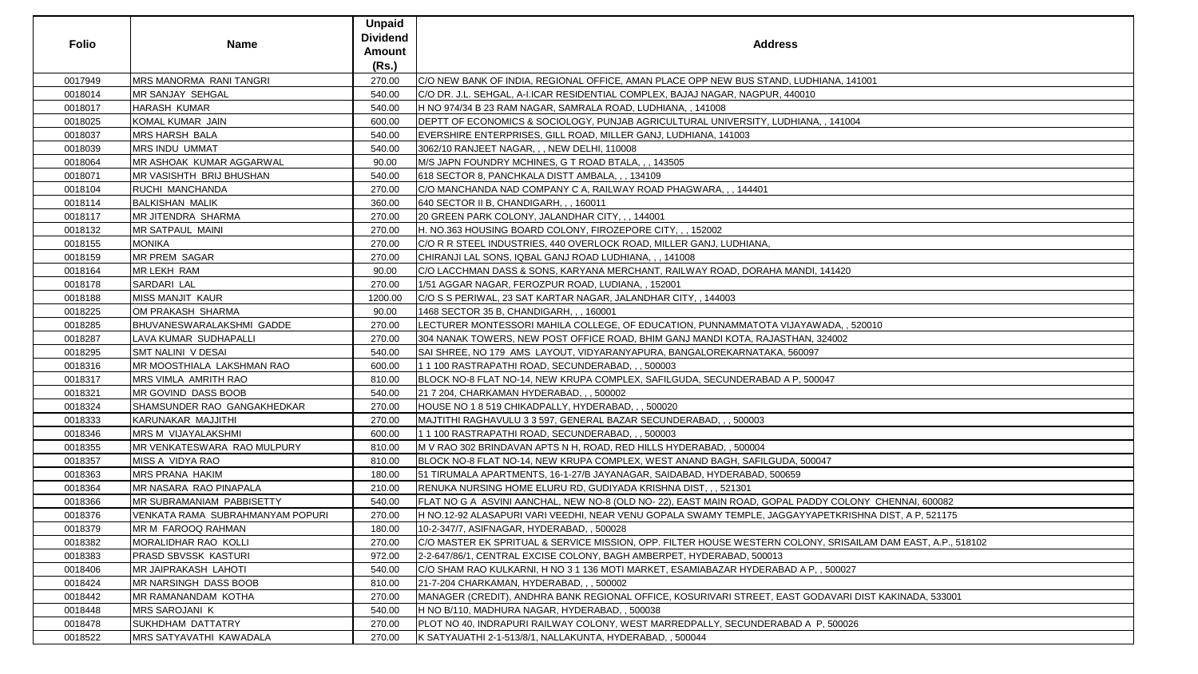| Folio | Name | Unpaid Dividend Amount (Rs.) | Address |
|---|---|---|---|
| 0017949 | MRS MANORMA RANI TANGRI | 270.00 | C/O NEW BANK OF INDIA, REGIONAL OFFICE, AMAN PLACE OPP NEW BUS STAND, LUDHIANA, 141001 |
| 0018014 | MR SANJAY SEHGAL | 540.00 | C/O DR. J.L. SEHGAL, A-I.ICAR RESIDENTIAL COMPLEX, BAJAJ NAGAR, NAGPUR, 440010 |
| 0018017 | HARASH KUMAR | 540.00 | H NO 974/34 B 23 RAM NAGAR, SAMRALA ROAD, LUDHIANA, , 141008 |
| 0018025 | KOMAL KUMAR JAIN | 600.00 | DEPTT OF ECONOMICS & SOCIOLOGY, PUNJAB AGRICULTURAL UNIVERSITY, LUDHIANA, , 141004 |
| 0018037 | MRS HARSH BALA | 540.00 | EVERSHIRE ENTERPRISES, GILL ROAD, MILLER GANJ, LUDHIANA, 141003 |
| 0018039 | MRS INDU UMMAT | 540.00 | 3062/10 RANJEET NAGAR, , , NEW DELHI, 110008 |
| 0018064 | MR ASHOAK KUMAR AGGARWAL | 90.00 | M/S JAPN FOUNDRY MCHINES, G T ROAD BTALA, , , 143505 |
| 0018071 | MR VASISHTH BRIJ BHUSHAN | 540.00 | 618 SECTOR 8, PANCHKALA DISTT AMBALA, , , 134109 |
| 0018104 | RUCHI MANCHANDA | 270.00 | C/O MANCHANDA NAD COMPANY C A, RAILWAY ROAD PHAGWARA, , , 144401 |
| 0018114 | BALKISHAN MALIK | 360.00 | 640 SECTOR II B, CHANDIGARH, , , 160011 |
| 0018117 | MR JITENDRA SHARMA | 270.00 | 20 GREEN PARK COLONY, JALANDHAR CITY, , , 144001 |
| 0018132 | MR SATPAUL MAINI | 270.00 | H. NO.363 HOUSING BOARD COLONY, FIROZEPORE CITY, , , 152002 |
| 0018155 | MONIKA | 270.00 | C/O R R STEEL INDUSTRIES, 440 OVERLOCK ROAD, MILLER GANJ, LUDHIANA, |
| 0018159 | MR PREM SAGAR | 270.00 | CHIRANJI LAL SONS, IQBAL GANJ ROAD LUDHIANA, , , 141008 |
| 0018164 | MR LEKH RAM | 90.00 | C/O LACCHMAN DASS & SONS, KARYANA MERCHANT, RAILWAY ROAD, DORAHA MANDI, 141420 |
| 0018178 | SARDARI LAL | 270.00 | 1/51 AGGAR NAGAR, FEROZPUR ROAD, LUDIANA, , 152001 |
| 0018188 | MISS MANJIT KAUR | 1200.00 | C/O S S PERIWAL, 23 SAT KARTAR NAGAR, JALANDHAR CITY, , 144003 |
| 0018225 | OM PRAKASH SHARMA | 90.00 | 1468 SECTOR 35 B, CHANDIGARH, , , 160001 |
| 0018285 | BHUVANESWARALAKSHMI GADDE | 270.00 | LECTURER MONTESSORI MAHILA COLLEGE, OF EDUCATION, PUNNAMMATOTA VIJAYAWADA, , 520010 |
| 0018287 | LAVA KUMAR SUDHAPALLI | 270.00 | 304 NANAK TOWERS, NEW POST OFFICE ROAD, BHIM GANJ MANDI KOTA, RAJASTHAN, 324002 |
| 0018295 | SMT NALINI V DESAI | 540.00 | SAI SHREE, NO 179 AMS LAYOUT, VIDYARANYAPURA, BANGALOREKARNATAKA, 560097 |
| 0018316 | MR MOOSTHIALA LAKSHMAN RAO | 600.00 | 1 1 100 RASTRAPATHI ROAD, SECUNDERABAD, , , 500003 |
| 0018317 | MRS VIMLA AMRITH RAO | 810.00 | BLOCK NO-8 FLAT NO-14, NEW KRUPA COMPLEX, SAFILGUDA, SECUNDERABAD A P, 500047 |
| 0018321 | MR GOVIND DASS BOOB | 540.00 | 21 7 204, CHARKAMAN HYDERABAD, , , 500002 |
| 0018324 | SHAMSUNDER RAO GANGAKHEDKAR | 270.00 | HOUSE NO 1 8 519 CHIKADPALLY, HYDERABAD, , , 500020 |
| 0018333 | KARUNAKAR MAJJITHI | 270.00 | MAJTITHI RAGHAVULU 3 3 597, GENERAL BAZAR SECUNDERABAD, , , 500003 |
| 0018346 | MRS M VIJAYALAKSHMI | 600.00 | 1 1 100 RASTRAPATHI ROAD, SECUNDERABAD, , , 500003 |
| 0018355 | MR VENKATESWARA RAO MULPURY | 810.00 | M V RAO 302 BRINDAVAN APTS N H, ROAD, RED HILLS HYDERABAD, , 500004 |
| 0018357 | MISS A VIDYA RAO | 810.00 | BLOCK NO-8 FLAT NO-14, NEW KRUPA COMPLEX, WEST ANAND BAGH, SAFILGUDA, 500047 |
| 0018363 | MRS PRANA HAKIM | 180.00 | 51 TIRUMALA APARTMENTS, 16-1-27/B JAYANAGAR, SAIDABAD, HYDERABAD, 500659 |
| 0018364 | MR NASARA RAO PINAPALA | 210.00 | RENUKA NURSING HOME ELURU RD, GUDIYADA KRISHNA DIST, , , 521301 |
| 0018366 | MR SUBRAMANIAM PABBISETTY | 540.00 | FLAT NO G A ASVINI AANCHAL, NEW NO-8 (OLD NO- 22), EAST MAIN ROAD, GOPAL PADDY COLONY CHENNAI, 600082 |
| 0018376 | VENKATA RAMA SUBRAHMANYAM POPURI | 270.00 | H NO.12-92 ALASAPURI VARI VEEDHI, NEAR VENU GOPALA SWAMY TEMPLE, JAGGAYYAPETKRISHNA DIST, A P, 521175 |
| 0018379 | MR M FAROOQ RAHMAN | 180.00 | 10-2-347/7, ASIFNAGAR, HYDERABAD, , 500028 |
| 0018382 | MORALIDHAR RAO KOLLI | 270.00 | C/O MASTER EK SPRITUAL & SERVICE MISSION, OPP. FILTER HOUSE WESTERN COLONY, SRISAILAM DAM EAST, A.P., 518102 |
| 0018383 | PRASD SBVSSK KASTURI | 972.00 | 2-2-647/86/1, CENTRAL EXCISE COLONY, BAGH AMBERPET, HYDERABAD, 500013 |
| 0018406 | MR JAIPRAKASH LAHOTI | 540.00 | C/O SHAM RAO KULKARNI, H NO 3 1 136 MOTI MARKET, ESAMIABAZAR HYDERABAD A P, , 500027 |
| 0018424 | MR NARSINGH DASS BOOB | 810.00 | 21-7-204 CHARKAMAN, HYDERABAD, , , 500002 |
| 0018442 | MR RAMANANDAM KOTHA | 270.00 | MANAGER (CREDIT), ANDHRA BANK REGIONAL OFFICE, KOSURIVARI STREET, EAST GODAVARI DIST KAKINADA, 533001 |
| 0018448 | MRS SAROJANI K | 540.00 | H NO B/110, MADHURA NAGAR, HYDERABAD, , 500038 |
| 0018478 | SUKHDHAM DATTATRY | 270.00 | PLOT NO 40, INDRAPURI RAILWAY COLONY, WEST MARREDPALLY, SECUNDERABAD A P, 500026 |
| 0018522 | MRS SATYAVATHI KAWADALA | 270.00 | K SATYAUATHI 2-1-513/8/1, NALLAKUNTA, HYDERABAD, , 500044 |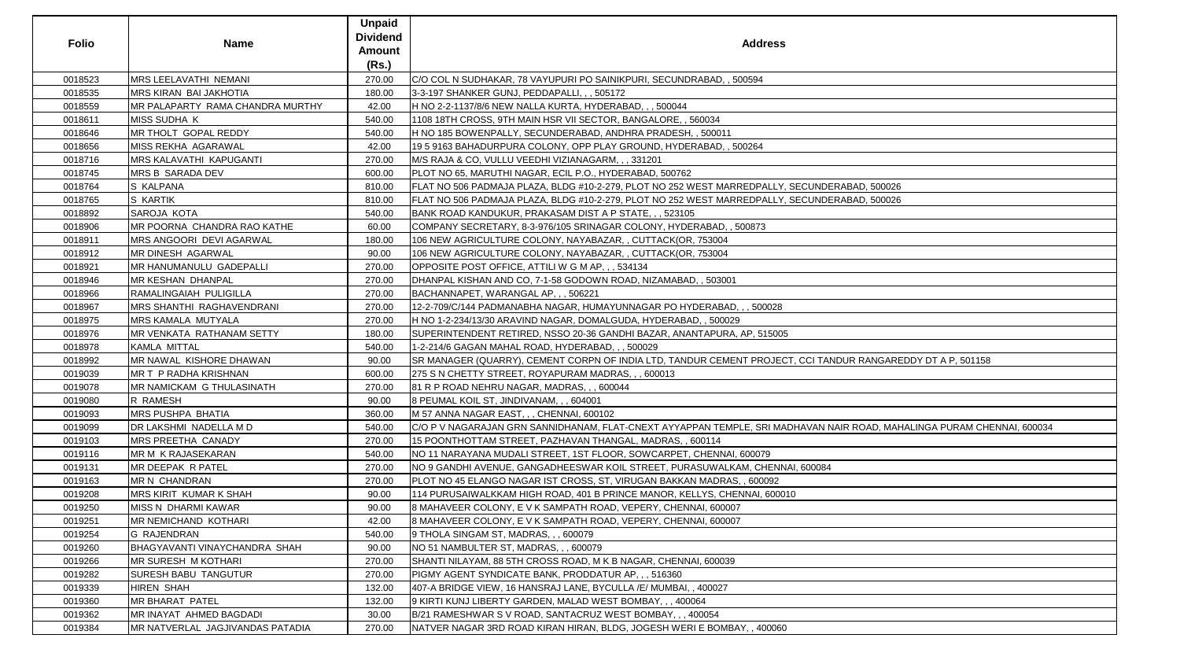| Folio | Name | Unpaid Dividend Amount (Rs.) | Address |
|---|---|---|---|
| 0018523 | MRS LEELAVATHI NEMANI | 270.00 | C/O COL N SUDHAKAR, 78 VAYUPURI PO SAINIKPURI, SECUNDRABAD, , 500594 |
| 0018535 | MRS KIRAN BAI JAKHOTIA | 180.00 | 3-3-197 SHANKER GUNJ, PEDDAPALLI, , , 505172 |
| 0018559 | MR PALAPARTY RAMA CHANDRA MURTHY | 42.00 | H NO 2-2-1137/8/6 NEW NALLA KURTA, HYDERABAD, , , 500044 |
| 0018611 | MISS SUDHA K | 540.00 | 1108 18TH CROSS, 9TH MAIN HSR VII SECTOR, BANGALORE, , 560034 |
| 0018646 | MR THOLT GOPAL REDDY | 540.00 | H NO 185 BOWENPALLY, SECUNDERABAD, ANDHRA PRADESH, , 500011 |
| 0018656 | MISS REKHA AGARAWAL | 42.00 | 19 5 9163 BAHADURPURA COLONY, OPP PLAY GROUND, HYDERABAD, , 500264 |
| 0018716 | MRS KALAVATHI KAPUGANTI | 270.00 | M/S RAJA & CO, VULLU VEEDHI VIZIANAGARM, , , 331201 |
| 0018745 | MRS B SARADA DEV | 600.00 | PLOT NO 65, MARUTHI NAGAR, ECIL P.O., HYDERABAD, 500762 |
| 0018764 | S KALPANA | 810.00 | FLAT NO 506 PADMAJA PLAZA, BLDG #10-2-279, PLOT NO 252 WEST MARREDPALLY, SECUNDERABAD, 500026 |
| 0018765 | S KARTIK | 810.00 | FLAT NO 506 PADMAJA PLAZA, BLDG #10-2-279, PLOT NO 252 WEST MARREDPALLY, SECUNDERABAD, 500026 |
| 0018892 | SAROJA KOTA | 540.00 | BANK ROAD KANDUKUR, PRAKASAM DIST A P STATE, , , 523105 |
| 0018906 | MR POORNA CHANDRA RAO KATHE | 60.00 | COMPANY SECRETARY, 8-3-976/105 SRINAGAR COLONY, HYDERABAD, , 500873 |
| 0018911 | MRS ANGOORI DEVI AGARWAL | 180.00 | 106 NEW AGRICULTURE COLONY, NAYABAZAR, , CUTTACK(OR, 753004 |
| 0018912 | MR DINESH AGARWAL | 90.00 | 106 NEW AGRICULTURE COLONY, NAYABAZAR, , CUTTACK(OR, 753004 |
| 0018921 | MR HANUMANULU GADEPALLI | 270.00 | OPPOSITE POST OFFICE, ATTILI W G M AP, , , 534134 |
| 0018946 | MR KESHAN DHANPAL | 270.00 | DHANPAL KISHAN AND CO, 7-1-58 GODOWN ROAD, NIZAMABAD, , 503001 |
| 0018966 | RAMALINGAIAH PULIGILLA | 270.00 | BACHANNAPET, WARANGAL AP, , , 506221 |
| 0018967 | MRS SHANTHI RAGHAVENDRANI | 270.00 | 12-2-709/C/144 PADMANABHA NAGAR, HUMAYUNNAGAR PO HYDERABAD, , , 500028 |
| 0018975 | MRS KAMALA MUTYALA | 270.00 | H NO 1-2-234/13/30 ARAVIND NAGAR, DOMALGUDA, HYDERABAD, , 500029 |
| 0018976 | MR VENKATA RATHANAM SETTY | 180.00 | SUPERINTENDENT RETIRED, NSSO 20-36 GANDHI BAZAR, ANANTAPURA, AP, 515005 |
| 0018978 | KAMLA MITTAL | 540.00 | 1-2-214/6 GAGAN MAHAL ROAD, HYDERABAD, , , 500029 |
| 0018992 | MR NAWAL KISHORE DHAWAN | 90.00 | SR MANAGER (QUARRY), CEMENT CORPN OF INDIA LTD, TANDUR CEMENT PROJECT, CCI TANDUR RANGAREDDY DT A P, 501158 |
| 0019039 | MR T P RADHA KRISHNAN | 600.00 | 275 S N CHETTY STREET, ROYAPURAM MADRAS, , , 600013 |
| 0019078 | MR NAMICKAM G THULASINATH | 270.00 | 81 R P ROAD NEHRU NAGAR, MADRAS, , , 600044 |
| 0019080 | R RAMESH | 90.00 | 8 PEUMAL KOIL ST, JINDIVANAM, , , 604001 |
| 0019093 | MRS PUSHPA BHATIA | 360.00 | M 57 ANNA NAGAR EAST, , , CHENNAI, 600102 |
| 0019099 | DR LAKSHMI NADELLA M D | 540.00 | C/O P V NAGARAJAN GRN SANNIDHANAM, FLAT-CNEXT AYYAPPAN TEMPLE, SRI MADHAVAN NAIR ROAD, MAHALINGA PURAM CHENNAI, 600034 |
| 0019103 | MRS PREETHA CANADY | 270.00 | 15 POONTHOTTAM STREET, PAZHAVAN THANGAL, MADRAS, , 600114 |
| 0019116 | MR M K RAJASEKARAN | 540.00 | NO 11 NARAYANA MUDALI STREET, 1ST FLOOR, SOWCARPET, CHENNAI, 600079 |
| 0019131 | MR DEEPAK R PATEL | 270.00 | NO 9 GANDHI AVENUE, GANGADHEESWAR KOIL STREET, PURASUWALKAM, CHENNAI, 600084 |
| 0019163 | MR N CHANDRAN | 270.00 | PLOT NO 45 ELANGO NAGAR IST CROSS, ST, VIRUGAN BAKKAN MADRAS, , 600092 |
| 0019208 | MRS KIRIT KUMAR K SHAH | 90.00 | 114 PURUSAIWALKKAM HIGH ROAD, 401 B PRINCE MANOR, KELLYS, CHENNAI, 600010 |
| 0019250 | MISS N DHARMI KAWAR | 90.00 | 8 MAHAVEER COLONY, E V K SAMPATH ROAD, VEPERY, CHENNAI, 600007 |
| 0019251 | MR NEMICHAND KOTHARI | 42.00 | 8 MAHAVEER COLONY, E V K SAMPATH ROAD, VEPERY, CHENNAI, 600007 |
| 0019254 | G RAJENDRAN | 540.00 | 9 THOLA SINGAM ST, MADRAS, , , 600079 |
| 0019260 | BHAGYAVANTI VINAYCHANDRA SHAH | 90.00 | NO 51 NAMBULTER ST, MADRAS, , , 600079 |
| 0019266 | MR SURESH M KOTHARI | 270.00 | SHANTI NILAYAM, 88 5TH CROSS ROAD, M K B NAGAR, CHENNAI, 600039 |
| 0019282 | SURESH BABU TANGUTUR | 270.00 | PIGMY AGENT SYNDICATE BANK, PRODDATUR AP, , , 516360 |
| 0019339 | HIREN SHAH | 132.00 | 407-A BRIDGE VIEW, 16 HANSRAJ LANE, BYCULLA /E/ MUMBAI, , 400027 |
| 0019360 | MR BHARAT PATEL | 132.00 | 9 KIRTI KUNJ LIBERTY GARDEN, MALAD WEST BOMBAY, , , 400064 |
| 0019362 | MR INAYAT AHMED BAGDADI | 30.00 | B/21 RAMESHWAR S V ROAD, SANTACRUZ WEST BOMBAY, , , 400054 |
| 0019384 | MR NATVERLAL JAGJIVANDAS PATADIA | 270.00 | NATVER NAGAR 3RD ROAD KIRAN HIRAN, BLDG, JOGESH WERI E BOMBAY, , 400060 |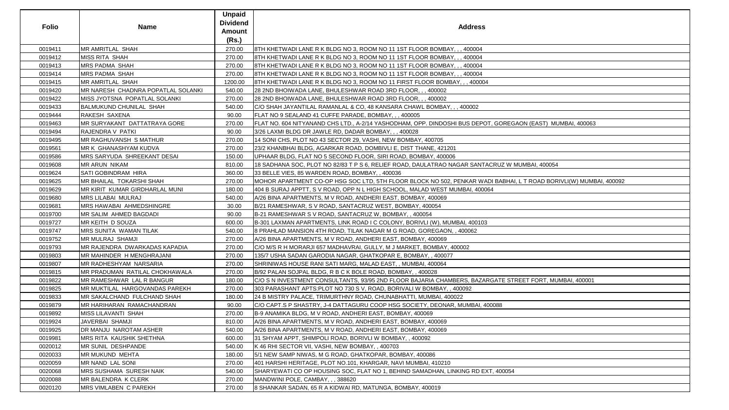| Folio | Name | Unpaid Dividend Amount (Rs.) | Address |
|---|---|---|---|
| 0019411 | MR AMRITLAL SHAH | 270.00 | 8TH KHETWADI LANE R K BLDG NO 3, ROOM NO 11 1ST FLOOR BOMBAY, , , 400004 |
| 0019412 | MISS RITA SHAH | 270.00 | 8TH KHETWADI LANE R K BLDG NO 3, ROOM NO 11 1ST FLOOR BOMBAY, , , 400004 |
| 0019413 | MRS PADMA SHAH | 270.00 | 8TH KHETWADI LANE R K BLDG NO 3, ROOM NO 11 1ST FLOOR BOMBAY, , , 400004 |
| 0019414 | MRS PADMA SHAH | 270.00 | 8TH KHETWADI LANE R K BLDG NO 3, ROOM NO 11 1ST FLOOR BOMBAY, , , 400004 |
| 0019415 | MR AMRITLAL SHAH | 1200.00 | 8TH KHETWADI LANE R K BLDG NO 3, ROOM NO 11 FIRST FLOOR BOMBAY, , , 400004 |
| 0019420 | MR NARESH CHADNRA POPATLAL SOLANKI | 540.00 | 28 2ND BHOIWADA LANE, BHULESHWAR ROAD 3RD FLOOR, , , 400002 |
| 0019422 | MISS JYOTSNA POPATLAL SOLANKI | 270.00 | 28 2ND BHOIWADA LANE, BHULESHWAR ROAD 3RD FLOOR, , , 400002 |
| 0019433 | BALMUKUND CHUNILAL SHAH | 540.00 | C/O SHAH JAYANTILAL RAMANLAL & CO, 48 KANSARA CHAWL BOMBAY, , , 400002 |
| 0019444 | RAKESH SAXENA | 90.00 | FLAT NO 9 SEALAND 41 CUFFE PARADE, BOMBAY, , , 400005 |
| 0019463 | MR SURYAKANT DATTATRAYA GORE | 270.00 | FLAT NO. 604 NITYANAND CHS LTD., A-2/14 YASHODHAM, OPP. DINDOSHI BUS DEPOT, GOREGAON (EAST) MUMBAI, 400063 |
| 0019494 | RAJENDRA V PATKI | 90.00 | 3/26 LAXMI BLDG DR JAWLE RD, DADAR BOMBAY, , , 400028 |
| 0019495 | MR RAGHUVANSH S MATHUR | 270.00 | 14 SONI CHS, PLOT NO 43 SECTOR 29, VASHI, NEW BOMBAY, 400705 |
| 0019561 | MR K GHANASHYAM KUDVA | 270.00 | 23/2 KHANBHAI BLDG, AGARKAR ROAD, DOMBIVLI E, DIST THANE, 421201 |
| 0019586 | MRS SARYUDA SHREEKANT DESAI | 150.00 | UPHAAR BLDG, FLAT NO 5 SECOND FLOOR, SIRI ROAD, BOMBAY, 400006 |
| 0019608 | MR ARUN NIKAM | 810.00 | 18 SADHANA SOC, PLOT NO 82/83 T P S 6, RELIEF ROAD, DAULATRAO NAGAR SANTACRUZ W MUMBAI, 400054 |
| 0019624 | SATI GOBINDRAM HIRA | 360.00 | 33 BELLE VIES, 85 WARDEN ROAD, BOMBAY, , 400036 |
| 0019625 | MR BHAILAL TOKARSHI SHAH | 270.00 | MOHOR APARTMENT CO-OP HSG SOC LTD, 5TH FLOOR BLOCK NO 502, PENKAR WADI BABHAI, L T ROAD BORIVLI(W) MUMBAI, 400092 |
| 0019629 | MR KIRIT KUMAR GIRDHARLAL MUNI | 180.00 | 404 B SURAJ APPTT, S V ROAD, OPP N L HIGH SCHOOL, MALAD WEST MUMBAI, 400064 |
| 0019680 | MRS LILABAI MULRAJ | 540.00 | A/26 BINA APARTMENTS, M V ROAD, ANDHERI EAST, BOMBAY, 400069 |
| 0019681 | MRS HAWABAI AHMEDSHINGRE | 30.00 | B/21 RAMESHWAR, S V ROAD, SANTACRUZ WEST, BOMBAY, 400054 |
| 0019700 | MR SALIM AHMED BAGDADI | 90.00 | B-21 RAMESHWAR S V ROAD, SANTACRUZ W, BOMBAY, , 400054 |
| 0019727 | MR KEITH D SOUZA | 600.00 | B-301 LAXMAN APARTMENTS, LINK ROAD I C COLONY, BORIVLI (W), MUMBAI, 400103 |
| 0019747 | MRS SUNITA WAMAN TILAK | 540.00 | 8 PRAHLAD MANSION 4TH ROAD, TILAK NAGAR M G ROAD, GOREGAON, , 400062 |
| 0019752 | MR MULRAJ SHAMJI | 270.00 | A/26 BINA APARTMENTS, M V ROAD, ANDHERI EAST, BOMBAY, 400069 |
| 0019793 | MR RAJENDRA DWARKADAS KAPADIA | 270.00 | C/O M/S R H MORARJI 657 MADHAVRAI, GULLY, M J MARKET, BOMBAY, 400002 |
| 0019803 | MR MAHINDER H MENGHRAJANI | 270.00 | 135/7 USHA SADAN GARODIA NAGAR, GHATKOPAR E, BOMBAY, , 400077 |
| 0019807 | MR RADHESHYAM NARSARIA | 270.00 | SHRINIWAS HOUSE RANI SATI MARG, MALAD EAST, , MUMBAI, 400064 |
| 0019815 | MR PRADUMAN RATILAL CHOKHAWALA | 270.00 | B/92 PALAN SOJPAL BLDG, R B C K BOLE ROAD, BOMBAY, , 400028 |
| 0019822 | MR RAMESHWAR LAL R BANGUR | 180.00 | C/O S N INVESTMENT CONSULTANTS, 93/95 2ND FLOOR BAJARIA CHAMBERS, BAZARGATE STREET FORT, MUMBAI, 400001 |
| 0019825 | MR MUKTILAL HARGOVANDAS PAREKH | 270.00 | 303 PARASHANT APTS:PLOT NO 730 S V, ROAD, BORIVALI W BOMBAY, , 400092 |
| 0019833 | MR SAKALCHAND FULCHAND SHAH | 180.00 | 24 B MISTRY PALACE, TRIMURTHNY ROAD, CHUNABHATTI, MUMBAI, 400022 |
| 0019879 | MR HARIHARAN RAMACHANDRAN | 90.00 | C/O CAPT.S P SHASTRY, J-4 DATTAGURU COOP HSG SOCIETY, DEONAR, MUMBAI, 400088 |
| 0019892 | MISS LILAVANTI SHAH | 270.00 | B-9 ANAMIKA BLDG, M V ROAD, ANDHERI EAST, BOMBAY, 400069 |
| 0019924 | JAVERBAI SHAMJI | 810.00 | A/26 BINA APARTMENTS, M V ROAD, ANDHERI EAST, BOMBAY, 400069 |
| 0019925 | DR MANJU NAROTAM ASHER | 540.00 | A/26 BINA APARTMENTS, M V ROAD, ANDHERI EAST, BOMBAY, 400069 |
| 0019981 | MRS RITA KAUSHIK SHETHNA | 600.00 | 31 SHYAM APPT, SHIMPOLI ROAD, BORIVLI W BOMBAY, , 400092 |
| 0020012 | MR SUNIL DESHPANDE | 540.00 | K 46 RHI SECTOR VII, VASHI, NEW BOMBAY, , 400703 |
| 0020033 | MR MUKUND MEHTA | 180.00 | 5/1 NEW SAMP NIWAS, M G ROAD, GHATKOPAR, BOMBAY, 400086 |
| 0020059 | MR NAND LAL SONI | 270.00 | 401 HARSHI HERITAGE, PLOT NO.101, KHARGAR, NAVI MUMBAI, 410210 |
| 0020068 | MRS SUSHAMA SURESH NAIK | 540.00 | SHARYEWATI CO OP HOUSING SOC, FLAT NO 1, BEHIND SAMADHAN, LINKING RD EXT, 400054 |
| 0020088 | MR BALENDRA K CLERK | 270.00 | MANDWINI POLE, CAMBAY, , , 388620 |
| 0020120 | MRS VIMLABEN C PAREKH | 270.00 | 8 SHANKAR SADAN, 65 R A KIDWAI RD, MATUNGA, BOMBAY, 400019 |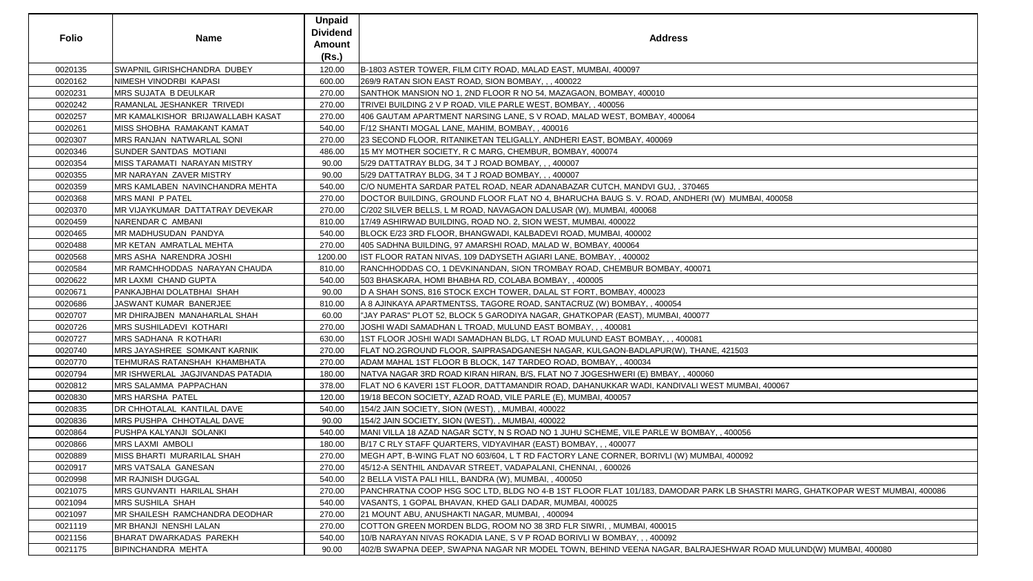| Folio | Name | Unpaid Dividend Amount (Rs.) | Address |
|---|---|---|---|
| 0020135 | SWAPNIL GIRISHCHANDRA DUBEY | 120.00 | B-1803 ASTER TOWER, FILM CITY ROAD, MALAD EAST, MUMBAI, 400097 |
| 0020162 | NIMESH VINODRBI KAPASI | 600.00 | 269/9 RATAN SION EAST ROAD, SION BOMBAY, , , 400022 |
| 0020231 | MRS SUJATA B DEULKAR | 270.00 | SANTHOK MANSION NO 1, 2ND FLOOR R NO 54, MAZAGAON, BOMBAY, 400010 |
| 0020242 | RAMANLAL JESHANKER TRIVEDI | 270.00 | TRIVEI BUILDING 2 V P ROAD, VILE PARLE WEST, BOMBAY, , 400056 |
| 0020257 | MR KAMALKISHOR BRIJAWALLABH KASAT | 270.00 | 406 GAUTAM APARTMENT NARSING LANE, S V ROAD, MALAD WEST, BOMBAY, 400064 |
| 0020261 | MISS SHOBHA RAMAKANT KAMAT | 540.00 | F/12 SHANTI MOGAL LANE, MAHIM, BOMBAY, , 400016 |
| 0020307 | MRS RANJAN NATWARLAL SONI | 270.00 | 23 SECOND FLOOR, RITANIKETAN TELIGALLY, ANDHERI EAST, BOMBAY, 400069 |
| 0020346 | SUNDER SANTDAS MOTIANI | 486.00 | 15 MY MOTHER SOCIETY, R C MARG, CHEMBUR, BOMBAY, 400074 |
| 0020354 | MISS TARAMATI NARAYAN MISTRY | 90.00 | 5/29 DATTATRAY BLDG, 34 T J ROAD BOMBAY, , , 400007 |
| 0020355 | MR NARAYAN ZAVER MISTRY | 90.00 | 5/29 DATTATRAY BLDG, 34 T J ROAD BOMBAY, , , 400007 |
| 0020359 | MRS KAMLABEN NAVINCHANDRA MEHTA | 540.00 | C/O NUMEHTA SARDAR PATEL ROAD, NEAR ADANABAZAR CUTCH, MANDVI GUJ, , 370465 |
| 0020368 | MRS MANI P PATEL | 270.00 | DOCTOR BUILDING, GROUND FLOOR FLAT NO 4, BHARUCHA BAUG S. V. ROAD, ANDHERI (W) MUMBAI, 400058 |
| 0020370 | MR VIJAYKUMAR DATTATRAY DEVEKAR | 270.00 | C/202 SILVER BELLS, L M ROAD, NAVAGAON DALUSAR (W), MUMBAI, 400068 |
| 0020459 | NARENDAR C AMBANI | 810.00 | 17/49 ASHIRWAD BUILDING, ROAD NO. 2, SION WEST, MUMBAI, 400022 |
| 0020465 | MR MADHUSUDAN PANDYA | 540.00 | BLOCK E/23 3RD FLOOR, BHANGWADI, KALBADEVI ROAD, MUMBAI, 400002 |
| 0020488 | MR KETAN AMRATLAL MEHTA | 270.00 | 405 SADHNA BUILDING, 97 AMARSHI ROAD, MALAD W, BOMBAY, 400064 |
| 0020568 | MRS ASHA NARENDRA JOSHI | 1200.00 | IST FLOOR RATAN NIVAS, 109 DADYSETH AGIARI LANE, BOMBAY, , 400002 |
| 0020584 | MR RAMCHHODDAS NARAYAN CHAUDA | 810.00 | RANCHHODDAS CO, 1 DEVKINANDAN, SION TROMBAY ROAD, CHEMBUR BOMBAY, 400071 |
| 0020622 | MR LAXMI CHAND GUPTA | 540.00 | 503 BHASKARA, HOMI BHABHA RD, COLABA BOMBAY, , 400005 |
| 0020671 | PANKAJBHAI DOLATBHAI SHAH | 90.00 | D A SHAH SONS, 816 STOCK EXCH TOWER, DALAL ST FORT, BOMBAY, 400023 |
| 0020686 | JASWANT KUMAR BANERJEE | 810.00 | A 8 AJINKAYA APARTMENTSS, TAGORE ROAD, SANTACRUZ (W) BOMBAY, , 400054 |
| 0020707 | MR DHIRAJBEN MANAHARLAL SHAH | 60.00 | "JAY PARAS" PLOT 52, BLOCK 5 GARODIYA NAGAR, GHATKOPAR (EAST), MUMBAI, 400077 |
| 0020726 | MRS SUSHILADEVI KOTHARI | 270.00 | JOSHI WADI SAMADHAN L TROAD, MULUND EAST BOMBAY, , , 400081 |
| 0020727 | MRS SADHANA R KOTHARI | 630.00 | 1ST FLOOR JOSHI WADI SAMADHAN BLDG, LT ROAD MULUND EAST BOMBAY, , , 400081 |
| 0020740 | MRS JAYASHREE SOMKANT KARNIK | 270.00 | FLAT NO.2GROUND FLOOR, SAIPRASADGANESH NAGAR, KULGAON-BADLAPUR(W), THANE, 421503 |
| 0020770 | TEHMURAS RATANSHAH KHAMBHATA | 270.00 | ADAM MAHAL 1ST FLOOR B BLOCK, 147 TARDEO ROAD, BOMBAY, , 400034 |
| 0020794 | MR ISHWERLAL JAGJIVANDAS PATADIA | 180.00 | NATVA NAGAR 3RD ROAD KIRAN HIRAN, B/S, FLAT NO 7 JOGESHWERI (E) BMBAY, , 400060 |
| 0020812 | MRS SALAMMA PAPPACHAN | 378.00 | FLAT NO 6 KAVERI 1ST FLOOR, DATTAMANDIR ROAD, DAHANUKKAR WADI, KANDIVALI WEST MUMBAI, 400067 |
| 0020830 | MRS HARSHA PATEL | 120.00 | 19/18 BECON SOCIETY, AZAD ROAD, VILE PARLE (E), MUMBAI, 400057 |
| 0020835 | DR CHHOTALAL KANTILAL DAVE | 540.00 | 154/2 JAIN SOCIETY, SION (WEST), , MUMBAI, 400022 |
| 0020836 | MRS PUSHPA CHHOTALAL DAVE | 90.00 | 154/2 JAIN SOCIETY, SION (WEST), , MUMBAI, 400022 |
| 0020864 | PUSHPA KALYANJI SOLANKI | 540.00 | MANI VILLA 18 AZAD NAGAR SCTY, N S ROAD NO 1 JUHU SCHEME, VILE PARLE W BOMBAY, , 400056 |
| 0020866 | MRS LAXMI AMBOLI | 180.00 | B/17 C RLY STAFF QUARTERS, VIDYAVIHAR (EAST) BOMBAY, , , 400077 |
| 0020889 | MISS BHARTI MURARILAL SHAH | 270.00 | MEGH APT, B-WING FLAT NO 603/604, L T RD FACTORY LANE CORNER, BORIVLI (W) MUMBAI, 400092 |
| 0020917 | MRS VATSALA GANESAN | 270.00 | 45/12-A SENTHIL ANDAVAR STREET, VADAPALANI, CHENNAI, , 600026 |
| 0020998 | MR RAJNISH DUGGAL | 540.00 | 2 BELLA VISTA PALI HILL, BANDRA (W), MUMBAI, , 400050 |
| 0021075 | MRS GUNVANTI HARILAL SHAH | 270.00 | PANCHRATNA COOP HSG SOC LTD, BLDG NO 4-B 1ST FLOOR FLAT 101/183, DAMODAR PARK LB SHASTRI MARG, GHATKOPAR WEST MUMBAI, 400086 |
| 0021094 | MRS SUSHILA SHAH | 540.00 | VASANTS, 1 GOPAL BHAVAN, KHED GALI DADAR, MUMBAI, 400025 |
| 0021097 | MR SHAILESH RAMCHANDRA DEODHAR | 270.00 | 21 MOUNT ABU, ANUSHAKTI NAGAR, MUMBAI, , 400094 |
| 0021119 | MR BHANJI NENSHI LALAN | 270.00 | COTTON GREEN MORDEN BLDG, ROOM NO 38 3RD FLR SIWRI, , MUMBAI, 400015 |
| 0021156 | BHARAT DWARKADAS PAREKH | 540.00 | 10/B NARAYAN NIVAS ROKADIA LANE, S V P ROAD BORIVLI W BOMBAY, , , 400092 |
| 0021175 | BIPINCHANDRA MEHTA | 90.00 | 402/B SWAPNA DEEP, SWAPNA NAGAR NR MODEL TOWN, BEHIND VEENA NAGAR, BALRAJESHWAR ROAD MULUND(W) MUMBAI, 400080 |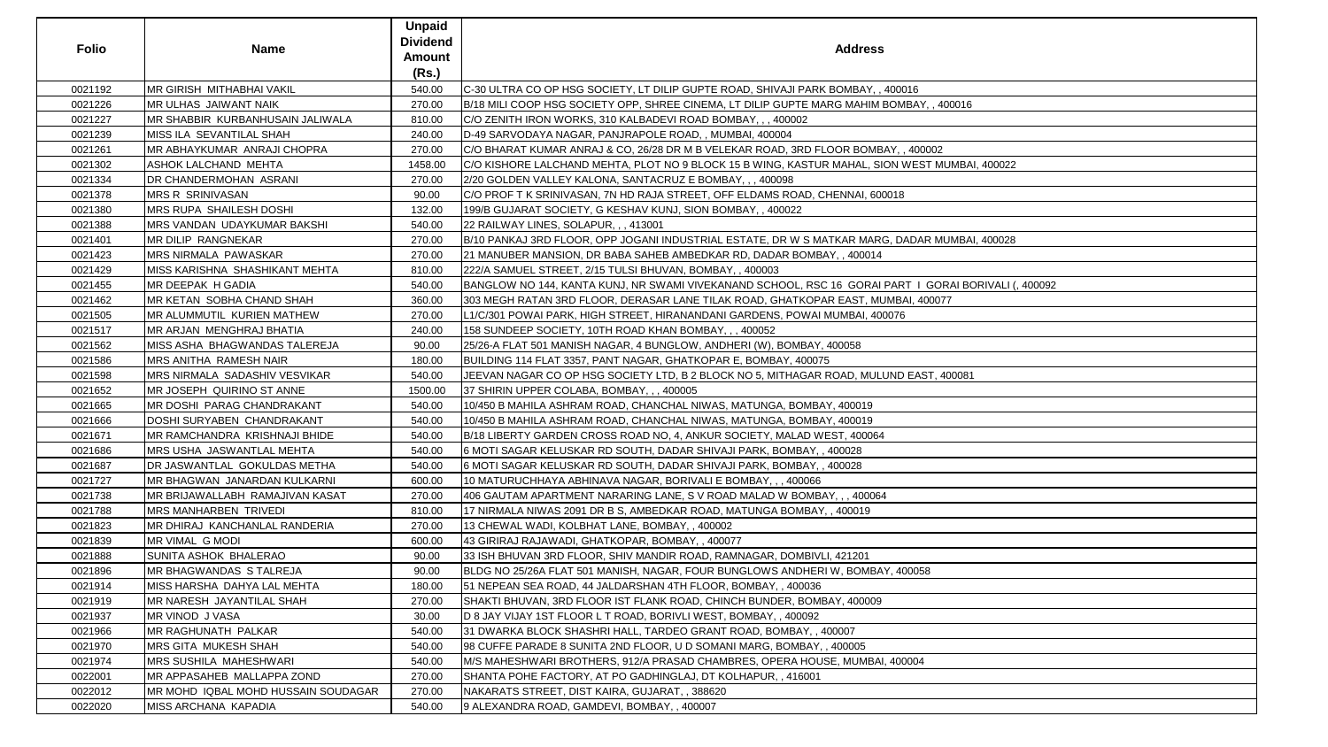| Folio | Name | Unpaid Dividend Amount (Rs.) | Address |
|---|---|---|---|
| 0021192 | MR GIRISH MITHABHAI VAKIL | 540.00 | C-30 ULTRA CO OP HSG SOCIETY, LT DILIP GUPTE ROAD, SHIVAJI PARK BOMBAY, , 400016 |
| 0021226 | MR ULHAS JAIWANT NAIK | 270.00 | B/18 MILI COOP HSG SOCIETY OPP, SHREE CINEMA, LT DILIP GUPTE MARG MAHIM BOMBAY, , 400016 |
| 0021227 | MR SHABBIR KURBANHUSAIN JALIWALA | 810.00 | C/O ZENITH IRON WORKS, 310 KALBADEVI ROAD BOMBAY, , , 400002 |
| 0021239 | MISS ILA SEVANTILAL SHAH | 240.00 | D-49 SARVODAYA NAGAR, PANJRAPOLE ROAD, , MUMBAI, 400004 |
| 0021261 | MR ABHAYKUMAR ANRAJI CHOPRA | 270.00 | C/O BHARAT KUMAR ANRAJ & CO, 26/28 DR M B VELEKAR ROAD, 3RD FLOOR BOMBAY, , 400002 |
| 0021302 | ASHOK LALCHAND MEHTA | 1458.00 | C/O KISHORE LALCHAND MEHTA, PLOT NO 9 BLOCK 15 B WING, KASTUR MAHAL, SION WEST MUMBAI, 400022 |
| 0021334 | DR CHANDERMOHAN ASRANI | 270.00 | 2/20 GOLDEN VALLEY KALONA, SANTACRUZ E BOMBAY, , , 400098 |
| 0021378 | MRS R SRINIVASAN | 90.00 | C/O PROF T K SRINIVASAN, 7N HD RAJA STREET, OFF ELDAMS ROAD, CHENNAI, 600018 |
| 0021380 | MRS RUPA SHAILESH DOSHI | 132.00 | 199/B GUJARAT SOCIETY, G KESHAV KUNJ, SION BOMBAY, , 400022 |
| 0021388 | MRS VANDAN UDAYKUMAR BAKSHI | 540.00 | 22 RAILWAY LINES, SOLAPUR, , , 413001 |
| 0021401 | MR DILIP RANGNEKAR | 270.00 | B/10 PANKAJ 3RD FLOOR, OPP JOGANI INDUSTRIAL ESTATE, DR W S MATKAR MARG, DADAR MUMBAI, 400028 |
| 0021423 | MRS NIRMALA PAWASKAR | 270.00 | 21 MANUBER MANSION, DR BABA SAHEB AMBEDKAR RD, DADAR BOMBAY, , 400014 |
| 0021429 | MISS KARISHNA SHASHIKANT MEHTA | 810.00 | 222/A SAMUEL STREET, 2/15 TULSI BHUVAN, BOMBAY, , 400003 |
| 0021455 | MR DEEPAK H GADIA | 540.00 | BANGLOW NO 144, KANTA KUNJ, NR SWAMI VIVEKANAND SCHOOL, RSC 16 GORAI PART I GORAI BORIVALI (, 400092 |
| 0021462 | MR KETAN SOBHA CHAND SHAH | 360.00 | 303 MEGH RATAN 3RD FLOOR, DERASAR LANE TILAK ROAD, GHATKOPAR EAST, MUMBAI, 400077 |
| 0021505 | MR ALUMMUTIL KURIEN MATHEW | 270.00 | L1/C/301 POWAI PARK, HIGH STREET, HIRANANDANI GARDENS, POWAI MUMBAI, 400076 |
| 0021517 | MR ARJAN MENGHRAJ BHATIA | 240.00 | 158 SUNDEEP SOCIETY, 10TH ROAD KHAN BOMBAY, , , 400052 |
| 0021562 | MISS ASHA BHAGWANDAS TALEREJA | 90.00 | 25/26-A FLAT 501 MANISH NAGAR, 4 BUNGLOW, ANDHERI (W), BOMBAY, 400058 |
| 0021586 | MRS ANITHA RAMESH NAIR | 180.00 | BUILDING 114 FLAT 3357, PANT NAGAR, GHATKOPAR E, BOMBAY, 400075 |
| 0021598 | MRS NIRMALA SADASHIV VESVIKAR | 540.00 | JEEVAN NAGAR CO OP HSG SOCIETY LTD, B 2 BLOCK NO 5, MITHAGAR ROAD, MULUND EAST, 400081 |
| 0021652 | MR JOSEPH QUIRINO ST ANNE | 1500.00 | 37 SHIRIN UPPER COLABA, BOMBAY, , , 400005 |
| 0021665 | MR DOSHI PARAG CHANDRAKANT | 540.00 | 10/450 B MAHILA ASHRAM ROAD, CHANCHAL NIWAS, MATUNGA, BOMBAY, 400019 |
| 0021666 | DOSHI SURYABEN CHANDRAKANT | 540.00 | 10/450 B MAHILA ASHRAM ROAD, CHANCHAL NIWAS, MATUNGA, BOMBAY, 400019 |
| 0021671 | MR RAMCHANDRA KRISHNAJI BHIDE | 540.00 | B/18 LIBERTY GARDEN CROSS ROAD NO, 4, ANKUR SOCIETY, MALAD WEST, 400064 |
| 0021686 | MRS USHA JASWANTLAL MEHTA | 540.00 | 6 MOTI SAGAR KELUSKAR RD SOUTH, DADAR SHIVAJI PARK, BOMBAY, , 400028 |
| 0021687 | DR JASWANTLAL GOKULDAS METHA | 540.00 | 6 MOTI SAGAR KELUSKAR RD SOUTH, DADAR SHIVAJI PARK, BOMBAY, , 400028 |
| 0021727 | MR BHAGWAN JANARDAN KULKARNI | 600.00 | 10 MATURUCHHAYA ABHINAVA NAGAR, BORIVALI E BOMBAY, , , 400066 |
| 0021738 | MR BRIJAWALLABH RAMAJIVAN KASAT | 270.00 | 406 GAUTAM APARTMENT NARARING LANE, S V ROAD MALAD W BOMBAY, , , 400064 |
| 0021788 | MRS MANHARBEN TRIVEDI | 810.00 | 17 NIRMALA NIWAS 2091 DR B S, AMBEDKAR ROAD, MATUNGA BOMBAY, , 400019 |
| 0021823 | MR DHIRAJ KANCHANLAL RANDERIA | 270.00 | 13 CHEWAL WADI, KOLBHAT LANE, BOMBAY, , 400002 |
| 0021839 | MR VIMAL G MODI | 600.00 | 43 GIRIRAJ RAJAWADI, GHATKOPAR, BOMBAY, , 400077 |
| 0021888 | SUNITA ASHOK BHALERAO | 90.00 | 33 ISH BHUVAN 3RD FLOOR, SHIV MANDIR ROAD, RAMNAGAR, DOMBIVLI, 421201 |
| 0021896 | MR BHAGWANDAS S TALREJA | 90.00 | BLDG NO 25/26A FLAT 501 MANISH, NAGAR, FOUR BUNGLOWS ANDHERI W, BOMBAY, 400058 |
| 0021914 | MISS HARSHA DAHYA LAL MEHTA | 180.00 | 51 NEPEAN SEA ROAD, 44 JALDARSHAN 4TH FLOOR, BOMBAY, , 400036 |
| 0021919 | MR NARESH JAYANTILAL SHAH | 270.00 | SHAKTI BHUVAN, 3RD FLOOR IST FLANK ROAD, CHINCH BUNDER, BOMBAY, 400009 |
| 0021937 | MR VINOD J VASA | 30.00 | D 8 JAY VIJAY 1ST FLOOR L T ROAD, BORIVLI WEST, BOMBAY, , 400092 |
| 0021966 | MR RAGHUNATH PALKAR | 540.00 | 31 DWARKA BLOCK SHASHRI HALL, TARDEO GRANT ROAD, BOMBAY, , 400007 |
| 0021970 | MRS GITA MUKESH SHAH | 540.00 | 98 CUFFE PARADE 8 SUNITA 2ND FLOOR, U D SOMANI MARG, BOMBAY, , 400005 |
| 0021974 | MRS SUSHILA MAHESHWARI | 540.00 | M/S MAHESHWARI BROTHERS, 912/A PRASAD CHAMBRES, OPERA HOUSE, MUMBAI, 400004 |
| 0022001 | MR APPASAHEB MALLAPPA ZOND | 270.00 | SHANTA POHE FACTORY, AT PO GADHINGLAJ, DT KOLHAPUR, , 416001 |
| 0022012 | MR MOHD IQBAL MOHD HUSSAIN SOUDAGAR | 270.00 | NAKARATS STREET, DIST KAIRA, GUJARAT, , 388620 |
| 0022020 | MISS ARCHANA KAPADIA | 540.00 | 9 ALEXANDRA ROAD, GAMDEVI, BOMBAY, , 400007 |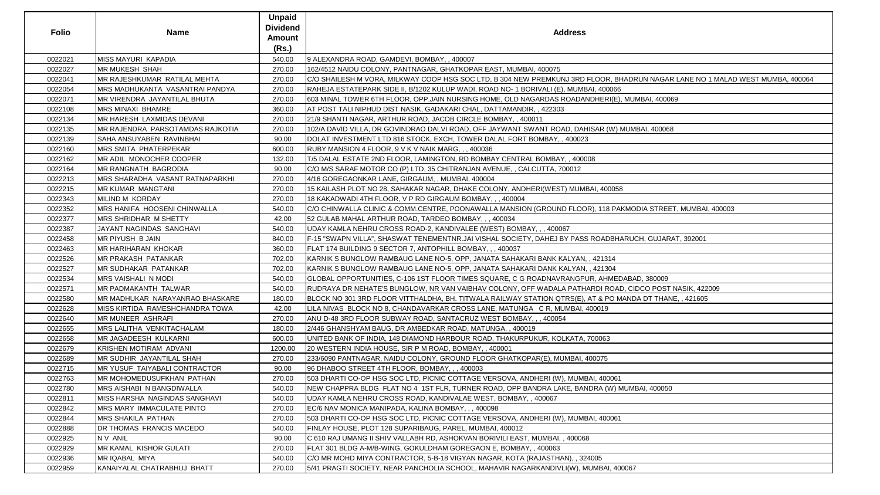| Folio | Name | Unpaid Dividend Amount (Rs.) | Address |
|---|---|---|---|
| 0022021 | MISS MAYURI KAPADIA | 540.00 | 9 ALEXANDRA ROAD, GAMDEVI, BOMBAY, , 400007 |
| 0022027 | MR MUKESH SHAH | 270.00 | 162/4512 NAIDU COLONY, PANTNAGAR, GHATKOPAR EAST, MUMBAI, 400075 |
| 0022041 | MR RAJESHKUMAR RATILAL MEHTA | 270.00 | C/O SHAILESH M VORA, MILKWAY COOP HSG SOC LTD, B 304 NEW PREMKUNJ 3RD FLOOR, BHADRUN NAGAR LANE NO 1 MALAD WEST MUMBA, 400064 |
| 0022054 | MRS MADHUKANTA VASANTRAI PANDYA | 270.00 | RAHEJA ESTATEPARK SIDE II, B/1202 KULUP WADI, ROAD NO- 1 BORIVALI (E), MUMBAI, 400066 |
| 0022071 | MR VIRENDRA JAYANTILAL BHUTA | 270.00 | 603 MINAL TOWER 6TH FLOOR, OPP.JAIN NURSING HOME, OLD NAGARDAS ROADANDHERI(E), MUMBAI, 400069 |
| 0022108 | MRS MINAXI BHAMRE | 360.00 | AT POST TALI NIPHUD DIST NASIK, GADAKARI CHAL, DATTAMANDIR, , 422303 |
| 0022134 | MR HARESH LAXMIDAS DEVANI | 270.00 | 21/9 SHANTI NAGAR, ARTHUR ROAD, JACOB CIRCLE BOMBAY, , 400011 |
| 0022135 | MR RAJENDRA PARSOTAMDAS RAJKOTIA | 270.00 | 102/A DAVID VILLA, DR GOVINDRAO DALVI ROAD, OFF JAYWANT SWANT ROAD, DAHISAR (W) MUMBAI, 400068 |
| 0022139 | SAHA ANSUYABEN RAVINBHAI | 90.00 | DOLAT INVESTMENT LTD 816 STOCK, EXCH, TOWER DALAL FORT BOMBAY, , 400023 |
| 0022160 | MRS SMITA PHATERPEKAR | 600.00 | RUBY MANSION 4 FLOOR, 9 V K V NAIK MARG, , , 400036 |
| 0022162 | MR ADIL MONOCHER COOPER | 132.00 | T/5 DALAL ESTATE 2ND FLOOR, LAMINGTON, RD BOMBAY CENTRAL BOMBAY, , 400008 |
| 0022164 | MR RANGNATH BAGRODIA | 90.00 | C/O M/S SARAF MOTOR CO (P) LTD, 35 CHITRANJAN AVENUE, , CALCUTTA, 700012 |
| 0022213 | MRS SHARADHA VASANT RATNAPARKHI | 270.00 | 4/16 GOREGAONKAR LANE, GIRGAUM, , MUMBAI, 400004 |
| 0022215 | MR KUMAR MANGTANI | 270.00 | 15 KAILASH PLOT NO 28, SAHAKAR NAGAR, DHAKE COLONY, ANDHERI(WEST) MUMBAI, 400058 |
| 0022343 | MILIND M KORDAY | 270.00 | 18 KAKADWADI 4TH FLOOR, V P RD GIRGAUM BOMBAY, , , 400004 |
| 0022352 | MRS HANIFA HOOSENI CHINWALLA | 540.00 | C/O CHINWALLA CLINIC & COMM.CENTRE, POONAWALLA MANSION (GROUND FLOOR), 118 PAKMODIA STREET, MUMBAI, 400003 |
| 0022377 | MRS SHRIDHAR M SHETTY | 42.00 | 52 GULAB MAHAL ARTHUR ROAD, TARDEO BOMBAY, , , 400034 |
| 0022387 | JAYANT NAGINDAS SANGHAVI | 540.00 | UDAY KAMLA NEHRU CROSS ROAD-2, KANDIVALEE (WEST) BOMBAY, , , 400067 |
| 0022458 | MR PIYUSH B JAIN | 840.00 | F-15 "SWAPN VILLA", SHASWAT TENEMENTNR.JAI VISHAL SOCIETY, DAHEJ BY PASS ROADBHARUCH, GUJARAT, 392001 |
| 0022463 | MR HARIHARAN KHOKAR | 360.00 | FLAT 174 BUILDING 9 SECTOR 7, ANTOPHILL BOMBAY, , , 400037 |
| 0022526 | MR PRAKASH PATANKAR | 702.00 | KARNIK S BUNGLOW RAMBAUG LANE NO-5, OPP, JANATA SAHAKARI BANK KALYAN, , 421314 |
| 0022527 | MR SUDHAKAR PATANKAR | 702.00 | KARNIK S BUNGLOW RAMBAUG LANE NO-5, OPP, JANATA SAHAKARI DANK KALYAN, , 421304 |
| 0022534 | MRS VAISHALI N MODI | 540.00 | GLOBAL OPPORTUNITIES, C-106 1ST FLOOR TIMES SQUARE, C G ROADNAVRANGPUR, AHMEDABAD, 380009 |
| 0022571 | MR PADMAKANTH TALWAR | 540.00 | RUDRAYA DR NEHATE'S BUNGLOW, NR VAN VAIBHAV COLONY, OFF WADALA PATHARDI ROAD, CIDCO POST NASIK, 422009 |
| 0022580 | MR MADHUKAR NARAYANRAO BHASKARE | 180.00 | BLOCK NO 301 3RD FLOOR VITTHALDHA, BH. TITWALA RAILWAY STATION QTRS(E), AT & PO MANDA DT THANE, , 421605 |
| 0022628 | MISS KIRTIDA RAMESHCHANDRA TOWA | 42.00 | LILA NIVAS BLOCK NO 8, CHANDAVARKAR CROSS LANE, MATUNGA C R, MUMBAI, 400019 |
| 0022640 | MR MUNEER ASHRAFI | 270.00 | ANU D-48 3RD FLOOR SUBWAY ROAD, SANTACRUZ WEST BOMBAY, , , 400054 |
| 0022655 | MRS LALITHA VENKITACHALAM | 180.00 | 2/446 GHANSHYAM BAUG, DR AMBEDKAR ROAD, MATUNGA, , 400019 |
| 0022658 | MR JAGADEESH KULKARNI | 600.00 | UNITED BANK OF INDIA, 148 DIAMOND HARBOUR ROAD, THAKURPUKUR, KOLKATA, 700063 |
| 0022679 | KRISHEN MOTIRAM ADVANI | 1200.00 | 20 WESTERN INDIA HOUSE, SIR P M ROAD, BOMBAY, , 400001 |
| 0022689 | MR SUDHIR JAYANTILAL SHAH | 270.00 | 233/6090 PANTNAGAR, NAIDU COLONY, GROUND FLOOR GHATKOPAR(E), MUMBAI, 400075 |
| 0022715 | MR YUSUF TAIYABALI CONTRACTOR | 90.00 | 96 DHABOO STREET 4TH FLOOR, BOMBAY, , , 400003 |
| 0022763 | MR MOHOMEDUSUFKHAN PATHAN | 270.00 | 503 DHARTI CO-OP HSG SOC LTD, PICNIC COTTAGE VERSOVA, ANDHERI (W), MUMBAI, 400061 |
| 0022780 | MRS AISHABI N BANGDIWALLA | 540.00 | NEW CHAPPRA BLDG FLAT NO 4 1ST FLR, TURNER ROAD, OPP BANDRA LAKE, BANDRA (W) MUMBAI, 400050 |
| 0022811 | MISS HARSHA NAGINDAS SANGHAVI | 540.00 | UDAY KAMLA NEHRU CROSS ROAD, KANDIVALAE WEST, BOMBAY, , 400067 |
| 0022842 | MRS MARY IMMACULATE PINTO | 270.00 | EC/6 NAV MONICA MANIPADA, KALINA BOMBAY, , , 400098 |
| 0022844 | MRS SHAKILA PATHAN | 270.00 | 503 DHARTI CO-OP HSG SOC LTD, PICNIC COTTAGE VERSOVA, ANDHERI (W), MUMBAI, 400061 |
| 0022888 | DR THOMAS FRANCIS MACEDO | 540.00 | FINLAY HOUSE, PLOT 128 SUPARIBAUG, PAREL, MUMBAI, 400012 |
| 0022925 | N V ANIL | 90.00 | C 610 RAJ UMANG II SHIV VALLABH RD, ASHOKVAN BORIVILI EAST, MUMBAI, , 400068 |
| 0022929 | MR KAMAL KISHOR GULATI | 270.00 | FLAT 301 BLDG A-M/B-WING, GOKULDHAM GOREGAON E, BOMBAY, , 400063 |
| 0022936 | MR IQABAL MIYA | 540.00 | C/O MR MOHD MIYA CONTRACTOR, 5-B-18 VIGYAN NAGAR, KOTA (RAJASTHAN), , 324005 |
| 0022959 | KANAIYALAL CHATRABHUJ BHATT | 270.00 | 5/41 PRAGTI SOCIETY, NEAR PANCHOLIA SCHOOL, MAHAVIR NAGARKANDIVLI(W), MUMBAI, 400067 |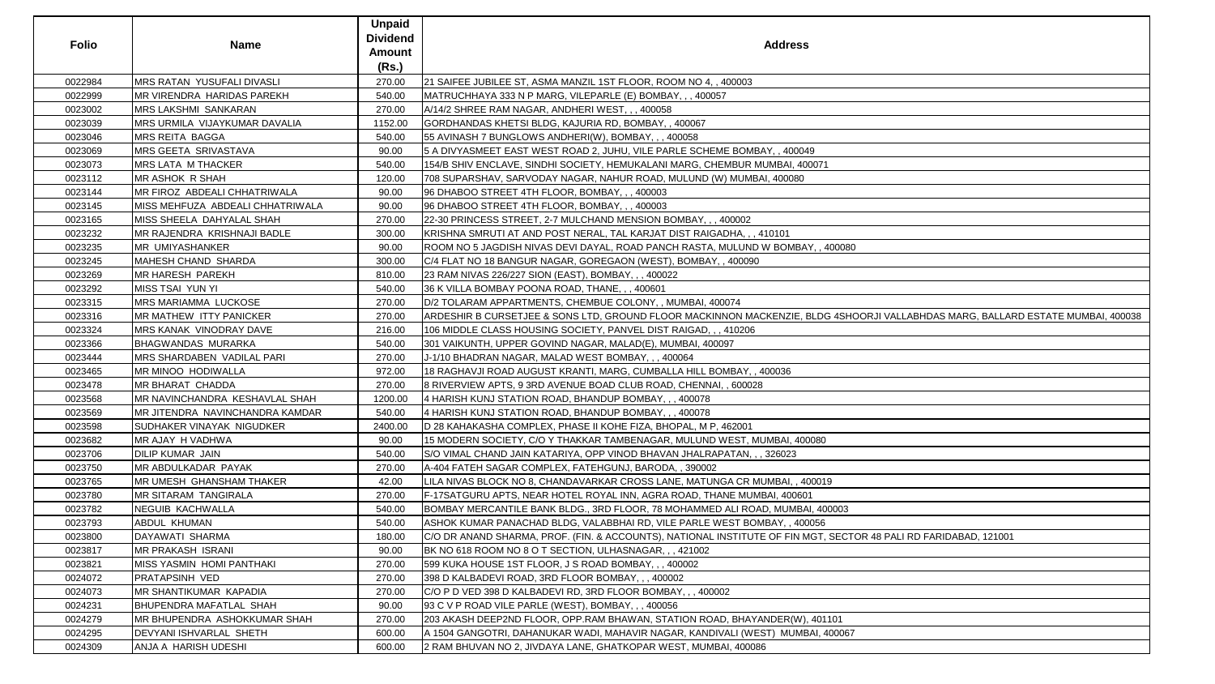| Folio | Name | Unpaid Dividend Amount (Rs.) | Address |
|---|---|---|---|
| 0022984 | MRS RATAN YUSUFALI DIVASLI | 270.00 | 21 SAIFEE JUBILEE ST, ASMA MANZIL 1ST FLOOR, ROOM NO 4, , 400003 |
| 0022999 | MR VIRENDRA HARIDAS PAREKH | 540.00 | MATRUCHHAYA 333 N P MARG, VILEPARLE (E) BOMBAY, , , 400057 |
| 0023002 | MRS LAKSHMI SANKARAN | 270.00 | A/14/2 SHREE RAM NAGAR, ANDHERI WEST, , , 400058 |
| 0023039 | MRS URMILA VIJAYKUMAR DAVALIA | 1152.00 | GORDHANDAS KHETSI BLDG, KAJURIA RD, BOMBAY, , 400067 |
| 0023046 | MRS REITA BAGGA | 540.00 | 55 AVINASH 7 BUNGLOWS ANDHERI(W), BOMBAY, , , 400058 |
| 0023069 | MRS GEETA SRIVASTAVA | 90.00 | 5 A DIVYASMEET EAST WEST ROAD 2, JUHU, VILE PARLE SCHEME BOMBAY, , 400049 |
| 0023073 | MRS LATA M THACKER | 540.00 | 154/B SHIV ENCLAVE, SINDHI SOCIETY, HEMUKALANI MARG, CHEMBUR MUMBAI, 400071 |
| 0023112 | MR ASHOK R SHAH | 120.00 | 708 SUPARSHAV, SARVODAY NAGAR, NAHUR ROAD, MULUND (W) MUMBAI, 400080 |
| 0023144 | MR FIROZ ABDEALI CHHATRIWALA | 90.00 | 96 DHABOO STREET 4TH FLOOR, BOMBAY, , , 400003 |
| 0023145 | MISS MEHFUZA ABDEALI CHHATRIWALA | 90.00 | 96 DHABOO STREET 4TH FLOOR, BOMBAY, , , 400003 |
| 0023165 | MISS SHEELA DAHYALAL SHAH | 270.00 | 22-30 PRINCESS STREET, 2-7 MULCHAND MENSION BOMBAY, , , 400002 |
| 0023232 | MR RAJENDRA KRISHNAJI BADLE | 300.00 | KRISHNA SMRUTI AT AND POST NERAL, TAL KARJAT DIST RAIGADHA, , , 410101 |
| 0023235 | MR UMIYASHANKER | 90.00 | ROOM NO 5 JAGDISH NIVAS DEVI DAYAL, ROAD PANCH RASTA, MULUND W BOMBAY, , 400080 |
| 0023245 | MAHESH CHAND SHARDA | 300.00 | C/4 FLAT NO 18 BANGUR NAGAR, GOREGAON (WEST), BOMBAY, , 400090 |
| 0023269 | MR HARESH PAREKH | 810.00 | 23 RAM NIVAS 226/227 SION (EAST), BOMBAY, , , 400022 |
| 0023292 | MISS TSAI YUN YI | 540.00 | 36 K VILLA BOMBAY POONA ROAD, THANE, , , 400601 |
| 0023315 | MRS MARIAMMA LUCKOSE | 270.00 | D/2 TOLARAM APPARTMENTS, CHEMBUE COLONY, , MUMBAI, 400074 |
| 0023316 | MR MATHEW ITTY PANICKER | 270.00 | ARDESHIR B CURSETJEE & SONS LTD, GROUND FLOOR MACKINNON MACKENZIE, BLDG 4SHOORJI VALLABHDAS MARG, BALLARD ESTATE MUMBAI, 400038 |
| 0023324 | MRS KANAK VINODRAY DAVE | 216.00 | 106 MIDDLE CLASS HOUSING SOCIETY, PANVEL DIST RAIGAD, , , 410206 |
| 0023366 | BHAGWANDAS MURARKA | 540.00 | 301 VAIKUNTH, UPPER GOVIND NAGAR, MALAD(E), MUMBAI, 400097 |
| 0023444 | MRS SHARDABEN VADILAL PARI | 270.00 | J-1/10 BHADRAN NAGAR, MALAD WEST BOMBAY, , , 400064 |
| 0023465 | MR MINOO HODIWALLA | 972.00 | 18 RAGHAVJI ROAD AUGUST KRANTI, MARG, CUMBALLA HILL BOMBAY, , 400036 |
| 0023478 | MR BHARAT CHADDA | 270.00 | 8 RIVERVIEW APTS, 9 3RD AVENUE BOAD CLUB ROAD, CHENNAI, , 600028 |
| 0023568 | MR NAVINCHANDRA KESHAVLAL SHAH | 1200.00 | 4 HARISH KUNJ STATION ROAD, BHANDUP BOMBAY, , , 400078 |
| 0023569 | MR JITENDRA NAVINCHANDRA KAMDAR | 540.00 | 4 HARISH KUNJ STATION ROAD, BHANDUP BOMBAY, , , 400078 |
| 0023598 | SUDHAKER VINAYAK NIGUDKER | 2400.00 | D 28 KAHAKASHA COMPLEX, PHASE II KOHE FIZA, BHOPAL, M P, 462001 |
| 0023682 | MR AJAY H VADHWA | 90.00 | 15 MODERN SOCIETY, C/O Y THAKKAR TAMBENAGAR, MULUND WEST, MUMBAI, 400080 |
| 0023706 | DILIP KUMAR JAIN | 540.00 | S/O VIMAL CHAND JAIN KATARIYA, OPP VINOD BHAVAN JHALRAPATAN, , , 326023 |
| 0023750 | MR ABDULKADAR PAYAK | 270.00 | A-404 FATEH SAGAR COMPLEX, FATEHGUNJ, BARODA, , 390002 |
| 0023765 | MR UMESH GHANSHAM THAKER | 42.00 | LILA NIVAS BLOCK NO 8, CHANDAVARKAR CROSS LANE, MATUNGA CR MUMBAI, , 400019 |
| 0023780 | MR SITARAM TANGIRALA | 270.00 | F-17SATGURU APTS, NEAR HOTEL ROYAL INN, AGRA ROAD, THANE MUMBAI, 400601 |
| 0023782 | NEGUIB KACHWALLA | 540.00 | BOMBAY MERCANTILE BANK BLDG., 3RD FLOOR, 78 MOHAMMED ALI ROAD, MUMBAI, 400003 |
| 0023793 | ABDUL KHUMAN | 540.00 | ASHOK KUMAR PANACHAD BLDG, VALABBHAI RD, VILE PARLE WEST BOMBAY, , 400056 |
| 0023800 | DAYAWATI SHARMA | 180.00 | C/O DR ANAND SHARMA, PROF. (FIN. & ACCOUNTS), NATIONAL INSTITUTE OF FIN MGT, SECTOR 48 PALI RD FARIDABAD, 121001 |
| 0023817 | MR PRAKASH ISRANI | 90.00 | BK NO 618 ROOM NO 8 O T SECTION, ULHASNAGAR, , , 421002 |
| 0023821 | MISS YASMIN HOMI PANTHAKI | 270.00 | 599 KUKA HOUSE 1ST FLOOR, J S ROAD BOMBAY, , , 400002 |
| 0024072 | PRATAPSINH VED | 270.00 | 398 D KALBADEVI ROAD, 3RD FLOOR BOMBAY, , , 400002 |
| 0024073 | MR SHANTIKUMAR KAPADIA | 270.00 | C/O P D VED 398 D KALBADEVI RD, 3RD FLOOR BOMBAY, , , 400002 |
| 0024231 | BHUPENDRA MAFATLAL SHAH | 90.00 | 93 C V P ROAD VILE PARLE (WEST), BOMBAY, , , 400056 |
| 0024279 | MR BHUPENDRA ASHOKKUMAR SHAH | 270.00 | 203 AKASH DEEP2ND FLOOR, OPP.RAM BHAWAN, STATION ROAD, BHAYANDER(W), 401101 |
| 0024295 | DEVYANI ISHVARLAL SHETH | 600.00 | A 1504 GANGOTRI, DAHANUKAR WADI, MAHAVIR NAGAR, KANDIVALI (WEST) MUMBAI, 400067 |
| 0024309 | ANJA A HARISH UDESHI | 600.00 | 2 RAM BHUVAN NO 2, JIVDAYA LANE, GHATKOPAR WEST, MUMBAI, 400086 |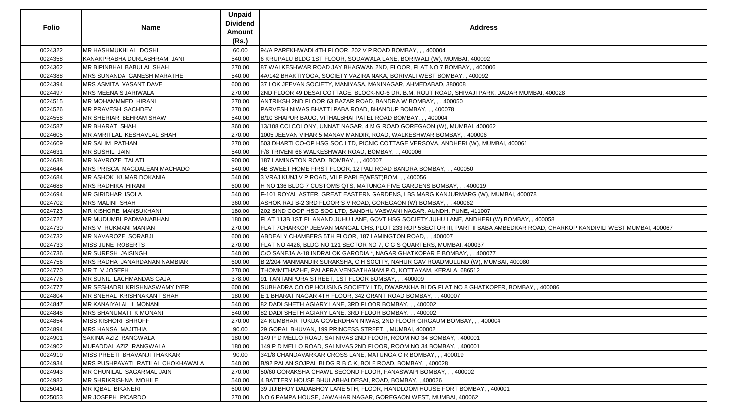| Folio | Name | Unpaid Dividend Amount (Rs.) | Address |
|---|---|---|---|
| 0024322 | MR HASHMUKHLAL DOSHI | 60.00 | 94/A PAREKHWADI 4TH FLOOR, 202 V P ROAD BOMBAY, , , 400004 |
| 0024358 | KANAKPRABHA DURLABHRAM JANI | 540.00 | 6 KRUPALU BLDG 1ST FLOOR, SODAWALA LANE, BORIWALI (W), MUMBAI, 400092 |
| 0024362 | MR BIPINBHAI BABULAL SHAH | 270.00 | 87 WALKESHWAR ROAD JAY BHAGWAN 2ND, FLOOR, FLAT NO 7 BOMBAY, , 400006 |
| 0024388 | MRS SUNANDA GANESH MARATHE | 540.00 | 4A/142 BHAKTIYOGA, SOCIETY VAZIRA NAKA, BORIVALI WEST BOMBAY, , 400092 |
| 0024394 | MRS ASMITA VASANT DAVE | 600.00 | 37 LOK JEEVAN SOCIETY, MANIYASA, MANINAGAR, AHMEDABAD, 380008 |
| 0024497 | MRS MEENA S JARIWALA | 270.00 | 2ND FLOOR 49 DESAI COTTAGE, BLOCK-NO-6 DR. B.M. ROUT ROAD, SHIVAJI PARK, DADAR MUMBAI, 400028 |
| 0024515 | MR MOHAMMMED HIRANI | 270.00 | ANTRIKSH 2ND FLOOR 63 BAZAR ROAD, BANDRA W BOMBAY, , , 400050 |
| 0024526 | MR PRAVESH SACHDEV | 270.00 | PARVESH NIWAS BHATTI PABA ROAD, BHANDUP BOMBAY, , , 400078 |
| 0024558 | MR SHERIAR BEHRAM SHAW | 540.00 | B/10 SHAPUR BAUG, VITHALBHAI PATEL ROAD BOMBAY, , , 400004 |
| 0024587 | MR BHARAT SHAH | 360.00 | 13/108 CCI COLONY, UNNAT NAGAR, 4 M G ROAD GOREGAON (W), MUMBAI, 400062 |
| 0024605 | MR AMRITLAL KESHAVLAL SHAH | 270.00 | 1005 JEEVAN VIHAR 5 MANAV MANDIR, ROAD, WALKESHWAR BOMBAY, , 400006 |
| 0024609 | MR SALIM PATHAN | 270.00 | 503 DHARTI CO-OP HSG SOC LTD, PICNIC COTTAGE VERSOVA, ANDHERI (W), MUMBAI, 400061 |
| 0024631 | MR SUSHIL JAIN | 540.00 | F/8 TRIVENI 66 WALKESHWAR ROAD, BOMBAY, , , 400006 |
| 0024638 | MR NAVROZE TALATI | 900.00 | 187 LAMINGTON ROAD, BOMBAY, , , 400007 |
| 0024644 | MRS PRISCA MAGDALEAN MACHADO | 540.00 | 4B SWEET HOME FIRST FLOOR, 12 PALI ROAD BANDRA BOMBAY, , , 400050 |
| 0024684 | MR ASHOK KUMAR DOKANIA | 540.00 | 3 VRAJ KUNJ V P ROAD, VILE PARLE(WEST)BOM, , , 400056 |
| 0024688 | MRS RADHIKA HIRANI | 600.00 | H NO 136 BLDG 7 CUSTOMS QTS, MATUNGA FIVE GARDENS BOMBAY, , , 400019 |
| 0024694 | MR GIRIDHAR ISOLA | 540.00 | F-101 ROYAL ASTER, GREAT EASTERN GARDENS, LBS MARG KANJURMARG (W), MUMBAI, 400078 |
| 0024702 | MRS MALINI SHAH | 360.00 | ASHOK RAJ B-2 3RD FLOOR S V ROAD, GOREGAON (W) BOMBAY, , , 400062 |
| 0024723 | MR KISHORE MANSUKHANI | 180.00 | 202 SIND COOP HSG SOC LTD, SANDHU VASWANI NAGAR, AUNDH, PUNE, 411007 |
| 0024727 | MR MUDUMBI PADMANABHAN | 180.00 | FLAT 113B 1ST FL ANAND JUHU LANE, GOVT HSG SOCIETY JUHU LANE, ANDHERI (W) BOMBAY, , 400058 |
| 0024730 | MRS V RUKMANI MANIAN | 270.00 | FLAT 7CHARKOP JEEVAN MANGAL CHS, PLOT 233 RDP 5SECTOR III, PART II BABA AMBEDKAR ROAD, CHARKOP KANDIVILI WEST MUMBAI, 400067 |
| 0024732 | MR NAVAROZE SORABJI | 600.00 | ABDEALY CHAMBERS 5TH FLOOR, 187 LAMINGTON ROAD, , , 400007 |
| 0024733 | MISS JUNE ROBERTS | 270.00 | FLAT NO 4426, BLDG NO 121 SECTOR NO 7, C G S QUARTERS, MUMBAI, 400037 |
| 0024736 | MR SURESH JAISINGH | 540.00 | C/O SANEJA A-18 INDRALOK GARODIA *, NAGAR GHATKOPAR E BOMBAY, , , 400077 |
| 0024756 | MRS RADHA JANARDANAN NAMBIAR | 600.00 | B 2/204 MANMANDIR SURAKSHA, C H SOCITY, NAHUR GAV ROADMULUND (W), MUMBAI, 400080 |
| 0024770 | MR T V JOSEPH | 270.00 | THOMMITHAZHE, PALAPRA VENGATHANAM P.O, KOTTAYAM, KERALA, 686512 |
| 0024776 | MR SUNIL LACHMANDAS GAJA | 378.00 | 91 TANTANPURA STREET, 1ST FLOOR BOMBAY, , , 400009 |
| 0024777 | MR SESHADRI KRISHNASWAMY IYER | 600.00 | SUBHADRA CO OP HOUSING SOCIETY LTD, DWARAKHA BLDG FLAT NO 8 GHATKOPER, BOMBAY, , 400086 |
| 0024804 | MR SNEHAL KRISHNAKANT SHAH | 180.00 | E 1 BHARAT NAGAR 4TH FLOOR, 342 GRANT ROAD BOMBAY, , , 400007 |
| 0024847 | MR KANAIYALAL L MONANI | 540.00 | 82 DADI SHETH AGIARY LANE, 3RD FLOOR BOMBAY, , , 400002 |
| 0024848 | MRS BHANUMATI K MONANI | 540.00 | 82 DADI SHETH AGIARY LANE, 3RD FLOOR BOMBAY, , , 400002 |
| 0024854 | MISS KISHORI SHROFF | 270.00 | 24 KUMBHAR TUKDA GOVERDHAN NIWAS, 2ND FLOOR GIRGAUM BOMBAY, , , 400004 |
| 0024894 | MRS HANSA MAJITHIA | 90.00 | 29 GOPAL BHUVAN, 199 PRINCESS STREET, , MUMBAI, 400002 |
| 0024901 | SAKINA AZIZ RANGWALA | 180.00 | 149 P D MELLO ROAD, SAI NIVAS 2ND FLOOR, ROOM NO 34 BOMBAY, , 400001 |
| 0024902 | MUFADDAL AZIZ RANGWALA | 180.00 | 149 P D MELLO ROAD, SAI NIVAS 2ND FLOOR, ROOM NO 34 BOMBAY, , 400001 |
| 0024919 | MISS PREETI BHAVANJI THAKKAR | 90.00 | 341/8 CHANDAVARKAR CROSS LANE, MATUNGA C R BOMBAY, , , 400019 |
| 0024934 | MRS PUSHPAVATI RATILAL CHOKHAWALA | 540.00 | B/92 PALAN SOJPAL BLDG R B C K, BOLE ROAD, BOMBAY, , 400028 |
| 0024943 | MR CHUNILAL SAGARMAL JAIN | 270.00 | 50/60 GORAKSHA CHAWL SECOND FLOOR, FANASWAPI BOMBAY, , , 400002 |
| 0024982 | MR SHRIKRISHNA MOHILE | 540.00 | 4 BATTERY HOUSE BHULABHAI DESAI, ROAD, BOMBAY, , 400026 |
| 0025041 | MR IQBAL BIKANERI | 600.00 | 39 JIJIBHOY DADABHOY LANE 5TH, FLOOR, HANDLOOM HOUSE FORT BOMBAY, , 400001 |
| 0025053 | MR JOSEPH PICARDO | 270.00 | NO 6 PAMPA HOUSE, JAWAHAR NAGAR, GOREGAON WEST, MUMBAI, 400062 |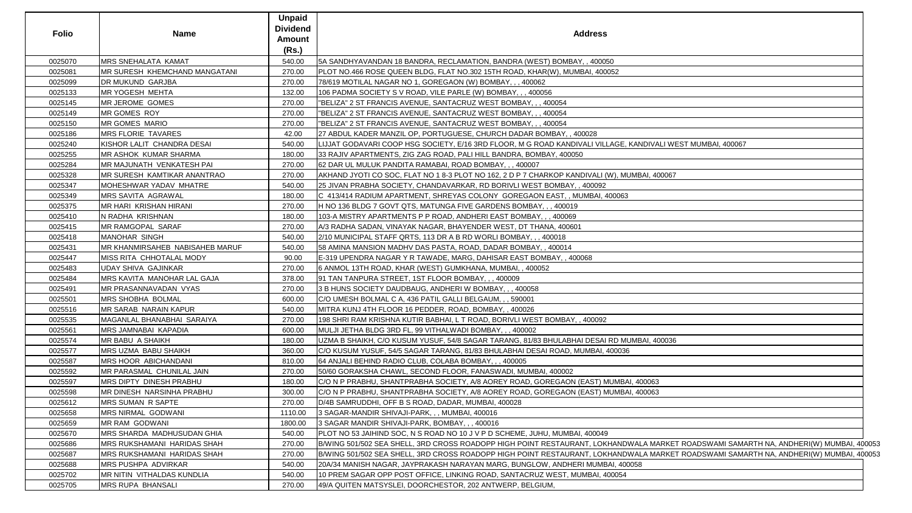| Folio | Name | Unpaid Dividend Amount (Rs.) | Address |
|---|---|---|---|
| 0025070 | MRS SNEHALATA KAMAT | 540.00 | 5A SANDHYAVANDAN 18 BANDRA, RECLAMATION, BANDRA (WEST) BOMBAY, , 400050 |
| 0025081 | MR SURESH KHEMCHAND MANGATANI | 270.00 | PLOT NO.466 ROSE QUEEN BLDG, FLAT NO.302 15TH ROAD, KHAR(W), MUMBAI, 400052 |
| 0025099 | DR MUKUND GARJBA | 270.00 | 78/619 MOTILAL NAGAR NO 1, GOREGAON (W) BOMBAY, , , 400062 |
| 0025133 | MR YOGESH MEHTA | 132.00 | 106 PADMA SOCIETY S V ROAD, VILE PARLE (W) BOMBAY, , , 400056 |
| 0025145 | MR JEROME GOMES | 270.00 | "BELIZA" 2 ST FRANCIS AVENUE, SANTACRUZ WEST BOMBAY, , , 400054 |
| 0025149 | MR GOMES ROY | 270.00 | "BELIZA" 2 ST FRANCIS AVENUE, SANTACRUZ WEST BOMBAY, , , 400054 |
| 0025150 | MR GOMES MARIO | 270.00 | "BELIZA" 2 ST FRANCIS AVENUE, SANTACRUZ WEST BOMBAY, , , 400054 |
| 0025186 | MRS FLORIE TAVARES | 42.00 | 27 ABDUL KADER MANZIL OP, PORTUGUESE, CHURCH DADAR BOMBAY, , 400028 |
| 0025240 | KISHOR LALIT CHANDRA DESAI | 540.00 | LIJJAT GODAVARI COOP HSG SOCIETY, E/16 3RD FLOOR, M G ROAD KANDIVALI VILLAGE, KANDIVALI WEST MUMBAI, 400067 |
| 0025255 | MR ASHOK KUMAR SHARMA | 180.00 | 33 RAJIV APARTMENTS, ZIG ZAG ROAD, PALI HILL BANDRA, BOMBAY, 400050 |
| 0025284 | MR MAJUNATH VENKATESH PAI | 270.00 | 62 DAR UL MULUK PANDITA RAMABAI, ROAD BOMBAY, , , 400007 |
| 0025328 | MR SURESH KAMTIKAR ANANTRAO | 270.00 | AKHAND JYOTI CO SOC, FLAT NO 1 8-3 PLOT NO 162, 2 D P 7 CHARKOP KANDIVALI (W), MUMBAI, 400067 |
| 0025347 | MOHESHWAR YADAV MHATRE | 540.00 | 25 JIVAN PRABHA SOCIETY, CHANDAVARKAR, RD BORIVLI WEST BOMBAY, , 400092 |
| 0025349 | MRS SAVITA AGRAWAL | 180.00 | C 413/414 RADIUM APARTMENT, SHREYAS COLONY GOREGAON EAST, , MUMBAI, 400063 |
| 0025375 | MR HARI KRISHAN HIRANI | 270.00 | H NO 136 BLDG 7 GOVT QTS, MATUNGA FIVE GARDENS BOMBAY, , , 400019 |
| 0025410 | N RADHA KRISHNAN | 180.00 | 103-A MISTRY APARTMENTS P P ROAD, ANDHERI EAST BOMBAY, , , 400069 |
| 0025415 | MR RAMGOPAL SARAF | 270.00 | A/3 RADHA SADAN, VINAYAK NAGAR, BHAYENDER WEST, DT THANA, 400601 |
| 0025418 | MANOHAR SINGH | 540.00 | 2/10 MUNICIPAL STAFF QRTS, 113 DR A B RD WORLI BOMBAY, , , 400018 |
| 0025431 | MR KHANMIRSAHEB NABISAHEB MARUF | 540.00 | 58 AMINA MANSION MADHV DAS PASTA, ROAD, DADAR BOMBAY, , 400014 |
| 0025447 | MISS RITA CHHOTALAL MODY | 90.00 | E-319 UPENDRA NAGAR Y R TAWADE, MARG, DAHISAR EAST BOMBAY, , 400068 |
| 0025483 | UDAY SHIVA GAJINKAR | 270.00 | 6 ANMOL 13TH ROAD, KHAR (WEST) GUMKHANA, MUMBAI, , 400052 |
| 0025484 | MRS KAVITA MANOHAR LAL GAJA | 378.00 | 91 TAN TANPURA STREET, 1ST FLOOR BOMBAY, , , 400009 |
| 0025491 | MR PRASANNAVADAN VYAS | 270.00 | 3 B HUNS SOCIETY DAUDBAUG, ANDHERI W BOMBAY, , , 400058 |
| 0025501 | MRS SHOBHA BOLMAL | 600.00 | C/O UMESH BOLMAL C A, 436 PATIL GALLI BELGAUM, , , 590001 |
| 0025516 | MR SARAB NARAIN KAPUR | 540.00 | MITRA KUNJ 4TH FLOOR 16 PEDDER, ROAD, BOMBAY, , 400026 |
| 0025535 | MAGANLAL BHANABHAI SARAIYA | 270.00 | 198 SHRI RAM KRISHNA KUTIR BABHAI, L T ROAD, BORIVLI WEST BOMBAY, , 400092 |
| 0025561 | MRS JAMNABAI KAPADIA | 600.00 | MULJI JETHA BLDG 3RD FL, 99 VITHALWADI BOMBAY, , , 400002 |
| 0025574 | MR BABU A SHAIKH | 180.00 | UZMA B SHAIKH, C/O KUSUM YUSUF, 54/8 SAGAR TARANG, 81/83 BHULABHAI DESAI RD MUMBAI, 400036 |
| 0025577 | MRS UZMA BABU SHAIKH | 360.00 | C/O KUSUM YUSUF, 54/5 SAGAR TARANG, 81/83 BHULABHAI DESAI ROAD, MUMBAI, 400036 |
| 0025587 | MRS HOOR ABICHANDANI | 810.00 | 64 ANJALI BEHIND RADIO CLUB, COLABA BOMBAY, , , 400005 |
| 0025592 | MR PARASMAL CHUNILAL JAIN | 270.00 | 50/60 GORAKSHA CHAWL, SECOND FLOOR, FANASWADI, MUMBAI, 400002 |
| 0025597 | MRS DIPTY DINESH PRABHU | 180.00 | C/O N P PRABHU, SHANTPRABHA SOCIETY, A/8 AOREY ROAD, GOREGAON (EAST) MUMBAI, 400063 |
| 0025598 | MR DINESH NARSINHA PRABHU | 300.00 | C/O N P PRABHU, SHANTPRABHA SOCIETY, A/8 AOREY ROAD, GOREGAON (EAST) MUMBAI, 400063 |
| 0025612 | MRS SUMAN R SAPTE | 270.00 | D/4B SAMRUDDHI, OFF B S ROAD, DADAR, MUMBAI, 400028 |
| 0025658 | MRS NIRMAL GODWANI | 1110.00 | 3 SAGAR-MANDIR SHIVAJI-PARK, , , MUMBAI, 400016 |
| 0025659 | MR RAM GODWANI | 1800.00 | 3 SAGAR MANDIR SHIVAJI-PARK, BOMBAY, , , 400016 |
| 0025670 | MRS SHARDA MADHUSUDAN GHIA | 540.00 | PLOT NO 53 JAIHIND SOC, N S ROAD NO 10 J V P D SCHEME, JUHU, MUMBAI, 400049 |
| 0025686 | MRS RUKSHAMANI HARIDAS SHAH | 270.00 | B/WING 501/502 SEA SHELL, 3RD CROSS ROADOPP HIGH POINT RESTAURANT, LOKHANDWALA MARKET ROADSWAMI SAMARTH NA, ANDHERI(W) MUMBAI, 400053 |
| 0025687 | MRS RUKSHAMANI HARIDAS SHAH | 270.00 | B/WING 501/502 SEA SHELL, 3RD CROSS ROADOPP HIGH POINT RESTAURANT, LOKHANDWALA MARKET ROADSWAMI SAMARTH NA, ANDHERI(W) MUMBAI, 400053 |
| 0025688 | MRS PUSHPA ADVIRKAR | 540.00 | 20A/34 MANISH NAGAR, JAYPRAKASH NARAYAN MARG, BUNGLOW, ANDHERI MUMBAI, 400058 |
| 0025702 | MR NITIN VITHALDAS KUNDLIA | 540.00 | 10 PREM SAGAR OPP POST OFFICE, LINKING ROAD, SANTACRUZ WEST, MUMBAI, 400054 |
| 0025705 | MRS RUPA BHANSALI | 270.00 | 49/A QUITEN MATSYSLEI, DOORCHESTOR, 202 ANTWERP, BELGIUM, |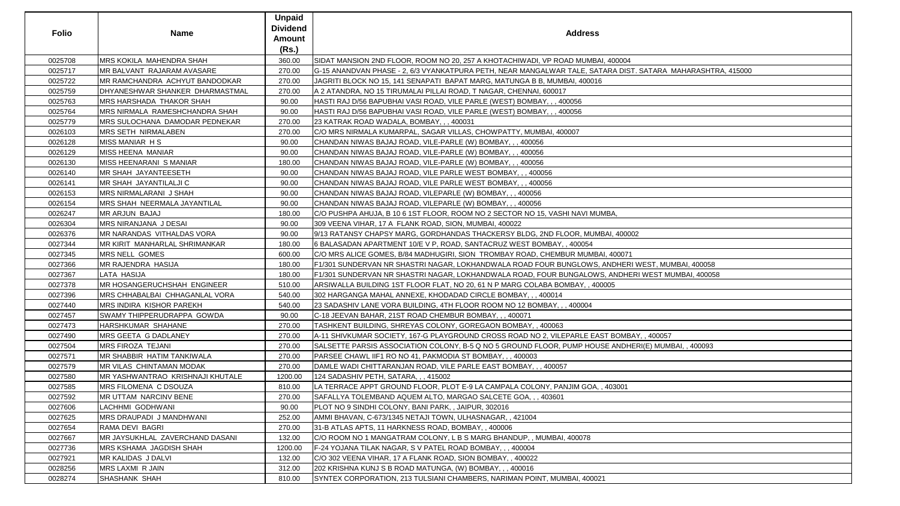| Folio | Name | Unpaid Dividend Amount (Rs.) | Address |
|---|---|---|---|
| 0025708 | MRS KOKILA MAHENDRA SHAH | 360.00 | SIDAT MANSION 2ND FLOOR, ROOM NO 20, 257 A KHOTACHIWADI, VP ROAD MUMBAI, 400004 |
| 0025717 | MR BALVANT RAJARAM AVASARE | 270.00 | G-15 ANANDVAN PHASE - 2, 6/3 VYANKATPURA PETH, NEAR MANGALWAR TALE, SATARA DIST. SATARA MAHARASHTRA, 415000 |
| 0025722 | MR RAMCHANDRA ACHYUT BANDODKAR | 270.00 | JAGRITI BLOCK NO 15, 141 SENAPATI BAPAT MARG, MATUNGA B B, MUMBAI, 400016 |
| 0025759 | DHYANESHWAR SHANKER DHARMASTMAL | 270.00 | A 2 ATANDRA, NO 15 TIRUMALAI PILLAI ROAD, T NAGAR, CHENNAI, 600017 |
| 0025763 | MRS HARSHADA THAKOR SHAH | 90.00 | HASTI RAJ D/56 BAPUBHAI VASI ROAD, VILE PARLE (WEST) BOMBAY, , , 400056 |
| 0025764 | MRS NIRMALA RAMESHCHANDRA SHAH | 90.00 | HASTI RAJ D/56 BAPUBHAI VASI ROAD, VILE PARLE (WEST) BOMBAY, , , 400056 |
| 0025779 | MRS SULOCHANA DAMODAR PEDNEKAR | 270.00 | 23 KATRAK ROAD WADALA, BOMBAY, , , 400031 |
| 0026103 | MRS SETH NIRMALABEN | 270.00 | C/O MRS NIRMALA KUMARPAL, SAGAR VILLAS, CHOWPATTY, MUMBAI, 400007 |
| 0026128 | MISS MANIAR H S | 90.00 | CHANDAN NIWAS BAJAJ ROAD, VILE-PARLE (W) BOMBAY, , , 400056 |
| 0026129 | MISS HEENA MANIAR | 90.00 | CHANDAN NIWAS BAJAJ ROAD, VILE-PARLE (W) BOMBAY, , , 400056 |
| 0026130 | MISS HEENARANI S MANIAR | 180.00 | CHANDAN NIWAS BAJAJ ROAD, VILE-PARLE (W) BOMBAY, , , 400056 |
| 0026140 | MR SHAH JAYANTEESETH | 90.00 | CHANDAN NIWAS BAJAJ ROAD, VILE PARLE WEST BOMBAY, , , 400056 |
| 0026141 | MR SHAH JAYANTILALJI C | 90.00 | CHANDAN NIWAS BAJAJ ROAD, VILE PARLE WEST BOMBAY, , , 400056 |
| 0026153 | MRS NIRMALARANI J SHAH | 90.00 | CHANDAN NIWAS BAJAJ ROAD, VILEPARLE (W) BOMBAY, , , 400056 |
| 0026154 | MRS SHAH NEERMALA JAYANTILAL | 90.00 | CHANDAN NIWAS BAJAJ ROAD, VILEPARLE (W) BOMBAY, , , 400056 |
| 0026247 | MR ARJUN BAJAJ | 180.00 | C/O PUSHPA AHUJA, B 10 6 1ST FLOOR, ROOM NO 2 SECTOR NO 15, VASHI NAVI MUMBA, |
| 0026304 | MRS NIRANJANA J DESAI | 90.00 | 309 VEENA VIHAR, 17 A FLANK ROAD, SION, MUMBAI, 400022 |
| 0026376 | MR NARANDAS VITHALDAS VORA | 90.00 | 9/13 RATANSY CHAPSY MARG, GORDHANDAS THACKERSY BLDG, 2ND FLOOR, MUMBAI, 400002 |
| 0027344 | MR KIRIT MANHARLAL SHRIMANKAR | 180.00 | 6 BALASADAN APARTMENT 10/E V P, ROAD, SANTACRUZ WEST BOMBAY, , 400054 |
| 0027345 | MRS NELL GOMES | 600.00 | C/O MRS ALICE GOMES, B/84 MADHUGIRI, SION TROMBAY ROAD, CHEMBUR MUMBAI, 400071 |
| 0027366 | MR RAJENDRA HASIJA | 180.00 | F1/301 SUNDERVAN NR SHASTRI NAGAR, LOKHANDWALA ROAD FOUR BUNGLOWS, ANDHERI WEST, MUMBAI, 400058 |
| 0027367 | LATA HASIJA | 180.00 | F1/301 SUNDERVAN NR SHASTRI NAGAR, LOKHANDWALA ROAD, FOUR BUNGALOWS, ANDHERI WEST MUMBAI, 400058 |
| 0027378 | MR HOSANGERUCHSHAH ENGINEER | 510.00 | ARSIWALLA BUILDING 1ST FLOOR FLAT, NO 20, 61 N P MARG COLABA BOMBAY, , 400005 |
| 0027396 | MRS CHHABALBAI CHHAGANLAL VORA | 540.00 | 302 HARGANGA MAHAL ANNEXE, KHODADAD CIRCLE BOMBAY, , , 400014 |
| 0027440 | MRS INDIRA KISHOR PAREKH | 540.00 | 23 SADASHIV LANE VORA BUILDING, 4TH FLOOR ROOM NO 12 BOMBAY, , , 400004 |
| 0027457 | SWAMY THIPPERUDRAPPA GOWDA | 90.00 | C-18 JEEVAN BAHAR, 21ST ROAD CHEMBUR BOMBAY, , , 400071 |
| 0027473 | HARSHKUMAR SHAHANE | 270.00 | TASHKENT BUILDING, SHREYAS COLONY, GOREGAON BOMBAY, , 400063 |
| 0027490 | MRS GEETA G DADLANEY | 270.00 | A-11 SHIVKUMAR SOCIETY, 167-G PLAYGROUND CROSS ROAD NO 2, VILEPARLE EAST BOMBAY, , 400057 |
| 0027504 | MRS FIROZA TEJANI | 270.00 | SALSETTE PARSIS ASSOCIATION COLONY, B-5 Q NO 5 GROUND FLOOR, PUMP HOUSE ANDHERI(E) MUMBAI, , 400093 |
| 0027571 | MR SHABBIR HATIM TANKIWALA | 270.00 | PARSEE CHAWL IIF1 RO NO 41, PAKMODIA ST BOMBAY, , , 400003 |
| 0027579 | MR VILAS CHINTAMAN MODAK | 270.00 | DAMLE WADI CHITTARANJAN ROAD, VILE PARLE EAST BOMBAY, , , 400057 |
| 0027580 | MR YASHWANTRAO KRISHNAJI KHUTALE | 1200.00 | 124 SADASHIV PETH, SATARA, , , 415002 |
| 0027585 | MRS FILOMENA C DSOUZA | 810.00 | LA TERRACE APPT GROUND FLOOR, PLOT E-9 LA CAMPALA COLONY, PANJIM GOA, , 403001 |
| 0027592 | MR UTTAM NARCINV BENE | 270.00 | SAFALLYA TOLEMBAND AQUEM ALTO, MARGAO SALCETE GOA, , , 403601 |
| 0027606 | LACHHMI GODHWANI | 90.00 | PLOT NO 9 SINDHI COLONY, BANI PARK, , JAIPUR, 302016 |
| 0027625 | MRS DRAUPADI J MANDHWANI | 252.00 | AMMI BHAVAN, C-673/1345 NETAJI TOWN, ULHASNAGAR, , 421004 |
| 0027654 | RAMA DEVI BAGRI | 270.00 | 31-B ATLAS APTS, 11 HARKNESS ROAD, BOMBAY, , 400006 |
| 0027667 | MR JAYSUKHLAL ZAVERCHAND DASANI | 132.00 | C/O ROOM NO 1 MANGATRAM COLONY, L B S MARG BHANDUP, , MUMBAI, 400078 |
| 0027736 | MRS KSHAMA JAGDISH SHAH | 1200.00 | F-24 YOJANA TILAK NAGAR, S V PATEL ROAD BOMBAY, , , 400004 |
| 0027921 | MR KALIDAS J DALVI | 132.00 | C/O 302 VEENA VIHAR, 17 A FLANK ROAD, SION BOMBAY, , 400022 |
| 0028256 | MRS LAXMI R JAIN | 312.00 | 202 KRISHNA KUNJ S B ROAD MATUNGA, (W) BOMBAY, , , 400016 |
| 0028274 | SHASHANK SHAH | 810.00 | SYNTEX CORPORATION, 213 TULSIANI CHAMBERS, NARIMAN POINT, MUMBAI, 400021 |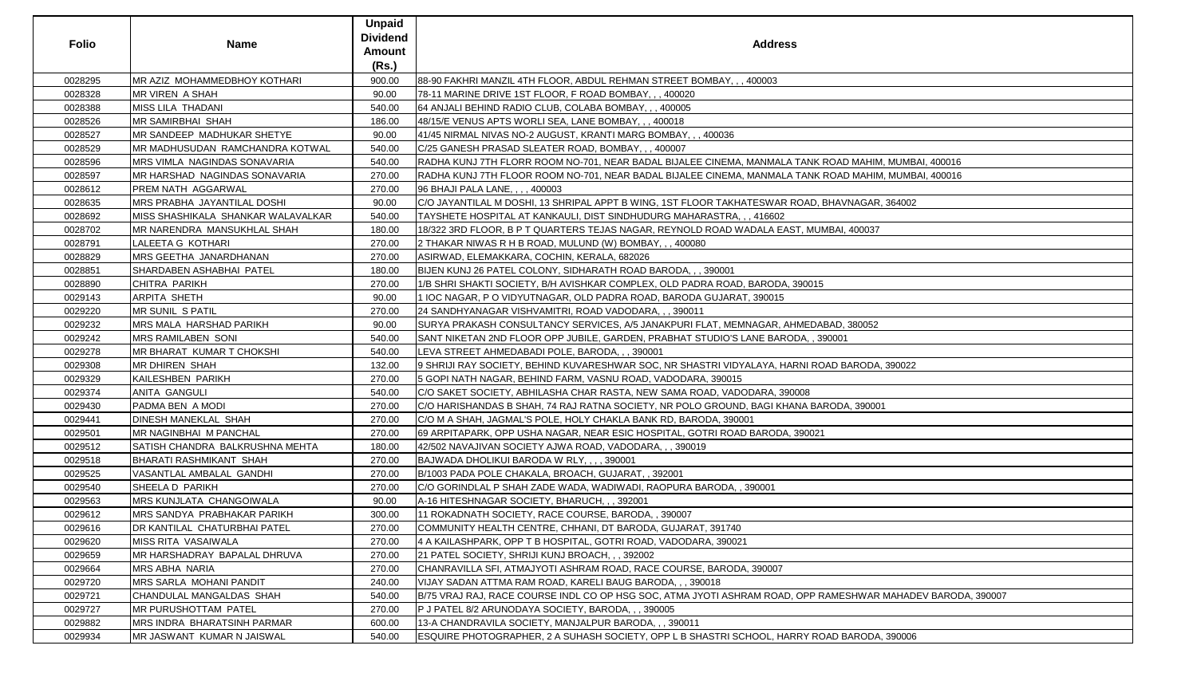| Folio | Name | Unpaid Dividend Amount (Rs.) | Address |
|---|---|---|---|
| 0028295 | MR AZIZ MOHAMMEDBHOY KOTHARI | 900.00 | 88-90 FAKHRI MANZIL 4TH FLOOR, ABDUL REHMAN STREET BOMBAY, , , 400003 |
| 0028328 | MR VIREN A SHAH | 90.00 | 78-11 MARINE DRIVE 1ST FLOOR, F ROAD BOMBAY, , , 400020 |
| 0028388 | MISS LILA THADANI | 540.00 | 64 ANJALI BEHIND RADIO CLUB, COLABA BOMBAY, , , 400005 |
| 0028526 | MR SAMIRBHAI SHAH | 186.00 | 48/15/E VENUS APTS WORLI SEA, LANE BOMBAY, , , 400018 |
| 0028527 | MR SANDEEP MADHUKAR SHETYE | 90.00 | 41/45 NIRMAL NIVAS NO-2 AUGUST, KRANTI MARG BOMBAY, , , 400036 |
| 0028529 | MR MADHUSUDAN RAMCHANDRA KOTWAL | 540.00 | C/25 GANESH PRASAD SLEATER ROAD, BOMBAY, , , 400007 |
| 0028596 | MRS VIMLA NAGINDAS SONAVARIA | 540.00 | RADHA KUNJ 7TH FLORR ROOM NO-701, NEAR BADAL BIJALEE CINEMA, MANMALA TANK ROAD MAHIM, MUMBAI, 400016 |
| 0028597 | MR HARSHAD NAGINDAS SONAVARIA | 270.00 | RADHA KUNJ 7TH FLOOR ROOM NO-701, NEAR BADAL BIJALEE CINEMA, MANMALA TANK ROAD MAHIM, MUMBAI, 400016 |
| 0028612 | PREM NATH AGGARWAL | 270.00 | 96 BHAJI PALA LANE, , , , 400003 |
| 0028635 | MRS PRABHA JAYANTILAL DOSHI | 90.00 | C/O JAYANTILAL M DOSHI, 13 SHRIPAL APPT B WING, 1ST FLOOR TAKHATESWAR ROAD, BHAVNAGAR, 364002 |
| 0028692 | MISS SHASHIKALA SHANKAR WALAVALKAR | 540.00 | TAYSHETE HOSPITAL AT KANKAULI, DIST SINDHUDURG MAHARASTRA, , , 416602 |
| 0028702 | MR NARENDRA MANSUKHLAL SHAH | 180.00 | 18/322 3RD FLOOR, B P T QUARTERS TEJAS NAGAR, REYNOLD ROAD WADALA EAST, MUMBAI, 400037 |
| 0028791 | LALEETA G KOTHARI | 270.00 | 2 THAKAR NIWAS R H B ROAD, MULUND (W) BOMBAY, , , 400080 |
| 0028829 | MRS GEETHA JANARDHANAN | 270.00 | ASIRWAD, ELEMAKKARA, COCHIN, KERALA, 682026 |
| 0028851 | SHARDABEN ASHABHAI PATEL | 180.00 | BIJEN KUNJ 26 PATEL COLONY, SIDHARATH ROAD BARODA, , , 390001 |
| 0028890 | CHITRA PARIKH | 270.00 | 1/B SHRI SHAKTI SOCIETY, B/H AVISHKAR COMPLEX, OLD PADRA ROAD, BARODA, 390015 |
| 0029143 | ARPITA SHETH | 90.00 | 1 IOC NAGAR, P O VIDYUTNAGAR, OLD PADRA ROAD, BARODA GUJARAT, 390015 |
| 0029220 | MR SUNIL S PATIL | 270.00 | 24 SANDHYANAGAR VISHVAMITRI, ROAD VADODARA, , , 390011 |
| 0029232 | MRS MALA HARSHAD PARIKH | 90.00 | SURYA PRAKASH CONSULTANCY SERVICES, A/5 JANAKPURI FLAT, MEMNAGAR, AHMEDABAD, 380052 |
| 0029242 | MRS RAMILABEN SONI | 540.00 | SANT NIKETAN 2ND FLOOR OPP JUBILE, GARDEN, PRABHAT STUDIO'S LANE BARODA, , 390001 |
| 0029278 | MR BHARAT KUMAR T CHOKSHI | 540.00 | LEVA STREET AHMEDABADI POLE, BARODA, , , 390001 |
| 0029308 | MR DHIREN SHAH | 132.00 | 9 SHRIJI RAY SOCIETY, BEHIND KUVARESHWAR SOC, NR SHASTRI VIDYALAYA, HARNI ROAD BARODA, 390022 |
| 0029329 | KAILESHBEN PARIKH | 270.00 | 5 GOPI NATH NAGAR, BEHIND FARM, VASNU ROAD, VADODARA, 390015 |
| 0029374 | ANITA GANGULI | 540.00 | C/O SAKET SOCIETY, ABHILASHA CHAR RASTA, NEW SAMA ROAD, VADODARA, 390008 |
| 0029430 | PADMA BEN A MODI | 270.00 | C/O HARISHANDAS B SHAH, 74 RAJ RATNA SOCIETY, NR POLO GROUND, BAGI KHANA BARODA, 390001 |
| 0029441 | DINESH MANEKLAL SHAH | 270.00 | C/O M A SHAH, JAGMAL'S POLE, HOLY CHAKLA BANK RD, BARODA, 390001 |
| 0029501 | MR NAGINBHAI M PANCHAL | 270.00 | 69 ARPITAPARK, OPP USHA NAGAR, NEAR ESIC HOSPITAL, GOTRI ROAD BARODA, 390021 |
| 0029512 | SATISH CHANDRA BALKRUSHNA MEHTA | 180.00 | 42/502 NAVAJIVAN SOCIETY AJWA ROAD, VADODARA, , , 390019 |
| 0029518 | BHARATI RASHMIKANT SHAH | 270.00 | BAJWADA DHOLIKUI BARODA W RLY, , , , 390001 |
| 0029525 | VASANTLAL AMBALAL GANDHI | 270.00 | B/1003 PADA POLE CHAKALA, BROACH, GUJARAT, , 392001 |
| 0029540 | SHEELA D PARIKH | 270.00 | C/O GORINDLAL P SHAH ZADE WADA, WADIWADI, RAOPURA BARODA, , 390001 |
| 0029563 | MRS KUNJLATA CHANGOIWALA | 90.00 | A-16 HITESHNAGAR SOCIETY, BHARUCH, , , 392001 |
| 0029612 | MRS SANDYA PRABHAKAR PARIKH | 300.00 | 11 ROKADNATH SOCIETY, RACE COURSE, BARODA, , 390007 |
| 0029616 | DR KANTILAL CHATURBHAI PATEL | 270.00 | COMMUNITY HEALTH CENTRE, CHHANI, DT BARODA, GUJARAT, 391740 |
| 0029620 | MISS RITA VASAIWALA | 270.00 | 4 A KAILASHPARK, OPP T B HOSPITAL, GOTRI ROAD, VADODARA, 390021 |
| 0029659 | MR HARSHADRAY BAPALAL DHRUVA | 270.00 | 21 PATEL SOCIETY, SHRIJI KUNJ BROACH, , , 392002 |
| 0029664 | MRS ABHA NARIA | 270.00 | CHANRAVILLA SFI, ATMAJYOTI ASHRAM ROAD, RACE COURSE, BARODA, 390007 |
| 0029720 | MRS SARLA MOHANI PANDIT | 240.00 | VIJAY SADAN ATTMA RAM ROAD, KARELI BAUG BARODA, , , 390018 |
| 0029721 | CHANDULAL MANGALDAS SHAH | 540.00 | B/75 VRAJ RAJ, RACE COURSE INDL CO OP HSG SOC, ATMA JYOTI ASHRAM ROAD, OPP RAMESHWAR MAHADEV BARODA, 390007 |
| 0029727 | MR PURUSHOTTAM PATEL | 270.00 | P J PATEL 8/2 ARUNODAYA SOCIETY, BARODA, , , 390005 |
| 0029882 | MRS INDRA BHARATSINH PARMAR | 600.00 | 13-A CHANDRAVILA SOCIETY, MANJALPUR BARODA, , , 390011 |
| 0029934 | MR JASWANT KUMAR N JAISWAL | 540.00 | ESQUIRE PHOTOGRAPHER, 2 A SUHASH SOCIETY, OPP L B SHASTRI SCHOOL, HARRY ROAD BARODA, 390006 |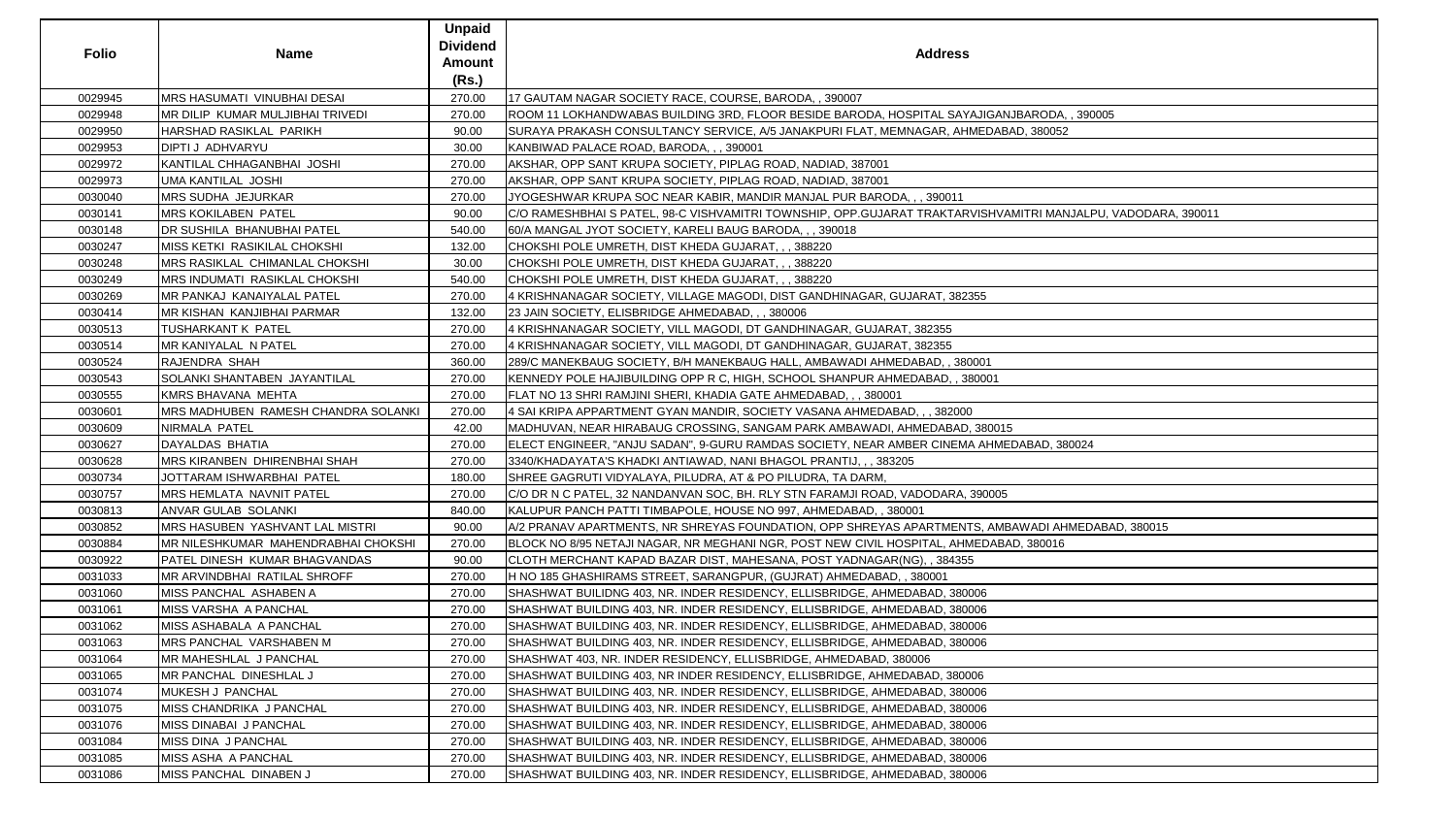| Folio | Name | Unpaid Dividend Amount (Rs.) | Address |
|---|---|---|---|
| 0029945 | MRS HASUMATI VINUBHAI DESAI | 270.00 | 17 GAUTAM NAGAR SOCIETY RACE, COURSE, BARODA, , 390007 |
| 0029948 | MR DILIP KUMAR MULJIBHAI TRIVEDI | 270.00 | ROOM 11 LOKHANDWABAS BUILDING 3RD, FLOOR BESIDE BARODA, HOSPITAL SAYAJIGANJBARODA, , 390005 |
| 0029950 | HARSHAD RASIKLAL PARIKH | 90.00 | SURAYA PRAKASH CONSULTANCY SERVICE, A/5 JANAKPURI FLAT, MEMNAGAR, AHMEDABAD, 380052 |
| 0029953 | DIPTI J ADHVARYU | 30.00 | KANBIWAD PALACE ROAD, BARODA, , , 390001 |
| 0029972 | KANTILAL CHHAGANBHAI JOSHI | 270.00 | AKSHAR, OPP SANT KRUPA SOCIETY, PIPLAG ROAD, NADIAD, 387001 |
| 0029973 | UMA KANTILAL JOSHI | 270.00 | AKSHAR, OPP SANT KRUPA SOCIETY, PIPLAG ROAD, NADIAD, 387001 |
| 0030040 | MRS SUDHA JEJURKAR | 270.00 | JYOGESHWAR KRUPA SOC NEAR KABIR, MANDIR MANJAL PUR BARODA, , , 390011 |
| 0030141 | MRS KOKILABEN PATEL | 90.00 | C/O RAMESHBHAI S PATEL, 98-C VISHVAMITRI TOWNSHIP, OPP.GUJARAT TRAKTARVISHVAMITRI MANJALPU, VADODARA, 390011 |
| 0030148 | DR SUSHILA BHANUBHAI PATEL | 540.00 | 60/A MANGAL JYOT SOCIETY, KARELI BAUG BARODA, , , 390018 |
| 0030247 | MISS KETKI RASIKILAL CHOKSHI | 132.00 | CHOKSHI POLE UMRETH, DIST KHEDA GUJARAT, , , 388220 |
| 0030248 | MRS RASIKLAL CHIMANLAL CHOKSHI | 30.00 | CHOKSHI POLE UMRETH, DIST KHEDA GUJARAT, , , 388220 |
| 0030249 | MRS INDUMATI RASIKLAL CHOKSHI | 540.00 | CHOKSHI POLE UMRETH, DIST KHEDA GUJARAT, , , 388220 |
| 0030269 | MR PANKAJ KANAIYALAL PATEL | 270.00 | 4 KRISHNANAGAR SOCIETY, VILLAGE MAGODI, DIST GANDHINAGAR, GUJARAT, 382355 |
| 0030414 | MR KISHAN KANJIBHAI PARMAR | 132.00 | 23 JAIN SOCIETY, ELISBRIDGE AHMEDABAD, , , 380006 |
| 0030513 | TUSHARKANT K PATEL | 270.00 | 4 KRISHNANAGAR SOCIETY, VILL MAGODI, DT GANDHINAGAR, GUJARAT, 382355 |
| 0030514 | MR KANIYALAL N PATEL | 270.00 | 4 KRISHNANAGAR SOCIETY, VILL MAGODI, DT GANDHINAGAR, GUJARAT, 382355 |
| 0030524 | RAJENDRA SHAH | 360.00 | 289/C MANEKBAUG SOCIETY, B/H MANEKBAUG HALL, AMBAWADI AHMEDABAD, , 380001 |
| 0030543 | SOLANKI SHANTABEN JAYANTILAL | 270.00 | KENNEDY POLE HAJIBUILDING OPP R C, HIGH, SCHOOL SHANPUR AHMEDABAD, , 380001 |
| 0030555 | KMRS BHAVANA MEHTA | 270.00 | FLAT NO 13 SHRI RAMJINI SHERI, KHADIA GATE AHMEDABAD, , , 380001 |
| 0030601 | MRS MADHUBEN RAMESH CHANDRA SOLANKI | 270.00 | 4 SAI KRIPA APPARTMENT GYAN MANDIR, SOCIETY VASANA AHMEDABAD, , , 382000 |
| 0030609 | NIRMALA PATEL | 42.00 | MADHUVAN, NEAR HIRABAUG CROSSING, SANGAM PARK AMBAWADI, AHMEDABAD, 380015 |
| 0030627 | DAYALDAS BHATIA | 270.00 | ELECT ENGINEER, "ANJU SADAN", 9-GURU RAMDAS SOCIETY, NEAR AMBER CINEMA AHMEDABAD, 380024 |
| 0030628 | MRS KIRANBEN DHIRENBHAI SHAH | 270.00 | 3340/KHADAYATA'S KHADKI ANTIAWAD, NANI BHAGOL PRANTIJ, , , 383205 |
| 0030734 | JOTTARAM ISHWARBHAI PATEL | 180.00 | SHREE GAGRUTI VIDYALAYA, PILUDRA, AT & PO PILUDRA, TA DARM, |
| 0030757 | MRS HEMLATA NAVNIT PATEL | 270.00 | C/O DR N C PATEL, 32 NANDANVAN SOC, BH. RLY STN FARAMJI ROAD, VADODARA, 390005 |
| 0030813 | ANVAR GULAB SOLANKI | 840.00 | KALUPUR PANCH PATTI TIMBAPOLE, HOUSE NO 997, AHMEDABAD, , 380001 |
| 0030852 | MRS HASUBEN YASHVANT LAL MISTRI | 90.00 | A/2 PRANAV APARTMENTS, NR SHREYAS FOUNDATION, OPP SHREYAS APARTMENTS, AMBAWADI AHMEDABAD, 380015 |
| 0030884 | MR NILESHKUMAR MAHENDRABHAI CHOKSHI | 270.00 | BLOCK NO 8/95 NETAJI NAGAR, NR MEGHANI NGR, POST NEW CIVIL HOSPITAL, AHMEDABAD, 380016 |
| 0030922 | PATEL DINESH KUMAR BHAGVANDAS | 90.00 | CLOTH MERCHANT KAPAD BAZAR DIST, MAHESANA, POST YADNAGAR(NG), , 384355 |
| 0031033 | MR ARVINDBHAI RATILAL SHROFF | 270.00 | H NO 185 GHASHIRAMS STREET, SARANGPUR, (GUJRAT) AHMEDABAD, , 380001 |
| 0031060 | MISS PANCHAL ASHABEN A | 270.00 | SHASHWAT BUILIDNG 403, NR. INDER RESIDENCY, ELLISBRIDGE, AHMEDABAD, 380006 |
| 0031061 | MISS VARSHA A PANCHAL | 270.00 | SHASHWAT BUILDING 403, NR. INDER RESIDENCY, ELLISBRIDGE, AHMEDABAD, 380006 |
| 0031062 | MISS ASHABALA A PANCHAL | 270.00 | SHASHWAT BUILDING 403, NR. INDER RESIDENCY, ELLISBRIDGE, AHMEDABAD, 380006 |
| 0031063 | MRS PANCHAL VARSHABEN M | 270.00 | SHASHWAT BUILDING 403, NR. INDER RESIDENCY, ELLISBRIDGE, AHMEDABAD, 380006 |
| 0031064 | MR MAHESHLAL J PANCHAL | 270.00 | SHASHWAT 403, NR. INDER RESIDENCY, ELLISBRIDGE, AHMEDABAD, 380006 |
| 0031065 | MR PANCHAL DINESHLAL J | 270.00 | SHASHWAT BUILDING 403, NR INDER RESIDENCY, ELLISBRIDGE, AHMEDABAD, 380006 |
| 0031074 | MUKESH J PANCHAL | 270.00 | SHASHWAT BUILDING 403, NR. INDER RESIDENCY, ELLISBRIDGE, AHMEDABAD, 380006 |
| 0031075 | MISS CHANDRIKA J PANCHAL | 270.00 | SHASHWAT BUILDING 403, NR. INDER RESIDENCY, ELLISBRIDGE, AHMEDABAD, 380006 |
| 0031076 | MISS DINABAI J PANCHAL | 270.00 | SHASHWAT BUILDING 403, NR. INDER RESIDENCY, ELLISBRIDGE, AHMEDABAD, 380006 |
| 0031084 | MISS DINA J PANCHAL | 270.00 | SHASHWAT BUILDING 403, NR. INDER RESIDENCY, ELLISBRIDGE, AHMEDABAD, 380006 |
| 0031085 | MISS ASHA A PANCHAL | 270.00 | SHASHWAT BUILDING 403, NR. INDER RESIDENCY, ELLISBRIDGE, AHMEDABAD, 380006 |
| 0031086 | MISS PANCHAL DINABEN J | 270.00 | SHASHWAT BUILDING 403, NR. INDER RESIDENCY, ELLISBRIDGE, AHMEDABAD, 380006 |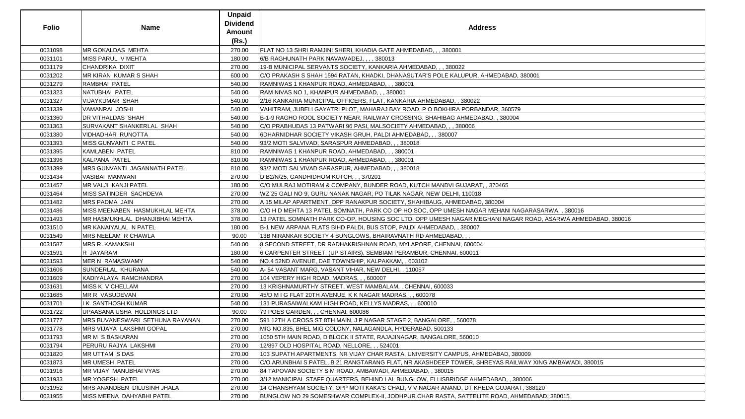| Folio | Name | Unpaid Dividend Amount (Rs.) | Address |
|---|---|---|---|
| 0031098 | MR GOKALDAS MEHTA | 270.00 | FLAT NO 13 SHRI RAMJINI SHERI, KHADIA GATE AHMEDABAD, , , 380001 |
| 0031101 | MISS PARUL V MEHTA | 180.00 | 6/B RAGHUNATH PARK NAVAWADEJ, , , , 380013 |
| 0031179 | CHANDRIKA DIXIT | 270.00 | 19-B MUNICIPAL SERVANTS SOCIETY, KANKARIA AHMEDABAD, , , 380022 |
| 0031202 | MR KIRAN KUMAR S SHAH | 600.00 | C/O PRAKASH S SHAH 1594 RATAN, KHADKI, DHANASUTAR'S POLE KALUPUR, AHMEDABAD, 380001 |
| 0031279 | RAMBHAI PATEL | 540.00 | RAMNIWAS 1 KHANPUR ROAD, AHMEDABAD, , , 380001 |
| 0031323 | NATUBHAI PATEL | 540.00 | RAM NIVAS NO 1, KHANPUR AHMEDABAD, , , 380001 |
| 0031327 | VIJAYKUMAR SHAH | 540.00 | 2/16 KANKARIA MUNICIPAL OFFICERS, FLAT, KANKARIA AHMEDABAD, , 380022 |
| 0031339 | VAMANRAI JOSHI | 540.00 | VAHITRAM, JUBELI GAYATRI PLOT, MAHARAJ BAY ROAD, P O BOKHIRA PORBANDAR, 360579 |
| 0031360 | DR VITHALDAS SHAH | 540.00 | B-1-9 RAGHO ROOL SOCIETY NEAR, RAILWAY CROSSING, SHAHIBAG AHMEDABAD, , 380004 |
| 0031363 | SURVAKANT SHANKERLAL SHAH | 540.00 | C/O PRABHUDAS 13 PATWARI 96 PASI, MALSOCIETY AHMEDABAD, , , 380006 |
| 0031380 | VIDHADHAR RUNOTTA | 540.00 | 6DHARNIDHAR SOCIETY VIKASH GRUH, PALDI AHMEDABAD, , , 380007 |
| 0031393 | MISS GUNVANTI C PATEL | 540.00 | 93/2 MOTI SALVIVAD, SARASPUR AHMEDABAD, , , 380018 |
| 0031395 | KAMLABEN PATEL | 810.00 | RAMNIWAS 1 KHANPUR ROAD, AHMEDABAD, , , 380001 |
| 0031396 | KALPANA PATEL | 810.00 | RAMNIWAS 1 KHANPUR ROAD, AHMEDABAD, , , 380001 |
| 0031399 | MRS GUNVANTI JAGANNATH PATEL | 810.00 | 93/2 MOTI SALVIVAD SARASPUR, AHMEDABAD, , , 380018 |
| 0031434 | VASIBAI MANWANI | 270.00 | D B2/N/25, GANDHIDHOM KUTCH, , , 370201 |
| 0031457 | MR VALJI KANJI PATEL | 180.00 | C/O MULRAJ MOTIRAM & COMPANY, BUNDER ROAD, KUTCH MANDVI GUJARAT, , 370465 |
| 0031464 | MISS SATINDER SACHDEVA | 270.00 | WZ 25 GALI NO 9, GURU NANAK NAGAR, PO TILAK NAGAR, NEW DELHI, 110018 |
| 0031482 | MRS PADMA JAIN | 270.00 | A 15 MILAP APARTMENT, OPP RANAKPUR SOCIETY, SHAHIBAUG, AHMEDABAD, 380004 |
| 0031486 | MISS MEENABEN HASMUKHLAL MEHTA | 378.00 | C/O H D MEHTA 13 PATEL SOMNATH, PARK CO OP HO SOC, OPP UMESH NAGAR MEHANI NAGARASARWA, , 380016 |
| 0031493 | MR HASMUKHLAL DHANJIBHAI MEHTA | 378.00 | 13 PATEL SOMNATH PARK CO-OP, HOUSING SOC LTD, OPP UMESH NAGAR MEGHANI NAGAR ROAD, ASARWA AHMEDABAD, 380016 |
| 0031510 | MR KANAIYALAL N PATEL | 180.00 | B-1 NEW ARPANA FLATS BIHD PALDI, BUS STOP, PALDI AHMEDABAD, , 380007 |
| 0031549 | MRS NEELAM R CHAWLA | 90.00 | 13B NIRANKAR SOCIETY 4 BUNGLOWS, BHAIRAVNATH RD AHMEDABAD, , , |
| 0031587 | MRS R KAMAKSHI | 540.00 | 8 SECOND STREET, DR RADHAKRISHNAN ROAD, MYLAPORE, CHENNAI, 600004 |
| 0031591 | R JAYARAM | 180.00 | 6 CARPENTER STREET, (UP STAIRS), SEMBIAM PERAMBUR, CHENNAI, 600011 |
| 0031593 | MER N RAMASWAMY | 540.00 | NO.4 52ND AVENUE, DAE TOWNSHIP, KALPAKKAM, , 603102 |
| 0031606 | SUNDERLAL KHURANA | 540.00 | A- 54 VASANT MARG, VASANT VIHAR, NEW DELHI, , 110057 |
| 0031609 | KADIYALAYA RAMCHANDRA | 270.00 | 104 VEPERY HIGH ROAD, MADRAS, , , 600007 |
| 0031631 | MISS K V CHELLAM | 270.00 | 13 KRISHNAMURTHY STREET, WEST MAMBALAM, , CHENNAI, 600033 |
| 0031685 | MR R VASUDEVAN | 270.00 | 45/D M I G FLAT 20TH AVENUE, K K NAGAR MADRAS, , , 600078 |
| 0031701 | I K SANTHOSH KUMAR | 540.00 | 131 PURASAIWALKAM HIGH ROAD, KELLYS MADRAS, , , 600010 |
| 0031722 | UPAASANA USHA HOLDINGS LTD | 90.00 | 79 POES GARDEN, , , CHENNAI, 600086 |
| 0031777 | MRS BUVANESWARI SETHUNA RAYANAN | 270.00 | 591 12TH A CROSS ST 8TH MAIN, J P NAGAR STAGE 2, BANGALORE, , 560078 |
| 0031778 | MRS VIJAYA LAKSHMI GOPAL | 270.00 | MIG NO.835, BHEL MIG COLONY, NALAGANDLA, HYDERABAD, 500133 |
| 0031793 | MR M S BASKARAN | 270.00 | 1050 5TH MAIN ROAD, D BLOCK II STATE, RAJAJINAGAR, BANGALORE, 560010 |
| 0031794 | PERURU RAJYA LAKSHMI | 270.00 | 12/897 OLD HOSPITAL ROAD, NELLORE, , , 524001 |
| 0031820 | MR UTTAM S DAS | 270.00 | 103 SUPATH APARTMENTS, NR VIJAY CHAR RASTA, UNIVERSITY CAMPUS, AHMEDABAD, 380009 |
| 0031873 | MR UMESH PATEL | 270.00 | C/O ARUNBHAI S PATEL, B 21 RANGTARANG FLAT, NR AKASHDEEP TOWER, SHREYAS RAILWAY XING AMBAWADI, 380015 |
| 0031916 | MR VIJAY MANUBHAI VYAS | 270.00 | 84 TAPOVAN SOCIETY S M ROAD, AMBAWADI, AHMEDABAD, , 380015 |
| 0031933 | MR YOGESH PATEL | 270.00 | 3/12 MANICIPAL STAFF QUARTERS, BEHIND LAL BUNGLOW, ELLISBRIDGE AHMEDABAD, , 380006 |
| 0031952 | MRS ANANDBEN DILUSINH JHALA | 270.00 | 14 GHANSHYAM SOCIETY, OPP MOTI KAKA'S CHALI, V V NAGAR ANAND, DT KHEDA GUJARAT, 388120 |
| 0031955 | MISS MEENA DAHYABHI PATEL | 270.00 | BUNGLOW NO 29 SOMESHWAR COMPLEX-II, JODHPUR CHAR RASTA, SATTELITE ROAD, AHMEDABAD, 380015 |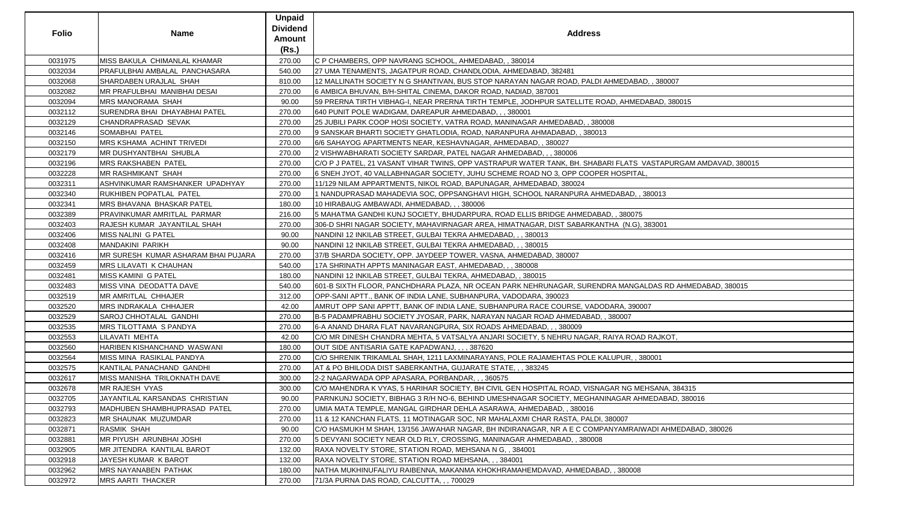| Folio | Name | Unpaid Dividend Amount (Rs.) | Address |
|---|---|---|---|
| 0031975 | MISS BAKULA CHIMANLAL KHAMAR | 270.00 | C P CHAMBERS, OPP NAVRANG SCHOOL, AHMEDABAD, , 380014 |
| 0032034 | PRAFULBHAI AMBALAL PANCHASARA | 540.00 | 27 UMA TENAMENTS, JAGATPUR ROAD, CHANDLODIA, AHMEDABAD, 382481 |
| 0032068 | SHARDABEN URAJLAL SHAH | 810.00 | 12 MALLINATH SOCIETY N G SHANTIVAN, BUS STOP NARAYAN NAGAR ROAD, PALDI AHMEDABAD, , 380007 |
| 0032082 | MR PRAFULBHAI MANIBHAI DESAI | 270.00 | 6 AMBICA BHUVAN, B/H-SHITAL CINEMA, DAKOR ROAD, NADIAD, 387001 |
| 0032094 | MRS MANORAMA SHAH | 90.00 | 59 PRERNA TIRTH VIBHAG-I, NEAR PRERNA TIRTH TEMPLE, JODHPUR SATELLITE ROAD, AHMEDABAD, 380015 |
| 0032112 | SURENDRA BHAI DHAYABHAI PATEL | 270.00 | 640 PUNIT POLE WADIGAM, DAREAPUR AHMEDABAD, , , 380001 |
| 0032129 | CHANDRAPRASAD SEVAK | 270.00 | 25 JUBILI PARK COOP HOSI SOCIETY, VATRA ROAD, MANINAGAR AHMEDABAD, , 380008 |
| 0032146 | SOMABHAI PATEL | 270.00 | 9 SANSKAR BHARTI SOCIETY GHATLODIA, ROAD, NARANPURA AHMADABAD, , 380013 |
| 0032150 | MRS KSHAMA ACHINT TRIVEDI | 270.00 | 6/6 SAHAYOG APARTMENTS NEAR, KESHAVNAGAR, AHMEDABAD, , 380027 |
| 0032179 | MR DUSHYANTBHAI SHUBLA | 270.00 | 2 VISHWABHARATI SOCIETY SARDAR, PATEL NAGAR AHMEDABAD, , , 380006 |
| 0032196 | MRS RAKSHABEN PATEL | 270.00 | C/O P J PATEL, 21 VASANT VIHAR TWINS, OPP VASTRAPUR WATER TANK, BH. SHABARI FLATS VASTAPURGAM AMDAVAD, 380015 |
| 0032228 | MR RASHMIKANT SHAH | 270.00 | 6 SNEH JYOT, 40 VALLABHNAGAR SOCIETY, JUHU SCHEME ROAD NO 3, OPP COOPER HOSPITAL, |
| 0032311 | ASHVINKUMAR RAMSHANKER UPADHYAY | 270.00 | 11/129 NILAM APPARTMENTS, NIKOL ROAD, BAPUNAGAR, AHMEDABAD, 380024 |
| 0032340 | RUKHIBEN POPATLAL PATEL | 270.00 | 1 NANDUPRASAD MAHADEVIA SOC, OPPSANGHAVI HIGH, SCHOOL NARANPURA AHMEDABAD, , 380013 |
| 0032341 | MRS BHAVANA BHASKAR PATEL | 180.00 | 10 HIRABAUG AMBAWADI, AHMEDABAD, , , 380006 |
| 0032389 | PRAVINKUMAR AMRITLAL PARMAR | 216.00 | 5 MAHATMA GANDHI KUNJ SOCIETY, BHUDARPURA, ROAD ELLIS BRIDGE AHMEDABAD, , 380075 |
| 0032403 | RAJESH KUMAR JAYANTILAL SHAH | 270.00 | 306-D SHRI NAGAR SOCIETY, MAHAVIRNAGAR AREA, HIMATNAGAR, DIST SABARKANTHA (N.G), 383001 |
| 0032406 | MISS NALINI G PATEL | 90.00 | NANDINI 12 INKILAB STREET, GULBAI TEKRA AHMEDABAD, , , 380013 |
| 0032408 | MANDAKINI PARIKH | 90.00 | NANDINI 12 INKILAB STREET, GULBAI TEKRA AHMEDABAD, , , 380015 |
| 0032416 | MR SURESH KUMAR ASHARAM BHAI PUJARA | 270.00 | 37/B SHARDA SOCIETY, OPP. JAYDEEP TOWER, VASNA, AHMEDABAD, 380007 |
| 0032459 | MRS LILAVATI K CHAUHAN | 540.00 | 17A SHRINATH APPTS MANINAGAR EAST, AHMEDABAD, , , 380008 |
| 0032481 | MISS KAMINI G PATEL | 180.00 | NANDINI 12 INKILAB STREET, GULBAI TEKRA, AHMEDABAD, , 380015 |
| 0032483 | MISS VINA DEODATTA DAVE | 540.00 | 601-B SIXTH FLOOR, PANCHDHARA PLAZA, NR OCEAN PARK NEHRUNAGAR, SURENDRA MANGALDAS RD AHMEDABAD, 380015 |
| 0032519 | MR AMRITLAL CHHAJER | 312.00 | OPP-SANI APTT., BANK OF INDIA LANE, SUBHANPURA, VADODARA, 390023 |
| 0032520 | MRS INDRAKALA CHHAJER | 42.00 | AMRUT OPP SANI APPTT, BANK OF INDIA LANE, SUBHANPURA RACE COURSE, VADODARA, 390007 |
| 0032529 | SAROJ CHHOTALAL GANDHI | 270.00 | B-5 PADAMPRABHU SOCIETY JYOSAR, PARK, NARAYAN NAGAR ROAD AHMEDABAD, , 380007 |
| 0032535 | MRS TILOTTAMA S PANDYA | 270.00 | 6-A ANAND DHARA FLAT NAVARANGPURA, SIX ROADS AHMEDABAD, , , 380009 |
| 0032553 | LILAVATI MEHTA | 42.00 | C/O MR DINESH CHANDRA MEHTA, 5 VATSALYA ANJARI SOCIETY, 5 NEHRU NAGAR, RAIYA ROAD RAJKOT, |
| 0032560 | HARIBEN KISHANCHAND WASWANI | 180.00 | OUT SIDE ANTISARIA GATE KAPADWANJ, , , , 387620 |
| 0032564 | MISS MINA RASIKLAL PANDYA | 270.00 | C/O SHRENIK TRIKAMLAL SHAH, 1211 LAXMINARAYANS, POLE RAJAMEHTAS POLE KALUPUR, , 380001 |
| 0032575 | KANTILAL PANACHAND GANDHI | 270.00 | AT & PO BHILODA DIST SABERKANTHA, GUJARATE STATE, , , 383245 |
| 0032617 | MISS MANISHA TRILOKNATH DAVE | 300.00 | 2-2 NAGARWADA OPP APASARA, PORBANDAR, , , 360575 |
| 0032678 | MR RAJESH VYAS | 300.00 | C/O MAHENDRA K VYAS, 5 HARIHAR SOCIETY, BH CIVIL GEN HOSPITAL ROAD, VISNAGAR NG MEHSANA, 384315 |
| 0032705 | JAYANTILAL KARSANDAS CHRISTIAN | 90.00 | PARNKUNJ SOCIETY, BIBHAG 3 R/H NO-6, BEHIND UMESHNAGAR SOCIETY, MEGHANINAGAR AHMEDABAD, 380016 |
| 0032793 | MADHUBEN SHAMBHUPRASAD PATEL | 270.00 | UMIA MATA TEMPLE, MANGAL GIRDHAR DEHLA ASARAWA, AHMEDABAD, , 380016 |
| 0032823 | MR SHAUNAK MUZUMDAR | 270.00 | 11 & 12 KANCHAN FLATS, 11 MOTINAGAR SOC, NR MAHALAXMI CHAR RASTA, PALDI, 380007 |
| 0032871 | RASMIK SHAH | 90.00 | C/O HASMUKH M SHAH, 13/156 JAWAHAR NAGAR, BH INDIRANAGAR, NR A E C COMPANYAMRAIWADI AHMEDABAD, 380026 |
| 0032881 | MR PIYUSH ARUNBHAI JOSHI | 270.00 | 5 DEVYANI SOCIETY NEAR OLD RLY, CROSSING, MANINAGAR AHMEDABAD, , 380008 |
| 0032905 | MR JITENDRA KANTILAL BAROT | 132.00 | RAXA NOVELTY STORE, STATION ROAD, MEHSANA N G, , 384001 |
| 0032918 | JAYESH KUMAR K BAROT | 132.00 | RAXA NOVELTY STORE, STATION ROAD MEHSANA, , , 384001 |
| 0032962 | MRS NAYANABEN PATHAK | 180.00 | NATHA MUKHINUFALIYU RAIBENNA, MAKANMA KHOKHRAMAHEMDAVAD, AHMEDABAD, , 380008 |
| 0032972 | MRS AARTI THACKER | 270.00 | 71/3A PURNA DAS ROAD, CALCUTTA, , , 700029 |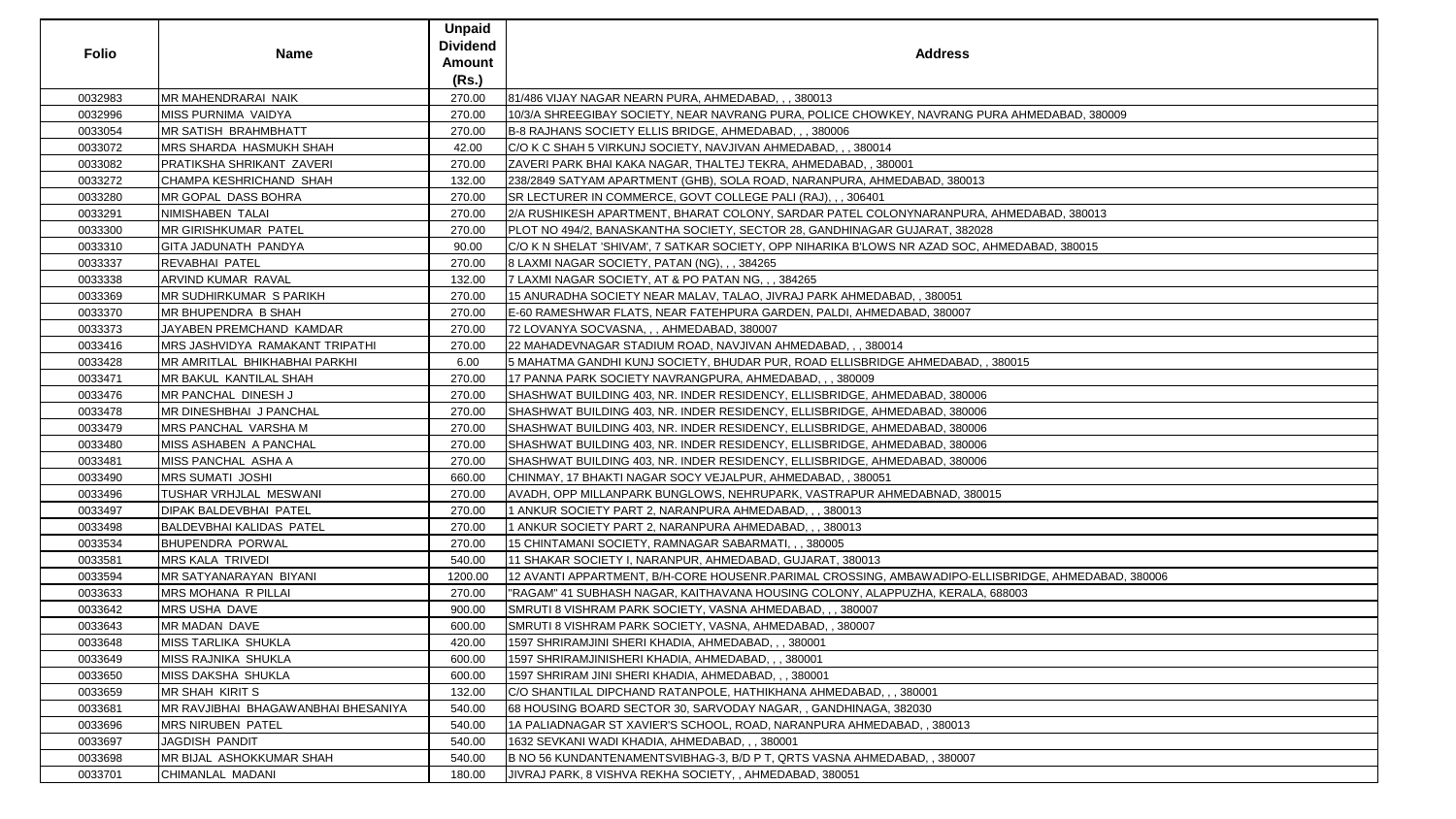| Folio | Name | Unpaid Dividend Amount (Rs.) | Address |
|---|---|---|---|
| 0032983 | MR MAHENDRARAI NAIK | 270.00 | 81/486 VIJAY NAGAR NEARN PURA, AHMEDABAD, , , 380013 |
| 0032996 | MISS PURNIMA VAIDYA | 270.00 | 10/3/A SHREEGIBAY SOCIETY, NEAR NAVRANG PURA, POLICE CHOWKEY, NAVRANG PURA AHMEDABAD, 380009 |
| 0033054 | MR SATISH BRAHMBHATT | 270.00 | B-8 RAJHANS SOCIETY ELLIS BRIDGE, AHMEDABAD, , , 380006 |
| 0033072 | MRS SHARDA HASMUKH SHAH | 42.00 | C/O K C SHAH 5 VIRKUNJ SOCIETY, NAVJIVAN AHMEDABAD, , , 380014 |
| 0033082 | PRATIKSHA SHRIKANT ZAVERI | 270.00 | ZAVERI PARK BHAI KAKA NAGAR, THALTEJ TEKRA, AHMEDABAD, , 380001 |
| 0033272 | CHAMPA KESHRICHAND SHAH | 132.00 | 238/2849 SATYAM APARTMENT (GHB), SOLA ROAD, NARANPURA, AHMEDABAD, 380013 |
| 0033280 | MR GOPAL DASS BOHRA | 270.00 | SR LECTURER IN COMMERCE, GOVT COLLEGE PALI (RAJ), , , 306401 |
| 0033291 | NIMISHABEN TALAI | 270.00 | 2/A RUSHIKESH APARTMENT, BHARAT COLONY, SARDAR PATEL COLONYNARANPURA, AHMEDABAD, 380013 |
| 0033300 | MR GIRISHKUMAR PATEL | 270.00 | PLOT NO 494/2, BANASKANTHA SOCIETY, SECTOR 28, GANDHINAGAR GUJARAT, 382028 |
| 0033310 | GITA JADUNATH PANDYA | 90.00 | C/O K N SHELAT 'SHIVAM', 7 SATKAR SOCIETY, OPP NIHARIKA B'LOWS NR AZAD SOC, AHMEDABAD, 380015 |
| 0033337 | REVABHAI PATEL | 270.00 | 8 LAXMI NAGAR SOCIETY, PATAN (NG), , , 384265 |
| 0033338 | ARVIND KUMAR RAVAL | 132.00 | 7 LAXMI NAGAR SOCIETY, AT & PO PATAN NG, , , 384265 |
| 0033369 | MR SUDHIRKUMAR S PARIKH | 270.00 | 15 ANURADHA SOCIETY NEAR MALAV, TALAO, JIVRAJ PARK AHMEDABAD, , 380051 |
| 0033370 | MR BHUPENDRA B SHAH | 270.00 | E-60 RAMESHWAR FLATS, NEAR FATEHPURA GARDEN, PALDI, AHMEDABAD, 380007 |
| 0033373 | JAYABEN PREMCHAND KAMDAR | 270.00 | 72 LOVANYA SOCVASNA, , , AHMEDABAD, 380007 |
| 0033416 | MRS JASHVIDYA RAMAKANT TRIPATHI | 270.00 | 22 MAHADEVNAGAR STADIUM ROAD, NAVJIVAN AHMEDABAD, , , 380014 |
| 0033428 | MR AMRITLAL BHIKHABHAI PARKHI | 6.00 | 5 MAHATMA GANDHI KUNJ SOCIETY, BHUDAR PUR, ROAD ELLISBRIDGE AHMEDABAD, , 380015 |
| 0033471 | MR BAKUL KANTILAL SHAH | 270.00 | 17 PANNA PARK SOCIETY NAVRANGPURA, AHMEDABAD, , , 380009 |
| 0033476 | MR PANCHAL DINESH J | 270.00 | SHASHWAT BUILDING 403, NR. INDER RESIDENCY, ELLISBRIDGE, AHMEDABAD, 380006 |
| 0033478 | MR DINESHBHAI J PANCHAL | 270.00 | SHASHWAT BUILDING 403, NR. INDER RESIDENCY, ELLISBRIDGE, AHMEDABAD, 380006 |
| 0033479 | MRS PANCHAL VARSHA M | 270.00 | SHASHWAT BUILDING 403, NR. INDER RESIDENCY, ELLISBRIDGE, AHMEDABAD, 380006 |
| 0033480 | MISS ASHABEN A PANCHAL | 270.00 | SHASHWAT BUILDING 403, NR. INDER RESIDENCY, ELLISBRIDGE, AHMEDABAD, 380006 |
| 0033481 | MISS PANCHAL ASHA A | 270.00 | SHASHWAT BUILDING 403, NR. INDER RESIDENCY, ELLISBRIDGE, AHMEDABAD, 380006 |
| 0033490 | MRS SUMATI JOSHI | 660.00 | CHINMAY, 17 BHAKTI NAGAR SOCY VEJALPUR, AHMEDABAD, , 380051 |
| 0033496 | TUSHAR VRHJLAL MESWANI | 270.00 | AVADH, OPP MILLANPARK BUNGLOWS, NEHRUPARK, VASTRAPUR AHMEDABNAD, 380015 |
| 0033497 | DIPAK BALDEVBHAI PATEL | 270.00 | 1 ANKUR SOCIETY PART 2, NARANPURA AHMEDABAD, , , 380013 |
| 0033498 | BALDEVBHAI KALIDAS PATEL | 270.00 | 1 ANKUR SOCIETY PART 2, NARANPURA AHMEDABAD, , , 380013 |
| 0033534 | BHUPENDRA PORWAL | 270.00 | 15 CHINTAMANI SOCIETY, RAMNAGAR SABARMATI, , , 380005 |
| 0033581 | MRS KALA TRIVEDI | 540.00 | 11 SHAKAR SOCIETY I, NARANPUR, AHMEDABAD, GUJARAT, 380013 |
| 0033594 | MR SATYANARAYAN BIYANI | 1200.00 | 12 AVANTI APPARTMENT, B/H-CORE HOUSENR.PARIMAL CROSSING, AMBAWADIPO-ELLISBRIDGE, AHMEDABAD, 380006 |
| 0033633 | MRS MOHANA R PILLAI | 270.00 | "RAGAM" 41 SUBHASH NAGAR, KAITHAVANA HOUSING COLONY, ALAPPUZHA, KERALA, 688003 |
| 0033642 | MRS USHA DAVE | 900.00 | SMRUTI 8 VISHRAM PARK SOCIETY, VASNA AHMEDABAD, , , 380007 |
| 0033643 | MR MADAN DAVE | 600.00 | SMRUTI 8 VISHRAM PARK SOCIETY, VASNA, AHMEDABAD, , 380007 |
| 0033648 | MISS TARLIKA SHUKLA | 420.00 | 1597 SHRIRAMJINI SHERI KHADIA, AHMEDABAD, , , 380001 |
| 0033649 | MISS RAJNIKA SHUKLA | 600.00 | 1597 SHRIRAMJINISHERI KHADIA, AHMEDABAD, , , 380001 |
| 0033650 | MISS DAKSHA SHUKLA | 600.00 | 1597 SHRIRAM JINI SHERI KHADIA, AHMEDABAD, , , 380001 |
| 0033659 | MR SHAH KIRIT S | 132.00 | C/O SHANTILAL DIPCHAND RATANPOLE, HATHIKHANA AHMEDABAD, , , 380001 |
| 0033681 | MR RAVJIBHAI BHAGAWANBHAI BHESANIYA | 540.00 | 68 HOUSING BOARD SECTOR 30, SARVODAY NAGAR, , GANDHINAGA, 382030 |
| 0033696 | MRS NIRUBEN PATEL | 540.00 | 1A PALIADNAGAR ST XAVIER'S SCHOOL, ROAD, NARANPURA AHMEDABAD, , 380013 |
| 0033697 | JAGDISH PANDIT | 540.00 | 1632 SEVKANI WADI KHADIA, AHMEDABAD, , , 380001 |
| 0033698 | MR BIJAL ASHOKKUMAR SHAH | 540.00 | B NO 56 KUNDANTENAMENTSVIBHAG-3, B/D P T, QRTS VASNA AHMEDABAD, , 380007 |
| 0033701 | CHIMANLAL MADANI | 180.00 | JIVRAJ PARK, 8 VISHVA REKHA SOCIETY, , AHMEDABAD, 380051 |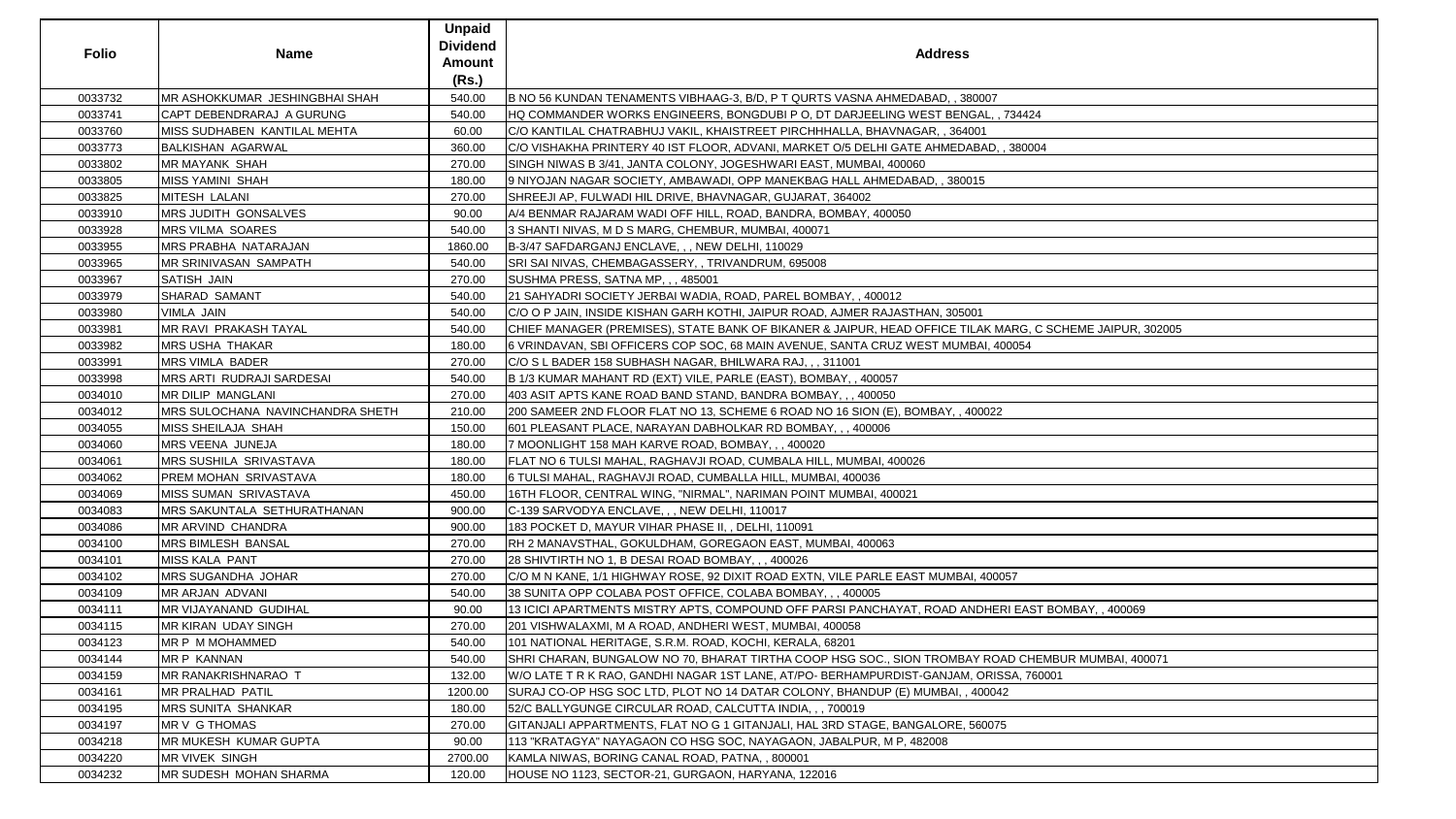| Folio | Name | Unpaid Dividend Amount (Rs.) | Address |
|---|---|---|---|
| 0033732 | MR ASHOKKUMAR JESHINGBHAI SHAH | 540.00 | B NO 56 KUNDAN TENAMENTS VIBHAAG-3, B/D, P T QURTS VASNA AHMEDABAD, , 380007 |
| 0033741 | CAPT DEBENDRARAJ A GURUNG | 540.00 | HQ COMMANDER WORKS ENGINEERS, BONGDUBI P O, DT DARJEELING WEST BENGAL, , 734424 |
| 0033760 | MISS SUDHABEN KANTILAL MEHTA | 60.00 | C/O KANTILAL CHATRABHUJ VAKIL, KHAISTREET PIRCHHHALLA, BHAVNAGAR, , 364001 |
| 0033773 | BALKISHAN AGARWAL | 360.00 | C/O VISHAKHA PRINTERY 40 IST FLOOR, ADVANI, MARKET O/5 DELHI GATE AHMEDABAD, , 380004 |
| 0033802 | MR MAYANK SHAH | 270.00 | SINGH NIWAS B 3/41, JANTA COLONY, JOGESHWARI EAST, MUMBAI, 400060 |
| 0033805 | MISS YAMINI SHAH | 180.00 | 9 NIYOJAN NAGAR SOCIETY, AMBAWADI, OPP MANEKBAG HALL AHMEDABAD, , 380015 |
| 0033825 | MITESH LALANI | 270.00 | SHREEJI AP, FULWADI HIL DRIVE, BHAVNAGAR, GUJARAT, 364002 |
| 0033910 | MRS JUDITH GONSALVES | 90.00 | A/4 BENMAR RAJARAM WADI OFF HILL, ROAD, BANDRA, BOMBAY, 400050 |
| 0033928 | MRS VILMA SOARES | 540.00 | 3 SHANTI NIVAS, M D S MARG, CHEMBUR, MUMBAI, 400071 |
| 0033955 | MRS PRABHA NATARAJAN | 1860.00 | B-3/47 SAFDARGANJ ENCLAVE, , , NEW DELHI, 110029 |
| 0033965 | MR SRINIVASAN SAMPATH | 540.00 | SRI SAI NIVAS, CHEMBAGASSERY, , TRIVANDRUM, 695008 |
| 0033967 | SATISH JAIN | 270.00 | SUSHMA PRESS, SATNA MP, , , 485001 |
| 0033979 | SHARAD SAMANT | 540.00 | 21 SAHYADRI SOCIETY JERBAI WADIA, ROAD, PAREL BOMBAY, , 400012 |
| 0033980 | VIMLA JAIN | 540.00 | C/O O P JAIN, INSIDE KISHAN GARH KOTHI, JAIPUR ROAD, AJMER RAJASTHAN, 305001 |
| 0033981 | MR RAVI PRAKASH TAYAL | 540.00 | CHIEF MANAGER (PREMISES), STATE BANK OF BIKANER & JAIPUR, HEAD OFFICE TILAK MARG, C SCHEME JAIPUR, 302005 |
| 0033982 | MRS USHA THAKAR | 180.00 | 6 VRINDAVAN, SBI OFFICERS COP SOC, 68 MAIN AVENUE, SANTA CRUZ WEST MUMBAI, 400054 |
| 0033991 | MRS VIMLA BADER | 270.00 | C/O S L BADER 158 SUBHASH NAGAR, BHILWARA RAJ, , , 311001 |
| 0033998 | MRS ARTI RUDRAJI SARDESAI | 540.00 | B 1/3 KUMAR MAHANT RD (EXT) VILE, PARLE (EAST), BOMBAY, , 400057 |
| 0034010 | MR DILIP MANGLANI | 270.00 | 403 ASIT APTS KANE ROAD BAND STAND, BANDRA BOMBAY, , , 400050 |
| 0034012 | MRS SULOCHANA NAVINCHANDRA SHETH | 210.00 | 200 SAMEER 2ND FLOOR FLAT NO 13, SCHEME 6 ROAD NO 16 SION (E), BOMBAY, , 400022 |
| 0034055 | MISS SHEILAJA SHAH | 150.00 | 601 PLEASANT PLACE, NARAYAN DABHOLKAR RD BOMBAY, , , 400006 |
| 0034060 | MRS VEENA JUNEJA | 180.00 | 7 MOONLIGHT 158 MAH KARVE RD BOMBAY, , , 400020 |
| 0034061 | MRS SUSHILA SRIVASTAVA | 180.00 | FLAT NO 6 TULSI MAHAL, RAGHAVJI ROAD, CUMBALA HILL, MUMBAI, 400026 |
| 0034062 | PREM MOHAN SRIVASTAVA | 180.00 | 6 TULSI MAHAL, RAGHAVJI ROAD, CUMBALLA HILL, MUMBAI, 400036 |
| 0034069 | MISS SUMAN SRIVASTAVA | 450.00 | 16TH FLOOR, CENTRAL WING, "NIRMAL", NARIMAN POINT MUMBAI, 400021 |
| 0034083 | MRS SAKUNTALA SETHURATHANAN | 900.00 | C-139 SARVODYA ENCLAVE, , , NEW DELHI, 110017 |
| 0034086 | MR ARVIND CHANDRA | 900.00 | 183 POCKET D, MAYUR VIHAR PHASE II, , DELHI, 110091 |
| 0034100 | MRS BIMLESH BANSAL | 270.00 | RH 2 MANAVSTHAL, GOKULDHAM, GOREGAON EAST, MUMBAI, 400063 |
| 0034101 | MISS KALA PANT | 270.00 | 28 SHIVTIRTH NO 1, B DESAI ROAD BOMBAY, , , 400026 |
| 0034102 | MRS SUGANDHA JOHAR | 270.00 | C/O M N KANE, 1/1 HIGHWAY ROSE, 92 DIXIT ROAD EXTN, VILE PARLE EAST MUMBAI, 400057 |
| 0034109 | MR ARJAN ADVANI | 540.00 | 38 SUNITA OPP COLABA POST OFFICE, COLABA BOMBAY, , , 400005 |
| 0034111 | MR VIJAYANAND GUDIHAL | 90.00 | 13 ICICI APARTMENTS MISTRY APTS, COMPOUND OFF PARSI PANCHAYAT, ROAD ANDHERI EAST BOMBAY, , 400069 |
| 0034115 | MR KIRAN UDAY SINGH | 270.00 | 201 VISHWALAXMI, M A ROAD, ANDHERI WEST, MUMBAI, 400058 |
| 0034123 | MR P M MOHAMMED | 540.00 | 101 NATIONAL HERITAGE, S.R.M. ROAD, KOCHI, KERALA, 68201 |
| 0034144 | MR P KANNAN | 540.00 | SHRI CHARAN, BUNGALOW NO 70, BHARAT TIRTHA COOP HSG SOC., SION TROMBAY ROAD CHEMBUR MUMBAI, 400071 |
| 0034159 | MR RANAKRISHNARAO T | 132.00 | W/O LATE T R K RAO, GANDHI NAGAR 1ST LANE, AT/PO- BERHAMPURDIST-GANJAM, ORISSA, 760001 |
| 0034161 | MR PRALHAD PATIL | 1200.00 | SURAJ CO-OP HSG SOC LTD, PLOT NO 14 DATAR COLONY, BHANDUP (E) MUMBAI, , 400042 |
| 0034195 | MRS SUNITA SHANKAR | 180.00 | 52/C BALLYGUNGE CIRCULAR ROAD, CALCUTTA INDIA, , , 700019 |
| 0034197 | MR V G THOMAS | 270.00 | GITANJALI APPARTMENTS, FLAT NO G 1 GITANJALI, HAL 3RD STAGE, BANGALORE, 560075 |
| 0034218 | MR MUKESH KUMAR GUPTA | 90.00 | 113 "KRATAGYA" NAYAGAON CO HSG SOC, NAYAGAON, JABALPUR, M P, 482008 |
| 0034220 | MR VIVEK SINGH | 2700.00 | KAMLA NIWAS, BORING CANAL ROAD, PATNA, , 800001 |
| 0034232 | MR SUDESH MOHAN SHARMA | 120.00 | HOUSE NO 1123, SECTOR-21, GURGAON, HARYANA, 122016 |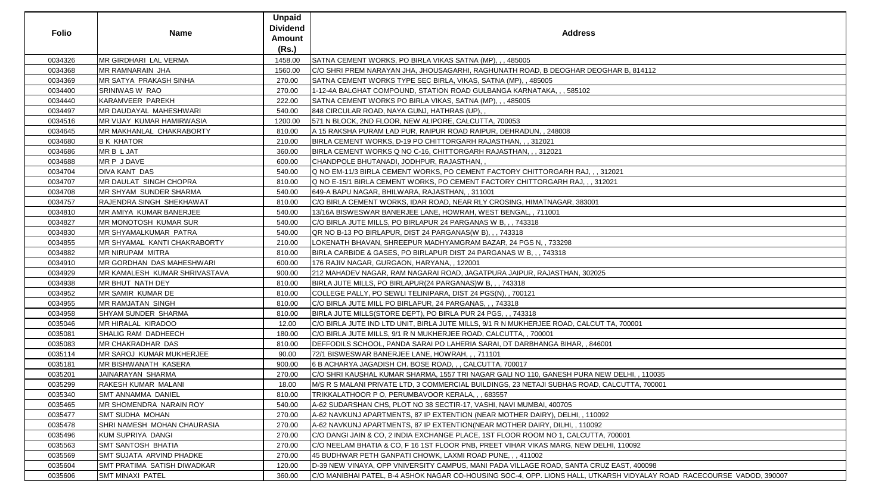| Folio | Name | Unpaid Dividend Amount (Rs.) | Address |
|---|---|---|---|
| 0034326 | MR GIRDHARI LAL VERMA | 1458.00 | SATNA CEMENT WORKS, PO BIRLA VIKAS SATNA (MP), , , 485005 |
| 0034368 | MR RAMNARAIN JHA | 1560.00 | C/O SHRI PREM NARAYAN JHA, JHOUSAGARHI, RAGHUNATH ROAD, B DEOGHAR DEOGHAR B, 814112 |
| 0034369 | MR SATYA PRAKASH SINHA | 270.00 | SATNA CEMENT WORKS TYPE SEC BIRLA, VIKAS, SATNA (MP), , 485005 |
| 0034400 | SRINIWAS W RAO | 270.00 | 1-12-4A BALGHAT COMPOUND, STATION ROAD GULBANGA KARNATAKA, , , 585102 |
| 0034440 | KARAMVEER PAREKH | 222.00 | SATNA CEMENT WORKS PO BIRLA VIKAS, SATNA (MP), , , 485005 |
| 0034497 | MR DAUDAYAL MAHESHWARI | 540.00 | 848 CIRCULAR ROAD, NAYA GUNJ, HATHRAS (UP), , |
| 0034516 | MR VIJAY KUMAR HAMIRWASIA | 1200.00 | 571 N BLOCK, 2ND FLOOR, NEW ALIPORE, CALCUTTA, 700053 |
| 0034645 | MR MAKHANLAL CHAKRABORTY | 810.00 | A 15 RAKSHA PURAM LAD PUR, RAIPUR ROAD RAIPUR, DEHRADUN, , 248008 |
| 0034680 | B K KHATOR | 210.00 | BIRLA CEMENT WORKS, D-19 PO CHITTORGARH RAJASTHAN, , , 312021 |
| 0034686 | MR B L JAT | 360.00 | BIRLA CEMENT WORKS Q NO C-16, CHITTORGARH RAJASTHAN, , , 312021 |
| 0034688 | MR P J DAVE | 600.00 | CHANDPOLE BHUTANADI, JODHPUR, RAJASTHAN, , |
| 0034704 | DIVA KANT DAS | 540.00 | Q NO EM-11/3 BIRLA CEMENT WORKS, PO CEMENT FACTORY CHITTORGARH RAJ, , , 312021 |
| 0034707 | MR DAULAT SINGH CHOPRA | 810.00 | Q NO E-15/1 BIRLA CEMENT WORKS, PO CEMENT FACTORY CHITTORGARH RAJ, , , 312021 |
| 0034708 | MR SHYAM SUNDER SHARMA | 540.00 | 649-A BAPU NAGAR, BHILWARA, RAJASTHAN, , 311001 |
| 0034757 | RAJENDRA SINGH SHEKHAWAT | 810.00 | C/O BIRLA CEMENT WORKS, IDAR ROAD, NEAR RLY CROSING, HIMATNAGAR, 383001 |
| 0034810 | MR AMIYA KUMAR BANERJEE | 540.00 | 13/16A BISWESWAR BANERJEE LANE, HOWRAH, WEST BENGAL, , 711001 |
| 0034827 | MR MONOTOSH KUMAR SUR | 540.00 | C/O BIRLA JUTE MILLS, PO BIRLAPUR 24 PARGANAS W B, , , 743318 |
| 0034830 | MR SHYAMALKUMAR PATRA | 540.00 | QR NO B-13 PO BIRLAPUR, DIST 24 PARGANAS(W B), , , 743318 |
| 0034855 | MR SHYAMAL KANTI CHAKRABORTY | 210.00 | LOKENATH BHAVAN, SHREEPUR MADHYAMGRAM BAZAR, 24 PGS N, , 733298 |
| 0034882 | MR NIRUPAM MITRA | 810.00 | BIRLA CARBIDE & GASES, PO BIRLAPUR DIST 24 PARGANAS W B, , , 743318 |
| 0034910 | MR GORDHAN DAS MAHESHWARI | 600.00 | 176 RAJIV NAGAR, GURGAON, HARYANA, , 122001 |
| 0034929 | MR KAMALESH KUMAR SHRIVASTAVA | 900.00 | 212 MAHADEV NAGAR, RAM NAGARAI ROAD, JAGATPURA JAIPUR, RAJASTHAN, 302025 |
| 0034938 | MR BHUT NATH DEY | 810.00 | BIRLA JUTE MILLS, PO BIRLAPUR(24 PARGANAS)W B, , , 743318 |
| 0034952 | MR SAMIR KUMAR DE | 810.00 | COLLEGE PALLY, PO SEWLI TELINIPARA, DIST 24 PGS(N), , 700121 |
| 0034955 | MR RAMJATAN SINGH | 810.00 | C/O BIRLA JUTE MILL PO BIRLAPUR, 24 PARGANAS, , , 743318 |
| 0034958 | SHYAM SUNDER SHARMA | 810.00 | BIRLA JUTE MILLS(STORE DEPT), PO BIRLA PUR 24 PGS, , , 743318 |
| 0035046 | MR HIRALAL KIRADOO | 12.00 | C/O BIRLA JUTE IND LTD UNIT, BIRLA JUTE MILLS, 9/1 R N MUKHERJEE ROAD, CALCUT TA, 700001 |
| 0035081 | SHALIG RAM DADHEECH | 180.00 | C/O BIRLA JUTE MILLS, 9/1 R N MUKHERJEE ROAD, CALCUTTA, , 700001 |
| 0035083 | MR CHAKRADHAR DAS | 810.00 | DEFFODILS SCHOOL, PANDA SARAI PO LAHERIA SARAI, DT DARBHANGA BIHAR, , 846001 |
| 0035114 | MR SAROJ KUMAR MUKHERJEE | 90.00 | 72/1 BISWESWAR BANERJEE LANE, HOWRAH, , , 711101 |
| 0035181 | MR BISHWANATH KASERA | 900.00 | 6 B ACHARYA JAGADISH CH. BOSE ROAD, , , CALCUTTA, 700017 |
| 0035201 | JAINARAYAN SHARMA | 270.00 | C/O SHRI KAUSHAL KUMAR SHARMA, 1557 TRI NAGAR GALI NO 110, GANESH PURA NEW DELHI, , 110035 |
| 0035299 | RAKESH KUMAR MALANI | 18.00 | M/S R S MALANI PRIVATE LTD, 3 COMMERCIAL BUILDINGS, 23 NETAJI SUBHAS ROAD, CALCUTTA, 700001 |
| 0035340 | SMT ANNAMMA DANIEL | 810.00 | TRIKKALATHOOR P O, PERUMBAVOOR KERALA, , , 683557 |
| 0035465 | MR SHOMENDRA NARAIN ROY | 540.00 | A-62 SUDARSHAN CHS, PLOT NO 38 SECTIR-17, VASHI, NAVI MUMBAI, 400705 |
| 0035477 | SMT SUDHA MOHAN | 270.00 | A-62 NAVKUNJ APARTMENTS, 87 IP EXTENTION (NEAR MOTHER DAIRY), DELHI, , 110092 |
| 0035478 | SHRI NAMESH MOHAN CHAURASIA | 270.00 | A-62 NAVKUNJ APARTMENTS, 87 IP EXTENTION(NEAR MOTHER DAIRY, DILHI, , 110092 |
| 0035496 | KUM SUPRIYA DANGI | 270.00 | C/O DANGI JAIN & CO, 2 INDIA EXCHANGE PLACE, 1ST FLOOR ROOM NO 1, CALCUTTA, 700001 |
| 0035563 | SMT SANTOSH BHATIA | 270.00 | C/O NEELAM BHATIA & CO, F 16 1ST FLOOR PNB, PREET VIHAR VIKAS MARG, NEW DELHI, 110092 |
| 0035569 | SMT SUJATA ARVIND PHADKE | 270.00 | 45 BUDHWAR PETH GANPATI CHOWK, LAXMI ROAD PUNE, , , 411002 |
| 0035604 | SMT PRATIMA SATISH DIWADKAR | 120.00 | D-39 NEW VINAYA, OPP VNIVERSITY CAMPUS, MANI PADA VILLAGE ROAD, SANTA CRUZ EAST, 400098 |
| 0035606 | SMT MINAXI PATEL | 360.00 | C/O MANIBHAI PATEL, B-4 ASHOK NAGAR CO-HOUSING SOC-4, OPP. LIONS HALL, UTKARSH VIDYALAY ROAD RACECOURSE VADOD, 390007 |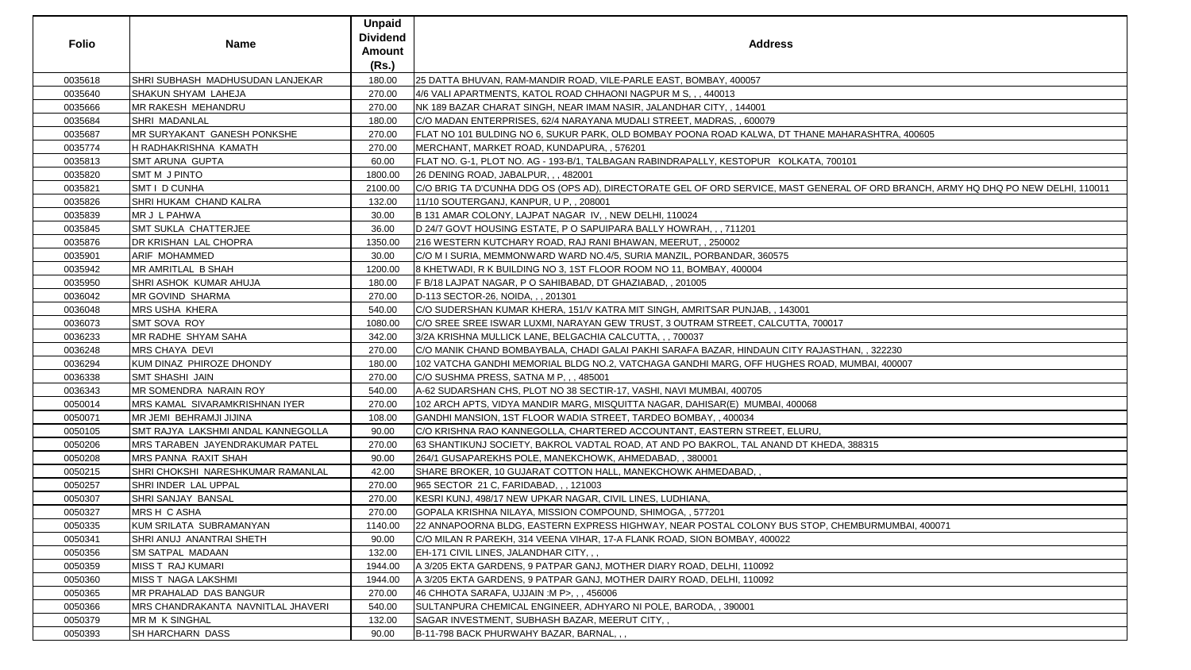| Folio | Name | Unpaid Dividend Amount (Rs.) | Address |
|---|---|---|---|
| 0035618 | SHRI SUBHASH MADHUSUDAN LANJEKAR | 180.00 | 25 DATTA BHUVAN, RAM-MANDIR ROAD, VILE-PARLE EAST, BOMBAY, 400057 |
| 0035640 | SHAKUN SHYAM LAHEJA | 270.00 | 4/6 VALI APARTMENTS, KATOL ROAD CHHAONI NAGPUR M S, , , 440013 |
| 0035666 | MR RAKESH MEHANDRU | 270.00 | NK 189 BAZAR CHARAT SINGH, NEAR IMAM NASIR, JALANDHAR CITY, , 144001 |
| 0035684 | SHRI MADANLAL | 180.00 | C/O MADAN ENTERPRISES, 62/4 NARAYANA MUDALI STREET, MADRAS, , 600079 |
| 0035687 | MR SURYAKANT GANESH PONKSHE | 270.00 | FLAT NO 101 BULDING NO 6, SUKUR PARK, OLD BOMBAY POONA ROAD KALWA, DT THANE MAHARASHTRA, 400605 |
| 0035774 | H RADHAKRISHNA KAMATH | 270.00 | MERCHANT, MARKET ROAD, KUNDAPURA, , 576201 |
| 0035813 | SMT ARUNA GUPTA | 60.00 | FLAT NO. G-1, PLOT NO. AG - 193-B/1, TALBAGAN RABINDRAPALLY, KESTOPUR KOLKATA, 700101 |
| 0035820 | SMT M J PINTO | 1800.00 | 26 DENING ROAD, JABALPUR, , , 482001 |
| 0035821 | SMT I D CUNHA | 2100.00 | C/O BRIG TA D'CUNHA DDG OS (OPS AD), DIRECTORATE GEL OF ORD SERVICE, MAST GENERAL OF ORD BRANCH, ARMY HQ DHQ PO NEW DELHI, 110011 |
| 0035826 | SHRI HUKAM CHAND KALRA | 132.00 | 11/10 SOUTERGANJ, KANPUR, U P, , 208001 |
| 0035839 | MR J L PAHWA | 30.00 | B 131 AMAR COLONY, LAJPAT NAGAR IV, , NEW DELHI, 110024 |
| 0035845 | SMT SUKLA CHATTERJEE | 36.00 | D 24/7 GOVT HOUSING ESTATE, P O SAPUIPARA BALLY HOWRAH, , , 711201 |
| 0035876 | DR KRISHAN LAL CHOPRA | 1350.00 | 216 WESTERN KUTCHARY ROAD, RAJ RANI BHAWAN, MEERUT, , 250002 |
| 0035901 | ARIF MOHAMMED | 30.00 | C/O M I SURIA, MEMMONWARD WARD NO.4/5, SURIA MANZIL, PORBANDAR, 360575 |
| 0035942 | MR AMRITLAL B SHAH | 1200.00 | 8 KHETWADI, R K BUILDING NO 3, 1ST FLOOR ROOM NO 11, BOMBAY, 400004 |
| 0035950 | SHRI ASHOK KUMAR AHUJA | 180.00 | F B/18 LAJPAT NAGAR, P O SAHIBABAD, DT GHAZIABAD, , 201005 |
| 0036042 | MR GOVIND SHARMA | 270.00 | D-113 SECTOR-26, NOIDA, , , 201301 |
| 0036048 | MRS USHA KHERA | 540.00 | C/O SUDERSHAN KUMAR KHERA, 151/V KATRA MIT SINGH, AMRITSAR PUNJAB, , 143001 |
| 0036073 | SMT SOVA ROY | 1080.00 | C/O SREE SREE ISWAR LUXMI, NARAYAN GEW TRUST, 3 OUTRAM STREET, CALCUTTA, 700017 |
| 0036233 | MR RADHE SHYAM SAHA | 342.00 | 3/2A KRISHNA MULLICK LANE, BELGACHIA CALCUTTA, , , 700037 |
| 0036248 | MRS CHAYA DEVI | 270.00 | C/O MANIK CHAND BOMBAYBALA, CHADI GALAI PAKHI SARAFA BAZAR, HINDAUN CITY RAJASTHAN, , 322230 |
| 0036294 | KUM DINAZ PHIROZE DHONDY | 180.00 | 102 VATCHA GANDHI MEMORIAL BLDG NO.2, VATCHAGA GANDHI MARG, OFF HUGHES ROAD, MUMBAI, 400007 |
| 0036338 | SMT SHASHI JAIN | 270.00 | C/O SUSHMA PRESS, SATNA M P, , , 485001 |
| 0036343 | MR SOMENDRA NARAIN ROY | 540.00 | A-62 SUDARSHAN CHS, PLOT NO 38 SECTIR-17, VASHI, NAVI MUMBAI, 400705 |
| 0050014 | MRS KAMAL SIVARAMKRISHNAN IYER | 270.00 | 102 ARCH APTS, VIDYA MANDIR MARG, MISQUITTA NAGAR, DAHISAR(E) MUMBAI, 400068 |
| 0050071 | MR JEMI BEHRAMJI JIJINA | 108.00 | GANDHI MANSION, 1ST FLOOR WADIA STREET, TARDEO BOMBAY, , 400034 |
| 0050105 | SMT RAJYA LAKSHMI ANDAL KANNEGOLLA | 90.00 | C/O KRISHNA RAO KANNEGOLLA, CHARTERED ACCOUNTANT, EASTERN STREET, ELURU, |
| 0050206 | MRS TARABEN JAYENDRAKUMAR PATEL | 270.00 | 63 SHANTIKUNJ SOCIETY, BAKROL VADTAL ROAD, AT AND PO BAKROL, TAL ANAND DT KHEDA, 388315 |
| 0050208 | MRS PANNA RAXIT SHAH | 90.00 | 264/1 GUSAPAREKHS POLE, MANEKCHOWK, AHMEDABAD, , 380001 |
| 0050215 | SHRI CHOKSHI NARESHKUMAR RAMANLAL | 42.00 | SHARE BROKER, 10 GUJARAT COTTON HALL, MANEKCHOWK AHMEDABAD, , |
| 0050257 | SHRI INDER LAL UPPAL | 270.00 | 965 SECTOR 21 C, FARIDABAD, , , 121003 |
| 0050307 | SHRI SANJAY BANSAL | 270.00 | KESRI KUNJ, 498/17 NEW UPKAR NAGAR, CIVIL LINES, LUDHIANA, |
| 0050327 | MRS H C ASHA | 270.00 | GOPALA KRISHNA NILAYA, MISSION COMPOUND, SHIMOGA, , 577201 |
| 0050335 | KUM SRILATA SUBRAMANYAN | 1140.00 | 22 ANNAPOORNA BLDG, EASTERN EXPRESS HIGHWAY, NEAR POSTAL COLONY BUS STOP, CHEMBURMUMBAI, 400071 |
| 0050341 | SHRI ANUJ ANANTRAI SHETH | 90.00 | C/O MILAN R PAREKH, 314 VEENA VIHAR, 17-A FLANK ROAD, SION BOMBAY, 400022 |
| 0050356 | SM SATPAL MADAAN | 132.00 | EH-171 CIVIL LINES, JALANDHAR CITY, , , |
| 0050359 | MISS T RAJ KUMARI | 1944.00 | A 3/205 EKTA GARDENS, 9 PATPAR GANJ, MOTHER DIARY ROAD, DELHI, 110092 |
| 0050360 | MISS T NAGA LAKSHMI | 1944.00 | A 3/205 EKTA GARDENS, 9 PATPAR GANJ, MOTHER DAIRY ROAD, DELHI, 110092 |
| 0050365 | MR PRAHALAD DAS BANGUR | 270.00 | 46 CHHOTA SARAFA, UJJAIN :M P>, , , 456006 |
| 0050366 | MRS CHANDRAKANTA NAVNITLAL JHAVERI | 540.00 | SULTANPURA CHEMICAL ENGINEER, ADHYARO NI POLE, BARODA, , 390001 |
| 0050379 | MR M K SINGHAL | 132.00 | SAGAR INVESTMENT, SUBHASH BAZAR, MEERUT CITY, , |
| 0050393 | SH HARCHARN DASS | 90.00 | B-11-798 BACK PHURWAHY BAZAR, BARNAL, , , |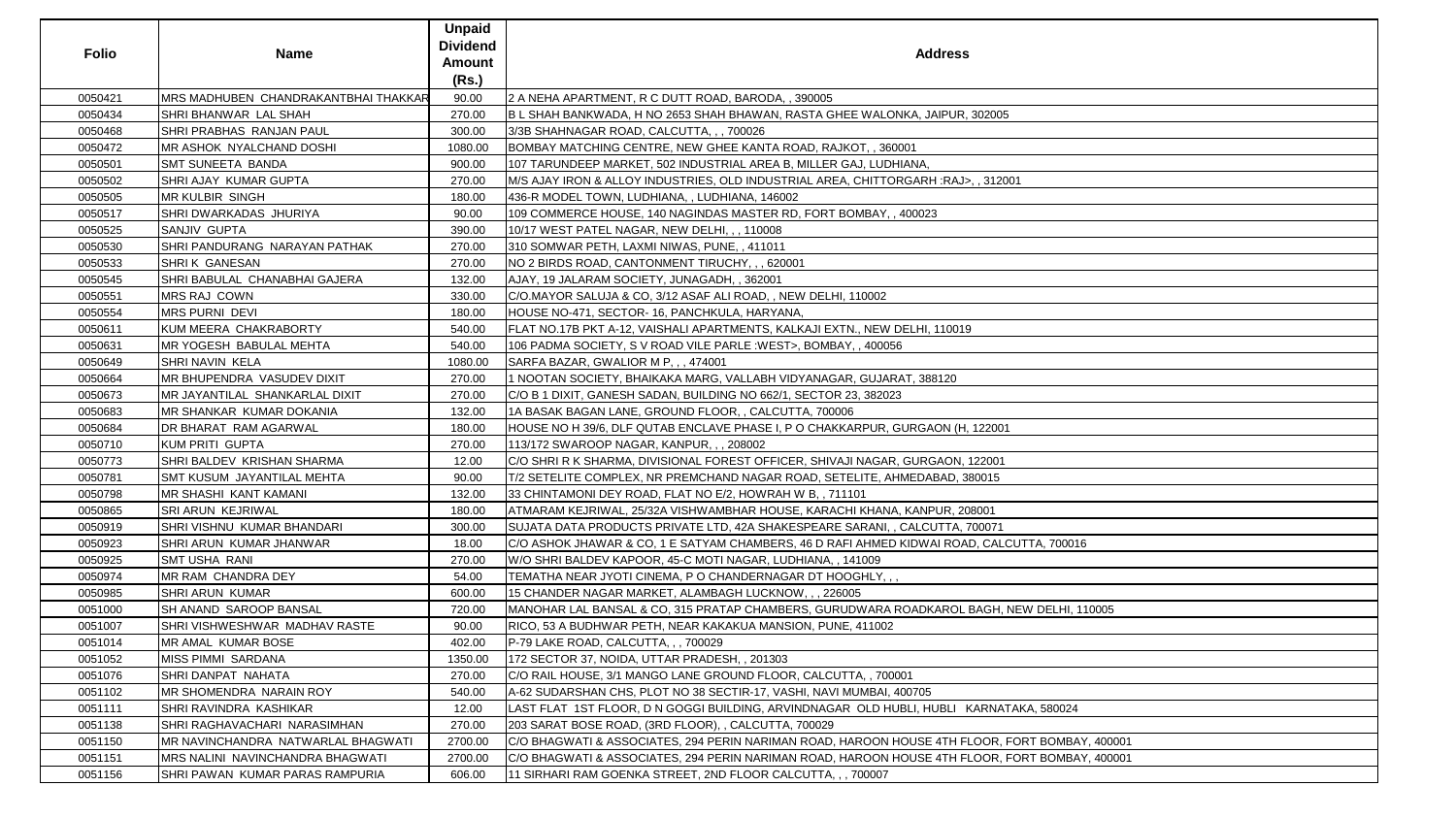| Folio | Name | Unpaid Dividend Amount (Rs.) | Address |
|---|---|---|---|
| 0050421 | MRS MADHUBEN CHANDRAKANTBHAI THAKKAR | 90.00 | 2 A NEHA APARTMENT, R C DUTT ROAD, BARODA, , 390005 |
| 0050434 | SHRI BHANWAR LAL SHAH | 270.00 | B L SHAH BANKWADA, H NO 2653 SHAH BHAWAN, RASTA GHEE WALONKA, JAIPUR, 302005 |
| 0050468 | SHRI PRABHAS RANJAN PAUL | 300.00 | 3/3B SHAHNAGAR ROAD, CALCUTTA, , , 700026 |
| 0050472 | MR ASHOK NYALCHAND DOSHI | 1080.00 | BOMBAY MATCHING CENTRE, NEW GHEE KANTA ROAD, RAJKOT, , 360001 |
| 0050501 | SMT SUNEETA BANDA | 900.00 | 107 TARUNDEEP MARKET, 502 INDUSTRIAL AREA B, MILLER GAJ, LUDHIANA, |
| 0050502 | SHRI AJAY KUMAR GUPTA | 270.00 | M/S AJAY IRON & ALLOY INDUSTRIES, OLD INDUSTRIAL AREA, CHITTORGARH :RAJ>, , 312001 |
| 0050505 | MR KULBIR SINGH | 180.00 | 436-R MODEL TOWN, LUDHIANA, , LUDHIANA, 146002 |
| 0050517 | SHRI DWARKADAS JHURIYA | 90.00 | 109 COMMERCE HOUSE, 140 NAGINDAS MASTER RD, FORT BOMBAY, , 400023 |
| 0050525 | SANJIV GUPTA | 390.00 | 10/17 WEST PATEL NAGAR, NEW DELHI, , , 110008 |
| 0050530 | SHRI PANDURANG NARAYAN PATHAK | 270.00 | 310 SOMWAR PETH, LAXMI NIWAS, PUNE, , 411011 |
| 0050533 | SHRI K GANESAN | 270.00 | NO 2 BIRDS ROAD, CANTONMENT TIRUCHY, , , 620001 |
| 0050545 | SHRI BABULAL CHANABHAI GAJERA | 132.00 | AJAY, 19 JALARAM SOCIETY, JUNAGADH, , 362001 |
| 0050551 | MRS RAJ COWN | 330.00 | C/O.MAYOR SALUJA & CO, 3/12 ASAF ALI ROAD, , NEW DELHI, 110002 |
| 0050554 | MRS PURNI DEVI | 180.00 | HOUSE NO-471, SECTOR- 16, PANCHKULA, HARYANA, |
| 0050611 | KUM MEERA CHAKRABORTY | 540.00 | FLAT NO.17B PKT A-12, VAISHALI APARTMENTS, KALKAJI EXTN., NEW DELHI, 110019 |
| 0050631 | MR YOGESH BABULAL MEHTA | 540.00 | 106 PADMA SOCIETY, S V ROAD VILE PARLE :WEST>, BOMBAY, , 400056 |
| 0050649 | SHRI NAVIN KELA | 1080.00 | SARFA BAZAR, GWALIOR M P, , , 474001 |
| 0050664 | MR BHUPENDRA VASUDEV DIXIT | 270.00 | 1 NOOTAN SOCIETY, BHAIKAKA MARG, VALLABH VIDYANAGAR, GUJARAT, 388120 |
| 0050673 | MR JAYANTILAL SHANKARLAL DIXIT | 270.00 | C/O B 1 DIXIT, GANESH SADAN, BUILDING NO 662/1, SECTOR 23, 382023 |
| 0050683 | MR SHANKAR KUMAR DOKANIA | 132.00 | 1A BASAK BAGAN LANE, GROUND FLOOR, , CALCUTTA, 700006 |
| 0050684 | DR BHARAT RAM AGARWAL | 180.00 | HOUSE NO H 39/6, DLF QUTAB ENCLAVE PHASE I, P O CHAKKARPUR, GURGAON (H, 122001 |
| 0050710 | KUM PRITI GUPTA | 270.00 | 113/172 SWAROOP NAGAR, KANPUR, , , 208002 |
| 0050773 | SHRI BALDEV KRISHAN SHARMA | 12.00 | C/O SHRI R K SHARMA, DIVISIONAL FOREST OFFICER, SHIVAJI NAGAR, GURGAON, 122001 |
| 0050781 | SMT KUSUM JAYANTILAL MEHTA | 90.00 | T/2 SETELITE COMPLEX, NR PREMCHAND NAGAR ROAD, SETELITE, AHMEDABAD, 380015 |
| 0050798 | MR SHASHI KANT KAMANI | 132.00 | 33 CHINTAMONI DEY ROAD, FLAT NO E/2, HOWRAH W B, , 711101 |
| 0050865 | SRI ARUN KEJRIWAL | 180.00 | ATMARAM KEJRIWAL, 25/32A VISHWAMBHAR HOUSE, KARACHI KHANA, KANPUR, 208001 |
| 0050919 | SHRI VISHNU KUMAR BHANDARI | 300.00 | SUJATA DATA PRODUCTS PRIVATE LTD, 42A SHAKESPEARE SARANI, , CALCUTTA, 700071 |
| 0050923 | SHRI ARUN KUMAR JHANWAR | 18.00 | C/O ASHOK JHAWAR & CO, 1 E SATYAM CHAMBERS, 46 D RAFI AHMED KIDWAI ROAD, CALCUTTA, 700016 |
| 0050925 | SMT USHA RANI | 270.00 | W/O SHRI BALDEV KAPOOR, 45-C MOTI NAGAR, LUDHIANA, , 141009 |
| 0050974 | MR RAM CHANDRA DEY | 54.00 | TEMATHA NEAR JYOTI CINEMA, P O CHANDERNAGAR DT HOOGHLY, , , |
| 0050985 | SHRI ARUN KUMAR | 600.00 | 15 CHANDER NAGAR MARKET, ALAMBAGH LUCKNOW, , , 226005 |
| 0051000 | SH ANAND SAROOP BANSAL | 720.00 | MANOHAR LAL BANSAL & CO, 315 PRATAP CHAMBERS, GURUDWARA ROADKAROL BAGH, NEW DELHI, 110005 |
| 0051007 | SHRI VISHWESHWAR MADHAV RASTE | 90.00 | RICO, 53 A BUDHWAR PETH, NEAR KAKAKUA MANSION, PUNE, 411002 |
| 0051014 | MR AMAL KUMAR BOSE | 402.00 | P-79 LAKE ROAD, CALCUTTA, , , 700029 |
| 0051052 | MISS PIMMI SARDANA | 1350.00 | 172 SECTOR 37, NOIDA, UTTAR PRADESH, , 201303 |
| 0051076 | SHRI DANPAT NAHATA | 270.00 | C/O RAIL HOUSE, 3/1 MANGO LANE GROUND FLOOR, CALCUTTA, , 700001 |
| 0051102 | MR SHOMENDRA NARAIN ROY | 540.00 | A-62 SUDARSHAN CHS, PLOT NO 38 SECTIR-17, VASHI, NAVI MUMBAI, 400705 |
| 0051111 | SHRI RAVINDRA KASHIKAR | 12.00 | LAST FLAT 1ST FLOOR, D N GOGGI BUILDING, ARVINDNAGAR OLD HUBLI, HUBLI KARNATAKA, 580024 |
| 0051138 | SHRI RAGHAVACHARI NARASIMHAN | 270.00 | 203 SARAT BOSE ROAD, (3RD FLOOR), , CALCUTTA, 700029 |
| 0051150 | MR NAVINCHANDRA NATWARLAL BHAGWATI | 2700.00 | C/O BHAGWATI & ASSOCIATES, 294 PERIN NARIMAN ROAD, HAROON HOUSE 4TH FLOOR, FORT BOMBAY, 400001 |
| 0051151 | MRS NALINI NAVINCHANDRA BHAGWATI | 2700.00 | C/O BHAGWATI & ASSOCIATES, 294 PERIN NARIMAN ROAD, HAROON HOUSE 4TH FLOOR, FORT BOMBAY, 400001 |
| 0051156 | SHRI PAWAN KUMAR PARAS RAMPURIA | 606.00 | 11 SIRHARI RAM GOENKA STREET, 2ND FLOOR CALCUTTA, , , 700007 |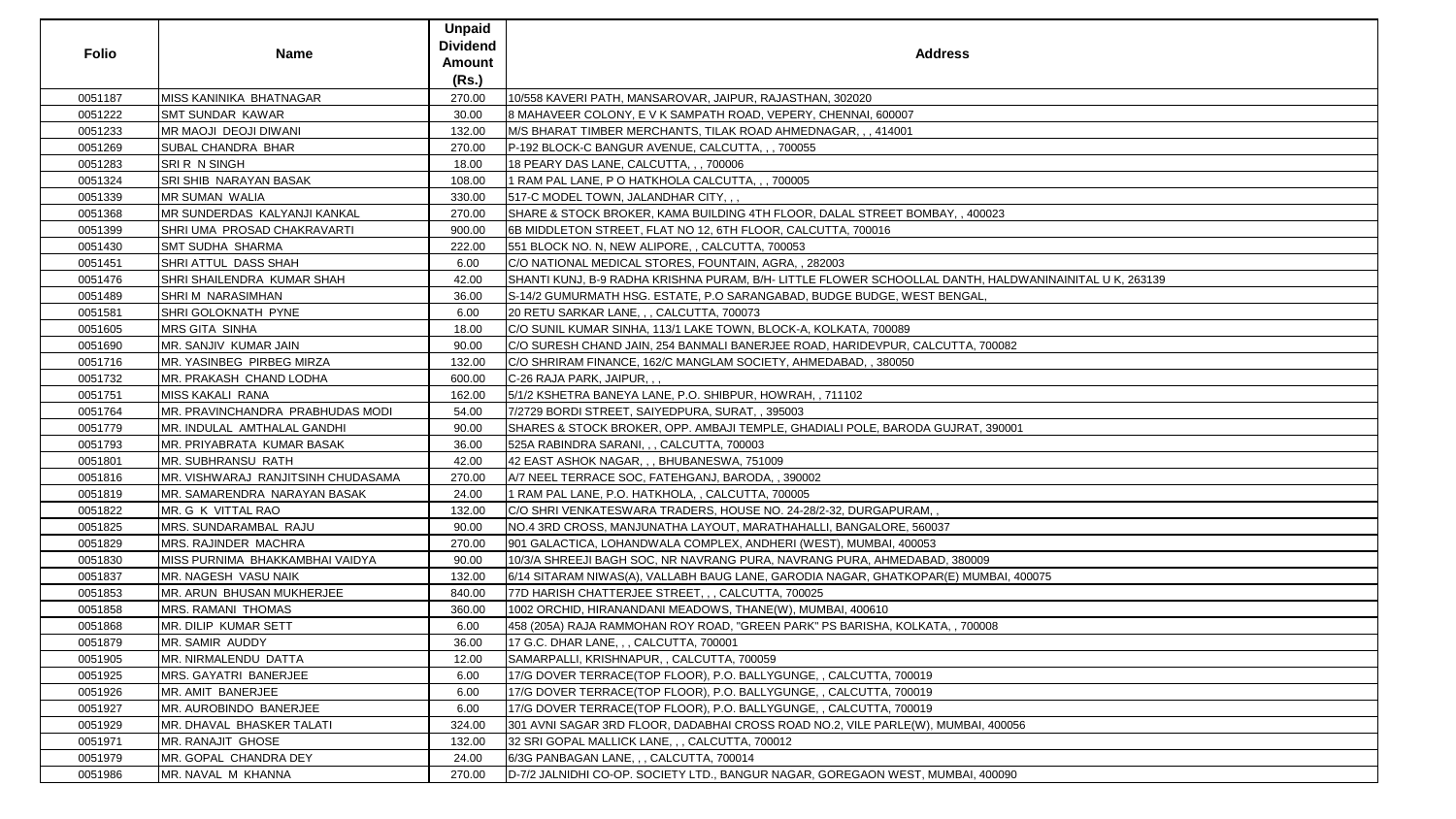| Folio | Name | Unpaid Dividend Amount (Rs.) | Address |
|---|---|---|---|
| 0051187 | MISS KANINIKA BHATNAGAR | 270.00 | 10/558 KAVERI PATH, MANSAROVAR, JAIPUR, RAJASTHAN, 302020 |
| 0051222 | SMT SUNDAR KAWAR | 30.00 | 8 MAHAVEER COLONY, E V K SAMPATH ROAD, VEPERY, CHENNAI, 600007 |
| 0051233 | MR MAOJI DEOJI DIWANI | 132.00 | M/S BHARAT TIMBER MERCHANTS, TILAK ROAD AHMEDNAGAR, , , 414001 |
| 0051269 | SUBAL CHANDRA BHAR | 270.00 | P-192 BLOCK-C BANGUR AVENUE, CALCUTTA, , , 700055 |
| 0051283 | SRI R N SINGH | 18.00 | 18 PEARY DAS LANE, CALCUTTA, , , 700006 |
| 0051324 | SRI SHIB NARAYAN BASAK | 108.00 | 1 RAM PAL LANE, P O HATKHOLA CALCUTTA, , , 700005 |
| 0051339 | MR SUMAN WALIA | 330.00 | 517-C MODEL TOWN, JALANDHAR CITY, , , |
| 0051368 | MR SUNDERDAS KALYANJI KANKAL | 270.00 | SHARE & STOCK BROKER, KAMA BUILDING 4TH FLOOR, DALAL STREET BOMBAY, , 400023 |
| 0051399 | SHRI UMA PROSAD CHAKRAVARTI | 900.00 | 6B MIDDLETON STREET, FLAT NO 12, 6TH FLOOR, CALCUTTA, 700016 |
| 0051430 | SMT SUDHA SHARMA | 222.00 | 551 BLOCK NO. N, NEW ALIPORE, , CALCUTTA, 700053 |
| 0051451 | SHRI ATTUL DASS SHAH | 6.00 | C/O NATIONAL MEDICAL STORES, FOUNTAIN, AGRA, , 282003 |
| 0051476 | SHRI SHAILENDRA KUMAR SHAH | 42.00 | SHANTI KUNJ, B-9 RADHA KRISHNA PURAM, B/H- LITTLE FLOWER SCHOOLLAL DANTH, HALDWANINAINITAL U K, 263139 |
| 0051489 | SHRI M NARASIMHAN | 36.00 | S-14/2 GUMURMATH HSG. ESTATE, P.O SARANGABAD, BUDGE BUDGE, WEST BENGAL, |
| 0051581 | SHRI GOLOKNATH PYNE | 6.00 | 20 RETU SARKAR LANE, , , CALCUTTA, 700073 |
| 0051605 | MRS GITA SINHA | 18.00 | C/O SUNIL KUMAR SINHA, 113/1 LAKE TOWN, BLOCK-A, KOLKATA, 700089 |
| 0051690 | MR. SANJIV KUMAR JAIN | 90.00 | C/O SURESH CHAND JAIN, 254 BANMALI BANERJEE ROAD, HARIDEVPUR, CALCUTTA, 700082 |
| 0051716 | MR. YASINBEG PIRBEG MIRZA | 132.00 | C/O SHRIRAM FINANCE, 162/C MANGLAM SOCIETY, AHMEDABAD, , 380050 |
| 0051732 | MR. PRAKASH CHAND LODHA | 600.00 | C-26 RAJA PARK, JAIPUR, , , |
| 0051751 | MISS KAKALI RANA | 162.00 | 5/1/2 KSHETRA BANEYA LANE, P.O. SHIBPUR, HOWRAH, , 711102 |
| 0051764 | MR. PRAVINCHANDRA PRABHUDAS MODI | 54.00 | 7/2729 BORDI STREET, SAIYEDPURA, SURAT, , 395003 |
| 0051779 | MR. INDULAL AMTHALAL GANDHI | 90.00 | SHARES & STOCK BROKER, OPP. AMBAJI TEMPLE, GHADIALI POLE, BARODA GUJRAT, 390001 |
| 0051793 | MR. PRIYABRATA KUMAR BASAK | 36.00 | 525A RABINDRA SARANI, , , CALCUTTA, 700003 |
| 0051801 | MR. SUBHRANSU RATH | 42.00 | 42 EAST ASHOK NAGAR, , , BHUBANESWA, 751009 |
| 0051816 | MR. VISHWARAJ RANJITSINH CHUDASAMA | 270.00 | A/7 NEEL TERRACE SOC, FATEHGANJ, BARODA, , 390002 |
| 0051819 | MR. SAMARENDRA NARAYAN BASAK | 24.00 | 1 RAM PAL LANE, P.O. HATKHOLA, , CALCUTTA, 700005 |
| 0051822 | MR. G K VITTAL RAO | 132.00 | C/O SHRI VENKATESWARA TRADERS, HOUSE NO. 24-28/2-32, DURGAPURAM, , |
| 0051825 | MRS. SUNDARAMBAL RAJU | 90.00 | NO.4 3RD CROSS, MANJUNATHA LAYOUT, MARATHAHALLI, BANGALORE, 560037 |
| 0051829 | MRS. RAJINDER MACHRA | 270.00 | 901 GALACTICA, LOHANDWALA COMPLEX, ANDHERI (WEST), MUMBAI, 400053 |
| 0051830 | MISS PURNIMA BHAKKAMBHAI VAIDYA | 90.00 | 10/3/A SHREEJI BAGH SOC, NR NAVRANG PURA, NAVRANG PURA, AHMEDABAD, 380009 |
| 0051837 | MR. NAGESH VASU NAIK | 132.00 | 6/14 SITARAM NIWAS(A), VALLABH BAUG LANE, GARODIA NAGAR, GHATKOPAR(E) MUMBAI, 400075 |
| 0051853 | MR. ARUN BHUSAN MUKHERJEE | 840.00 | 77D HARISH CHATTERJEE STREET, , , CALCUTTA, 700025 |
| 0051858 | MRS. RAMANI THOMAS | 360.00 | 1002 ORCHID, HIRANANDANI MEADOWS, THANE(W), MUMBAI, 400610 |
| 0051868 | MR. DILIP KUMAR SETT | 6.00 | 458 (205A) RAJA RAMMOHAN ROY ROAD, "GREEN PARK" PS BARISHA, KOLKATA, , 700008 |
| 0051879 | MR. SAMIR AUDDY | 36.00 | 17 G.C. DHAR LANE, , , CALCUTTA, 700001 |
| 0051905 | MR. NIRMALENDU DATTA | 12.00 | SAMARPALLI, KRISHNAPUR, , CALCUTTA, 700059 |
| 0051925 | MRS. GAYATRI BANERJEE | 6.00 | 17/G DOVER TERRACE(TOP FLOOR), P.O. BALLYGUNGE, , CALCUTTA, 700019 |
| 0051926 | MR. AMIT BANERJEE | 6.00 | 17/G DOVER TERRACE(TOP FLOOR), P.O. BALLYGUNGE, , CALCUTTA, 700019 |
| 0051927 | MR. AUROBINDO BANERJEE | 6.00 | 17/G DOVER TERRACE(TOP FLOOR), P.O. BALLYGUNGE, , CALCUTTA, 700019 |
| 0051929 | MR. DHAVAL BHASKER TALATI | 324.00 | 301 AVNI SAGAR 3RD FLOOR, DADABHAI CROSS ROAD NO.2, VILE PARLE(W), MUMBAI, 400056 |
| 0051971 | MR. RANAJIT GHOSE | 132.00 | 32 SRI GOPAL MALLICK LANE, , , CALCUTTA, 700012 |
| 0051979 | MR. GOPAL CHANDRA DEY | 24.00 | 6/3G PANBAGAN LANE, , , CALCUTTA, 700014 |
| 0051986 | MR. NAVAL M KHANNA | 270.00 | D-7/2 JALNIDHI CO-OP. SOCIETY LTD., BANGUR NAGAR, GOREGAON WEST, MUMBAI, 400090 |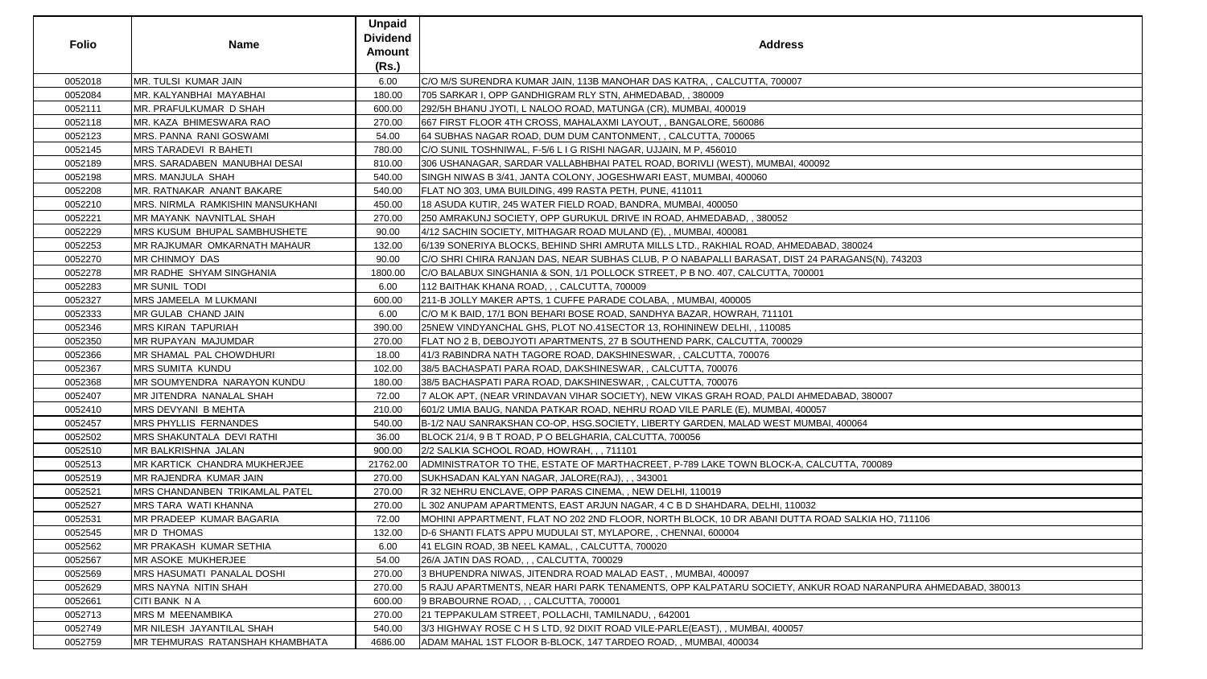| Folio | Name | Unpaid Dividend Amount (Rs.) | Address |
|---|---|---|---|
| 0052018 | MR. TULSI KUMAR JAIN | 6.00 | C/O M/S SURENDRA KUMAR JAIN, 113B MANOHAR DAS KATRA, , CALCUTTA, 700007 |
| 0052084 | MR. KALYANBHAI MAYABHAI | 180.00 | 705 SARKAR I, OPP GANDHIGRAM RLY STN, AHMEDABAD, , 380009 |
| 0052111 | MR. PRAFULKUMAR D SHAH | 600.00 | 292/5H BHANU JYOTI, L NALOO ROAD, MATUNGA (CR), MUMBAI, 400019 |
| 0052118 | MR. KAZA BHIMESWARA RAO | 270.00 | 667 FIRST FLOOR 4TH CROSS, MAHALAXMI LAYOUT, , BANGALORE, 560086 |
| 0052123 | MRS. PANNA RANI GOSWAMI | 54.00 | 64 SUBHAS NAGAR ROAD, DUM DUM CANTONMENT, , CALCUTTA, 700065 |
| 0052145 | MRS TARADEVI R BAHETI | 780.00 | C/O SUNIL TOSHNIWAL, F-5/6 L I G RISHI NAGAR, UJJAIN, M P, 456010 |
| 0052189 | MRS. SARADABEN MANUBHAI DESAI | 810.00 | 306 USHANAGAR, SARDAR VALLABHBHAI PATEL ROAD, BORIVLI (WEST), MUMBAI, 400092 |
| 0052198 | MRS. MANJULA SHAH | 540.00 | SINGH NIWAS B 3/41, JANTA COLONY, JOGESHWARI EAST, MUMBAI, 400060 |
| 0052208 | MR. RATNAKAR ANANT BAKARE | 540.00 | FLAT NO 303, UMA BUILDING, 499 RASTA PETH, PUNE, 411011 |
| 0052210 | MRS. NIRMLA RAMKISHIN MANSUKHANI | 450.00 | 18 ASUDA KUTIR, 245 WATER FIELD ROAD, BANDRA, MUMBAI, 400050 |
| 0052221 | MR MAYANK NAVNITLAL SHAH | 270.00 | 250 AMRAKUNJ SOCIETY, OPP GURUKUL DRIVE IN ROAD, AHMEDABAD, , 380052 |
| 0052229 | MRS KUSUM BHUPAL SAMBHUSHETE | 90.00 | 4/12 SACHIN SOCIETY, MITHAGAR ROAD MULAND (E), , MUMBAI, 400081 |
| 0052253 | MR RAJKUMAR OMKARNATH MAHAUR | 132.00 | 6/139 SONERIYA BLOCKS, BEHIND SHRI AMRUTA MILLS LTD., RAKHIAL ROAD, AHMEDABAD, 380024 |
| 0052270 | MR CHINMOY DAS | 90.00 | C/O SHRI CHIRA RANJAN DAS, NEAR SUBHAS CLUB, P O NABAPALLI BARASAT, DIST 24 PARAGANS(N), 743203 |
| 0052278 | MR RADHE SHYAM SINGHANIA | 1800.00 | C/O BALABUX SINGHANIA & SON, 1/1 POLLOCK STREET, P B NO. 407, CALCUTTA, 700001 |
| 0052283 | MR SUNIL TODI | 6.00 | 112 BAITHAK KHANA ROAD, , , CALCUTTA, 700009 |
| 0052327 | MRS JAMEELA M LUKMANI | 600.00 | 211-B JOLLY MAKER APTS, 1 CUFFE PARADE COLABA, , MUMBAI, 400005 |
| 0052333 | MR GULAB CHAND JAIN | 6.00 | C/O M K BAID, 17/1 BON BEHARI BOSE ROAD, SANDHYA BAZAR, HOWRAH, 711101 |
| 0052346 | MRS KIRAN TAPURIAH | 390.00 | 25NEW VINDYANCHAL GHS, PLOT NO.41SECTOR 13, ROHININEW DELHI, , 110085 |
| 0052350 | MR RUPAYAN MAJUMDAR | 270.00 | FLAT NO 2 B, DEBOJYOTI APARTMENTS, 27 B SOUTHEND PARK, CALCUTTA, 700029 |
| 0052366 | MR SHAMAL PAL CHOWDHURI | 18.00 | 41/3 RABINDRA NATH TAGORE ROAD, DAKSHINESWAR, , CALCUTTA, 700076 |
| 0052367 | MRS SUMITA KUNDU | 102.00 | 38/5 BACHASPATI PARA ROAD, DAKSHINESWAR, , CALCUTTA, 700076 |
| 0052368 | MR SOUMYENDRA NARAYON KUNDU | 180.00 | 38/5 BACHASPATI PARA ROAD, DAKSHINESWAR, , CALCUTTA, 700076 |
| 0052407 | MR JITENDRA NANALAL SHAH | 72.00 | 7 ALOK APT, (NEAR VRINDAVAN VIHAR SOCIETY), NEW VIKAS GRAH ROAD, PALDI AHMEDABAD, 380007 |
| 0052410 | MRS DEVYANI B MEHTA | 210.00 | 601/2 UMIA BAUG, NANDA PATKAR ROAD, NEHRU ROAD VILE PARLE (E), MUMBAI, 400057 |
| 0052457 | MRS PHYLLIS FERNANDES | 540.00 | B-1/2 NAU SANRAKSHAN CO-OP, HSG.SOCIETY, LIBERTY GARDEN, MALAD WEST MUMBAI, 400064 |
| 0052502 | MRS SHAKUNTALA DEVI RATHI | 36.00 | BLOCK 21/4, 9 B T ROAD, P O BELGHARIA, CALCUTTA, 700056 |
| 0052510 | MR BALKRISHNA JALAN | 900.00 | 2/2 SALKIA SCHOOL ROAD, HOWRAH, , , 711101 |
| 0052513 | MR KARTICK CHANDRA MUKHERJEE | 21762.00 | ADMINISTRATOR TO THE, ESTATE OF MARTHACREET, P-789 LAKE TOWN BLOCK-A, CALCUTTA, 700089 |
| 0052519 | MR RAJENDRA KUMAR JAIN | 270.00 | SUKHSADAN KALYAN NAGAR, JALORE(RAJ), , , 343001 |
| 0052521 | MRS CHANDANBEN TRIKAMLAL PATEL | 270.00 | R 32 NEHRU ENCLAVE, OPP PARAS CINEMA, , NEW DELHI, 110019 |
| 0052527 | MRS TARA WATI KHANNA | 270.00 | L 302 ANUPAM APARTMENTS, EAST ARJUN NAGAR, 4 C B D SHAHDARA, DELHI, 110032 |
| 0052531 | MR PRADEEP KUMAR BAGARIA | 72.00 | MOHINI APPARTMENT, FLAT NO 202 2ND FLOOR, NORTH BLOCK, 10 DR ABANI DUTTA ROAD SALKIA HO, 711106 |
| 0052545 | MR D THOMAS | 132.00 | D-6 SHANTI FLATS APPU MUDULAI ST, MYLAPORE, , CHENNAI, 600004 |
| 0052562 | MR PRAKASH KUMAR SETHIA | 6.00 | 41 ELGIN ROAD, 3B NEEL KAMAL, , CALCUTTA, 700020 |
| 0052567 | MR ASOKE MUKHERJEE | 54.00 | 26/A JATIN DAS ROAD, , , CALCUTTA, 700029 |
| 0052569 | MRS HASUMATI PANALAL DOSHI | 270.00 | 3 BHUPENDRA NIWAS, JITENDRA ROAD MALAD EAST, , MUMBAI, 400097 |
| 0052629 | MRS NAYNA NITIN SHAH | 270.00 | 5 RAJU APARTMENTS, NEAR HARI PARK TENAMENTS, OPP KALPATARU SOCIETY, ANKUR ROAD NARANPURA AHMEDABAD, 380013 |
| 0052661 | CITI BANK N A | 600.00 | 9 BRABOURNE ROAD, , , CALCUTTA, 700001 |
| 0052713 | MRS M MEENAMBIKA | 270.00 | 21 TEPPAKULAM STREET, POLLACHI, TAMILNADU, , 642001 |
| 0052749 | MR NILESH JAYANTILAL SHAH | 540.00 | 3/3 HIGHWAY ROSE C H S LTD, 92 DIXIT ROAD VILE-PARLE(EAST), , MUMBAI, 400057 |
| 0052759 | MR TEHMURAS RATANSHAH KHAMBHATA | 4686.00 | ADAM MAHAL 1ST FLOOR B-BLOCK, 147 TARDEO ROAD, , MUMBAI, 400034 |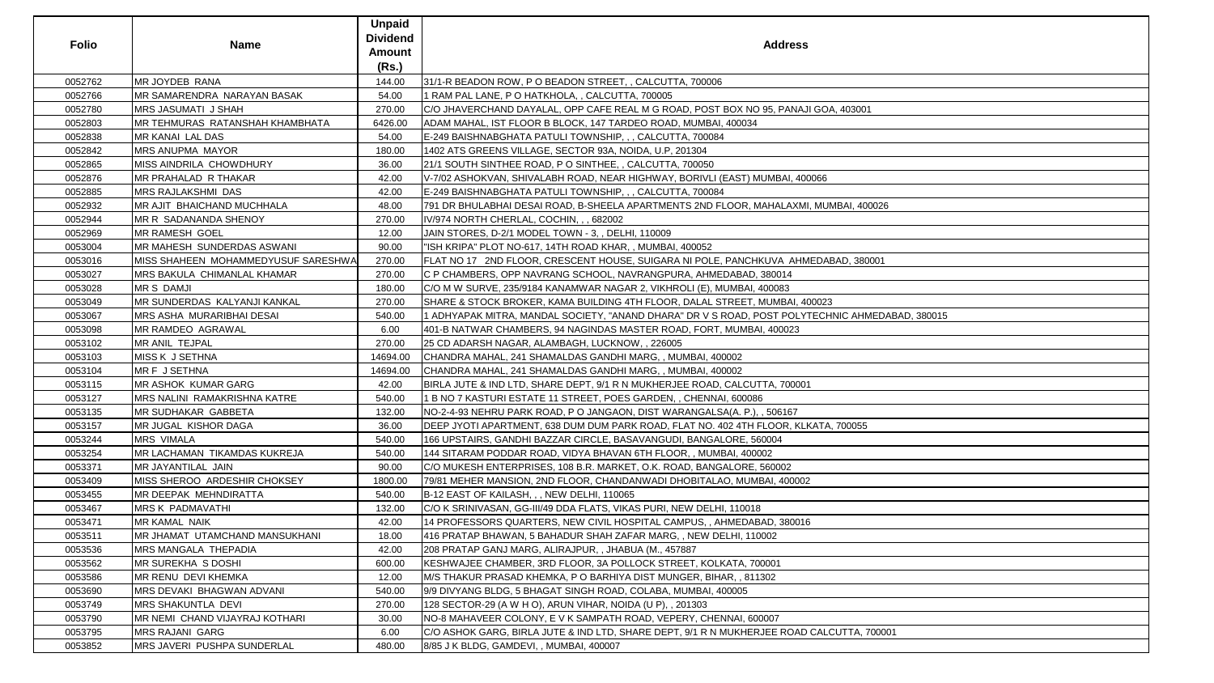| Folio | Name | Unpaid Dividend Amount (Rs.) | Address |
|---|---|---|---|
| 0052762 | MR JOYDEB RANA | 144.00 | 31/1-R BEADON ROW, P O BEADON STREET, , CALCUTTA, 700006 |
| 0052766 | MR SAMARENDRA NARAYAN BASAK | 54.00 | 1 RAM PAL LANE, P O HATKHOLA, , CALCUTTA, 700005 |
| 0052780 | MRS JASUMATI J SHAH | 270.00 | C/O JHAVERCHAND DAYALAL, OPP CAFE REAL M G ROAD, POST BOX NO 95, PANAJI GOA, 403001 |
| 0052803 | MR TEHMURAS RATANSHAH KHAMBHATA | 6426.00 | ADAM MAHAL, IST FLOOR B BLOCK, 147 TARDEO ROAD, MUMBAI, 400034 |
| 0052838 | MR KANAI LAL DAS | 54.00 | E-249 BAISHNABGHATA PATULI TOWNSHIP, , , CALCUTTA, 700084 |
| 0052842 | MRS ANUPMA MAYOR | 180.00 | 1402 ATS GREENS VILLAGE, SECTOR 93A, NOIDA, U.P, 201304 |
| 0052865 | MISS AINDRILA CHOWDHURY | 36.00 | 21/1 SOUTH SINTHEE ROAD, P O SINTHEE, , CALCUTTA, 700050 |
| 0052876 | MR PRAHALAD R THAKAR | 42.00 | V-7/02 ASHOKVAN, SHIVALABH ROAD, NEAR HIGHWAY, BORIVLI (EAST) MUMBAI, 400066 |
| 0052885 | MRS RAJLAKSHMI DAS | 42.00 | E-249 BAISHNABGHATA PATULI TOWNSHIP, , , CALCUTTA, 700084 |
| 0052932 | MR AJIT BHAICHAND MUCHHALA | 48.00 | 791 DR BHULABHAI DESAI ROAD, B-SHEELA APARTMENTS 2ND FLOOR, MAHALAXMI, MUMBAI, 400026 |
| 0052944 | MR R SADANANDA SHENOY | 270.00 | IV/974 NORTH CHERLAL, COCHIN, , , 682002 |
| 0052969 | MR RAMESH GOEL | 12.00 | JAIN STORES, D-2/1 MODEL TOWN - 3, , DELHI, 110009 |
| 0053004 | MR MAHESH SUNDERDAS ASWANI | 90.00 | "ISH KRIPA" PLOT NO-617, 14TH ROAD KHAR, , MUMBAI, 400052 |
| 0053016 | MISS SHAHEEN MOHAMMEDYUSUF SARESHWA | 270.00 | FLAT NO 17 2ND FLOOR, CRESCENT HOUSE, SUIGARA NI POLE, PANCHKUVA AHMEDABAD, 380001 |
| 0053027 | MRS BAKULA CHIMANLAL KHAMAR | 270.00 | C P CHAMBERS, OPP NAVRANG SCHOOL, NAVRANGPURA, AHMEDABAD, 380014 |
| 0053028 | MR S DAMJI | 180.00 | C/O M W SURVE, 235/9184 KANAMWAR NAGAR 2, VIKHROLI (E), MUMBAI, 400083 |
| 0053049 | MR SUNDERDAS KALYANJI KANKAL | 270.00 | SHARE & STOCK BROKER, KAMA BUILDING 4TH FLOOR, DALAL STREET, MUMBAI, 400023 |
| 0053067 | MRS ASHA MURARIBHAI DESAI | 540.00 | 1 ADHYAPAK MITRA, MANDAL SOCIETY, "ANAND DHARA" DR V S ROAD, POST POLYTECHNIC AHMEDABAD, 380015 |
| 0053098 | MR RAMDEO AGRAWAL | 6.00 | 401-B NATWAR CHAMBERS, 94 NAGINDAS MASTER ROAD, FORT, MUMBAI, 400023 |
| 0053102 | MR ANIL TEJPAL | 270.00 | 25 CD ADARSH NAGAR, ALAMBAGH, LUCKNOW, , 226005 |
| 0053103 | MISS K J SETHNA | 14694.00 | CHANDRA MAHAL, 241 SHAMALDAS GANDHI MARG, , MUMBAI, 400002 |
| 0053104 | MR F J SETHNA | 14694.00 | CHANDRA MAHAL, 241 SHAMALDAS GANDHI MARG, , MUMBAI, 400002 |
| 0053115 | MR ASHOK KUMAR GARG | 42.00 | BIRLA JUTE & IND LTD, SHARE DEPT, 9/1 R N MUKHERJEE ROAD, CALCUTTA, 700001 |
| 0053127 | MRS NALINI RAMAKRISHNA KATRE | 540.00 | 1 B NO 7 KASTURI ESTATE 11 STREET, POES GARDEN, , CHENNAI, 600086 |
| 0053135 | MR SUDHAKAR GABBETA | 132.00 | NO-2-4-93 NEHRU PARK ROAD, P O JANGAON, DIST WARANGALSA(A. P.), , 506167 |
| 0053157 | MR JUGAL KISHOR DAGA | 36.00 | DEEP JYOTI APARTMENT, 638 DUM DUM PARK ROAD, FLAT NO. 402 4TH FLOOR, KLKATA, 700055 |
| 0053244 | MRS VIMALA | 540.00 | 166 UPSTAIRS, GANDHI BAZZAR CIRCLE, BASAVANGUDI, BANGALORE, 560004 |
| 0053254 | MR LACHAMAN TIKAMDAS KUKREJA | 540.00 | 144 SITARAM PODDAR ROAD, VIDYA BHAVAN 6TH FLOOR, , MUMBAI, 400002 |
| 0053371 | MR JAYANTILAL JAIN | 90.00 | C/O MUKESH ENTERPRISES, 108 B.R. MARKET, O.K. ROAD, BANGALORE, 560002 |
| 0053409 | MISS SHEROO ARDESHIR CHOKSEY | 1800.00 | 79/81 MEHER MANSION, 2ND FLOOR, CHANDANWADI DHOBITALAO, MUMBAI, 400002 |
| 0053455 | MR DEEPAK MEHNDIRATTA | 540.00 | B-12 EAST OF KAILASH, , , NEW DELHI, 110065 |
| 0053467 | MRS K PADMAVATHI | 132.00 | C/O K SRINIVASAN, GG-III/49 DDA FLATS, VIKAS PURI, NEW DELHI, 110018 |
| 0053471 | MR KAMAL NAIK | 42.00 | 14 PROFESSORS QUARTERS, NEW CIVIL HOSPITAL CAMPUS, , AHMEDABAD, 380016 |
| 0053511 | MR JHAMAT UTAMCHAND MANSUKHANI | 18.00 | 416 PRATAP BHAWAN, 5 BAHADUR SHAH ZAFAR MARG, , NEW DELHI, 110002 |
| 0053536 | MRS MANGALA THEPADIA | 42.00 | 208 PRATAP GANJ MARG, ALIRAJPUR, , JHABUA (M., 457887 |
| 0053562 | MR SUREKHA S DOSHI | 600.00 | KESHWAJEE CHAMBER, 3RD FLOOR, 3A POLLOCK STREET, KOLKATA, 700001 |
| 0053586 | MR RENU DEVI KHEMKA | 12.00 | M/S THAKUR PRASAD KHEMKA, P O BARHIYA DIST MUNGER, BIHAR, , 811302 |
| 0053690 | MRS DEVAKI BHAGWAN ADVANI | 540.00 | 9/9 DIVYANG BLDG, 5 BHAGAT SINGH ROAD, COLABA, MUMBAI, 400005 |
| 0053749 | MRS SHAKUNTLA DEVI | 270.00 | 128 SECTOR-29 (A W H O), ARUN VIHAR, NOIDA (U P), , 201303 |
| 0053790 | MR NEMI CHAND VIJAYRAJ KOTHARI | 30.00 | NO-8 MAHAVEER COLONY, E V K SAMPATH ROAD, VEPERY, CHENNAI, 600007 |
| 0053795 | MRS RAJANI GARG | 6.00 | C/O ASHOK GARG, BIRLA JUTE & IND LTD, SHARE DEPT, 9/1 R N MUKHERJEE ROAD CALCUTTA, 700001 |
| 0053852 | MRS JAVERI PUSHPA SUNDERLAL | 480.00 | 8/85 J K BLDG, GAMDEVI, , MUMBAI, 400007 |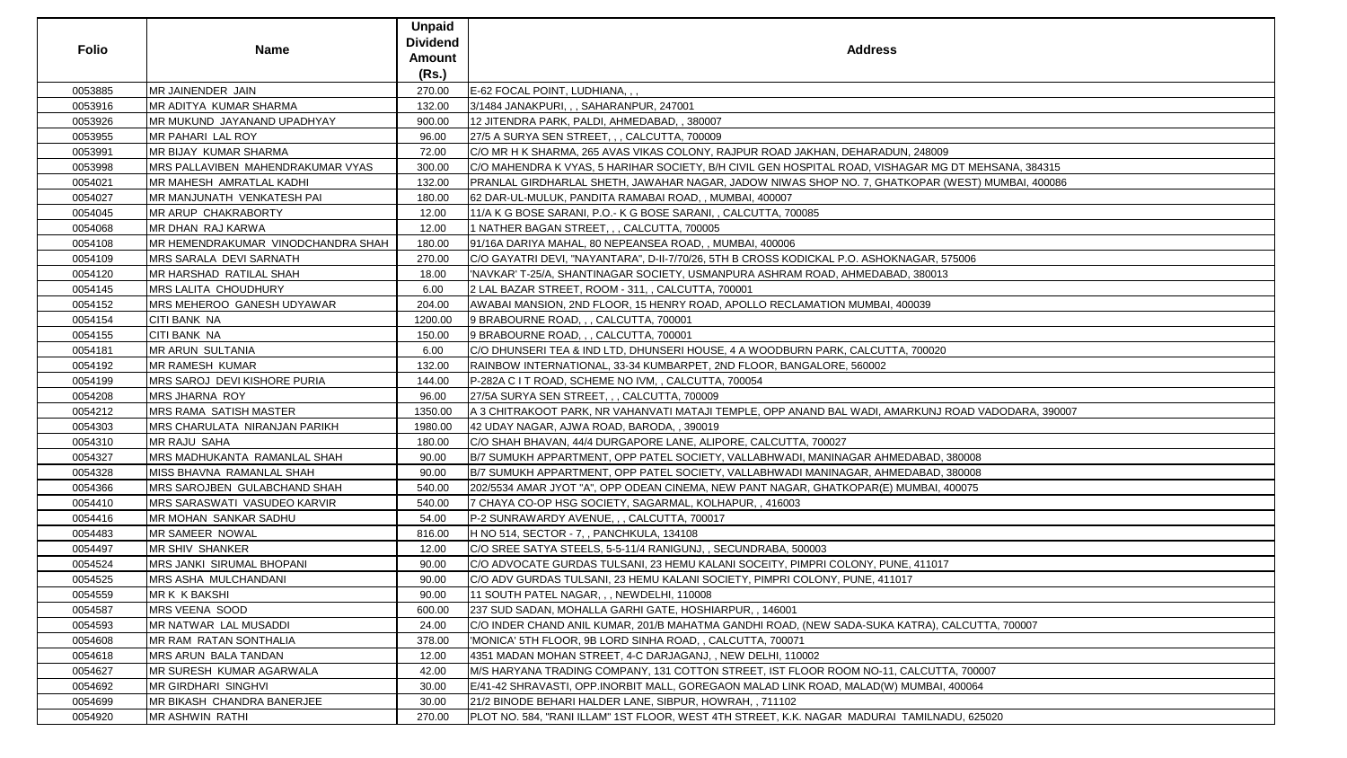| Folio | Name | Unpaid Dividend Amount (Rs.) | Address |
|---|---|---|---|
| 0053885 | MR JAINENDER JAIN | 270.00 | E-62 FOCAL POINT, LUDHIANA, , , |
| 0053916 | MR ADITYA KUMAR SHARMA | 132.00 | 3/1484 JANAKPURI, , , SAHARANPUR, 247001 |
| 0053926 | MR MUKUND JAYANAND UPADHYAY | 900.00 | 12 JITENDRA PARK, PALDI, AHMEDABAD, , 380007 |
| 0053955 | MR PAHARI LAL ROY | 96.00 | 27/5 A SURYA SEN STREET, , , CALCUTTA, 700009 |
| 0053991 | MR BIJAY KUMAR SHARMA | 72.00 | C/O MR H K SHARMA, 265 AVAS VIKAS COLONY, RAJPUR ROAD JAKHAN, DEHARADUN, 248009 |
| 0053998 | MRS PALLAVIBEN MAHENDRAKUMAR VYAS | 300.00 | C/O MAHENDRA K VYAS, 5 HARIHAR SOCIETY, B/H CIVIL GEN HOSPITAL ROAD, VISHAGAR MG DT MEHSANA, 384315 |
| 0054021 | MR MAHESH AMRATLAL KADHI | 132.00 | PRANLAL GIRDHARLAL SHETH, JAWAHAR NAGAR, JADOW NIWAS SHOP NO. 7, GHATKOPAR (WEST) MUMBAI, 400086 |
| 0054027 | MR MANJUNATH VENKATESH PAI | 180.00 | 62 DAR-UL-MULUK, PANDITA RAMABAI ROAD, , MUMBAI, 400007 |
| 0054045 | MR ARUP CHAKRABORTY | 12.00 | 11/A K G BOSE SARANI, P.O.- K G BOSE SARANI, , CALCUTTA, 700085 |
| 0054068 | MR DHAN RAJ KARWA | 12.00 | 1 NATHER BAGAN STREET, , , CALCUTTA, 700005 |
| 0054108 | MR HEMENDRAKUMAR VINODCHANDRA SHAH | 180.00 | 91/16A DARIYA MAHAL, 80 NEPEANSEA ROAD, , MUMBAI, 400006 |
| 0054109 | MRS SARALA DEVI SARNATH | 270.00 | C/O GAYATRI DEVI, "NAYANTARA", D-II-7/70/26, 5TH B CROSS KODICKAL P.O. ASHOKNAGAR, 575006 |
| 0054120 | MR HARSHAD RATILAL SHAH | 18.00 | 'NAVKAR' T-25/A, SHANTINAGAR SOCIETY, USMANPURA ASHRAM ROAD, AHMEDABAD, 380013 |
| 0054145 | MRS LALITA CHOUDHURY | 6.00 | 2 LAL BAZAR STREET, ROOM - 311, , CALCUTTA, 700001 |
| 0054152 | MRS MEHEROO GANESH UDYAWAR | 204.00 | AWABAI MANSION, 2ND FLOOR, 15 HENRY ROAD, APOLLO RECLAMATION MUMBAI, 400039 |
| 0054154 | CITI BANK NA | 1200.00 | 9 BRABOURNE ROAD, , , CALCUTTA, 700001 |
| 0054155 | CITI BANK NA | 150.00 | 9 BRABOURNE ROAD, , , CALCUTTA, 700001 |
| 0054181 | MR ARUN SULTANIA | 6.00 | C/O DHUNSERI TEA & IND LTD, DHUNSERI HOUSE, 4 A WOODBURN PARK, CALCUTTA, 700020 |
| 0054192 | MR RAMESH KUMAR | 132.00 | RAINBOW INTERNATIONAL, 33-34 KUMBARPET, 2ND FLOOR, BANGALORE, 560002 |
| 0054199 | MRS SAROJ DEVI KISHORE PURIA | 144.00 | P-282A C I T ROAD, SCHEME NO IVM, , CALCUTTA, 700054 |
| 0054208 | MRS JHARNA ROY | 96.00 | 27/5A SURYA SEN STREET, , , CALCUTTA, 700009 |
| 0054212 | MRS RAMA SATISH MASTER | 1350.00 | A 3 CHITRAKOOT PARK, NR VAHANVATI MATAJI TEMPLE, OPP ANAND BAL WADI, AMARKUNJ ROAD VADODARA, 390007 |
| 0054303 | MRS CHARULATA NIRANJAN PARIKH | 1980.00 | 42 UDAY NAGAR, AJWA ROAD, BARODA, , 390019 |
| 0054310 | MR RAJU SAHA | 180.00 | C/O SHAH BHAVAN, 44/4 DURGAPORE LANE, ALIPORE, CALCUTTA, 700027 |
| 0054327 | MRS MADHUKANTA RAMANLAL SHAH | 90.00 | B/7 SUMUKH APPARTMENT, OPP PATEL SOCIETY, VALLABHWADI, MANINAGAR AHMEDABAD, 380008 |
| 0054328 | MISS BHAVNA RAMANLAL SHAH | 90.00 | B/7 SUMUKH APPARTMENT, OPP PATEL SOCIETY, VALLABHWADI MANINAGAR, AHMEDABAD, 380008 |
| 0054366 | MRS SAROJBEN GULABCHAND SHAH | 540.00 | 202/5534 AMAR JYOT "A", OPP ODEAN CINEMA, NEW PANT NAGAR, GHATKOPAR(E) MUMBAI, 400075 |
| 0054410 | MRS SARASWATI VASUDEO KARVIR | 540.00 | 7 CHAYA CO-OP HSG SOCIETY, SAGARMAL, KOLHAPUR, , 416003 |
| 0054416 | MR MOHAN SANKAR SADHU | 54.00 | P-2 SUNRAWARDY AVENUE, , , CALCUTTA, 700017 |
| 0054483 | MR SAMEER NOWAL | 816.00 | H NO 514, SECTOR - 7, , PANCHKULA, 134108 |
| 0054497 | MR SHIV SHANKER | 12.00 | C/O SREE SATYA STEELS, 5-5-11/4 RANIGUNJ, , SECUNDRABA, 500003 |
| 0054524 | MRS JANKI SIRUMAL BHOPANI | 90.00 | C/O ADVOCATE GURDAS TULSANI, 23 HEMU KALANI SOCEITY, PIMPRI COLONY, PUNE, 411017 |
| 0054525 | MRS ASHA MULCHANDANI | 90.00 | C/O ADV GURDAS TULSANI, 23 HEMU KALANI SOCIETY, PIMPRI COLONY, PUNE, 411017 |
| 0054559 | MR K K BAKSHI | 90.00 | 11 SOUTH PATEL NAGAR, , , NEWDELHI, 110008 |
| 0054587 | MRS VEENA SOOD | 600.00 | 237 SUD SADAN, MOHALLA GARHI GATE, HOSHIARPUR, , 146001 |
| 0054593 | MR NATWAR LAL MUSADDI | 24.00 | C/O INDER CHAND ANIL KUMAR, 201/B MAHATMA GANDHI ROAD, (NEW SADA-SUKA KATRA), CALCUTTA, 700007 |
| 0054608 | MR RAM RATAN SONTHALIA | 378.00 | 'MONICA' 5TH FLOOR, 9B LORD SINHA ROAD, , CALCUTTA, 700071 |
| 0054618 | MRS ARUN BALA TANDAN | 12.00 | 4351 MADAN MOHAN STREET, 4-C DARJAGANJ, , NEW DELHI, 110002 |
| 0054627 | MR SURESH KUMAR AGARWALA | 42.00 | M/S HARYANA TRADING COMPANY, 131 COTTON STREET, IST FLOOR ROOM NO-11, CALCUTTA, 700007 |
| 0054692 | MR GIRDHARI SINGHVI | 30.00 | E/41-42 SHRAVASTI, OPP.INORBIT MALL, GOREGAON MALAD LINK ROAD, MALAD(W) MUMBAI, 400064 |
| 0054699 | MR BIKASH CHANDRA BANERJEE | 30.00 | 21/2 BINODE BEHARI HALDER LANE, SIBPUR, HOWRAH, , 711102 |
| 0054920 | MR ASHWIN RATHI | 270.00 | PLOT NO. 584, "RANI ILLAM" 1ST FLOOR, WEST 4TH STREET, K.K. NAGAR MADURAI TAMILNADU, 625020 |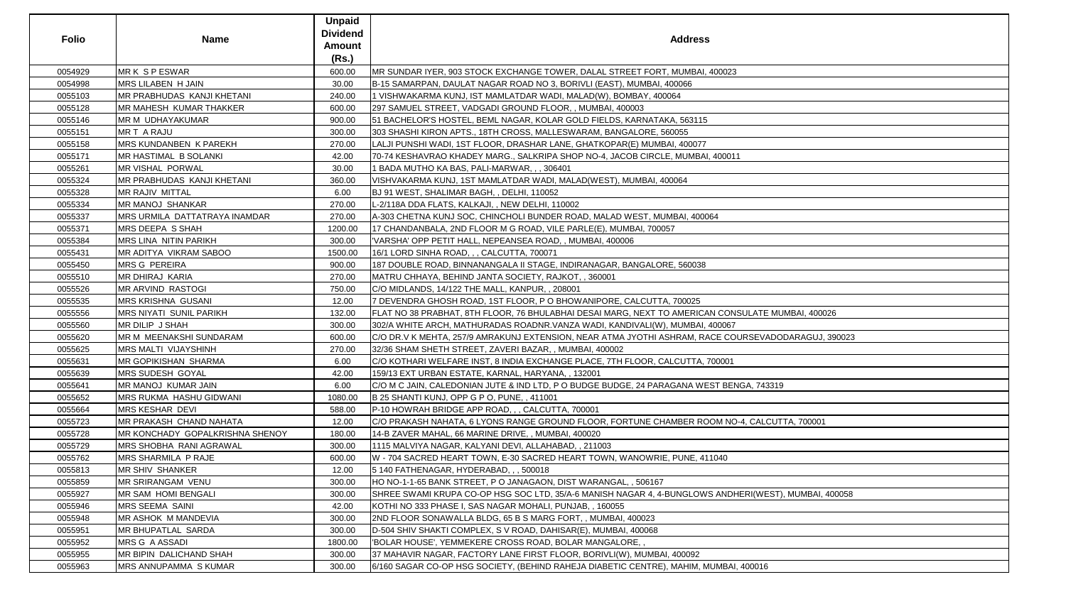| Folio | Name | Unpaid Dividend Amount (Rs.) | Address |
|---|---|---|---|
| 0054929 | MR K S P ESWAR | 600.00 | MR SUNDAR IYER, 903 STOCK EXCHANGE TOWER, DALAL STREET FORT, MUMBAI, 400023 |
| 0054998 | MRS LILABEN H JAIN | 30.00 | B-15 SAMARPAN, DAULAT NAGAR ROAD NO 3, BORIVLI (EAST), MUMBAI, 400066 |
| 0055103 | MR PRABHUDAS KANJI KHETANI | 240.00 | 1 VISHWAKARMA KUNJ, IST MAMLATDAR WADI, MALAD(W), BOMBAY, 400064 |
| 0055128 | MR MAHESH KUMAR THAKKER | 600.00 | 297 SAMUEL STREET, VADGADI GROUND FLOOR, , MUMBAI, 400003 |
| 0055146 | MR M UDHAYAKUMAR | 900.00 | 51 BACHELOR'S HOSTEL, BEML NAGAR, KOLAR GOLD FIELDS, KARNATAKA, 563115 |
| 0055151 | MR T A RAJU | 300.00 | 303 SHASHI KIRON APTS., 18TH CROSS, MALLESWARAM, BANGALORE, 560055 |
| 0055158 | MRS KUNDANBEN K PAREKH | 270.00 | LALJI PUNSHI WADI, 1ST FLOOR, DRASHAR LANE, GHATKOPAR(E) MUMBAI, 400077 |
| 0055171 | MR HASTIMAL B SOLANKI | 42.00 | 70-74 KESHAVRAO KHADEY MARG., SALKRIPA SHOP NO-4, JACOB CIRCLE, MUMBAI, 400011 |
| 0055261 | MR VISHAL PORWAL | 30.00 | 1 BADA MUTHO KA BAS, PALI-MARWAR, , , 306401 |
| 0055324 | MR PRABHUDAS KANJI KHETANI | 360.00 | VISHVAKARMA KUNJ, 1ST MAMLATDAR WADI, MALAD(WEST), MUMBAI, 400064 |
| 0055328 | MR RAJIV MITTAL | 6.00 | BJ 91 WEST, SHALIMAR BAGH, , DELHI, 110052 |
| 0055334 | MR MANOJ SHANKAR | 270.00 | L-2/118A DDA FLATS, KALKAJI, , NEW DELHI, 110002 |
| 0055337 | MRS URMILA DATTATRAYA INAMDAR | 270.00 | A-303 CHETNA KUNJ SOC, CHINCHOLI BUNDER ROAD, MALAD WEST, MUMBAI, 400064 |
| 0055371 | MRS DEEPA S SHAH | 1200.00 | 17 CHANDANBALA, 2ND FLOOR M G ROAD, VILE PARLE(E), MUMBAI, 700057 |
| 0055384 | MRS LINA NITIN PARIKH | 300.00 | 'VARSHA' OPP PETIT HALL, NEPEANSEA ROAD, , MUMBAI, 400006 |
| 0055431 | MR ADITYA VIKRAM SABOO | 1500.00 | 16/1 LORD SINHA ROAD, , , CALCUTTA, 700071 |
| 0055450 | MRS G PEREIRA | 900.00 | 187 DOUBLE ROAD, BINNANANGALA II STAGE, INDIRANAGAR, BANGALORE, 560038 |
| 0055510 | MR DHIRAJ KARIA | 270.00 | MATRU CHHAYA, BEHIND JANTA SOCIETY, RAJKOT, , 360001 |
| 0055526 | MR ARVIND RASTOGI | 750.00 | C/O MIDLANDS, 14/122 THE MALL, KANPUR, , 208001 |
| 0055535 | MRS KRISHNA GUSANI | 12.00 | 7 DEVENDRA GHOSH ROAD, 1ST FLOOR, P O BHOWANIPORE, CALCUTTA, 700025 |
| 0055556 | MRS NIYATI SUNIL PARIKH | 132.00 | FLAT NO 38 PRABHAT, 8TH FLOOR, 76 BHULABHAI DESAI MARG, NEXT TO AMERICAN CONSULATE MUMBAI, 400026 |
| 0055560 | MR DILIP J SHAH | 300.00 | 302/A WHITE ARCH, MATHURADAS ROADNR.VANZA WADI, KANDIVALI(W), MUMBAI, 400067 |
| 0055620 | MR M MEENAKSHI SUNDARAM | 600.00 | C/O DR.V K MEHTA, 257/9 AMRAKUNJ EXTENSION, NEAR ATMA JYOTHI ASHRAM, RACE COURSEVADODARAGUJ, 390023 |
| 0055625 | MRS MALTI VIJAYSHINH | 270.00 | 32/36 SHAM SHETH STREET, ZAVERI BAZAR, , MUMBAI, 400002 |
| 0055631 | MR GOPIKISHAN SHARMA | 6.00 | C/O KOTHARI WELFARE INST, 8 INDIA EXCHANGE PLACE, 7TH FLOOR, CALCUTTA, 700001 |
| 0055639 | MRS SUDESH GOYAL | 42.00 | 159/13 EXT URBAN ESTATE, KARNAL, HARYANA, , 132001 |
| 0055641 | MR MANOJ KUMAR JAIN | 6.00 | C/O M C JAIN, CALEDONIAN JUTE & IND LTD, P O BUDGE BUDGE, 24 PARAGANA WEST BENGA, 743319 |
| 0055652 | MRS RUKMA HASHU GIDWANI | 1080.00 | B 25 SHANTI KUNJ, OPP G P O, PUNE, , 411001 |
| 0055664 | MRS KESHAR DEVI | 588.00 | P-10 HOWRAH BRIDGE APP ROAD, , , CALCUTTA, 700001 |
| 0055723 | MR PRAKASH CHAND NAHATA | 12.00 | C/O PRAKASH NAHATA, 6 LYONS RANGE GROUND FLOOR, FORTUNE CHAMBER ROOM NO-4, CALCUTTA, 700001 |
| 0055728 | MR KONCHADY GOPALKRISHNA SHENOY | 180.00 | 14-B ZAVER MAHAL, 66 MARINE DRIVE, , MUMBAI, 400020 |
| 0055729 | MRS SHOBHA RANI AGRAWAL | 300.00 | 1115 MALVIYA NAGAR, KALYANI DEVI, ALLAHABAD, , 211003 |
| 0055762 | MRS SHARMILA P RAJE | 600.00 | W - 704 SACRED HEART TOWN, E-30 SACRED HEART TOWN, WANOWRIE, PUNE, 411040 |
| 0055813 | MR SHIV SHANKER | 12.00 | 5 140 FATHENAGAR, HYDERABAD, , , 500018 |
| 0055859 | MR SRIRANGAM VENU | 300.00 | HO NO-1-1-65 BANK STREET, P O JANAGAON, DIST WARANGAL, , 506167 |
| 0055927 | MR SAM HOMI BENGALI | 300.00 | SHREE SWAMI KRUPA CO-OP HSG SOC LTD, 35/A-6 MANISH NAGAR 4, 4-BUNGLOWS ANDHERI(WEST), MUMBAI, 400058 |
| 0055946 | MRS SEEMA SAINI | 42.00 | KOTHI NO 333 PHASE I, SAS NAGAR MOHALI, PUNJAB, , 160055 |
| 0055948 | MR ASHOK M MANDEVIA | 300.00 | 2ND FLOOR SONAWALLA BLDG, 65 B S MARG FORT, , MUMBAI, 400023 |
| 0055951 | MR BHUPATLAL SARDA | 300.00 | D-504 SHIV SHAKTI COMPLEX, S V ROAD, DAHISAR(E), MUMBAI, 400068 |
| 0055952 | MRS G A ASSADI | 1800.00 | 'BOLAR HOUSE', YEMMEKERE CROSS ROAD, BOLAR MANGALORE, , |
| 0055955 | MR BIPIN DALICHAND SHAH | 300.00 | 37 MAHAVIR NAGAR, FACTORY LANE FIRST FLOOR, BORIVLI(W), MUMBAI, 400092 |
| 0055963 | MRS ANNUPAMMA S KUMAR | 300.00 | 6/160 SAGAR CO-OP HSG SOCIETY, (BEHIND RAHEJA DIABETIC CENTRE), MAHIM, MUMBAI, 400016 |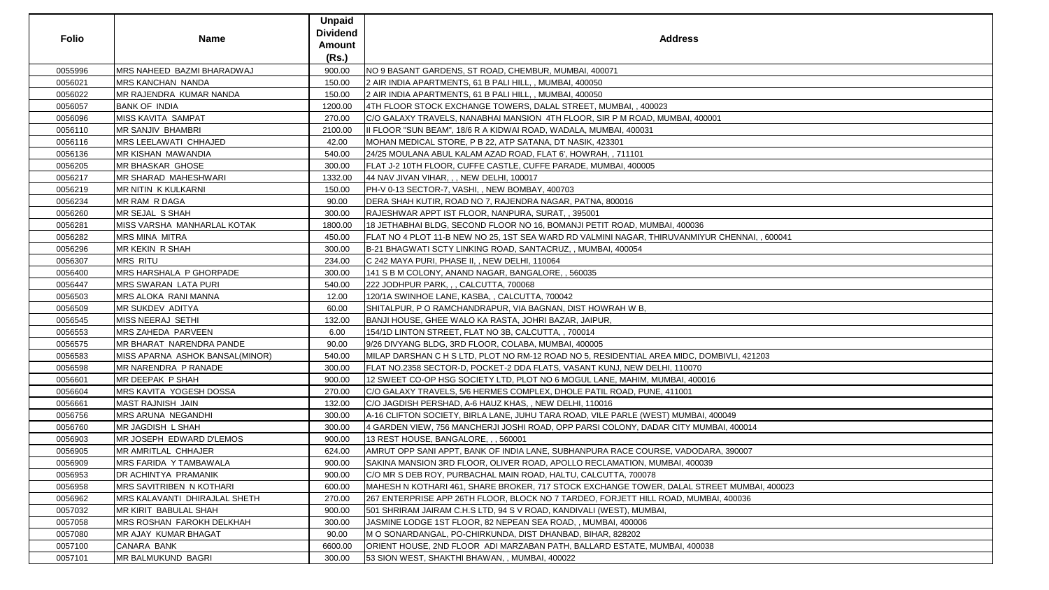| Folio | Name | Unpaid Dividend Amount (Rs.) | Address |
|---|---|---|---|
| 0055996 | MRS NAHEED BAZMI BHARADWAJ | 900.00 | NO 9 BASANT GARDENS, ST ROAD, CHEMBUR, MUMBAI, 400071 |
| 0056021 | MRS KANCHAN NANDA | 150.00 | 2 AIR INDIA APARTMENTS, 61 B PALI HILL, , MUMBAI, 400050 |
| 0056022 | MR RAJENDRA KUMAR NANDA | 150.00 | 2 AIR INDIA APARTMENTS, 61 B PALI HILL, , MUMBAI, 400050 |
| 0056057 | BANK OF INDIA | 1200.00 | 4TH FLOOR STOCK EXCHANGE TOWERS, DALAL STREET, MUMBAI, , 400023 |
| 0056096 | MISS KAVITA SAMPAT | 270.00 | C/O GALAXY TRAVELS, NANABHAI MANSION 4TH FLOOR, SIR P M ROAD, MUMBAI, 400001 |
| 0056110 | MR SANJIV BHAMBRI | 2100.00 | II FLOOR "SUN BEAM", 18/6 R A KIDWAI ROAD, WADALA, MUMBAI, 400031 |
| 0056116 | MRS LEELAWATI CHHAJED | 42.00 | MOHAN MEDICAL STORE, P B 22, ATP SATANA, DT NASIK, 423301 |
| 0056136 | MR KISHAN MAWANDIA | 540.00 | 24/25 MOULANA ABUL KALAM AZAD ROAD, FLAT 6', HOWRAH, , 711101 |
| 0056205 | MR BHASKAR GHOSE | 300.00 | FLAT J-2 10TH FLOOR, CUFFE CASTLE, CUFFE PARADE, MUMBAI, 400005 |
| 0056217 | MR SHARAD MAHESHWARI | 1332.00 | 44 NAV JIVAN VIHAR, , , NEW DELHI, 100017 |
| 0056219 | MR NITIN K KULKARNI | 150.00 | PH-V 0-13 SECTOR-7, VASHI, , NEW BOMBAY, 400703 |
| 0056234 | MR RAM R DAGA | 90.00 | DERA SHAH KUTIR, ROAD NO 7, RAJENDRA NAGAR, PATNA, 800016 |
| 0056260 | MR SEJAL S SHAH | 300.00 | RAJESHWAR APPT IST FLOOR, NANPURA, SURAT, , 395001 |
| 0056281 | MISS VARSHA MANHARLAL KOTAK | 1800.00 | 18 JETHABHAI BLDG, SECOND FLOOR NO 16, BOMANJI PETIT ROAD, MUMBAI, 400036 |
| 0056282 | MRS MINA MITRA | 450.00 | FLAT NO 4 PLOT 11-B NEW NO 25, 1ST SEA WARD RD VALMINI NAGAR, THIRUVANMIYUR CHENNAI, , 600041 |
| 0056296 | MR KEKIN R SHAH | 300.00 | B-21 BHAGWATI SCTY LINKING ROAD, SANTACRUZ, , MUMBAI, 400054 |
| 0056307 | MRS RITU | 234.00 | C 242 MAYA PURI, PHASE II, , NEW DELHI, 110064 |
| 0056400 | MRS HARSHALA P GHORPADE | 300.00 | 141 S B M COLONY, ANAND NAGAR, BANGALORE, , 560035 |
| 0056447 | MRS SWARAN LATA PURI | 540.00 | 222 JODHPUR PARK, , , CALCUTTA, 700068 |
| 0056503 | MRS ALOKA RANI MANNA | 12.00 | 120/1A SWINHOE LANE, KASBA, , CALCUTTA, 700042 |
| 0056509 | MR SUKDEV ADITYA | 60.00 | SHITALPUR, P O RAMCHANDRAPUR, VIA BAGNAN, DIST HOWRAH W B, |
| 0056545 | MISS NEERAJ SETHI | 132.00 | BANJI HOUSE, GHEE WALO KA RASTA, JOHRI BAZAR, JAIPUR, |
| 0056553 | MRS ZAHEDA PARVEEN | 6.00 | 154/1D LINTON STREET, FLAT NO 3B, CALCUTTA, , 700014 |
| 0056575 | MR BHARAT NARENDRA PANDE | 90.00 | 9/26 DIVYANG BLDG, 3RD FLOOR, COLABA, MUMBAI, 400005 |
| 0056583 | MISS APARNA ASHOK BANSAL(MINOR) | 540.00 | MILAP DARSHAN C H S LTD, PLOT NO RM-12 ROAD NO 5, RESIDENTIAL AREA MIDC, DOMBIVLI, 421203 |
| 0056598 | MR NARENDRA P RANADE | 300.00 | FLAT NO.2358 SECTOR-D, POCKET-2 DDA FLATS, VASANT KUNJ, NEW DELHI, 110070 |
| 0056601 | MR DEEPAK P SHAH | 900.00 | 12 SWEET CO-OP HSG SOCIETY LTD, PLOT NO 6 MOGUL LANE, MAHIM, MUMBAI, 400016 |
| 0056604 | MRS KAVITA YOGESH DOSSA | 270.00 | C/O GALAXY TRAVELS, 5/6 HERMES COMPLEX, DHOLE PATIL ROAD, PUNE, 411001 |
| 0056661 | MAST RAJNISH JAIN | 132.00 | C/O JAGDISH PERSHAD, A-6 HAUZ KHAS, , NEW DELHI, 110016 |
| 0056756 | MRS ARUNA NEGANDHI | 300.00 | A-16 CLIFTON SOCIETY, BIRLA LANE, JUHU TARA ROAD, VILE PARLE (WEST) MUMBAI, 400049 |
| 0056760 | MR JAGDISH L SHAH | 300.00 | 4 GARDEN VIEW, 756 MANCHERJI JOSHI ROAD, OPP PARSI COLONY, DADAR CITY MUMBAI, 400014 |
| 0056903 | MR JOSEPH EDWARD D'LEMOS | 900.00 | 13 REST HOUSE, BANGALORE, , , 560001 |
| 0056905 | MR AMRITLAL CHHAJER | 624.00 | AMRUT OPP SANI APPT, BANK OF INDIA LANE, SUBHANPURA RACE COURSE, VADODARA, 390007 |
| 0056909 | MRS FARIDA Y TAMBAWALA | 900.00 | SAKINA MANSION 3RD FLOOR, OLIVER ROAD, APOLLO RECLAMATION, MUMBAI, 400039 |
| 0056953 | DR ACHINTYA PRAMANIK | 900.00 | C/O MR S DEB ROY, PURBACHAL MAIN ROAD, HALTU, CALCUTTA, 700078 |
| 0056958 | MRS SAVITRIBEN N KOTHARI | 600.00 | MAHESH N KOTHARI 461, SHARE BROKER, 717 STOCK EXCHANGE TOWER, DALAL STREET MUMBAI, 400023 |
| 0056962 | MRS KALAVANTI DHIRAJLAL SHETH | 270.00 | 267 ENTERPRISE APP 26TH FLOOR, BLOCK NO 7 TARDEO, FORJETT HILL ROAD, MUMBAI, 400036 |
| 0057032 | MR KIRIT BABULAL SHAH | 900.00 | 501 SHRIRAM JAIRAM C.H.S LTD, 94 S V ROAD, KANDIVALI (WEST), MUMBAI, |
| 0057058 | MRS ROSHAN FAROKH DELKHAH | 300.00 | JASMINE LODGE 1ST FLOOR, 82 NEPEAN SEA ROAD, , MUMBAI, 400006 |
| 0057080 | MR AJAY KUMAR BHAGAT | 90.00 | M O SONARDANGAL, PO-CHIRKUNDA, DIST DHANBAD, BIHAR, 828202 |
| 0057100 | CANARA BANK | 6600.00 | ORIENT HOUSE, 2ND FLOOR ADI MARZABAN PATH, BALLARD ESTATE, MUMBAI, 400038 |
| 0057101 | MR BALMUKUND BAGRI | 300.00 | 53 SION WEST, SHAKTHI BHAWAN, , MUMBAI, 400022 |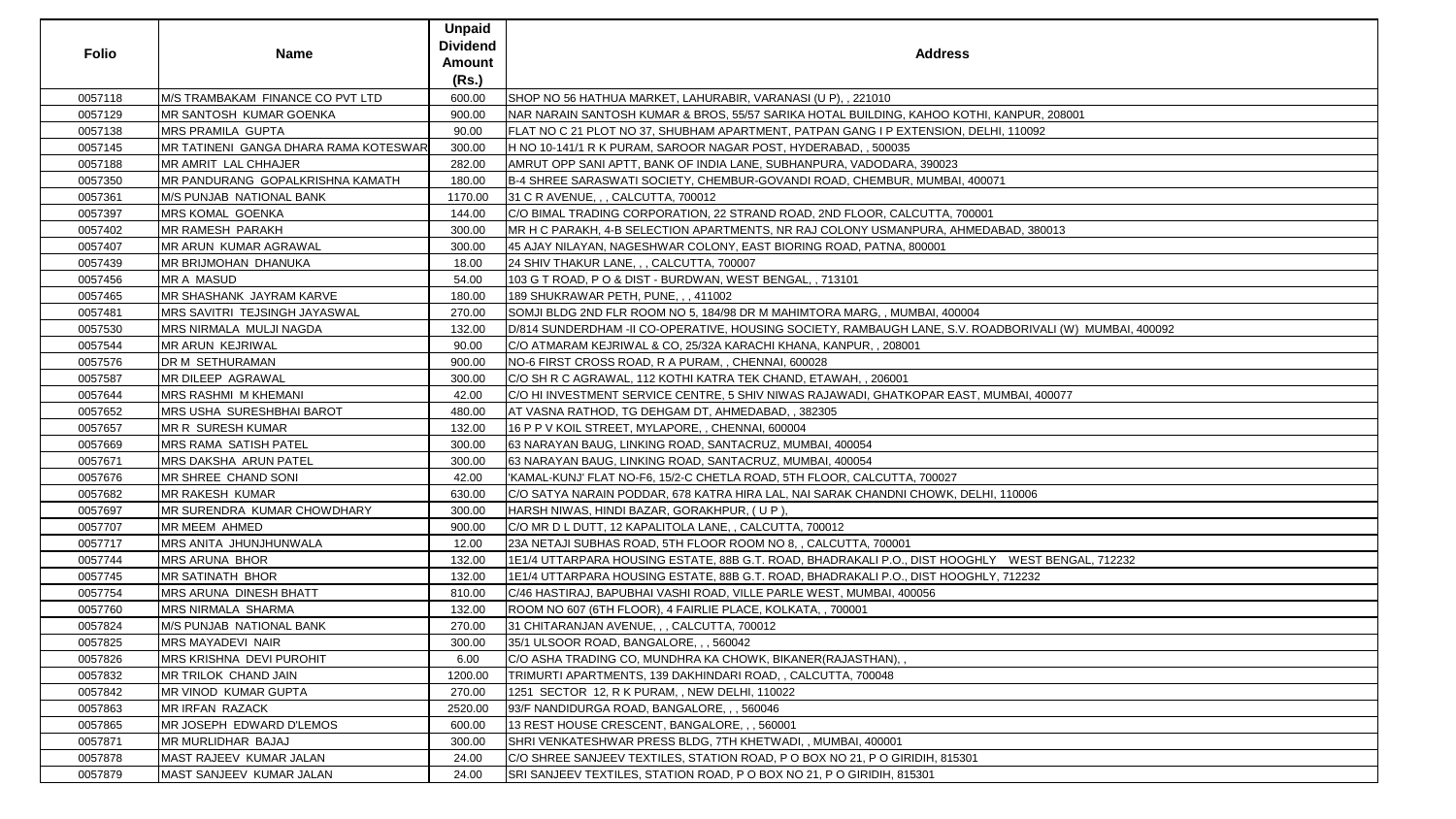| Folio | Name | Unpaid Dividend Amount (Rs.) | Address |
|---|---|---|---|
| 0057118 | M/S TRAMBAKAM FINANCE CO PVT LTD | 600.00 | SHOP NO 56 HATHUA MARKET, LAHURABIR, VARANASI (U P), , 221010 |
| 0057129 | MR SANTOSH KUMAR GOENKA | 900.00 | NAR NARAIN SANTOSH KUMAR & BROS, 55/57 SARIKA HOTAL BUILDING, KAHOO KOTHI, KANPUR, 208001 |
| 0057138 | MRS PRAMILA GUPTA | 90.00 | FLAT NO C 21 PLOT NO 37, SHUBHAM APARTMENT, PATPAN GANG I P EXTENSION, DELHI, 110092 |
| 0057145 | MR TATINENI GANGA DHARA RAMA KOTESWAR | 300.00 | H NO 10-141/1 R K PURAM, SAROOR NAGAR POST, HYDERABAD, , 500035 |
| 0057188 | MR AMRIT LAL CHHAJER | 282.00 | AMRUT OPP SANI APTT, BANK OF INDIA LANE, SUBHANPURA, VADODARA, 390023 |
| 0057350 | MR PANDURANG GOPALKRISHNA KAMATH | 180.00 | B-4 SHREE SARASWATI SOCIETY, CHEMBUR-GOVANDI ROAD, CHEMBUR, MUMBAI, 400071 |
| 0057361 | M/S PUNJAB NATIONAL BANK | 1170.00 | 31 C R AVENUE, , , CALCUTTA, 700012 |
| 0057397 | MRS KOMAL GOENKA | 144.00 | C/O BIMAL TRADING CORPORATION, 22 STRAND ROAD, 2ND FLOOR, CALCUTTA, 700001 |
| 0057402 | MR RAMESH PARAKH | 300.00 | MR H C PARAKH, 4-B SELECTION APARTMENTS, NR RAJ COLONY USMANPURA, AHMEDABAD, 380013 |
| 0057407 | MR ARUN KUMAR AGRAWAL | 300.00 | 45 AJAY NILAYAN, NAGESHWAR COLONY, EAST BIORING ROAD, PATNA, 800001 |
| 0057439 | MR BRIJMOHAN DHANUKA | 18.00 | 24 SHIV THAKUR LANE, , , CALCUTTA, 700007 |
| 0057456 | MR A MASUD | 54.00 | 103 G T ROAD, P O & DIST - BURDWAN, WEST BENGAL, , 713101 |
| 0057465 | MR SHASHANK JAYRAM KARVE | 180.00 | 189 SHUKRAWAR PETH, PUNE, , , 411002 |
| 0057481 | MRS SAVITRI TEJSINGH JAYASWAL | 270.00 | SOMJI BLDG 2ND FLR ROOM NO 5, 184/98 DR M MAHIMTORA MARG, , MUMBAI, 400004 |
| 0057530 | MRS NIRMALA MULJI NAGDA | 132.00 | D/814 SUNDERDHAM -II CO-OPERATIVE, HOUSING SOCIETY, RAMBAUGH LANE, S.V. ROADBORIVALI (W) MUMBAI, 400092 |
| 0057544 | MR ARUN KEJRIWAL | 90.00 | C/O ATMARAM KEJRIWAL & CO, 25/32A KARACHI KHANA, KANPUR, , 208001 |
| 0057576 | DR M SETHURAMAN | 900.00 | NO-6 FIRST CROSS ROAD, R A PURAM, , CHENNAI, 600028 |
| 0057587 | MR DILEEP AGRAWAL | 300.00 | C/O SH R C AGRAWAL, 112 KOTHI KATRA TEK CHAND, ETAWAH, , 206001 |
| 0057644 | MRS RASHMI M KHEMANI | 42.00 | C/O HI INVESTMENT SERVICE CENTRE, 5 SHIV NIWAS RAJAWADI, GHATKOPAR EAST, MUMBAI, 400077 |
| 0057652 | MRS USHA SURESHBHAI BAROT | 480.00 | AT VASNA RATHOD, TG DEHGAM DT, AHMEDABAD, , 382305 |
| 0057657 | MR R SURESH KUMAR | 132.00 | 16 P P V KOIL STREET, MYLAPORE, , CHENNAI, 600004 |
| 0057669 | MRS RAMA SATISH PATEL | 300.00 | 63 NARAYAN BAUG, LINKING ROAD, SANTACRUZ, MUMBAI, 400054 |
| 0057671 | MRS DAKSHA ARUN PATEL | 300.00 | 63 NARAYAN BAUG, LINKING ROAD, SANTACRUZ, MUMBAI, 400054 |
| 0057676 | MR SHREE CHAND SONI | 42.00 | 'KAMAL-KUNJ' FLAT NO-F6, 15/2-C CHETLA ROAD, 5TH FLOOR, CALCUTTA, 700027 |
| 0057682 | MR RAKESH KUMAR | 630.00 | C/O SATYA NARAIN PODDAR, 678 KATRA HIRA LAL, NAI SARAK CHANDNI CHOWK, DELHI, 110006 |
| 0057697 | MR SURENDRA KUMAR CHOWDHARY | 300.00 | HARSH NIWAS, HINDI BAZAR, GORAKHPUR, ( U P ), |
| 0057707 | MR MEEM AHMED | 900.00 | C/O MR D L DUTT, 12 KAPALITOLA LANE, , CALCUTTA, 700012 |
| 0057717 | MRS ANITA JHUNJHUNWALA | 12.00 | 23A NETAJI SUBHAS ROAD, 5TH FLOOR ROOM NO 8, , CALCUTTA, 700001 |
| 0057744 | MRS ARUNA BHOR | 132.00 | 1E1/4 UTTARPARA HOUSING ESTATE, 88B G.T. ROAD, BHADRAKALI P.O., DIST HOOGHLY WEST BENGAL, 712232 |
| 0057745 | MR SATINATH BHOR | 132.00 | 1E1/4 UTTARPARA HOUSING ESTATE, 88B G.T. ROAD, BHADRAKALI P.O., DIST HOOGHLY, 712232 |
| 0057754 | MRS ARUNA DINESH BHATT | 810.00 | C/46 HASTIRAJ, BAPUBHAI VASHI ROAD, VILLE PARLE WEST, MUMBAI, 400056 |
| 0057760 | MRS NIRMALA SHARMA | 132.00 | ROOM NO 607 (6TH FLOOR), 4 FAIRLIE PLACE, KOLKATA, , 700001 |
| 0057824 | M/S PUNJAB NATIONAL BANK | 270.00 | 31 CHITARANJAN AVENUE, , , CALCUTTA, 700012 |
| 0057825 | MRS MAYADEVI NAIR | 300.00 | 35/1 ULSOOR ROAD, BANGALORE, , , 560042 |
| 0057826 | MRS KRISHNA DEVI PUROHIT | 6.00 | C/O ASHA TRADING CO, MUNDHRA KA CHOWK, BIKANER(RAJASTHAN), , |
| 0057832 | MR TRILOK CHAND JAIN | 1200.00 | TRIMURTI APARTMENTS, 139 DAKHINDARI ROAD, , CALCUTTA, 700048 |
| 0057842 | MR VINOD KUMAR GUPTA | 270.00 | 1251 SECTOR 12, R K PURAM, , NEW DELHI, 110022 |
| 0057863 | MR IRFAN RAZACK | 2520.00 | 93/F NANDIDURGA ROAD, BANGALORE, , , 560046 |
| 0057865 | MR JOSEPH EDWARD D'LEMOS | 600.00 | 13 REST HOUSE CRESCENT, BANGALORE, , , 560001 |
| 0057871 | MR MURLIDHAR BAJAJ | 300.00 | SHRI VENKATESHWAR PRESS BLDG, 7TH KHETWADI, , MUMBAI, 400001 |
| 0057878 | MAST RAJEEV KUMAR JALAN | 24.00 | C/O SHREE SANJEEV TEXTILES, STATION ROAD, P O BOX NO 21, P O GIRIDIH, 815301 |
| 0057879 | MAST SANJEEV KUMAR JALAN | 24.00 | SRI SANJEEV TEXTILES, STATION ROAD, P O BOX NO 21, P O GIRIDIH, 815301 |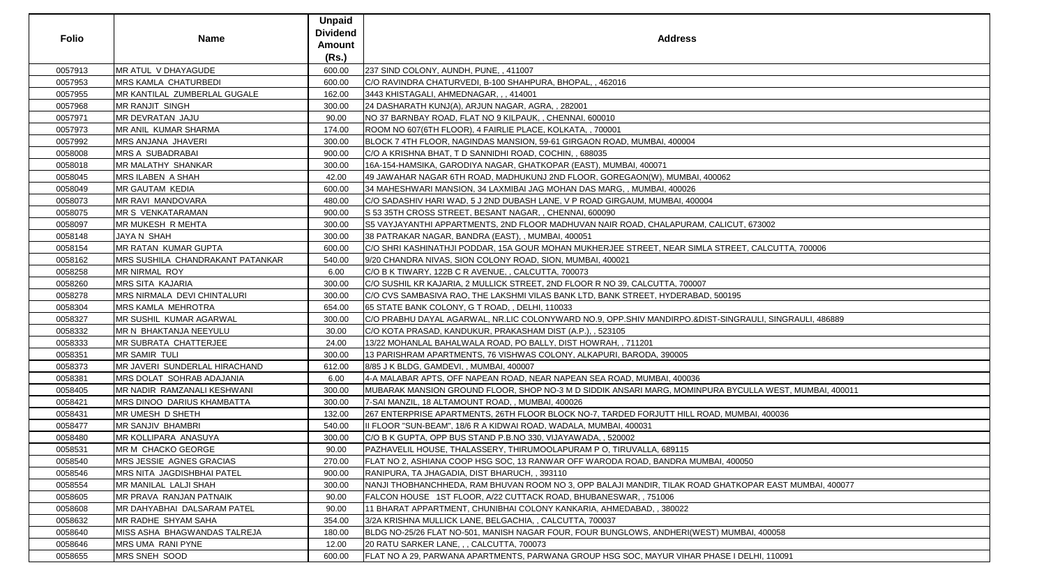| Folio | Name | Unpaid Dividend Amount (Rs.) | Address |
|---|---|---|---|
| 0057913 | MR ATUL V DHAYAGUDE | 600.00 | 237 SIND COLONY, AUNDH, PUNE, , 411007 |
| 0057953 | MRS KAMLA CHATURBEDI | 600.00 | C/O RAVINDRA CHATURVEDI, B-100 SHAHPURA, BHOPAL, , 462016 |
| 0057955 | MR KANTILAL ZUMBERLAL GUGALE | 162.00 | 3443 KHISTAGALI, AHMEDNAGAR, , , 414001 |
| 0057968 | MR RANJIT SINGH | 300.00 | 24 DASHARATH KUNJ(A), ARJUN NAGAR, AGRA, , 282001 |
| 0057971 | MR DEVRATAN JAJU | 90.00 | NO 37 BARNBAY ROAD, FLAT NO 9 KILPAUK, , CHENNAI, 600010 |
| 0057973 | MR ANIL KUMAR SHARMA | 174.00 | ROOM NO 607(6TH FLOOR), 4 FAIRLIE PLACE, KOLKATA, , 700001 |
| 0057992 | MRS ANJANA JHAVERI | 300.00 | BLOCK 7 4TH FLOOR, NAGINDAS MANSION, 59-61 GIRGAON ROAD, MUMBAI, 400004 |
| 0058008 | MRS A SUBADRABAI | 900.00 | C/O A KRISHNA BHAT, T D SANNIDHI ROAD, COCHIN, , 688035 |
| 0058018 | MR MALATHY SHANKAR | 300.00 | 16A-154-HAMSIKA, GARODIYA NAGAR, GHATKOPAR (EAST), MUMBAI, 400071 |
| 0058045 | MRS ILABEN A SHAH | 42.00 | 49 JAWAHAR NAGAR 6TH ROAD, MADHUKUNJ 2ND FLOOR, GOREGAON(W), MUMBAI, 400062 |
| 0058049 | MR GAUTAM KEDIA | 600.00 | 34 MAHESHWARI MANSION, 34 LAXMIBAI JAG MOHAN DAS MARG, , MUMBAI, 400026 |
| 0058073 | MR RAVI MANDOVARA | 480.00 | C/O SADASHIV HARI WAD, 5 J 2ND DUBASH LANE, V P ROAD GIRGAUM, MUMBAI, 400004 |
| 0058075 | MR S VENKATARAMAN | 900.00 | S 53 35TH CROSS STREET, BESANT NAGAR, , CHENNAI, 600090 |
| 0058097 | MR MUKESH R MEHTA | 300.00 | S5 VAYJAYANTHI APPARTMENTS, 2ND FLOOR MADHUVAN NAIR ROAD, CHALAPURAM, CALICUT, 673002 |
| 0058148 | JAYA N SHAH | 300.00 | 38 PATRAKAR NAGAR, BANDRA (EAST), , MUMBAI, 400051 |
| 0058154 | MR RATAN KUMAR GUPTA | 600.00 | C/O SHRI KASHINATHJI PODDAR, 15A GOUR MOHAN MUKHERJEE STREET, NEAR SIMLA STREET, CALCUTTA, 700006 |
| 0058162 | MRS SUSHILA CHANDRAKANT PATANKAR | 540.00 | 9/20 CHANDRA NIVAS, SION COLONY ROAD, SION, MUMBAI, 400021 |
| 0058258 | MR NIRMAL ROY | 6.00 | C/O B K TIWARY, 122B C R AVENUE, , CALCUTTA, 700073 |
| 0058260 | MRS SITA KAJARIA | 300.00 | C/O SUSHIL KR KAJARIA, 2 MULLICK STREET, 2ND FLOOR R NO 39, CALCUTTA, 700007 |
| 0058278 | MRS NIRMALA DEVI CHINTALURI | 300.00 | C/O CVS SAMBASIVA RAO, THE LAKSHMI VILAS BANK LTD, BANK STREET, HYDERABAD, 500195 |
| 0058304 | MRS KAMLA MEHROTRA | 654.00 | 65 STATE BANK COLONY, G T ROAD, , DELHI, 110033 |
| 0058327 | MR SUSHIL KUMAR AGARWAL | 300.00 | C/O PRABHU DAYAL AGARWAL, NR.LIC COLONYWARD NO.9, OPP.SHIV MANDIRPO.&DIST-SINGRAULI, SINGRAULI, 486889 |
| 0058332 | MR N BHAKTANJA NEEYULU | 30.00 | C/O KOTA PRASAD, KANDUKUR, PRAKASHAM DIST (A.P.), , 523105 |
| 0058333 | MR SUBRATA CHATTERJEE | 24.00 | 13/22 MOHANLAL BAHALWALA ROAD, PO BALLY, DIST HOWRAH, , 711201 |
| 0058351 | MR SAMIR TULI | 300.00 | 13 PARISHRAM APARTMENTS, 76 VISHWAS COLONY, ALKAPURI, BARODA, 390005 |
| 0058373 | MR JAVERI SUNDERLAL HIRACHAND | 612.00 | 8/85 J K BLDG, GAMDEVI, , MUMBAI, 400007 |
| 0058381 | MRS DOLAT SOHRAB ADAJANIA | 6.00 | 4-A MALABAR APTS, OFF NAPEAN ROAD, NEAR NAPEAN SEA ROAD, MUMBAI, 400036 |
| 0058405 | MR NADIR RAMZANALI KESHWANI | 300.00 | MUBARAK MANSION GROUND FLOOR, SHOP NO-3 M D SIDDIK ANSARI MARG, MOMINPURA BYCULLA WEST, MUMBAI, 400011 |
| 0058421 | MRS DINOO DARIUS KHAMBATTA | 300.00 | 7-SAI MANZIL, 18 ALTAMOUNT ROAD, , MUMBAI, 400026 |
| 0058431 | MR UMESH D SHETH | 132.00 | 267 ENTERPRISE APARTMENTS, 26TH FLOOR BLOCK NO-7, TARDED FORJUTT HILL ROAD, MUMBAI, 400036 |
| 0058477 | MR SANJIV BHAMBRI | 540.00 | II FLOOR "SUN-BEAM", 18/6 R A KIDWAI ROAD, WADALA, MUMBAI, 400031 |
| 0058480 | MR KOLLIPARA ANASUYA | 300.00 | C/O B K GUPTA, OPP BUS STAND P.B.NO 330, VIJAYAWADA, , 520002 |
| 0058531 | MR M CHACKO GEORGE | 90.00 | PAZHAVELIL HOUSE, THALASSERY, THIRUMOOLAPURAM P O, TIRUVALLA, 689115 |
| 0058540 | MRS JESSIE AGNES GRACIAS | 270.00 | FLAT NO 2, ASHIANA COOP HSG SOC, 13 RANWAR OFF WARODA ROAD, BANDRA MUMBAI, 400050 |
| 0058546 | MRS NITA JAGDISHBHAI PATEL | 900.00 | RANIPURA, TA JHAGADIA, DIST BHARUCH, , 393110 |
| 0058554 | MR MANILAL LALJI SHAH | 300.00 | NANJI THOBHANCHHEDA, RAM BHUVAN ROOM NO 3, OPP BALAJI MANDIR, TILAK ROAD GHATKOPAR EAST MUMBAI, 400077 |
| 0058605 | MR PRAVA RANJAN PATNAIK | 90.00 | FALCON HOUSE 1ST FLOOR, A/22 CUTTACK ROAD, BHUBANESWAR, , 751006 |
| 0058608 | MR DAHYABHAI DALSARAM PATEL | 90.00 | 11 BHARAT APPARTMENT, CHUNIBHAI COLONY KANKARIA, AHMEDABAD, , 380022 |
| 0058632 | MR RADHE SHYAM SAHA | 354.00 | 3/2A KRISHNA MULLICK LANE, BELGACHIA, , CALCUTTA, 700037 |
| 0058640 | MISS ASHA BHAGWANDAS TALREJA | 180.00 | BLDG NO-25/26 FLAT NO-501, MANISH NAGAR FOUR, FOUR BUNGLOWS, ANDHERI(WEST) MUMBAI, 400058 |
| 0058646 | MRS UMA RANI PYNE | 12.00 | 20 RATU SARKER LANE, , , CALCUTTA, 700073 |
| 0058655 | MRS SNEH SOOD | 600.00 | FLAT NO A 29, PARWANA APARTMENTS, PARWANA GROUP HSG SOC, MAYUR VIHAR PHASE I DELHI, 110091 |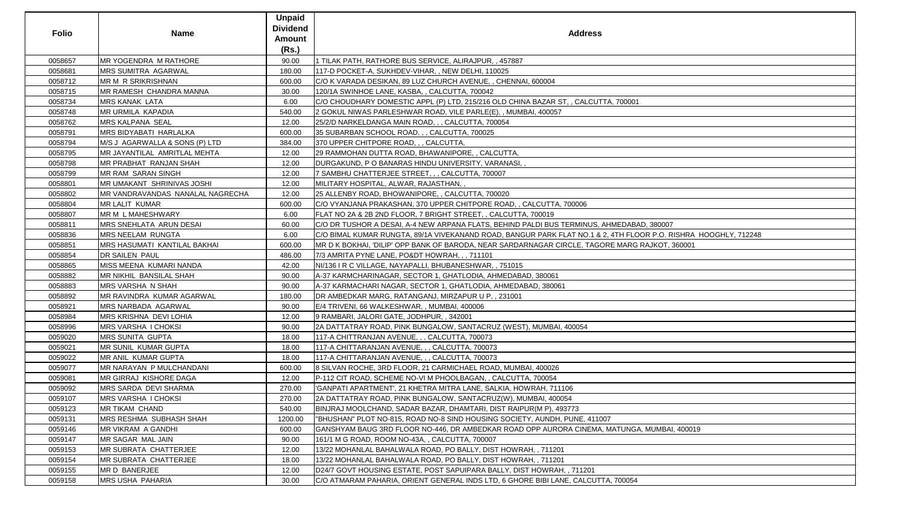| Folio | Name | Unpaid Dividend Amount (Rs.) | Address |
|---|---|---|---|
| 0058657 | MR YOGENDRA M RATHORE | 90.00 | 1 TILAK PATH, RATHORE BUS SERVICE, ALIRAJPUR, , 457887 |
| 0058681 | MRS SUMITRA AGARWAL | 180.00 | 117-D POCKET-A, SUKHDEV-VIHAR, , NEW DELHI, 110025 |
| 0058712 | MR M R SRIKRISHNAN | 600.00 | C/O K VARADA DESIKAN, 89 LUZ CHURCH AVENUE, , CHENNAI, 600004 |
| 0058715 | MR RAMESH CHANDRA MANNA | 30.00 | 120/1A SWINHOE LANE, KASBA, , CALCUTTA, 700042 |
| 0058734 | MRS KANAK LATA | 6.00 | C/O CHOUDHARY DOMESTIC APPL (P) LTD, 215/216 OLD CHINA BAZAR ST, , CALCUTTA, 700001 |
| 0058748 | MR URMILA KAPADIA | 540.00 | 2 GOKUL NIWAS PARLESHWAR ROAD, VILE PARLE(E), , MUMBAI, 400057 |
| 0058762 | MRS KALPANA SEAL | 12.00 | 25/2/D NARKELDANGA MAIN ROAD, , , CALCUTTA, 700054 |
| 0058791 | MRS BIDYABATI HARLALKA | 600.00 | 35 SUBARBAN SCHOOL ROAD, , , CALCUTTA, 700025 |
| 0058794 | M/S J AGARWALLA & SONS (P) LTD | 384.00 | 370 UPPER CHITPORE ROAD, , , CALCUTTA, |
| 0058795 | MR JAYANTILAL AMRITLAL MEHTA | 12.00 | 29 RAMMOHAN DUTTA ROAD, BHAWANIPORE, , CALCUTTA, |
| 0058798 | MR PRABHAT RANJAN SHAH | 12.00 | DURGAKUND, P O BANARAS HINDU UNIVERSITY, VARANASI, , |
| 0058799 | MR RAM SARAN SINGH | 12.00 | 7 SAMBHU CHATTERJEE STREET, , , CALCUTTA, 700007 |
| 0058801 | MR UMAKANT SHRINIVAS JOSHI | 12.00 | MILITARY HOSPITAL, ALWAR, RAJASTHAN, , |
| 0058802 | MR VANDRAVANDAS NANALAL NAGRECHA | 12.00 | 25 ALLENBY ROAD, BHOWANIPORE, , CALCUTTA, 700020 |
| 0058804 | MR LALIT KUMAR | 600.00 | C/O VYANJANA PRAKASHAN, 370 UPPER CHITPORE ROAD, , CALCUTTA, 700006 |
| 0058807 | MR M L MAHESHWARY | 6.00 | FLAT NO 2A & 2B 2ND FLOOR, 7 BRIGHT STREET, , CALCUTTA, 700019 |
| 0058811 | MRS SNEHLATA ARUN DESAI | 60.00 | C/O DR TUSHOR A DESAI, A-4 NEW ARPANA FLATS, BEHIND PALDI BUS TERMINUS, AHMEDABAD, 380007 |
| 0058836 | MRS NEELAM RUNGTA | 6.00 | C/O BIMAL KUMAR RUNGTA, 89/1A VIVEKANAND ROAD, BANGUR PARK FLAT NO.1 & 2, 4TH FLOOR P.O. RISHRA HOOGHLY, 712248 |
| 0058851 | MRS HASUMATI KANTILAL BAKHAI | 600.00 | MR D K BOKHAI, 'DILIP' OPP BANK OF BARODA, NEAR SARDARNAGAR CIRCLE, TAGORE MARG RAJKOT, 360001 |
| 0058854 | DR SAILEN PAUL | 486.00 | 7/3 AMRITA PYNE LANE, PO&DT HOWRAH, , , 711101 |
| 0058865 | MISS MEENA KUMARI NANDA | 42.00 | NI/136 I R C VILLAGE, NAYAPALLI, BHUBANESHWAR, , 751015 |
| 0058882 | MR NIKHIL BANSILAL SHAH | 90.00 | A-37 KARMCHARINAGAR, SECTOR 1, GHATLODIA, AHMEDABAD, 380061 |
| 0058883 | MRS VARSHA N SHAH | 90.00 | A-37 KARMACHARI NAGAR, SECTOR 1, GHATLODIA, AHMEDABAD, 380061 |
| 0058892 | MR RAVINDRA KUMAR AGARWAL | 180.00 | DR AMBEDKAR MARG, RATANGANJ, MIRZAPUR U P, , 231001 |
| 0058921 | MRS NARBADA AGARWAL | 90.00 | E/4 TRIVENI, 66 WALKESHWAR, , MUMBAI, 400006 |
| 0058984 | MRS KRISHNA DEVI LOHIA | 12.00 | 9 RAMBARI, JALORI GATE, JODHPUR, , 342001 |
| 0058996 | MRS VARSHA I CHOKSI | 90.00 | 2A DATTATRAY ROAD, PINK BUNGALOW, SANTACRUZ (WEST), MUMBAI, 400054 |
| 0059020 | MRS SUNITA GUPTA | 18.00 | 117-A CHITTRANJAN AVENUE, , , CALCUTTA, 700073 |
| 0059021 | MR SUNIL KUMAR GUPTA | 18.00 | 117-A CHITTARANJAN AVENUE, , , CALCUTTA, 700073 |
| 0059022 | MR ANIL KUMAR GUPTA | 18.00 | 117-A CHITTARANJAN AVENUE, , , CALCUTTA, 700073 |
| 0059077 | MR NARAYAN P MULCHANDANI | 600.00 | 8 SILVAN ROCHE, 3RD FLOOR, 21 CARMICHAEL ROAD, MUMBAI, 400026 |
| 0059081 | MR GIRRAJ KISHORE DAGA | 12.00 | P-112 CIT ROAD, SCHEME NO-VI M PHOOLBAGAN, , CALCUTTA, 700054 |
| 0059092 | MRS SARDA DEVI SHARMA | 270.00 | 'GANPATI APARTMENT', 21 KHETRA MITRA LANE, SALKIA, HOWRAH, 711106 |
| 0059107 | MRS VARSHA I CHOKSI | 270.00 | 2A DATTATRAY ROAD, PINK BUNGALOW, SANTACRUZ(W), MUMBAI, 400054 |
| 0059123 | MR TIKAM CHAND | 540.00 | BINJRAJ MOOLCHAND, SADAR BAZAR, DHAMTARI, DIST RAIPUR(M P), 493773 |
| 0059131 | MRS RESHMA SUBHASH SHAH | 1200.00 | "BHUSHAN" PLOT NO-815, ROAD NO-8 SIND HOUSING SOCIETY, AUNDH, PUNE, 411007 |
| 0059146 | MR VIKRAM A GANDHI | 600.00 | GANSHYAM BAUG 3RD FLOOR NO-446, DR AMBEDKAR ROAD OPP AURORA CINEMA, MATUNGA, MUMBAI, 400019 |
| 0059147 | MR SAGAR MAL JAIN | 90.00 | 161/1 M G ROAD, ROOM NO-43A, , CALCUTTA, 700007 |
| 0059153 | MR SUBRATA CHATTERJEE | 12.00 | 13/22 MOHANLAL BAHALWALA ROAD, PO BALLY, DIST HOWRAH, , 711201 |
| 0059154 | MR SUBRATA CHATTERJEE | 18.00 | 13/22 MOHANLAL BAHALWALA ROAD, PO BALLY, DIST HOWRAH, , 711201 |
| 0059155 | MR D BANERJEE | 12.00 | D24/7 GOVT HOUSING ESTATE, POST SAPUIPARA BALLY, DIST HOWRAH, , 711201 |
| 0059158 | MRS USHA PAHARIA | 30.00 | C/O ATMARAM PAHARIA, ORIENT GENERAL INDS LTD, 6 GHORE BIBI LANE, CALCUTTA, 700054 |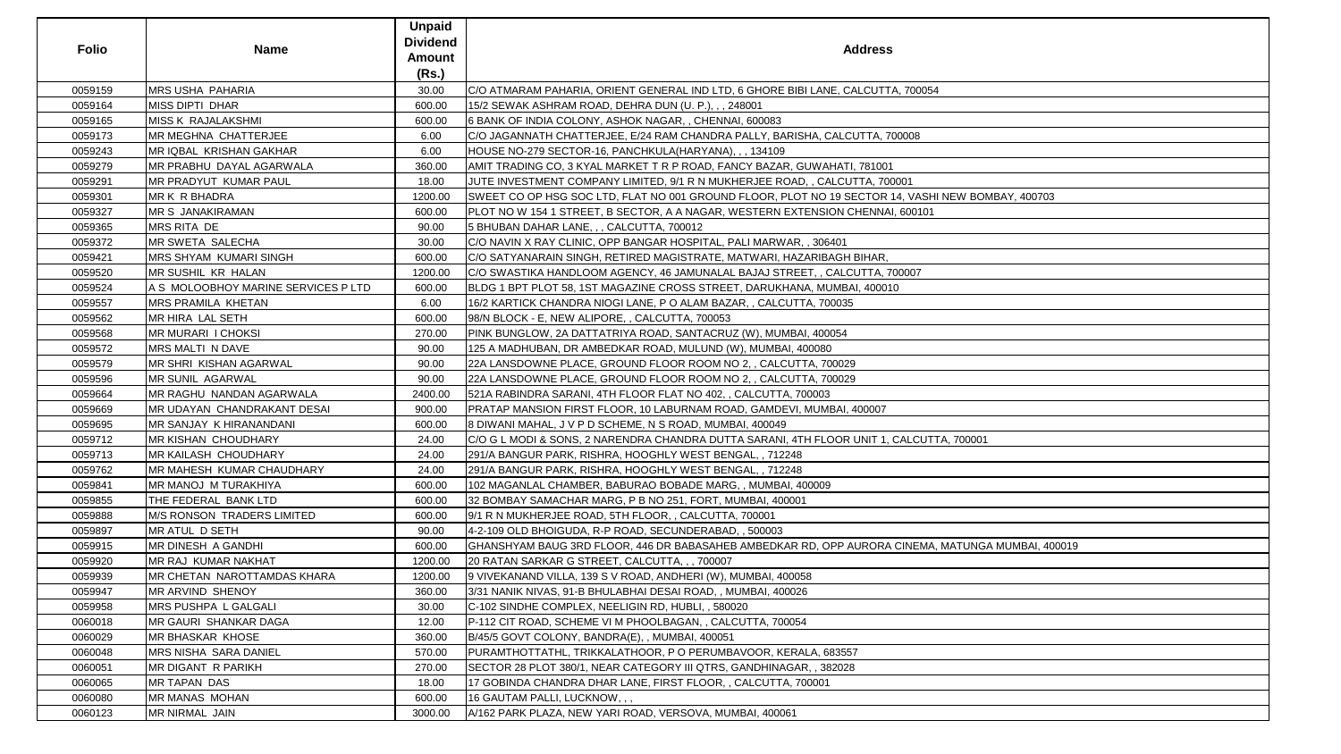| Folio | Name | Unpaid Dividend Amount (Rs.) | Address |
|---|---|---|---|
| 0059159 | MRS USHA PAHARIA | 30.00 | C/O ATMARAM PAHARIA, ORIENT GENERAL IND LTD, 6 GHORE BIBI LANE, CALCUTTA, 700054 |
| 0059164 | MISS DIPTI DHAR | 600.00 | 15/2 SEWAK ASHRAM ROAD, DEHRA DUN (U. P.), , , 248001 |
| 0059165 | MISS K RAJALAKSHMI | 600.00 | 6 BANK OF INDIA COLONY, ASHOK NAGAR, , CHENNAI, 600083 |
| 0059173 | MR MEGHNA CHATTERJEE | 6.00 | C/O JAGANNATH CHATTERJEE, E/24 RAM CHANDRA PALLY, BARISHA, CALCUTTA, 700008 |
| 0059243 | MR IQBAL KRISHAN GAKHAR | 6.00 | HOUSE NO-279 SECTOR-16, PANCHKULA(HARYANA), , , 134109 |
| 0059279 | MR PRABHU DAYAL AGARWALA | 360.00 | AMIT TRADING CO, 3 KYAL MARKET T R P ROAD, FANCY BAZAR, GUWAHATI, 781001 |
| 0059291 | MR PRADYUT KUMAR PAUL | 18.00 | JUTE INVESTMENT COMPANY LIMITED, 9/1 R N MUKHERJEE ROAD, , CALCUTTA, 700001 |
| 0059301 | MR K R BHADRA | 1200.00 | SWEET CO OP HSG SOC LTD, FLAT NO 001 GROUND FLOOR, PLOT NO 19 SECTOR 14, VASHI NEW BOMBAY, 400703 |
| 0059327 | MR S JANAKIRAMAN | 600.00 | PLOT NO W 154 1 STREET, B SECTOR, A A NAGAR, WESTERN EXTENSION CHENNAI, 600101 |
| 0059365 | MRS RITA DE | 90.00 | 5 BHUBAN DAHAR LANE, , , CALCUTTA, 700012 |
| 0059372 | MR SWETA SALECHA | 30.00 | C/O NAVIN X RAY CLINIC, OPP BANGAR HOSPITAL, PALI MARWAR, , 306401 |
| 0059421 | MRS SHYAM KUMARI SINGH | 600.00 | C/O SATYANARAIN SINGH, RETIRED MAGISTRATE, MATWARI, HAZARIBAGH BIHAR, |
| 0059520 | MR SUSHIL KR HALAN | 1200.00 | C/O SWASTIKA HANDLOOM AGENCY, 46 JAMUNALAL BAJAJ STREET, , CALCUTTA, 700007 |
| 0059524 | A S MOLOOBHOY MARINE SERVICES P LTD | 600.00 | BLDG 1 BPT PLOT 58, 1ST MAGAZINE CROSS STREET, DARUKHANA, MUMBAI, 400010 |
| 0059557 | MRS PRAMILA KHETAN | 6.00 | 16/2 KARTICK CHANDRA NIOGI LANE, P O ALAM BAZAR, , CALCUTTA, 700035 |
| 0059562 | MR HIRA LAL SETH | 600.00 | 98/N BLOCK - E, NEW ALIPORE, , CALCUTTA, 700053 |
| 0059568 | MR MURARI I CHOKSI | 270.00 | PINK BUNGLOW, 2A DATTATRIYA ROAD, SANTACRUZ (W), MUMBAI, 400054 |
| 0059572 | MRS MALTI N DAVE | 90.00 | 125 A MADHUBAN, DR AMBEDKAR ROAD, MULUND (W), MUMBAI, 400080 |
| 0059579 | MR SHRI KISHAN AGARWAL | 90.00 | 22A LANSDOWNE PLACE, GROUND FLOOR ROOM NO 2, , CALCUTTA, 700029 |
| 0059596 | MR SUNIL AGARWAL | 90.00 | 22A LANSDOWNE PLACE, GROUND FLOOR ROOM NO 2, , CALCUTTA, 700029 |
| 0059664 | MR RAGHU NANDAN AGARWALA | 2400.00 | 521A RABINDRA SARANI, 4TH FLOOR FLAT NO 402, , CALCUTTA, 700003 |
| 0059669 | MR UDAYAN CHANDRAKANT DESAI | 900.00 | PRATAP MANSION FIRST FLOOR, 10 LABURNAM ROAD, GAMDEVI, MUMBAI, 400007 |
| 0059695 | MR SANJAY K HIRANANDANI | 600.00 | 8 DIWANI MAHAL, J V P D SCHEME, N S ROAD, MUMBAI, 400049 |
| 0059712 | MR KISHAN CHOUDHARY | 24.00 | C/O G L MODI & SONS, 2 NARENDRA CHANDRA DUTTA SARANI, 4TH FLOOR UNIT 1, CALCUTTA, 700001 |
| 0059713 | MR KAILASH CHOUDHARY | 24.00 | 291/A BANGUR PARK, RISHRA, HOOGHLY WEST BENGAL, , 712248 |
| 0059762 | MR MAHESH KUMAR CHAUDHARY | 24.00 | 291/A BANGUR PARK, RISHRA, HOOGHLY WEST BENGAL, , 712248 |
| 0059841 | MR MANOJ M TURAKHIYA | 600.00 | 102 MAGANLAL CHAMBER, BABURAO BOBADE MARG, , MUMBAI, 400009 |
| 0059855 | THE FEDERAL BANK LTD | 600.00 | 32 BOMBAY SAMACHAR MARG, P B NO 251, FORT, MUMBAI, 400001 |
| 0059888 | M/S RONSON TRADERS LIMITED | 600.00 | 9/1 R N MUKHERJEE ROAD, 5TH FLOOR, , CALCUTTA, 700001 |
| 0059897 | MR ATUL D SETH | 90.00 | 4-2-109 OLD BHOIGUDA, R-P ROAD, SECUNDERABAD, , 500003 |
| 0059915 | MR DINESH A GANDHI | 600.00 | GHANSHYAM BAUG 3RD FLOOR, 446 DR BABASAHEB AMBEDKAR RD, OPP AURORA CINEMA, MATUNGA MUMBAI, 400019 |
| 0059920 | MR RAJ KUMAR NAKHAT | 1200.00 | 20 RATAN SARKAR G STREET, CALCUTTA, , , 700007 |
| 0059939 | MR CHETAN NAROTTAMDAS KHARA | 1200.00 | 9 VIVEKANAND VILLA, 139 S V ROAD, ANDHERI (W), MUMBAI, 400058 |
| 0059947 | MR ARVIND SHENOY | 360.00 | 3/31 NANIK NIVAS, 91-B BHULABHAI DESAI ROAD, , MUMBAI, 400026 |
| 0059958 | MRS PUSHPA L GALGALI | 30.00 | C-102 SINDHE COMPLEX, NEELIGIN RD, HUBLI, , 580020 |
| 0060018 | MR GAURI SHANKAR DAGA | 12.00 | P-112 CIT ROAD, SCHEME VI M PHOOLBAGAN, , CALCUTTA, 700054 |
| 0060029 | MR BHASKAR KHOSE | 360.00 | B/45/5 GOVT COLONY, BANDRA(E), , MUMBAI, 400051 |
| 0060048 | MRS NISHA SARA DANIEL | 570.00 | PURAMTHOTTATHL, TRIKKALATHOOR, P O PERUMBAVOOR, KERALA, 683557 |
| 0060051 | MR DIGANT R PARIKH | 270.00 | SECTOR 28 PLOT 380/1, NEAR CATEGORY III QTRS, GANDHINAGAR, , 382028 |
| 0060065 | MR TAPAN DAS | 18.00 | 17 GOBINDA CHANDRA DHAR LANE, FIRST FLOOR, , CALCUTTA, 700001 |
| 0060080 | MR MANAS MOHAN | 600.00 | 16 GAUTAM PALLI, LUCKNOW, , , |
| 0060123 | MR NIRMAL JAIN | 3000.00 | A/162 PARK PLAZA, NEW YARI ROAD, VERSOVA, MUMBAI, 400061 |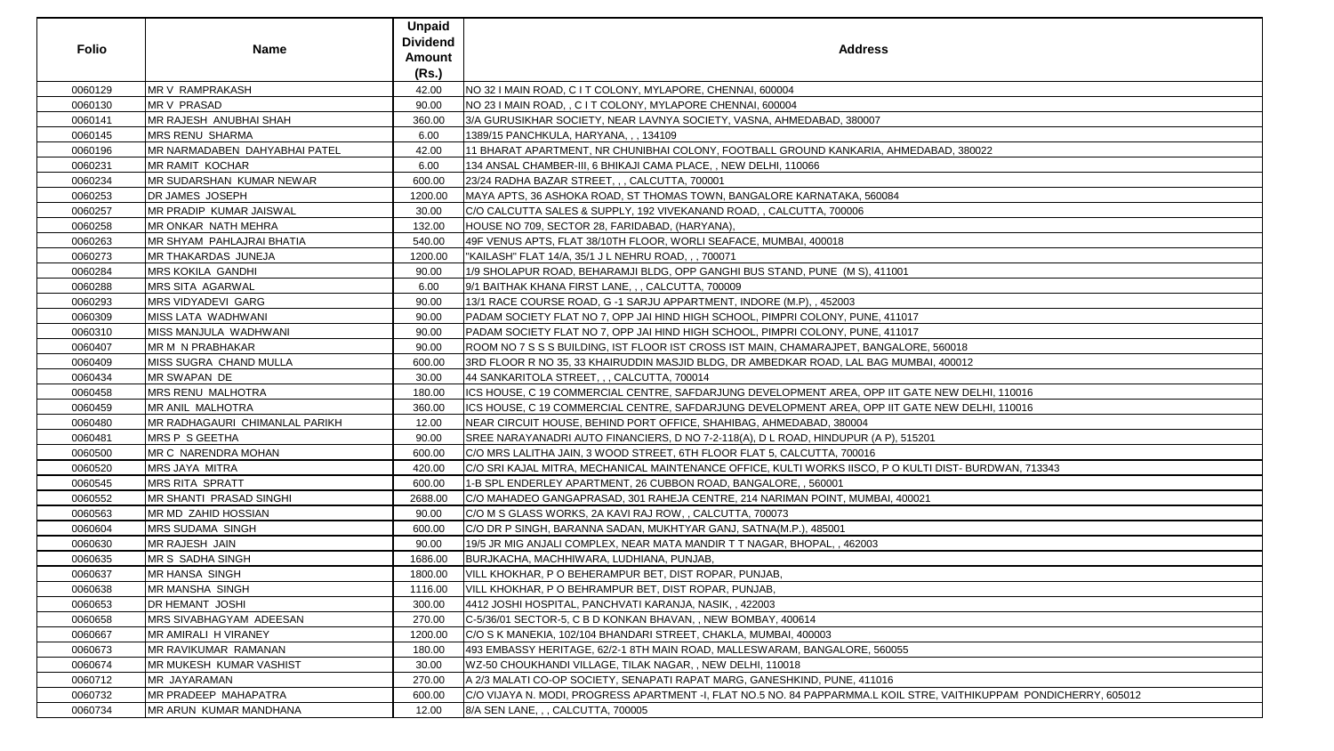| Folio | Name | Unpaid Dividend Amount (Rs.) | Address |
|---|---|---|---|
| 0060129 | MR V RAMPRAKASH | 42.00 | NO 32 I MAIN ROAD, C I T COLONY, MYLAPORE, CHENNAI, 600004 |
| 0060130 | MR V PRASAD | 90.00 | NO 23 I MAIN ROAD, , C I T COLONY, MYLAPORE CHENNAI, 600004 |
| 0060141 | MR RAJESH ANUBHAI SHAH | 360.00 | 3/A GURUSIKHAR SOCIETY, NEAR LAVNYA SOCIETY, VASNA, AHMEDABAD, 380007 |
| 0060145 | MRS RENU SHARMA | 6.00 | 1389/15 PANCHKULA, HARYANA, , , 134109 |
| 0060196 | MR NARMADABEN DAHYABHAI PATEL | 42.00 | 11 BHARAT APARTMENT, NR CHUNIBHAI COLONY, FOOTBALL GROUND KANKARIA, AHMEDABAD, 380022 |
| 0060231 | MR RAMIT KOCHAR | 6.00 | 134 ANSAL CHAMBER-III, 6 BHIKAJI CAMA PLACE, , NEW DELHI, 110066 |
| 0060234 | MR SUDARSHAN KUMAR NEWAR | 600.00 | 23/24 RADHA BAZAR STREET, , , CALCUTTA, 700001 |
| 0060253 | DR JAMES JOSEPH | 1200.00 | MAYA APTS, 36 ASHOKA ROAD, ST THOMAS TOWN, BANGALORE KARNATAKA, 560084 |
| 0060257 | MR PRADIP KUMAR JAISWAL | 30.00 | C/O CALCUTTA SALES & SUPPLY, 192 VIVEKANAND ROAD, , CALCUTTA, 700006 |
| 0060258 | MR ONKAR NATH MEHRA | 132.00 | HOUSE NO 709, SECTOR 28, FARIDABAD, (HARYANA), |
| 0060263 | MR SHYAM PAHLAJRAI BHATIA | 540.00 | 49F VENUS APTS, FLAT 38/10TH FLOOR, WORLI SEAFACE, MUMBAI, 400018 |
| 0060273 | MR THAKARDAS JUNEJA | 1200.00 | "KAILASH" FLAT 14/A, 35/1 J L NEHRU ROAD, , , 700071 |
| 0060284 | MRS KOKILA GANDHI | 90.00 | 1/9 SHOLAPUR ROAD, BEHARAMJI BLDG, OPP GANGHI BUS STAND, PUNE (M S), 411001 |
| 0060288 | MRS SITA AGARWAL | 6.00 | 9/1 BAITHAK KHANA FIRST LANE, , , CALCUTTA, 700009 |
| 0060293 | MRS VIDYADEVI GARG | 90.00 | 13/1 RACE COURSE ROAD, G -1 SARJU APPARTMENT, INDORE (M.P), , 452003 |
| 0060309 | MISS LATA WADHWANI | 90.00 | PADAM SOCIETY FLAT NO 7, OPP JAI HIND HIGH SCHOOL, PIMPRI COLONY, PUNE, 411017 |
| 0060310 | MISS MANJULA WADHWANI | 90.00 | PADAM SOCIETY FLAT NO 7, OPP JAI HIND HIGH SCHOOL, PIMPRI COLONY, PUNE, 411017 |
| 0060407 | MR M N PRABHAKAR | 90.00 | ROOM NO 7 S S S BUILDING, IST FLOOR IST CROSS IST MAIN, CHAMARAJPET, BANGALORE, 560018 |
| 0060409 | MISS SUGRA CHAND MULLA | 600.00 | 3RD FLOOR R NO 35, 33 KHAIRUDDIN MASJID BLDG, DR AMBEDKAR ROAD, LAL BAG MUMBAI, 400012 |
| 0060434 | MR SWAPAN DE | 30.00 | 44 SANKARITOLA STREET, , , CALCUTTA, 700014 |
| 0060458 | MRS RENU MALHOTRA | 180.00 | ICS HOUSE, C 19 COMMERCIAL CENTRE, SAFDARJUNG DEVELOPMENT AREA, OPP IIT GATE NEW DELHI, 110016 |
| 0060459 | MR ANIL MALHOTRA | 360.00 | ICS HOUSE, C 19 COMMERCIAL CENTRE, SAFDARJUNG DEVELOPMENT AREA, OPP IIT GATE NEW DELHI, 110016 |
| 0060480 | MR RADHAGAURI CHIMANLAL PARIKH | 12.00 | NEAR CIRCUIT HOUSE, BEHIND PORT OFFICE, SHAHIBAG, AHMEDABAD, 380004 |
| 0060481 | MRS P S GEETHA | 90.00 | SREE NARAYANADRI AUTO FINANCIERS, D NO 7-2-118(A), D L ROAD, HINDUPUR (A P), 515201 |
| 0060500 | MR C NARENDRA MOHAN | 600.00 | C/O MRS LALITHA JAIN, 3 WOOD STREET, 6TH FLOOR FLAT 5, CALCUTTA, 700016 |
| 0060520 | MRS JAYA MITRA | 420.00 | C/O SRI KAJAL MITRA, MECHANICAL MAINTENANCE OFFICE, KULTI WORKS IISCO, P O KULTI DIST- BURDWAN, 713343 |
| 0060545 | MRS RITA SPRATT | 600.00 | 1-B SPL ENDERLEY APARTMENT, 26 CUBBON ROAD, BANGALORE, , 560001 |
| 0060552 | MR SHANTI PRASAD SINGHI | 2688.00 | C/O MAHADEO GANGAPRASAD, 301 RAHEJA CENTRE, 214 NARIMAN POINT, MUMBAI, 400021 |
| 0060563 | MR MD ZAHID HOSSIAN | 90.00 | C/O M S GLASS WORKS, 2A KAVI RAJ ROW, , CALCUTTA, 700073 |
| 0060604 | MRS SUDAMA SINGH | 600.00 | C/O DR P SINGH, BARANNA SADAN, MUKHTYAR GANJ, SATNA(M.P.), 485001 |
| 0060630 | MR RAJESH JAIN | 90.00 | 19/5 JR MIG ANJALI COMPLEX, NEAR MATA MANDIR T T NAGAR, BHOPAL, , 462003 |
| 0060635 | MR S SADHA SINGH | 1686.00 | BURJKACHA, MACHHIWARA, LUDHIANA, PUNJAB, |
| 0060637 | MR HANSA SINGH | 1800.00 | VILL KHOKHAR, P O BEHERAMPUR BET, DIST ROPAR, PUNJAB, |
| 0060638 | MR MANSHA SINGH | 1116.00 | VILL KHOKHAR, P O BEHRAMPUR BET, DIST ROPAR, PUNJAB, |
| 0060653 | DR HEMANT JOSHI | 300.00 | 4412 JOSHI HOSPITAL, PANCHVATI KARANJA, NASIK, , 422003 |
| 0060658 | MRS SIVABHAGYAM ADEESAN | 270.00 | C-5/36/01 SECTOR-5, C B D KONKAN BHAVAN, , NEW BOMBAY, 400614 |
| 0060667 | MR AMIRALI H VIRANEY | 1200.00 | C/O S K MANEKIA, 102/104 BHANDARI STREET, CHAKLA, MUMBAI, 400003 |
| 0060673 | MR RAVIKUMAR RAMANAN | 180.00 | 493 EMBASSY HERITAGE, 62/2-1 8TH MAIN ROAD, MALLESWARAM, BANGALORE, 560055 |
| 0060674 | MR MUKESH KUMAR VASHIST | 30.00 | WZ-50 CHOUKHANDI VILLAGE, TILAK NAGAR, , NEW DELHI, 110018 |
| 0060712 | MR JAYARAMAN | 270.00 | A 2/3 MALATI CO-OP SOCIETY, SENAPATI RAPAT MARG, GANESHKIND, PUNE, 411016 |
| 0060732 | MR PRADEEP MAHAPATRA | 600.00 | C/O VIJAYA N. MODI, PROGRESS APARTMENT -I, FLAT NO.5 NO. 84 PAPPARMMA.L KOIL STRE, VAITHIKUPPAM PONDICHERRY, 605012 |
| 0060734 | MR ARUN KUMAR MANDHANA | 12.00 | 8/A SEN LANE, , , CALCUTTA, 700005 |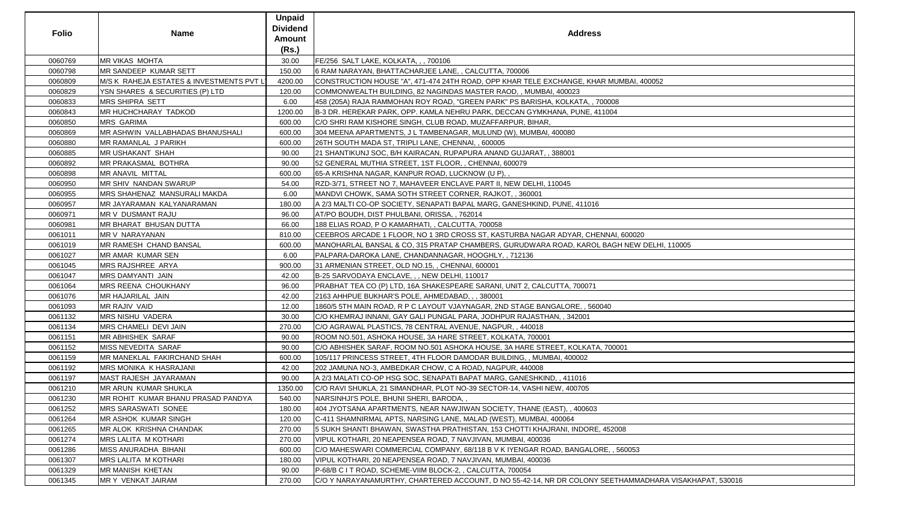| Folio | Name | Unpaid Dividend Amount (Rs.) | Address |
|---|---|---|---|
| 0060769 | MR VIKAS MOHTA | 30.00 | FE/256 SALT LAKE, KOLKATA, , , 700106 |
| 0060798 | MR SANDEEP KUMAR SETT | 150.00 | 6 RAM NARAYAN, BHATTACHARJEE LANE, , CALCUTTA, 700006 |
| 0060809 | M/S K RAHEJA ESTATES & INVESTMENTS PVT L | 4200.00 | CONSTRUCTION HOUSE "A", 471-474 24TH ROAD, OPP KHAR TELE EXCHANGE, KHAR MUMBAI, 400052 |
| 0060829 | YSN SHARES & SECURITIES (P) LTD | 120.00 | COMMONWEALTH BUILDING, 82 NAGINDAS MASTER RAOD, , MUMBAI, 400023 |
| 0060833 | MRS SHIPRA SETT | 6.00 | 458 (205A) RAJA RAMMOHAN ROY ROAD, "GREEN PARK" PS BARISHA, KOLKATA, , 700008 |
| 0060843 | MR HUCHCHARAY TADKOD | 1200.00 | B-3 DR. HEREKAR PARK, OPP. KAMLA NEHRU PARK, DECCAN GYMKHANA, PUNE, 411004 |
| 0060850 | MRS GARIMA | 600.00 | C/O SHRI RAM KISHORE SINGH, CLUB ROAD, MUZAFFARPUR, BIHAR, |
| 0060869 | MR ASHWIN VALLABHADAS BHANUSHALI | 600.00 | 304 MEENA APARTMENTS, J L TAMBENAGAR, MULUND (W), MUMBAI, 400080 |
| 0060880 | MR RAMANLAL J PARIKH | 600.00 | 26TH SOUTH MADA ST, TRIPLI LANE, CHENNAI, , 600005 |
| 0060885 | MR USHAKANT SHAH | 90.00 | 21 SHANTIKUNJ SOC, B/H KAIRACAN, RUPAPURA ANAND GUJARAT, , 388001 |
| 0060892 | MR PRAKASMAL BOTHRA | 90.00 | 52 GENERAL MUTHIA STREET, 1ST FLOOR, , CHENNAI, 600079 |
| 0060898 | MR ANAVIL MITTAL | 600.00 | 65-A KRISHNA NAGAR, KANPUR ROAD, LUCKNOW (U P), , |
| 0060950 | MR SHIV NANDAN SWARUP | 54.00 | RZD-3/71, STREET NO 7, MAHAVEER ENCLAVE PART II, NEW DELHI, 110045 |
| 0060955 | MRS SHAHENAZ MANSURALI MAKDA | 6.00 | MANDVI CHOWK, SAMA SOTH STREET CORNER, RAJKOT, , 360001 |
| 0060957 | MR JAYARAMAN KALYANARAMAN | 180.00 | A 2/3 MALTI CO-OP SOCIETY, SENAPATI BAPAL MARG, GANESHKIND, PUNE, 411016 |
| 0060971 | MR V DUSMANT RAJU | 96.00 | AT/PO BOUDH, DIST PHULBANI, ORISSA, , 762014 |
| 0060981 | MR BHARAT BHUSAN DUTTA | 66.00 | 188 ELIAS ROAD, P O KAMARHATI, , CALCUTTA, 700058 |
| 0061011 | MR V NARAYANAN | 810.00 | CEEBROS ARCADE 1 FLOOR, NO 1 3RD CROSS ST, KASTURBA NAGAR ADYAR, CHENNAI, 600020 |
| 0061019 | MR RAMESH CHAND BANSAL | 600.00 | MANOHARLAL BANSAL & CO, 315 PRATAP CHAMBERS, GURUDWARA ROAD, KAROL BAGH NEW DELHI, 110005 |
| 0061027 | MR AMAR KUMAR SEN | 6.00 | PALPARA-DAROKA LANE, CHANDANNAGAR, HOOGHLY, , 712136 |
| 0061045 | MRS RAJSHREE ARYA | 900.00 | 31 ARMENIAN STREET, OLD NO.15, , CHENNAI, 600001 |
| 0061047 | MRS DAMYANTI JAIN | 42.00 | B-25 SARVODAYA ENCLAVE, , , NEW DELHI, 110017 |
| 0061064 | MRS REENA CHOUKHANY | 96.00 | PRABHAT TEA CO (P) LTD, 16A SHAKESPEARE SARANI, UNIT 2, CALCUTTA, 700071 |
| 0061076 | MR HAJARILAL JAIN | 42.00 | 2163 AHHPUE BUKHAR'S POLE, AHMEDABAD, , , 380001 |
| 0061093 | MR RAJIV VAID | 12.00 | 1860/5 5TH MAIN ROAD, R P C LAYOUT VJAYNAGAR, 2ND STAGE BANGALORE, , 560040 |
| 0061132 | MRS NISHU VADERA | 30.00 | C/O KHEMRAJ INNANI, GAY GALI PUNGAL PARA, JODHPUR RAJASTHAN, , 342001 |
| 0061134 | MRS CHAMELI DEVI JAIN | 270.00 | C/O AGRAWAL PLASTICS, 78 CENTRAL AVENUE, NAGPUR, , 440018 |
| 0061151 | MR ABHISHEK SARAF | 90.00 | ROOM NO.501, ASHOKA HOUSE, 3A HARE STREET, KOLKATA, 700001 |
| 0061152 | MISS NEVEDITA SARAF | 90.00 | C/O ABHISHEK SARAF, ROOM NO.501 ASHOKA HOUSE, 3A HARE STREET, KOLKATA, 700001 |
| 0061159 | MR MANEKLAL FAKIRCHAND SHAH | 600.00 | 105/117 PRINCESS STREET, 4TH FLOOR DAMODAR BUILDING, , MUMBAI, 400002 |
| 0061192 | MRS MONIKA K HASRAJANI | 42.00 | 202 JAMUNA NO-3, AMBEDKAR CHOW, C A ROAD, NAGPUR, 440008 |
| 0061197 | MAST RAJESH JAYARAMAN | 90.00 | A 2/3 MALATI CO-OP HSG SOC, SENAPATI BAPAT MARG, GANESHKIND, , 411016 |
| 0061210 | MR ARUN KUMAR SHUKLA | 1350.00 | C/O RAVI SHUKLA, 21 SIMANDHAR, PLOT NO-39 SECTOR-14, VASHI NEW, 400705 |
| 0061230 | MR ROHIT KUMAR BHANU PRASAD PANDYA | 540.00 | NARSINHJI'S POLE, BHUNI SHERI, BARODA, , |
| 0061252 | MRS SARASWATI SONEE | 180.00 | 404 JYOTSANA APARTMENTS, NEAR NAWJIWAN SOCIETY, THANE (EAST), , 400603 |
| 0061264 | MR ASHOK KUMAR SINGH | 120.00 | C-411 SHAMNIRMAL APTS, NARSING LANE, MALAD (WEST), MUMBAI, 400064 |
| 0061265 | MR ALOK KRISHNA CHANDAK | 270.00 | 5 SUKH SHANTI BHAWAN, SWASTHA PRATHISTAN, 153 CHOTTI KHAJRANI, INDORE, 452008 |
| 0061274 | MRS LALITA M KOTHARI | 270.00 | VIPUL KOTHARI, 20 NEAPENSEA ROAD, 7 NAVJIVAN, MUMBAI, 400036 |
| 0061286 | MISS ANURADHA BIHANI | 600.00 | C/O MAHESWARI COMMERCIAL COMPANY, 68/118 B V K IYENGAR ROAD, BANGALORE, , 560053 |
| 0061307 | MRS LALITA M KOTHARI | 180.00 | VIPUL KOTHARI, 20 NEAPENSEA ROAD, 7 NAVJIVAN, MUMBAI, 400036 |
| 0061329 | MR MANISH KHETAN | 90.00 | P-68/B C I T ROAD, SCHEME-VIIM BLOCK-2, , CALCUTTA, 700054 |
| 0061345 | MR Y VENKAT JAIRAM | 270.00 | C/O Y NARAYANAMURTHY, CHARTERED ACCOUNT, D NO 55-42-14, NR DR COLONY SEETHAMMADHARA VISAKHAPAT, 530016 |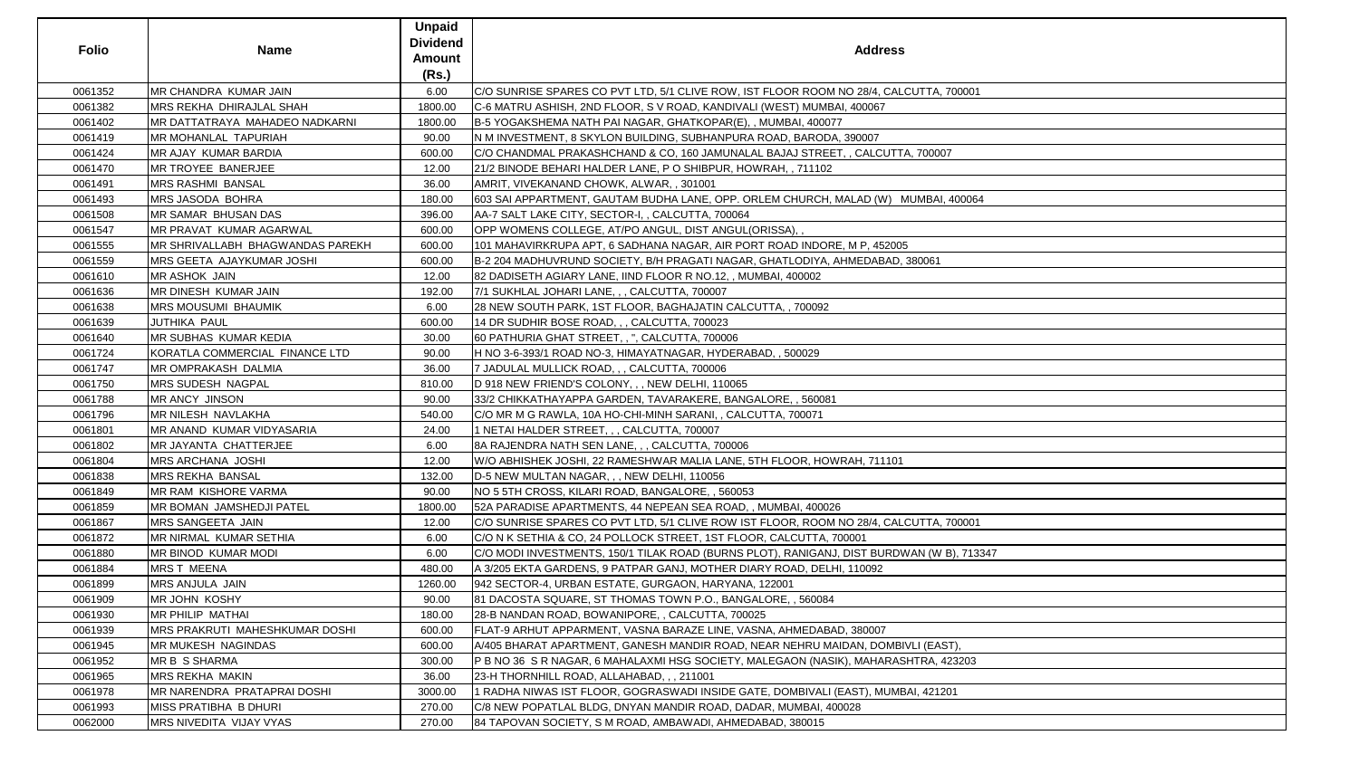| Folio | Name | Unpaid Dividend Amount (Rs.) | Address |
|---|---|---|---|
| 0061352 | MR CHANDRA KUMAR JAIN | 6.00 | C/O SUNRISE SPARES CO PVT LTD, 5/1 CLIVE ROW, IST FLOOR ROOM NO 28/4, CALCUTTA, 700001 |
| 0061382 | MRS REKHA DHIRAJLAL SHAH | 1800.00 | C-6 MATRU ASHISH, 2ND FLOOR, S V ROAD, KANDIVALI (WEST) MUMBAI, 400067 |
| 0061402 | MR DATTATRAYA MAHADEO NADKARNI | 1800.00 | B-5 YOGAKSHEMA NATH PAI NAGAR, GHATKOPAR(E), , MUMBAI, 400077 |
| 0061419 | MR MOHANLAL TAPURIAH | 90.00 | N M INVESTMENT, 8 SKYLON BUILDING, SUBHANPURA ROAD, BARODA, 390007 |
| 0061424 | MR AJAY KUMAR BARDIA | 600.00 | C/O CHANDMAL PRAKASHCHAND & CO, 160 JAMUNALAL BAJAJ STREET, , CALCUTTA, 700007 |
| 0061470 | MR TROYEE BANERJEE | 12.00 | 21/2 BINODE BEHARI HALDER LANE, P O SHIBPUR, HOWRAH, , 711102 |
| 0061491 | MRS RASHMI BANSAL | 36.00 | AMRIT, VIVEKANAND CHOWK, ALWAR, , 301001 |
| 0061493 | MRS JASODA BOHRA | 180.00 | 603 SAI APPARTMENT, GAUTAM BUDHA LANE, OPP. ORLEM CHURCH, MALAD (W) MUMBAI, 400064 |
| 0061508 | MR SAMAR BHUSAN DAS | 396.00 | AA-7 SALT LAKE CITY, SECTOR-I, , CALCUTTA, 700064 |
| 0061547 | MR PRAVAT KUMAR AGARWAL | 600.00 | OPP WOMENS COLLEGE, AT/PO ANGUL, DIST ANGUL(ORISSA), , |
| 0061555 | MR SHRIVALLABH BHAGWANDAS PAREKH | 600.00 | 101 MAHAVIRKRUPA APT, 6 SADHANA NAGAR, AIR PORT ROAD INDORE, M P, 452005 |
| 0061559 | MRS GEETA AJAYKUMAR JOSHI | 600.00 | B-2 204 MADHUVRUND SOCIETY, B/H PRAGATI NAGAR, GHATLODIYA, AHMEDABAD, 380061 |
| 0061610 | MR ASHOK JAIN | 12.00 | 82 DADISETH AGIARY LANE, IIND FLOOR R NO.12, , MUMBAI, 400002 |
| 0061636 | MR DINESH KUMAR JAIN | 192.00 | 7/1 SUKHLAL JOHARI LANE, , , CALCUTTA, 700007 |
| 0061638 | MRS MOUSUMI BHAUMIK | 6.00 | 28 NEW SOUTH PARK, 1ST FLOOR, BAGHAJATIN CALCUTTA, , 700092 |
| 0061639 | JUTHIKA PAUL | 600.00 | 14 DR SUDHIR BOSE ROAD, , , CALCUTTA, 700023 |
| 0061640 | MR SUBHAS KUMAR KEDIA | 30.00 | 60 PATHURIA GHAT STREET, , ", CALCUTTA, 700006 |
| 0061724 | KORATLA COMMERCIAL FINANCE LTD | 90.00 | H NO 3-6-393/1 ROAD NO-3, HIMAYATNAGAR, HYDERABAD, , 500029 |
| 0061747 | MR OMPRAKASH DALMIA | 36.00 | 7 JADULAL MULLICK ROAD, , , CALCUTTA, 700006 |
| 0061750 | MRS SUDESH NAGPAL | 810.00 | D 918 NEW FRIEND'S COLONY, , , NEW DELHI, 110065 |
| 0061788 | MR ANCY JINSON | 90.00 | 33/2 CHIKKATHAYAPPA GARDEN, TAVARAKERE, BANGALORE, , 560081 |
| 0061796 | MR NILESH NAVLAKHA | 540.00 | C/O MR M G RAWLA, 10A HO-CHI-MINH SARANI, , CALCUTTA, 700071 |
| 0061801 | MR ANAND KUMAR VIDYASARIA | 24.00 | 1 NETAI HALDER STREET, , , CALCUTTA, 700007 |
| 0061802 | MR JAYANTA CHATTERJEE | 6.00 | 8A RAJENDRA NATH SEN LANE, , , CALCUTTA, 700006 |
| 0061804 | MRS ARCHANA JOSHI | 12.00 | W/O ABHISHEK JOSHI, 22 RAMESHWAR MALIA LANE, 5TH FLOOR, HOWRAH, 711101 |
| 0061838 | MRS REKHA BANSAL | 132.00 | D-5 NEW MULTAN NAGAR, , , NEW DELHI, 110056 |
| 0061849 | MR RAM KISHORE VARMA | 90.00 | NO 5 5TH CROSS, KILARI ROAD, BANGALORE, , 560053 |
| 0061859 | MR BOMAN JAMSHEDJI PATEL | 1800.00 | 52A PARADISE APARTMENTS, 44 NEPEAN SEA ROAD, , MUMBAI, 400026 |
| 0061867 | MRS SANGEETA JAIN | 12.00 | C/O SUNRISE SPARES CO PVT LTD, 5/1 CLIVE ROW IST FLOOR, ROOM NO 28/4, CALCUTTA, 700001 |
| 0061872 | MR NIRMAL KUMAR SETHIA | 6.00 | C/O N K SETHIA & CO, 24 POLLOCK STREET, 1ST FLOOR, CALCUTTA, 700001 |
| 0061880 | MR BINOD KUMAR MODI | 6.00 | C/O MODI INVESTMENTS, 150/1 TILAK ROAD (BURNS PLOT), RANIGANJ, DIST BURDWAN (W B), 713347 |
| 0061884 | MRS T MEENA | 480.00 | A 3/205 EKTA GARDENS, 9 PATPAR GANJ, MOTHER DIARY ROAD, DELHI, 110092 |
| 0061899 | MRS ANJULA JAIN | 1260.00 | 942 SECTOR-4, URBAN ESTATE, GURGAON, HARYANA, 122001 |
| 0061909 | MR JOHN KOSHY | 90.00 | 81 DACOSTA SQUARE, ST THOMAS TOWN P.O., BANGALORE, , 560084 |
| 0061930 | MR PHILIP MATHAI | 180.00 | 28-B NANDAN ROAD, BOWANIPORE, , CALCUTTA, 700025 |
| 0061939 | MRS PRAKRUTI MAHESHKUMAR DOSHI | 600.00 | FLAT-9 ARHUT APPARMENT, VASNA BARAZE LINE, VASNA, AHMEDABAD, 380007 |
| 0061945 | MR MUKESH NAGINDAS | 600.00 | A/405 BHARAT APARTMENT, GANESH MANDIR ROAD, NEAR NEHRU MAIDAN, DOMBIVLI (EAST), |
| 0061952 | MR B S SHARMA | 300.00 | P B NO 36 S R NAGAR, 6 MAHALAXMI HSG SOCIETY, MALEGAON (NASIK), MAHARASHTRA, 423203 |
| 0061965 | MRS REKHA MAKIN | 36.00 | 23-H THORNHILL ROAD, ALLAHABAD, , , 211001 |
| 0061978 | MR NARENDRA PRATAPRAI DOSHI | 3000.00 | 1 RADHA NIWAS IST FLOOR, GOGRASWADI INSIDE GATE, DOMBIVALI (EAST), MUMBAI, 421201 |
| 0061993 | MISS PRATIBHA B DHURI | 270.00 | C/8 NEW POPATLAL BLDG, DNYAN MANDIR ROAD, DADAR, MUMBAI, 400028 |
| 0062000 | MRS NIVEDITA VIJAY VYAS | 270.00 | 84 TAPOVAN SOCIETY, S M ROAD, AMBAWADI, AHMEDABAD, 380015 |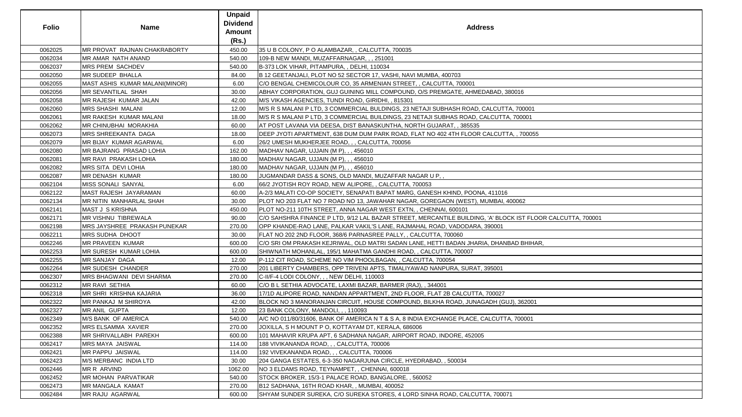| Folio | Name | Unpaid Dividend Amount (Rs.) | Address |
|---|---|---|---|
| 0062025 | MR PROVAT RAJNAN CHAKRABORTY | 450.00 | 35 U B COLONY, P O ALAMBAZAR, , CALCUTTA, 700035 |
| 0062034 | MR AMAR NATH ANAND | 540.00 | 109-B NEW MANDI, MUZAFFARNAGAR, , , 251001 |
| 0062037 | MRS PREM SACHDEV | 540.00 | B-373 LOK VIHAR, PITAMPURA, , DELHI, 110034 |
| 0062050 | MR SUDEEP BHALLA | 84.00 | B 12 GEETANJALI, PLOT NO 52 SECTOR 17, VASHI, NAVI MUMBA, 400703 |
| 0062055 | MAST ASHIS KUMAR MALANI(MINOR) | 6.00 | C/O BENGAL CHEMICOLOUR CO, 35 ARMENIAN STREET, , CALCUTTA, 700001 |
| 0062056 | MR SEVANTILAL SHAH | 30.00 | ABHAY CORPORATION, GUJ GUINING MILL COMPOUND, O/S PREMGATE, AHMEDABAD, 380016 |
| 0062058 | MR RAJESH KUMAR JALAN | 42.00 | M/S VIKASH AGENCIES, TUNDI ROAD, GIRIDHI, , 815301 |
| 0062060 | MRS SHASHI MALANI | 12.00 | M/S R S MALANI P LTD, 3 COMMERCIAL BULDINGS, 23 NETAJI SUBHASH ROAD, CALCUTTA, 700001 |
| 0062061 | MR RAKESH KUMAR MALANI | 18.00 | M/S R S MALANI P LTD, 3 COMMERCIAL BUILDINGS, 23 NETAJI SUBHAS ROAD, CALCUTTA, 700001 |
| 0062062 | MR CHINUBHAI MORAKHIA | 60.00 | AT POST LAVANA VIA DEESA, DIST BANASKUNTHA, NORTH GUJARAT, , 385535 |
| 0062073 | MRS SHREEKANTA DAGA | 18.00 | DEEP JYOTI APARTMENT, 638 DUM DUM PARK ROAD, FLAT NO 402 4TH FLOOR CALCUTTA, , 700055 |
| 0062079 | MR BIJAY KUMAR AGARWAL | 6.00 | 26/2 UMESH MUKHERJEE ROAD, , , CALCUTTA, 700056 |
| 0062080 | MR BAJRANG PRASAD LOHIA | 162.00 | MADHAV NAGAR, UJJAIN (M P), , , 456010 |
| 0062081 | MR RAVI PRAKASH LOHIA | 180.00 | MADHAV NAGAR, UJJAIN (M P), , , 456010 |
| 0062082 | MRS SITA DEVI LOHIA | 180.00 | MADHAV NAGAR, UJJAIN (M P), , , 456010 |
| 0062087 | MR DENASH KUMAR | 180.00 | JUGMANDAR DASS & SONS, OLD MANDI, MUZAFFAR NAGAR U P, , |
| 0062104 | MISS SONALI SANYAL | 6.00 | 66/2 JYOTISH ROY ROAD, NEW ALIPORE, , CALCUTTA, 700053 |
| 0062122 | MAST RAJESH JAYARAMAN | 60.00 | A-2/3 MALATI CO-OP SOCIETY, SENAPATI BAPAT MARG, GANESH KHIND, POONA, 411016 |
| 0062134 | MR NITIN MANHARLAL SHAH | 30.00 | PLOT NO 203 FLAT NO 7 ROAD NO 13, JAWAHAR NAGAR, GOREGAON (WEST), MUMBAI, 400062 |
| 0062141 | MAST J S KRISHNA | 450.00 | PLOT NO-211 10TH STREET, ANNA NAGAR WEST EXTN, , CHENNAI, 600101 |
| 0062171 | MR VISHNU TIBREWALA | 90.00 | C/O SAHSHRA FINANCE P LTD, 9/12 LAL BAZAR STREET, MERCANTILE BUILDING, 'A' BLOCK IST FLOOR CALCUTTA, 700001 |
| 0062198 | MRS JAYSHREE PRAKASH PUNEKAR | 270.00 | OPP KHANDE-RAO LANE, PALKAR VAKIL'S LANE, RAJMAHAL ROAD, VADODARA, 390001 |
| 0062211 | MRS SUDHA DHOOT | 30.00 | FLAT NO 202 2ND FLOOR, 368/6 PARNASREE PALLY, , CALCUTTA, 700060 |
| 0062246 | MR PRAVEEN KUMAR | 600.00 | C/O SRI OM PRAKASH KEJRIWAL, OLD MATRI SADAN LANE, HETTI BADAN JHARIA, DHANBAD BHIHAR, |
| 0062253 | MR SURESH KUMAR LOHIA | 600.00 | SHIWNATH MOHANLAL, 195/1 MAHATMA GANDHI ROAD, , CALCUTTA, 700007 |
| 0062255 | MR SANJAY DAGA | 12.00 | P-112 CIT ROAD, SCHEME NO VIM PHOOLBAGAN, , CALCUTTA, 700054 |
| 0062264 | MR SUDESH CHANDER | 270.00 | 201 LIBERTY CHAMBERS, OPP TRIVENI APTS, TIMALIYAWAD NANPURA, SURAT, 395001 |
| 0062307 | MRS BHAGWANI DEVI SHARMA | 270.00 | C-II/F-4 LODI COLONY, , , NEW DELHI, 110003 |
| 0062312 | MR RAVI SETHIA | 60.00 | C/O B L SETHIA ADVOCATE, LAXMI BAZAR, BARMER (RAJ), , 344001 |
| 0062318 | MR SHRI KRISHNA KAJARIA | 36.00 | 17/1D ALIPORE ROAD, NANDAN APPARTMENT, 2ND FLOOR, FLAT 2B CALCUTTA, 700027 |
| 0062322 | MR PANKAJ M SHIROYA | 42.00 | BLOCK NO 3 MANORANJAN CIRCUIT, HOUSE COMPOUND, BILKHA ROAD, JUNAGADH (GUJ), 362001 |
| 0062327 | MR ANIL GUPTA | 12.00 | 23 BANK COLONY, MANDOLI, , , 110093 |
| 0062349 | M/S BANK OF AMERICA | 540.00 | A/C NO 011/80/31606, BANK OF AMERICA N T & S A, 8 INDIA EXCHANGE PLACE, CALCUTTA, 700001 |
| 0062352 | MRS ELSAMMA XAVIER | 270.00 | JOXILLA, S H MOUNT P O, KOTTAYAM DT, KERALA, 686006 |
| 0062388 | MR SHRIVALLABH PAREKH | 600.00 | 101 MAHAVIR KRUPA APT, 6 SADHANA NAGAR, AIRPORT ROAD, INDORE, 452005 |
| 0062417 | MRS MAYA JAISWAL | 114.00 | 188 VIVIKANANDA ROAD, , , CALCUTTA, 700006 |
| 0062421 | MR PAPPU JAISWAL | 114.00 | 192 VIVEKANANDA ROAD, , , CALCUTTA, 700006 |
| 0062423 | M/S MERBANC INDIA LTD | 30.00 | 204 GANGA ESTATES, 6-3-350 NAGARJUNA CIRCLE, HYEDRABAD, , 500034 |
| 0062446 | MR R ARVIND | 1062.00 | NO 3 ELDAMS ROAD, TEYNAMPET, , CHENNAI, 600018 |
| 0062452 | MR MOHAN PARVATIKAR | 540.00 | STOCK BROKER, 15/3-1 PALACE ROAD, BANGALORE, , 560052 |
| 0062473 | MR MANGALA KAMAT | 270.00 | B12 SADHANA, 16TH ROAD KHAR, , MUMBAI, 400052 |
| 0062484 | MR RAJU AGARWAL | 600.00 | SHYAM SUNDER SUREKA, C/O SUREKA STORES, 4 LORD SINHA ROAD, CALCUTTA, 700071 |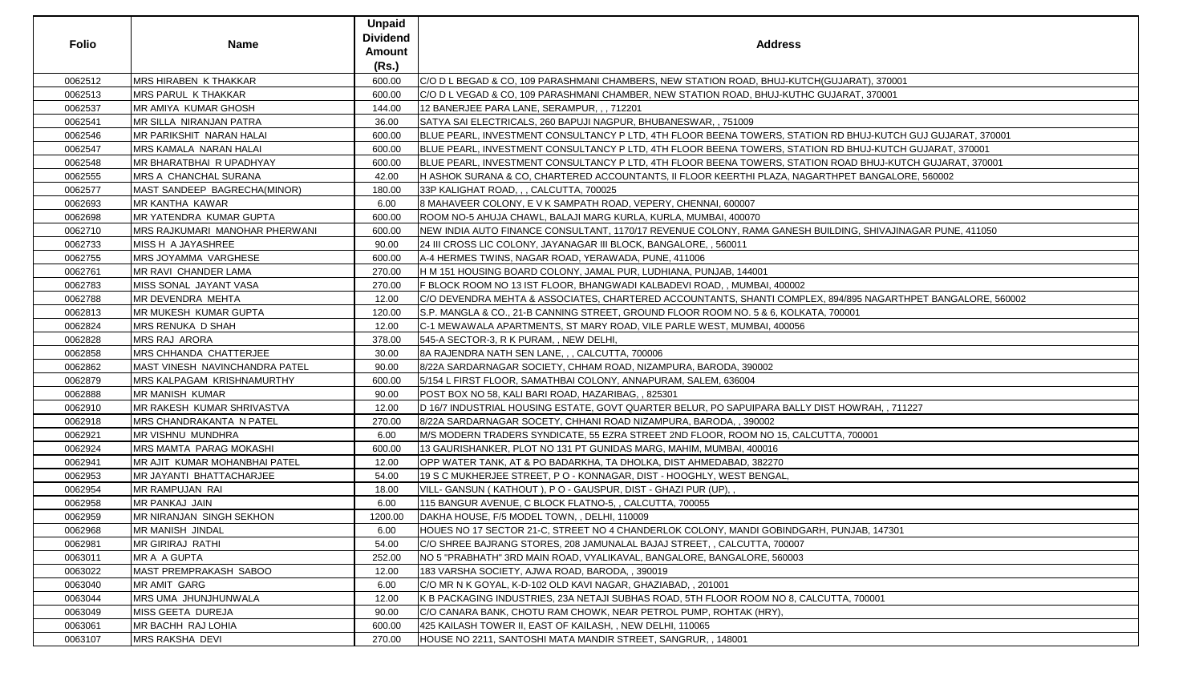| Folio | Name | Unpaid Dividend Amount (Rs.) | Address |
|---|---|---|---|
| 0062512 | MRS HIRABEN K THAKKAR | 600.00 | C/O D L BEGAD & CO, 109 PARASHMANI CHAMBERS, NEW STATION ROAD, BHUJ-KUTCH(GUJARAT), 370001 |
| 0062513 | MRS PARUL K THAKKAR | 600.00 | C/O D L VEGAD & CO, 109 PARASHMANI CHAMBER, NEW STATION ROAD, BHUJ-KUTHC GUJARAT, 370001 |
| 0062537 | MR AMIYA KUMAR GHOSH | 144.00 | 12 BANERJEE PARA LANE, SERAMPUR, , , 712201 |
| 0062541 | MR SILLA NIRANJAN PATRA | 36.00 | SATYA SAI ELECTRICALS, 260 BAPUJI NAGPUR, BHUBANESWAR, , 751009 |
| 0062546 | MR PARIKSHIT NARAN HALAI | 600.00 | BLUE PEARL, INVESTMENT CONSULTANCY P LTD, 4TH FLOOR BEENA TOWERS, STATION RD BHUJ-KUTCH GUJ GUJARAT, 370001 |
| 0062547 | MRS KAMALA NARAN HALAI | 600.00 | BLUE PEARL, INVESTMENT CONSULTANCY P LTD, 4TH FLOOR BEENA TOWERS, STATION RD BHUJ-KUTCH GUJARAT, 370001 |
| 0062548 | MR BHARATBHAI R UPADHYAY | 600.00 | BLUE PEARL, INVESTMENT CONSULTANCY P LTD, 4TH FLOOR BEENA TOWERS, STATION ROAD BHUJ-KUTCH GUJARAT, 370001 |
| 0062555 | MRS A CHANCHAL SURANA | 42.00 | H ASHOK SURANA & CO, CHARTERED ACCOUNTANTS, II FLOOR KEERTHI PLAZA, NAGARTHPET BANGALORE, 560002 |
| 0062577 | MAST SANDEEP BAGRECHA(MINOR) | 180.00 | 33P KALIGHAT ROAD, , , CALCUTTA, 700025 |
| 0062693 | MR KANTHA KAWAR | 6.00 | 8 MAHAVEER COLONY, E V K SAMPATH ROAD, VEPERY, CHENNAI, 600007 |
| 0062698 | MR YATENDRA KUMAR GUPTA | 600.00 | ROOM NO-5 AHUJA CHAWL, BALAJI MARG KURLA, KURLA, MUMBAI, 400070 |
| 0062710 | MRS RAJKUMARI MANOHAR PHERWANI | 600.00 | NEW INDIA AUTO FINANCE CONSULTANT, 1170/17 REVENUE COLONY, RAMA GANESH BUILDING, SHIVAJINAGAR PUNE, 411050 |
| 0062733 | MISS H A JAYASHREE | 90.00 | 24 III CROSS LIC COLONY, JAYANAGAR III BLOCK, BANGALORE, , 560011 |
| 0062755 | MRS JOYAMMA VARGHESE | 600.00 | A-4 HERMES TWINS, NAGAR ROAD, YERAWADA, PUNE, 411006 |
| 0062761 | MR RAVI CHANDER LAMA | 270.00 | H M 151 HOUSING BOARD COLONY, JAMAL PUR, LUDHIANA, PUNJAB, 144001 |
| 0062783 | MISS SONAL JAYANT VASA | 270.00 | F BLOCK ROOM NO 13 IST FLOOR, BHANGWADI KALBADEVI ROAD, , MUMBAI, 400002 |
| 0062788 | MR DEVENDRA MEHTA | 12.00 | C/O DEVENDRA MEHTA & ASSOCIATES, CHARTERED ACCOUNTANTS, SHANTI COMPLEX, 894/895 NAGARTHPET BANGALORE, 560002 |
| 0062813 | MR MUKESH KUMAR GUPTA | 120.00 | S.P. MANGLA & CO., 21-B CANNING STREET, GROUND FLOOR ROOM NO. 5 & 6, KOLKATA, 700001 |
| 0062824 | MRS RENUKA D SHAH | 12.00 | C-1 MEWAWALA APARTMENTS, ST MARY ROAD, VILE PARLE WEST, MUMBAI, 400056 |
| 0062828 | MRS RAJ ARORA | 378.00 | 545-A SECTOR-3, R K PURAM, , NEW DELHI, |
| 0062858 | MRS CHHANDA CHATTERJEE | 30.00 | 8A RAJENDRA NATH SEN LANE, , , CALCUTTA, 700006 |
| 0062862 | MAST VINESH NAVINCHANDRA PATEL | 90.00 | 8/22A SARDARNAGAR SOCIETY, CHHAM ROAD, NIZAMPURA, BARODA, 390002 |
| 0062879 | MRS KALPAGAM KRISHNAMURTHY | 600.00 | 5/154 L FIRST FLOOR, SAMATHBAI COLONY, ANNAPURAM, SALEM, 636004 |
| 0062888 | MR MANISH KUMAR | 90.00 | POST BOX NO 58, KALI BARI ROAD, HAZARIBAG, , 825301 |
| 0062910 | MR RAKESH KUMAR SHRIVASTVA | 12.00 | D 16/7 INDUSTRIAL HOUSING ESTATE, GOVT QUARTER BELUR, PO SAPUIPARA BALLY DIST HOWRAH, , 711227 |
| 0062918 | MRS CHANDRAKANTA N PATEL | 270.00 | 8/22A SARDARNAGAR SOCETY, CHHANI ROAD NIZAMPURA, BARODA, , 390002 |
| 0062921 | MR VISHNU MUNDHRA | 6.00 | M/S MODERN TRADERS SYNDICATE, 55 EZRA STREET 2ND FLOOR, ROOM NO 15, CALCUTTA, 700001 |
| 0062924 | MRS MAMTA PARAG MOKASHI | 600.00 | 13 GAURISHANKER, PLOT NO 131 PT GUNIDAS MARG, MAHIM, MUMBAI, 400016 |
| 0062941 | MR AJIT KUMAR MOHANBHAI PATEL | 12.00 | OPP WATER TANK, AT & PO BADARKHA, TA DHOLKA, DIST AHMEDABAD, 382270 |
| 0062953 | MR JAYANTI BHATTACHARJEE | 54.00 | 19 S C MUKHERJEE STREET, P O - KONNAGAR, DIST - HOOGHLY, WEST BENGAL, |
| 0062954 | MR RAMPUJAN RAI | 18.00 | VILL- GANSUN ( KATHOUT ), P O - GAUSPUR, DIST - GHAZI PUR (UP), , |
| 0062958 | MR PANKAJ JAIN | 6.00 | 115 BANGUR AVENUE, C BLOCK FLATNO-5, , CALCUTTA, 700055 |
| 0062959 | MR NIRANJAN SINGH SEKHON | 1200.00 | DAKHA HOUSE, F/5 MODEL TOWN, , DELHI, 110009 |
| 0062968 | MR MANISH JINDAL | 6.00 | HOUES NO 17 SECTOR 21-C, STREET NO 4 CHANDERLOK COLONY, MANDI GOBINDGARH, PUNJAB, 147301 |
| 0062981 | MR GIRIRAJ RATHI | 54.00 | C/O SHREE BAJRANG STORES, 208 JAMUNALAL BAJAJ STREET, , CALCUTTA, 700007 |
| 0063011 | MR A A GUPTA | 252.00 | NO 5 "PRABHATH" 3RD MAIN ROAD, VYALIKAVAL, BANGALORE, BANGALORE, 560003 |
| 0063022 | MAST PREMPRAKASH SABOO | 12.00 | 183 VARSHA SOCIETY, AJWA ROAD, BARODA, , 390019 |
| 0063040 | MR AMIT GARG | 6.00 | C/O MR N K GOYAL, K-D-102 OLD KAVI NAGAR, GHAZIABAD, , 201001 |
| 0063044 | MRS UMA JHUNJHUNWALA | 12.00 | K B PACKAGING INDUSTRIES, 23A NETAJI SUBHAS ROAD, 5TH FLOOR ROOM NO 8, CALCUTTA, 700001 |
| 0063049 | MISS GEETA DUREJA | 90.00 | C/O CANARA BANK, CHOTU RAM CHOWK, NEAR PETROL PUMP, ROHTAK (HRY), |
| 0063061 | MR BACHH RAJ LOHIA | 600.00 | 425 KAILASH TOWER II, EAST OF KAILASH, , NEW DELHI, 110065 |
| 0063107 | MRS RAKSHA DEVI | 270.00 | HOUSE NO 2211, SANTOSHI MATA MANDIR STREET, SANGRUR, , 148001 |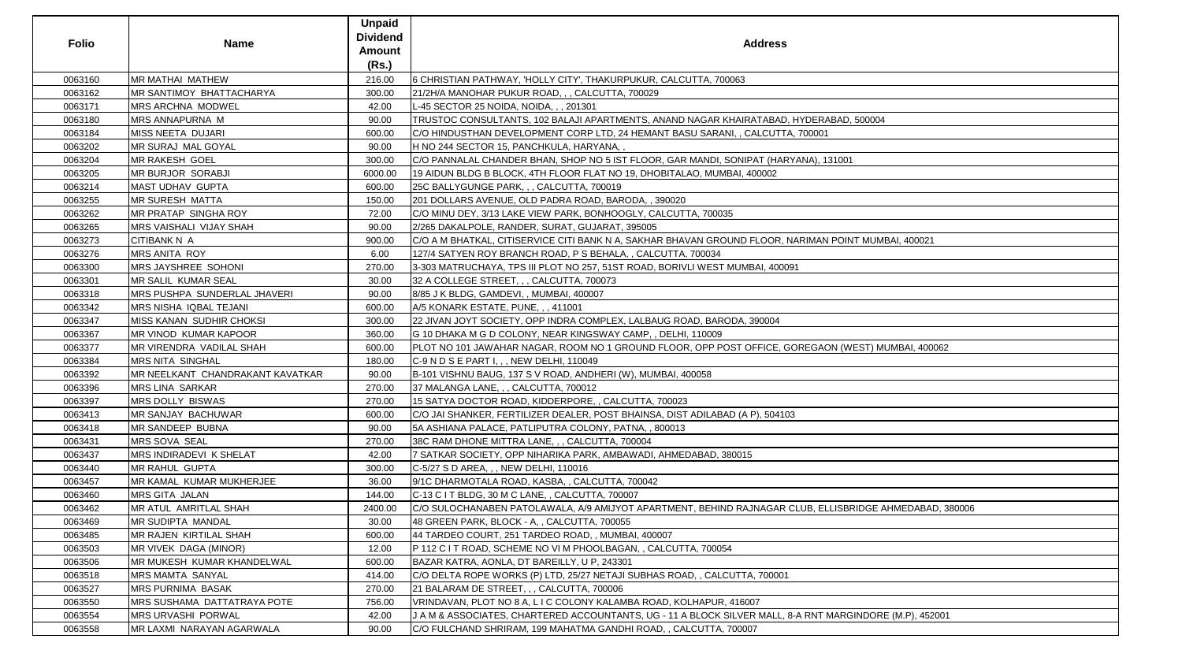| Folio | Name | Unpaid Dividend Amount (Rs.) | Address |
|---|---|---|---|
| 0063160 | MR MATHAI MATHEW | 216.00 | 6 CHRISTIAN PATHWAY, 'HOLLY CITY', THAKURPUKUR, CALCUTTA, 700063 |
| 0063162 | MR SANTIMOY BHATTACHARYA | 300.00 | 21/2H/A MANOHAR PUKUR ROAD, , , CALCUTTA, 700029 |
| 0063171 | MRS ARCHNA MODWEL | 42.00 | L-45 SECTOR 25 NOIDA, NOIDA, , , 201301 |
| 0063180 | MRS ANNAPURNA M | 90.00 | TRUSTOC CONSULTANTS, 102 BALAJI APARTMENTS, ANAND NAGAR KHAIRATABAD, HYDERABAD, 500004 |
| 0063184 | MISS NEETA DUJARI | 600.00 | C/O HINDUSTHAN DEVELOPMENT CORP LTD, 24 HEMANT BASU SARANI, , CALCUTTA, 700001 |
| 0063202 | MR SURAJ MAL GOYAL | 90.00 | H NO 244 SECTOR 15, PANCHKULA, HARYANA, , |
| 0063204 | MR RAKESH GOEL | 300.00 | C/O PANNALAL CHANDER BHAN, SHOP NO 5 IST FLOOR, GAR MANDI, SONIPAT (HARYANA), 131001 |
| 0063205 | MR BURJOR SORABJI | 6000.00 | 19 AIDUN BLDG B BLOCK, 4TH FLOOR FLAT NO 19, DHOBITALAO, MUMBAI, 400002 |
| 0063214 | MAST UDHAV GUPTA | 600.00 | 25C BALLYGUNGE PARK, , , CALCUTTA, 700019 |
| 0063255 | MR SURESH MATTA | 150.00 | 201 DOLLARS AVENUE, OLD PADRA ROAD, BARODA, , 390020 |
| 0063262 | MR PRATAP SINGHA ROY | 72.00 | C/O MINU DEY, 3/13 LAKE VIEW PARK, BONHOOGLY, CALCUTTA, 700035 |
| 0063265 | MRS VAISHALI VIJAY SHAH | 90.00 | 2/265 DAKALPOLE, RANDER, SURAT, GUJARAT, 395005 |
| 0063273 | CITIBANK N A | 900.00 | C/O A M BHATKAL, CITISERVICE CITI BANK N A, SAKHAR BHAVAN GROUND FLOOR, NARIMAN POINT MUMBAI, 400021 |
| 0063276 | MRS ANITA ROY | 6.00 | 127/4 SATYEN ROY BRANCH ROAD, P S BEHALA, , CALCUTTA, 700034 |
| 0063300 | MRS JAYSHREE SOHONI | 270.00 | 3-303 MATRUCHAYA, TPS III PLOT NO 257, 51ST ROAD, BORIVLI WEST MUMBAI, 400091 |
| 0063301 | MR SALIL KUMAR SEAL | 30.00 | 32 A COLLEGE STREET, , , CALCUTTA, 700073 |
| 0063318 | MRS PUSHPA SUNDERLAL JHAVERI | 90.00 | 8/85 J K BLDG, GAMDEVI, , MUMBAI, 400007 |
| 0063342 | MRS NISHA IQBAL TEJANI | 600.00 | A/5 KONARK ESTATE, PUNE, , , 411001 |
| 0063347 | MISS KANAN SUDHIR CHOKSI | 300.00 | 22 JIVAN JOYT SOCIETY, OPP INDRA COMPLEX, LALBAUG ROAD, BARODA, 390004 |
| 0063367 | MR VINOD KUMAR KAPOOR | 360.00 | G 10 DHAKA M G D COLONY, NEAR KINGSWAY CAMP, , DELHI, 110009 |
| 0063377 | MR VIRENDRA VADILAL SHAH | 600.00 | PLOT NO 101 JAWAHAR NAGAR, ROOM NO 1 GROUND FLOOR, OPP POST OFFICE, GOREGAON (WEST) MUMBAI, 400062 |
| 0063384 | MRS NITA SINGHAL | 180.00 | C-9 N D S E PART I, , , NEW DELHI, 110049 |
| 0063392 | MR NEELKANT CHANDRAKANT KAVATKAR | 90.00 | B-101 VISHNU BAUG, 137 S V ROAD, ANDHERI (W), MUMBAI, 400058 |
| 0063396 | MRS LINA SARKAR | 270.00 | 37 MALANGA LANE, , , CALCUTTA, 700012 |
| 0063397 | MRS DOLLY BISWAS | 270.00 | 15 SATYA DOCTOR ROAD, KIDDERPORE, , CALCUTTA, 700023 |
| 0063413 | MR SANJAY BACHUWAR | 600.00 | C/O JAI SHANKER, FERTILIZER DEALER, POST BHAINSA, DIST ADILABAD (A P), 504103 |
| 0063418 | MR SANDEEP BUBNA | 90.00 | 5A ASHIANA PALACE, PATLIPUTRA COLONY, PATNA, , 800013 |
| 0063431 | MRS SOVA SEAL | 270.00 | 38C RAM DHONE MITTRA LANE, , , CALCUTTA, 700004 |
| 0063437 | MRS INDIRADEVI K SHELAT | 42.00 | 7 SATKAR SOCIETY, OPP NIHARIKA PARK, AMBAWADI, AHMEDABAD, 380015 |
| 0063440 | MR RAHUL GUPTA | 300.00 | C-5/27 S D AREA, , , NEW DELHI, 110016 |
| 0063457 | MR KAMAL KUMAR MUKHERJEE | 36.00 | 9/1C DHARMOTALA ROAD, KASBA, , CALCUTTA, 700042 |
| 0063460 | MRS GITA JALAN | 144.00 | C-13 C I T BLDG, 30 M C LANE, , CALCUTTA, 700007 |
| 0063462 | MR ATUL AMRITLAL SHAH | 2400.00 | C/O SULOCHANABEN PATOLAWALA, A/9 AMIJYOT APARTMENT, BEHIND RAJNAGAR CLUB, ELLISBRIDGE AHMEDABAD, 380006 |
| 0063469 | MR SUDIPTA MANDAL | 30.00 | 48 GREEN PARK, BLOCK - A, , CALCUTTA, 700055 |
| 0063485 | MR RAJEN KIRTILAL SHAH | 600.00 | 44 TARDEO COURT, 251 TARDEO ROAD, , MUMBAI, 400007 |
| 0063503 | MR VIVEK DAGA (MINOR) | 12.00 | P 112 C I T ROAD, SCHEME NO VI M PHOOLBAGAN, , CALCUTTA, 700054 |
| 0063506 | MR MUKESH KUMAR KHANDELWAL | 600.00 | BAZAR KATRA, AONLA, DT BAREILLY, U P, 243301 |
| 0063518 | MRS MAMTA SANYAL | 414.00 | C/O DELTA ROPE WORKS (P) LTD, 25/27 NETAJI SUBHAS ROAD, , CALCUTTA, 700001 |
| 0063527 | MRS PURNIMA BASAK | 270.00 | 21 BALARAM DE STREET, , , CALCUTTA, 700006 |
| 0063550 | MRS SUSHAMA DATTATRAYA POTE | 756.00 | VRINDAVAN, PLOT NO 8 A, L I C COLONY KALAMBA ROAD, KOLHAPUR, 416007 |
| 0063554 | MRS URVASHI PORWAL | 42.00 | J A M & ASSOCIATES, CHARTERED ACCOUNTANTS, UG - 11 A BLOCK SILVER MALL, 8-A RNT MARGINDORE (M.P), 452001 |
| 0063558 | MR LAXMI NARAYAN AGARWALA | 90.00 | C/O FULCHAND SHRIRAM, 199 MAHATMA GANDHI ROAD, , CALCUTTA, 700007 |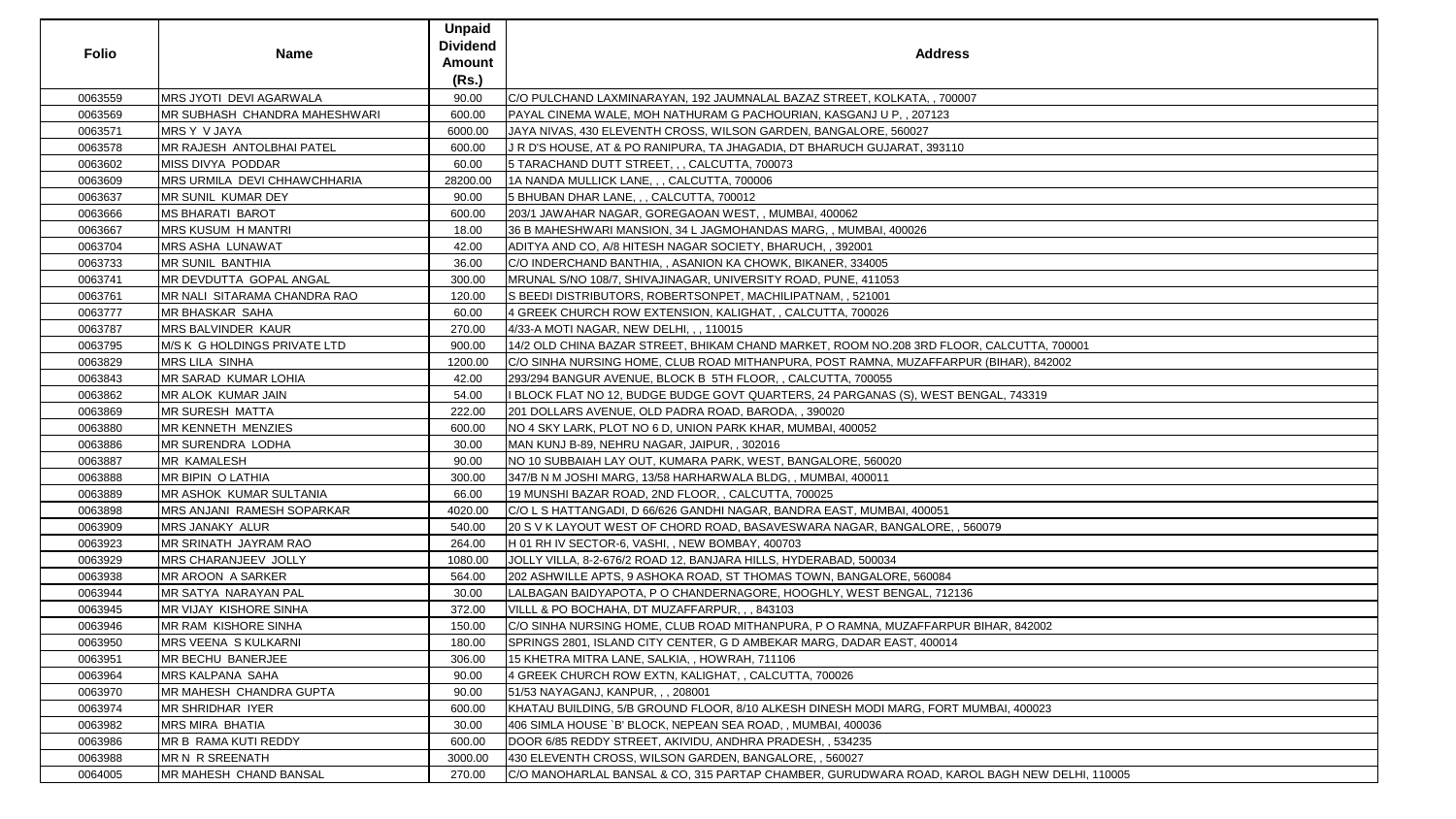| Folio | Name | Unpaid Dividend Amount (Rs.) | Address |
|---|---|---|---|
| 0063559 | MRS JYOTI DEVI AGARWALA | 90.00 | C/O PULCHAND LAXMINARAYAN, 192 JAUMNALAL BAZAZ STREET, KOLKATA, , 700007 |
| 0063569 | MR SUBHASH CHANDRA MAHESHWARI | 600.00 | PAYAL CINEMA WALE, MOH NATHURAM G PACHOURIAN, KASGANJ U P, , 207123 |
| 0063571 | MRS Y V JAYA | 6000.00 | JAYA NIVAS, 430 ELEVENTH CROSS, WILSON GARDEN, BANGALORE, 560027 |
| 0063578 | MR RAJESH ANTOLBHAI PATEL | 600.00 | J R D'S HOUSE, AT & PO RANIPURA, TA JHAGADIA, DT BHARUCH GUJARAT, 393110 |
| 0063602 | MISS DIVYA PODDAR | 60.00 | 5 TARACHAND DUTT STREET, , , CALCUTTA, 700073 |
| 0063609 | MRS URMILA DEVI CHHAWCHHARIA | 28200.00 | 1A NANDA MULLICK LANE, , , CALCUTTA, 700006 |
| 0063637 | MR SUNIL KUMAR DEY | 90.00 | 5 BHUBAN DHAR LANE, , , CALCUTTA, 700012 |
| 0063666 | MS BHARATI BAROT | 600.00 | 203/1 JAWAHAR NAGAR, GOREGAOAN WEST, , MUMBAI, 400062 |
| 0063667 | MRS KUSUM H MANTRI | 18.00 | 36 B MAHESHWARI MANSION, 34 L JAGMOHANDAS MARG, , MUMBAI, 400026 |
| 0063704 | MRS ASHA LUNAWAT | 42.00 | ADITYA AND CO, A/8 HITESH NAGAR SOCIETY, BHARUCH, , 392001 |
| 0063733 | MR SUNIL BANTHIA | 36.00 | C/O INDERCHAND BANTHIA, , ASANION KA CHOWK, BIKANER, 334005 |
| 0063741 | MR DEVDUTTA GOPAL ANGAL | 300.00 | MRUNAL S/NO 108/7, SHIVAJINAGAR, UNIVERSITY ROAD, PUNE, 411053 |
| 0063761 | MR NALI SITARAMA CHANDRA RAO | 120.00 | S BEEDI DISTRIBUTORS, ROBERTSONPET, MACHILIPATNAM, , 521001 |
| 0063777 | MR BHASKAR SAHA | 60.00 | 4 GREEK CHURCH ROW EXTENSION, KALIGHAT, , CALCUTTA, 700026 |
| 0063787 | MRS BALVINDER KAUR | 270.00 | 4/33-A MOTI NAGAR, NEW DELHI, , , 110015 |
| 0063795 | M/S K G HOLDINGS PRIVATE LTD | 900.00 | 14/2 OLD CHINA BAZAR STREET, BHIKAM CHAND MARKET, ROOM NO.208 3RD FLOOR, CALCUTTA, 700001 |
| 0063829 | MRS LILA SINHA | 1200.00 | C/O SINHA NURSING HOME, CLUB ROAD MITHANPURA, POST RAMNA, MUZAFFARPUR (BIHAR), 842002 |
| 0063843 | MR SARAD KUMAR LOHIA | 42.00 | 293/294 BANGUR AVENUE, BLOCK B 5TH FLOOR, , CALCUTTA, 700055 |
| 0063862 | MR ALOK KUMAR JAIN | 54.00 | I BLOCK FLAT NO 12, BUDGE BUDGE GOVT QUARTERS, 24 PARGANAS (S), WEST BENGAL, 743319 |
| 0063869 | MR SURESH MATTA | 222.00 | 201 DOLLARS AVENUE, OLD PADRA ROAD, BARODA, , 390020 |
| 0063880 | MR KENNETH MENZIES | 600.00 | NO 4 SKY LARK, PLOT NO 6 D, UNION PARK KHAR, MUMBAI, 400052 |
| 0063886 | MR SURENDRA LODHA | 30.00 | MAN KUNJ B-89, NEHRU NAGAR, JAIPUR, , 302016 |
| 0063887 | MR KAMALESH | 90.00 | NO 10 SUBBAIAH LAY OUT, KUMARA PARK, WEST, BANGALORE, 560020 |
| 0063888 | MR BIPIN O LATHIA | 300.00 | 347/B N M JOSHI MARG, 13/58 HARHARWALA BLDG, , MUMBAI, 400011 |
| 0063889 | MR ASHOK KUMAR SULTANIA | 66.00 | 19 MUNSHI BAZAR ROAD, 2ND FLOOR, , CALCUTTA, 700025 |
| 0063898 | MRS ANJANI RAMESH SOPARKAR | 4020.00 | C/O L S HATTANGADI, D 66/626 GANDHI NAGAR, BANDRA EAST, MUMBAI, 400051 |
| 0063909 | MRS JANAKY ALUR | 540.00 | 20 S V K LAYOUT WEST OF CHORD ROAD, BASAVESWARA NAGAR, BANGALORE, , 560079 |
| 0063923 | MR SRINATH JAYRAM RAO | 264.00 | H 01 RH IV SECTOR-6, VASHI, , NEW BOMBAY, 400703 |
| 0063929 | MRS CHARANJEEV JOLLY | 1080.00 | JOLLY VILLA, 8-2-676/2 ROAD 12, BANJARA HILLS, HYDERABAD, 500034 |
| 0063938 | MR AROON A SARKER | 564.00 | 202 ASHWILLE APTS, 9 ASHOKA ROAD, ST THOMAS TOWN, BANGALORE, 560084 |
| 0063944 | MR SATYA NARAYAN PAL | 30.00 | LALBAGAN BAIDYAPOTA, P O CHANDERNAGORE, HOOGHLY, WEST BENGAL, 712136 |
| 0063945 | MR VIJAY KISHORE SINHA | 372.00 | VILLL & PO BOCHAHA, DT MUZAFFARPUR, , , 843103 |
| 0063946 | MR RAM KISHORE SINHA | 150.00 | C/O SINHA NURSING HOME CLUB ROAD MITHANPURA, P O RAMNA, MUZAFFARPUR BIHAR, 842002 |
| 0063950 | MRS VEENA S KULKARNI | 180.00 | SPRINGS 2801, ISLAND CITY CENTER, G D AMBEKAR MARG, DADAR EAST, 400014 |
| 0063951 | MR BECHU BANERJEE | 306.00 | 15 KHETRA MITRA LANE, SALKIA, , HOWRAH, 711106 |
| 0063964 | MRS KALPANA SAHA | 90.00 | 4 GREEK CHURCH ROW EXTN, KALIGHAT, , CALCUTTA, 700026 |
| 0063970 | MR MAHESH CHANDRA GUPTA | 90.00 | 51/53 NAYAGANJ, KANPUR, , , 208001 |
| 0063974 | MR SHRIDHAR IYER | 600.00 | KHATAU BUILDING, 5/B GROUND FLOOR, 8/10 ALKESH DINESH MODI MARG, FORT MUMBAI, 400023 |
| 0063982 | MRS MIRA BHATIA | 30.00 | 406 SIMLA HOUSE `B' BLOCK, NEPEAN SEA ROAD, , MUMBAI, 400036 |
| 0063986 | MR B RAMA KUTI REDDY | 600.00 | DOOR 6/85 REDDY STREET, AKIVIDU, ANDHRA PRADESH, , 534235 |
| 0063988 | MR N R SREENATH | 3000.00 | 430 ELEVENTH CROSS, WILSON GARDEN, BANGALORE, , 560027 |
| 0064005 | MR MAHESH CHAND BANSAL | 270.00 | C/O MANOHARLAL BANSAL & CO, 315 PARTAP CHAMBER, GURUDWARA ROAD, KAROL BAGH NEW DELHI, 110005 |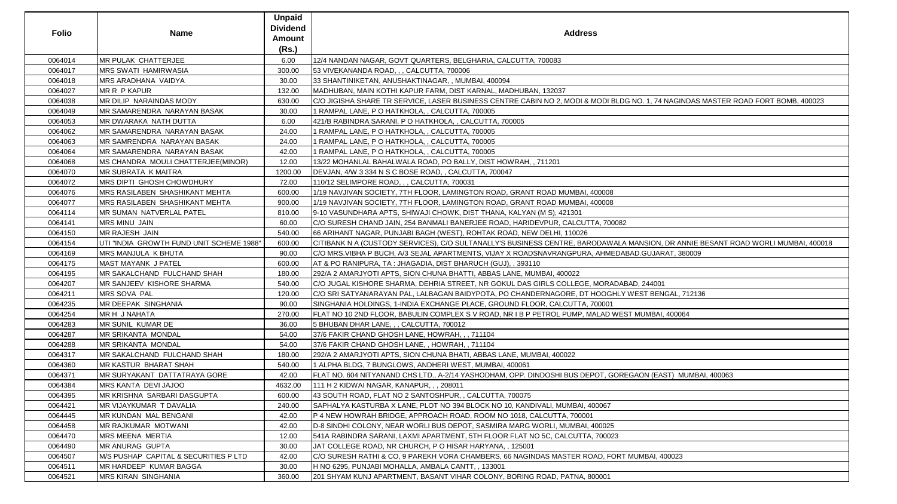| Folio | Name | Unpaid Dividend Amount (Rs.) | Address |
|---|---|---|---|
| 0064014 | MR PULAK CHATTERJEE | 6.00 | 12/4 NANDAN NAGAR, GOVT QUARTERS, BELGHARIA, CALCUTTA, 700083 |
| 0064017 | MRS SWATI HAMIRWASIA | 300.00 | 53 VIVEKANANDA ROAD, , , CALCUTTA, 700006 |
| 0064018 | MRS ARADHANA VAIDYA | 30.00 | 33 SHANTINIKETAN, ANUSHAKTINAGAR, , MUMBAI, 400094 |
| 0064027 | MR R P KAPUR | 132.00 | MADHUBAN, MAIN KOTHI KAPUR FARM, DIST KARNAL, MADHUBAN, 132037 |
| 0064038 | MR DILIP NARAINDAS MODY | 630.00 | C/O JIGISHA SHARE TR SERVICE, LASER BUSINESS CENTRE CABIN NO 2, MODI & MODI BLDG NO. 1, 74 NAGINDAS MASTER ROAD FORT BOMB, 400023 |
| 0064049 | MR SAMARENDRA NARAYAN BASAK | 30.00 | 1 RAMPAL LANE, P O HATKHOLA, , CALCUTTA, 700005 |
| 0064053 | MR DWARAKA NATH DUTTA | 6.00 | 421/B RABINDRA SARANI, P O HATKHOLA, , CALCUTTA, 700005 |
| 0064062 | MR SAMARENDRA NARAYAN BASAK | 24.00 | 1 RAMPAL LANE, P O HATKHOLA, , CALCUTTA, 700005 |
| 0064063 | MR SAMRENDRA NARAYAN BASAK | 24.00 | 1 RAMPAL LANE, P O HATKHOLA, , CALCUTTA, 700005 |
| 0064064 | MR SAMARENDRA NARAYAN BASAK | 42.00 | 1 RAMPAL LANE, P O HATKHOLA, , CALCUTTA, 700005 |
| 0064068 | MS CHANDRA MOULI CHATTERJEE(MINOR) | 12.00 | 13/22 MOHANLAL BAHALWALA ROAD, PO BALLY, DIST HOWRAH, , 711201 |
| 0064070 | MR SUBRATA K MAITRA | 1200.00 | DEVJAN, 4/W 3 334 N S C BOSE ROAD, , CALCUTTA, 700047 |
| 0064072 | MRS DIPTI GHOSH CHOWDHURY | 72.00 | 110/12 SELIMPORE ROAD, , , CALCUTTA, 700031 |
| 0064076 | MRS RASILABEN SHASHIKANT MEHTA | 600.00 | 1/19 NAVJIVAN SOCIETY, 7TH FLOOR, LAMINGTON ROAD, GRANT ROAD MUMBAI, 400008 |
| 0064077 | MRS RASILABEN SHASHIKANT MEHTA | 900.00 | 1/19 NAVJIVAN SOCIETY, 7TH FLOOR, LAMINGTON ROAD, GRANT ROAD MUMBAI, 400008 |
| 0064114 | MR SUMAN NATVERLAL PATEL | 810.00 | 9-10 VASUNDHARA APTS, SHIWAJI CHOWK, DIST THANA, KALYAN (M S), 421301 |
| 0064141 | MRS MINU JAIN | 60.00 | C/O SURESH CHAND JAIN, 254 BANMALI BANERJEE ROAD, HARIDEVPUR, CALCUTTA, 700082 |
| 0064150 | MR RAJESH JAIN | 540.00 | 66 ARIHANT NAGAR, PUNJABI BAGH (WEST), ROHTAK ROAD, NEW DELHI, 110026 |
| 0064154 | UTI "INDIA GROWTH FUND UNIT SCHEME 1988" | 600.00 | CITIBANK N A (CUSTODY SERVICES), C/O SULTANALLY'S BUSINESS CENTRE, BARODAWALA MANSION, DR ANNIE BESANT ROAD WORLI MUMBAI, 400018 |
| 0064169 | MRS MANJULA K BHUTA | 90.00 | C/O MRS.VIBHA P BUCH, A/3 SEJAL APARTMENTS, VIJAY X ROADSNAVRANGPURA, AHMEDABAD.GUJARAT, 380009 |
| 0064175 | MAST MAYANK J PATEL | 600.00 | AT & PO RANIPURA, TA : JHAGADIA, DIST BHARUCH (GUJ), , 393110 |
| 0064195 | MR SAKALCHAND FULCHAND SHAH | 180.00 | 292/A 2 AMARJYOTI APTS, SION CHUNA BHATTI, ABBAS LANE, MUMBAI, 400022 |
| 0064207 | MR SANJEEV KISHORE SHARMA | 540.00 | C/O JUGAL KISHORE SHARMA, DEHRIA STREET, NR GOKUL DAS GIRLS COLLEGE, MORADABAD, 244001 |
| 0064211 | MRS SOVA PAL | 120.00 | C/O SRI SATYANARAYAN PAL, LALBAGAN BAIDYPOTA, PO CHANDERNAGORE, DT HOOGHLY WEST BENGAL, 712136 |
| 0064235 | MR DEEPAK SINGHANIA | 90.00 | SINGHANIA HOLDINGS, 1-INDIA EXCHANGE PLACE, GROUND FLOOR, CALCUTTA, 700001 |
| 0064254 | MR H J NAHATA | 270.00 | FLAT NO 10 2ND FLOOR, BABULIN COMPLEX S V ROAD, NR I B P PETROL PUMP, MALAD WEST MUMBAI, 400064 |
| 0064283 | MR SUNIL KUMAR DE | 36.00 | 5 BHUBAN DHAR LANE, , , CALCUTTA, 700012 |
| 0064287 | MR SRIKANTA MONDAL | 54.00 | 37/6 FAKIR CHAND GHOSH LANE, HOWRAH, , , 711104 |
| 0064288 | MR SRIKANTA MONDAL | 54.00 | 37/6 FAKIR CHAND GHOSH LANE, , HOWRAH, , 711104 |
| 0064317 | MR SAKALCHAND FULCHAND SHAH | 180.00 | 292/A 2 AMARJYOTI APTS, SION CHUNA BHATI, ABBAS LANE, MUMBAI, 400022 |
| 0064360 | MR KASTUR BHARAT SHAH | 540.00 | 1 ALPHA BLDG, 7 BUNGLOWS, ANDHERI WEST, MUMBAI, 400061 |
| 0064371 | MR SURYAKANT DATTATRAYA GORE | 42.00 | FLAT NO. 604 NITYANAND CHS LTD., A-2/14 YASHODHAM, OPP. DINDOSHI BUS DEPOT, GOREGAON (EAST) MUMBAI, 400063 |
| 0064384 | MRS KANTA DEVI JAJOO | 4632.00 | 111 H 2 KIDWAI NAGAR, KANAPUR, , , 208011 |
| 0064395 | MR KRISHNA SARBARI DASGUPTA | 600.00 | 43 SOUTH ROAD, FLAT NO 2 SANTOSHPUR, , CALCUTTA, 700075 |
| 0064421 | MR VIJAYKUMAR T DAVALIA | 240.00 | SAPHALYA KASTURBA X LANE, PLOT NO 394 BLOCK NO 10, KANDIVALI, MUMBAI, 400067 |
| 0064445 | MR KUNDAN MAL BENGANI | 42.00 | P 4 NEW HOWRAH BRIDGE, APPROACH ROAD, ROOM NO 1018, CALCUTTA, 700001 |
| 0064458 | MR RAJKUMAR MOTWANI | 42.00 | D-8 SINDHI COLONY, NEAR WORLI BUS DEPOT, SASMIRA MARG WORLI, MUMBAI, 400025 |
| 0064470 | MRS MEENA MERTIA | 12.00 | 541A RABINDRA SARANI, LAXMI APARTMENT, 5TH FLOOR FLAT NO 5C, CALCUTTA, 700023 |
| 0064490 | MR ANURAG GUPTA | 30.00 | JAT COLLEGE ROAD, NR CHURCH, P O HISAR HARYANA, , 125001 |
| 0064507 | M/S PUSHAP CAPITAL & SECURITIES P LTD | 42.00 | C/O SURESH RATHI & CO, 9 PAREKH VORA CHAMBERS, 66 NAGINDAS MASTER ROAD, FORT MUMBAI, 400023 |
| 0064511 | MR HARDEEP KUMAR BAGGA | 30.00 | H NO 6295, PUNJABI MOHALLA, AMBALA CANTT, , 133001 |
| 0064521 | MRS KIRAN SINGHANIA | 360.00 | 201 SHYAM KUNJ APARTMENT, BASANT VIHAR COLONY, BORING ROAD, PATNA, 800001 |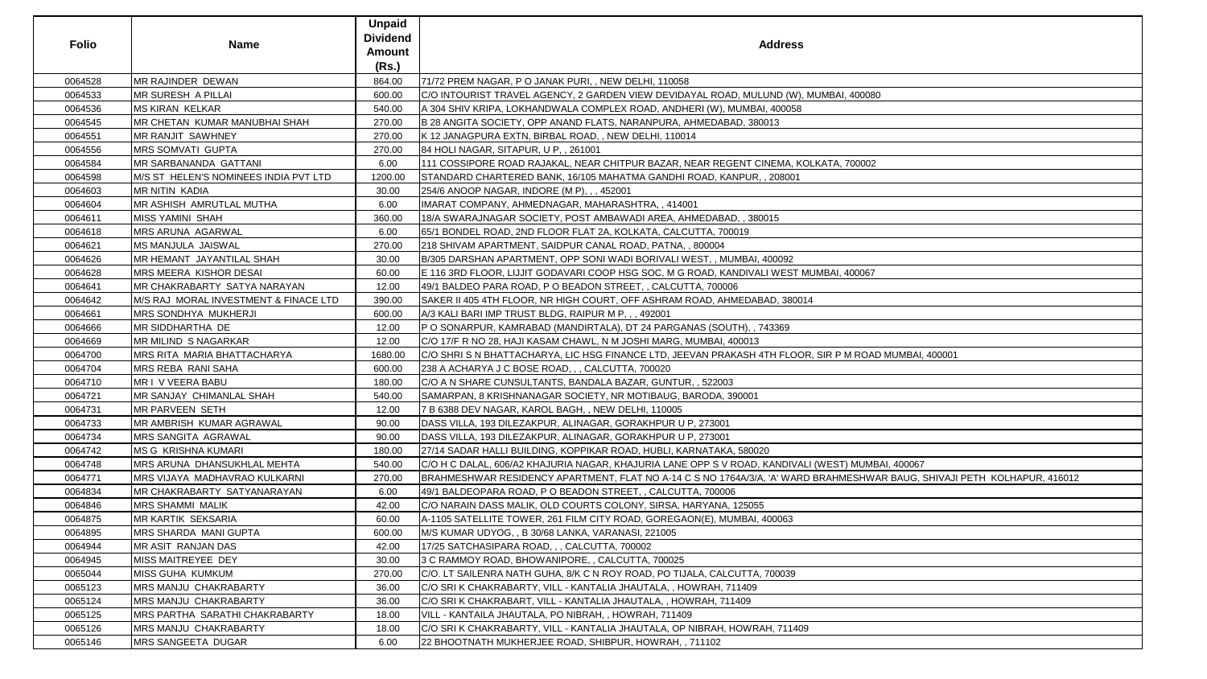| Folio | Name | Unpaid Dividend Amount (Rs.) | Address |
|---|---|---|---|
| 0064528 | MR RAJINDER DEWAN | 864.00 | 71/72 PREM NAGAR, P O JANAK PURI, , NEW DELHI, 110058 |
| 0064533 | MR SURESH A PILLAI | 600.00 | C/O INTOURIST TRAVEL AGENCY, 2 GARDEN VIEW DEVIDAYAL ROAD, MULUND (W), MUMBAI, 400080 |
| 0064536 | MS KIRAN KELKAR | 540.00 | A 304 SHIV KRIPA, LOKHANDWALA COMPLEX ROAD, ANDHERI (W), MUMBAI, 400058 |
| 0064545 | MR CHETAN KUMAR MANUBHAI SHAH | 270.00 | B 28 ANGITA SOCIETY, OPP ANAND FLATS, NARANPURA, AHMEDABAD, 380013 |
| 0064551 | MR RANJIT SAWHNEY | 270.00 | K 12 JANAGPURA EXTN, BIRBAL ROAD, , NEW DELHI, 110014 |
| 0064556 | MRS SOMVATI GUPTA | 270.00 | 84 HOLI NAGAR, SITAPUR, U P, , 261001 |
| 0064584 | MR SARBANANDA GATTANI | 6.00 | 111 COSSIPORE ROAD RAJAKAL, NEAR CHITPUR BAZAR, NEAR REGENT CINEMA, KOLKATA, 700002 |
| 0064598 | M/S ST HELEN'S NOMINEES INDIA PVT LTD | 1200.00 | STANDARD CHARTERED BANK, 16/105 MAHATMA GANDHI ROAD, KANPUR, , 208001 |
| 0064603 | MR NITIN KADIA | 30.00 | 254/6 ANOOP NAGAR, INDORE (M P), , , 452001 |
| 0064604 | MR ASHISH AMRUTLAL MUTHA | 6.00 | IMARAT COMPANY, AHMEDNAGAR, MAHARASHTRA, , 414001 |
| 0064611 | MISS YAMINI SHAH | 360.00 | 18/A SWARAJNAGAR SOCIETY, POST AMBAWADI AREA, AHMEDABAD, , 380015 |
| 0064618 | MRS ARUNA AGARWAL | 6.00 | 65/1 BONDEL ROAD, 2ND FLOOR FLAT 2A, KOLKATA, CALCUTTA, 700019 |
| 0064621 | MS MANJULA JAISWAL | 270.00 | 218 SHIVAM APARTMENT, SAIDPUR CANAL ROAD, PATNA, , 800004 |
| 0064626 | MR HEMANT JAYANTILAL SHAH | 30.00 | B/305 DARSHAN APARTMENT, OPP SONI WADI BORIVALI WEST, , MUMBAI, 400092 |
| 0064628 | MRS MEERA KISHOR DESAI | 60.00 | E 116 3RD FLOOR, LIJJIT GODAVARI COOP HSG SOC, M G ROAD, KANDIVALI WEST MUMBAI, 400067 |
| 0064641 | MR CHAKRABARTY SATYA NARAYAN | 12.00 | 49/1 BALDEO PARA ROAD, P O BEADON STREET, , CALCUTTA, 700006 |
| 0064642 | M/S RAJ MORAL INVESTMENT & FINACE LTD | 390.00 | SAKER II 405 4TH FLOOR, NR HIGH COURT, OFF ASHRAM ROAD, AHMEDABAD, 380014 |
| 0064661 | MRS SONDHYA MUKHERJI | 600.00 | A/3 KALI BARI IMP TRUST BLDG, RAIPUR M P, , , 492001 |
| 0064666 | MR SIDDHARTHA DE | 12.00 | P O SONARPUR, KAMRABAD (MANDIRTALA), DT 24 PARGANAS (SOUTH), , 743369 |
| 0064669 | MR MILIND S NAGARKAR | 12.00 | C/O 17/F R NO 28, HAJI KASAM CHAWL, N M JOSHI MARG, MUMBAI, 400013 |
| 0064700 | MRS RITA MARIA BHATTACHARYA | 1680.00 | C/O SHRI S N BHATTACHARYA, LIC HSG FINANCE LTD, JEEVAN PRAKASH 4TH FLOOR, SIR P M ROAD MUMBAI, 400001 |
| 0064704 | MRS REBA RANI SAHA | 600.00 | 238 A ACHARYA J C BOSE ROAD, , , CALCUTTA, 700020 |
| 0064710 | MR I V VEERA BABU | 180.00 | C/O A N SHARE CUNSULTANTS, BANDALA BAZAR, GUNTUR, , 522003 |
| 0064721 | MR SANJAY CHIMANLAL SHAH | 540.00 | SAMARPAN, 8 KRISHNANAGAR SOCIETY, NR MOTIBAUG, BARODA, 390001 |
| 0064731 | MR PARVEEN SETH | 12.00 | 7 B 6388 DEV NAGAR, KAROL BAGH, , NEW DELHI, 110005 |
| 0064733 | MR AMBRISH KUMAR AGRAWAL | 90.00 | DASS VILLA, 193 DILEZAKPUR, ALINAGAR, GORAKHPUR U P, 273001 |
| 0064734 | MRS SANGITA AGRAWAL | 90.00 | DASS VILLA, 193 DILEZAKPUR, ALINAGAR, GORAKHPUR U P, 273001 |
| 0064742 | MS G KRISHNA KUMARI | 180.00 | 27/14 SADAR HALLI BUILDING, KOPPIKAR ROAD, HUBLI, KARNATAKA, 580020 |
| 0064748 | MRS ARUNA DHANSUKHLAL MEHTA | 540.00 | C/O H C DALAL, 606/A2 KHAJURIA NAGAR, KHAJURIA LANE OPP S V ROAD, KANDIVALI (WEST) MUMBAI, 400067 |
| 0064771 | MRS VIJAYA MADHAVRAO KULKARNI | 270.00 | BRAHMESHWAR RESIDENCY APARTMENT, FLAT NO A-14 C S NO 1764A/3/A, 'A' WARD BRAHMESHWAR BAUG, SHIVAJI PETH KOLHAPUR, 416012 |
| 0064834 | MR CHAKRABARTY SATYANARAYAN | 6.00 | 49/1 BALDEOPARA ROAD, P O BEADON STREET, , CALCUTTA, 700006 |
| 0064846 | MRS SHAMMI MALIK | 42.00 | C/O NARAIN DASS MALIK, OLD COURTS COLONY, SIRSA, HARYANA, 125055 |
| 0064875 | MR KARTIK SEKSARIA | 60.00 | A-1105 SATELLITE TOWER, 261 FILM CITY ROAD, GOREGAON(E), MUMBAI, 400063 |
| 0064895 | MRS SHARDA MANI GUPTA | 600.00 | M/S KUMAR UDYOG, , B 30/68 LANKA, VARANASI, 221005 |
| 0064944 | MR ASIT RANJAN DAS | 42.00 | 17/25 SATCHASIPARA ROAD, , , CALCUTTA, 700002 |
| 0064945 | MISS MAITREYEE DEY | 30.00 | 3 C RAMMOY ROAD, BHOWANIPORE, , CALCUTTA, 700025 |
| 0065044 | MISS GUHA KUMKUM | 270.00 | C/O. LT SAILENRA NATH GUHA, 8/K C N ROY ROAD, PO TIJALA, CALCUTTA, 700039 |
| 0065123 | MRS MANJU CHAKRABARTY | 36.00 | C/O SRI K CHAKRABARTY, VILL - KANTALIA JHAUTALA, , HOWRAH, 711409 |
| 0065124 | MRS MANJU CHAKRABARTY | 36.00 | C/O SRI K CHAKRABART, VILL - KANTALIA JHAUTALA, , HOWRAH, 711409 |
| 0065125 | MRS PARTHA SARATHI CHAKRABARTY | 18.00 | VILL - KANTAILA JHAUTALA, PO NIBRAH, , HOWRAH, 711409 |
| 0065126 | MRS MANJU CHAKRABARTY | 18.00 | C/O SRI K CHAKRABARTY, VILL - KANTALIA JHAUTALA, OP NIBRAH, HOWRAH, 711409 |
| 0065146 | MRS SANGEETA DUGAR | 6.00 | 22 BHOOTNATH MUKHERJEE ROAD, SHIBPUR, HOWRAH, , 711102 |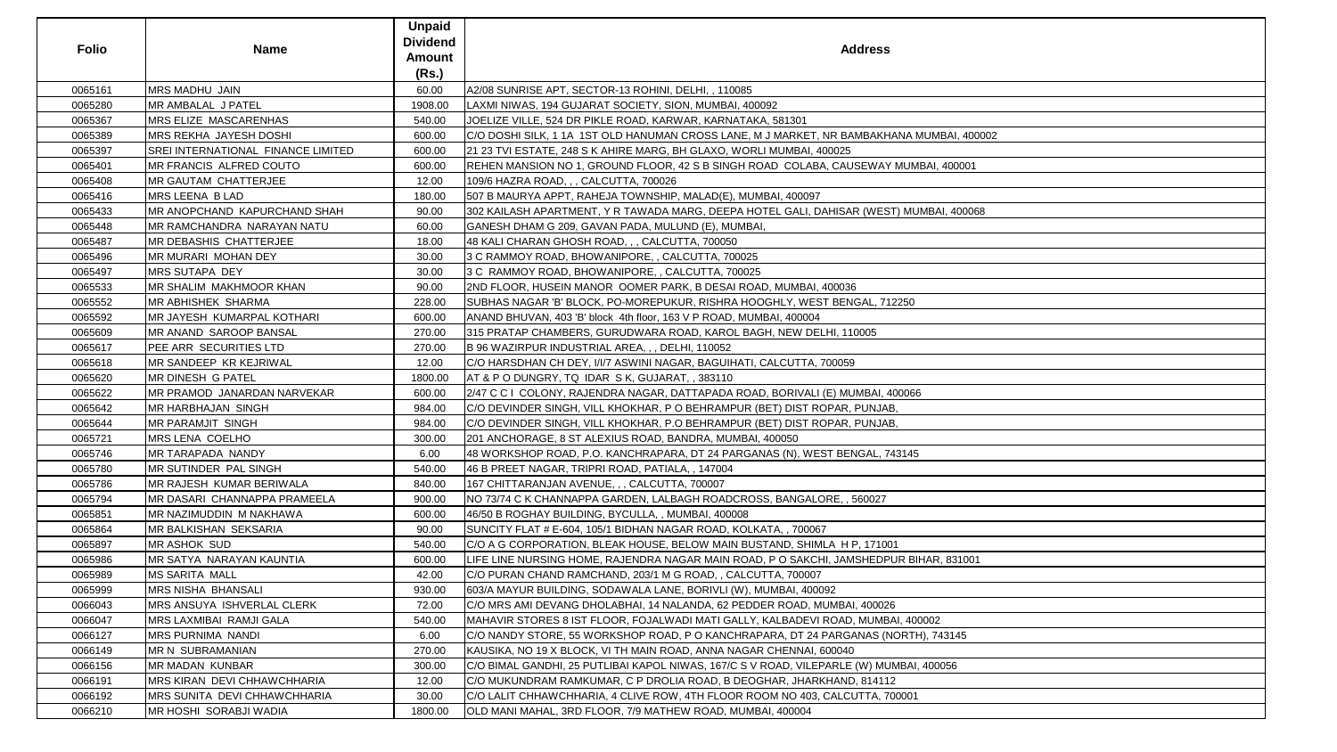| Folio | Name | Unpaid Dividend Amount (Rs.) | Address |
|---|---|---|---|
| 0065161 | MRS MADHU JAIN | 60.00 | A2/08 SUNRISE APT, SECTOR-13 ROHINI, DELHI, , 110085 |
| 0065280 | MR AMBALAL J PATEL | 1908.00 | LAXMI NIWAS, 194 GUJARAT SOCIETY, SION, MUMBAI, 400092 |
| 0065367 | MRS ELIZE MASCARENHAS | 540.00 | JOELIZE VILLE, 524 DR PIKLE ROAD, KARWAR, KARNATAKA, 581301 |
| 0065389 | MRS REKHA JAYESH DOSHI | 600.00 | C/O DOSHI SILK, 1 1A 1ST OLD HANUMAN CROSS LANE, M J MARKET, NR BAMBAKHANA MUMBAI, 400002 |
| 0065397 | SREI INTERNATIONAL FINANCE LIMITED | 600.00 | 21 23 TVI ESTATE, 248 S K AHIRE MARG, BH GLAXO, WORLI MUMBAI, 400025 |
| 0065401 | MR FRANCIS ALFRED COUTO | 600.00 | REHEN MANSION NO 1, GROUND FLOOR, 42 S B SINGH ROAD COLABA, CAUSEWAY MUMBAI, 400001 |
| 0065408 | MR GAUTAM CHATTERJEE | 12.00 | 109/6 HAZRA ROAD, , , CALCUTTA, 700026 |
| 0065416 | MRS LEENA B LAD | 180.00 | 507 B MAURYA APPT, RAHEJA TOWNSHIP, MALAD(E), MUMBAI, 400097 |
| 0065433 | MR ANOPCHAND KAPURCHAND SHAH | 90.00 | 302 KAILASH APARTMENT, Y R TAWADA MARG, DEEPA HOTEL GALI, DAHISAR (WEST) MUMBAI, 400068 |
| 0065448 | MR RAMCHANDRA NARAYAN NATU | 60.00 | GANESH DHAM G 209, GAVAN PADA, MULUND (E), MUMBAI, |
| 0065487 | MR DEBASHIS CHATTERJEE | 18.00 | 48 KALI CHARAN GHOSH ROAD, , , CALCUTTA, 700050 |
| 0065496 | MR MURARI MOHAN DEY | 30.00 | 3 C RAMMOY ROAD, BHOWANIPORE, , CALCUTTA, 700025 |
| 0065497 | MRS SUTAPA DEY | 30.00 | 3 C RAMMOY ROAD, BHOWANIPORE, , CALCUTTA, 700025 |
| 0065533 | MR SHALIM MAKHMOOR KHAN | 90.00 | 2ND FLOOR, HUSEIN MANOR OOMER PARK, B DESAI ROAD, MUMBAI, 400036 |
| 0065552 | MR ABHISHEK SHARMA | 228.00 | SUBHAS NAGAR 'B' BLOCK, PO-MOREPUKUR, RISHRA HOOGHLY, WEST BENGAL, 712250 |
| 0065592 | MR JAYESH KUMARPAL KOTHARI | 600.00 | ANAND BHUVAN, 403 'B' block 4th floor, 163 V P ROAD, MUMBAI, 400004 |
| 0065609 | MR ANAND SAROOP BANSAL | 270.00 | 315 PRATAP CHAMBERS, GURUDWARA ROAD, KAROL BAGH, NEW DELHI, 110005 |
| 0065617 | PEE ARR SECURITIES LTD | 270.00 | B 96 WAZIRPUR INDUSTRIAL AREA, , , DELHI, 110052 |
| 0065618 | MR SANDEEP KR KEJRIWAL | 12.00 | C/O HARSDHAN CH DEY, I/I/7 ASWINI NAGAR, BAGUIHATI, CALCUTTA, 700059 |
| 0065620 | MR DINESH G PATEL | 1800.00 | AT & P O DUNGRY, TQ IDAR S K, GUJARAT, , 383110 |
| 0065622 | MR PRAMOD JANARDAN NARVEKAR | 600.00 | 2/47 C C I COLONY, RAJENDRA NAGAR, DATTAPADA ROAD, BORIVALI (E) MUMBAI, 400066 |
| 0065642 | MR HARBHAJAN SINGH | 984.00 | C/O DEVINDER SINGH, VILL KHOKHAR, P O BEHRAMPUR (BET) DIST ROPAR, PUNJAB, |
| 0065644 | MR PARAMJIT SINGH | 984.00 | C/O DEVINDER SINGH, VILL KHOKHAR, P.O BEHRAMPUR (BET) DIST ROPAR, PUNJAB, |
| 0065721 | MRS LENA COELHO | 300.00 | 201 ANCHORAGE, 8 ST ALEXIUS ROAD, BANDRA, MUMBAI, 400050 |
| 0065746 | MR TARAPADA NANDY | 6.00 | 48 WORKSHOP ROAD, P.O. KANCHRAPARA, DT 24 PARGANAS (N), WEST BENGAL, 743145 |
| 0065780 | MR SUTINDER PAL SINGH | 540.00 | 46 B PREET NAGAR, TRIPRI ROAD, PATIALA, , 147004 |
| 0065786 | MR RAJESH KUMAR BERIWALA | 840.00 | 167 CHITTARANJAN AVENUE, , , CALCUTTA, 700007 |
| 0065794 | MR DASARI CHANNAPPA PRAMEELA | 900.00 | NO 73/74 C K CHANNAPPA GARDEN, LALBAGH ROADCROSS, BANGALORE, , 560027 |
| 0065851 | MR NAZIMUDDIN M NAKHAWA | 600.00 | 46/50 B ROGHAY BUILDING, BYCULLA, , MUMBAI, 400008 |
| 0065864 | MR BALKISHAN SEKSARIA | 90.00 | SUNCITY FLAT # E-604, 105/1 BIDHAN NAGAR ROAD, KOLKATA, , 700067 |
| 0065897 | MR ASHOK SUD | 540.00 | C/O A G CORPORATION, BLEAK HOUSE, BELOW MAIN BUSTAND, SHIMLA H P, 171001 |
| 0065986 | MR SATYA NARAYAN KAUNTIA | 600.00 | LIFE LINE NURSING HOME, RAJENDRA NAGAR MAIN ROAD, P O SAKCHI, JAMSHEDPUR BIHAR, 831001 |
| 0065989 | MS SARITA MALL | 42.00 | C/O PURAN CHAND RAMCHAND, 203/1 M G ROAD, , CALCUTTA, 700007 |
| 0065999 | MRS NISHA BHANSALI | 930.00 | 603/A MAYUR BUILDING, SODAWALA LANE, BORIVLI (W), MUMBAI, 400092 |
| 0066043 | MRS ANSUYA ISHVERLAL CLERK | 72.00 | C/O MRS AMI DEVANG DHOLABHAI, 14 NALANDA, 62 PEDDER ROAD, MUMBAI, 400026 |
| 0066047 | MRS LAXMIBAI RAMJI GALA | 540.00 | MAHAVIR STORES 8 IST FLOOR, FOJALWADI MATI GALLY, KALBADEVI ROAD, MUMBAI, 400002 |
| 0066127 | MRS PURNIMA NANDI | 6.00 | C/O NANDY STORE, 55 WORKSHOP ROAD, P O KANCHRAPARA, DT 24 PARGANAS (NORTH), 743145 |
| 0066149 | MR N SUBRAMANIAN | 270.00 | KAUSIKA, NO 19 X BLOCK, VI TH MAIN ROAD, ANNA NAGAR CHENNAI, 600040 |
| 0066156 | MR MADAN KUNBAR | 300.00 | C/O BIMAL GANDHI, 25 PUTLIBAI KAPOL NIWAS, 167/C S V ROAD, VILEPARLE (W) MUMBAI, 400056 |
| 0066191 | MRS KIRAN DEVI CHHAWCHHARIA | 12.00 | C/O MUKUNDRAM RAMKUMAR, C P DROLIA ROAD, B DEOGHAR, JHARKHAND, 814112 |
| 0066192 | MRS SUNITA DEVI CHHAWCHHARIA | 30.00 | C/O LALIT CHHAWCHHARIA, 4 CLIVE ROW, 4TH FLOOR ROOM NO 403, CALCUTTA, 700001 |
| 0066210 | MR HOSHI SORABJI WADIA | 1800.00 | OLD MANI MAHAL, 3RD FLOOR, 7/9 MATHEW ROAD, MUMBAI, 400004 |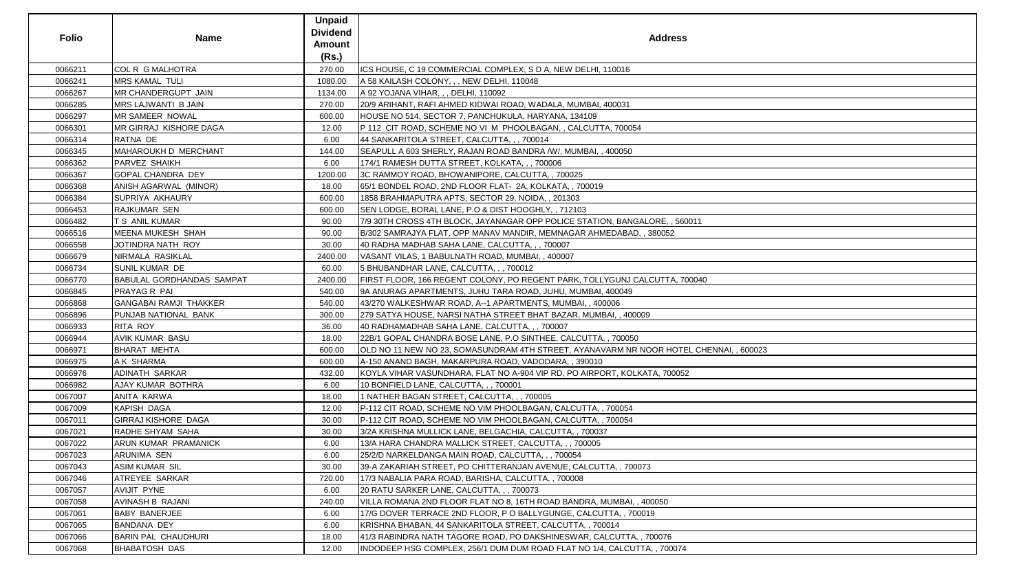| Folio | Name | Unpaid Dividend Amount (Rs.) | Address |
|---|---|---|---|
| 0066211 | COL R G MALHOTRA | 270.00 | ICS HOUSE, C 19 COMMERCIAL COMPLEX, S D A, NEW DELHI, 110016 |
| 0066241 | MRS KAMAL TULI | 1080.00 | A 58 KAILASH COLONY, , , NEW DELHI, 110048 |
| 0066267 | MR CHANDERGUPT JAIN | 1134.00 | A 92 YOJANA VIHAR, , , DELHI, 110092 |
| 0066285 | MRS LAJWANTI B JAIN | 270.00 | 20/9 ARIHANT, RAFI AHMED KIDWAI ROAD, WADALA, MUMBAI, 400031 |
| 0066297 | MR SAMEER NOWAL | 600.00 | HOUSE NO 514, SECTOR 7, PANCHUKULA, HARYANA, 134109 |
| 0066301 | MR GIRRAJ KISHORE DAGA | 12.00 | P 112 CIT ROAD, SCHEME NO VI M PHOOLBAGAN, , CALCUTTA, 700054 |
| 0066314 | RATNA DE | 6.00 | 44 SANKARITOLA STREET, CALCUTTA, , , 700014 |
| 0066345 | MAHAROUKH D MERCHANT | 144.00 | SEAPULL A 603 SHERLY, RAJAN ROAD BANDRA /W/, MUMBAI, , 400050 |
| 0066362 | PARVEZ SHAIKH | 6.00 | 174/1 RAMESH DUTTA STREET, KOLKATA, , , 700006 |
| 0066367 | GOPAL CHANDRA DEY | 1200.00 | 3C RAMMOY ROAD, BHOWANIPORE, CALCUTTA, , 700025 |
| 0066368 | ANISH AGARWAL (MINOR) | 18.00 | 65/1 BONDEL ROAD, 2ND FLOOR FLAT- 2A, KOLKATA, , 700019 |
| 0066384 | SUPRIYA AKHAURY | 600.00 | 1858 BRAHMAPUTRA APTS, SECTOR 29, NOIDA, , 201303 |
| 0066453 | RAJKUMAR SEN | 600.00 | SEN LODGE, BORAL LANE, P.O & DIST HOOGHLY, , 712103 |
| 0066482 | T S ANIL KUMAR | 90.00 | 7/9 30TH CROSS 4TH BLOCK, JAYANAGAR OPP POLICE STATION, BANGALORE, , 560011 |
| 0066516 | MEENA MUKESH SHAH | 90.00 | B/302 SAMRAJYA FLAT, OPP MANAV MANDIR, MEMNAGAR AHMEDABAD, , 380052 |
| 0066558 | JOTINDRA NATH ROY | 30.00 | 40 RADHA MADHAB SAHA LANE, CALCUTTA, , , 700007 |
| 0066679 | NIRMALA RASIKLAL | 2400.00 | VASANT VILAS, 1 BABULNATH ROAD, MUMBAI, , 400007 |
| 0066734 | SUNIL KUMAR DE | 60.00 | 5 BHUBANDHAR LANE, CALCUTTA, , , 700012 |
| 0066770 | BABULAL GORDHANDAS SAMPAT | 2400.00 | FIRST FLOOR, 166 REGENT COLONY, PO REGENT PARK, TOLLYGUNJ CALCUTTA, 700040 |
| 0066845 | PRAYAG R PAI | 540.00 | 9A ANURAG APARTMENTS, JUHU TARA ROAD, JUHU, MUMBAI, 400049 |
| 0066868 | GANGABAI RAMJI THAKKER | 540.00 | 43/270 WALKESHWAR ROAD, A--1 APARTMENTS, MUMBAI, , 400006 |
| 0066896 | PUNJAB NATIONAL BANK | 300.00 | 279 SATYA HOUSE, NARSI NATHA STREET BHAT BAZAR, MUMBAI, , 400009 |
| 0066933 | RITA ROY | 36.00 | 40 RADHAMADHAB SAHA LANE, CALCUTTA, , , 700007 |
| 0066944 | AVIK KUMAR BASU | 18.00 | 22B/1 GOPAL CHANDRA BOSE LANE, P.O SINTHEE, CALCUTTA, , 700050 |
| 0066971 | BHARAT MEHTA | 600.00 | OLD NO 11 NEW NO 23, SOMASUNDRAM 4TH STREET, AYANAVARM NR NOOR HOTEL CHENNAI, , 600023 |
| 0066975 | A K SHARMA | 600.00 | A-150 ANAND BAGH, MAKARPURA ROAD, VADODARA, , 390010 |
| 0066976 | ADINATH SARKAR | 432.00 | KOYLA VIHAR VASUNDHARA, FLAT NO A-904 VIP RD, PO AIRPORT, KOLKATA, 700052 |
| 0066982 | AJAY KUMAR BOTHRA | 6.00 | 10 BONFIELD LANE, CALCUTTA, , 700001 |
| 0067007 | ANITA KARWA | 18.00 | 1 NATHER BAGAN STREET, CALCUTTA, , , 700005 |
| 0067009 | KAPISH DAGA | 12.00 | P-112 CIT ROAD, SCHEME NO VIM PHOOLBAGAN, CALCUTTA, , 700054 |
| 0067011 | GIRRAJ KISHORE DAGA | 30.00 | P-112 CIT ROAD, SCHEME NO VIM PHOOLBAGAN, CALCUTTA, , 700054 |
| 0067021 | RADHE SHYAM SAHA | 30.00 | 3/2A KRISHNA MULLICK LANE, BELGACHIA, CALCUTTA, , 700037 |
| 0067022 | ARUN KUMAR PRAMANICK | 6.00 | 13/A HARA CHANDRA MALLICK STREET, CALCUTTA, , , 700005 |
| 0067023 | ARUNIMA SEN | 6.00 | 25/2/D NARKELDANGA MAIN ROAD, CALCUTTA, , , 700054 |
| 0067043 | ASIM KUMAR SIL | 30.00 | 39-A ZAKARIAH STREET, PO CHITTERANJAN AVENUE, CALCUTTA, , 700073 |
| 0067046 | ATREYEE SARKAR | 720.00 | 17/3 NABALIA PARA ROAD, BARISHA, CALCUTTA, , 700008 |
| 0067057 | AVIJIT PYNE | 6.00 | 20 RATU SARKER LANE, CALCUTTA, , , 700073 |
| 0067058 | AVINASH B RAJANI | 240.00 | VILLA ROMANA 2ND FLOOR FLAT NO 8, 16TH ROAD BANDRA, MUMBAI, , 400050 |
| 0067061 | BABY BANERJEE | 6.00 | 17/G DOVER TERRACE 2ND FLOOR, P O BALLYGUNGE, CALCUTTA, , 700019 |
| 0067065 | BANDANA DEY | 6.00 | KRISHNA BHABAN, 44 SANKARITOLA STREET, CALCUTTA, , 700014 |
| 0067066 | BARIN PAL CHAUDHURI | 18.00 | 41/3 RABINDRA NATH TAGORE ROAD, PO DAKSHINESWAR, CALCUTTA, , 700076 |
| 0067068 | BHABATOSH DAS | 12.00 | INDODEEP HSG COMPLEX, 256/1 DUM DUM ROAD FLAT NO 1/4, CALCUTTA, , 700074 |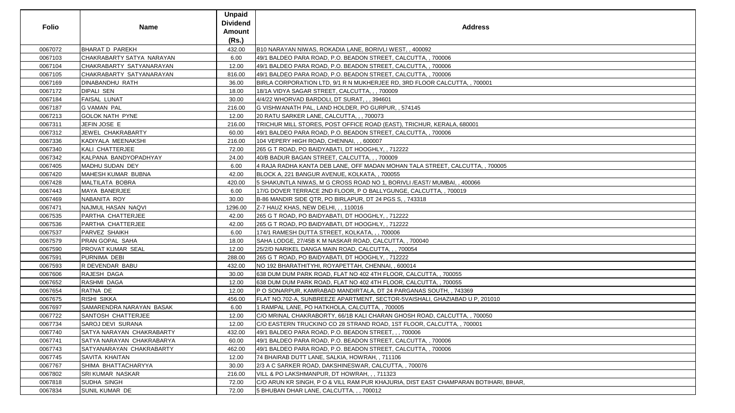| Folio | Name | Unpaid Dividend Amount (Rs.) | Address |
|---|---|---|---|
| 0067072 | BHARAT D PAREKH | 432.00 | B10 NARAYAN NIWAS, ROKADIA LANE, BORIVLI WEST, , 400092 |
| 0067103 | CHAKRABARTY SATYA NARAYAN | 6.00 | 49/1 BALDEO PARA ROAD, P.O. BEADON STREET, CALCUTTA, , 700006 |
| 0067104 | CHAKRABARTY SATYANARAYAN | 12.00 | 49/1 BALDEO PARA ROAD, P.O. BEADON STREET, CALCUTTA, , 700006 |
| 0067105 | CHAKRABARTY SATYANARAYAN | 816.00 | 49/1 BALDEO PARA ROAD, P.O. BEADON STREET, CALCUTTA, , 700006 |
| 0067169 | DINABANDHU RATH | 36.00 | BIRLA CORPORATION LTD, 9/1 R N MUKHERJEE RD, 3RD FLOOR CALCUTTA, , 700001 |
| 0067172 | DIPALI SEN | 18.00 | 18/1A VIDYA SAGAR STREET, CALCUTTA, , , 700009 |
| 0067184 | FAISAL LUNAT | 30.00 | 4/4/22 WHORVAD BARDOLI, DT SURAT, , , 394601 |
| 0067187 | G VAMAN PAL | 216.00 | G VISHWANATH PAL, LAND HOLDER, PO GURPUR, , 574145 |
| 0067213 | GOLOK NATH PYNE | 12.00 | 20 RATU SARKER LANE, CALCUTTA, , , 700073 |
| 0067311 | JEFIN JOSE E | 216.00 | TRICHUR MILL STORES, POST OFFICE ROAD (EAST), TRICHUR, KERALA, 680001 |
| 0067312 | JEWEL CHAKRABARTY | 60.00 | 49/1 BALDEO PARA ROAD, P.O. BEADON STREET, CALCUTTA, , 700006 |
| 0067336 | KADIYALA MEENAKSHI | 216.00 | 104 VEPERY HIGH ROAD, CHENNAI, , , 600007 |
| 0067340 | KALI CHATTERJEE | 72.00 | 265 G T ROAD, PO BAIDYABATI, DT HOOGHLY, , 712222 |
| 0067342 | KALPANA BANDYOPADHYAY | 24.00 | 40/B BADUR BAGAN STREET, CALCUTTA, , , 700009 |
| 0067405 | MADHU SUDAN DEY | 6.00 | 4 RAJA RADHA KANTA DEB LANE, OFF MADAN MOHAN TALA STREET, CALCUTTA, , 700005 |
| 0067420 | MAHESH KUMAR BUBNA | 42.00 | BLOCK A, 221 BANGUR AVENUE, KOLKATA, , 700055 |
| 0067428 | MALTILATA BOBRA | 420.00 | 5 SHAKUNTLA NIWAS, M G CROSS ROAD NO 1, BORIVLI /EAST/ MUMBAI, , 400066 |
| 0067443 | MAYA BANERJEE | 6.00 | 17/G DOVER TERRACE 2ND FLOOR, P O BALLYGUNGE, CALCUTTA, , 700019 |
| 0067469 | NABANITA ROY | 30.00 | B-86 MANDIR SIDE QTR, PO BIRLAPUR, DT 24 PGS S, , 743318 |
| 0067471 | NAJMUL HASAN NAQVI | 1296.00 | Z-7 HAUZ KHAS, NEW DELHI, , , 110016 |
| 0067535 | PARTHA CHATTERJEE | 42.00 | 265 G T ROAD, PO BAIDYABATI, DT HOOGHLY, , 712222 |
| 0067536 | PARTHA CHATTERJEE | 42.00 | 265 G T ROAD, PO BAIDYABATI, DT HOOGHLY, , 712222 |
| 0067537 | PARVEZ SHAIKH | 6.00 | 174/1 RAMESH DUTTA STREET, KOLKATA, , , 700006 |
| 0067579 | PRAN GOPAL SAHA | 18.00 | SAHA LODGE, 27/45B K M NASKAR ROAD, CALCUTTA, , 700040 |
| 0067590 | PROVAT KUMAR SEAL | 12.00 | 25/2/D NARIKEL DANGA MAIN ROAD, CALCUTTA, , , 700054 |
| 0067591 | PURNIMA DEBI | 288.00 | 265 G T ROAD, PO BAIDYABATI, DT HOOGHLY, , 712222 |
| 0067593 | R DEVENDAR BABU | 432.00 | NO 192 BHARATHITYHI, ROYAPETTAH, CHENNAI, , 600014 |
| 0067606 | RAJESH DAGA | 30.00 | 638 DUM DUM PARK ROAD, FLAT NO 402 4TH FLOOR, CALCUTTA, , 700055 |
| 0067652 | RASHMI DAGA | 12.00 | 638 DUM DUM PARK ROAD, FLAT NO 402 4TH FLOOR, CALCUTTA, , 700055 |
| 0067654 | RATNA DE | 12.00 | P O SONARPUR, KAMRABAD MANDIRTALA, DT 24 PARGANAS SOUTH, , 743369 |
| 0067675 | RISHI SIKKA | 456.00 | FLAT NO.702-A, SUNBREEZE APARTMENT, SECTOR-5VAISHALI, GHAZIABAD U P, 201010 |
| 0067697 | SAMARENDRA NARAYAN BASAK | 6.00 | 1 RAMPAL LANE, PO HATKHOLA, CALCUTTA, , 700005 |
| 0067722 | SANTOSH CHATTERJEE | 12.00 | C/O MRINAL CHAKRABORTY, 66/1B KALI CHARAN GHOSH ROAD, CALCUTTA, , 700050 |
| 0067734 | SAROJ DEVI SURANA | 12.00 | C/O EASTERN TRUCKINO CO 28 STRAND ROAD, 1ST FLOOR, CALCUTTA, , 700001 |
| 0067740 | SATYA NARAYAN CHAKRABARTY | 432.00 | 49/1 BALDEO PARA ROAD, P.O. BEADON STREET, , , 700006 |
| 0067741 | SATYA NARAYAN CHAKRABARYA | 60.00 | 49/1 BALDEO PARA ROAD, P.O. BEADON STREET, CALCUTTA, , 700006 |
| 0067743 | SATYANARAYAN CHAKRABARTY | 462.00 | 49/1 BALDEO PARA ROAD, P.O. BEADON STREET, CALCUTTA, , 700006 |
| 0067745 | SAVITA KHAITAN | 12.00 | 74 BHAIRAB DUTT LANE, SALKIA, HOWRAH, , 711106 |
| 0067767 | SHIMA BHATTACHARYYA | 30.00 | 2/3 A C SARKER ROAD, DAKSHINESWAR, CALCUTTA, , 700076 |
| 0067802 | SRI KUMAR NASKAR | 216.00 | VILL & PO LAKSHMANPUR, DT HOWRAH, , , 711323 |
| 0067818 | SUDHA SINGH | 72.00 | C/O ARUN KR SINGH, P O & VILL RAM PUR KHAJURIA, DIST EAST CHAMPARAN BOTIHARI, BIHAR, |
| 0067834 | SUNIL KUMAR DE | 72.00 | 5 BHUBAN DHAR LANE, CALCUTTA, , , 700012 |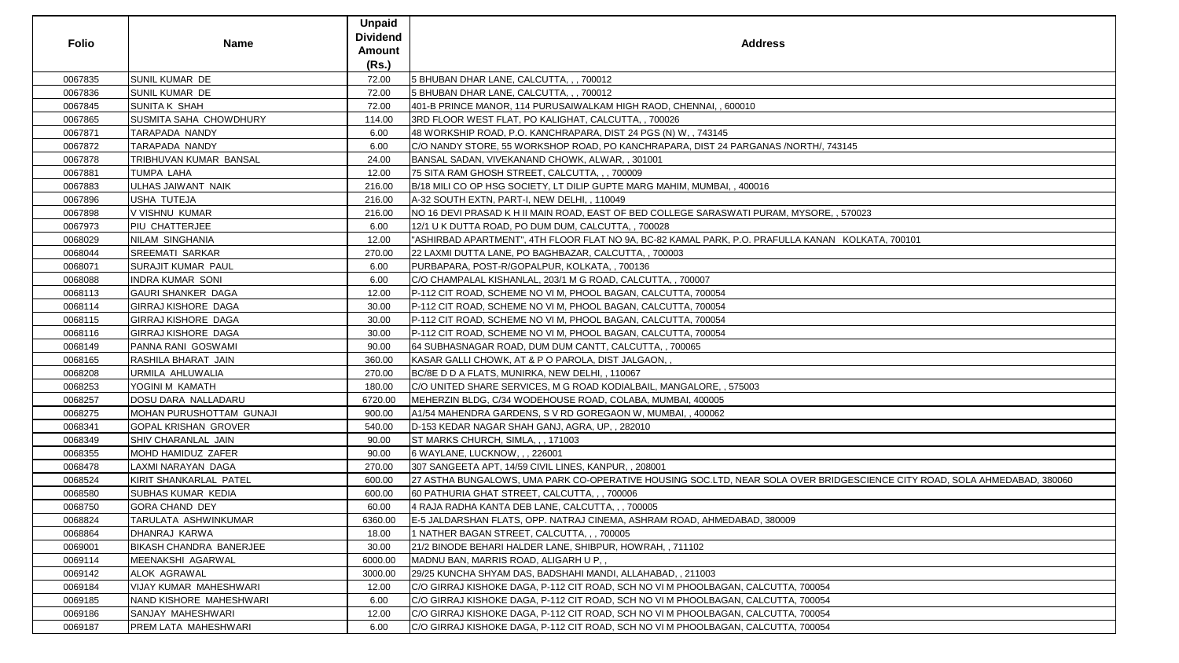| Folio | Name | Unpaid Dividend Amount (Rs.) | Address |
|---|---|---|---|
| 0067835 | SUNIL KUMAR DE | 72.00 | 5 BHUBAN DHAR LANE, CALCUTTA, , , 700012 |
| 0067836 | SUNIL KUMAR DE | 72.00 | 5 BHUBAN DHAR LANE, CALCUTTA, , , 700012 |
| 0067845 | SUNITA K SHAH | 72.00 | 401-B PRINCE MANOR, 114 PURUSAIWALKAM HIGH RAOD, CHENNAI, , 600010 |
| 0067865 | SUSMITA SAHA CHOWDHURY | 114.00 | 3RD FLOOR WEST FLAT, PO KALIGHAT, CALCUTTA, , 700026 |
| 0067871 | TARAPADA NANDY | 6.00 | 48 WORKSHIP ROAD, P.O. KANCHRAPARA, DIST 24 PGS (N) W, , 743145 |
| 0067872 | TARAPADA NANDY | 6.00 | C/O NANDY STORE, 55 WORKSHOP ROAD, PO KANCHRAPARA, DIST 24 PARGANAS /NORTH/, 743145 |
| 0067878 | TRIBHUVAN KUMAR BANSAL | 24.00 | BANSAL SADAN, VIVEKANAND CHOWK, ALWAR, , 301001 |
| 0067881 | TUMPA LAHA | 12.00 | 75 SITA RAM GHOSH STREET, CALCUTTA, , , 700009 |
| 0067883 | ULHAS JAIWANT NAIK | 216.00 | B/18 MILI CO OP HSG SOCIETY, LT DILIP GUPTE MARG MAHIM, MUMBAI, , 400016 |
| 0067896 | USHA TUTEJA | 216.00 | A-32 SOUTH EXTN, PART-I, NEW DELHI, , 110049 |
| 0067898 | V VISHNU KUMAR | 216.00 | NO 16 DEVI PRASAD K H II MAIN ROAD, EAST OF BED COLLEGE SARASWATI PURAM, MYSORE, , 570023 |
| 0067973 | PIU CHATTERJEE | 6.00 | 12/1 U K DUTTA ROAD, PO DUM DUM, CALCUTTA, , 700028 |
| 0068029 | NILAM SINGHANIA | 12.00 | "ASHIRBAD APARTMENT", 4TH FLOOR FLAT NO 9A, BC-82 KAMAL PARK, P.O. PRAFULLA KANAN KOLKATA, 700101 |
| 0068044 | SREEMATI SARKAR | 270.00 | 22 LAXMI DUTTA LANE, PO BAGHBAZAR, CALCUTTA, , 700003 |
| 0068071 | SURAJIT KUMAR PAUL | 6.00 | PURBAPARA, POST-R/GOPALPUR, KOLKATA, , 700136 |
| 0068088 | INDRA KUMAR SONI | 6.00 | C/O CHAMPALAL KISHANLAL, 203/1 M G ROAD, CALCUTTA, , 700007 |
| 0068113 | GAURI SHANKER DAGA | 12.00 | P-112 CIT ROAD, SCHEME NO VI M, PHOOL BAGAN, CALCUTTA, 700054 |
| 0068114 | GIRRAJ KISHORE DAGA | 30.00 | P-112 CIT ROAD, SCHEME NO VI M, PHOOL BAGAN, CALCUTTA, 700054 |
| 0068115 | GIRRAJ KISHORE DAGA | 30.00 | P-112 CIT ROAD, SCHEME NO VI M, PHOOL BAGAN, CALCUTTA, 700054 |
| 0068116 | GIRRAJ KISHORE DAGA | 30.00 | P-112 CIT ROAD, SCHEME NO VI M, PHOOL BAGAN, CALCUTTA, 700054 |
| 0068149 | PANNA RANI GOSWAMI | 90.00 | 64 SUBHASNAGAR ROAD, DUM DUM CANTT, CALCUTTA, , 700065 |
| 0068165 | RASHILA BHARAT JAIN | 360.00 | KASAR GALLI CHOWK, AT & P O PAROLA, DIST JALGAON, , |
| 0068208 | URMILA AHLUWALIA | 270.00 | BC/8E D D A FLATS, MUNIRKA, NEW DELHI, , 110067 |
| 0068253 | YOGINI M KAMATH | 180.00 | C/O UNITED SHARE SERVICES, M G ROAD KODIALBAIL, MANGALORE, , 575003 |
| 0068257 | DOSU DARA NALLADARU | 6720.00 | MEHERZIN BLDG, C/34 WODEHOUSE ROAD, COLABA, MUMBAI, 400005 |
| 0068275 | MOHAN PURUSHOTTAM GUNAJI | 900.00 | A1/54 MAHENDRA GARDENS, S V RD GOREGAON W, MUMBAI, , 400062 |
| 0068341 | GOPAL KRISHAN GROVER | 540.00 | D-153 KEDAR NAGAR SHAH GANJ, AGRA, UP, , 282010 |
| 0068349 | SHIV CHARANLAL JAIN | 90.00 | ST MARKS CHURCH, SIMLA, , , 171003 |
| 0068355 | MOHD HAMIDUZ ZAFER | 90.00 | 6 WAYLANE, LUCKNOW, , , 226001 |
| 0068478 | LAXMI NARAYAN DAGA | 270.00 | 307 SANGEETA APT, 14/59 CIVIL LINES, KANPUR, , 208001 |
| 0068524 | KIRIT SHANKARLAL PATEL | 600.00 | 27 ASTHA BUNGALOWS, UMA PARK CO-OPERATIVE HOUSING SOC.LTD, NEAR SOLA OVER BRIDGESCIENCE CITY ROAD, SOLA AHMEDABAD, 380060 |
| 0068580 | SUBHAS KUMAR KEDIA | 600.00 | 60 PATHURIA GHAT STREET, CALCUTTA, , , 700006 |
| 0068750 | GORA CHAND DEY | 60.00 | 4 RAJA RADHA KANTA DEB LANE, CALCUTTA, , , 700005 |
| 0068824 | TARULATA ASHWINKUMAR | 6360.00 | E-5 JALDARSHAN FLATS, OPP. NATRAJ CINEMA, ASHRAM ROAD, AHMEDABAD, 380009 |
| 0068864 | DHANRAJ KARWA | 18.00 | 1 NATHER BAGAN STREET, CALCUTTA, , , 700005 |
| 0069001 | BIKASH CHANDRA BANERJEE | 30.00 | 21/2 BINODE BEHARI HALDER LANE, SHIBPUR, HOWRAH, , 711102 |
| 0069114 | MEENAKSHI AGARWAL | 6000.00 | MADNU BAN, MARRIS ROAD, ALIGARH U P, , |
| 0069142 | ALOK AGRAWAL | 3000.00 | 29/25 KUNCHA SHYAM DAS, BADSHAHI MANDI, ALLAHABAD, , 211003 |
| 0069184 | VIJAY KUMAR MAHESHWARI | 12.00 | C/O GIRRAJ KISHOKE DAGA, P-112 CIT ROAD, SCH NO VI M PHOOLBAGAN, CALCUTTA, 700054 |
| 0069185 | NAND KISHORE MAHESHWARI | 6.00 | C/O GIRRAJ KISHOKE DAGA, P-112 CIT ROAD, SCH NO VI M PHOOLBAGAN, CALCUTTA, 700054 |
| 0069186 | SANJAY MAHESHWARI | 12.00 | C/O GIRRAJ KISHOKE DAGA, P-112 CIT ROAD, SCH NO VI M PHOOLBAGAN, CALCUTTA, 700054 |
| 0069187 | PREM LATA MAHESHWARI | 6.00 | C/O GIRRAJ KISHOKE DAGA, P-112 CIT ROAD, SCH NO VI M PHOOLBAGAN, CALCUTTA, 700054 |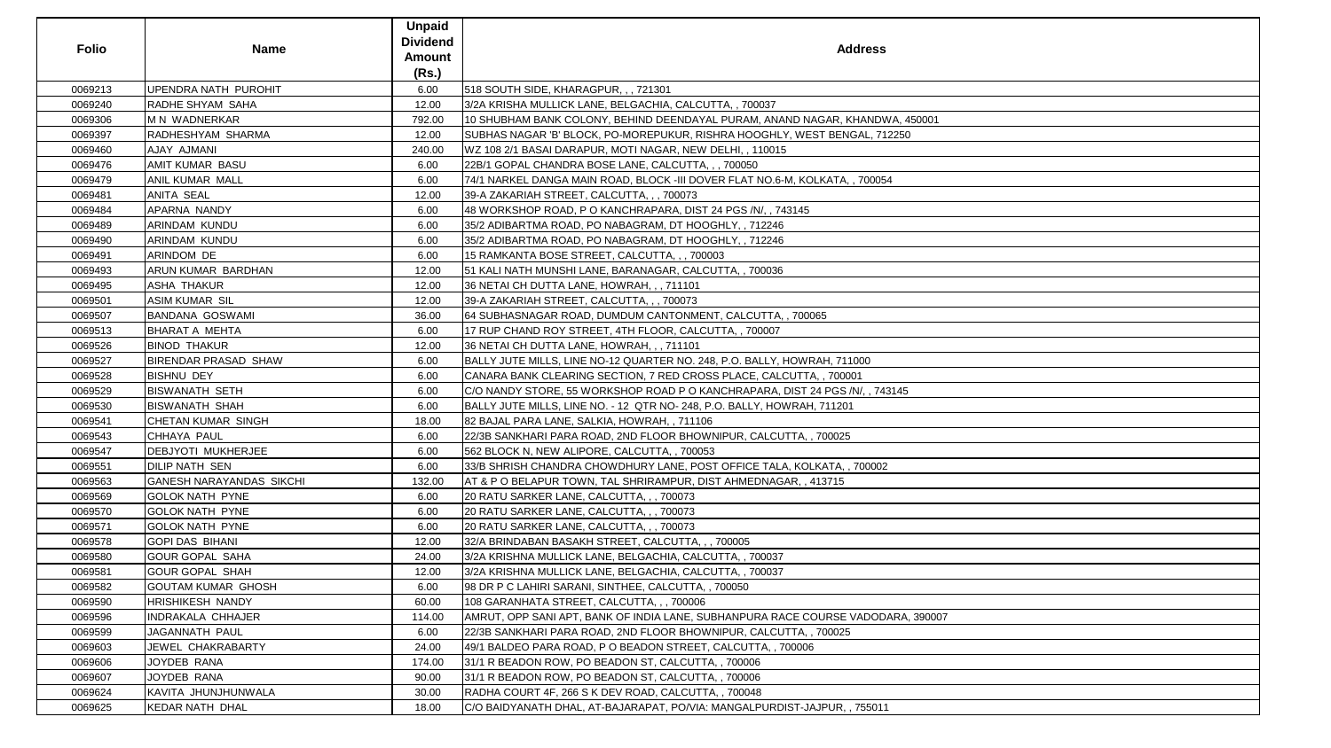| Folio | Name | Unpaid Dividend Amount (Rs.) | Address |
|---|---|---|---|
| 0069213 | UPENDRA NATH PUROHIT | 6.00 | 518 SOUTH SIDE, KHARAGPUR, , , 721301 |
| 0069240 | RADHE SHYAM SAHA | 12.00 | 3/2A KRISHA MULLICK LANE, BELGACHIA, CALCUTTA, , 700037 |
| 0069306 | M N WADNERKAR | 792.00 | 10 SHUBHAM BANK COLONY, BEHIND DEENDAYAL PURAM, ANAND NAGAR, KHANDWA, 450001 |
| 0069397 | RADHESHYAM SHARMA | 12.00 | SUBHAS NAGAR 'B' BLOCK, PO-MOREPUKUR, RISHRA HOOGHLY, WEST BENGAL, 712250 |
| 0069460 | AJAY AJMANI | 240.00 | WZ 108 2/1 BASAI DARAPUR, MOTI NAGAR, NEW DELHI, , 110015 |
| 0069476 | AMIT KUMAR BASU | 6.00 | 22B/1 GOPAL CHANDRA BOSE LANE, CALCUTTA, , , 700050 |
| 0069479 | ANIL KUMAR MALL | 6.00 | 74/1 NARKEL DANGA MAIN ROAD, BLOCK -III DOVER FLAT NO.6-M, KOLKATA, , 700054 |
| 0069481 | ANITA SEAL | 12.00 | 39-A ZAKARIAH STREET, CALCUTTA, , , 700073 |
| 0069484 | APARNA NANDY | 6.00 | 48 WORKSHOP ROAD, P O KANCHRAPARA, DIST 24 PGS /N/, , 743145 |
| 0069489 | ARINDAM KUNDU | 6.00 | 35/2 ADIBARTMA ROAD, PO NABAGRAM, DT HOOGHLY, , 712246 |
| 0069490 | ARINDAM KUNDU | 6.00 | 35/2 ADIBARTMA ROAD, PO NABAGRAM, DT HOOGHLY, , 712246 |
| 0069491 | ARINDOM DE | 6.00 | 15 RAMKANTA BOSE STREET, CALCUTTA, , , 700003 |
| 0069493 | ARUN KUMAR BARDHAN | 12.00 | 51 KALI NATH MUNSHI LANE, BARANAGAR, CALCUTTA, , 700036 |
| 0069495 | ASHA THAKUR | 12.00 | 36 NETAI CH DUTTA LANE, HOWRAH, , , 711101 |
| 0069501 | ASIM KUMAR SIL | 12.00 | 39-A ZAKARIAH STREET, CALCUTTA, , , 700073 |
| 0069507 | BANDANA GOSWAMI | 36.00 | 64 SUBHASNAGAR ROAD, DUMDUM CANTONMENT, CALCUTTA, , 700065 |
| 0069513 | BHARAT A MEHTA | 6.00 | 17 RUP CHAND ROY STREET, 4TH FLOOR, CALCUTTA, , 700007 |
| 0069526 | BINOD THAKUR | 12.00 | 36 NETAI CH DUTTA LANE, HOWRAH, , , 711101 |
| 0069527 | BIRENDAR PRASAD SHAW | 6.00 | BALLY JUTE MILLS, LINE NO-12 QUARTER NO. 248, P.O. BALLY, HOWRAH, 711000 |
| 0069528 | BISHNU DEY | 6.00 | CANARA BANK CLEARING SECTION, 7 RED CROSS PLACE, CALCUTTA, , 700001 |
| 0069529 | BISWANATH SETH | 6.00 | C/O NANDY STORE, 55 WORKSHOP ROAD P O KANCHRAPARA, DIST 24 PGS /N/, , 743145 |
| 0069530 | BISWANATH SHAH | 6.00 | BALLY JUTE MILLS, LINE NO. - 12 QTR NO- 248, P.O. BALLY, HOWRAH, 711201 |
| 0069541 | CHETAN KUMAR SINGH | 18.00 | 82 BAJAL PARA LANE, SALKIA, HOWRAH, , 711106 |
| 0069543 | CHHAYA PAUL | 6.00 | 22/3B SANKHARI PARA ROAD, 2ND FLOOR BHOWNIPUR, CALCUTTA, , 700025 |
| 0069547 | DEBJYOTI MUKHERJEE | 6.00 | 562 BLOCK N, NEW ALIPORE, CALCUTTA, , 700053 |
| 0069551 | DILIP NATH SEN | 6.00 | 33/B SHRISH CHANDRA CHOWDHURY LANE, POST OFFICE TALA, KOLKATA, , 700002 |
| 0069563 | GANESH NARAYANDAS SIKCHI | 132.00 | AT & P O BELAPUR TOWN, TAL SHRIRAMPUR, DIST AHMEDNAGAR, , 413715 |
| 0069569 | GOLOK NATH PYNE | 6.00 | 20 RATU SARKER LANE, CALCUTTA, , , 700073 |
| 0069570 | GOLOK NATH PYNE | 6.00 | 20 RATU SARKER LANE, CALCUTTA, , , 700073 |
| 0069571 | GOLOK NATH PYNE | 6.00 | 20 RATU SARKER LANE, CALCUTTA, , , 700073 |
| 0069578 | GOPI DAS BIHANI | 12.00 | 32/A BRINDABAN BASAKH STREET, CALCUTTA, , , 700005 |
| 0069580 | GOUR GOPAL SAHA | 24.00 | 3/2A KRISHNA MULLICK LANE, BELGACHIA, CALCUTTA, , 700037 |
| 0069581 | GOUR GOPAL SHAH | 12.00 | 3/2A KRISHNA MULLICK LANE, BELGACHIA, CALCUTTA, , 700037 |
| 0069582 | GOUTAM KUMAR GHOSH | 6.00 | 98 DR P C LAHIRI SARANI, SINTHEE, CALCUTTA, , 700050 |
| 0069590 | HRISHIKESH NANDY | 60.00 | 108 GARANHATA STREET, CALCUTTA, , , 700006 |
| 0069596 | INDRAKALA CHHAJER | 114.00 | AMRUT, OPP SANI APT, BANK OF INDIA LANE, SUBHANPURA RACE COURSE VADODARA, 390007 |
| 0069599 | JAGANNATH PAUL | 6.00 | 22/3B SANKHARI PARA ROAD, 2ND FLOOR BHOWNIPUR, CALCUTTA, , 700025 |
| 0069603 | JEWEL CHAKRABARTY | 24.00 | 49/1 BALDEO PARA ROAD, P O BEADON STREET, CALCUTTA, , 700006 |
| 0069606 | JOYDEB RANA | 174.00 | 31/1 R BEADON ROW, PO BEADON ST, CALCUTTA, , 700006 |
| 0069607 | JOYDEB RANA | 90.00 | 31/1 R BEADON ROW, PO BEADON ST, CALCUTTA, , 700006 |
| 0069624 | KAVITA JHUNJHUNWALA | 30.00 | RADHA COURT 4F, 266 S K DEV ROAD, CALCUTTA, , 700048 |
| 0069625 | KEDAR NATH DHAL | 18.00 | C/O BAIDYANATH DHAL, AT-BAJARAPAT, PO/VIA: MANGALPURDIST-JAJPUR, , 755011 |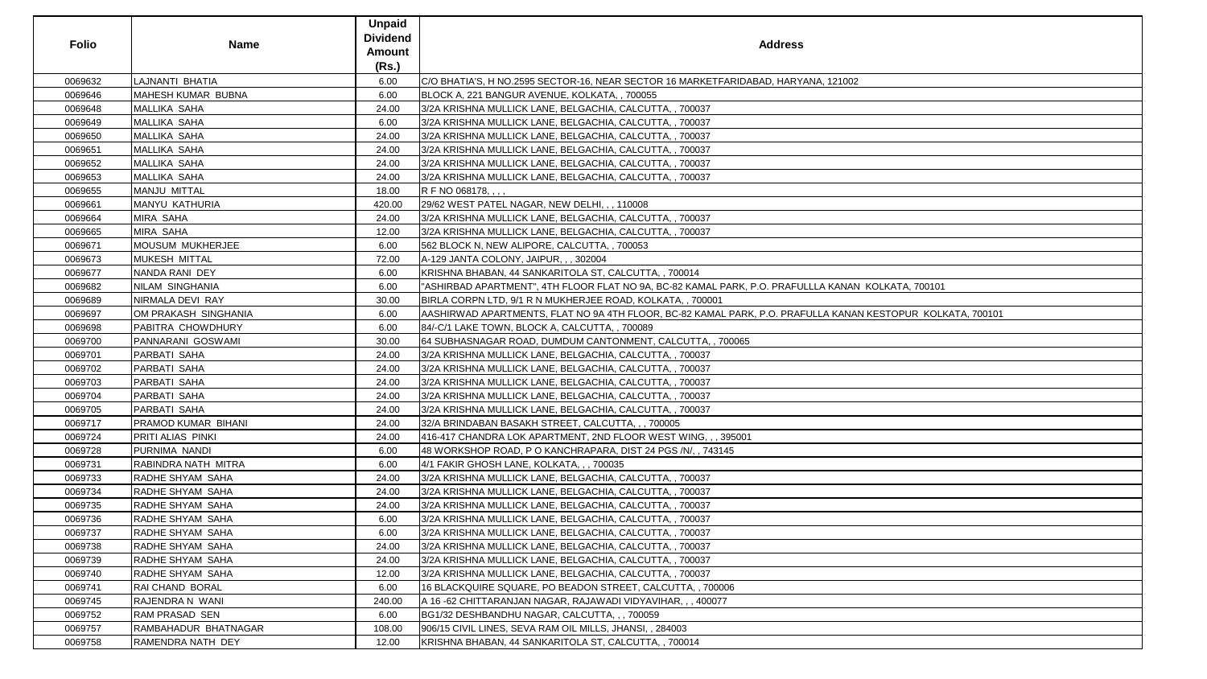| Folio | Name | Unpaid Dividend Amount (Rs.) | Address |
|---|---|---|---|
| 0069632 | LAJNANTI BHATIA | 6.00 | C/O BHATIA'S, H NO.2595 SECTOR-16, NEAR SECTOR 16 MARKETFARIDABAD, HARYANA, 121002 |
| 0069646 | MAHESH KUMAR BUBNA | 6.00 | BLOCK A, 221 BANGUR AVENUE, KOLKATA, , 700055 |
| 0069648 | MALLIKA SAHA | 24.00 | 3/2A KRISHNA MULLICK LANE, BELGACHIA, CALCUTTA, , 700037 |
| 0069649 | MALLIKA SAHA | 6.00 | 3/2A KRISHNA MULLICK LANE, BELGACHIA, CALCUTTA, , 700037 |
| 0069650 | MALLIKA SAHA | 24.00 | 3/2A KRISHNA MULLICK LANE, BELGACHIA, CALCUTTA, , 700037 |
| 0069651 | MALLIKA SAHA | 24.00 | 3/2A KRISHNA MULLICK LANE, BELGACHIA, CALCUTTA, , 700037 |
| 0069652 | MALLIKA SAHA | 24.00 | 3/2A KRISHNA MULLICK LANE, BELGACHIA, CALCUTTA, , 700037 |
| 0069653 | MALLIKA SAHA | 24.00 | 3/2A KRISHNA MULLICK LANE, BELGACHIA, CALCUTTA, , 700037 |
| 0069655 | MANJU MITTAL | 18.00 | R F NO 068178, , , , |
| 0069661 | MANYU KATHURIA | 420.00 | 29/62 WEST PATEL NAGAR, NEW DELHI, , , 110008 |
| 0069664 | MIRA SAHA | 24.00 | 3/2A KRISHNA MULLICK LANE, BELGACHIA, CALCUTTA, , 700037 |
| 0069665 | MIRA SAHA | 12.00 | 3/2A KRISHNA MULLICK LANE, BELGACHIA, CALCUTTA, , 700037 |
| 0069671 | MOUSUM MUKHERJEE | 6.00 | 562 BLOCK N, NEW ALIPORE, CALCUTTA, , 700053 |
| 0069673 | MUKESH MITTAL | 72.00 | A-129 JANTA COLONY, JAIPUR, , , 302004 |
| 0069677 | NANDA RANI DEY | 6.00 | KRISHNA BHABAN, 44 SANKARITOLA ST, CALCUTTA, , 700014 |
| 0069682 | NILAM SINGHANIA | 6.00 | "ASHIRBAD APARTMENT", 4TH FLOOR FLAT NO 9A, BC-82 KAMAL PARK, P.O. PRAFULLLA KANAN KOLKATA, 700101 |
| 0069689 | NIRMALA DEVI RAY | 30.00 | BIRLA CORPN LTD, 9/1 R N MUKHERJEE ROAD, KOLKATA, , 700001 |
| 0069697 | OM PRAKASH SINGHANIA | 6.00 | AASHIRWAD APARTMENTS, FLAT NO 9A 4TH FLOOR, BC-82 KAMAL PARK, P.O. PRAFULLA KANAN KESTOPUR KOLKATA, 700101 |
| 0069698 | PABITRA CHOWDHURY | 6.00 | 84/-C/1 LAKE TOWN, BLOCK A, CALCUTTA, , 700089 |
| 0069700 | PANNARANI GOSWAMI | 30.00 | 64 SUBHASNAGAR ROAD, DUMDUM CANTONMENT, CALCUTTA, , 700065 |
| 0069701 | PARBATI SAHA | 24.00 | 3/2A KRISHNA MULLICK LANE, BELGACHIA, CALCUTTA, , 700037 |
| 0069702 | PARBATI SAHA | 24.00 | 3/2A KRISHNA MULLICK LANE, BELGACHIA, CALCUTTA, , 700037 |
| 0069703 | PARBATI SAHA | 24.00 | 3/2A KRISHNA MULLICK LANE, BELGACHIA, CALCUTTA, , 700037 |
| 0069704 | PARBATI SAHA | 24.00 | 3/2A KRISHNA MULLICK LANE, BELGACHIA, CALCUTTA, , 700037 |
| 0069705 | PARBATI SAHA | 24.00 | 3/2A KRISHNA MULLICK LANE, BELGACHIA, CALCUTTA, , 700037 |
| 0069717 | PRAMOD KUMAR BIHANI | 24.00 | 32/A BRINDABAN BASAKH STREET, CALCUTTA, , , 700005 |
| 0069724 | PRITI ALIAS PINKI | 24.00 | 416-417 CHANDRA LOK APARTMENT, 2ND FLOOR WEST WING, , , 395001 |
| 0069728 | PURNIMA NANDI | 6.00 | 48 WORKSHOP ROAD, P O KANCHRAPARA, DIST 24 PGS /N/, , 743145 |
| 0069731 | RABINDRA NATH MITRA | 6.00 | 4/1 FAKIR GHOSH LANE, KOLKATA, , , 700035 |
| 0069733 | RADHE SHYAM SAHA | 24.00 | 3/2A KRISHNA MULLICK LANE, BELGACHIA, CALCUTTA, , 700037 |
| 0069734 | RADHE SHYAM SAHA | 24.00 | 3/2A KRISHNA MULLICK LANE, BELGACHIA, CALCUTTA, , 700037 |
| 0069735 | RADHE SHYAM SAHA | 24.00 | 3/2A KRISHNA MULLICK LANE, BELGACHIA, CALCUTTA, , 700037 |
| 0069736 | RADHE SHYAM SAHA | 6.00 | 3/2A KRISHNA MULLICK LANE, BELGACHIA, CALCUTTA, , 700037 |
| 0069737 | RADHE SHYAM SAHA | 6.00 | 3/2A KRISHNA MULLICK LANE, BELGACHIA, CALCUTTA, , 700037 |
| 0069738 | RADHE SHYAM SAHA | 24.00 | 3/2A KRISHNA MULLICK LANE, BELGACHIA, CALCUTTA, , 700037 |
| 0069739 | RADHE SHYAM SAHA | 24.00 | 3/2A KRISHNA MULLICK LANE, BELGACHIA, CALCUTTA, , 700037 |
| 0069740 | RADHE SHYAM SAHA | 12.00 | 3/2A KRISHNA MULLICK LANE, BELGACHIA, CALCUTTA, , 700037 |
| 0069741 | RAI CHAND BORAL | 6.00 | 16 BLACKQUIRE SQUARE, PO BEADON STREET, CALCUTTA, , 700006 |
| 0069745 | RAJENDRA N WANI | 240.00 | A 16 -62 CHITTARANJAN NAGAR, RAJAWADI VIDYAVIHAR, , , 400077 |
| 0069752 | RAM PRASAD SEN | 6.00 | BG1/32 DESHBANDHU NAGAR, CALCUTTA, , , 700059 |
| 0069757 | RAMBAHADUR BHATNAGAR | 108.00 | 906/15 CIVIL LINES, SEVA RAM OIL MILLS, JHANSI, , 284003 |
| 0069758 | RAMENDRA NATH DEY | 12.00 | KRISHNA BHABAN, 44 SANKARITOLA ST, CALCUTTA, , 700014 |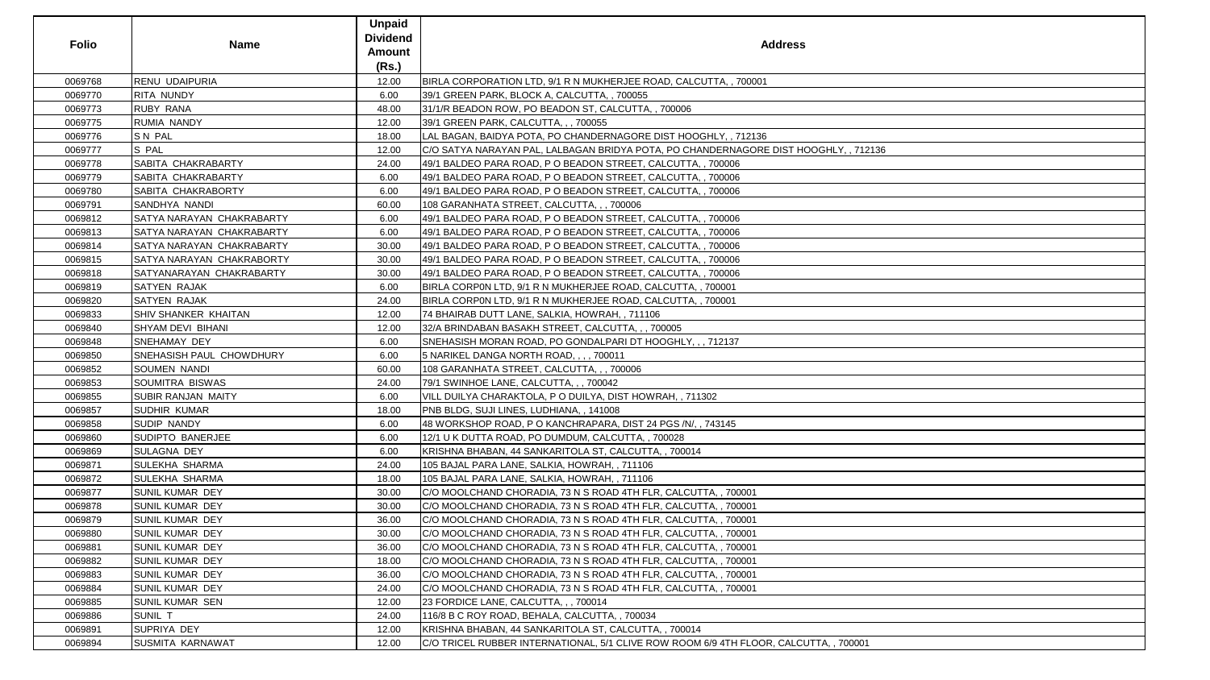| Folio | Name | Unpaid Dividend Amount (Rs.) | Address |
|---|---|---|---|
| 0069768 | RENU UDAIPURIA | 12.00 | BIRLA CORPORATION LTD, 9/1 R N MUKHERJEE ROAD, CALCUTTA, , 700001 |
| 0069770 | RITA NUNDY | 6.00 | 39/1 GREEN PARK, BLOCK A, CALCUTTA, , 700055 |
| 0069773 | RUBY RANA | 48.00 | 31/1/R BEADON ROW, PO BEADON ST, CALCUTTA, , 700006 |
| 0069775 | RUMIA NANDY | 12.00 | 39/1 GREEN PARK, CALCUTTA, , , 700055 |
| 0069776 | S N PAL | 18.00 | LAL BAGAN, BAIDYA POTA, PO CHANDERNAGORE DIST HOOGHLY, , 712136 |
| 0069777 | S PAL | 12.00 | C/O SATYA NARAYAN PAL, LALBAGAN BRIDYA POTA, PO CHANDERNAGORE DIST HOOGHLY, , 712136 |
| 0069778 | SABITA CHAKRABARTY | 24.00 | 49/1 BALDEO PARA ROAD, P O BEADON STREET, CALCUTTA, , 700006 |
| 0069779 | SABITA CHAKRABARTY | 6.00 | 49/1 BALDEO PARA ROAD, P O BEADON STREET, CALCUTTA, , 700006 |
| 0069780 | SABITA CHAKRABORTY | 6.00 | 49/1 BALDEO PARA ROAD, P O BEADON STREET, CALCUTTA, , 700006 |
| 0069791 | SANDHYA NANDI | 60.00 | 108 GARANHATA STREET, CALCUTTA, , , 700006 |
| 0069812 | SATYA NARAYAN CHAKRABARTY | 6.00 | 49/1 BALDEO PARA ROAD, P O BEADON STREET, CALCUTTA, , 700006 |
| 0069813 | SATYA NARAYAN CHAKRABARTY | 6.00 | 49/1 BALDEO PARA ROAD, P O BEADON STREET, CALCUTTA, , 700006 |
| 0069814 | SATYA NARAYAN CHAKRABARTY | 30.00 | 49/1 BALDEO PARA ROAD, P O BEADON STREET, CALCUTTA, , 700006 |
| 0069815 | SATYA NARAYAN CHAKRABORTY | 30.00 | 49/1 BALDEO PARA ROAD, P O BEADON STREET, CALCUTTA, , 700006 |
| 0069818 | SATYANARAYAN CHAKRABARTY | 30.00 | 49/1 BALDEO PARA ROAD, P O BEADON STREET, CALCUTTA, , 700006 |
| 0069819 | SATYEN RAJAK | 6.00 | BIRLA CORP0N LTD, 9/1 R N MUKHERJEE ROAD, CALCUTTA, , 700001 |
| 0069820 | SATYEN RAJAK | 24.00 | BIRLA CORP0N LTD, 9/1 R N MUKHERJEE ROAD, CALCUTTA, , 700001 |
| 0069833 | SHIV SHANKER KHAITAN | 12.00 | 74 BHAIRAB DUTT LANE, SALKIA, HOWRAH, , 711106 |
| 0069840 | SHYAM DEVI BIHANI | 12.00 | 32/A BRINDABAN BASAKH STREET, CALCUTTA, , , 700005 |
| 0069848 | SNEHAMAY DEY | 6.00 | SNEHASISH MORAN ROAD, PO GONDALPARI DT HOOGHLY, , , 712137 |
| 0069850 | SNEHASISH PAUL CHOWDHURY | 6.00 | 5 NARIKEL DANGA NORTH ROAD, , , , 700011 |
| 0069852 | SOUMEN NANDI | 60.00 | 108 GARANHATA STREET, CALCUTTA, , , 700006 |
| 0069853 | SOUMITRA BISWAS | 24.00 | 79/1 SWINHOE LANE, CALCUTTA, , , 700042 |
| 0069855 | SUBIR RANJAN MAITY | 6.00 | VILL DUILYA CHARAKTOLA, P O DUILYA, DIST HOWRAH, , 711302 |
| 0069857 | SUDHIR KUMAR | 18.00 | PNB BLDG, SUJI LINES, LUDHIANA, , 141008 |
| 0069858 | SUDIP NANDY | 6.00 | 48 WORKSHOP ROAD, P O KANCHRAPARA, DIST 24 PGS /N/, , 743145 |
| 0069860 | SUDIPTO BANERJEE | 6.00 | 12/1 U K DUTTA ROAD, PO DUMDUM, CALCUTTA, , 700028 |
| 0069869 | SULAGNA DEY | 6.00 | KRISHNA BHABAN, 44 SANKARITOLA ST, CALCUTTA, , 700014 |
| 0069871 | SULEKHA SHARMA | 24.00 | 105 BAJAL PARA LANE, SALKIA, HOWRAH, , 711106 |
| 0069872 | SULEKHA SHARMA | 18.00 | 105 BAJAL PARA LANE, SALKIA, HOWRAH, , 711106 |
| 0069877 | SUNIL KUMAR DEY | 30.00 | C/O MOOLCHAND CHORADIA, 73 N S ROAD 4TH FLR, CALCUTTA, , 700001 |
| 0069878 | SUNIL KUMAR DEY | 30.00 | C/O MOOLCHAND CHORADIA, 73 N S ROAD 4TH FLR, CALCUTTA, , 700001 |
| 0069879 | SUNIL KUMAR DEY | 36.00 | C/O MOOLCHAND CHORADIA, 73 N S ROAD 4TH FLR, CALCUTTA, , 700001 |
| 0069880 | SUNIL KUMAR DEY | 30.00 | C/O MOOLCHAND CHORADIA, 73 N S ROAD 4TH FLR, CALCUTTA, , 700001 |
| 0069881 | SUNIL KUMAR DEY | 36.00 | C/O MOOLCHAND CHORADIA, 73 N S ROAD 4TH FLR, CALCUTTA, , 700001 |
| 0069882 | SUNIL KUMAR DEY | 18.00 | C/O MOOLCHAND CHORADIA, 73 N S ROAD 4TH FLR, CALCUTTA, , 700001 |
| 0069883 | SUNIL KUMAR DEY | 36.00 | C/O MOOLCHAND CHORADIA, 73 N S ROAD 4TH FLR, CALCUTTA, , 700001 |
| 0069884 | SUNIL KUMAR DEY | 24.00 | C/O MOOLCHAND CHORADIA, 73 N S ROAD 4TH FLR, CALCUTTA, , 700001 |
| 0069885 | SUNIL KUMAR SEN | 12.00 | 23 FORDICE LANE, CALCUTTA, , , 700014 |
| 0069886 | SUNIL T | 24.00 | 116/8 B C ROY ROAD, BEHALA, CALCUTTA, , 700034 |
| 0069891 | SUPRIYA DEY | 12.00 | KRISHNA BHABAN, 44 SANKARITOLA ST, CALCUTTA, , 700014 |
| 0069894 | SUSMITA KARNAWAT | 12.00 | C/O TRICEL RUBBER INTERNATIONAL, 5/1 CLIVE ROW ROOM 6/9 4TH FLOOR, CALCUTTA, , 700001 |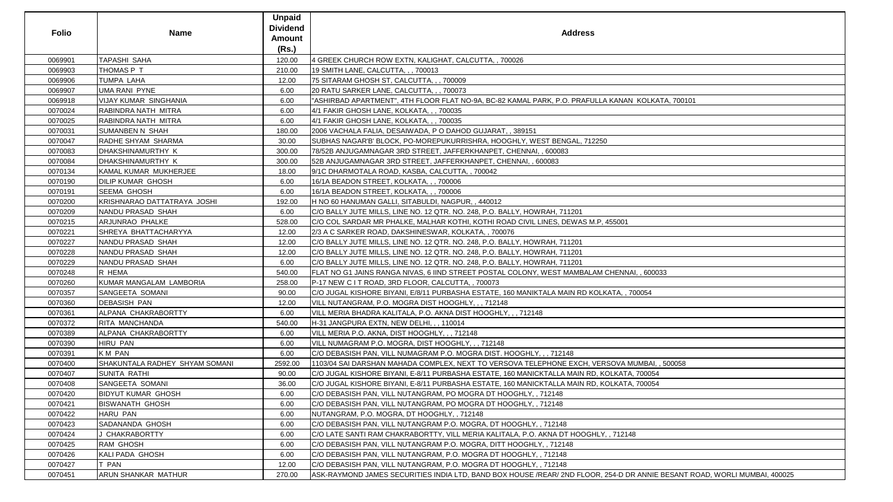| Folio | Name | Unpaid Dividend Amount (Rs.) | Address |
|---|---|---|---|
| 0069901 | TAPASHI SAHA | 120.00 | 4 GREEK CHURCH ROW EXTN, KALIGHAT, CALCUTTA, , 700026 |
| 0069903 | THOMAS P T | 210.00 | 19 SMITH LANE, CALCUTTA, , , 700013 |
| 0069906 | TUMPA LAHA | 12.00 | 75 SITARAM GHOSH ST, CALCUTTA, , , 700009 |
| 0069907 | UMA RANI PYNE | 6.00 | 20 RATU SARKER LANE, CALCUTTA, , , 700073 |
| 0069918 | VIJAY KUMAR SINGHANIA | 6.00 | "ASHIRBAD APARTMENT", 4TH FLOOR FLAT NO-9A, BC-82 KAMAL PARK, P.O. PRAFULLA KANAN KOLKATA, 700101 |
| 0070024 | RABINDRA NATH MITRA | 6.00 | 4/1 FAKIR GHOSH LANE, KOLKATA, , , 700035 |
| 0070025 | RABINDRA NATH MITRA | 6.00 | 4/1 FAKIR GHOSH LANE, KOLKATA, , , 700035 |
| 0070031 | SUMANBEN N SHAH | 180.00 | 2006 VACHALA FALIA, DESAIWADA, P O DAHOD GUJARAT, , 389151 |
| 0070047 | RADHE SHYAM SHARMA | 30.00 | SUBHAS NAGAR'B' BLOCK, PO-MOREPUKURRISHRA, HOOGHLY, WEST BENGAL, 712250 |
| 0070083 | DHAKSHINAMURTHY K | 300.00 | 78/52B ANJUGAMNAGAR 3RD STREET, JAFFERKHANPET, CHENNAI, , 600083 |
| 0070084 | DHAKSHINAMURTHY K | 300.00 | 52B ANJUGAMNAGAR 3RD STREET, JAFFERKHANPET, CHENNAI, , 600083 |
| 0070134 | KAMAL KUMAR MUKHERJEE | 18.00 | 9/1C DHARMOTALA ROAD, KASBA, CALCUTTA, , 700042 |
| 0070190 | DILIP KUMAR GHOSH | 6.00 | 16/1A BEADON STREET, KOLKATA, , , 700006 |
| 0070191 | SEEMA GHOSH | 6.00 | 16/1A BEADON STREET, KOLKATA, , , 700006 |
| 0070200 | KRISHNARAO DATTATRAYA JOSHI | 192.00 | H NO 60 HANUMAN GALLI, SITABULDI, NAGPUR, , 440012 |
| 0070209 | NANDU PRASAD SHAH | 6.00 | C/O BALLY JUTE MILLS, LINE NO. 12 QTR. NO. 248, P.O. BALLY, HOWRAH, 711201 |
| 0070215 | ARJUNRAO PHALKE | 528.00 | C/O COL SARDAR MR PHALKE, MALHAR KOTHI, KOTHI ROAD CIVIL LINES, DEWAS M.P, 455001 |
| 0070221 | SHREYA BHATTACHARYYA | 12.00 | 2/3 A C SARKER ROAD, DAKSHINESWAR, KOLKATA, , 700076 |
| 0070227 | NANDU PRASAD SHAH | 12.00 | C/O BALLY JUTE MILLS, LINE NO. 12 QTR. NO. 248, P.O. BALLY, HOWRAH, 711201 |
| 0070228 | NANDU PRASAD SHAH | 12.00 | C/O BALLY JUTE MILLS, LINE NO. 12 QTR. NO. 248, P.O. BALLY, HOWRAH, 711201 |
| 0070229 | NANDU PRASAD SHAH | 6.00 | C/O BALLY JUTE MILLS, LINE NO. 12 QTR. NO. 248, P.O. BALLY, HOWRAH, 711201 |
| 0070248 | R HEMA | 540.00 | FLAT NO G1 JAINS RANGA NIVAS, 6 IIND STREET POSTAL COLONY, WEST MAMBALAM CHENNAI, , 600033 |
| 0070260 | KUMAR MANGALAM LAMBORIA | 258.00 | P-17 NEW C I T ROAD, 3RD FLOOR, CALCUTTA, , 700073 |
| 0070357 | SANGEETA SOMANI | 90.00 | C/O JUGAL KISHORE BIYANI, E/8/11 PURBASHA ESTATE, 160 MANIKTALA MAIN RD KOLKATA, , 700054 |
| 0070360 | DEBASISH PAN | 12.00 | VILL NUTANGRAM, P.O. MOGRA DIST HOOGHLY, , , 712148 |
| 0070361 | ALPANA CHAKRABORTTY | 6.00 | VILL MERIA BHADRA KALITALA, P.O. AKNA DIST HOOGHLY, , , 712148 |
| 0070372 | RITA MANCHANDA | 540.00 | H-31 JANGPURA EXTN, NEW DELHI, , , 110014 |
| 0070389 | ALPANA CHAKRABORTTY | 6.00 | VILL MERIA P.O. AKNA, DIST HOOGHLY, , , 712148 |
| 0070390 | HIRU PAN | 6.00 | VILL NUMAGRAM P.O. MOGRA, DIST HOOGHLY, , , 712148 |
| 0070391 | K M PAN | 6.00 | C/O DEBASISH PAN, VILL NUMAGRAM P.O. MOGRA DIST. HOOGHLY, , , 712148 |
| 0070400 | SHAKUNTALA RADHEY SHYAM SOMANI | 2592.00 | 1103/04 SAI DARSHAN MAHADA COMPLEX, NEXT TO VERSOVA TELEPHONE EXCH, VERSOVA MUMBAI, , 500058 |
| 0070407 | SUNITA RATHI | 90.00 | C/O JUGAL KISHORE BIYANI, E-8/11 PURBASHA ESTATE, 160 MANICKTALLA MAIN RD, KOLKATA, 700054 |
| 0070408 | SANGEETA SOMANI | 36.00 | C/O JUGAL KISHORE BIYANI, E-8/11 PURBASHA ESTATE, 160 MANICKTALLA MAIN RD, KOLKATA, 700054 |
| 0070420 | BIDYUT KUMAR GHOSH | 6.00 | C/O DEBASISH PAN, VILL NUTANGRAM, PO MOGRA DT HOOGHLY, , 712148 |
| 0070421 | BISWANATH GHOSH | 6.00 | C/O DEBASISH PAN, VILL NUTANGRAM, PO MOGRA DT HOOGHLY, , 712148 |
| 0070422 | HARU PAN | 6.00 | NUTANGRAM, P.O. MOGRA, DT HOOGHLY, , 712148 |
| 0070423 | SADANANDA GHOSH | 6.00 | C/O DEBASISH PAN, VILL NUTANGRAM P.O. MOGRA, DT HOOGHLY, , 712148 |
| 0070424 | J CHAKRABORTTY | 6.00 | C/O LATE SANTI RAM CHAKRABORTTY, VILL MERIA KALITALA, P.O. AKNA DT HOOGHLY, , 712148 |
| 0070425 | RAM GHOSH | 6.00 | C/O DEBASISH PAN, VILL NUTANGRAM P.O. MOGRA, DITT HOOGHLY, , 712148 |
| 0070426 | KALI PADA GHOSH | 6.00 | C/O DEBASISH PAN, VILL NUTANGRAM, P.O. MOGRA DT HOOGHLY, , 712148 |
| 0070427 | T PAN | 12.00 | C/O DEBASISH PAN, VILL NUTANGRAM, P.O. MOGRA DT HOOGHLY, , 712148 |
| 0070451 | ARUN SHANKAR MATHUR | 270.00 | ASK-RAYMOND JAMES SECURITIES INDIA LTD, BAND BOX HOUSE /REAR/ 2ND FLOOR, 254-D DR ANNIE BESANT ROAD, WORLI MUMBAI, 400025 |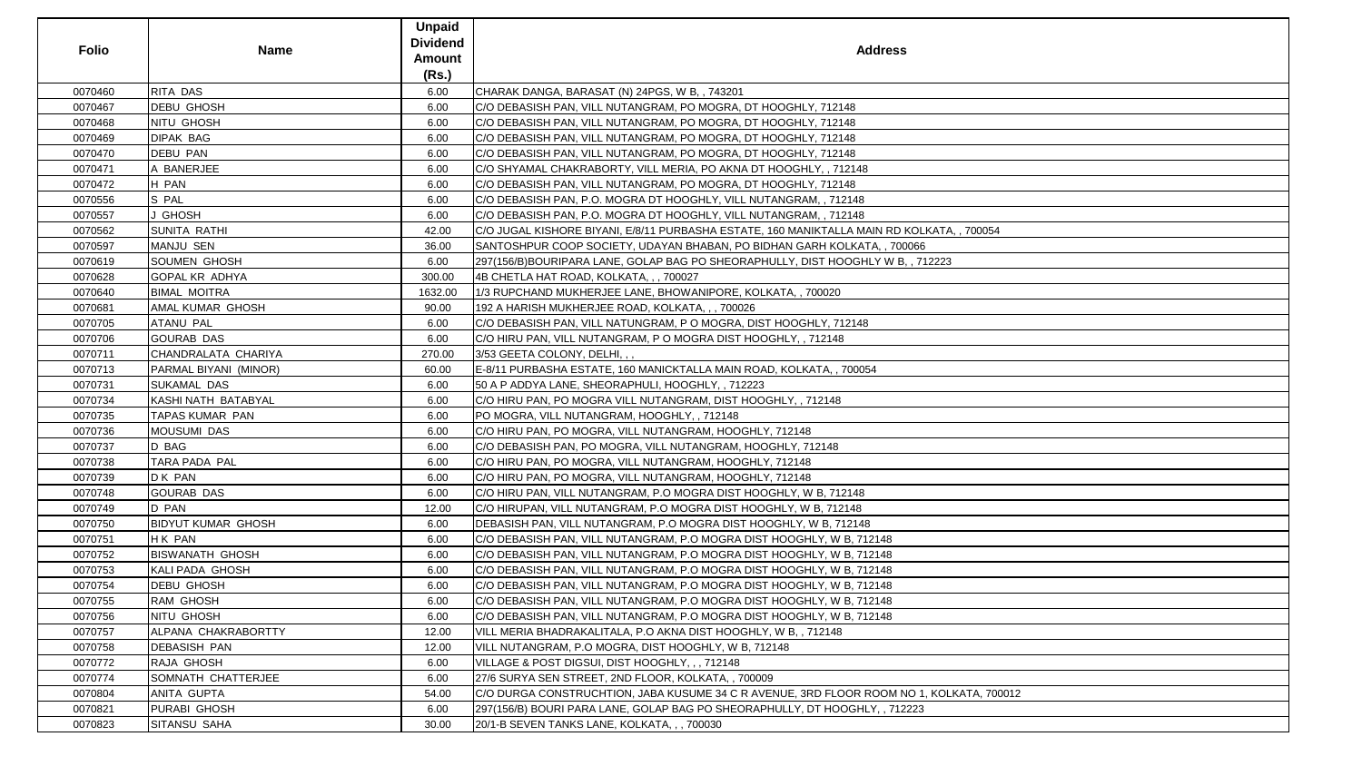| Folio | Name | Unpaid Dividend Amount (Rs.) | Address |
|---|---|---|---|
| 0070460 | RITA DAS | 6.00 | CHARAK DANGA, BARASAT (N) 24PGS, W B, , 743201 |
| 0070467 | DEBU GHOSH | 6.00 | C/O DEBASISH PAN, VILL NUTANGRAM, PO MOGRA, DT HOOGHLY, 712148 |
| 0070468 | NITU GHOSH | 6.00 | C/O DEBASISH PAN, VILL NUTANGRAM, PO MOGRA, DT HOOGHLY, 712148 |
| 0070469 | DIPAK BAG | 6.00 | C/O DEBASISH PAN, VILL NUTANGRAM, PO MOGRA, DT HOOGHLY, 712148 |
| 0070470 | DEBU PAN | 6.00 | C/O DEBASISH PAN, VILL NUTANGRAM, PO MOGRA, DT HOOGHLY, 712148 |
| 0070471 | A BANERJEE | 6.00 | C/O SHYAMAL CHAKRABORTY, VILL MERIA, PO AKNA DT HOOGHLY, , 712148 |
| 0070472 | H PAN | 6.00 | C/O DEBASISH PAN, VILL NUTANGRAM, PO MOGRA, DT HOOGHLY, 712148 |
| 0070556 | S PAL | 6.00 | C/O DEBASISH PAN, P.O. MOGRA DT HOOGHLY, VILL NUTANGRAM, , 712148 |
| 0070557 | J GHOSH | 6.00 | C/O DEBASISH PAN, P.O. MOGRA DT HOOGHLY, VILL NUTANGRAM, , 712148 |
| 0070562 | SUNITA RATHI | 42.00 | C/O JUGAL KISHORE BIYANI, E/8/11 PURBASHA ESTATE, 160 MANIKTALLA MAIN RD KOLKATA, , 700054 |
| 0070597 | MANJU SEN | 36.00 | SANTOSHPUR COOP SOCIETY, UDAYAN BHABAN, PO BIDHAN GARH KOLKATA, , 700066 |
| 0070619 | SOUMEN GHOSH | 6.00 | 297(156/B)BOURIPARA LANE, GOLAP BAG PO SHEORAPHULLY, DIST HOOGHLY W B, , 712223 |
| 0070628 | GOPAL KR ADHYA | 300.00 | 4B CHETLA HAT ROAD, KOLKATA, , , 700027 |
| 0070640 | BIMAL MOITRA | 1632.00 | 1/3 RUPCHAND MUKHERJEE LANE, BHOWANIPORE, KOLKATA, , 700020 |
| 0070681 | AMAL KUMAR GHOSH | 90.00 | 192 A HARISH MUKHERJEE ROAD, KOLKATA, , , 700026 |
| 0070705 | ATANU PAL | 6.00 | C/O DEBASISH PAN, VILL NATUNGRAM, P O MOGRA, DIST HOOGHLY, 712148 |
| 0070706 | GOURAB DAS | 6.00 | C/O HIRU PAN, VILL NUTANGRAM, P O MOGRA DIST HOOGHLY, , 712148 |
| 0070711 | CHANDRALATA CHARIYA | 270.00 | 3/53 GEETA COLONY, DELHI, , , |
| 0070713 | PARMAL BIYANI (MINOR) | 60.00 | E-8/11 PURBASHA ESTATE, 160 MANICKTALLA MAIN ROAD, KOLKATA, , 700054 |
| 0070731 | SUKAMAL DAS | 6.00 | 50 A P ADDYA LANE, SHEORAPHULI, HOOGHLY, , 712223 |
| 0070734 | KASHI NATH BATABYAL | 6.00 | C/O HIRU PAN, PO MOGRA VILL NUTANGRAM, DIST HOOGHLY, , 712148 |
| 0070735 | TAPAS KUMAR PAN | 6.00 | PO MOGRA, VILL NUTANGRAM, HOOGHLY, , 712148 |
| 0070736 | MOUSUMI DAS | 6.00 | C/O HIRU PAN, PO MOGRA, VILL NUTANGRAM, HOOGHLY, 712148 |
| 0070737 | D BAG | 6.00 | C/O DEBASISH PAN, PO MOGRA, VILL NUTANGRAM, HOOGHLY, 712148 |
| 0070738 | TARA PADA PAL | 6.00 | C/O HIRU PAN, PO MOGRA, VILL NUTANGRAM, HOOGHLY, 712148 |
| 0070739 | D K PAN | 6.00 | C/O HIRU PAN, PO MOGRA, VILL NUTANGRAM, HOOGHLY, 712148 |
| 0070748 | GOURAB DAS | 6.00 | C/O HIRU PAN, VILL NUTANGRAM, P.O MOGRA DIST HOOGHLY, W B, 712148 |
| 0070749 | D PAN | 12.00 | C/O HIRUPAN, VILL NUTANGRAM, P.O MOGRA DIST HOOGHLY, W B, 712148 |
| 0070750 | BIDYUT KUMAR GHOSH | 6.00 | DEBASISH PAN, VILL NUTANGRAM, P.O MOGRA DIST HOOGHLY, W B, 712148 |
| 0070751 | H K PAN | 6.00 | C/O DEBASISH PAN, VILL NUTANGRAM, P.O MOGRA DIST HOOGHLY, W B, 712148 |
| 0070752 | BISWANATH GHOSH | 6.00 | C/O DEBASISH PAN, VILL NUTANGRAM, P.O MOGRA DIST HOOGHLY, W B, 712148 |
| 0070753 | KALI PADA GHOSH | 6.00 | C/O DEBASISH PAN, VILL NUTANGRAM, P.O MOGRA DIST HOOGHLY, W B, 712148 |
| 0070754 | DEBU GHOSH | 6.00 | C/O DEBASISH PAN, VILL NUTANGRAM, P.O MOGRA DIST HOOGHLY, W B, 712148 |
| 0070755 | RAM GHOSH | 6.00 | C/O DEBASISH PAN, VILL NUTANGRAM, P.O MOGRA DIST HOOGHLY, W B, 712148 |
| 0070756 | NITU GHOSH | 6.00 | C/O DEBASISH PAN, VILL NUTANGRAM, P.O MOGRA DIST HOOGHLY, W B, 712148 |
| 0070757 | ALPANA CHAKRABORTTY | 12.00 | VILL MERIA BHADRAKALITALA, P.O AKNA DIST HOOGHLY, W B, , 712148 |
| 0070758 | DEBASISH PAN | 12.00 | VILL NUTANGRAM, P.O MOGRA, DIST HOOGHLY, W B, 712148 |
| 0070772 | RAJA GHOSH | 6.00 | VILLAGE & POST DIGSUI, DIST HOOGHLY, , , 712148 |
| 0070774 | SOMNATH CHATTERJEE | 6.00 | 27/6 SURYA SEN STREET, 2ND FLOOR, KOLKATA, , 700009 |
| 0070804 | ANITA GUPTA | 54.00 | C/O DURGA CONSTRUCHTION, JABA KUSUME 34 C R AVENUE, 3RD FLOOR ROOM NO 1, KOLKATA, 700012 |
| 0070821 | PURABI GHOSH | 6.00 | 297(156/B) BOURI PARA LANE, GOLAP BAG PO SHEORAPHULLY, DT HOOGHLY, , 712223 |
| 0070823 | SITANSU SAHA | 30.00 | 20/1-B SEVEN TANKS LANE, KOLKATA, , , 700030 |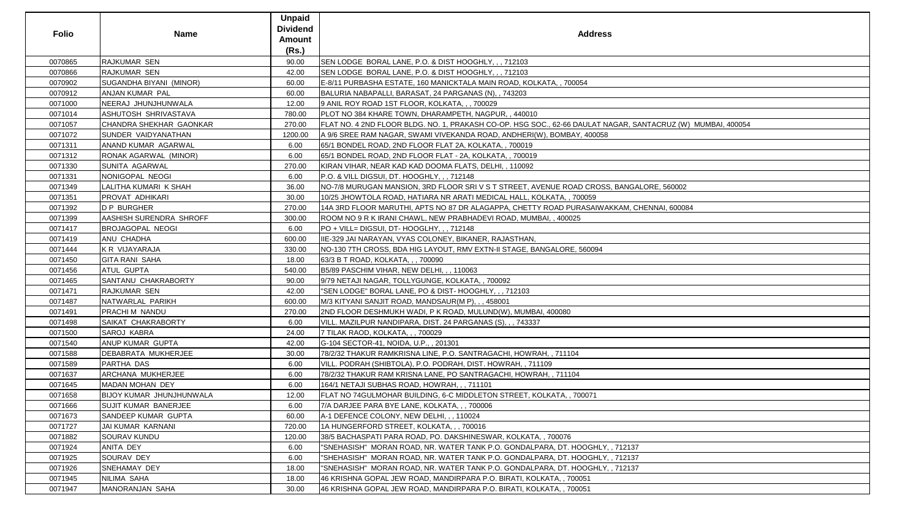| Folio | Name | Unpaid Dividend Amount (Rs.) | Address |
|---|---|---|---|
| 0070865 | RAJKUMAR SEN | 90.00 | SEN LODGE BORAL LANE, P.O. & DIST HOOGHLY, , , 712103 |
| 0070866 | RAJKUMAR SEN | 42.00 | SEN LODGE BORAL LANE, P.O. & DIST HOOGHLY, , , 712103 |
| 0070902 | SUGANDHA BIYANI (MINOR) | 60.00 | E-8/11 PURBASHA ESTATE, 160 MANICKTALA MAIN ROAD, KOLKATA, , 700054 |
| 0070912 | ANJAN KUMAR PAL | 60.00 | BALURIA NABAPALLI, BARASAT, 24 PARGANAS (N), , 743203 |
| 0071000 | NEERAJ JHUNJHUNWALA | 12.00 | 9 ANIL ROY ROAD 1ST FLOOR, KOLKATA, , , 700029 |
| 0071014 | ASHUTOSH SHRIVASTAVA | 780.00 | PLOT NO 384 KHARE TOWN, DHARAMPETH, NAGPUR, , 440010 |
| 0071057 | CHANDRA SHEKHAR GAONKAR | 270.00 | FLAT NO. 4 2ND FLOOR BLDG. NO. 1, PRAKASH CO-OP. HSG SOC., 62-66 DAULAT NAGAR, SANTACRUZ (W) MUMBAI, 400054 |
| 0071072 | SUNDER VAIDYANATHAN | 1200.00 | A 9/6 SREE RAM NAGAR, SWAMI VIVEKANDA ROAD, ANDHERI(W), BOMBAY, 400058 |
| 0071311 | ANAND KUMAR AGARWAL | 6.00 | 65/1 BONDEL ROAD, 2ND FLOOR FLAT 2A, KOLKATA, , 700019 |
| 0071312 | RONAK AGARWAL (MINOR) | 6.00 | 65/1 BONDEL ROAD, 2ND FLOOR FLAT - 2A, KOLKATA, , 700019 |
| 0071330 | SUNITA AGARWAL | 270.00 | KIRAN VIHAR, NEAR KAD KAD DOOMA FLATS, DELHI, , 110092 |
| 0071331 | NONIGOPAL NEOGI | 6.00 | P.O. & VILL DIGSUI, DT. HOOGHLY, , , 712148 |
| 0071349 | LALITHA KUMARI K SHAH | 36.00 | NO-7/8 MURUGAN MANSION, 3RD FLOOR SRI V S T STREET, AVENUE ROAD CROSS, BANGALORE, 560002 |
| 0071351 | PROVAT ADHIKARI | 30.00 | 10/25 JHOWTOLA ROAD, HATIARA NR ARATI MEDICAL HALL, KOLKATA, , 700059 |
| 0071392 | D P BURGHER | 270.00 | 14A 3RD FLOOR MARUTHI, APTS NO 87 DR ALAGAPPA, CHETTY ROAD PURASAIWAKKAM, CHENNAI, 600084 |
| 0071399 | AASHISH SURENDRA SHROFF | 300.00 | ROOM NO 9 R K IRANI CHAWL, NEW PRABHADEVI ROAD, MUMBAI, , 400025 |
| 0071417 | BROJAGOPAL NEOGI | 6.00 | PO + VILL= DIGSUI, DT- HOOGLHY, , , 712148 |
| 0071419 | ANU CHADHA | 600.00 | IIE-329 JAI NARAYAN, VYAS COLONEY, BIKANER, RAJASTHAN, |
| 0071444 | K R VIJAYARAJA | 330.00 | NO-130 7TH CROSS, BDA HIG LAYOUT, RMV EXTN-II STAGE, BANGALORE, 560094 |
| 0071450 | GITA RANI SAHA | 18.00 | 63/3 B T ROAD, KOLKATA, , , 700090 |
| 0071456 | ATUL GUPTA | 540.00 | B5/89 PASCHIM VIHAR, NEW DELHI, , , 110063 |
| 0071465 | SANTANU CHAKRABORTY | 90.00 | 9/79 NETAJI NAGAR, TOLLYGUNGE, KOLKATA, , 700092 |
| 0071471 | RAJKUMAR SEN | 42.00 | "SEN LODGE" BORAL LANE, PO & DIST- HOOGHLY, , , 712103 |
| 0071487 | NATWARLAL PARIKH | 600.00 | M/3 KITYANI SANJIT ROAD, MANDSAUR(M P), , , 458001 |
| 0071491 | PRACHI M NANDU | 270.00 | 2ND FLOOR DESHMUKH WADI, P K ROAD, MULUND(W), MUMBAI, 400080 |
| 0071498 | SAIKAT CHAKRABORTY | 6.00 | VILL. MAZILPUR NANDIPARA, DIST. 24 PARGANAS (S), , , 743337 |
| 0071500 | SAROJ KABRA | 24.00 | 7 TILAK RAOD, KOLKATA, , , 700029 |
| 0071540 | ANUP KUMAR GUPTA | 42.00 | G-104 SECTOR-41, NOIDA, U.P., , 201301 |
| 0071588 | DEBABRATA MUKHERJEE | 30.00 | 78/2/32 THAKUR RAMKRISNA LINE, P.O. SANTRAGACHI, HOWRAH, , 711104 |
| 0071589 | PARTHA DAS | 6.00 | VILL. PODRAH (SHIBTOLA), P.O. PODRAH, DIST. HOWRAH, , 711109 |
| 0071637 | ARCHANA MUKHERJEE | 6.00 | 78/2/32 THAKUR RAM KRISNA LANE, PO SANTRAGACHI, HOWRAH, , 711104 |
| 0071645 | MADAN MOHAN DEY | 6.00 | 164/1 NETAJI SUBHAS ROAD, HOWRAH, , , 711101 |
| 0071658 | BIJOY KUMAR JHUNJHUNWALA | 12.00 | FLAT NO 74GULMOHAR BUILDING, 6-C MIDDLETON STREET, KOLKATA, , 700071 |
| 0071666 | SUJIT KUMAR BANERJEE | 6.00 | 7/A DARJEE PARA BYE LANE, KOLKATA, , , 700006 |
| 0071673 | SANDEEP KUMAR GUPTA | 60.00 | A-1 DEFENCE COLONY, NEW DELHI, , , 110024 |
| 0071727 | JAI KUMAR KARNANI | 720.00 | 1A HUNGERFORD STREET, KOLKATA, , , 700016 |
| 0071882 | SOURAV KUNDU | 120.00 | 38/5 BACHASPATI PARA ROAD, PO. DAKSHINESWAR, KOLKATA, , 700076 |
| 0071924 | ANITA DEY | 6.00 | "SNEHASISH" MORAN ROAD, NR. WATER TANK P.O. GONDALPARA, DT. HOOGHLY, , 712137 |
| 0071925 | SOURAV DEY | 6.00 | "SHEHASISH" MORAN ROAD, NR. WATER TANK P.O. GONDALPARA, DT. HOOGHLY, , 712137 |
| 0071926 | SNEHAMAY DEY | 18.00 | "SNEHASISH" MORAN ROAD, NR. WATER TANK P.O. GONDALPARA, DT. HOOGHLY, , 712137 |
| 0071945 | NILIMA SAHA | 18.00 | 46 KRISHNA GOPAL JEW ROAD, MANDIRPARA P.O. BIRATI, KOLKATA, , 700051 |
| 0071947 | MANORANJAN SAHA | 30.00 | 46 KRISHNA GOPAL JEW ROAD, MANDIRPARA P.O. BIRATI, KOLKATA, , 700051 |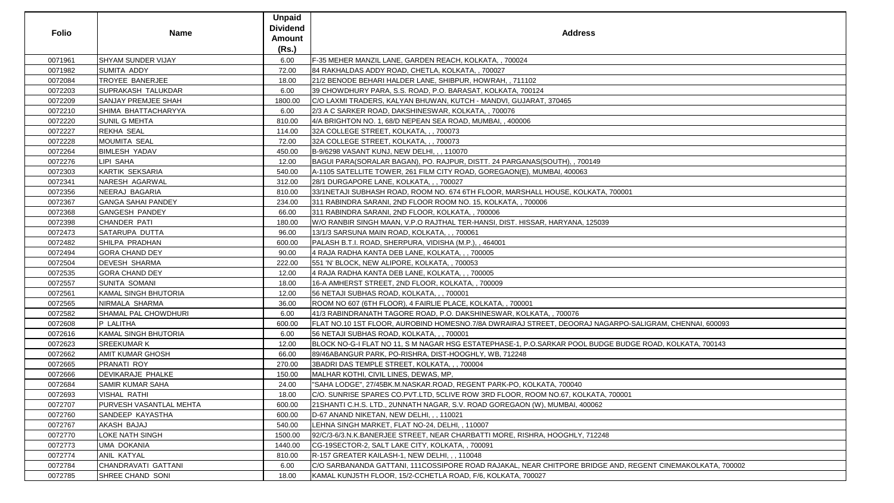| Folio | Name | Unpaid Dividend Amount (Rs.) | Address |
|---|---|---|---|
| 0071961 | SHYAM SUNDER VIJAY | 6.00 | F-35 MEHER MANZIL LANE, GARDEN REACH, KOLKATA, , 700024 |
| 0071982 | SUMITA ADDY | 72.00 | 84 RAKHALDAS ADDY ROAD, CHETLA, KOLKATA, , 700027 |
| 0072084 | TROYEE BANERJEE | 18.00 | 21/2 BENODE BEHARI HALDER LANE, SHIBPUR, HOWRAH, , 711102 |
| 0072203 | SUPRAKASH TALUKDAR | 6.00 | 39 CHOWDHURY PARA, S.S. ROAD, P.O. BARASAT, KOLKATA, 700124 |
| 0072209 | SANJAY PREMJEE SHAH | 1800.00 | C/O LAXMI TRADERS, KALYAN BHUWAN, KUTCH - MANDVI, GUJARAT, 370465 |
| 0072210 | SHIMA BHATTACHARYYA | 6.00 | 2/3 A C SARKER ROAD, DAKSHINESWAR, KOLKATA, , 700076 |
| 0072220 | SUNIL G MEHTA | 810.00 | 4/A BRIGHTON NO. 1, 68/D NEPEAN SEA ROAD, MUMBAI, , 400006 |
| 0072227 | REKHA SEAL | 114.00 | 32A COLLEGE STREET, KOLKATA, , , 700073 |
| 0072228 | MOUMITA SEAL | 72.00 | 32A COLLEGE STREET, KOLKATA, , , 700073 |
| 0072264 | BIMLESH YADAV | 450.00 | B-9/6298 VASANT KUNJ, NEW DELHI, , , 110070 |
| 0072276 | LIPI SAHA | 12.00 | BAGUI PARA(SORALAR BAGAN), PO. RAJPUR, DISTT. 24 PARGANAS(SOUTH), , 700149 |
| 0072303 | KARTIK SEKSARIA | 540.00 | A-1105 SATELLITE TOWER, 261 FILM CITY ROAD, GOREGAON(E), MUMBAI, 400063 |
| 0072341 | NARESH AGARWAL | 312.00 | 28/1 DURGAPORE LANE, KOLKATA, , , 700027 |
| 0072356 | NEERAJ BAGARIA | 810.00 | 33/1NETAJI SUBHASH ROAD, ROOM NO. 674 6TH FLOOR, MARSHALL HOUSE, KOLKATA, 700001 |
| 0072367 | GANGA SAHAI PANDEY | 234.00 | 311 RABINDRA SARANI, 2ND FLOOR ROOM NO. 15, KOLKATA, , 700006 |
| 0072368 | GANGESH PANDEY | 66.00 | 311 RABINDRA SARANI, 2ND FLOOR, KOLKATA, , 700006 |
| 0072398 | CHANDER PATI | 180.00 | W/O RANBIR SINGH MAAN, V.P.O RAJTHAL TER-HANSI, DIST. HISSAR, HARYANA, 125039 |
| 0072473 | SATARUPA DUTTA | 96.00 | 13/1/3 SARSUNA MAIN ROAD, KOLKATA, , , 700061 |
| 0072482 | SHILPA PRADHAN | 600.00 | PALASH B.T.I. ROAD, SHERPURA, VIDISHA (M.P.), , 464001 |
| 0072494 | GORA CHAND DEY | 90.00 | 4 RAJA RADHA KANTA DEB LANE, KOLKATA, , , 700005 |
| 0072504 | DEVESH SHARMA | 222.00 | 551 'N' BLOCK, NEW ALIPORE, KOLKATA, , 700053 |
| 0072535 | GORA CHAND DEY | 12.00 | 4 RAJA RADHA KANTA DEB LANE, KOLKATA, , , 700005 |
| 0072557 | SUNITA SOMANI | 18.00 | 16-A AMHERST STREET, 2ND FLOOR, KOLKATA, , 700009 |
| 0072561 | KAMAL SINGH BHUTORIA | 12.00 | 56 NETAJI SUBHAS ROAD, KOLKATA, , , 700001 |
| 0072565 | NIRMALA SHARMA | 36.00 | ROOM NO 607 (6TH FLOOR), 4 FAIRLIE PLACE, KOLKATA, , 700001 |
| 0072582 | SHAMAL PAL CHOWDHURI | 6.00 | 41/3 RABINDRANATH TAGORE ROAD, P.O. DAKSHINESWAR, KOLKATA, , 700076 |
| 0072608 | P LALITHA | 600.00 | FLAT NO.10 1ST FLOOR, AUROBIND HOMESNO.7/8A DWRAIRAJ STREET, DEOORAJ NAGARPO-SALIGRAM, CHENNAI, 600093 |
| 0072616 | KAMAL SINGH BHUTORIA | 6.00 | 56 NETAJI SUBHAS ROAD, KOLKATA, , , 700001 |
| 0072623 | SREEKUMAR K | 12.00 | BLOCK NO-G-I FLAT NO 11, S M NAGAR HSG ESTATEPHASE-1, P.O.SARKAR POOL BUDGE BUDGE ROAD, KOLKATA, 700143 |
| 0072662 | AMIT KUMAR GHOSH | 66.00 | 89/46ABANGUR PARK, PO-RISHRA, DIST-HOOGHLY, WB, 712248 |
| 0072665 | PRANATI ROY | 270.00 | 3BADRI DAS TEMPLE STREET, KOLKATA, , , 700004 |
| 0072666 | DEVIKARAJE PHALKE | 150.00 | MALHAR KOTHI, CIVIL LINES, DEWAS, MP, |
| 0072684 | SAMIR KUMAR SAHA | 24.00 | "SAHA LODGE", 27/45BK.M.NASKAR.ROAD, REGENT PARK-PO, KOLKATA, 700040 |
| 0072693 | VISHAL RATHI | 18.00 | C/O. SUNRISE SPARES CO.PVT.LTD, 5CLIVE ROW 3RD FLOOR, ROOM NO.67, KOLKATA, 700001 |
| 0072707 | PURVESH VASANTLAL MEHTA | 600.00 | 21SHANTI C.H.S. LTD., 2UNNATH NAGAR, S.V. ROAD GOREGAON (W), MUMBAI, 400062 |
| 0072760 | SANDEEP KAYASTHA | 600.00 | D-67 ANAND NIKETAN, NEW DELHI, , , 110021 |
| 0072767 | AKASH BAJAJ | 540.00 | LEHNA SINGH MARKET, FLAT NO-24, DELHI, , 110007 |
| 0072770 | LOKE NATH SINGH | 1500.00 | 92/C/3-6/3.N.K.BANERJEE STREET, NEAR CHARBATTI MORE, RISHRA, HOOGHLY, 712248 |
| 0072773 | UMA DOKANIA | 1440.00 | CG-19SECTOR-2, SALT LAKE CITY, KOLKATA, , 700091 |
| 0072774 | ANIL KATYAL | 810.00 | R-157 GREATER KAILASH-1, NEW DELHI, , , 110048 |
| 0072784 | CHANDRAVATI GATTANI | 6.00 | C/O SARBANANDA GATTANI, 111COSSIPORE ROAD RAJAKAL, NEAR CHITPORE BRIDGE AND, REGENT CINEMAKOLKATA, 700002 |
| 0072785 | SHREE CHAND SONI | 18.00 | KAMAL KUNJ5TH FLOOR, 15/2-CCHETLA ROAD, F/6, KOLKATA, 700027 |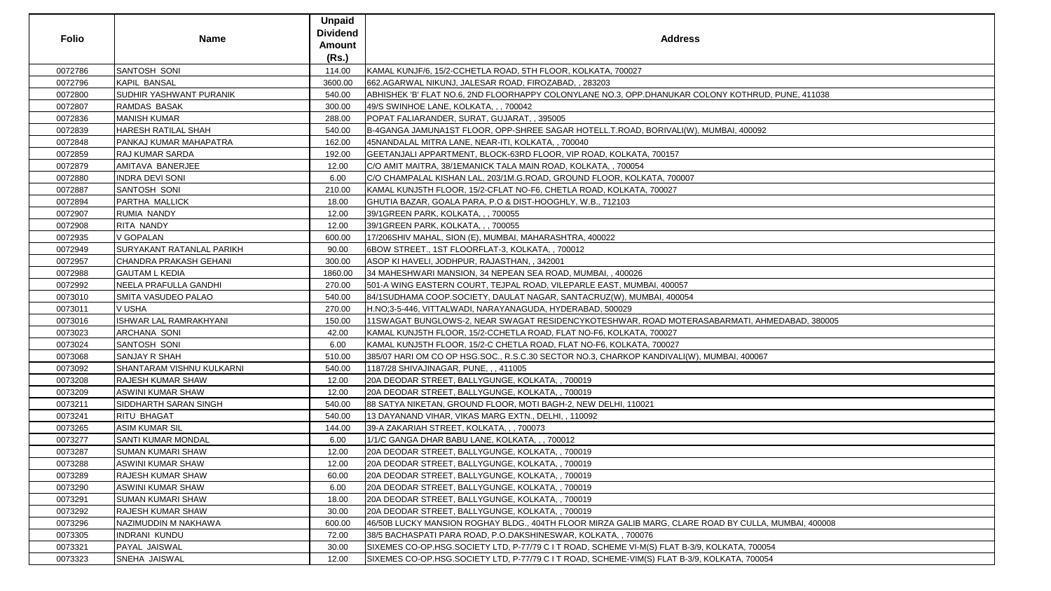| Folio | Name | Unpaid Dividend Amount (Rs.) | Address |
|---|---|---|---|
| 0072786 | SANTOSH SONI | 114.00 | KAMAL KUNJF/6, 15/2-CCHETLA ROAD, 5TH FLOOR, KOLKATA, 700027 |
| 0072796 | KAPIL BANSAL | 3600.00 | 662.AGARWAL NIKUNJ, JALESAR ROAD, FIROZABAD, , 283203 |
| 0072800 | SUDHIR YASHWANT PURANIK | 540.00 | ABHISHEK 'B' FLAT NO.6, 2ND FLOORHAPPY COLONYLANE NO.3, OPP.DHANUKAR COLONY KOTHRUD, PUNE, 411038 |
| 0072807 | RAMDAS BASAK | 300.00 | 49/S SWINHOE LANE, KOLKATA, , , 700042 |
| 0072836 | MANISH KUMAR | 288.00 | POPAT FALIARANDER, SURAT, GUJARAT, , 395005 |
| 0072839 | HARESH RATILAL SHAH | 540.00 | B-4GANGA JAMUNA1ST FLOOR, OPP-SHREE SAGAR HOTELL.T.ROAD, BORIVALI(W), MUMBAI, 400092 |
| 0072848 | PANKAJ KUMAR MAHAPATRA | 162.00 | 45NANDALAL MITRA LANE, NEAR-ITI, KOLKATA, , 700040 |
| 0072859 | RAJ KUMAR SARDA | 192.00 | GEETANJALI APPARTMENT, BLOCK-63RD FLOOR, VIP ROAD, KOLKATA, 700157 |
| 0072879 | AMITAVA BANERJEE | 12.00 | C/O AMIT MAITRA, 38/1EMANICK TALA MAIN ROAD, KOLKATA, , 700054 |
| 0072880 | INDRA DEVI SONI | 6.00 | C/O CHAMPALAL KISHAN LAL, 203/1M.G.ROAD, GROUND FLOOR, KOLKATA, 700007 |
| 0072887 | SANTOSH SONI | 210.00 | KAMAL KUNJ5TH FLOOR, 15/2-CFLAT NO-F6, CHETLA ROAD, KOLKATA, 700027 |
| 0072894 | PARTHA MALLICK | 18.00 | GHUTIA BAZAR, GOALA PARA, P.O & DIST-HOOGHLY, W.B., 712103 |
| 0072907 | RUMIA NANDY | 12.00 | 39/1GREEN PARK, KOLKATA, , , 700055 |
| 0072908 | RITA NANDY | 12.00 | 39/1GREEN PARK, KOLKATA, , , 700055 |
| 0072935 | V GOPALAN | 600.00 | 17/206SHIV MAHAL, SION (E), MUMBAI, MAHARASHTRA, 400022 |
| 0072949 | SURYAKANT RATANLAL PARIKH | 90.00 | 6BOW STREET., 1ST FLOORFLAT-3, KOLKATA, , 700012 |
| 0072957 | CHANDRA PRAKASH GEHANI | 300.00 | ASOP KI HAVELI, JODHPUR, RAJASTHAN, , 342001 |
| 0072988 | GAUTAM L KEDIA | 1860.00 | 34 MAHESHWARI MANSION, 34 NEPEAN SEA ROAD, MUMBAI, , 400026 |
| 0072992 | NEELA PRAFULLA GANDHI | 270.00 | 501-A WING EASTERN COURT, TEJPAL ROAD, VILEPARLE EAST, MUMBAI, 400057 |
| 0073010 | SMITA VASUDEO PALAO | 540.00 | 84/1SUDHAMA COOP.SOCIETY, DAULAT NAGAR, SANTACRUZ(W), MUMBAI, 400054 |
| 0073011 | V USHA | 270.00 | H.NO;3-5-446, VITTALWADI, NARAYANAGUDA, HYDERABAD, 500029 |
| 0073016 | ISHWAR LAL RAMRAKHYANI | 150.00 | 11SWAGAT BUNGLOWS-2, NEAR SWAGAT RESIDENCYKOTESHWAR, ROAD MOTERASABARMATI, AHMEDABAD, 380005 |
| 0073023 | ARCHANA SONI | 42.00 | KAMAL KUNJ5TH FLOOR, 15/2-CCHETLA ROAD, FLAT NO-F6, KOLKATA, 700027 |
| 0073024 | SANTOSH SONI | 6.00 | KAMAL KUNJ5TH FLOOR, 15/2-C CHETLA ROAD, FLAT NO-F6, KOLKATA, 700027 |
| 0073068 | SANJAY R SHAH | 510.00 | 385/07 HARI OM CO OP HSG.SOC., R.S.C.30 SECTOR NO.3, CHARKOP KANDIVALI(W), MUMBAI, 400067 |
| 0073092 | SHANTARAM VISHNU KULKARNI | 540.00 | 1187/28 SHIVAJINAGAR, PUNE, , , 411005 |
| 0073208 | RAJESH KUMAR SHAW | 12.00 | 20A DEODAR STREET, BALLYGUNGE, KOLKATA, , 700019 |
| 0073209 | ASWINI KUMAR SHAW | 12.00 | 20A DEODAR STREET, BALLYGUNGE, KOLKATA, , 700019 |
| 0073211 | SIDDHARTH SARAN SINGH | 540.00 | 88 SATYA NIKETAN, GROUND FLOOR, MOTI BAGH-2, NEW DELHI, 110021 |
| 0073241 | RITU BHAGAT | 540.00 | 13 DAYANAND VIHAR, VIKAS MARG EXTN., DELHI, , 110092 |
| 0073265 | ASIM KUMAR SIL | 144.00 | 39-A ZAKARIAH STREET, KOLKATA, , , 700073 |
| 0073277 | SANTI KUMAR MONDAL | 6.00 | 1/1/C GANGA DHAR BABU LANE, KOLKATA, , , 700012 |
| 0073287 | SUMAN KUMARI SHAW | 12.00 | 20A DEODAR STREET, BALLYGUNGE, KOLKATA, , 700019 |
| 0073288 | ASWINI KUMAR SHAW | 12.00 | 20A DEODAR STREET, BALLYGUNGE, KOLKATA, , 700019 |
| 0073289 | RAJESH KUMAR SHAW | 60.00 | 20A DEODAR STREET, BALLYGUNGE, KOLKATA, , 700019 |
| 0073290 | ASWINI KUMAR SHAW | 6.00 | 20A DEODAR STREET, BALLYGUNGE, KOLKATA, , 700019 |
| 0073291 | SUMAN KUMARI SHAW | 18.00 | 20A DEODAR STREET, BALLYGUNGE, KOLKATA, , 700019 |
| 0073292 | RAJESH KUMAR SHAW | 30.00 | 20A DEODAR STREET, BALLYGUNGE, KOLKATA, , 700019 |
| 0073296 | NAZIMUDDIN M NAKHAWA | 600.00 | 46/50B LUCKY MANSION ROGHAY BLDG., 404TH FLOOR MIRZA GALIB MARG, CLARE ROAD BY CULLA, MUMBAI, 400008 |
| 0073305 | INDRANI KUNDU | 72.00 | 38/5 BACHASPATI PARA ROAD, P.O.DAKSHINESWAR, KOLKATA, , 700076 |
| 0073321 | PAYAL JAISWAL | 30.00 | SIXEMES CO-OP.HSG.SOCIETY LTD, P-77/79 C I T ROAD, SCHEME VI-M(S) FLAT B-3/9, KOLKATA, 700054 |
| 0073323 | SNEHA JAISWAL | 12.00 | SIXEMES CO-OP.HSG.SOCIETY LTD, P-77/79 C I T ROAD, SCHEME-VIM(S) FLAT B-3/9, KOLKATA, 700054 |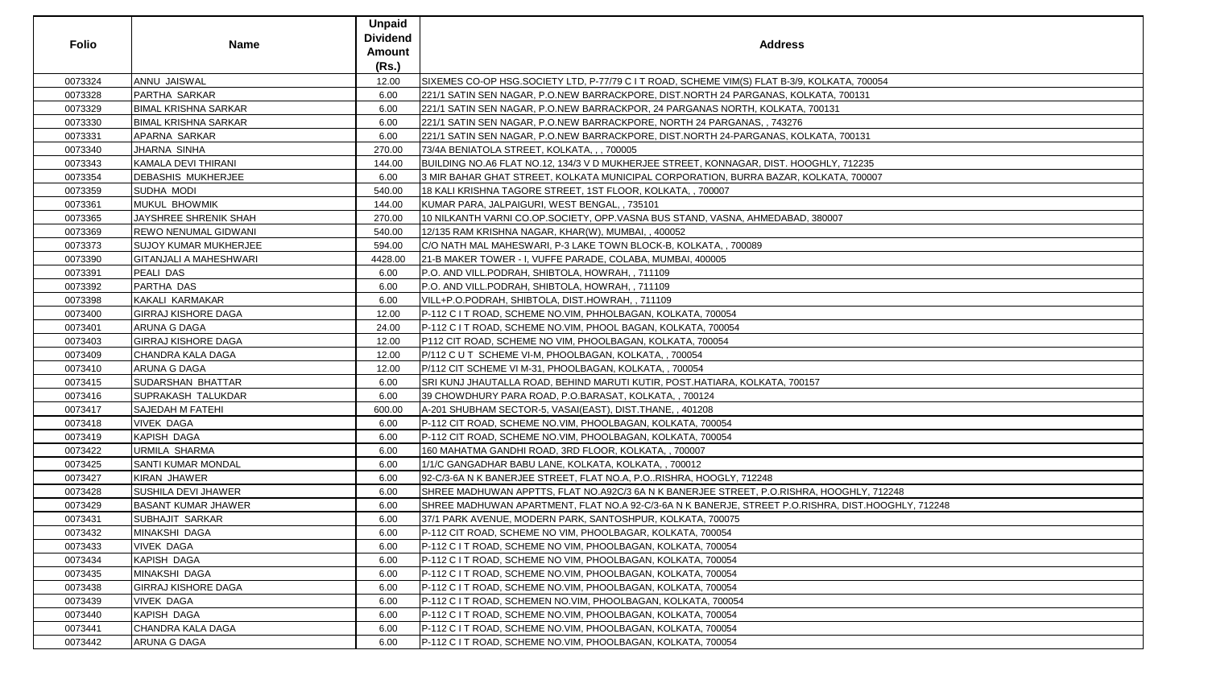| Folio | Name | Unpaid Dividend Amount (Rs.) | Address |
|---|---|---|---|
| 0073324 | ANNU JAISWAL | 12.00 | SIXEMES CO-OP HSG.SOCIETY LTD, P-77/79 C I T ROAD, SCHEME VIM(S) FLAT B-3/9, KOLKATA, 700054 |
| 0073328 | PARTHA SARKAR | 6.00 | 221/1 SATIN SEN NAGAR, P.O.NEW BARRACKPORE, DIST.NORTH 24 PARGANAS, KOLKATA, 700131 |
| 0073329 | BIMAL KRISHNA SARKAR | 6.00 | 221/1 SATIN SEN NAGAR, P.O.NEW BARRACKPOR, 24 PARGANAS NORTH, KOLKATA, 700131 |
| 0073330 | BIMAL KRISHNA SARKAR | 6.00 | 221/1 SATIN SEN NAGAR, P.O.NEW BARRACKPORE, NORTH 24 PARGANAS, , 743276 |
| 0073331 | APARNA SARKAR | 6.00 | 221/1 SATIN SEN NAGAR, P.O.NEW BARRACKPORE, DIST.NORTH 24-PARGANAS, KOLKATA, 700131 |
| 0073340 | JHARNA SINHA | 270.00 | 73/4A BENIATOLA STREET, KOLKATA, , , 700005 |
| 0073343 | KAMALA DEVI THIRANI | 144.00 | BUILDING NO.A6 FLAT NO.12, 134/3 V D MUKHERJEE STREET, KONNAGAR, DIST. HOOGHLY, 712235 |
| 0073354 | DEBASHIS MUKHERJEE | 6.00 | 3 MIR BAHAR GHAT STREET, KOLKATA MUNICIPAL CORPORATION, BURRA BAZAR, KOLKATA, 700007 |
| 0073359 | SUDHA MODI | 540.00 | 18 KALI KRISHNA TAGORE STREET, 1ST FLOOR, KOLKATA, , 700007 |
| 0073361 | MUKUL BHOWMIK | 144.00 | KUMAR PARA, JALPAIGURI, WEST BENGAL, , 735101 |
| 0073365 | JAYSHREE SHRENIK SHAH | 270.00 | 10 NILKANTH VARNI CO.OP.SOCIETY, OPP.VASNA BUS STAND, VASNA, AHMEDABAD, 380007 |
| 0073369 | REWO NENUMAL GIDWANI | 540.00 | 12/135 RAM KRISHNA NAGAR, KHAR(W), MUMBAI, , 400052 |
| 0073373 | SUJOY KUMAR MUKHERJEE | 594.00 | C/O NATH MAL MAHESWARI, P-3 LAKE TOWN BLOCK-B, KOLKATA, , 700089 |
| 0073390 | GITANJALI A MAHESHWARI | 4428.00 | 21-B MAKER TOWER - I, VUFFE PARADE, COLABA, MUMBAI, 400005 |
| 0073391 | PEALI DAS | 6.00 | P.O. AND VILL.PODRAH, SHIBTOLA, HOWRAH, , 711109 |
| 0073392 | PARTHA DAS | 6.00 | P.O. AND VILL.PODRAH, SHIBTOLA, HOWRAH, , 711109 |
| 0073398 | KAKALI KARMAKAR | 6.00 | VILL+P.O.PODRAH, SHIBTOLA, DIST.HOWRAH, , 711109 |
| 0073400 | GIRRAJ KISHORE DAGA | 12.00 | P-112 C I T ROAD, SCHEME NO.VIM, PHHOLBAGAN, KOLKATA, 700054 |
| 0073401 | ARUNA G DAGA | 24.00 | P-112 C I T ROAD, SCHEME NO.VIM, PHOOL BAGAN, KOLKATA, 700054 |
| 0073403 | GIRRAJ KISHORE DAGA | 12.00 | P112 CIT ROAD, SCHEME NO VIM, PHOOLBAGAN, KOLKATA, 700054 |
| 0073409 | CHANDRA KALA DAGA | 12.00 | P/112 C U T SCHEME VI-M, PHOOLBAGAN, KOLKATA, , 700054 |
| 0073410 | ARUNA G DAGA | 12.00 | P/112 CIT SCHEME VI M-31, PHOOLBAGAN, KOLKATA, , 700054 |
| 0073415 | SUDARSHAN BHATTAR | 6.00 | SRI KUNJ JHAUTALLA ROAD, BEHIND MARUTI KUTIR, POST.HATIARA, KOLKATA, 700157 |
| 0073416 | SUPRAKASH TALUKDAR | 6.00 | 39 CHOWDHURY PARA ROAD, P.O.BARASAT, KOLKATA, , 700124 |
| 0073417 | SAJEDAH M FATEHI | 600.00 | A-201 SHUBHAM SECTOR-5, VASAI(EAST), DIST.THANE, , 401208 |
| 0073418 | VIVEK DAGA | 6.00 | P-112 CIT ROAD, SCHEME NO.VIM, PHOOLBAGAN, KOLKATA, 700054 |
| 0073419 | KAPISH DAGA | 6.00 | P-112 CIT ROAD, SCHEME NO.VIM, PHOOLBAGAN, KOLKATA, 700054 |
| 0073422 | URMILA SHARMA | 6.00 | 160 MAHATMA GANDHI ROAD, 3RD FLOOR, KOLKATA, , 700007 |
| 0073425 | SANTI KUMAR MONDAL | 6.00 | 1/1/C GANGADHAR BABU LANE, KOLKATA, KOLKATA, , 700012 |
| 0073427 | KIRAN JHAWER | 6.00 | 92-C/3-6A N K BANERJEE STREET, FLAT NO.A, P.O..RISHRA, HOOGLY, 712248 |
| 0073428 | SUSHILA DEVI JHAWER | 6.00 | SHREE MADHUWAN APPTTS, FLAT NO.A92C/3 6A N K BANERJEE STREET, P.O.RISHRA, HOOGHLY, 712248 |
| 0073429 | BASANT KUMAR JHAWER | 6.00 | SHREE MADHUWAN APARTMENT, FLAT NO.A 92-C/3-6A N K BANERJE, STREET P.O.RISHRA, DIST.HOOGHLY, 712248 |
| 0073431 | SUBHAJIT SARKAR | 6.00 | 37/1 PARK AVENUE, MODERN PARK, SANTOSHPUR, KOLKATA, 700075 |
| 0073432 | MINAKSHI DAGA | 6.00 | P-112 CIT ROAD, SCHEME NO VIM, PHOOLBAGAR, KOLKATA, 700054 |
| 0073433 | VIVEK DAGA | 6.00 | P-112 C I T ROAD, SCHEME NO VIM, PHOOLBAGAN, KOLKATA, 700054 |
| 0073434 | KAPISH DAGA | 6.00 | P-112 C I T ROAD, SCHEME NO VIM, PHOOLBAGAN, KOLKATA, 700054 |
| 0073435 | MINAKSHI DAGA | 6.00 | P-112 C I T ROAD, SCHEME NO.VIM, PHOOLBAGAN, KOLKATA, 700054 |
| 0073438 | GIRRAJ KISHORE DAGA | 6.00 | P-112 C I T ROAD, SCHEME NO.VIM, PHOOLBAGAN, KOLKATA, 700054 |
| 0073439 | VIVEK DAGA | 6.00 | P-112 C I T ROAD, SCHEMEN NO.VIM, PHOOLBAGAN, KOLKATA, 700054 |
| 0073440 | KAPISH DAGA | 6.00 | P-112 C I T ROAD, SCHEME NO.VIM, PHOOLBAGAN, KOLKATA, 700054 |
| 0073441 | CHANDRA KALA DAGA | 6.00 | P-112 C I T ROAD, SCHEME NO.VIM, PHOOLBAGAN, KOLKATA, 700054 |
| 0073442 | ARUNA G DAGA | 6.00 | P-112 C I T ROAD, SCHEME NO.VIM, PHOOLBAGAN, KOLKATA, 700054 |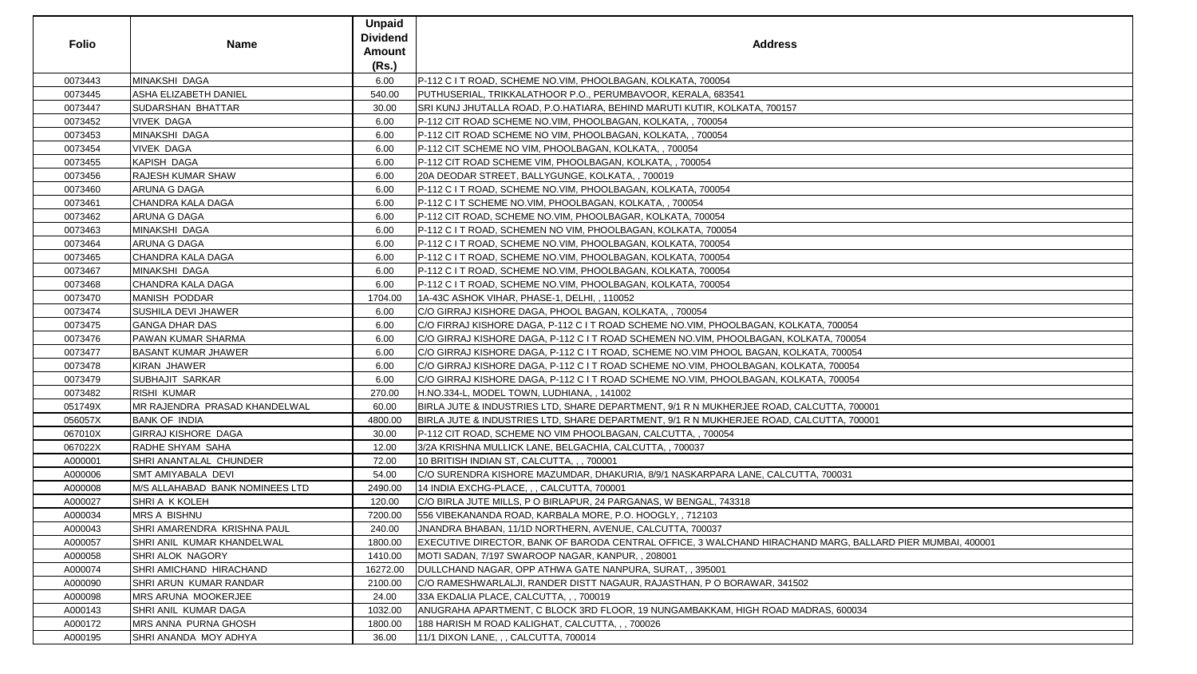| Folio | Name | Unpaid Dividend Amount (Rs.) | Address |
|---|---|---|---|
| 0073443 | MINAKSHI DAGA | 6.00 | P-112 C I T ROAD, SCHEME NO.VIM, PHOOLBAGAN, KOLKATA, 700054 |
| 0073445 | ASHA ELIZABETH DANIEL | 540.00 | PUTHUSERIAL, TRIKKALATHOOR P.O., PERUMBAVOOR, KERALA, 683541 |
| 0073447 | SUDARSHAN BHATTAR | 30.00 | SRI KUNJ JHUTALLA ROAD, P.O.HATIARA, BEHIND MARUTI KUTIR, KOLKATA, 700157 |
| 0073452 | VIVEK DAGA | 6.00 | P-112 CIT ROAD SCHEME NO.VIM, PHOOLBAGAN, KOLKATA, , 700054 |
| 0073453 | MINAKSHI DAGA | 6.00 | P-112 CIT ROAD SCHEME NO VIM, PHOOLBAGAN, KOLKATA, , 700054 |
| 0073454 | VIVEK DAGA | 6.00 | P-112 CIT SCHEME NO VIM, PHOOLBAGAN, KOLKATA, , 700054 |
| 0073455 | KAPISH DAGA | 6.00 | P-112 CIT ROAD SCHEME VIM, PHOOLBAGAN, KOLKATA, , 700054 |
| 0073456 | RAJESH KUMAR SHAW | 6.00 | 20A DEODAR STREET, BALLYGUNGE, KOLKATA, , 700019 |
| 0073460 | ARUNA G DAGA | 6.00 | P-112 C I T ROAD, SCHEME NO.VIM, PHOOLBAGAN, KOLKATA, 700054 |
| 0073461 | CHANDRA KALA DAGA | 6.00 | P-112 C I T SCHEME NO.VIM, PHOOLBAGAN, KOLKATA, , 700054 |
| 0073462 | ARUNA G DAGA | 6.00 | P-112 CIT ROAD, SCHEME NO.VIM, PHOOLBAGAR, KOLKATA, 700054 |
| 0073463 | MINAKSHI DAGA | 6.00 | P-112 C I T ROAD, SCHEMEN NO VIM, PHOOLBAGAN, KOLKATA, 700054 |
| 0073464 | ARUNA G DAGA | 6.00 | P-112 C I T ROAD, SCHEME NO.VIM, PHOOLBAGAN, KOLKATA, 700054 |
| 0073465 | CHANDRA KALA DAGA | 6.00 | P-112 C I T ROAD, SCHEME NO.VIM, PHOOLBAGAN, KOLKATA, 700054 |
| 0073467 | MINAKSHI DAGA | 6.00 | P-112 C I T ROAD, SCHEME NO.VIM, PHOOLBAGAN, KOLKATA, 700054 |
| 0073468 | CHANDRA KALA DAGA | 6.00 | P-112 C I T ROAD, SCHEME NO.VIM, PHOOLBAGAN, KOLKATA, 700054 |
| 0073470 | MANISH PODDAR | 1704.00 | 1A-43C ASHOK VIHAR, PHASE-1, DELHI, , 110052 |
| 0073474 | SUSHILA DEVI JHAWER | 6.00 | C/O GIRRAJ KISHORE DAGA, PHOOL BAGAN, KOLKATA, , 700054 |
| 0073475 | GANGA DHAR DAS | 6.00 | C/O FIRRAJ KISHORE DAGA, P-112 C I T ROAD SCHEME NO.VIM, PHOOLBAGAN, KOLKATA, 700054 |
| 0073476 | PAWAN KUMAR SHARMA | 6.00 | C/O GIRRAJ KISHORE DAGA, P-112 C I T ROAD SCHEMEN NO.VIM, PHOOLBAGAN, KOLKATA, 700054 |
| 0073477 | BASANT KUMAR JHAWER | 6.00 | C/O GIRRAJ KISHORE DAGA, P-112 C I T ROAD, SCHEME NO.VIM PHOOL BAGAN, KOLKATA, 700054 |
| 0073478 | KIRAN JHAWER | 6.00 | C/O GIRRAJ KISHORE DAGA, P-112 C I T ROAD SCHEME NO.VIM, PHOOLBAGAN, KOLKATA, 700054 |
| 0073479 | SUBHAJIT SARKAR | 6.00 | C/O GIRRAJ KISHORE DAGA, P-112 C I T ROAD SCHEME NO.VIM, PHOOLBAGAN, KOLKATA, 700054 |
| 0073482 | RISHI KUMAR | 270.00 | H.NO.334-L, MODEL TOWN, LUDHIANA, , 141002 |
| 051749X | MR RAJENDRA PRASAD KHANDELWAL | 60.00 | BIRLA JUTE & INDUSTRIES LTD, SHARE DEPARTMENT, 9/1 R N MUKHERJEE ROAD, CALCUTTA, 700001 |
| 056057X | BANK OF INDIA | 4800.00 | BIRLA JUTE & INDUSTRIES LTD, SHARE DEPARTMENT, 9/1 R N MUKHERJEE ROAD, CALCUTTA, 700001 |
| 067010X | GIRRAJ KISHORE DAGA | 30.00 | P-112 CIT ROAD, SCHEME NO VIM PHOOLBAGAN, CALCUTTA, , 700054 |
| 067022X | RADHE SHYAM SAHA | 12.00 | 3/2A KRISHNA MULLICK LANE, BELGACHIA, CALCUTTA, , 700037 |
| A000001 | SHRI ANANTALAL CHUNDER | 72.00 | 10 BRITISH INDIAN ST, CALCUTTA, , , 700001 |
| A000006 | SMT AMIYABALA DEVI | 54.00 | C/O SURENDRA KISHORE MAZUMDAR, DHAKURIA, 8/9/1 NASKARPARA LANE, CALCUTTA, 700031 |
| A000008 | M/S ALLAHABAD BANK NOMINEES LTD | 2490.00 | 14 INDIA EXCHG-PLACE, , , CALCUTTA, 700001 |
| A000027 | SHRI A K KOLEH | 120.00 | C/O BIRLA JUTE MILLS, P O BIRLAPUR, 24 PARGANAS, W BENGAL, 743318 |
| A000034 | MRS A BISHNU | 7200.00 | 556 VIBEKANANDA ROAD, KARBALA MORE, P.O. HOOGLY, , 712103 |
| A000043 | SHRI AMARENDRA KRISHNA PAUL | 240.00 | JNANDRA BHABAN, 11/1D NORTHERN, AVENUE, CALCUTTA, 700037 |
| A000057 | SHRI ANIL KUMAR KHANDELWAL | 1800.00 | EXECUTIVE DIRECTOR, BANK OF BARODA CENTRAL OFFICE, 3 WALCHAND HIRACHAND MARG, BALLARD PIER MUMBAI, 400001 |
| A000058 | SHRI ALOK NAGORY | 1410.00 | MOTI SADAN, 7/197 SWAROOP NAGAR, KANPUR, , 208001 |
| A000074 | SHRI AMICHAND HIRACHAND | 16272.00 | DULLCHAND NAGAR, OPP ATHWA GATE NANPURA, SURAT, , 395001 |
| A000090 | SHRI ARUN KUMAR RANDAR | 2100.00 | C/O RAMESHWARLALJI, RANDER DISTT NAGAUR, RAJASTHAN, P O BORAWAR, 341502 |
| A000098 | MRS ARUNA MOOKERJEE | 24.00 | 33A EKDALIA PLACE, CALCUTTA, , , 700019 |
| A000143 | SHRI ANIL KUMAR DAGA | 1032.00 | ANUGRAHA APARTMENT, C BLOCK 3RD FLOOR, 19 NUNGAMBAKKAM, HIGH ROAD MADRAS, 600034 |
| A000172 | MRS ANNA PURNA GHOSH | 1800.00 | 188 HARISH M ROAD KALIGHAT, CALCUTTA, , , 700026 |
| A000195 | SHRI ANANDA MOY ADHYA | 36.00 | 11/1 DIXON LANE, , , CALCUTTA, 700014 |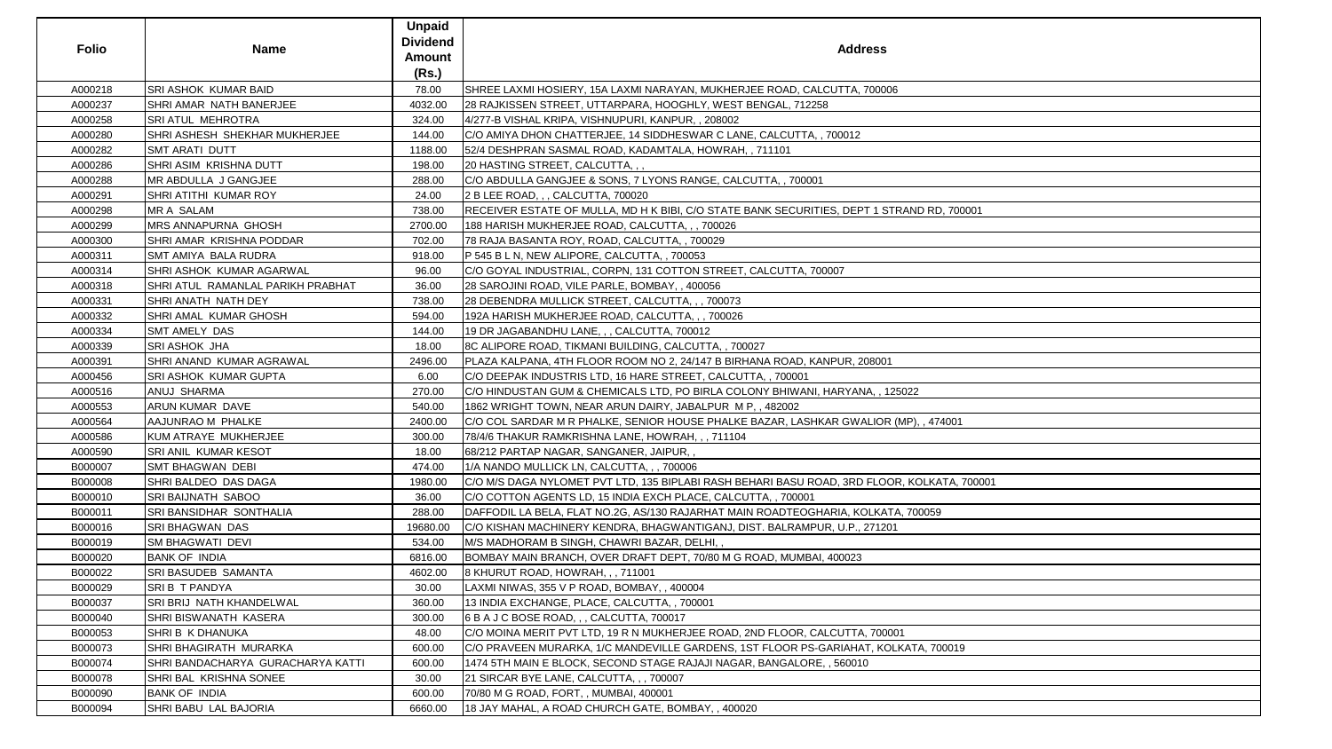| Folio | Name | Unpaid Dividend Amount (Rs.) | Address |
|---|---|---|---|
| A000218 | SRI ASHOK KUMAR BAID | 78.00 | SHREE LAXMI HOSIERY, 15A LAXMI NARAYAN, MUKHERJEE ROAD, CALCUTTA, 700006 |
| A000237 | SHRI AMAR NATH BANERJEE | 4032.00 | 28 RAJKISSEN STREET, UTTARPARA, HOOGHLY, WEST BENGAL, 712258 |
| A000258 | SRI ATUL MEHROTRA | 324.00 | 4/277-B VISHAL KRIPA, VISHNUPURI, KANPUR, , 208002 |
| A000280 | SHRI ASHESH SHEKHAR MUKHERJEE | 144.00 | C/O AMIYA DHON CHATTERJEE, 14 SIDDHESWAR C LANE, CALCUTTA, , 700012 |
| A000282 | SMT ARATI DUTT | 1188.00 | 52/4 DESHPRAN SASMAL ROAD, KADAMTALA, HOWRAH, , 711101 |
| A000286 | SHRI ASIM KRISHNA DUTT | 198.00 | 20 HASTING STREET, CALCUTTA, , , |
| A000288 | MR ABDULLA J GANGJEE | 288.00 | C/O ABDULLA GANGJEE & SONS, 7 LYONS RANGE, CALCUTTA, , 700001 |
| A000291 | SHRI ATITHI KUMAR ROY | 24.00 | 2 B LEE ROAD, , , CALCUTTA, 700020 |
| A000298 | MR A SALAM | 738.00 | RECEIVER ESTATE OF MULLA, MD H K BIBI, C/O STATE BANK SECURITIES, DEPT 1 STRAND RD, 700001 |
| A000299 | MRS ANNAPURNA GHOSH | 2700.00 | 188 HARISH MUKHERJEE ROAD, CALCUTTA, , , 700026 |
| A000300 | SHRI AMAR KRISHNA PODDAR | 702.00 | 78 RAJA BASANTA ROY, ROAD, CALCUTTA, , 700029 |
| A000311 | SMT AMIYA BALA RUDRA | 918.00 | P 545 B L N, NEW ALIPORE, CALCUTTA, , 700053 |
| A000314 | SHRI ASHOK KUMAR AGARWAL | 96.00 | C/O GOYAL INDUSTRIAL, CORPN, 131 COTTON STREET, CALCUTTA, 700007 |
| A000318 | SHRI ATUL RAMANLAL PARIKH PRABHAT | 36.00 | 28 SAROJINI ROAD, VILE PARLE, BOMBAY, , 400056 |
| A000331 | SHRI ANATH NATH DEY | 738.00 | 28 DEBENDRA MULLICK STREET, CALCUTTA, , , 700073 |
| A000332 | SHRI AMAL KUMAR GHOSH | 594.00 | 192A HARISH MUKHERJEE ROAD, CALCUTTA, , , 700026 |
| A000334 | SMT AMELY DAS | 144.00 | 19 DR JAGABANDHU LANE, , , CALCUTTA, 700012 |
| A000339 | SRI ASHOK JHA | 18.00 | 8C ALIPORE ROAD, TIKMANI BUILDING, CALCUTTA, , 700027 |
| A000391 | SHRI ANAND KUMAR AGRAWAL | 2496.00 | PLAZA KALPANA, 4TH FLOOR ROOM NO 2, 24/147 B BIRHANA ROAD, KANPUR, 208001 |
| A000456 | SRI ASHOK KUMAR GUPTA | 6.00 | C/O DEEPAK INDUSTRIS LTD, 16 HARE STREET, CALCUTTA, , 700001 |
| A000516 | ANUJ SHARMA | 270.00 | C/O HINDUSTAN GUM & CHEMICALS LTD, PO BIRLA COLONY BHIWANI, HARYANA, , 125022 |
| A000553 | ARUN KUMAR DAVE | 540.00 | 1862 WRIGHT TOWN, NEAR ARUN DAIRY, JABALPUR M P, , 482002 |
| A000564 | AAJUNRAO M PHALKE | 2400.00 | C/O COL SARDAR M R PHALKE, SENIOR HOUSE PHALKE BAZAR, LASHKAR GWALIOR (MP), , 474001 |
| A000586 | KUM ATRAYE MUKHERJEE | 300.00 | 78/4/6 THAKUR RAMKRISHNA LANE, HOWRAH, , , 711104 |
| A000590 | SRI ANIL KUMAR KESOT | 18.00 | 68/212 PARTAP NAGAR, SANGANER, JAIPUR, , |
| B000007 | SMT BHAGWAN DEBI | 474.00 | 1/A NANDO MULLICK LN, CALCUTTA, , , 700006 |
| B000008 | SHRI BALDEO DAS DAGA | 1980.00 | C/O M/S DAGA NYLOMET PVT LTD, 135 BIPLABI RASH BEHARI BASU ROAD, 3RD FLOOR, KOLKATA, 700001 |
| B000010 | SRI BAIJNATH SABOO | 36.00 | C/O COTTON AGENTS LD, 15 INDIA EXCH PLACE, CALCUTTA, , 700001 |
| B000011 | SRI BANSIDHAR SONTHALIA | 288.00 | DAFFODIL LA BELA, FLAT NO.2G, AS/130 RAJARHAT MAIN ROADTEOGHARIA, KOLKATA, 700059 |
| B000016 | SRI BHAGWAN DAS | 19680.00 | C/O KISHAN MACHINERY KENDRA, BHAGWANTIGANJ, DIST. BALRAMPUR, U.P., 271201 |
| B000019 | SM BHAGWATI DEVI | 534.00 | M/S MADHORAM B SINGH, CHAWRI BAZAR, DELHI, , |
| B000020 | BANK OF INDIA | 6816.00 | BOMBAY MAIN BRANCH, OVER DRAFT DEPT, 70/80 M G ROAD, MUMBAI, 400023 |
| B000022 | SRI BASUDEB SAMANTA | 4602.00 | 8 KHURUT ROAD, HOWRAH, , , 711001 |
| B000029 | SRI B T PANDYA | 30.00 | LAXMI NIWAS, 355 V P ROAD, BOMBAY, , 400004 |
| B000037 | SRI BRIJ NATH KHANDELWAL | 360.00 | 13 INDIA EXCHANGE, PLACE, CALCUTTA, , 700001 |
| B000040 | SHRI BISWANATH KASERA | 300.00 | 6 B A J C BOSE ROAD, , , CALCUTTA, 700017 |
| B000053 | SHRI B K DHANUKA | 48.00 | C/O MOINA MERIT PVT LTD, 19 R N MUKHERJEE ROAD, 2ND FLOOR, CALCUTTA, 700001 |
| B000073 | SHRI BHAGIRATH MURARKA | 600.00 | C/O PRAVEEN MURARKA, 1/C MANDEVILLE GARDENS, 1ST FLOOR PS-GARIAHAT, KOLKATA, 700019 |
| B000074 | SHRI BANDACHARYA GURACHARYA KATTI | 600.00 | 1474 5TH MAIN E BLOCK, SECOND STAGE RAJAJI NAGAR, BANGALORE, , 560010 |
| B000078 | SHRI BAL KRISHNA SONEE | 30.00 | 21 SIRCAR BYE LANE, CALCUTTA, , , 700007 |
| B000090 | BANK OF INDIA | 600.00 | 70/80 M G ROAD, FORT, , MUMBAI, 400001 |
| B000094 | SHRI BABU LAL BAJORIA | 6660.00 | 18 JAY MAHAL, A ROAD CHURCH GATE, BOMBAY, , 400020 |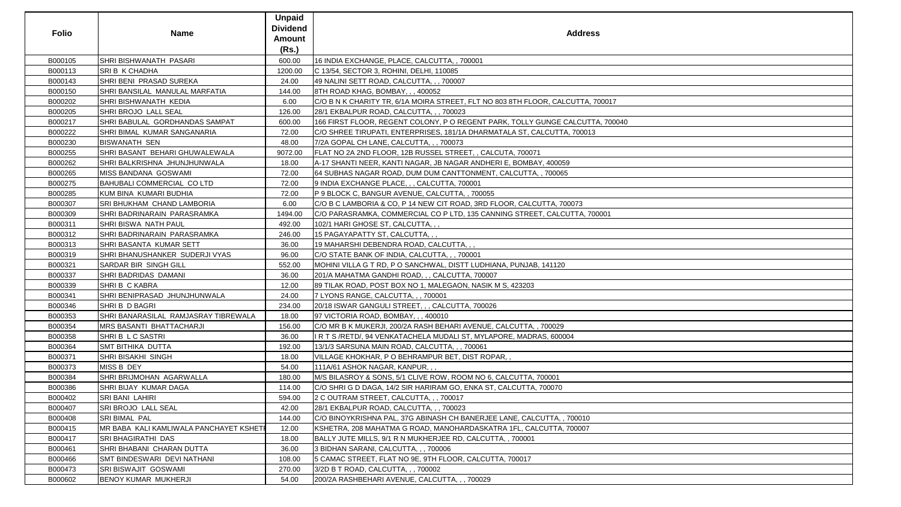| Folio | Name | Unpaid Dividend Amount (Rs.) | Address |
|---|---|---|---|
| B000105 | SHRI BISHWANATH PASARI | 600.00 | 16 INDIA EXCHANGE, PLACE, CALCUTTA, , 700001 |
| B000113 | SRI B K CHADHA | 1200.00 | C 13/54, SECTOR 3, ROHINI, DELHI, 110085 |
| B000143 | SHRI BENI PRASAD SUREKA | 24.00 | 49 NALINI SETT ROAD, CALCUTTA, , , 700007 |
| B000150 | SHRI BANSILAL MANULAL MARFATIA | 144.00 | 8TH ROAD KHAG, BOMBAY, , , 400052 |
| B000202 | SHRI BISHWANATH KEDIA | 6.00 | C/O B N K CHARITY TR, 6/1A MOIRA STREET, FLT NO 803 8TH FLOOR, CALCUTTA, 700017 |
| B000205 | SHRI BROJO LALL SEAL | 126.00 | 28/1 EKBALPUR ROAD, CALCUTTA, , , 700023 |
| B000217 | SHRI BABULAL GORDHANDAS SAMPAT | 600.00 | 166 FIRST FLOOR, REGENT COLONY, P O REGENT PARK, TOLLY GUNGE CALCUTTA, 700040 |
| B000222 | SHRI BIMAL KUMAR SANGANARIA | 72.00 | C/O SHREE TIRUPATI, ENTERPRISES, 181/1A DHARMATALA ST, CALCUTTA, 700013 |
| B000230 | BISWANATH SEN | 48.00 | 7/2A GOPAL CH LANE, CALCUTTA, , , 700073 |
| B000255 | SHRI BASANT BEHARI GHUWALEWALA | 9072.00 | FLAT NO 2A 2ND FLOOR, 12B RUSSEL STREET, , CALCUTA, 700071 |
| B000262 | SHRI BALKRISHNA JHUNJHUNWALA | 18.00 | A-17 SHANTI NEER, KANTI NAGAR, JB NAGAR ANDHERI E, BOMBAY, 400059 |
| B000265 | MISS BANDANA GOSWAMI | 72.00 | 64 SUBHAS NAGAR ROAD, DUM DUM CANTTONMENT, CALCUTTA, , 700065 |
| B000275 | BAHUBALI COMMERCIAL CO LTD | 72.00 | 9 INDIA EXCHANGE PLACE, , , CALCUTTA, 700001 |
| B000285 | KUM BINA KUMARI BUDHIA | 72.00 | P 9 BLOCK C, BANGUR AVENUE, CALCUTTA, , 700055 |
| B000307 | SRI BHUKHAM CHAND LAMBORIA | 6.00 | C/O B C LAMBORIA & CO, P 14 NEW CIT ROAD, 3RD FLOOR, CALCUTTA, 700073 |
| B000309 | SHRI BADRINARAIN PARASRAMKA | 1494.00 | C/O PARASRAMKA, COMMERCIAL CO P LTD, 135 CANNING STREET, CALCUTTA, 700001 |
| B000311 | SHRI BISWA NATH PAUL | 492.00 | 102/1 HARI GHOSE ST, CALCUTTA, , , |
| B000312 | SHRI BADRINARAIN PARASRAMKA | 246.00 | 15 PAGAYAPATTY ST, CALCUTTA, , , |
| B000313 | SHRI BASANTA KUMAR SETT | 36.00 | 19 MAHARSHI DEBENDRA ROAD, CALCUTTA, , , |
| B000319 | SHRI BHANUSHANKER SUDERJI VYAS | 96.00 | C/O STATE BANK OF INDIA, CALCUTTA, , , 700001 |
| B000321 | SARDAR BIR SINGH GILL | 552.00 | MOHINI VILLA G T RD, P O SANCHWAL, DISTT LUDHIANA, PUNJAB, 141120 |
| B000337 | SHRI BADRIDAS DAMANI | 36.00 | 201/A MAHATMA GANDHI ROAD, , , CALCUTTA, 700007 |
| B000339 | SHRI B C KABRA | 12.00 | 89 TILAK ROAD, POST BOX NO 1, MALEGAON, NASIK M S, 423203 |
| B000341 | SHRI BENIPRASAD JHUNJHUNWALA | 24.00 | 7 LYONS RANGE, CALCUTTA, , , 700001 |
| B000346 | SHRI B D BAGRI | 234.00 | 20/18 ISWAR GANGULI STREET, , , CALCUTTA, 700026 |
| B000353 | SHRI BANARASILAL RAMJASRAY TIBREWALA | 18.00 | 97 VICTORIA ROAD, BOMBAY, , , 400010 |
| B000354 | MRS BASANTI BHATTACHARJI | 156.00 | C/O MR B K MUKERJI, 200/2A RASH BEHARI AVENUE, CALCUTTA, , 700029 |
| B000358 | SHRI B L C SASTRI | 36.00 | I R T S /RETD/, 94 VENKATACHELA MUDALI ST, MYLAPORE, MADRAS, 600004 |
| B000364 | SMT BITHIKA DUTTA | 192.00 | 13/1/3 SARSUNA MAIN ROAD, CALCUTTA, , , 700061 |
| B000371 | SHRI BISAKHI SINGH | 18.00 | VILLAGE KHOKHAR, P O BEHRAMPUR BET, DIST ROPAR, , |
| B000373 | MISS B DEY | 54.00 | 111A/61 ASHOK NAGAR, KANPUR, , , |
| B000384 | SHRI BRIJMOHAN AGARWALLA | 180.00 | M/S BILASROY & SONS, 5/1 CLIVE ROW, ROOM NO 6, CALCUTTA, 700001 |
| B000386 | SHRI BIJAY KUMAR DAGA | 114.00 | C/O SHRI G D DAGA, 14/2 SIR HARIRAM GO, ENKA ST, CALCUTTA, 700070 |
| B000402 | SRI BANI LAHIRI | 594.00 | 2 C OUTRAM STREET, CALCUTTA, , , 700017 |
| B000407 | SRI BROJO LALL SEAL | 42.00 | 28/1 EKBALPUR ROAD, CALCUTTA, , , 700023 |
| B000408 | SRI BIMAL PAL | 144.00 | C/O BINOYKRISHNA PAL, 37G ABINASH CH BANERJEE LANE, CALCUTTA, , 700010 |
| B000415 | MR BABA KALI KAMLIWALA PANCHAYET KSHETI | 12.00 | KSHETRA, 208 MAHATMA G ROAD, MANOHARDASKATRA 1FL, CALCUTTA, 700007 |
| B000417 | SRI BHAGIRATHI DAS | 18.00 | BALLY JUTE MILLS, 9/1 R N MUKHERJEE RD, CALCUTTA, , 700001 |
| B000461 | SHRI BHABANI CHARAN DUTTA | 36.00 | 3 BIDHAN SARANI, CALCUTTA, , , 700006 |
| B000466 | SMT BINDESWARI DEVI NATHANI | 108.00 | 5 CAMAC STREET, FLAT NO 9E, 9TH FLOOR, CALCUTTA, 700017 |
| B000473 | SRI BISWAJIT GOSWAMI | 270.00 | 3/2D B T ROAD, CALCUTTA, , , 700002 |
| B000602 | BENOY KUMAR MUKHERJI | 54.00 | 200/2A RASHBEHARI AVENUE, CALCUTTA, , , 700029 |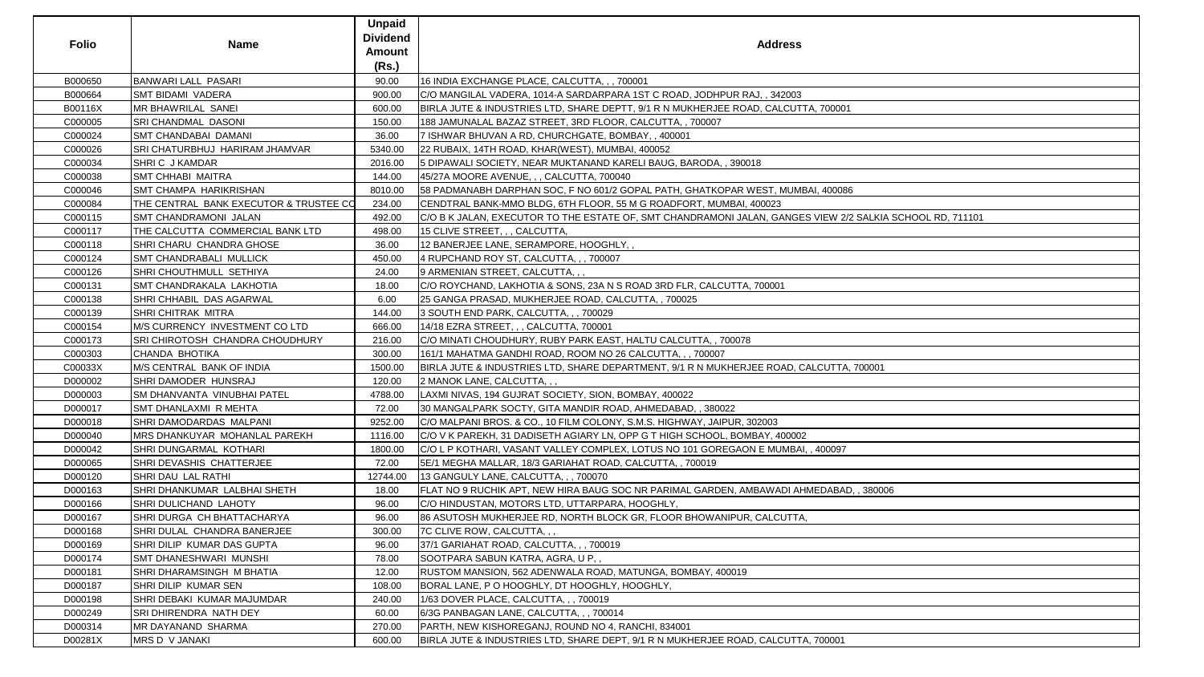| Folio | Name | Unpaid Dividend Amount (Rs.) | Address |
|---|---|---|---|
| B000650 | BANWARI LALL PASARI | 90.00 | 16 INDIA EXCHANGE PLACE, CALCUTTA, , , 700001 |
| B000664 | SMT BIDAMI VADERA | 900.00 | C/O MANGILAL VADERA, 1014-A SARDARPARA 1ST C ROAD, JODHPUR RAJ, , 342003 |
| B00116X | MR BHAWRILAL SANEI | 600.00 | BIRLA JUTE & INDUSTRIES LTD, SHARE DEPTT, 9/1 R N MUKHERJEE ROAD, CALCUTTA, 700001 |
| C000005 | SRI CHANDMAL DASONI | 150.00 | 188 JAMUNALAL BAZAZ STREET, 3RD FLOOR, CALCUTTA, , 700007 |
| C000024 | SMT CHANDABAI DAMANI | 36.00 | 7 ISHWAR BHUVAN A RD, CHURCHGATE, BOMBAY, , 400001 |
| C000026 | SRI CHATURBHUJ HARIRAM JHAMVAR | 5340.00 | 22 RUBAIX, 14TH ROAD, KHAR(WEST), MUMBAI, 400052 |
| C000034 | SHRI C J KAMDAR | 2016.00 | 5 DIPAWALI SOCIETY, NEAR MUKTANAND KARELI BAUG, BARODA, , 390018 |
| C000038 | SMT CHHABI MAITRA | 144.00 | 45/27A MOORE AVENUE, , , CALCUTTA, 700040 |
| C000046 | SMT CHAMPA HARIKRISHAN | 8010.00 | 58 PADMANABH DARPHAN SOC, F NO 601/2 GOPAL PATH, GHATKOPAR WEST, MUMBAI, 400086 |
| C000084 | THE CENTRAL BANK EXECUTOR & TRUSTEE CO | 234.00 | CENDTRAL BANK-MMO BLDG, 6TH FLOOR, 55 M G ROADFORT, MUMBAI, 400023 |
| C000115 | SMT CHANDRAMONI JALAN | 492.00 | C/O B K JALAN, EXECUTOR TO THE ESTATE OF, SMT CHANDRAMONI JALAN, GANGES VIEW 2/2 SALKIA SCHOOL RD, 711101 |
| C000117 | THE CALCUTTA COMMERCIAL BANK LTD | 498.00 | 15 CLIVE STREET, , , CALCUTTA, |
| C000118 | SHRI CHARU CHANDRA GHOSE | 36.00 | 12 BANERJEE LANE, SERAMPORE, HOOGHLY, , |
| C000124 | SMT CHANDRABALI MULLICK | 450.00 | 4 RUPCHAND ROY ST, CALCUTTA, , , 700007 |
| C000126 | SHRI CHOUTHMULL SETHIYA | 24.00 | 9 ARMENIAN STREET, CALCUTTA, , , |
| C000131 | SMT CHANDRAKALA LAKHOTIA | 18.00 | C/O ROYCHAND, LAKHOTIA & SONS, 23A N S ROAD 3RD FLR, CALCUTTA, 700001 |
| C000138 | SHRI CHHABIL DAS AGARWAL | 6.00 | 25 GANGA PRASAD, MUKHERJEE ROAD, CALCUTTA, , 700025 |
| C000139 | SHRI CHITRAK MITRA | 144.00 | 3 SOUTH END PARK, CALCUTTA, , , 700029 |
| C000154 | M/S CURRENCY INVESTMENT CO LTD | 666.00 | 14/18 EZRA STREET, , , CALCUTTA, 700001 |
| C000173 | SRI CHIROTOSH CHANDRA CHOUDHURY | 216.00 | C/O MINATI CHOUDHURY, RUBY PARK EAST, HALTU CALCUTTA, , 700078 |
| C000303 | CHANDA BHOTIKA | 300.00 | 161/1 MAHATMA GANDHI ROAD, ROOM NO 26 CALCUTTA, , , 700007 |
| C00033X | M/S CENTRAL BANK OF INDIA | 1500.00 | BIRLA JUTE & INDUSTRIES LTD, SHARE DEPARTMENT, 9/1 R N MUKHERJEE ROAD, CALCUTTA, 700001 |
| D000002 | SHRI DAMODER HUNSRAJ | 120.00 | 2 MANOK LANE, CALCUTTA, , , |
| D000003 | SM DHANVANTA VINUBHAI PATEL | 4788.00 | LAXMI NIVAS, 194 GUJRAT SOCIETY, SION, BOMBAY, 400022 |
| D000017 | SMT DHANLAXMI R MEHTA | 72.00 | 30 MANGALPARK SOCTY, GITA MANDIR ROAD, AHMEDABAD, , 380022 |
| D000018 | SHRI DAMODARDAS MALPANI | 9252.00 | C/O MALPANI BROS. & CO., 10 FILM COLONY, S.M.S. HIGHWAY, JAIPUR, 302003 |
| D000040 | MRS DHANKUYAR MOHANLAL PAREKH | 1116.00 | C/O V K PAREKH, 31 DADISETH AGIARY LN, OPP G T HIGH SCHOOL, BOMBAY, 400002 |
| D000042 | SHRI DUNGARMAL KOTHARI | 1800.00 | C/O L P KOTHARI, VASANT VALLEY COMPLEX, LOTUS NO 101 GOREGAON E MUMBAI, , 400097 |
| D000065 | SHRI DEVASHIS CHATTERJEE | 72.00 | 5E/1 MEGHA MALLAR, 18/3 GARIAHAT ROAD, CALCUTTA, , 700019 |
| D000120 | SHRI DAU LAL RATHI | 12744.00 | 13 GANGULY LANE, CALCUTTA, , , 700070 |
| D000163 | SHRI DHANKUMAR LALBHAI SHETH | 18.00 | FLAT NO 9 RUCHIK APT, NEW HIRA BAUG SOC NR PARIMAL GARDEN, AMBAWADI AHMEDABAD, , 380006 |
| D000166 | SHRI DULICHAND LAHOTY | 96.00 | C/O HINDUSTAN, MOTORS LTD, UTTARPARA, HOOGHLY, |
| D000167 | SHRI DURGA CH BHATTACHARYA | 96.00 | 86 ASUTOSH MUKHERJEE RD, NORTH BLOCK GR, FLOOR BHOWANIPUR, CALCUTTA, |
| D000168 | SHRI DULAL CHANDRA BANERJEE | 300.00 | 7C CLIVE ROW, CALCUTTA, , , |
| D000169 | SHRI DILIP KUMAR DAS GUPTA | 96.00 | 37/1 GARIAHAT ROAD, CALCUTTA, , , 700019 |
| D000174 | SMT DHANESHWARI MUNSHI | 78.00 | SOOTPARA SABUN KATRA, AGRA, U P, , |
| D000181 | SHRI DHARAMSINGH M BHATIA | 12.00 | RUSTOM MANSION, 562 ADENWALA ROAD, MATUNGA, BOMBAY, 400019 |
| D000187 | SHRI DILIP KUMAR SEN | 108.00 | BORAL LANE, P O HOOGHLY, DT HOOGHLY, HOOGHLY, |
| D000198 | SHRI DEBAKI KUMAR MAJUMDAR | 240.00 | 1/63 DOVER PLACE, CALCUTTA, , , 700019 |
| D000249 | SRI DHIRENDRA NATH DEY | 60.00 | 6/3G PANBAGAN LANE, CALCUTTA, , , 700014 |
| D000314 | MR DAYANAND SHARMA | 270.00 | PARTH, NEW KISHOREGANJ, ROUND NO 4, RANCHI, 834001 |
| D00281X | MRS D V JANAKI | 600.00 | BIRLA JUTE & INDUSTRIES LTD, SHARE DEPT, 9/1 R N MUKHERJEE ROAD, CALCUTTA, 700001 |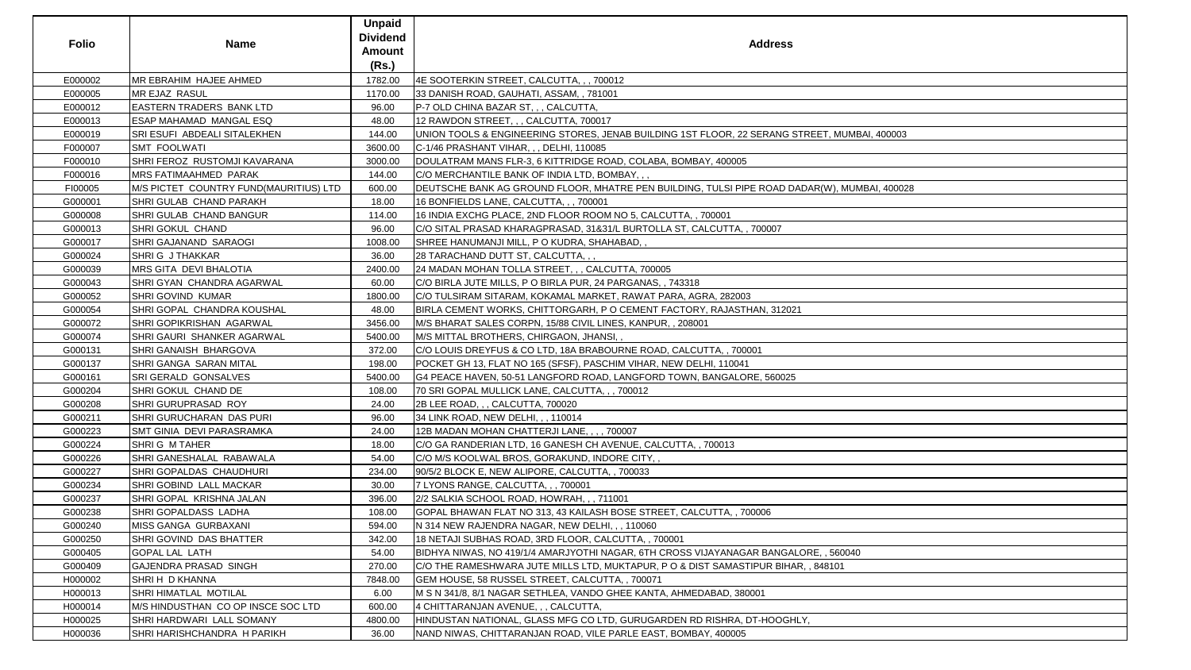| Folio | Name | Unpaid Dividend Amount (Rs.) | Address |
|---|---|---|---|
| E000002 | MR EBRAHIM HAJEE AHMED | 1782.00 | 4E SOOTERKIN STREET, CALCUTTA, , , 700012 |
| E000005 | MR EJAZ RASUL | 1170.00 | 33 DANISH ROAD, GAUHATI, ASSAM, , 781001 |
| E000012 | EASTERN TRADERS BANK LTD | 96.00 | P-7 OLD CHINA BAZAR ST, , , CALCUTTA, |
| E000013 | ESAP MAHAMAD MANGAL ESQ | 48.00 | 12 RAWDON STREET, , , CALCUTTA, 700017 |
| E000019 | SRI ESUFI ABDEALI SITALEKHEN | 144.00 | UNION TOOLS & ENGINEERING STORES, JENAB BUILDING 1ST FLOOR, 22 SERANG STREET, MUMBAI, 400003 |
| F000007 | SMT FOOLWATI | 3600.00 | C-1/46 PRASHANT VIHAR, , , DELHI, 110085 |
| F000010 | SHRI FEROZ RUSTOMJI KAVARANA | 3000.00 | DOULATRAM MANS FLR-3, 6 KITTRIDGE ROAD, COLABA, BOMBAY, 400005 |
| F000016 | MRS FATIMAAHMED PARAK | 144.00 | C/O MERCHANTILE BANK OF INDIA LTD, BOMBAY, , , |
| FI00005 | M/S PICTET COUNTRY FUND(MAURITIUS) LTD | 600.00 | DEUTSCHE BANK AG GROUND FLOOR, MHATRE PEN BUILDING, TULSI PIPE ROAD DADAR(W), MUMBAI, 400028 |
| G000001 | SHRI GULAB CHAND PARAKH | 18.00 | 16 BONFIELDS LANE, CALCUTTA, , , 700001 |
| G000008 | SHRI GULAB CHAND BANGUR | 114.00 | 16 INDIA EXCHG PLACE, 2ND FLOOR ROOM NO 5, CALCUTTA, , 700001 |
| G000013 | SHRI GOKUL CHAND | 96.00 | C/O SITAL PRASAD KHARAGPRASAD, 31&31/L BURTOLLA ST, CALCUTTA, , 700007 |
| G000017 | SHRI GAJANAND SARAOGI | 1008.00 | SHREE HANUMANJI MILL, P O KUDRA, SHAHABAD, , |
| G000024 | SHRI G J THAKKAR | 36.00 | 28 TARACHAND DUTT ST, CALCUTTA, , , |
| G000039 | MRS GITA DEVI BHALOTIA | 2400.00 | 24 MADAN MOHAN TOLLA STREET, , , CALCUTTA, 700005 |
| G000043 | SHRI GYAN CHANDRA AGARWAL | 60.00 | C/O BIRLA JUTE MILLS, P O BIRLA PUR, 24 PARGANAS, , 743318 |
| G000052 | SHRI GOVIND KUMAR | 1800.00 | C/O TULSIRAM SITARAM, KOKAMAL MARKET, RAWAT PARA, AGRA, 282003 |
| G000054 | SHRI GOPAL CHANDRA KOUSHAL | 48.00 | BIRLA CEMENT WORKS, CHITTORGARH, P O CEMENT FACTORY, RAJASTHAN, 312021 |
| G000072 | SHRI GOPIKRISHAN AGARWAL | 3456.00 | M/S BHARAT SALES CORPN, 15/88 CIVIL LINES, KANPUR, , 208001 |
| G000074 | SHRI GAURI SHANKER AGARWAL | 5400.00 | M/S MITTAL BROTHERS, CHIRGAON, JHANSI, , |
| G000131 | SHRI GANAISH BHARGOVA | 372.00 | C/O LOUIS DREYFUS & CO LTD, 18A BRABOURNE ROAD, CALCUTTA, , 700001 |
| G000137 | SHRI GANGA SARAN MITAL | 198.00 | POCKET GH 13, FLAT NO 165 (SFSF), PASCHIM VIHAR, NEW DELHI, 110041 |
| G000161 | SRI GERALD GONSALVES | 5400.00 | G4 PEACE HAVEN, 50-51 LANGFORD ROAD, LANGFORD TOWN, BANGALORE, 560025 |
| G000204 | SHRI GOKUL CHAND DE | 108.00 | 70 SRI GOPAL MULLICK LANE, CALCUTTA, , , 700012 |
| G000208 | SHRI GURUPRASAD ROY | 24.00 | 2B LEE ROAD, , , CALCUTTA, 700020 |
| G000211 | SHRI GURUCHARAN DAS PURI | 96.00 | 34 LINK ROAD, NEW DELHI, , , 110014 |
| G000223 | SMT GINIA DEVI PARASRAMKA | 24.00 | 12B MADAN MOHAN CHATTERJI LANE, , , , 700007 |
| G000224 | SHRI G M TAHER | 18.00 | C/O GA RANDERIAN LTD, 16 GANESH CH AVENUE, CALCUTTA, , 700013 |
| G000226 | SHRI GANESHALAL RABAWALA | 54.00 | C/O M/S KOOLWAL BROS, GORAKUND, INDORE CITY, , |
| G000227 | SHRI GOPALDAS CHAUDHURI | 234.00 | 90/5/2 BLOCK E, NEW ALIPORE, CALCUTTA, , 700033 |
| G000234 | SHRI GOBIND LALL MACKAR | 30.00 | 7 LYONS RANGE, CALCUTTA, , , 700001 |
| G000237 | SHRI GOPAL KRISHNA JALAN | 396.00 | 2/2 SALKIA SCHOOL ROAD, HOWRAH, , , 711001 |
| G000238 | SHRI GOPALDASS LADHA | 108.00 | GOPAL BHAWAN FLAT NO 313, 43 KAILASH BOSE STREET, CALCUTTA, , 700006 |
| G000240 | MISS GANGA GURBAXANI | 594.00 | N 314 NEW RAJENDRA NAGAR, NEW DELHI, , , 110060 |
| G000250 | SHRI GOVIND DAS BHATTER | 342.00 | 18 NETAJI SUBHAS ROAD, 3RD FLOOR, CALCUTTA, , 700001 |
| G000405 | GOPAL LAL LATH | 54.00 | BIDHYA NIWAS, NO 419/1/4 AMARJYOTHI NAGAR, 6TH CROSS VIJAYANAGAR BANGALORE, , 560040 |
| G000409 | GAJENDRA PRASAD SINGH | 270.00 | C/O THE RAMESHWARA JUTE MILLS LTD, MUKTAPUR, P O & DIST SAMASTIPUR BIHAR, , 848101 |
| H000002 | SHRI H D KHANNA | 7848.00 | GEM HOUSE, 58 RUSSEL STREET, CALCUTTA, , 700071 |
| H000013 | SHRI HIMATLAL MOTILAL | 6.00 | M S N 341/8, 8/1 NAGAR SETHLEA, VANDO GHEE KANTA, AHMEDABAD, 380001 |
| H000014 | M/S HINDUSTHAN CO OP INSCE SOC LTD | 600.00 | 4 CHITTARANJAN AVENUE, , , CALCUTTA, |
| H000025 | SHRI HARDWARI LALL SOMANY | 4800.00 | HINDUSTAN NATIONAL, GLASS MFG CO LTD, GURUGARDEN RD RISHRA, DT-HOOGHLY, |
| H000036 | SHRI HARISHCHANDRA H PARIKH | 36.00 | NAND NIWAS, CHITTARANJAN ROAD, VILE PARLE EAST, BOMBAY, 400005 |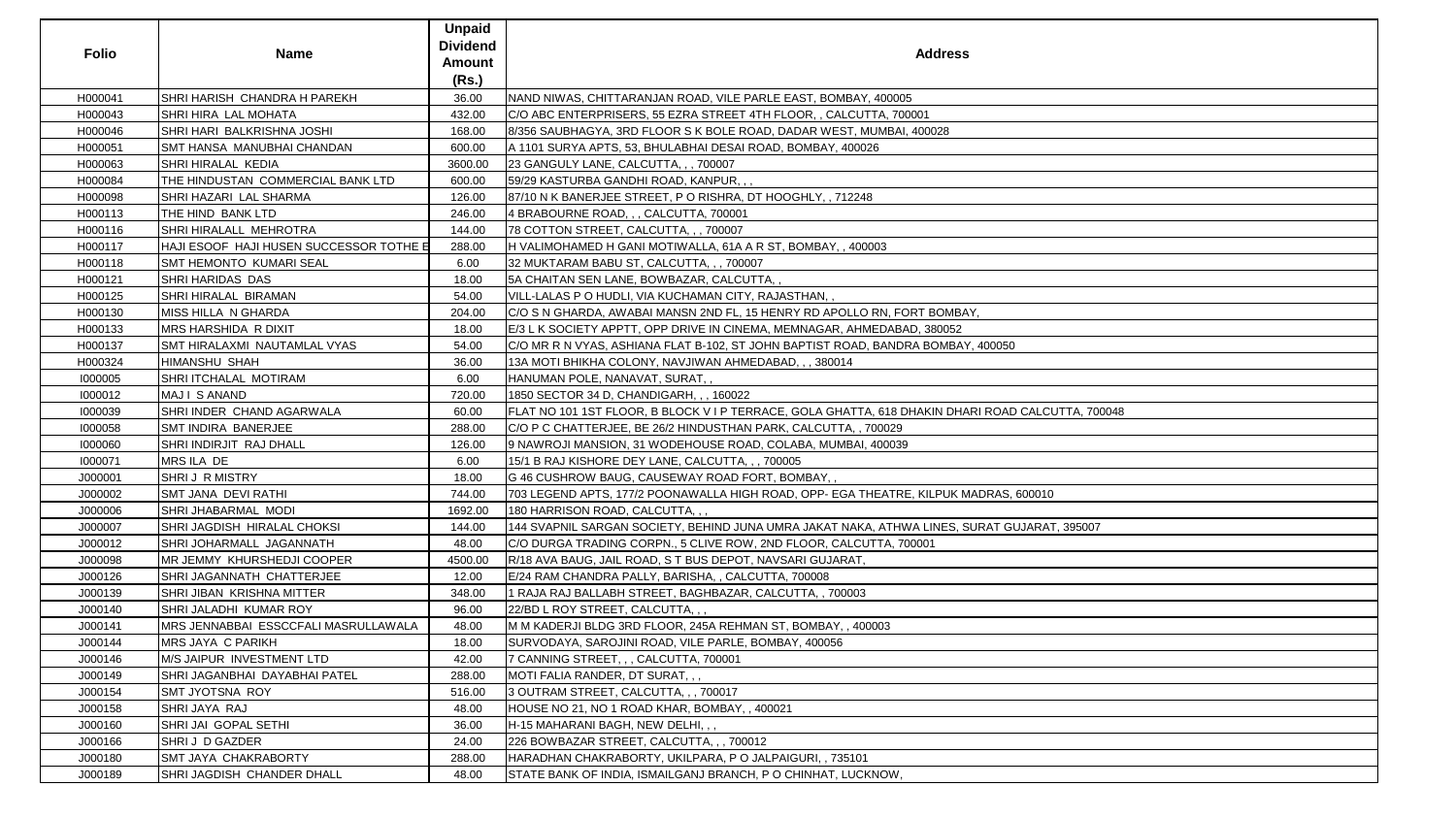| Folio | Name | Unpaid Dividend Amount (Rs.) | Address |
|---|---|---|---|
| H000041 | SHRI HARISH CHANDRA H PAREKH | 36.00 | NAND NIWAS, CHITTARANJAN ROAD, VILE PARLE EAST, BOMBAY, 400005 |
| H000043 | SHRI HIRA LAL MOHATA | 432.00 | C/O ABC ENTERPRISERS, 55 EZRA STREET 4TH FLOOR, , CALCUTTA, 700001 |
| H000046 | SHRI HARI BALKRISHNA JOSHI | 168.00 | 8/356 SAUBHAGYA, 3RD FLOOR S K BOLE ROAD, DADAR WEST, MUMBAI, 400028 |
| H000051 | SMT HANSA MANUBHAI CHANDAN | 600.00 | A 1101 SURYA APTS, 53, BHULABHAI DESAI ROAD, BOMBAY, 400026 |
| H000063 | SHRI HIRALAL KEDIA | 3600.00 | 23 GANGULY LANE, CALCUTTA, , , 700007 |
| H000084 | THE HINDUSTAN COMMERCIAL BANK LTD | 600.00 | 59/29 KASTURBA GANDHI ROAD, KANPUR, , , |
| H000098 | SHRI HAZARI LAL SHARMA | 126.00 | 87/10 N K BANERJEE STREET, P O RISHRA, DT HOOGHLY, , 712248 |
| H000113 | THE HIND BANK LTD | 246.00 | 4 BRABOURNE ROAD, , , CALCUTTA, 700001 |
| H000116 | SHRI HIRALALL MEHROTRA | 144.00 | 78 COTTON STREET, CALCUTTA, , , 700007 |
| H000117 | HAJI ESOOF HAJI HUSEN SUCCESSOR TOTHE E | 288.00 | H VALIMOHAMED H GANI MOTIWALLA, 61A A R ST, BOMBAY, , 400003 |
| H000118 | SMT HEMONTO KUMARI SEAL | 6.00 | 32 MUKTARAM BABU ST, CALCUTTA, , , 700007 |
| H000121 | SHRI HARIDAS DAS | 18.00 | 5A CHAITAN SEN LANE, BOWBAZAR, CALCUTTA, , |
| H000125 | SHRI HIRALAL BIRAMAN | 54.00 | VILL-LALAS P O HUDLI, VIA KUCHAMAN CITY, RAJASTHAN, , |
| H000130 | MISS HILLA N GHARDA | 204.00 | C/O S N GHARDA, AWABAI MANSN 2ND FL, 15 HENRY RD APOLLO RN, FORT BOMBAY, |
| H000133 | MRS HARSHIDA R DIXIT | 18.00 | E/3 L K SOCIETY APPTT, OPP DRIVE IN CINEMA, MEMNAGAR, AHMEDABAD, 380052 |
| H000137 | SMT HIRALAXMI NAUTAMLAL VYAS | 54.00 | C/O MR R N VYAS, ASHIANA FLAT B-102, ST JOHN BAPTIST ROAD, BANDRA BOMBAY, 400050 |
| H000324 | HIMANSHU SHAH | 36.00 | 13A MOTI BHIKHA COLONY, NAVJIWAN AHMEDABAD, , , 380014 |
| I000005 | SHRI ITCHALAL MOTIRAM | 6.00 | HANUMAN POLE, NANAVAT, SURAT, , |
| I000012 | MAJ I S ANAND | 720.00 | 1850 SECTOR 34 D, CHANDIGARH, , , 160022 |
| I000039 | SHRI INDER CHAND AGARWALA | 60.00 | FLAT NO 101 1ST FLOOR, B BLOCK V I P TERRACE, GOLA GHATTA, 618 DHAKIN DHARI ROAD CALCUTTA, 700048 |
| I000058 | SMT INDIRA BANERJEE | 288.00 | C/O P C CHATTERJEE, BE 26/2 HINDUSTHAN PARK, CALCUTTA, , 700029 |
| I000060 | SHRI INDIRJIT RAJ DHALL | 126.00 | 9 NAWROJI MANSION, 31 WODEHOUSE ROAD, COLABA, MUMBAI, 400039 |
| I000071 | MRS ILA DE | 6.00 | 15/1 B RAJ KISHORE DEY LANE, CALCUTTA, , , 700005 |
| J000001 | SHRI J R MISTRY | 18.00 | G 46 CUSHROW BAUG, CAUSEWAY ROAD FORT, BOMBAY, , |
| J000002 | SMT JANA DEVI RATHI | 744.00 | 703 LEGEND APTS, 177/2 POONAWALLA HIGH ROAD, OPP- EGA THEATRE, KILPUK MADRAS, 600010 |
| J000006 | SHRI JHABARMAL MODI | 1692.00 | 180 HARRISON ROAD, CALCUTTA, , , |
| J000007 | SHRI JAGDISH HIRALAL CHOKSI | 144.00 | 144 SVAPNIL SARGAN SOCIETY, BEHIND JUNA UMRA JAKAT NAKA, ATHWA LINES, SURAT GUJARAT, 395007 |
| J000012 | SHRI JOHARMALL JAGANNATH | 48.00 | C/O DURGA TRADING CORPN., 5 CLIVE ROW, 2ND FLOOR, CALCUTTA, 700001 |
| J000098 | MR JEMMY KHURSHEDJI COOPER | 4500.00 | R/18 AVA BAUG, JAIL ROAD, S T BUS DEPOT, NAVSARI GUJARAT, |
| J000126 | SHRI JAGANNATH CHATTERJEE | 12.00 | E/24 RAM CHANDRA PALLY, BARISHA, , CALCUTTA, 700008 |
| J000139 | SHRI JIBAN KRISHNA MITTER | 348.00 | 1 RAJA RAJ BALLABH STREET, BAGHBAZAR, CALCUTTA, , 700003 |
| J000140 | SHRI JALADHI KUMAR ROY | 96.00 | 22/8D L ROY STREET, CALCUTTA, , , |
| J000141 | MRS JENNABBAI ESSCCFALI MASRULLAWALA | 48.00 | M M KADERJI BLDG 3RD FLOOR, 245A REHMAN ST, BOMBAY, , 400003 |
| J000144 | MRS JAYA C PARIKH | 18.00 | SURVODAYA, SAROJINI ROAD, VILE PARLE, BOMBAY, 400056 |
| J000146 | M/S JAIPUR INVESTMENT LTD | 42.00 | 7 CANNING STREET, , , CALCUTTA, 700001 |
| J000149 | SHRI JAGANBHAI DAYABHAI PATEL | 288.00 | MOTI FALIA RANDER, DT SURAT, , , |
| J000154 | SMT JYOTSNA ROY | 516.00 | 3 OUTRAM STREET, CALCUTTA, , , 700017 |
| J000158 | SHRI JAYA RAJ | 48.00 | HOUSE NO 21, NO 1 ROAD KHAR, BOMBAY, , 400021 |
| J000160 | SHRI JAI GOPAL SETHI | 36.00 | H-15 MAHARANI BAGH, NEW DELHI, , , |
| J000166 | SHRI J D GAZDER | 24.00 | 226 BOWBAZAR STREET, CALCUTTA, , , 700012 |
| J000180 | SMT JAYA CHAKRABORTY | 288.00 | HARADHAN CHAKRABORTY, UKILPARA, P O JALPAIGURI, , 735101 |
| J000189 | SHRI JAGDISH CHANDER DHALL | 48.00 | STATE BANK OF INDIA, ISMAILGANJ BRANCH, P O CHINHAT, LUCKNOW, |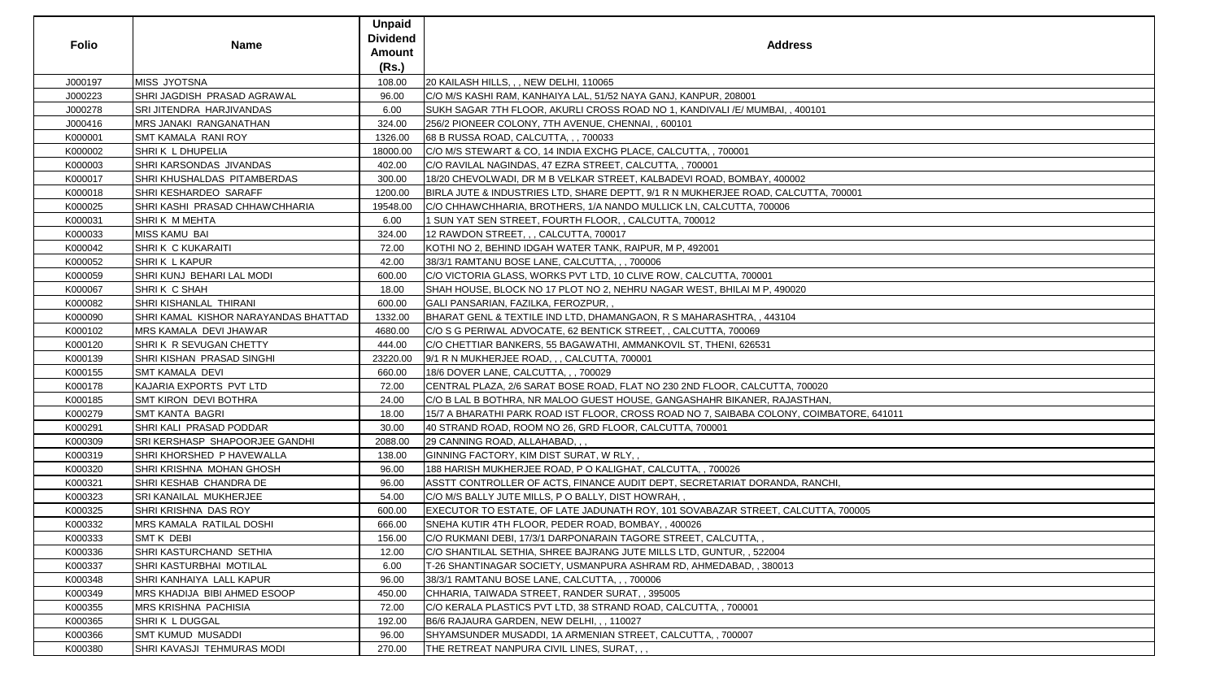| Folio | Name | Unpaid Dividend Amount (Rs.) | Address |
|---|---|---|---|
| J000197 | MISS JYOTSNA | 108.00 | 20 KAILASH HILLS, , , NEW DELHI, 110065 |
| J000223 | SHRI JAGDISH PRASAD AGRAWAL | 96.00 | C/O M/S KASHI RAM, KANHAIYA LAL, 51/52 NAYA GANJ, KANPUR, 208001 |
| J000278 | SRI JITENDRA HARJIVANDAS | 6.00 | SUKH SAGAR 7TH FLOOR, AKURLI CROSS ROAD NO 1, KANDIVALI /E/ MUMBAI, , 400101 |
| J000416 | MRS JANAKI RANGANATHAN | 324.00 | 256/2 PIONEER COLONY, 7TH AVENUE, CHENNAI, , 600101 |
| K000001 | SMT KAMALA RANI ROY | 1326.00 | 68 B RUSSA ROAD, CALCUTTA, , , 700033 |
| K000002 | SHRI K L DHUPELIA | 18000.00 | C/O M/S STEWART & CO, 14 INDIA EXCHG PLACE, CALCUTTA, , 700001 |
| K000003 | SHRI KARSONDAS JIVANDAS | 402.00 | C/O RAVILAL NAGINDAS, 47 EZRA STREET, CALCUTTA, , 700001 |
| K000017 | SHRI KHUSHALDAS PITAMBERDAS | 300.00 | 18/20 CHEVOLWADI, DR M B VELKAR STREET, KALBADEVI ROAD, BOMBAY, 400002 |
| K000018 | SHRI KESHARDEO SARAFF | 1200.00 | BIRLA JUTE & INDUSTRIES LTD, SHARE DEPTT, 9/1 R N MUKHERJEE ROAD, CALCUTTA, 700001 |
| K000025 | SHRI KASHI PRASAD CHHAWCHHARIA | 19548.00 | C/O CHHAWCHHARIA, BROTHERS, 1/A NANDO MULLICK LN, CALCUTTA, 700006 |
| K000031 | SHRI K M MEHTA | 6.00 | 1 SUN YAT SEN STREET, FOURTH FLOOR, , CALCUTTA, 700012 |
| K000033 | MISS KAMU BAI | 324.00 | 12 RAWDON STREET, , , CALCUTTA, 700017 |
| K000042 | SHRI K C KUKARAITI | 72.00 | KOTHI NO 2, BEHIND IDGAH WATER TANK, RAIPUR, M P, 492001 |
| K000052 | SHRI K L KAPUR | 42.00 | 38/3/1 RAMTANU BOSE LANE, CALCUTTA, , , 700006 |
| K000059 | SHRI KUNJ BEHARI LAL MODI | 600.00 | C/O VICTORIA GLASS, WORKS PVT LTD, 10 CLIVE ROW, CALCUTTA, 700001 |
| K000067 | SHRI K C SHAH | 18.00 | SHAH HOUSE, BLOCK NO 17 PLOT NO 2, NEHRU NAGAR WEST, BHILAI M P, 490020 |
| K000082 | SHRI KISHANLAL THIRANI | 600.00 | GALI PANSARIAN, FAZILKA, FEROZPUR, , |
| K000090 | SHRI KAMAL KISHOR NARAYANDAS BHATTAD | 1332.00 | BHARAT GENL & TEXTILE IND LTD, DHAMANGAON, R S MAHARASHTRA, , 443104 |
| K000102 | MRS KAMALA DEVI JHAWAR | 4680.00 | C/O S G PERIWAL ADVOCATE, 62 BENTICK STREET, , CALCUTTA, 700069 |
| K000120 | SHRI K R SEVUGAN CHETTY | 444.00 | C/O CHETTIAR BANKERS, 55 BAGAWATHI, AMMANKOVIL ST, THENI, 626531 |
| K000139 | SHRI KISHAN PRASAD SINGHI | 23220.00 | 9/1 R N MUKHERJEE ROAD, , , CALCUTTA, 700001 |
| K000155 | SMT KAMALA DEVI | 660.00 | 18/6 DOVER LANE, CALCUTTA, , , 700029 |
| K000178 | KAJARIA EXPORTS PVT LTD | 72.00 | CENTRAL PLAZA, 2/6 SARAT BOSE ROAD, FLAT NO 230 2ND FLOOR, CALCUTTA, 700020 |
| K000185 | SMT KIRON DEVI BOTHRA | 24.00 | C/O B LAL B BOTHRA, NR MALOO GUEST HOUSE, GANGASHAHR BIKANER, RAJASTHAN, |
| K000279 | SMT KANTA BAGRI | 18.00 | 15/7 A BHARATHI PARK ROAD IST FLOOR, CROSS ROAD NO 7, SAIBABA COLONY, COIMBATORE, 641011 |
| K000291 | SHRI KALI PRASAD PODDAR | 30.00 | 40 STRAND ROAD, ROOM NO 26, GRD FLOOR, CALCUTTA, 700001 |
| K000309 | SRI KERSHASP SHAPOORJEE GANDHI | 2088.00 | 29 CANNING ROAD, ALLAHABAD, , , |
| K000319 | SHRI KHORSHED P HAVEWALLA | 138.00 | GINNING FACTORY, KIM DIST SURAT, W RLY, , |
| K000320 | SHRI KRISHNA MOHAN GHOSH | 96.00 | 188 HARISH MUKHERJEE ROAD, P O KALIGHAT, CALCUTTA, , 700026 |
| K000321 | SHRI KESHAB CHANDRA DE | 96.00 | ASSTT CONTROLLER OF ACTS, FINANCE AUDIT DEPT, SECRETARIAT DORANDA, RANCHI, |
| K000323 | SRI KANAILAL MUKHERJEE | 54.00 | C/O M/S BALLY JUTE MILLS, P O BALLY, DIST HOWRAH, , |
| K000325 | SHRI KRISHNA DAS ROY | 600.00 | EXECUTOR TO ESTATE, OF LATE JADUNATH ROY, 101 SOVABAZAR STREET, CALCUTTA, 700005 |
| K000332 | MRS KAMALA RATILAL DOSHI | 666.00 | SNEHA KUTIR 4TH FLOOR, PEDER ROAD, BOMBAY, , 400026 |
| K000333 | SMT K DEBI | 156.00 | C/O RUKMANI DEBI, 17/3/1 DARPONARAIN TAGORE STREET, CALCUTTA, , |
| K000336 | SHRI KASTURCHAND SETHIA | 12.00 | C/O SHANTILAL SETHIA, SHREE BAJRANG JUTE MILLS LTD, GUNTUR, , 522004 |
| K000337 | SHRI KASTURBHAI MOTILAL | 6.00 | T-26 SHANTINAGAR SOCIETY, USMANPURA ASHRAM RD, AHMEDABAD, , 380013 |
| K000348 | SHRI KANHAIYA LALL KAPUR | 96.00 | 38/3/1 RAMTANU BOSE LANE, CALCUTTA, , , 700006 |
| K000349 | MRS KHADIJA BIBI AHMED ESOOP | 450.00 | CHHARIA, TAIWADA STREET, RANDER SURAT, , 395005 |
| K000355 | MRS KRISHNA PACHISIA | 72.00 | C/O KERALA PLASTICS PVT LTD, 38 STRAND ROAD, CALCUTTA, , 700001 |
| K000365 | SHRI K L DUGGAL | 192.00 | B6/6 RAJAURA GARDEN, NEW DELHI, , , 110027 |
| K000366 | SMT KUMUD MUSADDI | 96.00 | SHYAMSUNDER MUSADDI, 1A ARMENIAN STREET, CALCUTTA, , 700007 |
| K000380 | SHRI KAVASJI TEHMURAS MODI | 270.00 | THE RETREAT NANPURA CIVIL LINES, SURAT, , , |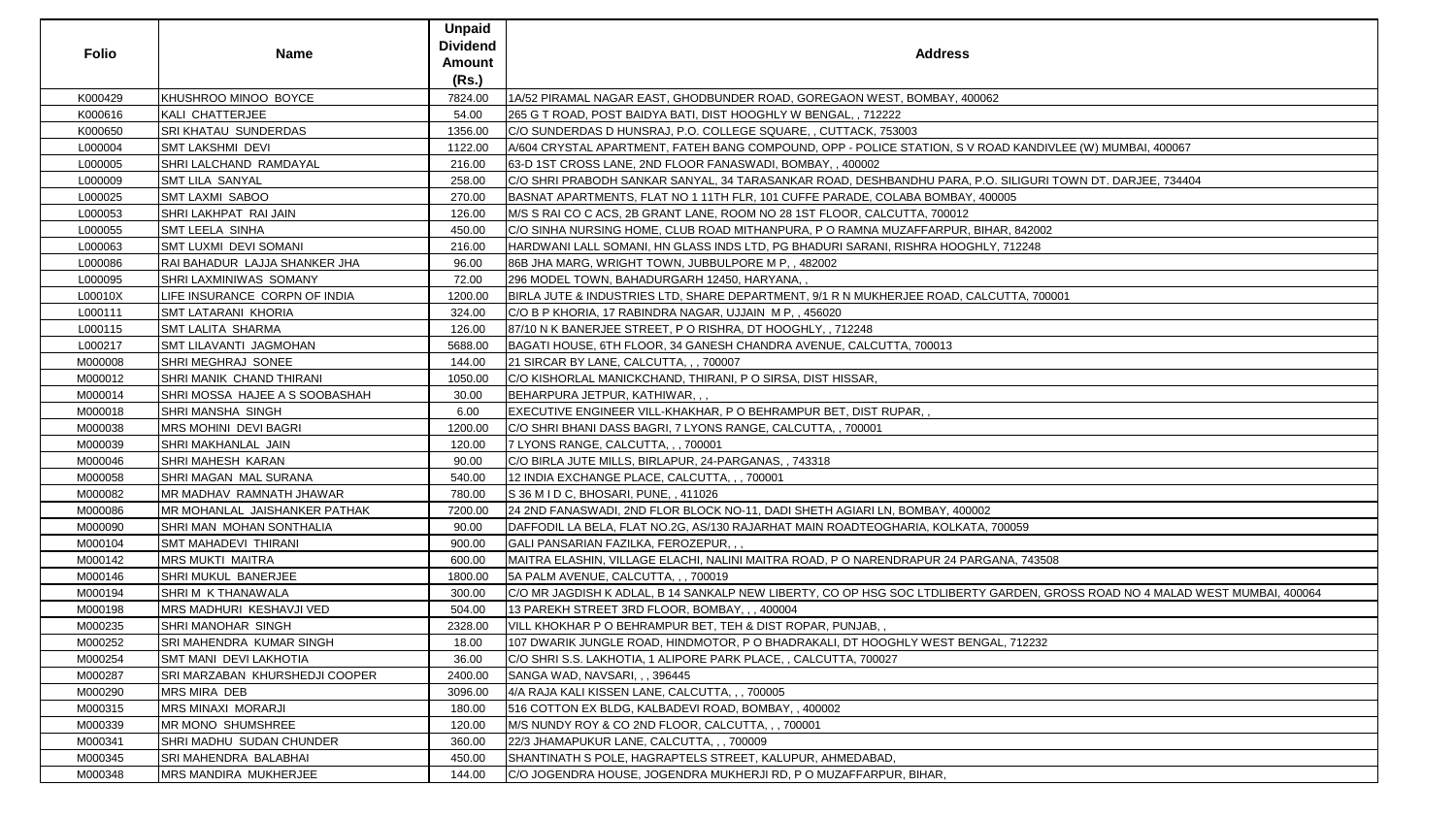| Folio | Name | Unpaid Dividend Amount (Rs.) | Address |
|---|---|---|---|
| K000429 | KHUSHROO MINOO BOYCE | 7824.00 | 1A/52 PIRAMAL NAGAR EAST, GHODBUNDER ROAD, GOREGAON WEST, BOMBAY, 400062 |
| K000616 | KALI CHATTERJEE | 54.00 | 265 G T ROAD, POST BAIDYA BATI, DIST HOOGHLY W BENGAL, , 712222 |
| K000650 | SRI KHATAU SUNDERDAS | 1356.00 | C/O SUNDERDAS D HUNSRAJ, P.O. COLLEGE SQUARE, , CUTTACK, 753003 |
| L000004 | SMT LAKSHMI DEVI | 1122.00 | A/604 CRYSTAL APARTMENT, FATEH BANG COMPOUND, OPP - POLICE STATION, S V ROAD KANDIVLEE (W) MUMBAI, 400067 |
| L000005 | SHRI LALCHAND RAMDAYAL | 216.00 | 63-D 1ST CROSS LANE, 2ND FLOOR FANASWADI, BOMBAY, , 400002 |
| L000009 | SMT LILA SANYAL | 258.00 | C/O SHRI PRABODH SANKAR SANYAL, 34 TARASANKAR ROAD, DESHBANDHU PARA, P.O. SILIGURI TOWN DT. DARJEE, 734404 |
| L000025 | SMT LAXMI SABOO | 270.00 | BASNAT APARTMENTS, FLAT NO 1 11TH FLR, 101 CUFFE PARADE, COLABA BOMBAY, 400005 |
| L000053 | SHRI LAKHPAT RAI JAIN | 126.00 | M/S S RAI CO C ACS, 2B GRANT LANE, ROOM NO 28 1ST FLOOR, CALCUTTA, 700012 |
| L000055 | SMT LEELA SINHA | 450.00 | C/O SINHA NURSING HOME, CLUB ROAD MITHANPURA, P O RAMNA MUZAFFARPUR, BIHAR, 842002 |
| L000063 | SMT LUXMI DEVI SOMANI | 216.00 | HARDWANI LALL SOMANI, HN GLASS INDS LTD, PG BHADURI SARANI, RISHRA HOOGHLY, 712248 |
| L000086 | RAI BAHADUR LAJJA SHANKER JHA | 96.00 | 86B JHA MARG, WRIGHT TOWN, JUBBULPORE M P, , 482002 |
| L000095 | SHRI LAXMINIWAS SOMANY | 72.00 | 296 MODEL TOWN, BAHADURGARH 12450, HARYANA, , |
| L00010X | LIFE INSURANCE CORPN OF INDIA | 1200.00 | BIRLA JUTE & INDUSTRIES LTD, SHARE DEPARTMENT, 9/1 R N MUKHERJEE ROAD, CALCUTTA, 700001 |
| L000111 | SMT LATARANI KHORIA | 324.00 | C/O B P KHORIA, 17 RABINDRA NAGAR, UJJAIN M P, , 456020 |
| L000115 | SMT LALITA SHARMA | 126.00 | 87/10 N K BANERJEE STREET, P O RISHRA, DT HOOGHLY, , 712248 |
| L000217 | SMT LILAVANTI JAGMOHAN | 5688.00 | BAGATI HOUSE, 6TH FLOOR, 34 GANESH CHANDRA AVENUE, CALCUTTA, 700013 |
| M000008 | SHRI MEGHRAJ SONEE | 144.00 | 21 SIRCAR BY LANE, CALCUTTA, , , 700007 |
| M000012 | SHRI MANIK CHAND THIRANI | 1050.00 | C/O KISHORLAL MANICKCHAND, THIRANI, P O SIRSA, DIST HISSAR, |
| M000014 | SHRI MOSSA HAJEE A S SOOBASHAH | 30.00 | BEHARPURA JETPUR, KATHIWAR, , , |
| M000018 | SHRI MANSHA SINGH | 6.00 | EXECUTIVE ENGINEER VILL-KHAKHAR, P O BEHRAMPUR BET, DIST RUPAR, , |
| M000038 | MRS MOHINI DEVI BAGRI | 1200.00 | C/O SHRI BHANI DASS BAGRI, 7 LYONS RANGE, CALCUTTA, , 700001 |
| M000039 | SHRI MAKHANLAL JAIN | 120.00 | 7 LYONS RANGE, CALCUTTA, , , 700001 |
| M000046 | SHRI MAHESH KARAN | 90.00 | C/O BIRLA JUTE MILLS, BIRLAPUR, 24-PARGANAS, , 743318 |
| M000058 | SHRI MAGAN MAL SURANA | 540.00 | 12 INDIA EXCHANGE PLACE, CALCUTTA, , , 700001 |
| M000082 | MR MADHAV RAMNATH JHAWAR | 780.00 | S 36 M I D C, BHOSARI, PUNE, , 411026 |
| M000086 | MR MOHANLAL JAISHANKER PATHAK | 7200.00 | 24 2ND FANASWADI, 2ND FLOR BLOCK NO-11, DADI SHETH AGIARI LN, BOMBAY, 400002 |
| M000090 | SHRI MAN MOHAN SONTHALIA | 90.00 | DAFFODIL LA BELA, FLAT NO.2G, AS/130 RAJARHAT MAIN ROADTEOGHARIA, KOLKATA, 700059 |
| M000104 | SMT MAHADEVI THIRANI | 900.00 | GALI PANSARIAN FAZILKA, FEROZEPUR, , , |
| M000142 | MRS MUKTI MAITRA | 600.00 | MAITRA ELASHIN, VILLAGE ELACHI, NALINI MAITRA ROAD, P O NARENDRAPUR 24 PARGANA, 743508 |
| M000146 | SHRI MUKUL BANERJEE | 1800.00 | 5A PALM AVENUE, CALCUTTA, , , 700019 |
| M000194 | SHRI M K THANAWALA | 300.00 | C/O MR JAGDISH K ADLAL, B 14 SANKALP NEW LIBERTY, CO OP HSG SOC LTDLIBERTY GARDEN, GROSS ROAD NO 4 MALAD WEST MUMBAI, 400064 |
| M000198 | MRS MADHURI KESHAVJI VED | 504.00 | 13 PAREKH STREET 3RD FLOOR, BOMBAY, , , 400004 |
| M000235 | SHRI MANOHAR SINGH | 2328.00 | VILL KHOKHAR P O BEHRAMPUR BET, TEH & DIST ROPAR, PUNJAB, , |
| M000252 | SRI MAHENDRA KUMAR SINGH | 18.00 | 107 DWARIK JUNGLE ROAD, HINDMOTOR, P O BHADRAKALI, DT HOOGHLY WEST BENGAL, 712232 |
| M000254 | SMT MANI DEVI LAKHOTIA | 36.00 | C/O SHRI S.S. LAKHOTIA, 1 ALIPORE PARK PLACE, , CALCUTTA, 700027 |
| M000287 | SRI MARZABAN KHURSHEDJI COOPER | 2400.00 | SANGA WAD, NAVSARI, , , 396445 |
| M000290 | MRS MIRA DEB | 3096.00 | 4/A RAJA KALI KISSEN LANE, CALCUTTA, , , 700005 |
| M000315 | MRS MINAXI MORARJI | 180.00 | 516 COTTON EX BLDG, KALBADEVI ROAD, BOMBAY, , 400002 |
| M000339 | MR MONO SHUMSHREE | 120.00 | M/S NUNDY ROY & CO 2ND FLOOR, CALCUTTA, , , 700001 |
| M000341 | SHRI MADHU SUDAN CHUNDER | 360.00 | 22/3 JHAMAPUKUR LANE, CALCUTTA, , , 700009 |
| M000345 | SRI MAHENDRA BALABHAI | 450.00 | SHANTINATH S POLE, HAGRAPTELS STREET, KALUPUR, AHMEDABAD, |
| M000348 | MRS MANDIRA MUKHERJEE | 144.00 | C/O JOGENDRA HOUSE, JOGENDRA MUKHERJI RD, P O MUZAFFARPUR, BIHAR, |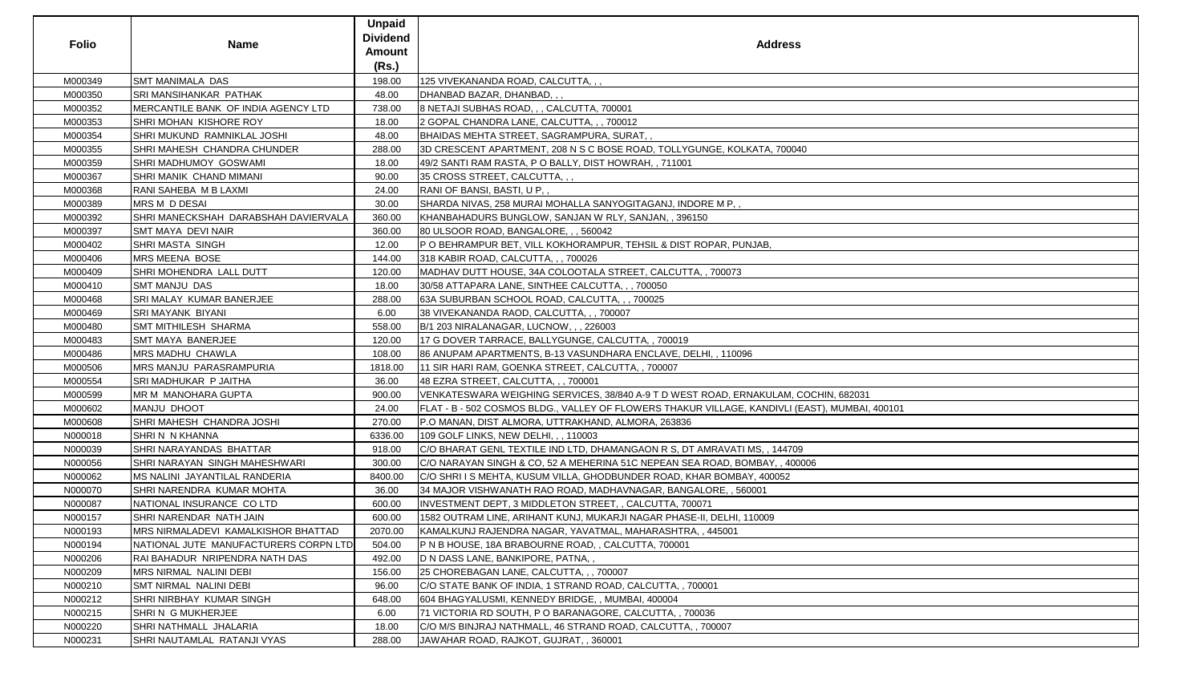| Folio | Name | Unpaid Dividend Amount (Rs.) | Address |
|---|---|---|---|
| M000349 | SMT MANIMALA DAS | 198.00 | 125 VIVEKANANDA ROAD, CALCUTTA, , , |
| M000350 | SRI MANSIHANKAR PATHAK | 48.00 | DHANBAD BAZAR, DHANBAD, , , |
| M000352 | MERCANTILE BANK OF INDIA AGENCY LTD | 738.00 | 8 NETAJI SUBHAS ROAD, , , CALCUTTA, 700001 |
| M000353 | SHRI MOHAN KISHORE ROY | 18.00 | 2 GOPAL CHANDRA LANE, CALCUTTA, , , 700012 |
| M000354 | SHRI MUKUND RAMNIKLAL JOSHI | 48.00 | BHAIDAS MEHTA STREET, SAGRAMPURA, SURAT, , |
| M000355 | SHRI MAHESH CHANDRA CHUNDER | 288.00 | 3D CRESCENT APARTMENT, 208 N S C BOSE ROAD, TOLLYGUNGE, KOLKATA, 700040 |
| M000359 | SHRI MADHUMOY GOSWAMI | 18.00 | 49/2 SANTI RAM RASTA, P O BALLY, DIST HOWRAH, , 711001 |
| M000367 | SHRI MANIK CHAND MIMANI | 90.00 | 35 CROSS STREET, CALCUTTA, , , |
| M000368 | RANI SAHEBA M B LAXMI | 24.00 | RANI OF BANSI, BASTI, U P, , |
| M000389 | MRS M D DESAI | 30.00 | SHARDA NIVAS, 258 MURAI MOHALLA SANYOGITAGANJ, INDORE M P, , |
| M000392 | SHRI MANECKSHAH DARABSHAH DAVIERVALA | 360.00 | KHANBAHADURS BUNGLOW, SANJAN W RLY, SANJAN, , 396150 |
| M000397 | SMT MAYA DEVI NAIR | 360.00 | 80 ULSOOR ROAD, BANGALORE, , , 560042 |
| M000402 | SHRI MASTA SINGH | 12.00 | P O BEHRAMPUR BET, VILL KOKHORAMPUR, TEHSIL & DIST ROPAR, PUNJAB, |
| M000406 | MRS MEENA BOSE | 144.00 | 318 KABIR ROAD, CALCUTTA, , , 700026 |
| M000409 | SHRI MOHENDRA LALL DUTT | 120.00 | MADHAV DUTT HOUSE, 34A COLOOTALA STREET, CALCUTTA, , 700073 |
| M000410 | SMT MANJU DAS | 18.00 | 30/58 ATTAPARA LANE, SINTHEE CALCUTTA, , , 700050 |
| M000468 | SRI MALAY KUMAR BANERJEE | 288.00 | 63A SUBURBAN SCHOOL ROAD, CALCUTTA, , , 700025 |
| M000469 | SRI MAYANK BIYANI | 6.00 | 38 VIVEKANANDA RAOD, CALCUTTA, , , 700007 |
| M000480 | SMT MITHILESH SHARMA | 558.00 | B/1 203 NIRALANAGAR, LUCNOW, , , 226003 |
| M000483 | SMT MAYA BANERJEE | 120.00 | 17 G DOVER TARRACE, BALLYGUNGE, CALCUTTA, , 700019 |
| M000486 | MRS MADHU CHAWLA | 108.00 | 86 ANUPAM APARTMENTS, B-13 VASUNDHARA ENCLAVE, DELHI, , 110096 |
| M000506 | MRS MANJU PARASRAMPURIA | 1818.00 | 11 SIR HARI RAM, GOENKA STREET, CALCUTTA, , 700007 |
| M000554 | SRI MADHUKAR P JAITHA | 36.00 | 48 EZRA STREET, CALCUTTA, , , 700001 |
| M000599 | MR M MANOHARA GUPTA | 900.00 | VENKATESWARA WEIGHING SERVICES, 38/840 A-9 T D WEST ROAD, ERNAKULAM, COCHIN, 682031 |
| M000602 | MANJU DHOOT | 24.00 | FLAT - B - 502 COSMOS BLDG., VALLEY OF FLOWERS THAKUR VILLAGE, KANDIVLI (EAST), MUMBAI, 400101 |
| M000608 | SHRI MAHESH CHANDRA JOSHI | 270.00 | P.O MANAN, DIST ALMORA, UTTRAKHAND, ALMORA, 263836 |
| N000018 | SHRI N N KHANNA | 6336.00 | 109 GOLF LINKS, NEW DELHI, , , 110003 |
| N000039 | SHRI NARAYANDAS BHATTAR | 918.00 | C/O BHARAT GENL TEXTILE IND LTD, DHAMANGAON R S, DT AMRAVATI MS, , 144709 |
| N000056 | SHRI NARAYAN SINGH MAHESHWARI | 300.00 | C/O NARAYAN SINGH & CO, 52 A MEHERINA 51C NEPEAN SEA ROAD, BOMBAY, , 400006 |
| N000062 | MS NALINI JAYANTILAL RANDERIA | 8400.00 | C/O SHRI I S MEHTA, KUSUM VILLA, GHODBUNDER ROAD, KHAR BOMBAY, 400052 |
| N000070 | SHRI NARENDRA KUMAR MOHTA | 36.00 | 34 MAJOR VISHWANATH RAO ROAD, MADHAVNAGAR, BANGALORE, , 560001 |
| N000087 | NATIONAL INSURANCE CO LTD | 600.00 | INVESTMENT DEPT, 3 MIDDLETON STREET, , CALCUTTA, 700071 |
| N000157 | SHRI NARENDAR NATH JAIN | 600.00 | 1582 OUTRAM LINE, ARIHANT KUNJ, MUKARJI NAGAR PHASE-II, DELHI, 110009 |
| N000193 | MRS NIRMALADEVI KAMALKISHOR BHATTAD | 2070.00 | KAMALKUNJ RAJENDRA NAGAR, YAVATMAL, MAHARASHTRA, , 445001 |
| N000194 | NATIONAL JUTE MANUFACTURERS CORPN LTD | 504.00 | P N B HOUSE, 18A BRABOURNE ROAD, , CALCUTTA, 700001 |
| N000206 | RAI BAHADUR NRIPENDRA NATH DAS | 492.00 | D N DASS LANE, BANKIPORE, PATNA, , |
| N000209 | MRS NIRMAL NALINI DEBI | 156.00 | 25 CHOREBAGAN LANE, CALCUTTA, , , 700007 |
| N000210 | SMT NIRMAL NALINI DEBI | 96.00 | C/O STATE BANK OF INDIA, 1 STRAND ROAD, CALCUTTA, , 700001 |
| N000212 | SHRI NIRBHAY KUMAR SINGH | 648.00 | 604 BHAGYALUSMI, KENNEDY BRIDGE, , MUMBAI, 400004 |
| N000215 | SHRI N G MUKHERJEE | 6.00 | 71 VICTORIA RD SOUTH, P O BARANAGORE, CALCUTTA, , 700036 |
| N000220 | SHRI NATHMALL JHALARIA | 18.00 | C/O M/S BINJRAJ NATHMALL, 46 STRAND ROAD, CALCUTTA, , 700007 |
| N000231 | SHRI NAUTAMLAL RATANJI VYAS | 288.00 | JAWAHAR ROAD, RAJKOT, GUJRAT, , 360001 |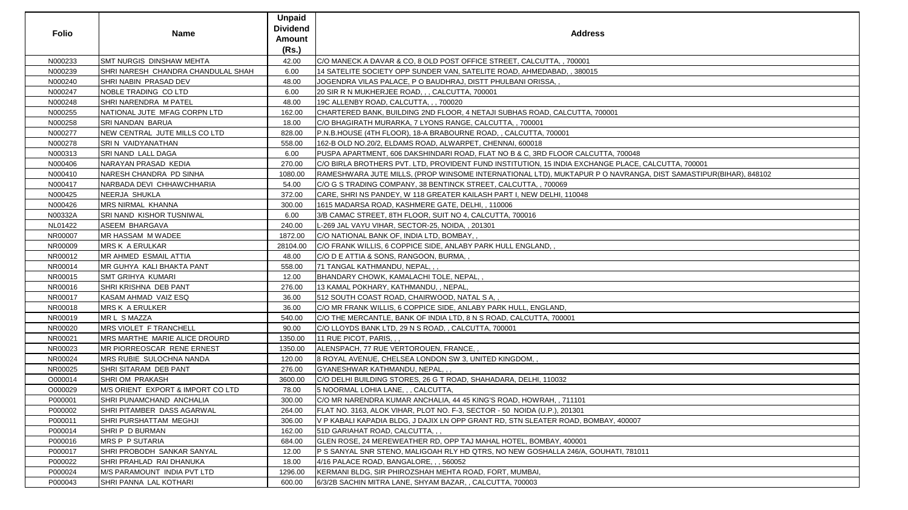| Folio | Name | Unpaid Dividend Amount (Rs.) | Address |
|---|---|---|---|
| N000233 | SMT NURGIS DINSHAW MEHTA | 42.00 | C/O MANECK A DAVAR & CO, 8 OLD POST OFFICE STREET, CALCUTTA, , 700001 |
| N000239 | SHRI NARESH CHANDRA CHANDULAL SHAH | 6.00 | 14 SATELITE SOCIETY OPP SUNDER VAN, SATELITE ROAD, AHMEDABAD, , 380015 |
| N000240 | SHRI NABIN PRASAD DEV | 48.00 | JOGENDRA VILAS PALACE, P O BAUDHRAJ, DISTT PHULBANI ORISSA, , |
| N000247 | NOBLE TRADING CO LTD | 6.00 | 20 SIR R N MUKHERJEE ROAD, , , CALCUTTA, 700001 |
| N000248 | SHRI NARENDRA M PATEL | 48.00 | 19C ALLENBY ROAD, CALCUTTA, , , 700020 |
| N000255 | NATIONAL JUTE MFAG CORPN LTD | 162.00 | CHARTERED BANK, BUILDING 2ND FLOOR, 4 NETAJI SUBHAS ROAD, CALCUTTA, 700001 |
| N000258 | SRI NANDAN BARUA | 18.00 | C/O BHAGIRATH MURARKA, 7 LYONS RANGE, CALCUTTA, , 700001 |
| N000277 | NEW CENTRAL JUTE MILLS CO LTD | 828.00 | P.N.B.HOUSE (4TH FLOOR), 18-A BRABOURNE ROAD, , CALCUTTA, 700001 |
| N000278 | SRI N VAIDYANATHAN | 558.00 | 162-B OLD NO.20/2, ELDAMS ROAD, ALWARPET, CHENNAI, 600018 |
| N000313 | SRI NAND LALL DAGA | 6.00 | PUSPA APARTMENT, 606 DAKSHINDARI ROAD, FLAT NO B & C, 3RD FLOOR CALCUTTA, 700048 |
| N000406 | NARAYAN PRASAD KEDIA | 270.00 | C/O BIRLA BROTHERS PVT. LTD, PROVIDENT FUND INSTITUTION, 15 INDIA EXCHANGE PLACE, CALCUTTA, 700001 |
| N000410 | NARESH CHANDRA PD SINHA | 1080.00 | RAMESHWARA JUTE MILLS, (PROP WINSOME INTERNATIONAL LTD), MUKTAPUR P O NAVRANGA, DIST SAMASTIPUR(BIHAR), 848102 |
| N000417 | NARBADA DEVI CHHAWCHHARIA | 54.00 | C/O G S TRADING COMPANY, 38 BENTINCK STREET, CALCUTTA, , 700069 |
| N000425 | NEERJA SHUKLA | 372.00 | CARE, SHRI NS PANDEY, W 118 GREATER KAILASH PART I, NEW DELHI, 110048 |
| N000426 | MRS NIRMAL KHANNA | 300.00 | 1615 MADARSA ROAD, KASHMERE GATE, DELHI, , 110006 |
| N00332A | SRI NAND KISHOR TUSNIWAL | 6.00 | 3/B CAMAC STREET, 8TH FLOOR, SUIT NO 4, CALCUTTA, 700016 |
| NL01422 | ASEEM BHARGAVA | 240.00 | L-269 JAL VAYU VIHAR, SECTOR-25, NOIDA, , 201301 |
| NR00007 | MR HASSAM M WADEE | 1872.00 | C/O NATIONAL BANK OF, INDIA LTD, BOMBAY, , |
| NR00009 | MRS K A ERULKAR | 28104.00 | C/O FRANK WILLIS, 6 COPPICE SIDE, ANLABY PARK HULL ENGLAND, , |
| NR00012 | MR AHMED ESMAIL ATTIA | 48.00 | C/O D E ATTIA & SONS, RANGOON, BURMA, , |
| NR00014 | MR GUHYA KALI BHAKTA PANT | 558.00 | 71 TANGAL KATHMANDU, NEPAL, , , |
| NR00015 | SMT GRIHYA KUMARI | 12.00 | BHANDARY CHOWK, KAMALACHI TOLE, NEPAL, , |
| NR00016 | SHRI KRISHNA DEB PANT | 276.00 | 13 KAMAL POKHARY, KATHMANDU, , NEPAL, |
| NR00017 | KASAM AHMAD VAIZ ESQ | 36.00 | 512 SOUTH COAST ROAD, CHAIRWOOD, NATAL S A, , |
| NR00018 | MRS K A ERULKER | 36.00 | C/O MR FRANK WILLIS, 6 COPPICE SIDE, ANLABY PARK HULL, ENGLAND, |
| NR00019 | MR L S MAZZA | 540.00 | C/O THE MERCANTLE, BANK OF INDIA LTD, 8 N S ROAD, CALCUTTA, 700001 |
| NR00020 | MRS VIOLET F TRANCHELL | 90.00 | C/O LLOYDS BANK LTD, 29 N S ROAD, , CALCUTTA, 700001 |
| NR00021 | MRS MARTHE MARIE ALICE DROURD | 1350.00 | 11 RUE PICOT, PARIS, , , |
| NR00023 | MR PIORREOSCAR RENE ERNEST | 1350.00 | ALENSPACH, 77 RUE VERTOROUEN, FRANCE, , |
| NR00024 | MRS RUBIE SULOCHNA NANDA | 120.00 | 8 ROYAL AVENUE, CHELSEA LONDON SW 3, UNITED KINGDOM, , |
| NR00025 | SHRI SITARAM DEB PANT | 276.00 | GYANESHWAR KATHMANDU, NEPAL, , , |
| O000014 | SHRI OM PRAKASH | 3600.00 | C/O DELHI BUILDING STORES, 26 G T ROAD, SHAHADARA, DELHI, 110032 |
| O000029 | M/S ORIENT EXPORT & IMPORT CO LTD | 78.00 | 5 NOORMAL LOHIA LANE, , , CALCUTTA, |
| P000001 | SHRI PUNAMCHAND ANCHALIA | 300.00 | C/O MR NARENDRA KUMAR ANCHALIA, 44 45 KING'S ROAD, HOWRAH, , 711101 |
| P000002 | SHRI PITAMBER DASS AGARWAL | 264.00 | FLAT NO. 3163, ALOK VIHAR, PLOT NO. F-3, SECTOR - 50 NOIDA (U.P.), 201301 |
| P000011 | SHRI PURSHATTAM MEGHJI | 306.00 | V P KABALI KAPADIA BLDG, J DAJIX LN OPP GRANT RD, STN SLEATER ROAD, BOMBAY, 400007 |
| P000014 | SHRI P D BURMAN | 162.00 | 51D GARIAHAT ROAD, CALCUTTA, , , |
| P000016 | MRS P P SUTARIA | 684.00 | GLEN ROSE, 24 MEREWEATHER RD, OPP TAJ MAHAL HOTEL, BOMBAY, 400001 |
| P000017 | SHRI PROBODH SANKAR SANYAL | 12.00 | P S SANYAL SNR STENO, MALIGOAH RLY HD QTRS, NO NEW GOSHALLA 246/A, GOUHATI, 781011 |
| P000022 | SHRI PRAHLAD RAI DHANUKA | 18.00 | 4/16 PALACE ROAD, BANGALORE, , , 560052 |
| P000024 | M/S PARAMOUNT INDIA PVT LTD | 1296.00 | KERMANI BLDG, SIR PHIROZSHAH MEHTA ROAD, FORT, MUMBAI, |
| P000043 | SHRI PANNA LAL KOTHARI | 600.00 | 6/3/2B SACHIN MITRA LANE, SHYAM BAZAR, , CALCUTTA, 700003 |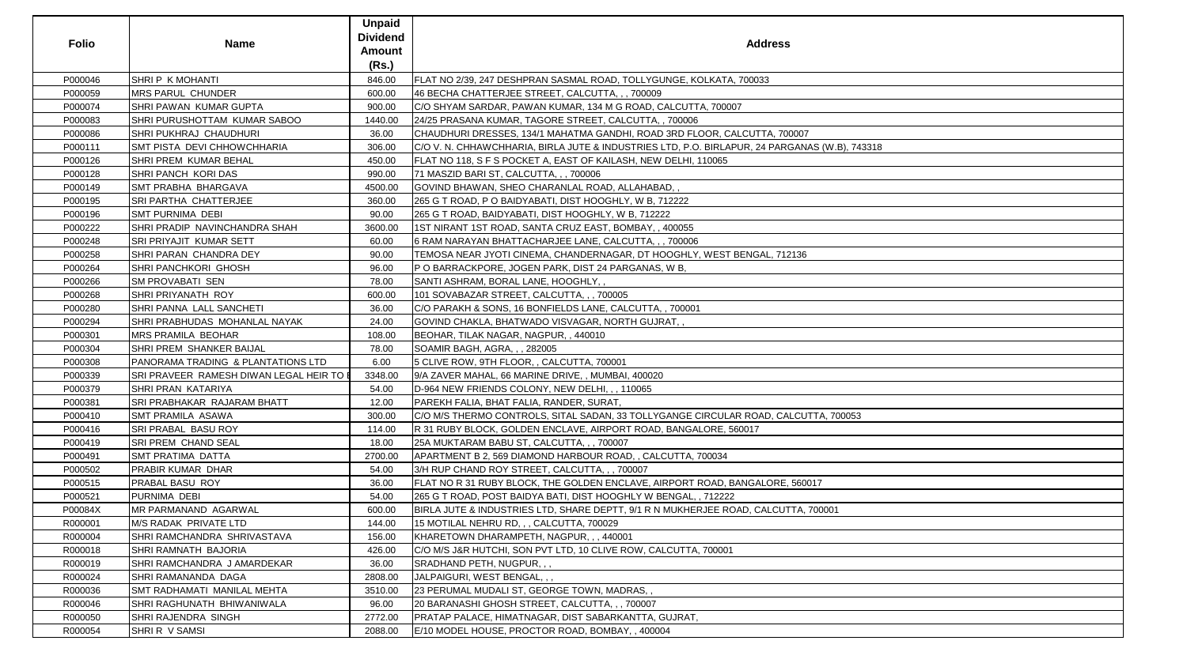| Folio | Name | Unpaid Dividend Amount (Rs.) | Address |
|---|---|---|---|
| P000046 | SHRI P K MOHANTI | 846.00 | FLAT NO 2/39, 247 DESHPRAN SASMAL ROAD, TOLLYGUNGE, KOLKATA, 700033 |
| P000059 | MRS PARUL CHUNDER | 600.00 | 46 BECHA CHATTERJEE STREET, CALCUTTA, , , 700009 |
| P000074 | SHRI PAWAN KUMAR GUPTA | 900.00 | C/O SHYAM SARDAR, PAWAN KUMAR, 134 M G ROAD, CALCUTTA, 700007 |
| P000083 | SHRI PURUSHOTTAM KUMAR SABOO | 1440.00 | 24/25 PRASANA KUMAR, TAGORE STREET, CALCUTTA, , 700006 |
| P000086 | SHRI PUKHRAJ CHAUDHURI | 36.00 | CHAUDHURI DRESSES, 134/1 MAHATMA GANDHI, ROAD 3RD FLOOR, CALCUTTA, 700007 |
| P000111 | SMT PISTA DEVI CHHOWCHHARIA | 306.00 | C/O V. N. CHHAWCHHARIA, BIRLA JUTE & INDUSTRIES LTD, P.O. BIRLAPUR, 24 PARGANAS (W.B), 743318 |
| P000126 | SHRI PREM KUMAR BEHAL | 450.00 | FLAT NO 118, S F S POCKET A, EAST OF KAILASH, NEW DELHI, 110065 |
| P000128 | SHRI PANCH KORI DAS | 990.00 | 71 MASZID BARI ST, CALCUTTA, , , 700006 |
| P000149 | SMT PRABHA BHARGAVA | 4500.00 | GOVIND BHAWAN, SHEO CHARANLAL ROAD, ALLAHABAD, , |
| P000195 | SRI PARTHA CHATTERJEE | 360.00 | 265 G T ROAD, P O BAIDYABATI, DIST HOOGHLY, W B, 712222 |
| P000196 | SMT PURNIMA DEBI | 90.00 | 265 G T ROAD, BAIDYABATI, DIST HOOGHLY, W B, 712222 |
| P000222 | SHRI PRADIP NAVINCHANDRA SHAH | 3600.00 | 1ST NIRANT 1ST ROAD, SANTA CRUZ EAST, BOMBAY, , 400055 |
| P000248 | SRI PRIYAJIT KUMAR SETT | 60.00 | 6 RAM NARAYAN BHATTACHARJEE LANE, CALCUTTA, , , 700006 |
| P000258 | SHRI PARAN CHANDRA DEY | 90.00 | TEMOSA NEAR JYOTI CINEMA, CHANDERNAGAR, DT HOOGHLY, WEST BENGAL, 712136 |
| P000264 | SHRI PANCHKORI GHOSH | 96.00 | P O BARRACKPORE, JOGEN PARK, DIST 24 PARGANAS, W B, |
| P000266 | SM PROVABATI SEN | 78.00 | SANTI ASHRAM, BORAL LANE, HOOGHLY, , |
| P000268 | SHRI PRIYANATH ROY | 600.00 | 101 SOVABAZAR STREET, CALCUTTA, , , 700005 |
| P000280 | SHRI PANNA LALL SANCHETI | 36.00 | C/O PARAKH & SONS, 16 BONFIELDS LANE, CALCUTTA, , 700001 |
| P000294 | SHRI PRABHUDAS MOHANLAL NAYAK | 24.00 | GOVIND CHAKLA, BHATWADO VISVAGAR, NORTH GUJRAT, , |
| P000301 | MRS PRAMILA BEOHAR | 108.00 | BEOHAR, TILAK NAGAR, NAGPUR, , 440010 |
| P000304 | SHRI PREM SHANKER BAIJAL | 78.00 | SOAMIR BAGH, AGRA, , , 282005 |
| P000308 | PANORAMA TRADING & PLANTATIONS LTD | 6.00 | 5 CLIVE ROW, 9TH FLOOR, , CALCUTTA, 700001 |
| P000339 | SRI PRAVEER RAMESH DIWAN LEGAL HEIR TO | 3348.00 | 9/A ZAVER MAHAL, 66 MARINE DRIVE, , MUMBAI, 400020 |
| P000379 | SHRI PRAN KATARIYA | 54.00 | D-964 NEW FRIENDS COLONY, NEW DELHI, , , 110065 |
| P000381 | SRI PRABHAKAR RAJARAM BHATT | 12.00 | PAREKH FALIA, BHAT FALIA, RANDER, SURAT, |
| P000410 | SMT PRAMILA ASAWA | 300.00 | C/O M/S THERMO CONTROLS, SITAL SADAN, 33 TOLLYGANGE CIRCULAR ROAD, CALCUTTA, 700053 |
| P000416 | SRI PRABAL BASU ROY | 114.00 | R 31 RUBY BLOCK, GOLDEN ENCLAVE, AIRPORT ROAD, BANGALORE, 560017 |
| P000419 | SRI PREM CHAND SEAL | 18.00 | 25A MUKTARAM BABU ST, CALCUTTA, , , 700007 |
| P000491 | SMT PRATIMA DATTA | 2700.00 | APARTMENT B 2, 569 DIAMOND HARBOUR ROAD, , CALCUTTA, 700034 |
| P000502 | PRABIR KUMAR DHAR | 54.00 | 3/H RUP CHAND ROY STREET, CALCUTTA, , , 700007 |
| P000515 | PRABAL BASU ROY | 36.00 | FLAT NO R 31 RUBY BLOCK, THE GOLDEN ENCLAVE, AIRPORT ROAD, BANGALORE, 560017 |
| P000521 | PURNIMA DEBI | 54.00 | 265 G T ROAD, POST BAIDYA BATI, DIST HOOGHLY W BENGAL, , 712222 |
| P00084X | MR PARMANAND AGARWAL | 600.00 | BIRLA JUTE & INDUSTRIES LTD, SHARE DEPTT, 9/1 R N MUKHERJEE ROAD, CALCUTTA, 700001 |
| R000001 | M/S RADAK PRIVATE LTD | 144.00 | 15 MOTILAL NEHRU RD, , , CALCUTTA, 700029 |
| R000004 | SHRI RAMCHANDRA SHRIVASTAVA | 156.00 | KHARETOWN DHARAMPETH, NAGPUR, , , 440001 |
| R000018 | SHRI RAMNATH BAJORIA | 426.00 | C/O M/S J&R HUTCHI, SON PVT LTD, 10 CLIVE ROW, CALCUTTA, 700001 |
| R000019 | SHRI RAMCHANDRA J AMARDEKAR | 36.00 | SRADHAND PETH, NUGPUR, , , |
| R000024 | SHRI RAMANANDA DAGA | 2808.00 | JALPAIGURI, WEST BENGAL, , , |
| R000036 | SMT RADHAMATI MANILAL MEHTA | 3510.00 | 23 PERUMAL MUDALI ST, GEORGE TOWN, MADRAS, , |
| R000046 | SHRI RAGHUNATH BHIWANIWALA | 96.00 | 20 BARANASHI GHOSH STREET, CALCUTTA, , , 700007 |
| R000050 | SHRI RAJENDRA SINGH | 2772.00 | PRATAP PALACE, HIMATNAGAR, DIST SABARKANTTA, GUJRAT, |
| R000054 | SHRI R V SAMSI | 2088.00 | E/10 MODEL HOUSE, PROCTOR ROAD, BOMBAY, , 400004 |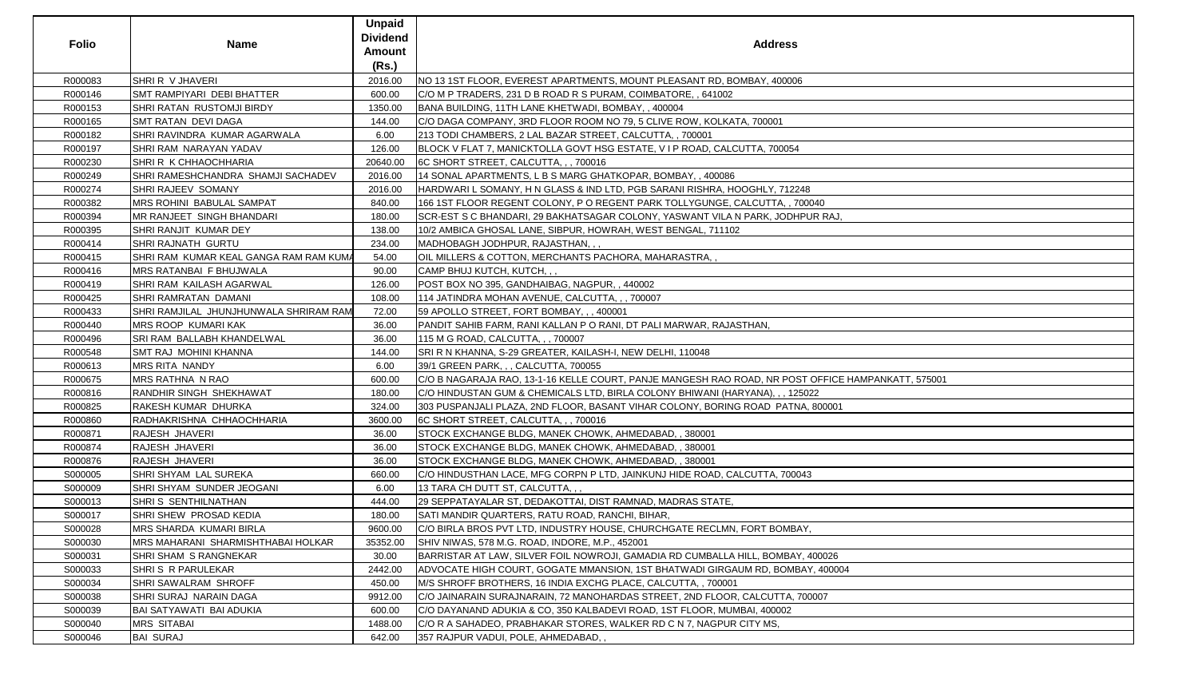| Folio | Name | Unpaid Dividend Amount (Rs.) | Address |
|---|---|---|---|
| R000083 | SHRI R V JHAVERI | 2016.00 | NO 13 1ST FLOOR, EVEREST APARTMENTS, MOUNT PLEASANT RD, BOMBAY, 400006 |
| R000146 | SMT RAMPIYARI DEBI BHATTER | 600.00 | C/O M P TRADERS, 231 D B ROAD R S PURAM, COIMBATORE, , 641002 |
| R000153 | SHRI RATAN RUSTOMJI BIRDY | 1350.00 | BANA BUILDING, 11TH LANE KHETWADI, BOMBAY, , 400004 |
| R000165 | SMT RATAN DEVI DAGA | 144.00 | C/O DAGA COMPANY, 3RD FLOOR ROOM NO 79, 5 CLIVE ROW, KOLKATA, 700001 |
| R000182 | SHRI RAVINDRA KUMAR AGARWALA | 6.00 | 213 TODI CHAMBERS, 2 LAL BAZAR STREET, CALCUTTA, , 700001 |
| R000197 | SHRI RAM NARAYAN YADAV | 126.00 | BLOCK V FLAT 7, MANICKTOLLA GOVT HSG ESTATE, V I P ROAD, CALCUTTA, 700054 |
| R000230 | SHRI R K CHHAOCHHARIA | 20640.00 | 6C SHORT STREET, CALCUTTA, , , 700016 |
| R000249 | SHRI RAMESHCHANDRA SHAMJI SACHADEV | 2016.00 | 14 SONAL APARTMENTS, L B S MARG GHATKOPAR, BOMBAY, , 400086 |
| R000274 | SHRI RAJEEV SOMANY | 2016.00 | HARDWARI L SOMANY, H N GLASS & IND LTD, PGB SARANI RISHRA, HOOGHLY, 712248 |
| R000382 | MRS ROHINI BABULAL SAMPAT | 840.00 | 166 1ST FLOOR REGENT COLONY, P O REGENT PARK TOLLYGUNGE, CALCUTTA, , 700040 |
| R000394 | MR RANJEET SINGH BHANDARI | 180.00 | SCR-EST S C BHANDARI, 29 BAKHATSAGAR COLONY, YASWANT VILA N PARK, JODHPUR RAJ, |
| R000395 | SHRI RANJIT KUMAR DEY | 138.00 | 10/2 AMBICA GHOSAL LANE, SIBPUR, HOWRAH, WEST BENGAL, 711102 |
| R000414 | SHRI RAJNATH GURTU | 234.00 | MADHOBAGH JODHPUR, RAJASTHAN, , , |
| R000415 | SHRI RAM KUMAR KEAL GANGA RAM RAM KUMA | 54.00 | OIL MILLERS & COTTON, MERCHANTS PACHORA, MAHARASTRA, , |
| R000416 | MRS RATANBAI F BHUJWALA | 90.00 | CAMP BHUJ KUTCH, KUTCH, , , |
| R000419 | SHRI RAM KAILASH AGARWAL | 126.00 | POST BOX NO 395, GANDHAIBAG, NAGPUR, , 440002 |
| R000425 | SHRI RAMRATAN DAMANI | 108.00 | 114 JATINDRA MOHAN AVENUE, CALCUTTA, , , 700007 |
| R000433 | SHRI RAMJILAL JHUNJHUNWALA SHRIRAM RAM | 72.00 | 59 APOLLO STREET, FORT BOMBAY, , , 400001 |
| R000440 | MRS ROOP KUMARI KAK | 36.00 | PANDIT SAHIB FARM, RANI KALLAN P O RANI, DT PALI MARWAR, RAJASTHAN, |
| R000496 | SRI RAM BALLABH KHANDELWAL | 36.00 | 115 M G ROAD, CALCUTTA, , , 700007 |
| R000548 | SMT RAJ MOHINI KHANNA | 144.00 | SRI R N KHANNA, S-29 GREATER, KAILASH-I, NEW DELHI, 110048 |
| R000613 | MRS RITA NANDY | 6.00 | 39/1 GREEN PARK, , , CALCUTTA, 700055 |
| R000675 | MRS RATHNA N RAO | 600.00 | C/O B NAGARAJA RAO, 13-1-16 KELLE COURT, PANJE MANGESH RAO ROAD, NR POST OFFICE HAMPANKATT, 575001 |
| R000816 | RANDHIR SINGH SHEKHAWAT | 180.00 | C/O HINDUSTAN GUM & CHEMICALS LTD, BIRLA COLONY BHIWANI (HARYANA), , , 125022 |
| R000825 | RAKESH KUMAR DHURKA | 324.00 | 303 PUSPANJALI PLAZA, 2ND FLOOR, BASANT VIHAR COLONY, BORING ROAD PATNA, 800001 |
| R000860 | RADHAKRISHNA CHHAOCHHARIA | 3600.00 | 6C SHORT STREET, CALCUTTA, , , 700016 |
| R000871 | RAJESH JHAVERI | 36.00 | STOCK EXCHANGE BLDG, MANEK CHOWK, AHMEDABAD, , 380001 |
| R000874 | RAJESH JHAVERI | 36.00 | STOCK EXCHANGE BLDG, MANEK CHOWK, AHMEDABAD, , 380001 |
| R000876 | RAJESH JHAVERI | 36.00 | STOCK EXCHANGE BLDG, MANEK CHOWK, AHMEDABAD, , 380001 |
| S000005 | SHRI SHYAM LAL SUREKA | 660.00 | C/O HINDUSTHAN LACE, MFG CORPN P LTD, JAINKUNJ HIDE ROAD, CALCUTTA, 700043 |
| S000009 | SHRI SHYAM SUNDER JEOGANI | 6.00 | 13 TARA CH DUTT ST, CALCUTTA, , , |
| S000013 | SHRI S SENTHILNATHAN | 444.00 | 29 SEPPATAYALAR ST, DEDAKOTTAI, DIST RAMNAD, MADRAS STATE, |
| S000017 | SHRI SHEW PROSAD KEDIA | 180.00 | SATI MANDIR QUARTERS, RATU ROAD, RANCHI, BIHAR, |
| S000028 | MRS SHARDA KUMARI BIRLA | 9600.00 | C/O BIRLA BROS PVT LTD, INDUSTRY HOUSE, CHURCHGATE RECLMN, FORT BOMBAY, |
| S000030 | MRS MAHARANI SHARMISHTHABAI HOLKAR | 35352.00 | SHIV NIWAS, 578 M.G. ROAD, INDORE, M.P., 452001 |
| S000031 | SHRI SHAM S RANGNEKAR | 30.00 | BARRISTAR AT LAW, SILVER FOIL NOWROJI, GAMADIA RD CUMBALLA HILL, BOMBAY, 400026 |
| S000033 | SHRI S R PARULEKAR | 2442.00 | ADVOCATE HIGH COURT, GOGATE MMANSION, 1ST BHATWADI GIRGAUM RD, BOMBAY, 400004 |
| S000034 | SHRI SAWALRAM SHROFF | 450.00 | M/S SHROFF BROTHERS, 16 INDIA EXCHG PLACE, CALCUTTA, , 700001 |
| S000038 | SHRI SURAJ NARAIN DAGA | 9912.00 | C/O JAINARAIN SURAJNARAIN, 72 MANOHARDAS STREET, 2ND FLOOR, CALCUTTA, 700007 |
| S000039 | BAI SATYAWATI BAI ADUKIA | 600.00 | C/O DAYANAND ADUKIA & CO, 350 KALBADEVI ROAD, 1ST FLOOR, MUMBAI, 400002 |
| S000040 | MRS SITABAI | 1488.00 | C/O R A SAHADEO, PRABHAKAR STORES, WALKER RD C N 7, NAGPUR CITY MS, |
| S000046 | BAI SURAJ | 642.00 | 357 RAJPUR VADUI, POLE, AHMEDABAD, , |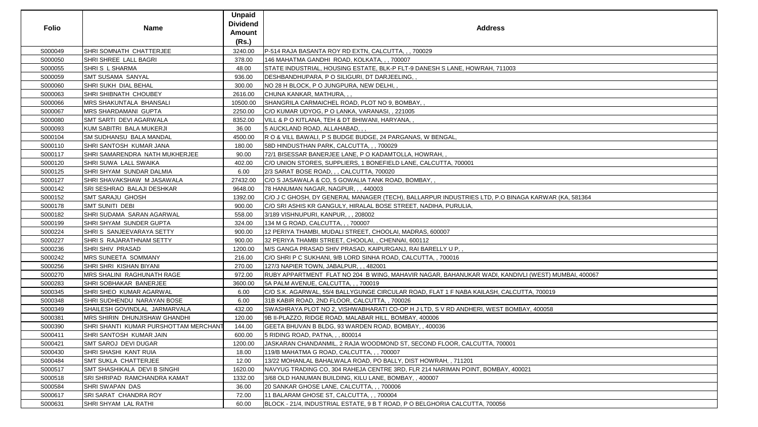| Folio | Name | Unpaid Dividend Amount (Rs.) | Address |
|---|---|---|---|
| S000049 | SHRI SOMNATH CHATTERJEE | 3240.00 | P-514 RAJA BASANTA ROY RD EXTN, CALCUTTA, , , 700029 |
| S000050 | SHRI SHREE LALL BAGRI | 378.00 | 146 MAHATMA GANDHI ROAD, KOLKATA, , , 700007 |
| S000055 | SHRI S L SHARMA | 48.00 | STATE INDUSTRIAL, HOUSING ESTATE, BLK-P FLT-9 DANESH S LANE, HOWRAH, 711003 |
| S000059 | SMT SUSAMA SANYAL | 936.00 | DESHBANDHUPARA, P O SILIGURI, DT DARJEELING, , |
| S000060 | SHRI SUKH DIAL BEHAL | 300.00 | NO 28 H BLOCK, P O JUNGPURA, NEW DELHI, , |
| S000063 | SHRI SHIBNATH CHOUBEY | 2616.00 | CHUNA KANKAR, MATHURA, , , |
| S000066 | MRS SHAKUNTALA BHANSALI | 10500.00 | SHANGRILA CARMAICHEL ROAD, PLOT NO 9, BOMBAY, , |
| S000067 | MRS SHARDAMANI GUPTA | 2250.00 | C/O KUMAR UDYOG, P O LANKA, VARANASI, , 221005 |
| S000080 | SMT SARTI DEVI AGARWALA | 8352.00 | VILL & P O KITLANA, TEH & DT BHIWANI, HARYANA, , |
| S000093 | KUM SABITRI BALA MUKERJI | 36.00 | 5 AUCKLAND ROAD, ALLAHABAD, , , |
| S000104 | SM SUDHANSU BALA MANDAL | 4500.00 | R O & VILL BAWALI, P S BUDGE BUDGE, 24 PARGANAS, W BENGAL, |
| S000110 | SHRI SANTOSH KUMAR JANA | 180.00 | 58D HINDUSTHAN PARK, CALCUTTA, , , 700029 |
| S000117 | SHRI SAMARENDRA NATH MUKHERJEE | 90.00 | 72/1 BISESSAR BANERJEE LANE, P O KADAMTOLLA, HOWRAH, , |
| S000120 | SHRI SUWA LALL SWAIKA | 402.00 | C/O UNION STORES, SUPPLIERS, 1 BONEFIELD LANE, CALCUTTA, 700001 |
| S000125 | SHRI SHYAM SUNDAR DALMIA | 6.00 | 2/3 SARAT BOSE ROAD, , , CALCUTTA, 700020 |
| S000127 | SHRI SHAVAKSHAW M JASAWALA | 27432.00 | C/O S JASAWALA & CO, 5 GOWALIA TANK ROAD, BOMBAY, , |
| S000142 | SRI SESHRAO BALAJI DESHKAR | 9648.00 | 78 HANUMAN NAGAR, NAGPUR, , , 440003 |
| S000152 | SMT SARAJU GHOSH | 1392.00 | C/O J C GHOSH, DY GENERAL MANAGER (TECH), BALLARPUR INDUSTRIES LTD, P.O BINAGA KARWAR (KA, 581364 |
| S000178 | SMT SUNITI DEBI | 900.00 | C/O SRI ASHIS KR GANGULY, HIRALAL BOSE STREET, NADIHA, PURULIA, |
| S000182 | SHRI SUDAMA SARAN AGARWAL | 558.00 | 3/189 VISHNUPURI, KANPUR, , , 208002 |
| S000199 | SHRI SHYAM SUNDER GUPTA | 324.00 | 134 M G ROAD, CALCUTTA, , , 700007 |
| S000224 | SHRI S SANJEEVARAYA SETTY | 900.00 | 12 PERIYA THAMBI, MUDALI STREET, CHOOLAI, MADRAS, 600007 |
| S000227 | SHRI S RAJARATHNAM SETTY | 900.00 | 32 PERIYA THAMBI STREET, CHOOLAI, , CHENNAI, 600112 |
| S000236 | SHRI SHIV PRASAD | 1200.00 | M/S GANGA PRASAD SHIV PRASAD, KAIPURGANJ, RAI BARELLY U P, , |
| S000242 | MRS SUNEETA SOMMANY | 216.00 | C/O SHRI P C SUKHANI, 9/B LORD SINHA ROAD, CALCUTTA, , 700016 |
| S000256 | SHRI SHRI KISHAN BIYANI | 270.00 | 127/3 NAPIER TOWN, JABALPUR, , , 482001 |
| S000270 | MRS SHALINI RAGHUNATH RAGE | 972.00 | RUBY APPARTMENT FLAT NO 204 B WING, MAHAVIR NAGAR, BAHANUKAR WADI, KANDIVLI (WEST) MUMBAI, 400067 |
| S000283 | SHRI SOBHAKAR BANERJEE | 3600.00 | 5A PALM AVENUE, CALCUTTA, , , 700019 |
| S000345 | SHRI SHEO KUMAR AGARWAL | 6.00 | C/O S.K. AGARWAL, 55/4 BALLYGUNGE CIRCULAR ROAD, FLAT 1 F NABA KAILASH, CALCUTTA, 700019 |
| S000348 | SHRI SUDHENDU NARAYAN BOSE | 6.00 | 31B KABIR ROAD, 2ND FLOOR, CALCUTTA, , 700026 |
| S000349 | SHAILESH GOVINDLAL JARMARVALA | 432.00 | SWASHRAYA PLOT NO 2, VISHWABHARATI CO-OP H J LTD, S V RD ANDHERI, WEST BOMBAY, 400058 |
| S000381 | MRS SHIRIN DHUNJISHAW GHANDHI | 120.00 | 9B II-PLAZZO, RIDGE ROAD, MALABAR HILL, BOMBAY, 400006 |
| S000390 | SHRI SHANTI KUMAR PURSHOTTAM MERCHANT | 144.00 | GEETA BHUVAN B BLDG, 93 WARDEN ROAD, BOMBAY, , 400036 |
| S000411 | SHRI SANTOSH KUMAR JAIN | 600.00 | 5 RIDING ROAD, PATNA, , , 800014 |
| S000421 | SMT SAROJ DEVI DUGAR | 1200.00 | JASKARAN CHANDANMIL, 2 RAJA WOODMOND ST, SECOND FLOOR, CALCUTTA, 700001 |
| S000430 | SHRI SHASHI KANT RUIA | 18.00 | 119/B MAHATMA G ROAD, CALCUTTA, , , 700007 |
| S000484 | SMT SUKLA CHATTERJEE | 12.00 | 13/22 MOHANLAL BAHALWALA ROAD, PO BALLY, DIST HOWRAH, , 711201 |
| S000517 | SMT SHASHIKALA DEVI B SINGHI | 1620.00 | NAVYUG TRADING CO, 304 RAHEJA CENTRE 3RD, FLR 214 NARIMAN POINT, BOMBAY, 400021 |
| S000518 | SRI SHRIPAD RAMCHANDRA KAMAT | 1332.00 | 3/68 OLD HANUMAN BUILDING, KILU LANE, BOMBAY, , 400007 |
| S000584 | SHRI SWAPAN DAS | 36.00 | 20 SANKAR GHOSE LANE, CALCUTTA, , , 700006 |
| S000617 | SRI SARAT CHANDRA ROY | 72.00 | 11 BALARAM GHOSE ST, CALCUTTA, , , 700004 |
| S000631 | SHRI SHYAM LAL RATHI | 60.00 | BLOCK - 21/4, INDUSTRIAL ESTATE, 9 B T ROAD, P O BELGHORIA CALCUTTA, 700056 |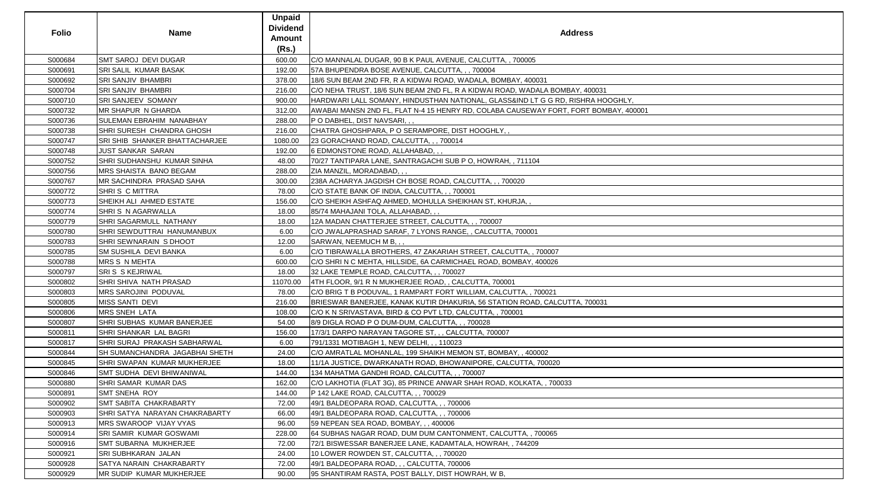| Folio | Name | Unpaid Dividend Amount (Rs.) | Address |
| --- | --- | --- | --- |
| S000684 | SMT SAROJ DEVI DUGAR | 600.00 | C/O MANNALAL DUGAR, 90 B K PAUL AVENUE, CALCUTTA, , 700005 |
| S000691 | SRI SALIL KUMAR BASAK | 192.00 | 57A BHUPENDRA BOSE AVENUE, CALCUTTA, , , 700004 |
| S000692 | SRI SANJIV BHAMBRI | 378.00 | 18/6 SUN BEAM 2ND FR, R A KIDWAI ROAD, WADALA, BOMBAY, 400031 |
| S000704 | SRI SANJIV BHAMBRI | 216.00 | C/O NEHA TRUST, 18/6 SUN BEAM 2ND FL, R A KIDWAI ROAD, WADALA BOMBAY, 400031 |
| S000710 | SRI SANJEEV SOMANY | 900.00 | HARDWARI LALL SOMANY, HINDUSTHAN NATIONAL, GLASS&IND LT G G RD, RISHRA HOOGHLY, |
| S000732 | MR SHAPUR N GHARDA | 312.00 | AWABAI MANSN 2ND FL, FLAT N-4 15 HENRY RD, COLABA CAUSEWAY FORT, FORT BOMBAY, 400001 |
| S000736 | SULEMAN EBRAHIM NANABHAY | 288.00 | P O DABHEL, DIST NAVSARI, , , |
| S000738 | SHRI SURESH CHANDRA GHOSH | 216.00 | CHATRA GHOSHPARA, P O SERAMPORE, DIST HOOGHLY, , |
| S000747 | SRI SHIB SHANKER BHATTACHARJEE | 1080.00 | 23 GORACHAND ROAD, CALCUTTA, , , 700014 |
| S000748 | JUST SANKAR SARAN | 192.00 | 6 EDMONSTONE ROAD, ALLAHABAD, , , |
| S000752 | SHRI SUDHANSHU KUMAR SINHA | 48.00 | 70/27 TANTIPARA LANE, SANTRAGACHI SUB P O, HOWRAH, , 711104 |
| S000756 | MRS SHAISTA BANO BEGAM | 288.00 | ZIA MANZIL, MORADABAD, , , |
| S000767 | MR SACHINDRA PRASAD SAHA | 300.00 | 238A ACHARYA JAGDISH CH BOSE ROAD, CALCUTTA, , , 700020 |
| S000772 | SHRI S C MITTRA | 78.00 | C/O STATE BANK OF INDIA, CALCUTTA, , , 700001 |
| S000773 | SHEIKH ALI AHMED ESTATE | 156.00 | C/O SHEIKH ASHFAQ AHMED, MOHULLA SHEIKHAN ST, KHURJA, , |
| S000774 | SHRI S N AGARWALLA | 18.00 | 85/74 MAHAJANI TOLA, ALLAHABAD, , , |
| S000779 | SHRI SAGARMULL NATHANY | 18.00 | 12A MADAN CHATTERJEE STREET, CALCUTTA, , , 700007 |
| S000780 | SHRI SEWDUTTRAI HANUMANBUX | 6.00 | C/O JWALAPRASHAD SARAF, 7 LYONS RANGE, , CALCUTTA, 700001 |
| S000783 | SHRI SEWNARAIN S DHOOT | 12.00 | SARWAN, NEEMUCH M B, , , |
| S000785 | SM SUSHILA DEVI BANKA | 6.00 | C/O TIBRAWALLA BROTHERS, 47 ZAKARIAH STREET, CALCUTTA, , 700007 |
| S000788 | MRS S N MEHTA | 600.00 | C/O SHRI N C MEHTA, HILLSIDE, 6A CARMICHAEL ROAD, BOMBAY, 400026 |
| S000797 | SRI S S KEJRIWAL | 18.00 | 32 LAKE TEMPLE ROAD, CALCUTTA, , , 700027 |
| S000802 | SHRI SHIVA NATH PRASAD | 11070.00 | 4TH FLOOR, 9/1 R N MUKHERJEE ROAD, , CALCUTTA, 700001 |
| S000803 | MRS SAROJINI PODUVAL | 78.00 | C/O BRIG T B PODUVAL, 1 RAMPART FORT WILLIAM, CALCUTTA, , 700021 |
| S000805 | MISS SANTI DEVI | 216.00 | BRIESWAR BANERJEE, KANAK KUTIR DHAKURIA, 56 STATION ROAD, CALCUTTA, 700031 |
| S000806 | MRS SNEH LATA | 108.00 | C/O K N SRIVASTAVA, BIRD & CO PVT LTD, CALCUTTA, , 700001 |
| S000807 | SHRI SUBHAS KUMAR BANERJEE | 54.00 | 8/9 DIGLA ROAD P O DUM-DUM, CALCUTTA, , , 700028 |
| S000811 | SHRI SHANKAR LAL BAGRI | 156.00 | 17/3/1 DARPO NARAYAN TAGORE ST, , , CALCUTTA, 700007 |
| S000817 | SHRI SURAJ PRAKASH SABHARWAL | 6.00 | 791/1331 MOTIBAGH 1, NEW DELHI, , , 110023 |
| S000844 | SH SUMANCHANDRA JAGABHAI SHETH | 24.00 | C/O AMRATLAL MOHANLAL, 199 SHAIKH MEMON ST, BOMBAY, , 400002 |
| S000845 | SHRI SWAPAN KUMAR MUKHERJEE | 18.00 | 11/1A JUSTICE, DWARKANATH ROAD, BHOWANIPORE, CALCUTTA, 700020 |
| S000846 | SMT SUDHA DEVI BHIWANIWAL | 144.00 | 134 MAHATMA GANDHI ROAD, CALCUTTA, , , 700007 |
| S000880 | SHRI SAMAR KUMAR DAS | 162.00 | C/O LAKHOTIA (FLAT 3G), 85 PRINCE ANWAR SHAH ROAD, KOLKATA, , 700033 |
| S000891 | SMT SNEHA ROY | 144.00 | P 142 LAKE ROAD, CALCUTTA, , , 700029 |
| S000902 | SMT SABITA CHAKRABARTY | 72.00 | 49/1 BALDEOPARA ROAD, CALCUTTA, , , 700006 |
| S000903 | SHRI SATYA NARAYAN CHAKRABARTY | 66.00 | 49/1 BALDEOPARA ROAD, CALCUTTA, , , 700006 |
| S000913 | MRS SWAROOP VIJAY VYAS | 96.00 | 59 NEPEAN SEA ROAD, BOMBAY, , , 400006 |
| S000914 | SRI SAMIR KUMAR GOSWAMI | 228.00 | 64 SUBHAS NAGAR ROAD, DUM DUM CANTONMENT, CALCUTTA, , 700065 |
| S000916 | SMT SUBARNA MUKHERJEE | 72.00 | 72/1 BISWESSAR BANERJEE LANE, KADAMTALA, HOWRAH, , 744209 |
| S000921 | SRI SUBHKARAN JALAN | 24.00 | 10 LOWER ROWDEN ST, CALCUTTA, , , 700020 |
| S000928 | SATYA NARAIN CHAKRABARTY | 72.00 | 49/1 BALDEOPARA ROAD, , , CALCUTTA, 700006 |
| S000929 | MR SUDIP KUMAR MUKHERJEE | 90.00 | 95 SHANTIRAM RASTA, POST BALLY, DIST HOWRAH, W B, |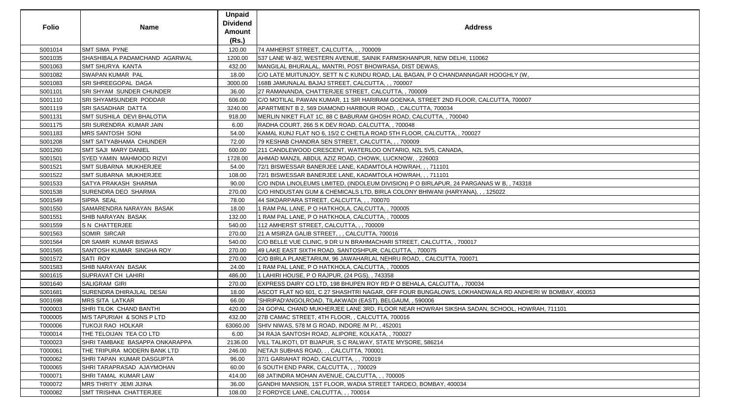| Folio | Name | Unpaid Dividend Amount (Rs.) | Address |
|---|---|---|---|
| S001014 | SMT SIMA PYNE | 120.00 | 74 AMHERST STREET, CALCUTTA, , , 700009 |
| S001035 | SHASHIBALA PADAMCHAND AGARWAL | 1200.00 | 537 LANE W-8/2, WESTERN AVENUE, SAINIK FARMSKHANPUR, NEW DELHI, 110062 |
| S001063 | SMT SHURYA KANTA | 432.00 | MANGILAL BHURALAL, MANTRI, POST BHOWRASA, DIST DEWAS, |
| S001082 | SWAPAN KUMAR PAL | 18.00 | C/O LATE MUITUNJOY, SETT N C KUNDU ROAD, LAL BAGAN, P O CHANDANNAGAR HOOGHLY (W, |
| S001083 | SRI SHREEGOPAL DAGA | 3000.00 | 168B JAMUNALAL BAJAJ STREET, CALCUTTA, , , 700007 |
| S001101 | SRI SHYAM SUNDER CHUNDER | 36.00 | 27 RAMANANDA, CHATTERJEE STREET, CALCUTTA, , 700009 |
| S001110 | SRI SHYAMSUNDER PODDAR | 606.00 | C/O MOTILAL PAWAN KUMAR, 11 SIR HARIRAM GOENKA, STREET 2ND FLOOR, CALCUTTA, 700007 |
| S001119 | SRI SASADHAR DATTA | 3240.00 | APARTMENT B 2, 569 DIAMOND HARBOUR ROAD, , CALCUTTA, 700034 |
| S001131 | SMT SUSHILA DEVI BHALOTIA | 918.00 | MERLIN NIKET FLAT 1C, 88 C BABURAM GHOSH ROAD, CALCUTTA, , 700040 |
| S001175 | SRI SURENDRA KUMAR JAIN | 6.00 | RADHA COURT, 266 S K DEV ROAD, CALCUTTA, , 700048 |
| S001183 | MRS SANTOSH SONI | 54.00 | KAMAL KUNJ FLAT NO 6, 15/2 C CHETLA ROAD 5TH FLOOR, CALCUTTA, , 700027 |
| S001208 | SMT SATYABHAMA CHUNDER | 72.00 | 79 KESHAB CHANDRA SEN STREET, CALCUTTA, , , 700009 |
| S001260 | SMT SAJI MARY DANIEL | 600.00 | 211 CANDLEWOOD CRESCENT, WATERLOO ONTARIO, N2L 5V5, CANADA, |
| S001501 | SYED YAMIN MAHMOOD RIZVI | 1728.00 | AHMAD MANZIL ABDUL AZIZ ROAD, CHOWK, LUCKNOW, , 226003 |
| S001521 | SMT SUBARNA MUKHERJEE | 54.00 | 72/1 BISWESSAR BANERJEE LANE, KADAMTOLA HOWRAH, , , 711101 |
| S001522 | SMT SUBARNA MUKHERJEE | 108.00 | 72/1 BISWESSAR BANERJEE LANE, KADAMTOLA HOWRAH, , , 711101 |
| S001533 | SATYA PRAKASH SHARMA | 90.00 | C/O INDIA LINOLEUMS LIMITED, (INDOLEUM DIVISION) P O BIRLAPUR, 24 PARGANAS W B, , 743318 |
| S001538 | SURENDRA DEO SHARMA | 270.00 | C/O HINDUSTAN GUM & CHEMICALS LTD, BIRLA COLONY BHIWANI (HARYANA), , , 125022 |
| S001549 | SIPRA SEAL | 78.00 | 44 SIKDARPARA STREET, CALCUTTA, , , 700070 |
| S001550 | SAMARENDRA NARAYAN BASAK | 18.00 | 1 RAM PAL LANE, P O HATKHOLA, CALCUTTA, , 700005 |
| S001551 | SHIB NARAYAN BASAK | 132.00 | 1 RAM PAL LANE, P O HATKHOLA, CALCUTTA, , 700005 |
| S001559 | S N CHATTERJEE | 540.00 | 112 AMHERST STREET, CALCUTTA, , , 700009 |
| S001563 | SOMIR SIRCAR | 270.00 | 21 A MSIRZA GALIB STREET, , , CALCUTTA, 700016 |
| S001564 | DR SAMIR KUMAR BISWAS | 540.00 | C/O BELLE VUE CLINIC, 9 DR U N BRAHMACHARI STREET, CALCUTTA, , 700017 |
| S001565 | SANTOSH KUMAR SINGHA ROY | 270.00 | 49 LAKE EAST SIXTH ROAD, SANTOSHPUR, CALCUTTA, , 700075 |
| S001572 | SATI ROY | 270.00 | C/O BIRLA PLANETARIUM, 96 JAWAHARLAL NEHRU ROAD, , CALCUTTA, 700071 |
| S001583 | SHIB NARAYAN BASAK | 24.00 | 1 RAM PAL LANE, P O HATKHOLA, CALCUTTA, , 700005 |
| S001615 | SUPRAVAT CH LAHIRI | 486.00 | 1 LAHIRI HOUSE, P O RAJPUR, (24 PGS), , 743358 |
| S001640 | SALIGRAM GIRI | 270.00 | EXPRESS DAIRY CO LTD, 198 BHUPEN ROY RD P O BEHALA, CALCUTTA, , 700034 |
| S001681 | SURENDRA DHIRAJLAL DESAI | 18.00 | ASCOT FLAT NO 601, C 27 SHASHTRI NAGAR, OFF FOUR BUNGALOWS, LOKHANDWALA RD ANDHERI W BOMBAY, 400053 |
| S001698 | MRS SITA LATKAR | 66.00 | 'SHRIPAD'ANGOLROAD, TILAKWADI (EAST), BELGAUM, , 590006 |
| T000003 | SHRI TILOK CHAND BANTHI | 420.00 | 24 GOPAL CHAND MUKHERJEE LANE 3RD, FLOOR NEAR HOWRAH SIKSHA SADAN, SCHOOL, HOWRAH, 711101 |
| T000005 | M/S TAPURIAH & SONS P LTD | 432.00 | 27B CAMAC STREET, 4TH FLOOR, , CALCUTTA, 700016 |
| T000006 | TUKOJI RAO HOLKAR | 63060.00 | SHIV NIWAS, 578 M G ROAD, INDORE /M P/, , 452001 |
| T000014 | THE TELOIJAN TEA CO LTD | 6.00 | 34 RAJA SANTOSH ROAD, ALIPORE, KOLKATA, , 700027 |
| T000023 | SHRI TAMBAKE BASAPPA ONKARAPPA | 2136.00 | VILL TALIKOTI, DT BIJAPUR, S C RALWAY, STATE MYSORE, 586214 |
| T000061 | THE TRIPURA MODERN BANK LTD | 246.00 | NETAJI SUBHAS ROAD, , , CALCUTTA, 700001 |
| T000062 | SHRI TAPAN KUMAR DASGUPTA | 96.00 | 37/1 GARIAHAT ROAD, CALCUTTA, , , 700019 |
| T000065 | SHRI TARAPRASAD AJAYMOHAN | 60.00 | 6 SOUTH END PARK, CALCUTTA, , , 700029 |
| T000071 | SHRI TAMAL KUMAR LAW | 414.00 | 68 JATINDRA MOHAN AVENUE, CALCUTTA, , , 700005 |
| T000072 | MRS THRITY JEMI JIJINA | 36.00 | GANDHI MANSION, 1ST FLOOR, WADIA STREET TARDEO, BOMBAY, 400034 |
| T000082 | SMT TRISHNA CHATTERJEE | 108.00 | 2 FORDYCE LANE, CALCUTTA, , , 700014 |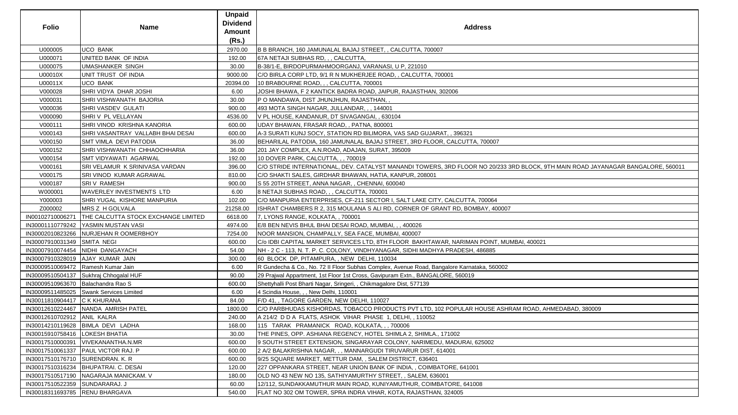| Folio | Name | Unpaid Dividend Amount (Rs.) | Address |
|---|---|---|---|
| U000005 | UCO BANK | 2970.00 | B B BRANCH, 160 JAMUNALAL BAJAJ STREET, , CALCUTTA, 700007 |
| U000071 | UNITED BANK OF INDIA | 192.00 | 67A NETAJI SUBHAS RD, , , CALCUTTA, |
| U000075 | UMASHANKER SINGH | 30.00 | B-38/1-E, BIRDOPURMAHMOORGANJ, VARANASI, U P, 221010 |
| U00010X | UNIT TRUST OF INDIA | 9000.00 | C/O BIRLA CORP LTD, 9/1 R N MUKHERJEE ROAD, , CALCUTTA, 700001 |
| U00011X | UCO BANK | 20394.00 | 10 BRABOURNE ROAD, , , CALCUTTA, 700001 |
| V000028 | SHRI VIDYA DHAR JOSHI | 6.00 | JOSHI BHAWA, F 2 KANTICK BADRA ROAD, JAIPUR, RAJASTHAN, 302006 |
| V000031 | SHRI VISHWANATH BAJORIA | 30.00 | P O MANDAWA, DIST JHUNJHUN, RAJASTHAN, , |
| V000036 | SHRI VASDEV GULATI | 900.00 | 493 MOTA SINGH NAGAR, JULLANDAR, , , 144001 |
| V000090 | SHRI V PL VELLAYAN | 4536.00 | V PL HOUSE, KANDANUR, DT SIVAGANGAI, , 630104 |
| V000111 | SHRI VINOD KRISHNA KANORIA | 600.00 | UDAY BHAWAN, FRASAR ROAD, , PATNA, 800001 |
| V000143 | SHRI VASANTRAY VALLABH BHAI DESAI | 600.00 | A-3 SURATI KUNJ SOCY, STATION RD BILIMORA, VAS SAD GUJARAT, , 396321 |
| V000150 | SMT VIMLA DEVI PATODIA | 36.00 | BEHARILAL PATODIA, 160 JAMUNALAL BAJAJ STREET, 3RD FLOOR, CALCUTTA, 700007 |
| V000152 | SHRI VISHWANATH CHHAOCHHARIA | 36.00 | 201 JAY COMPLEX, A.N.ROAD, ADAJAN, SURAT, 395009 |
| V000154 | SMT VIDYAWATI AGARWAL | 192.00 | 10 DOVER PARK, CALCUTTA, , , 700019 |
| V000161 | SRI VELAMUR K SRINIVASA VARDAN | 396.00 | C/O STRIDE INTERNATIONAL, DEV. CATALYST MANANDI TOWERS, 3RD FLOOR NO 20/233 3RD BLOCK, 9TH MAIN ROAD JAYANAGAR BANGALORE, 560011 |
| V000175 | SRI VINOD KUMAR AGRAWAL | 810.00 | C/O SHAKTI SALES, GIRDHAR BHAWAN, HATIA, KANPUR, 208001 |
| V000187 | SRI V RAMESH | 900.00 | S 55 20TH STREET, ANNA NAGAR, , CHENNAI, 600040 |
| W000001 | WAVERLEY INVESTMENTS LTD | 6.00 | 8 NETAJI SUBHAS ROAD, , , CALCUTTA, 700001 |
| Y000003 | SHRI YUGAL KISHORE MANPURIA | 102.00 | C/O MANPURIA ENTERPRISES, CF-211 SECTOR I, SALT LAKE CITY, CALCUTTA, 700064 |
| Z000002 | MRS Z H GOLVALA | 21258.00 | ISHRAT CHAMBERS R 2, 315 MOULANA S ALI RD, CORNER OF GRANT RD, BOMBAY, 400007 |
| IN00102710006271 | THE CALCUTTA STOCK EXCHANGE LIMITED | 6618.00 | 7, LYONS RANGE, KOLKATA, , 700001 |
| IN30001110779242 | YASMIN MUSTAN VASI | 4974.00 | E/8 BEN NEVIS BHUL BHAI DESAI ROAD, MUMBAI, , , 400026 |
| IN30002010823266 | NURJEHAN R OOMERBHOY | 7254.00 | NOOR MANSION, CHAMPALLY, SEA FACE, MUMBAI, 400007 |
| IN30007910031349 | SMITA NEGI | 600.00 | C/o IDBI CAPITAL MARKET SERVICES LTD, 8TH FLOOR BAKHTAWAR, NARIMAN POINT, MUMBAI, 400021 |
| IN30007910074454 | NIDHI DANGAYACH | 54.00 | NH - 2 C - 113, N. T. P. C. COLONY, VINDHYANAGAR, SIDHI MADHYA PRADESH, 486885 |
| IN30007910328019 | AJAY KUMAR JAIN | 300.00 | 60 BLOCK DP, PITAMPURA, , NEW DELHI, 110034 |
| IN30009510069472 | Ramesh Kumar Jain | 6.00 | R Gundecha & Co., No. 72 II Floor Subhas Complex, Avenue Road, Bangalore Karnataka, 560002 |
| IN30009510504137 | Sukhraj Chhogalal HUF | 90.00 | 29 Prajwal Appartment, 1st Floor 1st Cross, Gavipuram Extn., BANGALORE, 560019 |
| IN30009510963670 | Balachandra Rao S | 600.00 | Shettyhalli Post Bharti Nagar, Sringeri, , Chikmagalore Dist, 577139 |
| IN30009511485025 | Swank Services Limited | 6.00 | 4 Scindia House, , , New Delhi, 110001 |
| IN30011810904417 | C K KHURANA | 84.00 | F/D 41, , TAGORE GARDEN, NEW DELHI, 110027 |
| IN30012610224467 | NANDA AMRISH PATEL | 1800.00 | C/O PARBHUDAS KISHORDAS, TOBACCO PRODUCTS PVT LTD, 102 POPULAR HOUSE ASHRAM ROAD, AHMEDABAD, 380009 |
| IN30012610702912 | ANIL KALRA | 240.00 | A 214/2 D D A FLATS, ASHOK VIHAR PHASE 1, DELHI, , 110052 |
| IN30014210119628 | BIMLA DEVI LADHA | 168.00 | 115 TARAK PRAMANICK ROAD, KOLKATA, , , 700006 |
| IN30015910758416 | LOKESH BHATIA | 30.00 | THE PINES, OPP. ASHIANA REGENCY, HOTEL SHIMLA 2, SHIMLA., 171002 |
| IN30017510000391 | VIVEKANANTHA.N.MR | 600.00 | 9 SOUTH STREET EXTENSION, SINGARAYAR COLONY, NARIMEDU, MADURAI, 625002 |
| IN30017510061337 | PAUL VICTOR RAJ. P | 600.00 | 2 A/2 BALAKRISHNA NAGAR, , , MANNARGUDI TIRUVARUR DIST, 614001 |
| IN30017510176710 | SURENDRAN. K. R | 600.00 | 9/25 SQUARE MARKET, METTUR DAM, , SALEM DISTRICT, 636401 |
| IN30017510316234 | BHUPATRAI. C. DESAI | 120.00 | 227 OPPANKARA STREET, NEAR UNION BANK OF INDIA, , COIMBATORE, 641001 |
| IN30017510517190 | NAGARAJA MANICKAM. V | 180.00 | OLD NO 43 NEW NO 135, SATHIYAMURTHY STREET, , SALEM, 636001 |
| IN30017510522359 | SUNDARARAJ. J | 60.00 | 12/112, SUNDAKKAMUTHUR MAIN ROAD, KUNIYAMUTHUR, COIMBATORE, 641008 |
| IN30018311693785 | RENU BHARGAVA | 540.00 | FLAT NO 302 OM TOWER, SPRA INDRA VIHAR, KOTA, RAJASTHAN, 324005 |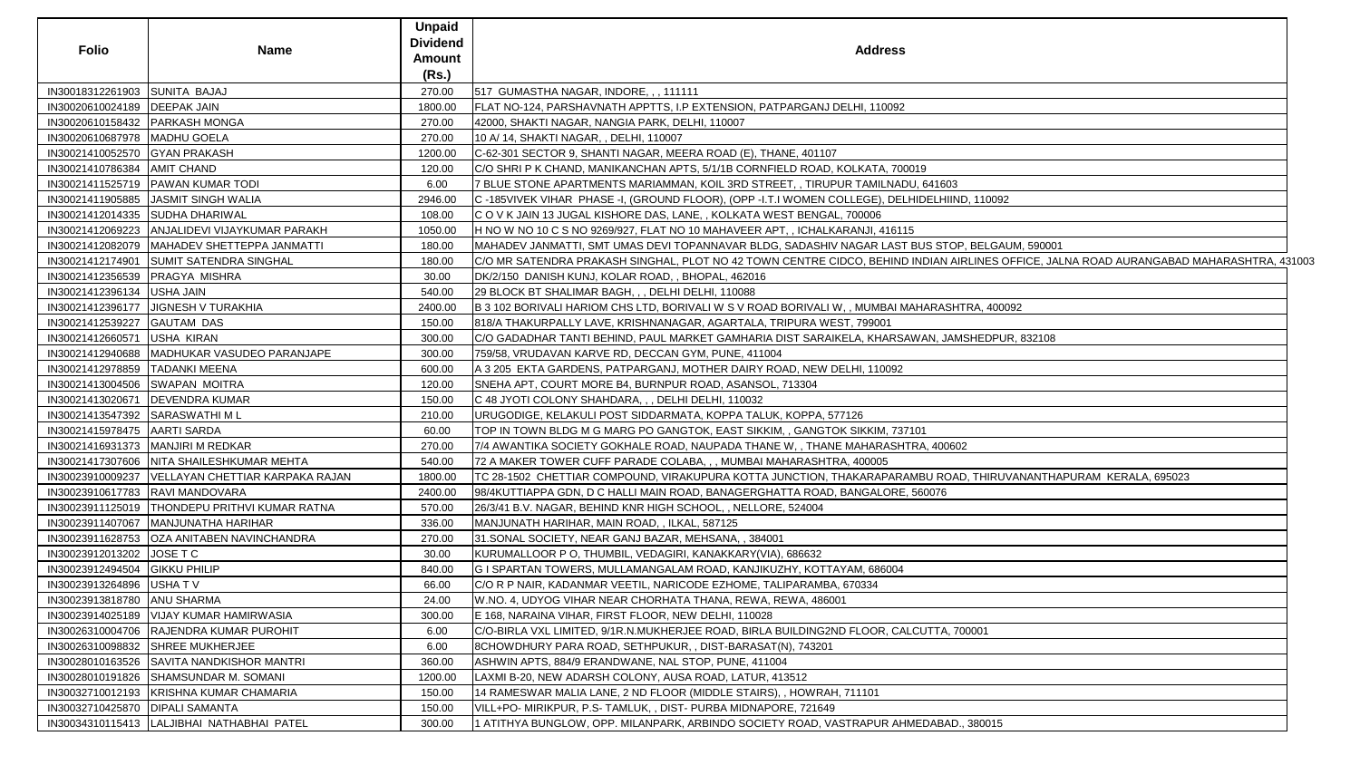| Folio | Name | Unpaid Dividend Amount (Rs.) | Address |
|---|---|---|---|
| IN30018312261903 | SUNITA BAJAJ | 270.00 | 517 GUMASTHA NAGAR, INDORE, , , 111111 |
| IN30020610024189 | DEEPAK JAIN | 1800.00 | FLAT NO-124, PARSHAVNATH APPTTS, I.P EXTENSION, PATPARGANJ DELHI, 110092 |
| IN30020610158432 | PARKASH MONGA | 270.00 | 42000, SHAKTI NAGAR, NANGIA PARK, DELHI, 110007 |
| IN30020610687978 | MADHU GOELA | 270.00 | 10 A/ 14, SHAKTI NAGAR, , DELHI, 110007 |
| IN30021410052570 | GYAN PRAKASH | 1200.00 | C-62-301 SECTOR 9, SHANTI NAGAR, MEERA ROAD (E), THANE, 401107 |
| IN30021410786384 | AMIT CHAND | 120.00 | C/O SHRI P K CHAND, MANIKANCHAN APTS, 5/1/1B CORNFIELD ROAD, KOLKATA, 700019 |
| IN30021411525719 | PAWAN KUMAR TODI | 6.00 | 7 BLUE STONE APARTMENTS MARIAMMAN, KOIL 3RD STREET, , TIRUPUR TAMILNADU, 641603 |
| IN30021411905885 | JASMIT SINGH WALIA | 2946.00 | C -185VIVEK VIHAR PHASE -I, (GROUND FLOOR), (OPP -I.T.I WOMEN COLLEGE), DELHIDELHIIND, 110092 |
| IN30021412014335 | SUDHA DHARIWAL | 108.00 | C O V K JAIN 13 JUGAL KISHORE DAS, LANE, , KOLKATA WEST BENGAL, 700006 |
| IN30021412069223 | ANJALIDEVI VIJAYKUMAR PARAKH | 1050.00 | H NO W NO 10 C S NO 9269/927, FLAT NO 10 MAHAVEER APT, , ICHALKARANJI, 416115 |
| IN30021412082079 | MAHADEV SHETTEPPA JANMATTI | 180.00 | MAHADEV JANMATTI, SMT UMAS DEVI TOPANNAVAR BLDG, SADASHIV NAGAR LAST BUS STOP, BELGAUM, 590001 |
| IN30021412174901 | SUMIT SATENDRA SINGHAL | 180.00 | C/O MR SATENDRA PRAKASH SINGHAL, PLOT NO 42 TOWN CENTRE CIDCO, BEHIND INDIAN AIRLINES OFFICE, JALNA ROAD AURANGABAD MAHARASHTRA, 431003 |
| IN30021412356539 | PRAGYA MISHRA | 30.00 | DK/2/150 DANISH KUNJ, KOLAR ROAD, , BHOPAL, 462016 |
| IN30021412396134 | USHA JAIN | 540.00 | 29 BLOCK BT SHALIMAR BAGH, , , DELHI DELHI, 110088 |
| IN30021412396177 | JIGNESH V TURAKHIA | 2400.00 | B 3 102 BORIVALI HARIOM CHS LTD, BORIVALI W S V ROAD BORIVALI W, , MUMBAI MAHARASHTRA, 400092 |
| IN30021412539227 | GAUTAM DAS | 150.00 | 818/A THAKURPALLY LAVE, KRISHNANAGAR, AGARTALA, TRIPURA WEST, 799001 |
| IN30021412660571 | USHA KIRAN | 300.00 | C/O GADADHAR TANTI BEHIND, PAUL MARKET GAMHARIA DIST SARAIKELA, KHARSAWAN, JAMSHEDPUR, 832108 |
| IN30021412940688 | MADHUKAR VASUDEO PARANJAPE | 300.00 | 759/58, VRUDAVAN KARVE RD, DECCAN GYM, PUNE, 411004 |
| IN30021412978859 | TADANKI MEENA | 600.00 | A 3 205 EKTA GARDENS, PATPARGANJ, MOTHER DAIRY ROAD, NEW DELHI, 110092 |
| IN30021413004506 | SWAPAN MOITRA | 120.00 | SNEHA APT, COURT MORE B4, BURNPUR ROAD, ASANSOL, 713304 |
| IN30021413020671 | DEVENDRA KUMAR | 150.00 | C 48 JYOTI COLONY SHAHDARA, , , DELHI DELHI, 110032 |
| IN30021413547392 | SARASWATHI M L | 210.00 | URUGODIGE, KELAKULI POST SIDDARMATA, KOPPA TALUK, KOPPA, 577126 |
| IN30021415978475 | AARTI SARDA | 60.00 | TOP IN TOWN BLDG M G MARG PO GANGTOK, EAST SIKKIM, , GANGTOK SIKKIM, 737101 |
| IN30021416931373 | MANJIRI M REDKAR | 270.00 | 7/4 AWANTIKA SOCIETY GOKHALE ROAD, NAUPADA THANE W, , THANE MAHARASHTRA, 400602 |
| IN30021417307606 | NITA SHAILESHKUMAR MEHTA | 540.00 | 72 A MAKER TOWER CUFF PARADE COLABA, , , MUMBAI MAHARASHTRA, 400005 |
| IN30023910009237 | VELLAYAN CHETTIAR KARPAKA RAJAN | 1800.00 | TC 28-1502 CHETTIAR COMPOUND, VIRAKUPURA KOTTA JUNCTION, THAKARAPARAMBU ROAD, THIRUVANANTHAPURAM KERALA, 695023 |
| IN30023910617783 | RAVI MANDOVARA | 2400.00 | 98/4KUTTIAPPA GDN, D C HALLI MAIN ROAD, BANAGERGHATTA ROAD, BANGALORE, 560076 |
| IN30023911125019 | THONDEPU PRITHVI KUMAR RATNA | 570.00 | 26/3/41 B.V. NAGAR, BEHIND KNR HIGH SCHOOL, , NELLORE, 524004 |
| IN30023911407067 | MANJUNATHA HARIHAR | 336.00 | MANJUNATH HARIHAR, MAIN ROAD, , ILKAL, 587125 |
| IN30023911628753 | OZA ANITABEN NAVINCHANDRA | 270.00 | 31.SONAL SOCIETY, NEAR GANJ BAZAR, MEHSANA, , 384001 |
| IN30023912013202 | JOSE T C | 30.00 | KURUMALLOOR P O, THUMBIL, VEDAGIRI, KANAKKARY(VIA), 686632 |
| IN30023912494504 | GIKKU PHILIP | 840.00 | G I SPARTAN TOWERS, MULLAMANGALAM ROAD, KANJIKUZHY, KOTTAYAM, 686004 |
| IN30023913264896 | USHA T V | 66.00 | C/O R P NAIR, KADANMAR VEETIL, NARICODE EZHOME, TALIPARAMBA, 670334 |
| IN30023913818780 | ANU SHARMA | 24.00 | W.NO. 4, UDYOG VIHAR NEAR CHORHATA THANA, REWA, REWA, 486001 |
| IN30023914025189 | VIJAY KUMAR HAMIRWASIA | 300.00 | E 168, NARAINA VIHAR, FIRST FLOOR, NEW DELHI, 110028 |
| IN30026310004706 | RAJENDRA KUMAR PUROHIT | 6.00 | C/O-BIRLA VXL LIMITED, 9/1R.N.MUKHERJEE ROAD, BIRLA BUILDING2ND FLOOR, CALCUTTA, 700001 |
| IN30026310098832 | SHREE MUKHERJEE | 6.00 | 8CHOWDHURY PARA ROAD, SETHPUKUR, , DIST-BARASAT(N), 743201 |
| IN30028010163526 | SAVITA NANDKISHOR MANTRI | 360.00 | ASHWIN APTS, 884/9 ERANDWANE, NAL STOP, PUNE, 411004 |
| IN30028010191826 | SHAMSUNDAR M. SOMANI | 1200.00 | LAXMI B-20, NEW ADARSH COLONY, AUSA ROAD, LATUR, 413512 |
| IN30032710012193 | KRISHNA KUMAR CHAMARIA | 150.00 | 14 RAMESWAR MALIA LANE, 2 ND FLOOR (MIDDLE STAIRS), , HOWRAH, 711101 |
| IN30032710425870 | DIPALI SAMANTA | 150.00 | VILL+PO- MIRIKPUR, P.S- TAMLUK, , DIST- PURBA MIDNAPORE, 721649 |
| IN30034310115413 | LALJIBHAI NATHABHAI PATEL | 300.00 | 1 ATITHYA BUNGLOW, OPP. MILANPARK, ARBINDO SOCIETY ROAD, VASTRAPUR AHMEDABAD., 380015 |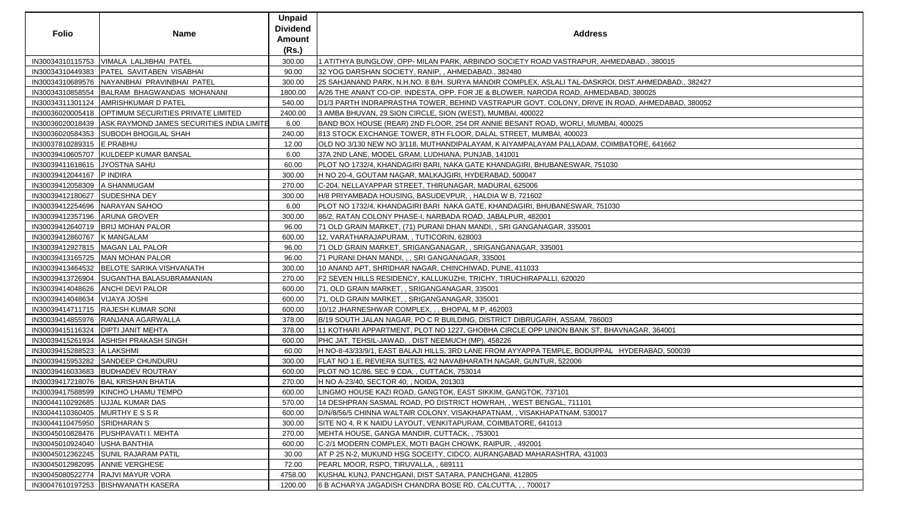| Folio | Name | Unpaid Dividend Amount (Rs.) | Address |
|---|---|---|---|
| IN30034310115753 | VIMALA LALJIBHAI PATEL | 300.00 | 1 ATITHYA BUNGLOW, OPP- MILAN PARK, ARBINDO SOCIETY ROAD VASTRAPUR, AHMEDABAD., 380015 |
| IN30034310449383 | PATEL SAVITABEN VISABHAI | 90.00 | 32 YOG DARSHAN SOCIETY, RANIP, , AHMEDABAD., 382480 |
| IN30034310689576 | NAYANBHAI PRAVINBHAI PATEL | 300.00 | 25 SAHJANAND PARK, N.H.NO. 8 B/H. SURYA MANDIR COMPLEX, ASLALI TAL-DASKROI, DIST.AHMEDABAD., 382427 |
| IN30034310858554 | BALRAM BHAGWANDAS MOHANANI | 1800.00 | A/26 THE ANANT CO-OP. INDESTA, OPP. FOR JE & BLOWER, NARODA ROAD, AHMEDABAD, 380025 |
| IN30034311301124 | AMRISHKUMAR D PATEL | 540.00 | D1/3 PARTH INDRAPRASTHA TOWER, BEHIND VASTRAPUR GOVT. COLONY, DRIVE IN ROAD, AHMEDABAD, 380052 |
| IN30036020005418 | OPTIMUM SECURITIES PRIVATE LIMITED | 2400.00 | 3 AMBA BHUVAN, 29 SION CIRCLE, SION (WEST), MUMBAI, 400022 |
| IN30036020018439 | ASK RAYMOND JAMES SECURITIES INDIA LIMITE | 6.00 | BAND BOX HOUSE (REAR) 2ND FLOOR, 254 DR ANNIE BESANT ROAD, WORLI, MUMBAI, 400025 |
| IN30036020584353 | SUBODH BHOGILAL SHAH | 240.00 | 813 STOCK EXCHANGE TOWER, 8TH FLOOR, DALAL STREET, MUMBAI, 400023 |
| IN30037810289315 | E PRABHU | 12.00 | OLD NO 3/130 NEW NO 3/118, MUTHANDIPALAYAM, K AIYAMPALAYAM PALLADAM, COIMBATORE, 641662 |
| IN30039410605707 | KULDEEP KUMAR BANSAL | 6.00 | 37A 2ND LANE, MODEL GRAM, LUDHIANA, PUNJAB, 141001 |
| IN30039411618615 | JYOSTNA SAHU | 60.00 | PLOT NO 1732/4, KHANDAGIRI BARI, NAKA GATE KHANDAGIRI, BHUBANESWAR, 751030 |
| IN30039412044167 | P INDIRA | 300.00 | H NO 20-4, GOUTAM NAGAR, MALKAJGIRI, HYDERABAD, 500047 |
| IN30039412058309 | A SHANMUGAM | 270.00 | C-204, NELLAYAPPAR STREET, THIRUNAGAR, MADURAI, 625006 |
| IN30039412180627 | SUDESHNA DEY | 300.00 | H/8 PRIYAMBADA HOUSING, BASUDEVPUR, , HALDIA W B, 721602 |
| IN30039412254696 | NARAYAN SAHOO | 6.00 | PLOT NO 1732/4, KHANDAGIRI BARI NAKA GATE, KHANDAGIRI, BHUBANESWAR, 751030 |
| IN30039412357196 | ARUNA GROVER | 300.00 | 86/2, RATAN COLONY PHASE-I, NARBADA ROAD, JABALPUR, 482001 |
| IN30039412640719 | BRIJ MOHAN PALOR | 96.00 | 71 OLD GRAIN MARKET, (71) PURANI DHAN MANDI, , SRI GANGANAGAR, 335001 |
| IN30039412860767 | K MANGALAM | 600.00 | 12, VARATHARAJAPURAM, , TUTICORIN, 628003 |
| IN30039412927815 | MAGAN LAL PALOR | 96.00 | 71 OLD GRAIN MARKET, SRIGANGANAGAR, , SRIGANGANAGAR, 335001 |
| IN30039413165725 | MAN MOHAN PALOR | 96.00 | 71 PURANI DHAN MANDI, , , SRI GANGANAGAR, 335001 |
| IN30039413464532 | BELOTE SARIKA VISHVANATH | 300.00 | 10 ANAND APT, SHRIDHAR NAGAR, CHINCHIWAD, PUNE, 411033 |
| IN30039413726904 | SUGANTHA BALASUBRAMANIAN | 270.00 | F2 SEVEN HILLS RESIDENCY, KALLUKUZHI, TRICHY, TIRUCHIRAPALLI, 620020 |
| IN30039414048626 | ANCHI DEVI PALOR | 600.00 | 71, OLD GRAIN MARKET, , SRIGANGANAGAR, 335001 |
| IN30039414048634 | VIJAYA JOSHI | 600.00 | 71, OLD GRAIN MARKET, , SRIGANGANAGAR, 335001 |
| IN30039414711715 | RAJESH KUMAR SONI | 600.00 | 10/12 JHARNESHWAR COMPLEX, , , BHOPAL M P, 462003 |
| IN30039414855976 | RANJANA AGARWALLA | 378.00 | B/19 SOUTH JALAN NAGAR, PO C R BUILDING, DISTRICT DIBRUGARH, ASSAM, 786003 |
| IN30039415116324 | DIPTI JANIT MEHTA | 378.00 | 11 KOTHARI APPARTMENT, PLOT NO 1227, GHOBHA CIRCLE OPP UNION BANK ST, BHAVNAGAR, 364001 |
| IN30039415261934 | ASHISH PRAKASH SINGH | 600.00 | PHC JAT, TEHSIL-JAWAD, , DIST NEEMUCH (MP), 458226 |
| IN30039415288523 | A LAKSHMI | 60.00 | H NO-8-43/33/9/1, EAST BALAJI HILLS, 3RD LANE FROM AYYAPPA TEMPLE, BODUPPAL HYDERABAD, 500039 |
| IN30039415953282 | SANDEEP CHUNDURU | 300.00 | FLAT NO 1 E, REVIERA SUITES, 4/2 NAVABHARATH NAGAR, GUNTUR, 522006 |
| IN30039416033683 | BUDHADEV ROUTRAY | 600.00 | PLOT NO 1C/86, SEC 9 CDA, , CUTTACK, 753014 |
| IN30039417218076 | BAL KRISHAN BHATIA | 270.00 | H NO A-23/40, SECTOR 40, , NOIDA, 201303 |
| IN30039417588599 | KINCHO LHAMU TEMPO | 600.00 | LINGMO HOUSE KAZI ROAD, GANGTOK, EAST SIKKIM, GANGTOK, 737101 |
| IN30044110292685 | UJJAL KUMAR DAS | 570.00 | 14 DESHPRAN SASMAL ROAD, PO DISTRICT HOWRAH, , WEST BENGAL, 711101 |
| IN30044110360405 | MURTHY E S S R | 600.00 | D/N/8/56/5 CHINNA WALTAIR COLONY, VISAKHAPATNAM, , VISAKHAPATNAM, 530017 |
| IN30044110475950 | SRIDHARAN S | 300.00 | SITE NO 4, R K NAIDU LAYOUT, VENKITAPURAM, COIMBATORE, 641013 |
| IN30045010828476 | PUSHPAVATI I. MEHTA | 270.00 | MEHTA HOUSE, GANGA MANDIR, CUTTACK, , 753001 |
| IN30045010924040 | USHA BANTHIA | 600.00 | C-2/1 MODERN COMPLEX, MOTI BAGH CHOWK, RAIPUR, , 492001 |
| IN30045012362245 | SUNIL RAJARAM PATIL | 30.00 | AT P 25 N-2, MUKUND HSG SOCEITY, CIDCO, AURANGABAD MAHARASHTRA, 431003 |
| IN30045012982095 | ANNIE VERGHESE | 72.00 | PEARL MOOR, RSPO, TIRUVALLA, , 689111 |
| IN30045080522774 | RAJVI MAYUR VORA | 4758.00 | KUSHAL KUNJ, PANCHGANI, DIST SATARA, PANCHGANI, 412805 |
| IN30047610197253 | BISHWANATH KASERA | 1200.00 | 6 B ACHARYA JAGADISH CHANDRA BOSE RD, CALCUTTA, , , 700017 |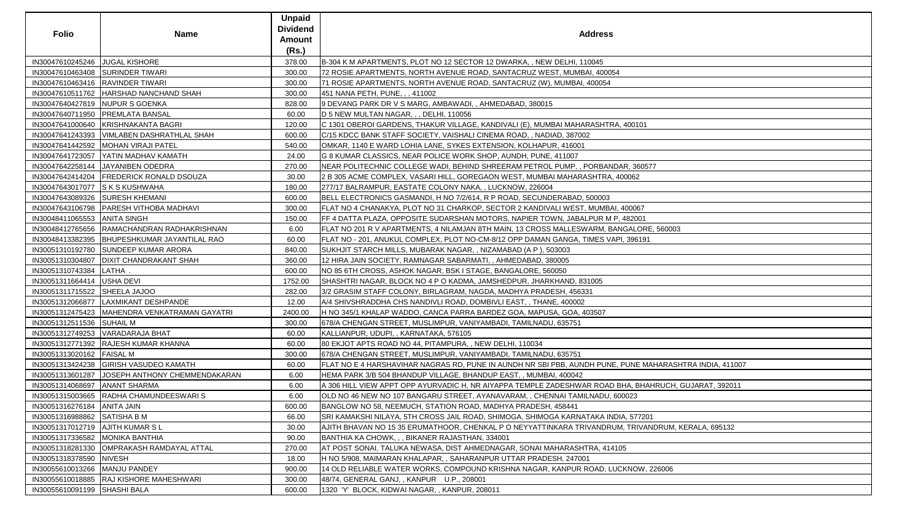| Folio | Name | Unpaid Dividend Amount (Rs.) | Address |
|---|---|---|---|
| IN30047610245246 | JUGAL KISHORE | 378.00 | B-304 K M APARTMENTS, PLOT NO 12 SECTOR 12 DWARKA, , NEW DELHI, 110045 |
| IN30047610463408 | SURINDER TIWARI | 300.00 | 72 ROSIE APARTMENTS, NORTH AVENUE ROAD, SANTACRUZ WEST, MUMBAI, 400054 |
| IN30047610463416 | RAVINDER TIWARI | 300.00 | 71 ROSIE APARTMENTS, NORTH AVENUE ROAD, SANTACRUZ (W), MUMBAI, 400054 |
| IN30047610511762 | HARSHAD NANCHAND SHAH | 300.00 | 451 NANA PETH, PUNE, , , 411002 |
| IN30047640427819 | NUPUR S GOENKA | 828.00 | 9 DEVANG PARK DR V S MARG, AMBAWADI, , AHMEDABAD, 380015 |
| IN30047640711950 | PREMLATA BANSAL | 60.00 | D 5 NEW MULTAN NAGAR, , , DELHI, 110056 |
| IN30047641000640 | KRISHNAKANTA BAGRI | 120.00 | C 1301 OBEROI GARDENS, THAKUR VILLAGE, KANDIVALI (E), MUMBAI MAHARASHTRA, 400101 |
| IN30047641243393 | VIMLABEN DASHRATHLAL SHAH | 600.00 | C/15 KDCC BANK STAFF SOCIETY, VAISHALI CINEMA ROAD, , NADIAD, 387002 |
| IN30047641442592 | MOHAN VIRAJI PATEL | 540.00 | OMKAR, 1140 E WARD LOHIA LANE, SYKES EXTENSION, KOLHAPUR, 416001 |
| IN30047641723057 | YATIN MADHAV KAMATH | 24.00 | G 8 KUMAR CLASSICS, NEAR POLICE WORK SHOP, AUNDH, PUNE, 411007 |
| IN30047642258144 | JAYANIBEN ODEDRA | 270.00 | NEAR POLITECHNIC COLLEGE WADI, BEHIND SHREERAM PETROL PUMP, , PORBANDAR, 360577 |
| IN30047642414204 | FREDERICK RONALD DSOUZA | 30.00 | 2 B 305 ACME COMPLEX, VASARI HILL, GOREGAON WEST, MUMBAI MAHARASHTRA, 400062 |
| IN30047643017077 | S K S KUSHWAHA | 180.00 | 277/17 BALRAMPUR, EASTATE COLONY NAKA, , LUCKNOW, 226004 |
| IN30047643089326 | SURESH KHEMANI | 600.00 | BELL ELECTRONICS GASMANDI, H NO 7/2/614, R P ROAD, SECUNDERABAD, 500003 |
| IN30047643106798 | PARESH VITHOBA MADHAVI | 300.00 | FLAT NO 4 CHANAKYA, PLOT NO 31 CHARKOP, SECTOR 2 KANDIVALI WEST, MUMBAI, 400067 |
| IN30048411065553 | ANITA SINGH | 150.00 | FF 4 DATTA PLAZA, OPPOSITE SUDARSHAN MOTORS, NAPIER TOWN, JABALPUR M P, 482001 |
| IN30048412765656 | RAMACHANDRAN RADHAKRISHNAN | 6.00 | FLAT NO 201 R V APARTMENTS, 4 NILAMJAN 8TH MAIN, 13 CROSS MALLESWARM, BANGALORE, 560003 |
| IN30048413382395 | BHUPESHKUMAR JAYANTILAL RAO | 60.00 | FLAT NO - 201, ANUKUL COMPLEX, PLOT NO-CM-8/12 OPP DAMAN GANGA, TIMES VAPI, 396191 |
| IN30051310192780 | SUNDEEP KUMAR ARORA | 840.00 | SUKHJIT STARCH MILLS, MUBARAK NAGAR, , NIZAMABAD (A P ), 503003 |
| IN30051310304807 | DIXIT CHANDRAKANT SHAH | 360.00 | 12 HIRA JAIN SOCIETY, RAMNAGAR SABARMATI, , AHMEDABAD, 380005 |
| IN30051310743384 | LATHA . | 600.00 | NO 85 6TH CROSS, ASHOK NAGAR, BSK I STAGE, BANGALORE, 560050 |
| IN30051311664414 | USHA DEVI | 1752.00 | SHASHTRI NAGAR, BLOCK NO 4 P O KADMA, JAMSHEDPUR, JHARKHAND, 831005 |
| IN30051311715522 | SHEELA JAJOO | 282.00 | 3/2 GRASIM STAFF COLONY, BIRLAGRAM, NAGDA, MADHYA PRADESH, 456331 |
| IN30051312066877 | LAXMIKANT DESHPANDE | 12.00 | A/4 SHIVSHRADDHA CHS NANDIVLI ROAD, DOMBIVLI EAST, , THANE, 400002 |
| IN30051312475423 | MAHENDRA VENKATRAMAN GAYATRI | 2400.00 | H NO 345/1 KHALAP WADDO, CANCA PARRA BARDEZ GOA, MAPUSA, GOA, 403507 |
| IN30051312511536 | SUHAIL M | 300.00 | 678/A CHENGAN STREET, MUSLIMPUR, VANIYAMBADI, TAMILNADU, 635751 |
| IN30051312749253 | VARADARAJA BHAT | 60.00 | KALLIANPUR, UDUPI, , KARNATAKA, 576105 |
| IN30051312771392 | RAJESH KUMAR KHANNA | 60.00 | 80 EKJOT APTS ROAD NO 44, PITAMPURA, , NEW DELHI, 110034 |
| IN30051313020162 | FAISAL M | 300.00 | 678/A CHENGAN STREET, MUSLIMPUR, VANIYAMBADI, TAMILNADU, 635751 |
| IN30051313424238 | GIRISH VASUDEO KAMATH | 60.00 | FLAT NO E 4 HARSHAVIHAR NAGRAS RD, PUNE IN AUNDH NR SBI PBB, AUNDH PUNE, PUNE MAHARASHTRA INDIA, 411007 |
| IN30051313601287 | JOSEPH ANTHONY CHEMMENDAKARAN | 6.00 | HEMA PARK 3/B 504 BHANDUP VILLAGE, BHANDUP EAST, , MUMBAI, 400042 |
| IN30051314068697 | ANANT SHARMA | 6.00 | A 306 HILL VIEW APPT OPP AYURVADIC H, NR AIYAPPA TEMPLE ZADESHWAR ROAD BHA, BHAHRUCH, GUJARAT, 392011 |
| IN30051315003665 | RADHA CHAMUNDEESWARI S | 6.00 | OLD NO 46 NEW NO 107 BANGARU STREET, AYANAVARAM, , CHENNAI TAMILNADU, 600023 |
| IN30051316276184 | ANITA JAIN | 600.00 | BANGLOW NO 58, NEEMUCH, STATION ROAD, MADHYA PRADESH, 458441 |
| IN30051316988862 | SATISHA B M | 66.00 | SRI KAMAKSHI NILAYA, 5TH CROSS JAIL ROAD, SHIMOGA, SHIMOGA KARNATAKA INDIA, 577201 |
| IN30051317012719 | AJITH KUMAR S L | 30.00 | AJITH BHAVAN NO 15 35 ERUMATHOOR, CHENKAL P O NEYYATTINKARA TRIVANDRUM, TRIVANDRUM, KERALA, 695132 |
| IN30051317336582 | MONIKA BANTHIA | 90.00 | BANTHIA KA CHOWK, , , BIKANER RAJASTHAN, 334001 |
| IN30051318281330 | OMPRAKASH RAMDAYAL ATTAL | 270.00 | AT POST SONAI, TALUKA NEWASA, DIST AHMEDNAGAR, SONAI MAHARASHTRA, 414105 |
| IN30051318378590 | NIVESH | 18.00 | H NO 5/908, MAIMARAN KHALAPAR, , SAHARANPUR UTTAR PRADESH, 247001 |
| IN30055610013266 | MANJU PANDEY | 900.00 | 14 OLD RELIABLE WATER WORKS, COMPOUND KRISHNA NAGAR, KANPUR ROAD, LUCKNOW, 226006 |
| IN30055610018885 | RAJ KISHORE MAHESHWARI | 300.00 | 48/74, GENERAL GANJ, , KANPUR U.P., 208001 |
| IN30055610091199 | SHASHI BALA | 600.00 | 1320 'Y' BLOCK, KIDWAI NAGAR, , KANPUR, 208011 |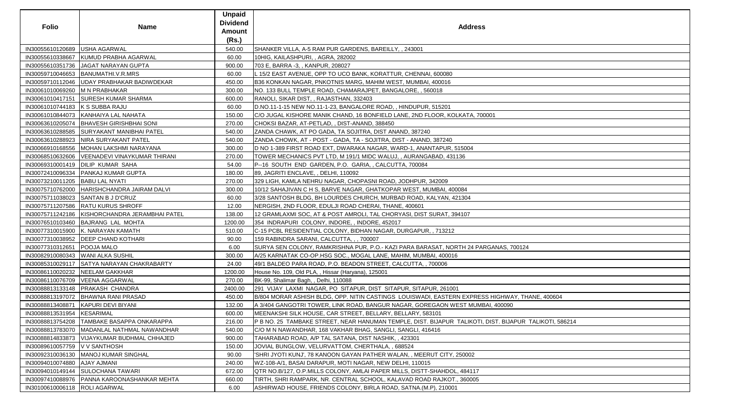| Folio | Name | Unpaid Dividend Amount (Rs.) | Address |
|---|---|---|---|
| IN30055610120689 | USHA AGARWAL | 540.00 | SHANKER VILLA, A-5 RAM PUR GARDENS, BAREILLY, , 243001 |
| IN30055610338667 | KUMUD PRABHA AGARWAL | 60.00 | 10HIG, KAILASHPURI, , AGRA, 282002 |
| IN30055610351736 | JAGAT NARAYAN GUPTA | 900.00 | 703 E, BARRA -3, , KANPUR, 208027 |
| IN30059710046653 | BANUMATHI.V.R.MRS | 60.00 | L 15/2 EAST AVENUE, OPP TO UCO BANK, KORATTUR, CHENNAI, 600080 |
| IN30059710112046 | UDAY PRABHAKAR BADIWDEKAR | 450.00 | B36 KONKAN NAGAR, PNKOTNIS MARG, MAHIM WEST, MUMBAI, 400016 |
| IN30061010069260 | M N PRABHAKAR | 300.00 | NO. 133 BULL TEMPLE ROAD, CHAMARAJPET, BANGALORE, , 560018 |
| IN30061010417151 | SURESH KUMAR SHARMA | 600.00 | RANOLI, SIKAR DIST, , RAJASTHAN, 332403 |
| IN30061010744183 | K S SUBBA RAJU | 60.00 | D.NO.11-1-15 NEW NO.11-1-23, BANGALORE ROAD, , HINDUPUR, 515201 |
| IN30061010844073 | KANHAIYA LAL NAHATA | 150.00 | C/O JUGAL KISHORE MANIK CHAND, 16 BONFIELD LANE, 2ND FLOOR, KOLKATA, 700001 |
| IN30063610205074 | BHAVESH GIRISHBHAI SONI | 270.00 | CHOKSI BAZAR, AT-PETLAD, , DIST-ANAND, 388450 |
| IN30063610288585 | SURYAKANT MANIBHAI PATEL | 540.00 | ZANDA CHAWK, AT PO GADA, TA SOJITRA, DIST ANAND, 387240 |
| IN30063610288923 | NIRA SURYAKANT PATEL | 540.00 | ZANDA CHOWK, AT - POST - GADA, TA - SOJITRA, DIST - ANAND, 387240 |
| IN30066910168556 | MOHAN LAKSHMI NARAYANA | 300.00 | D NO 1-389 FIRST ROAD EXT, DWARAKA NAGAR, WARD-1, ANANTAPUR, 515004 |
| IN30068510632606 | VEENADEVI VINAYKUMAR THIRANI | 270.00 | TOWER MECHANICS PVT LTD, M 191/1 MIDC WALUJ, , AURANGABAD, 431136 |
| IN30069310001419 | DILIP KUMAR SAHA | 54.00 | P--16 SOUTH END GARDEN, P.O. GARIA, , CALCUTTA, 700084 |
| IN30072410096334 | PANKAJ KUMAR GUPTA | 180.00 | 89, JAGRITI ENCLAVE, , DELHI, 110092 |
| IN30073210011205 | BABU LAL NYATI | 270.00 | 329 LIGH, KAMLA NEHRU NAGAR, CHOPASNI ROAD, JODHPUR, 342009 |
| IN30075710762000 | HARISHCHANDRA JAIRAM DALVI | 300.00 | 10/12 SAHAJIVAN C H S, BARVE NAGAR, GHATKOPAR WEST, MUMBAI, 400084 |
| IN30075711038023 | SANTAN B J D'CRUZ | 60.00 | 3/28 SANTOSH BLDG, BH LOURDES CHURCH, MURBAD ROAD, KALYAN, 421304 |
| IN30075711207586 | RATU KURUS SHROFF | 12.00 | NERGISH, 2ND FLOOR, EDULJI ROAD CHERAI, THANE, 400601 |
| IN30075711242186 | KISHORCHANDRA JERAMBHAI PATEL | 138.00 | 12 GRAMLAXMI SOC, AT & POST AMROLI, TAL CHORYASI, DIST SURAT, 394107 |
| IN30076510103460 | BAJRANG LAL MOHTA | 1200.00 | 354 INDRAPURI COLONY, INDORE, , INDORE, 452017 |
| IN30077310015900 | K. NARAYAN KAMATH | 510.00 | C-15 PCBL RESIDENTIAL COLONY, BIDHAN NAGAR, DURGAPUR, , 713212 |
| IN30077310038952 | DEEP CHAND KOTHARI | 90.00 | 159 RABINDRA SARANI, CALCUTTA, , , 700007 |
| IN30077310312651 | POOJA MALO | 6.00 | SURYA SEN COLONY, RAMKRISHNA PUR, P.O.- KAZI PARA BARASAT, NORTH 24 PARGANAS, 700124 |
| IN30082910080343 | WANI ALKA SUSHIL | 300.00 | A/25 KARNATAK CO-OP.HSG SOC., MOGAL LANE, MAHIM, MUMBAI, 400016 |
| IN30085310029117 | SATYA NARAYAN CHAKRABARTY | 24.00 | 49/1 BALDEO PARA ROAD, P.O. BEADON STREET, CALCUTTA, , 700006 |
| IN30086110020232 | NEELAM GAKKHAR | 1200.00 | House No. 109, Old PLA, , Hissar (Haryana), 125001 |
| IN30086110076709 | VEENA AGGARWAL | 270.00 | BK-99, Shalimar Bagh, , Delhi, 110088 |
| IN30088813133148 | PRAKASH CHANDRA | 2400.00 | 291 VIJAY LAXMI NAGAR, PO SITAPUR, DIST SITAPUR, SITAPUR, 261001 |
| IN30088813197072 | BHAWNA RANI PRASAD | 450.00 | B/804 MORAR ASHISH BLDG, OPP. NITIN CASTINGS LOUISWADI, EASTERN EXPRESS HIGHWAY, THANE, 400604 |
| IN30088813408871 | KAPURI DEVI BIYANI | 132.00 | A 3/404 GANGOTRI TOWER, LINK ROAD, BANGUR NAGAR, GOREGAON WEST MUMBAI, 400090 |
| IN30088813531954 | KESARIMAL | 600.00 | MEENAKSHI SILK HOUSE, CAR STREET, BELLARY, BELLARY, 583101 |
| IN30088813754208 | TAMBAKE BASAPPA ONKARAPPA | 216.00 | P B NO. 25 TAMBAKE STREET, NEAR HANUMAN TEMPLE, DIST. BIJAPUR TALIKOTI, DIST. BIJAPUR TALIKOTI, 586214 |
| IN30088813783070 | MADANLAL NATHMAL NAWANDHAR | 540.00 | C/O M N NAWANDHAR, 168 VAKHAR BHAG, SANGLI, SANGLI, 416416 |
| IN30088814833873 | VIJAYKUMAR BUDHMAL CHHAJED | 900.00 | TAHARABAD ROAD, A/P TAL SATANA, DIST NASHIK, , 423301 |
| IN30089610057759 | V V SANTHOSH | 150.00 | JOVIAL BUNGLOW, VELURVATTOM, CHERTHALA, , 688524 |
| IN30092310036130 | MANOJ KUMAR SINGHAL | 90.00 | 'SHRI JYOTI KUNJ', 78 KANOON GAYAN PATHER WALAN, , MEERUT CITY, 250002 |
| IN30094010074880 | AJAY AJMANI | 240.00 | WZ-108-A/1, BASAI DARAPUR, MOTI NAGAR, NEW DELHI, 110015 |
| IN30094010149144 | SULOCHANA TAWARI | 672.00 | QTR NO.B/127, O.P.MILLS COLONY, AMLAI PAPER MILLS, DISTT-SHAHDOL, 484117 |
| IN30097410088976 | PANNA KAROONASHANKAR MEHTA | 660.00 | TIRTH, SHRI RAMPARK, NR. CENTRAL SCHOOL, KALAVAD ROAD RAJKOT., 360005 |
| IN30100610006118 | ROLI AGARWAL | 6.00 | ASHIRWAD HOUSE, FRIENDS COLONY, BIRLA ROAD, SATNA.(M.P), 210001 |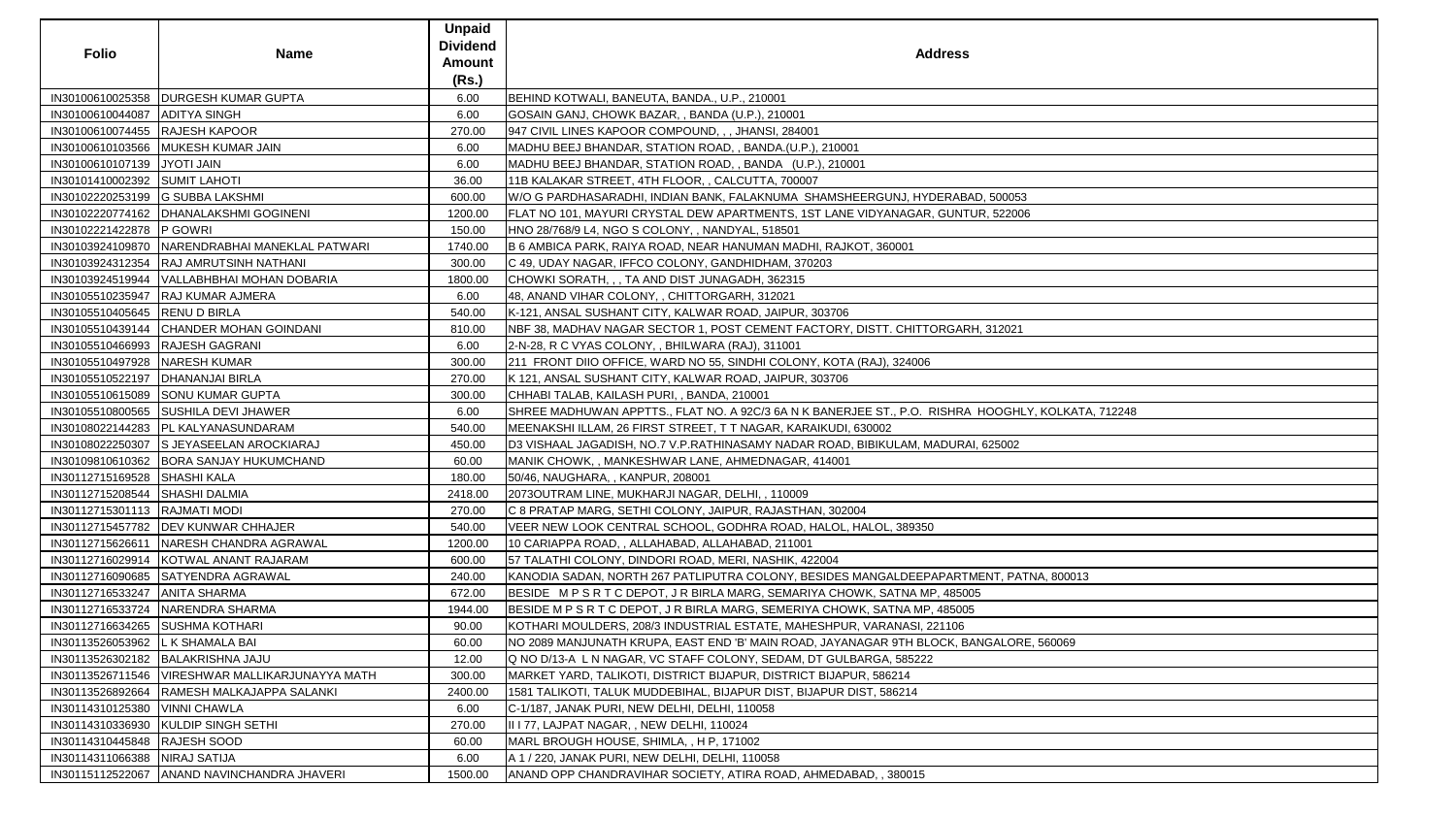| Folio | Name | Unpaid Dividend Amount (Rs.) | Address |
|---|---|---|---|
| IN30100610025358 | DURGESH KUMAR GUPTA | 6.00 | BEHIND KOTWALI, BANEUTA, BANDA., U.P., 210001 |
| IN30100610044087 | ADITYA SINGH | 6.00 | GOSAIN GANJ, CHOWK BAZAR, , BANDA (U.P.), 210001 |
| IN30100610074455 | RAJESH KAPOOR | 270.00 | 947 CIVIL LINES KAPOOR COMPOUND, , , JHANSI, 284001 |
| IN30100610103566 | MUKESH KUMAR JAIN | 6.00 | MADHU BEEJ BHANDAR, STATION ROAD, , BANDA.(U.P.), 210001 |
| IN30100610107139 | JYOTI JAIN | 6.00 | MADHU BEEJ BHANDAR, STATION ROAD, , BANDA (U.P.), 210001 |
| IN30101410002392 | SUMIT LAHOTI | 36.00 | 11B KALAKAR STREET, 4TH FLOOR, , CALCUTTA, 700007 |
| IN30102220253199 | G SUBBA LAKSHMI | 600.00 | W/O G PARDHASARADHI, INDIAN BANK, FALAKNUMA SHAMSHEERGUNJ, HYDERABAD, 500053 |
| IN30102220774162 | DHANALAKSHMI GOGINENI | 1200.00 | FLAT NO 101, MAYURI CRYSTAL DEW APARTMENTS, 1ST LANE VIDYANAGAR, GUNTUR, 522006 |
| IN30102221422878 | P GOWRI | 150.00 | HNO 28/768/9 L4, NGO S COLONY, , NANDYAL, 518501 |
| IN30103924109870 | NARENDRABHAI MANEKLAL PATWARI | 1740.00 | B 6 AMBICA PARK, RAIYA ROAD, NEAR HANUMAN MADHI, RAJKOT, 360001 |
| IN30103924312354 | RAJ AMRUTSINH NATHANI | 300.00 | C 49, UDAY NAGAR, IFFCO COLONY, GANDHIDHAM, 370203 |
| IN30103924519944 | VALLABHBHAI MOHAN DOBARIA | 1800.00 | CHOWKI SORATH, , , TA AND DIST JUNAGADH, 362315 |
| IN30105510235947 | RAJ KUMAR AJMERA | 6.00 | 48, ANAND VIHAR COLONY, , CHITTORGARH, 312021 |
| IN30105510405645 | RENU D BIRLA | 540.00 | K-121, ANSAL SUSHANT CITY, KALWAR ROAD, JAIPUR, 303706 |
| IN30105510439144 | CHANDER MOHAN GOINDANI | 810.00 | NBF 38, MADHAV NAGAR SECTOR 1, POST CEMENT FACTORY, DISTT. CHITTORGARH, 312021 |
| IN30105510466993 | RAJESH GAGRANI | 6.00 | 2-N-28, R C VYAS COLONY, , BHILWARA (RAJ), 311001 |
| IN30105510497928 | NARESH KUMAR | 300.00 | 211 FRONT DIIO OFFICE, WARD NO 55, SINDHI COLONY, KOTA (RAJ), 324006 |
| IN30105510522197 | DHANANJAI BIRLA | 270.00 | K 121, ANSAL SUSHANT CITY, KALWAR ROAD, JAIPUR, 303706 |
| IN30105510615089 | SONU KUMAR GUPTA | 300.00 | CHHABI TALAB, KAILASH PURI, , BANDA, 210001 |
| IN30105510800565 | SUSHILA DEVI JHAWER | 6.00 | SHREE MADHUWAN APPTTS., FLAT NO. A 92C/3 6A N K BANERJEE ST., P.O. RISHRA HOOGHLY, KOLKATA, 712248 |
| IN30108022144283 | PL KALYANASUNDARAM | 540.00 | MEENAKSHI ILLAM, 26 FIRST STREET, T T NAGAR, KARAIKUDI, 630002 |
| IN30108022250307 | S JEYASEELAN AROCKIARAJ | 450.00 | D3 VISHAAL JAGADISH, NO.7 V.P.RATHINASAMY NADAR ROAD, BIBIKULAM, MADURAI, 625002 |
| IN30109810610362 | BORA SANJAY HUKUMCHAND | 60.00 | MANIK CHOWK, , MANKESHWAR LANE, AHMEDNAGAR, 414001 |
| IN30112715169528 | SHASHI KALA | 180.00 | 50/46, NAUGHARA, , KANPUR, 208001 |
| IN30112715208544 | SHASHI DALMIA | 2418.00 | 2073OUTRAM LINE, MUKHARJI NAGAR, DELHI, , 110009 |
| IN30112715301113 | RAJMATI MODI | 270.00 | C 8 PRATAP MARG, SETHI COLONY, JAIPUR, RAJASTHAN, 302004 |
| IN30112715457782 | DEV KUNWAR CHHAJER | 540.00 | VEER NEW LOOK CENTRAL SCHOOL, GODHRA ROAD, HALOL, HALOL, 389350 |
| IN30112715626611 | NARESH CHANDRA AGRAWAL | 1200.00 | 10 CARIAPPA ROAD, , ALLAHABAD, ALLAHABAD, 211001 |
| IN30112716029914 | KOTWAL ANANT RAJARAM | 600.00 | 57 TALATHI COLONY, DINDORI ROAD, MERI, NASHIK, 422004 |
| IN30112716090685 | SATYENDRA AGRAWAL | 240.00 | KANODIA SADAN, NORTH 267 PATLIPUTRA COLONY, BESIDES MANGALDEEPAPARTMENT, PATNA, 800013 |
| IN30112716533247 | ANITA SHARMA | 672.00 | BESIDE M P S R T C DEPOT, J R BIRLA MARG, SEMARIYA CHOWK, SATNA MP, 485005 |
| IN30112716533724 | NARENDRA SHARMA | 1944.00 | BESIDE M P S R T C DEPOT, J R BIRLA MARG, SEMERIYA CHOWK, SATNA MP, 485005 |
| IN30112716634265 | SUSHMA KOTHARI | 90.00 | KOTHARI MOULDERS, 208/3 INDUSTRIAL ESTATE, MAHESHPUR, VARANASI, 221106 |
| IN30113526053962 | L K SHAMALA BAI | 60.00 | NO 2089 MANJUNATH KRUPA, EAST END 'B' MAIN ROAD, JAYANAGAR 9TH BLOCK, BANGALORE, 560069 |
| IN30113526302182 | BALAKRISHNA JAJU | 12.00 | Q NO D/13-A L N NAGAR, VC STAFF COLONY, SEDAM, DT GULBARGA, 585222 |
| IN30113526711546 | VIRESHWAR MALLIKARJUNAYYA MATH | 300.00 | MARKET YARD, TALIKOTI, DISTRICT BIJAPUR, DISTRICT BIJAPUR, 586214 |
| IN30113526892664 | RAMESH MALKAJAPPA SALANKI | 2400.00 | 1581 TALIKOTI, TALUK MUDDEBIHAL, BIJAPUR DIST, BIJAPUR DIST, 586214 |
| IN30114310125380 | VINNI CHAWLA | 6.00 | C-1/187, JANAK PURI, NEW DELHI, DELHI, 110058 |
| IN30114310336930 | KULDIP SINGH SETHI | 270.00 | II I 77, LAJPAT NAGAR, , NEW DELHI, 110024 |
| IN30114310445848 | RAJESH SOOD | 60.00 | MARL BROUGH HOUSE, SHIMLA, , H P, 171002 |
| IN30114311066388 | NIRAJ SATIJA | 6.00 | A 1 / 220, JANAK PURI, NEW DELHI, DELHI, 110058 |
| IN30115112522067 | ANAND NAVINCHANDRA JHAVERI | 1500.00 | ANAND OPP CHANDRAVIHAR SOCIETY, ATIRA ROAD, AHMEDABAD, , 380015 |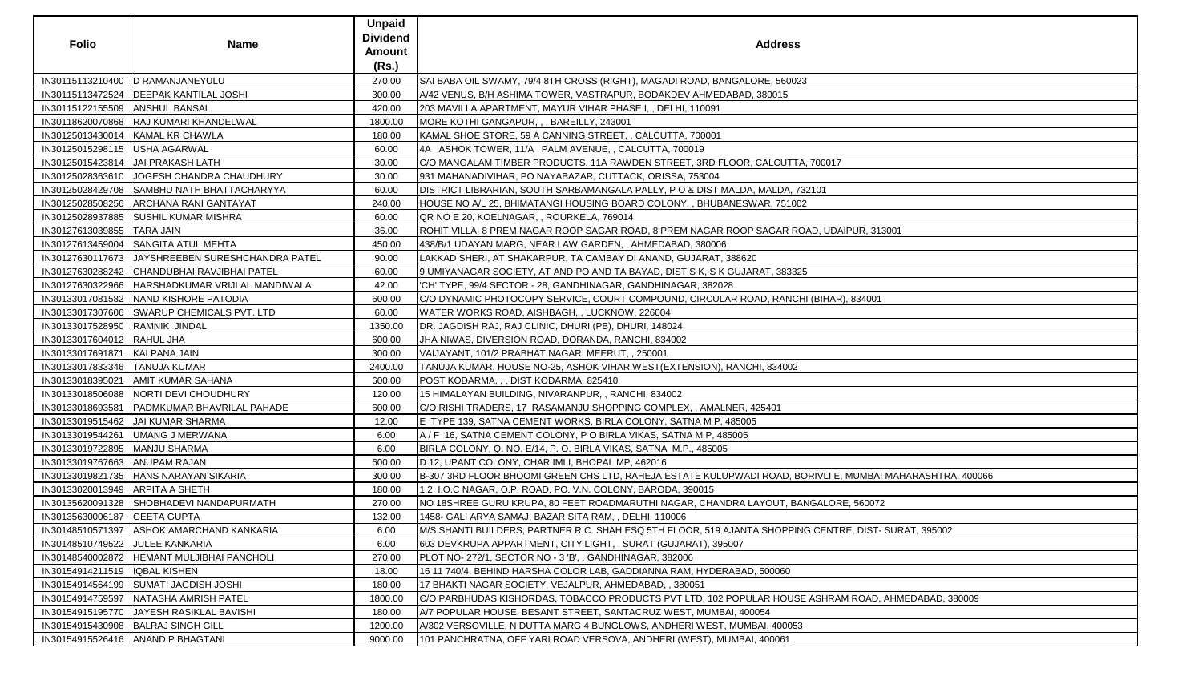| Folio | Name | Unpaid Dividend Amount (Rs.) | Address |
|---|---|---|---|
| IN30115113210400 | D RAMANJANEYULU | 270.00 | SAI BABA OIL SWAMY, 79/4 8TH CROSS (RIGHT), MAGADI ROAD, BANGALORE, 560023 |
| IN30115113472524 | DEEPAK KANTILAL JOSHI | 300.00 | A/42 VENUS, B/H ASHIMA TOWER, VASTRAPUR, BODAKDEV AHMEDABAD, 380015 |
| IN30115122155509 | ANSHUL BANSAL | 420.00 | 203 MAVILLA APARTMENT, MAYUR VIHAR PHASE I, , DELHI, 110091 |
| IN30118620070868 | RAJ KUMARI KHANDELWAL | 1800.00 | MORE KOTHI GANGAPUR, , , BAREILLY, 243001 |
| IN30125013430014 | KAMAL KR CHAWLA | 180.00 | KAMAL SHOE STORE, 59 A CANNING STREET, , CALCUTTA, 700001 |
| IN30125015298115 | USHA AGARWAL | 60.00 | 4A ASHOK TOWER, 11/A PALM AVENUE, , CALCUTTA, 700019 |
| IN30125015423814 | JAI PRAKASH LATH | 30.00 | C/O MANGALAM TIMBER PRODUCTS, 11A RAWDEN STREET, 3RD FLOOR, CALCUTTA, 700017 |
| IN30125028363610 | JOGESH CHANDRA CHAUDHURY | 30.00 | 931 MAHANADIVIHAR, PO NAYABAZAR, CUTTACK, ORISSA, 753004 |
| IN30125028429708 | SAMBHU NATH BHATTACHARYYA | 60.00 | DISTRICT LIBRARIAN, SOUTH SARBAMANGALA PALLY, P O & DIST MALDA, MALDA, 732101 |
| IN30125028508256 | ARCHANA RANI GANTAYAT | 240.00 | HOUSE NO A/L 25, BHIMATANGI HOUSING BOARD COLONY, , BHUBANESWAR, 751002 |
| IN30125028937885 | SUSHIL KUMAR MISHRA | 60.00 | QR NO E 20, KOELNAGAR, , ROURKELA, 769014 |
| IN30127613039855 | TARA JAIN | 36.00 | ROHIT VILLA, 8 PREM NAGAR ROOP SAGAR ROAD, 8 PREM NAGAR ROOP SAGAR ROAD, UDAIPUR, 313001 |
| IN30127613459004 | SANGITA ATUL MEHTA | 450.00 | 438/B/1 UDAYAN MARG, NEAR LAW GARDEN, , AHMEDABAD, 380006 |
| IN30127630117673 | JAYSHREEBEN SURESHCHANDRA PATEL | 90.00 | LAKKAD SHERI, AT SHAKARPUR, TA CAMBAY DI ANAND, GUJARAT, 388620 |
| IN30127630288242 | CHANDUBHAI RAVJIBHAI PATEL | 60.00 | 9 UMIYANAGAR SOCIETY, AT AND PO AND TA BAYAD, DIST S K, S K GUJARAT, 383325 |
| IN30127630322966 | HARSHADKUMAR VRIJLAL MANDIWALA | 42.00 | 'CH' TYPE, 99/4 SECTOR - 28, GANDHINAGAR, GANDHINAGAR, 382028 |
| IN30133017081582 | NAND KISHORE PATODIA | 600.00 | C/O DYNAMIC PHOTOCOPY SERVICE, COURT COMPOUND, CIRCULAR ROAD, RANCHI (BIHAR), 834001 |
| IN30133017307606 | SWARUP CHEMICALS PVT. LTD | 60.00 | WATER WORKS ROAD, AISHBAGH, , LUCKNOW, 226004 |
| IN30133017528950 | RAMNIK JINDAL | 1350.00 | DR. JAGDISH RAJ, RAJ CLINIC, DHURI (PB), DHURI, 148024 |
| IN30133017604012 | RAHUL JHA | 600.00 | JHA NIWAS, DIVERSION ROAD, DORANDA, RANCHI, 834002 |
| IN30133017691871 | KALPANA JAIN | 300.00 | VAIJAYANT, 101/2 PRABHAT NAGAR, MEERUT, , 250001 |
| IN30133017833346 | TANUJA KUMAR | 2400.00 | TANUJA KUMAR, HOUSE NO-25, ASHOK VIHAR WEST(EXTENSION), RANCHI, 834002 |
| IN30133018395021 | AMIT KUMAR SAHANA | 600.00 | POST KODARMA, , , DIST KODARMA, 825410 |
| IN30133018506088 | NORTI DEVI CHOUDHURY | 120.00 | 15 HIMALAYAN BUILDING, NIVARANPUR, , RANCHI, 834002 |
| IN30133018693581 | PADMKUMAR BHAVRILAL PAHADE | 600.00 | C/O RISHI TRADERS, 17 RASAMANJU SHOPPING COMPLEX, , AMALNER, 425401 |
| IN30133019515462 | JAI KUMAR SHARMA | 12.00 | E TYPE 139, SATNA CEMENT WORKS, BIRLA COLONY, SATNA M P, 485005 |
| IN30133019544261 | UMANG J MERWANA | 6.00 | A / F 16, SATNA CEMENT COLONY, P O BIRLA VIKAS, SATNA M P, 485005 |
| IN30133019722895 | MANJU SHARMA | 6.00 | BIRLA COLONY, Q. NO. E/14, P. O. BIRLA VIKAS, SATNA M.P., 485005 |
| IN30133019767663 | ANUPAM RAJAN | 600.00 | D 12, UPANT COLONY, CHAR IMLI, BHOPAL MP, 462016 |
| IN30133019821735 | HANS NARAYAN SIKARIA | 300.00 | B-307 3RD FLOOR BHOOMI GREEN CHS LTD, RAHEJA ESTATE KULUPWADI ROAD, BORIVLI E, MUMBAI MAHARASHTRA, 400066 |
| IN30133020013949 | ARPITA A SHETH | 180.00 | 1.2 I.O.C NAGAR, O.P. ROAD, PO V.N. COLONY, BARODA, 390015 |
| IN30135620091328 | SHOBHADEVI NANDAPURMATH | 270.00 | NO 18SHREE GURU KRUPA, 80 FEET ROADMARUTHI NAGAR, CHANDRA LAYOUT, BANGALORE, 560072 |
| IN30135630006187 | GEETA GUPTA | 132.00 | 1458- GALI ARYA SAMAJ, BAZAR SITA RAM, , DELHI, 110006 |
| IN30148510571397 | ASHOK AMARCHAND KANKARIA | 6.00 | M/S SHANTI BUILDERS, PARTNER R.C. SHAH ESQ 5TH FLOOR, 519 AJANTA SHOPPING CENTRE, DIST- SURAT, 395002 |
| IN30148510749522 | JULEE KANKARIA | 6.00 | 603 DEVKRUPA APPARTMENT, CITY LIGHT, , SURAT (GUJARAT), 395007 |
| IN30148540002872 | HEMANT MULJIBHAI PANCHOLI | 270.00 | PLOT NO- 272/1, SECTOR NO - 3 'B', , GANDHINAGAR, 382006 |
| IN30154914211519 | IQBAL KISHEN | 18.00 | 16 11 740/4, BEHIND HARSHA COLOR LAB, GADDIANNA RAM, HYDERABAD, 500060 |
| IN30154914564199 | SUMATI JAGDISH JOSHI | 180.00 | 17 BHAKTI NAGAR SOCIETY, VEJALPUR, AHMEDABAD, , 380051 |
| IN30154914759597 | NATASHA AMRISH PATEL | 1800.00 | C/O PARBHUDAS KISHORDAS, TOBACCO PRODUCTS PVT LTD, 102 POPULAR HOUSE ASHRAM ROAD, AHMEDABAD, 380009 |
| IN30154915195770 | JAYESH RASIKLAL BAVISHI | 180.00 | A/7 POPULAR HOUSE, BESANT STREET, SANTACRUZ WEST, MUMBAI, 400054 |
| IN30154915430908 | BALRAJ SINGH GILL | 1200.00 | A/302 VERSOVILLE, N DUTTA MARG 4 BUNGLOWS, ANDHERI WEST, MUMBAI, 400053 |
| IN30154915526416 | ANAND P BHAGTANI | 9000.00 | 101 PANCHRATNA, OFF YARI ROAD VERSOVA, ANDHERI (WEST), MUMBAI, 400061 |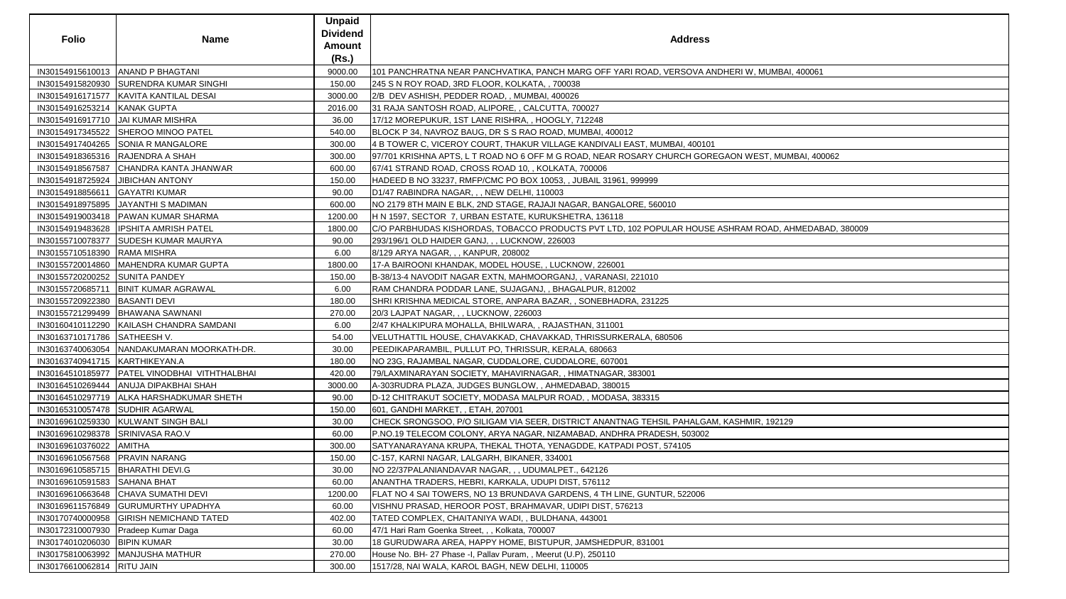| Folio | Name | Unpaid Dividend Amount (Rs.) | Address |
|---|---|---|---|
| IN30154915610013 | ANAND P BHAGTANI | 9000.00 | 101 PANCHRATNA NEAR PANCHVATIKA, PANCH MARG OFF YARI ROAD, VERSOVA ANDHERI W, MUMBAI, 400061 |
| IN30154915820930 | SURENDRA KUMAR SINGHI | 150.00 | 245 S N ROY ROAD, 3RD FLOOR, KOLKATA, , 700038 |
| IN30154916171577 | KAVITA KANTILAL DESAI | 3000.00 | 2/B DEV ASHISH, PEDDER ROAD, , MUMBAI, 400026 |
| IN30154916253214 | KANAK GUPTA | 2016.00 | 31 RAJA SANTOSH ROAD, ALIPORE, , CALCUTTA, 700027 |
| IN30154916917710 | JAI KUMAR MISHRA | 36.00 | 17/12 MOREPUKUR, 1ST LANE RISHRA, , HOOGLY, 712248 |
| IN30154917345522 | SHEROO MINOO PATEL | 540.00 | BLOCK P 34, NAVROZ BAUG, DR S S RAO ROAD, MUMBAI, 400012 |
| IN30154917404265 | SONIA R MANGALORE | 300.00 | 4 B TOWER C, VICEROY COURT, THAKUR VILLAGE KANDIVALI EAST, MUMBAI, 400101 |
| IN30154918365316 | RAJENDRA A SHAH | 300.00 | 97/701 KRISHNA APTS, L T ROAD NO 6 OFF M G ROAD, NEAR ROSARY CHURCH GOREGAON WEST, MUMBAI, 400062 |
| IN30154918567587 | CHANDRA KANTA JHANWAR | 600.00 | 67/41 STRAND ROAD, CROSS ROAD 10, , KOLKATA, 700006 |
| IN30154918725924 | JIBICHAN ANTONY | 150.00 | HADEED B NO 33237, RMFP/CMC PO BOX 10053, , JUBAIL 31961, 999999 |
| IN30154918856611 | GAYATRI KUMAR | 90.00 | D1/47 RABINDRA NAGAR, , , NEW DELHI, 110003 |
| IN30154918975895 | JAYANTHI S MADIMAN | 600.00 | NO 2179 8TH MAIN E BLK, 2ND STAGE, RAJAJI NAGAR, BANGALORE, 560010 |
| IN30154919003418 | PAWAN KUMAR SHARMA | 1200.00 | H N 1597, SECTOR 7, URBAN ESTATE, KURUKSHETRA, 136118 |
| IN30154919483628 | IPSHITA AMRISH PATEL | 1800.00 | C/O PARBHUDAS KISHORDAS, TOBACCO PRODUCTS PVT LTD, 102 POPULAR HOUSE ASHRAM ROAD, AHMEDABAD, 380009 |
| IN30155710078377 | SUDESH KUMAR MAURYA | 90.00 | 293/196/1 OLD HAIDER GANJ, , , LUCKNOW, 226003 |
| IN30155710518390 | RAMA MISHRA | 6.00 | 8/129 ARYA NAGAR, , , KANPUR, 208002 |
| IN30155720014860 | MAHENDRA KUMAR GUPTA | 1800.00 | 17-A BAIROONI KHANDAK, MODEL HOUSE, , LUCKNOW, 226001 |
| IN30155720200252 | SUNITA PANDEY | 150.00 | B-38/13-4 NAVODIT NAGAR EXTN, MAHMOORGANJ, , VARANASI, 221010 |
| IN30155720685711 | BINIT KUMAR AGRAWAL | 6.00 | RAM CHANDRA PODDAR LANE, SUJAGANJ, , BHAGALPUR, 812002 |
| IN30155720922380 | BASANTI DEVI | 180.00 | SHRI KRISHNA MEDICAL STORE, ANPARA BAZAR, , SONEBHADRA, 231225 |
| IN30155721299499 | BHAWANA SAWNANI | 270.00 | 20/3 LAJPAT NAGAR, , , LUCKNOW, 226003 |
| IN30160410112290 | KAILASH CHANDRA SAMDANI | 6.00 | 2/47 KHALKIPURA MOHALLA, BHILWARA, , RAJASTHAN, 311001 |
| IN30163710171786 | SATHEESH V. | 54.00 | VELUTHATTIL HOUSE, CHAVAKKAD, CHAVAKKAD, THRISSURKERALA, 680506 |
| IN30163740063054 | NANDAKUMARAN MOORKATH-DR. | 30.00 | PEEDIKAPARAMBIL, PULLUT PO, THRISSUR, KERALA, 680663 |
| IN30163740941715 | KARTHIKEYAN.A | 180.00 | NO 23G, RAJAMBAL NAGAR, CUDDALORE, CUDDALORE, 607001 |
| IN30164510185977 | PATEL VINODBHAI VITHTHALBHAI | 420.00 | 79/LAXMINARAYAN SOCIETY, MAHAVIRNAGAR, , HIMATNAGAR, 383001 |
| IN30164510269444 | ANUJA DIPAKBHAI SHAH | 3000.00 | A-303RUDRA PLAZA, JUDGES BUNGLOW, , AHMEDABAD, 380015 |
| IN30164510297719 | ALKA HARSHADKUMAR SHETH | 90.00 | D-12 CHITRAKUT SOCIETY, MODASA MALPUR ROAD, , MODASA, 383315 |
| IN30165310057478 | SUDHIR AGARWAL | 150.00 | 601, GANDHI MARKET, , ETAH, 207001 |
| IN30169610259330 | KULWANT SINGH BALI | 30.00 | CHECK SRONGSOO, P/O SILIGAM VIA SEER, DISTRICT ANANTNAG TEHSIL PAHALGAM, KASHMIR, 192129 |
| IN30169610298378 | SRINIVASA RAO.V | 60.00 | P.NO.19 TELECOM COLONY, ARYA NAGAR, NIZAMABAD, ANDHRA PRADESH, 503002 |
| IN30169610376022 | AMITHA | 300.00 | SATYANARAYANA KRUPA, THEKAL THOTA, YENAGDDE, KATPADI POST, 574105 |
| IN30169610567568 | PRAVIN NARANG | 150.00 | C-157, KARNI NAGAR, LALGARH, BIKANER, 334001 |
| IN30169610585715 | BHARATHI DEVI.G | 30.00 | NO 22/37PALANIANDAVAR NAGAR, , , UDUMALPET., 642126 |
| IN30169610591583 | SAHANA BHAT | 60.00 | ANANTHA TRADERS, HEBRI, KARKALA, UDUPI DIST, 576112 |
| IN30169610663648 | CHAVA SUMATHI DEVI | 1200.00 | FLAT NO 4 SAI TOWERS, NO 13 BRUNDAVA GARDENS, 4 TH LINE, GUNTUR, 522006 |
| IN30169611576849 | GURUMURTHY UPADHYA | 60.00 | VISHNU PRASAD, HEROOR POST, BRAHMAVAR, UDIPI DIST, 576213 |
| IN30170740000958 | GIRISH NEMICHAND TATED | 402.00 | TATED COMPLEX, CHAITANIYA WADI, , BULDHANA, 443001 |
| IN30172310007930 | Pradeep Kumar Daga | 60.00 | 47/1 Hari Ram Goenka Street, , , Kolkata, 700007 |
| IN30174010206030 | BIPIN KUMAR | 30.00 | 18 GURUDWARA AREA, HAPPY HOME, BISTUPUR, JAMSHEDPUR, 831001 |
| IN30175810063992 | MANJUSHA MATHUR | 270.00 | House No. BH- 27 Phase -I, Pallav Puram, , Meerut (U.P), 250110 |
| IN30176610062814 | RITU JAIN | 300.00 | 1517/28, NAI WALA, KAROL BAGH, NEW DELHI, 110005 |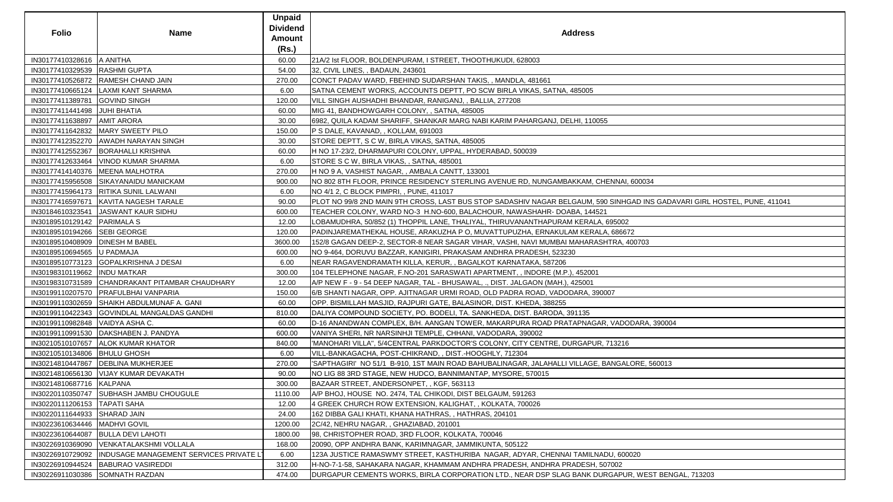| Folio | Name | Unpaid Dividend Amount (Rs.) | Address |
|---|---|---|---|
| IN30177410328616 | A ANITHA | 60.00 | 21A/2 Ist FLOOR, BOLDENPURAM, I STREET, THOOTHUKUDI, 628003 |
| IN30177410329539 | RASHMI GUPTA | 54.00 | 32, CIVIL LINES, , BADAUN, 243601 |
| IN30177410526872 | RAMESH CHAND JAIN | 270.00 | CONCT PADAV WARD, FBEHIND SUDARSHAN TAKIS, , MANDLA, 481661 |
| IN30177410665124 | LAXMI KANT SHARMA | 6.00 | SATNA CEMENT WORKS, ACCOUNTS DEPTT, PO SCW BIRLA VIKAS, SATNA, 485005 |
| IN30177411389781 | GOVIND SINGH | 120.00 | VILL SINGH AUSHADHI BHANDAR, RANIGANJ, , BALLIA, 277208 |
| IN30177411441498 | JUHI BHATIA | 60.00 | MIG 41, BANDHOWGARH COLONY, , SATNA, 485005 |
| IN30177411638897 | AMIT ARORA | 30.00 | 6982, QUILA KADAM SHARIFF, SHANKAR MARG NABI KARIM PAHARGANJ, DELHI, 110055 |
| IN30177411642832 | MARY SWEETY PILO | 150.00 | P S DALE, KAVANAD, , KOLLAM, 691003 |
| IN30177412352270 | AWADH NARAYAN SINGH | 30.00 | STORE DEPTT, S C W, BIRLA VIKAS, SATNA, 485005 |
| IN30177412552367 | BORAHALLI KRISHNA | 60.00 | H NO 17-23/2, DHARMAPURI COLONY, UPPAL, HYDERABAD, 500039 |
| IN30177412633464 | VINOD KUMAR SHARMA | 6.00 | STORE S C W, BIRLA VIKAS, , SATNA, 485001 |
| IN30177414140376 | MEENA MALHOTRA | 270.00 | H NO 9 A, VASHIST NAGAR, , AMBALA CANTT, 133001 |
| IN30177415956508 | SIKAYANAIDU MANICKAM | 900.00 | NO 802 8TH FLOOR, PRINCE RESIDENCY STERLING AVENUE RD, NUNGAMBAKKAM, CHENNAI, 600034 |
| IN30177415964173 | RITIKA SUNIL LALWANI | 6.00 | NO 4/1 2, C BLOCK PIMPRI, , PUNE, 411017 |
| IN30177416597671 | KAVITA NAGESH TARALE | 90.00 | PLOT NO 99/8 2ND MAIN 9TH CROSS, LAST BUS STOP SADASHIV NAGAR BELGAUM, 590 SINHGAD INS GADAVARI GIRL HOSTEL, PUNE, 411041 |
| IN30184610323541 | JASWANT KAUR SIDHU | 600.00 | TEACHER COLONY, WARD NO-3 H.NO-600, BALACHOUR, NAWASHAHR- DOABA, 144521 |
| IN30189510129142 | PARIMALA S | 12.00 | LOBAMUDHRA, 50/852 (1) THOPPIL LANE, THALIYAL, THIRUVANANTHAPURAM KERALA, 695002 |
| IN30189510194266 | SEBI GEORGE | 120.00 | PADINJAREMATHEKAL HOUSE, ARAKUZHA P O, MUVATTUPUZHA, ERNAKULAM KERALA, 686672 |
| IN30189510408909 | DINESH M BABEL | 3600.00 | 152/8 GAGAN DEEP-2, SECTOR-8 NEAR SAGAR VIHAR, VASHI, NAVI MUMBAI MAHARASHTRA, 400703 |
| IN30189510694565 | U PADMAJA | 600.00 | NO 9-464, DORUVU BAZZAR, KANIGIRI, PRAKASAM ANDHRA PRADESH, 523230 |
| IN30189510773123 | GOPALKRISHNA J DESAI | 6.00 | NEAR RAGAVENDRAMATH KILLA, KERUR, , BAGALKOT KARNATAKA, 587206 |
| IN30198310119662 | INDU MATKAR | 300.00 | 104 TELEPHONE NAGAR, F.NO-201 SARASWATI APARTMENT, , INDORE (M.P.), 452001 |
| IN30198310731589 | CHANDRAKANT PITAMBAR CHAUDHARY | 12.00 | A/P NEW F - 9 - 54 DEEP NAGAR, TAL - BHUSAWAL, ., DIST. JALGAON (MAH.), 425001 |
| IN30199110207570 | PRAFULBHAI VANPARIA | 150.00 | 6/B SHANTI NAGAR, OPP. AJITNAGAR URMI ROAD, OLD PADRA ROAD, VADODARA, 390007 |
| IN30199110302659 | SHAIKH ABDULMUNAF A. GANI | 60.00 | OPP. BISMILLAH MASJID, RAJPURI GATE, BALASINOR, DIST. KHEDA, 388255 |
| IN30199110422343 | GOVINDLAL MANGALDAS GANDHI | 810.00 | DALIYA COMPOUND SOCIETY, PO. BODELI, TA. SANKHEDA, DIST. BARODA, 391135 |
| IN30199110982848 | VAIDYA ASHA C. | 60.00 | D-16 ANANDWAN COMPLEX, B/H. AANGAN TOWER, MAKARPURA ROAD PRATAPNAGAR, VADODARA, 390004 |
| IN30199110991530 | DAKSHABEN J. PANDYA | 600.00 | VANIYA SHERI, NR NARSINHJI TEMPLE, CHHANI, VADODARA, 390002 |
| IN30210510107657 | ALOK KUMAR KHATOR | 840.00 | 'MANOHARI VILLA", 5/4CENTRAL PARKDOCTOR'S COLONY, CITY CENTRE, DURGAPUR, 713216 |
| IN30210510134806 | BHULU GHOSH | 6.00 | VILL-BANKAGACHA, POST-CHIKRAND, , DIST.-HOOGHLY, 712304 |
| IN30214810447867 | DEBLINA MUKHERJEE | 270.00 | 'SAPTHAGIRI' NO 51/1 B-910, 1ST MAIN ROAD BAHUBALINAGAR, JALAHALLI VILLAGE, BANGALORE, 560013 |
| IN30214810656130 | VIJAY KUMAR DEVAKATH | 90.00 | NO LIG 88 3RD STAGE, NEW HUDCO, BANNIMANTAP, MYSORE, 570015 |
| IN30214810687716 | KALPANA | 300.00 | BAZAAR STREET, ANDERSONPET, , KGF, 563113 |
| IN30220110350747 | SUBHASH JAMBU CHOUGULE | 1110.00 | A/P BHOJ, HOUSE NO. 2474, TAL CHIKODI, DIST BELGAUM, 591263 |
| IN30220111206153 | TAPATI SAHA | 12.00 | 4 GREEK CHURCH ROW EXTENSION, KALIGHAT, , KOLKATA, 700026 |
| IN30220111644933 | SHARAD JAIN | 24.00 | 162 DIBBA GALI KHATI, KHANA HATHRAS, , HATHRAS, 204101 |
| IN30223610634446 | MADHVI GOVIL | 1200.00 | 2C/42, NEHRU NAGAR, , GHAZIABAD, 201001 |
| IN30223610644087 | BULLA DEVI LAHOTI | 1800.00 | 98, CHRISTOPHER ROAD, 3RD FLOOR, KOLKATA, 700046 |
| IN30226910369090 | VENKATALAKSHMI VOLLALA | 168.00 | 20090, OPP ANDHRA BANK, KARIMNAGAR, JAMMIKUNTA, 505122 |
| IN30226910729092 | INDUSAGE MANAGEMENT SERVICES PRIVATE LT | 6.00 | 123A JUSTICE RAMASWMY STREET, KASTHURIBA NAGAR, ADYAR, CHENNAI TAMILNADU, 600020 |
| IN30226910944524 | BABURAO VASIREDDI | 312.00 | H-NO-7-1-58, SAHAKARA NAGAR, KHAMMAM ANDHRA PRADESH, ANDHRA PRADESH, 507002 |
| IN30226911030386 | SOMNATH RAZDAN | 474.00 | DURGAPUR CEMENTS WORKS, BIRLA CORPORATION LTD., NEAR DSP SLAG BANK DURGAPUR, WEST BENGAL, 713203 |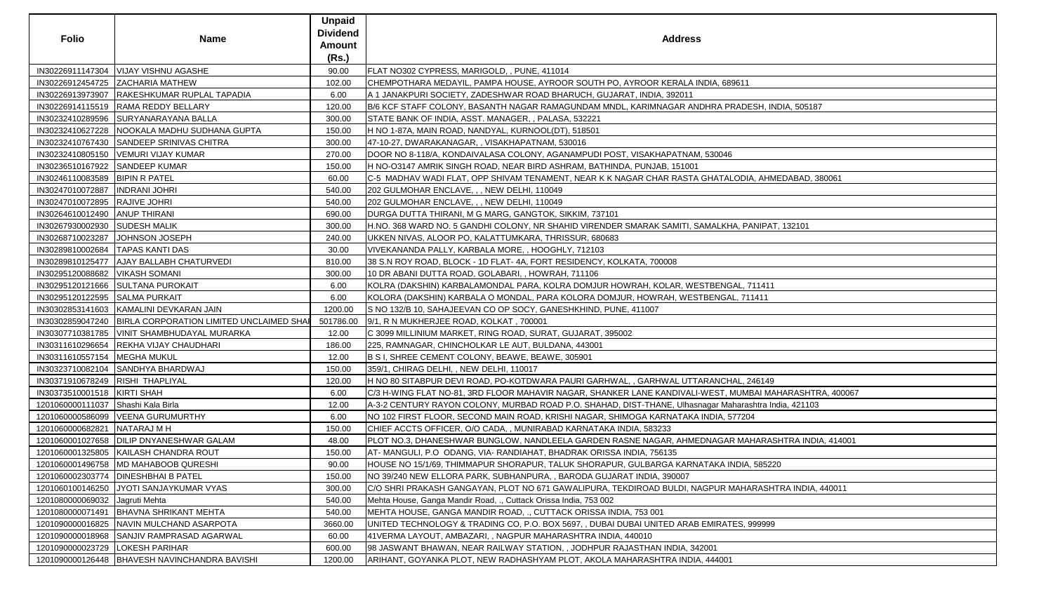| Folio | Name | Unpaid Dividend Amount (Rs.) | Address |
|---|---|---|---|
| IN30226911147304 | VIJAY VISHNU AGASHE | 90.00 | FLAT NO302 CYPRESS, MARIGOLD, , PUNE, 411014 |
| IN30226912454725 | ZACHARIA MATHEW | 102.00 | CHEMPOTHARA MEDAYIL, PAMPA HOUSE, AYROOR SOUTH PO, AYROOR KERALA INDIA, 689611 |
| IN30226913973907 | RAKESHKUMAR RUPLAL TAPADIA | 6.00 | A 1 JANAKPURI SOCIETY, ZADESHWAR ROAD BHARUCH, GUJARAT, INDIA, 392011 |
| IN30226914115519 | RAMA REDDY BELLARY | 120.00 | B/6 KCF STAFF COLONY, BASANTH NAGAR RAMAGUNDAM MNDL, KARIMNAGAR ANDHRA PRADESH, INDIA, 505187 |
| IN30232410289596 | SURYANARAYANA BALLA | 300.00 | STATE BANK OF INDIA, ASST. MANAGER, , PALASA, 532221 |
| IN30232410627228 | NOOKALA MADHU SUDHANA GUPTA | 150.00 | H NO 1-87A, MAIN ROAD, NANDYAL, KURNOOL(DT), 518501 |
| IN30232410767430 | SANDEEP SRINIVAS CHITRA | 300.00 | 47-10-27, DWARAKANAGAR, , VISAKHAPATNAM, 530016 |
| IN30232410805150 | VEMURI VIJAY KUMAR | 270.00 | DOOR NO 8-118/A, KONDAIVALASA COLONY, AGANAMPUDI POST, VISAKHAPATNAM, 530046 |
| IN30236510167922 | SANDEEP KUMAR | 150.00 | H NO-O3147 AMRIK SINGH ROAD, NEAR BIRD ASHRAM, BATHINDA, PUNJAB, 151001 |
| IN30246110083589 | BIPIN R PATEL | 60.00 | C-5 MADHAV WADI FLAT, OPP SHIVAM TENAMENT, NEAR K K NAGAR CHAR RASTA GHATALODIA, AHMEDABAD, 380061 |
| IN30247010072887 | INDRANI JOHRI | 540.00 | 202 GULMOHAR ENCLAVE, , , NEW DELHI, 110049 |
| IN30247010072895 | RAJIVE JOHRI | 540.00 | 202 GULMOHAR ENCLAVE, , , NEW DELHI, 110049 |
| IN30264610012490 | ANUP THIRANI | 690.00 | DURGA DUTTA THIRANI, M G MARG, GANGTOK, SIKKIM, 737101 |
| IN30267930002930 | SUDESH MALIK | 300.00 | H.NO. 368 WARD NO. 5 GANDHI COLONY, NR SHAHID VIRENDER SMARAK SAMITI, SAMALKHA, PANIPAT, 132101 |
| IN30268710023287 | JOHNSON JOSEPH | 240.00 | UKKEN NIVAS, ALOOR PO, KALATTUMKARA, THRISSUR, 680683 |
| IN30289810002684 | TAPAS KANTI DAS | 30.00 | VIVEKANANDA PALLY, KARBALA MORE, , HOOGHLY, 712103 |
| IN30289810125477 | AJAY BALLABH CHATURVEDI | 810.00 | 38 S.N ROY ROAD, BLOCK - 1D FLAT- 4A, FORT RESIDENCY, KOLKATA, 700008 |
| IN30295120088682 | VIKASH SOMANI | 300.00 | 10 DR ABANI DUTTA ROAD, GOLABARI, , HOWRAH, 711106 |
| IN30295120121666 | SULTANA PUROKAIT | 6.00 | KOLRA (DAKSHIN) KARBALAMONDAL PARA, KOLRA DOMJUR HOWRAH, KOLAR, WESTBENGAL, 711411 |
| IN30295120122595 | SALMA PURKAIT | 6.00 | KOLORA (DAKSHIN) KARBALA O MONDAL, PARA KOLORA DOMJUR, HOWRAH, WESTBENGAL, 711411 |
| IN30302853141603 | KAMALINI DEVKARAN JAIN | 1200.00 | S NO 132/B 10, SAHAJEEVAN CO OP SOCY, GANESHKHIND, PUNE, 411007 |
| IN30302859047240 | BIRLA CORPORATION LIMITED UNCLAIMED SHA | 501786.00 | 9/1, R N MUKHERJEE ROAD, KOLKAT , 700001 |
| IN30307710381785 | VINIT SHAMBHUDAYAL MURARKA | 12.00 | C 3099 MILLINIUM MARKET, RING ROAD, SURAT, GUJARAT, 395002 |
| IN30311610296654 | REKHA VIJAY CHAUDHARI | 186.00 | 225, RAMNAGAR, CHINCHOLKAR LE AUT, BULDANA, 443001 |
| IN30311610557154 | MEGHA MUKUL | 12.00 | B S I, SHREE CEMENT COLONY, BEAWE, BEAWE, 305901 |
| IN30323710082104 | SANDHYA BHARDWAJ | 150.00 | 359/1, CHIRAG DELHI, , NEW DELHI, 110017 |
| IN30371910678249 | RISHI THAPLIYAL | 120.00 | H NO 80 SITABPUR DEVI ROAD, PO-KOTDWARA PAURI GARHWAL, , GARHWAL UTTARANCHAL, 246149 |
| IN30373510001518 | KIRTI SHAH | 6.00 | C/3 H-WING FLAT NO-81, 3RD FLOOR MAHAVIR NAGAR, SHANKER LANE KANDIVALI-WEST, MUMBAI MAHARASHTRA, 400067 |
| 1201060000111037 | Shashi Kala Birla | 12.00 | A-3-2 CENTURY RAYON COLONY, MURBAD ROAD P.O. SHAHAD, DIST-THANE, Ulhasnagar Maharashtra India, 421103 |
| 1201060000586099 | VEENA GURUMURTHY | 6.00 | NO 102 FIRST FLOOR, SECOND MAIN ROAD, KRISHI NAGAR, SHIMOGA KARNATAKA INDIA, 577204 |
| 1201060000682821 | NATARAJ M H | 150.00 | CHIEF ACCTS OFFICER, O/O CADA, , MUNIRABAD KARNATAKA INDIA, 583233 |
| 1201060001027658 | DILIP DNYANESHWAR GALAM | 48.00 | PLOT NO.3, DHANESHWAR BUNGLOW, NANDLEELA GARDEN RASNE NAGAR, AHMEDNAGAR MAHARASHTRA INDIA, 414001 |
| 1201060001325805 | KAILASH CHANDRA ROUT | 150.00 | AT- MANGULI, P.O ODANG, VIA- RANDIAHAT, BHADRAK ORISSA INDIA, 756135 |
| 1201060001496758 | MD MAHABOOB QURESHI | 90.00 | HOUSE NO 15/1/69, THIMMAPUR SHORAPUR, TALUK SHORAPUR, GULBARGA KARNATAKA INDIA, 585220 |
| 1201060002303774 | DINESHBHAI B PATEL | 150.00 | NO 39/240 NEW ELLORA PARK, SUBHANPURA, , BARODA GUJARAT INDIA, 390007 |
| 1201060100146250 | JYOTI SANJAYKUMAR VYAS | 300.00 | C/O SHRI PRAKASH GANGAYAN, PLOT NO 671 GAWALIPURA, TEKDIROAD BULDI, NAGPUR MAHARASHTRA INDIA, 440011 |
| 1201080000069032 | Jagruti Mehta | 540.00 | Mehta House, Ganga Mandir Road, ., Cuttack Orissa India, 753 002 |
| 1201080000071491 | BHAVNA SHRIKANT MEHTA | 540.00 | MEHTA HOUSE, GANGA MANDIR ROAD, ., CUTTACK ORISSA INDIA, 753 001 |
| 1201090000016825 | NAVIN MULCHAND ASARPOTA | 3660.00 | UNITED TECHNOLOGY & TRADING CO, P.O. BOX 5697, , DUBAI DUBAI UNITED ARAB EMIRATES, 999999 |
| 1201090000018968 | SANJIV RAMPRASAD AGARWAL | 60.00 | 41VERMA LAYOUT, AMBAZARI, , NAGPUR MAHARASHTRA INDIA, 440010 |
| 1201090000023729 | LOKESH PARIHAR | 600.00 | 98 JASWANT BHAWAN, NEAR RAILWAY STATION, , JODHPUR RAJASTHAN INDIA, 342001 |
| 1201090000126448 | BHAVESH NAVINCHANDRA BAVISHI | 1200.00 | ARIHANT, GOYANKA PLOT, NEW RADHASHYAM PLOT, AKOLA MAHARASHTRA INDIA, 444001 |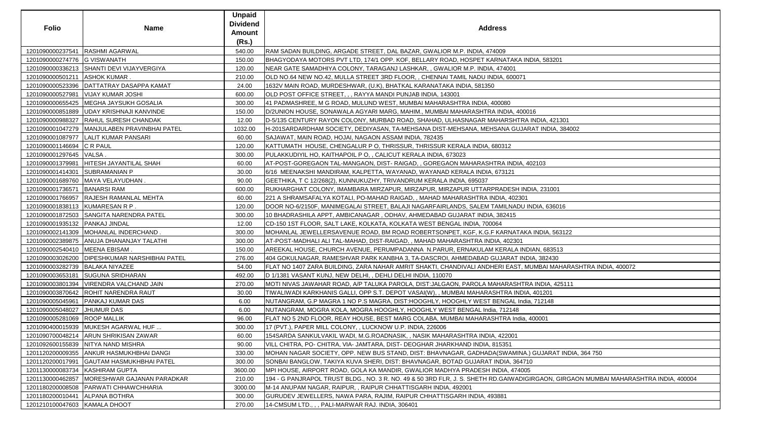| Folio | Name | Unpaid Dividend Amount (Rs.) | Address |
|---|---|---|---|
| 1201090000237541 | RASHMI AGARWAL | 540.00 | RAM SADAN BUILDING, ARGADE STREET, DAL BAZAR, GWALIOR M.P. INDIA, 474009 |
| 1201090000274776 | G VISWANATH | 150.00 | BHAGYODAYA MOTORS PVT LTD, 174/1 OPP. KOF, BELLARY ROAD, HOSPET KARNATAKA INDIA, 583201 |
| 1201090000336213 | SHANTI DEVI VIJAYVERGIYA | 120.00 | NEAR GATE SAMADHIYA COLONY, TARAGANJ LASHKAR, , GWALIOR M.P. INDIA, 474001 |
| 1201090000501211 | ASHOK KUMAR . | 210.00 | OLD NO.64 NEW NO.42, MULLA STREET 3RD FLOOR, , CHENNAI TAMIL NADU INDIA, 600071 |
| 1201090000523396 | DATTATRAY DASAPPA KAMAT | 24.00 | 1632V MAIN ROAD, MURDESHWAR, (U.K), BHATKAL KARANATAKA INDIA, 581350 |
| 1201090000527981 | VIJAY KUMAR JOSHI | 600.00 | OLD POST OFFICE STREET, , , RAYYA MANDI PUNJAB INDIA, 143001 |
| 1201090000655425 | MEGHA JAYSUKH GOSALIA | 300.00 | 41 PADMASHREE, M G ROAD, MULUND WEST, MUMBAI MAHARASHTRA INDIA, 400080 |
| 1201090000851889 | UDAY KRISHNAJI KANVINDE | 150.00 | D/2UNION HOUSE, SONAWALA AGYARI MARG, MAHIM., MUMBAI MAHARASHTRA INDIA, 400016 |
| 1201090000988327 | RAHUL SURESH CHANDAK | 12.00 | D-5/135 CENTURY RAYON COLONY, MURBAD ROAD, SHAHAD, ULHASNAGAR MAHARSHTRA INDIA, 421301 |
| 1201090001047279 | MANJULABEN PRAVINBHAI PATEL | 1032.00 | H-201SARDARDHAM SOCIETY, DEDIYASAN, TA-MEHSANA DIST-MEHSANA, MEHSANA GUJARAT INDIA, 384002 |
| 1201090001087977 | LALIT KUMAR PANSARI | 60.00 | SAJAWAT, MAIN ROAD, HOJAI, NAGAON ASSAM INDIA, 782435 |
| 1201090001146694 | C R PAUL | 120.00 | KATTUMATH HOUSE, CHENGALUR P O, THRISSUR, THRISSUR KERALA INDIA, 680312 |
| 1201090001297645 | VALSA . | 300.00 | PULAKKUDIYIL HO, KAITHAPOIL P O, , CALICUT KERALA INDIA, 673023 |
| 1201090001379981 | HITESH JAYANTILAL SHAH | 60.00 | AT-POST-GOREGAON TAL-MANGAON, DIST- RAIGAD, , GOREGAON MAHARASHTRA INDIA, 402103 |
| 1201090001414301 | SUBRAMANIAN P | 30.00 | 6/16 MEENAKSHI MANDIRAM, KALPETTA, WAYANAD, WAYANAD KERALA INDIA, 673121 |
| 1201090001689760 | MAYA VELAYUDHAN . | 90.00 | GEETHIKA, T C 12/268(2), KUNNUKUZHY, TRIVANDRUM KERALA INDIA, 695037 |
| 1201090001736571 | BANARSI RAM | 600.00 | RUKHARGHAT COLONY, IMAMBARA MIRZAPUR, MIRZAPUR, MIRZAPUR UTTARPRADESH INDIA, 231001 |
| 1201090001766957 | RAJESH RAMANLAL MEHTA | 60.00 | 221 A SHRAMSAFALYA KOTALI, PO-MAHAD RAIGAD, , MAHAD MAHARASHTRA INDIA, 402301 |
| 1201090001838113 | KUMARESAN R P . | 120.00 | DOOR NO-6/2150F, MANIMEGALAI STREET, BALAJI NAGARFAIRLANDS, SALEM TAMILNADU INDIA, 636016 |
| 1201090001872503 | SANGITA NARENDRA PATEL | 300.00 | 10 BHADRASHILA APPT, AMBICANAGAR , ODHAV, AHMEDABAD GUJARAT INDIA, 382415 |
| 1201090001935132 | PANKAJ JINDAL | 12.00 | CD-150 1ST FLOOR, SALT LAKE, KOLKATA, KOLKATA WEST BENGAL INDIA, 700064 |
| 1201090002141309 | MOHANLAL INDERCHAND . | 300.00 | MOHANLAL JEWELLERSAVENUE ROAD, BM ROAD ROBERTSONPET, KGF, K.G.F KARNATAKA INDIA, 563122 |
| 1201090002389875 | ANUJA DHANANJAY TALATHI | 300.00 | AT-POST-MADHALI ALI TAL-MAHAD, DIST-RAIGAD, , MAHAD MAHARASHTRA INDIA, 402301 |
| 1201090002540410 | MEENA EBISAM . | 150.00 | AREEKAL HOUSE, CHURCH AVENUE, PERUMPADANNA N.PARUR, ERNAKULAM KERALA INDIAN, 683513 |
| 1201090003026200 | DIPESHKUMAR NARSHIBHAI PATEL | 276.00 | 404 GOKULNAGAR, RAMESHVAR PARK KANBHA 3, TA-DASCROI, AHMEDABAD GUJARAT INDIA, 382430 |
| 1201090003282739 | BALAKA NIYAZEE | 54.00 | FLAT NO 1407 ZARA BUILDING, ZARA NAHAR AMRIT SHAKTI, CHANDIVALI ANDHERI EAST, MUMBAI MAHARASHTRA INDIA, 400072 |
| 1201090003653181 | SUGUNA SRIDHARAN | 492.00 | D 1/1381 VASANT KUNJ, NEW DELHI, , DEHLI DELHI INDIA, 110070 |
| 1201090003801394 | VIRENDRA VALCHAND JAIN | 270.00 | MOTI NIVAS JAWAHAR ROAD, A/P TALUKA PAROLA, DIST:JALGAON, PAROLA MAHARASHTRA INDIA, 425111 |
| 1201090003870642 | ROHIT NARENDRA RAUT | 30.00 | TIWALIWADI KARKHANIS GALLI, OPP S.T. DEPOT VASAI(W), , MUMBAI MAHARASHTRA INDIA, 401201 |
| 1201090005045961 | PANKAJ KUMAR DAS | 6.00 | NUTANGRAM, G.P MAGRA 1 NO P.S MAGRA, DIST:HOOGHLY, HOOGHLY WEST BENGAL India, 712148 |
| 1201090005048027 | JHUMUR DAS | 6.00 | NUTANGRAM, MOGRA KOLA, MOGRA HOOGHLY, HOOGHLY WEST BENGAL India, 712148 |
| 1201090005281069 | ROOP MALLIK | 96.00 | FLAT NO 5 2ND FLOOR, REAY HOUSE, BEST MARG COLABA, MUMBAI MAHARASHTRA India, 400001 |
| 1201090400015939 | MUKESH AGARWAL HUF ... | 300.00 | 17 (PVT.), PAPER MILL COLONY, , LUCKNOW U.P. INDIA, 226006 |
| 1201090700048214 | ARUN SHRIKISAN ZAWAR | 60.00 | 154SARDA SANKULVAKIL WADI, M.G.ROADNASIK, , NASIK MAHARASHTRA INDIA, 422001 |
| 1201092600155839 | NITYA NAND MISHRA | 90.00 | VILL CHITRA, PO- CHITRA, VIA- JAMTARA, DIST- DEOGHAR JHARKHAND INDIA, 815351 |
| 1201120200009355 | ANKUR HASMUKHBHAI DANGI | 330.00 | MOHAN NAGAR SOCIETY, OPP. NEW BUS STAND, DIST: BHAVNAGAR, GADHADA(SWAMINA.) GUJARAT INDIA, 364 750 |
| 1201120200017991 | GAUTAM HASMUKHBHAI PATEL | 300.00 | SONBAI BANGLOW, TAKIYA KUVA SHERI, DIST: BHAVNAGAR, BOTAD GUJARAT INDIA, 364710 |
| 1201130000083734 | KASHIRAM GUPTA | 3600.00 | MPI HOUSE, AIRPORT ROAD, GOLA KA MANDIR, GWALIOR MADHYA PRADESH INDIA, 474005 |
| 1201130000462857 | MORESHWAR GAJANAN PARADKAR | 210.00 | 194 - G PANJRAPOL TRUST BLDG., NO. 3 R. NO. 49 & 50 3RD FLR, J. S. SHETH RD.GAIWADIGIRGAON, GIRGAON MUMBAI MAHARASHTRA INDIA, 400004 |
| 1201180200008508 | PARWATI CHHAWCHHARIA | 3000.00 | M-14 ANUPAM NAGAR, RAIPUR, , RAIPUR CHHATTISGARH INDIA, 492001 |
| 1201180200010441 | ALPANA BOTHRA | 300.00 | GURUDEV JEWELLERS, NAWA PARA, RAJIM, RAIPUR CHHATTISGARH INDIA, 493881 |
| 1201210100047603 | KAMALA DHOOT | 270.00 | 14-CMSUM LTD., , , PALI-MARWAR RAJ. INDIA, 306401 |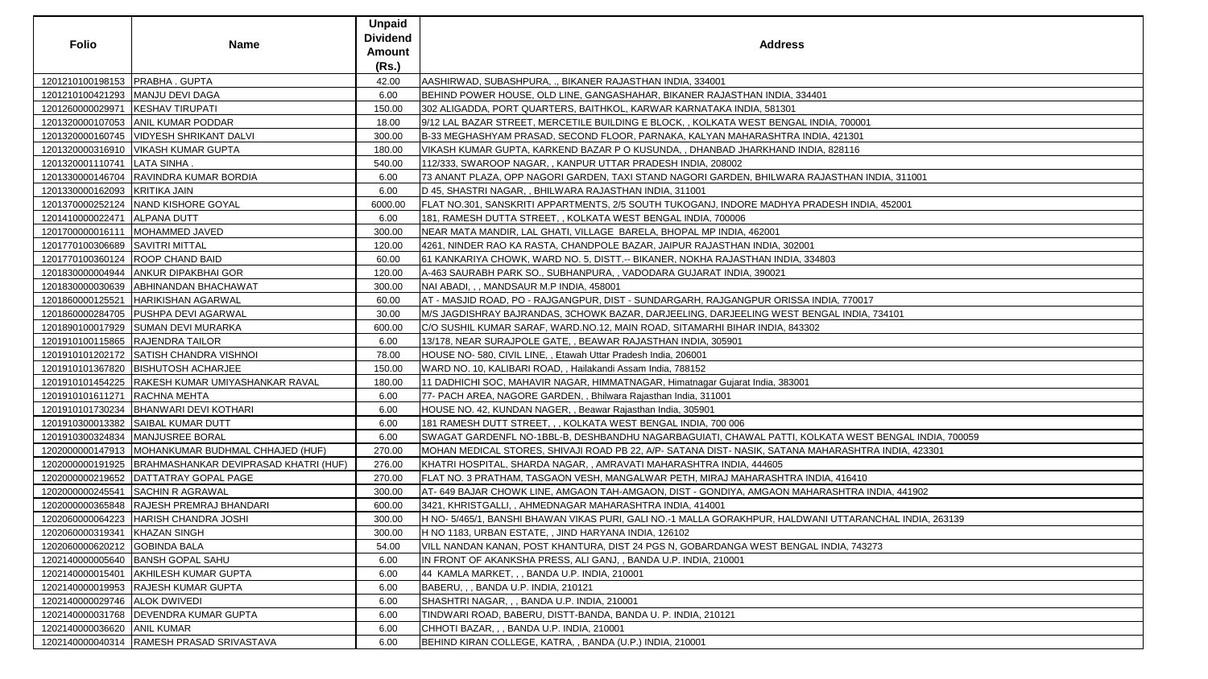| Folio | Name | Unpaid Dividend Amount (Rs.) | Address |
|---|---|---|---|
| 1201210100198153 | PRABHA . GUPTA | 42.00 | AASHIRWAD, SUBASHPURA, ., BIKANER RAJASTHAN INDIA, 334001 |
| 1201210100421293 | MANJU DEVI DAGA | 6.00 | BEHIND POWER HOUSE, OLD LINE, GANGASHAHAR, BIKANER RAJASTHAN INDIA, 334401 |
| 1201260000029971 | KESHAV TIRUPATI | 150.00 | 302 ALIGADDA, PORT QUARTERS, BAITHKOL, KARWAR KARNATAKA INDIA, 581301 |
| 1201320000107053 | ANIL KUMAR PODDAR | 18.00 | 9/12 LAL BAZAR STREET, MERCETILE BUILDING E BLOCK, , KOLKATA WEST BENGAL INDIA, 700001 |
| 1201320000160745 | VIDYESH SHRIKANT DALVI | 300.00 | B-33 MEGHASHYAM PRASAD, SECOND FLOOR, PARNAKA, KALYAN MAHARASHTRA INDIA, 421301 |
| 1201320000316910 | VIKASH KUMAR GUPTA | 180.00 | VIKASH KUMAR GUPTA, KARKEND BAZAR P O KUSUNDA, , DHANBAD JHARKHAND INDIA, 828116 |
| 1201320001110741 | LATA SINHA . | 540.00 | 112/333, SWAROOP NAGAR, , KANPUR UTTAR PRADESH INDIA, 208002 |
| 1201330000146704 | RAVINDRA KUMAR BORDIA | 6.00 | 73 ANANT PLAZA, OPP NAGORI GARDEN, TAXI STAND NAGORI GARDEN, BHILWARA RAJASTHAN INDIA, 311001 |
| 1201330000162093 | KRITIKA JAIN | 6.00 | D 45, SHASTRI NAGAR, , BHILWARA RAJASTHAN INDIA, 311001 |
| 1201370000252124 | NAND KISHORE GOYAL | 6000.00 | FLAT NO.301, SANSKRITI APPARTMENTS, 2/5 SOUTH TUKOGANJ, INDORE MADHYA PRADESH INDIA, 452001 |
| 1201410000022471 | ALPANA DUTT | 6.00 | 181, RAMESH DUTTA STREET, , KOLKATA WEST BENGAL INDIA, 700006 |
| 1201700000016111 | MOHAMMED JAVED | 300.00 | NEAR MATA MANDIR, LAL GHATI, VILLAGE BARELA, BHOPAL MP INDIA, 462001 |
| 1201770100306689 | SAVITRI MITTAL | 120.00 | 4261, NINDER RAO KA RASTA, CHANDPOLE BAZAR, JAIPUR RAJASTHAN INDIA, 302001 |
| 1201770100360124 | ROOP CHAND BAID | 60.00 | 61 KANKARIYA CHOWK, WARD NO. 5, DISTT.-- BIKANER, NOKHA RAJASTHAN INDIA, 334803 |
| 1201830000004944 | ANKUR DIPAKBHAI GOR | 120.00 | A-463 SAURABH PARK SO., SUBHANPURA, , VADODARA GUJARAT INDIA, 390021 |
| 1201830000030639 | ABHINANDAN BHACHAWAT | 300.00 | NAI ABADI, , , MANDSAUR M.P INDIA, 458001 |
| 1201860000125521 | HARIKISHAN AGARWAL | 60.00 | AT - MASJID ROAD, PO - RAJGANGPUR, DIST - SUNDARGARH, RAJGANGPUR ORISSA INDIA, 770017 |
| 1201860000284705 | PUSHPA DEVI AGARWAL | 30.00 | M/S JAGDISHRAY BAJRANDAS, 3CHOWK BAZAR, DARJEELING, DARJEELING WEST BENGAL INDIA, 734101 |
| 1201890100017929 | SUMAN DEVI MURARKA | 600.00 | C/O SUSHIL KUMAR SARAF, WARD.NO.12, MAIN ROAD, SITAMARHI BIHAR INDIA, 843302 |
| 1201910100115865 | RAJENDRA TAILOR | 6.00 | 13/178, NEAR SURAJPOLE GATE, , BEAWAR RAJASTHAN INDIA, 305901 |
| 1201910101202172 | SATISH CHANDRA VISHNOI | 78.00 | HOUSE NO- 580, CIVIL LINE, , Etawah Uttar Pradesh India, 206001 |
| 1201910101367820 | BISHUTOSH ACHARJEE | 150.00 | WARD NO. 10, KALIBARI ROAD, , Hailakandi Assam India, 788152 |
| 1201910101454225 | RAKESH KUMAR UMIYASHANKAR RAVAL | 180.00 | 11 DADHICHI SOC, MAHAVIR NAGAR, HIMMATNAGAR, Himatnagar Gujarat India, 383001 |
| 1201910101611271 | RACHNA MEHTA | 6.00 | 77- PACH AREA, NAGORE GARDEN, , Bhilwara Rajasthan India, 311001 |
| 1201910101730234 | BHANWARI DEVI KOTHARI | 6.00 | HOUSE NO. 42, KUNDAN NAGER, , Beawar Rajasthan India, 305901 |
| 1201910300013382 | SAIBAL KUMAR DUTT | 6.00 | 181 RAMESH DUTT STREET, , , KOLKATA WEST BENGAL INDIA, 700 006 |
| 1201910300324834 | MANJUSREE BORAL | 6.00 | SWAGAT GARDENFL NO-1BBL-B, DESHBANDHU NAGARBAGUIATI, CHAWAL PATTI, KOLKATA WEST BENGAL INDIA, 700059 |
| 1202000000147913 | MOHANKUMAR BUDHMAL CHHAJED (HUF) | 270.00 | MOHAN MEDICAL STORES, SHIVAJI ROAD PB 22, A/P- SATANA DIST- NASIK, SATANA MAHARASHTRA INDIA, 423301 |
| 1202000000191925 | BRAHMASHANKAR DEVIPRASAD KHATRI (HUF) | 276.00 | KHATRI HOSPITAL, SHARDA NAGAR, , AMRAVATI MAHARASHTRA INDIA, 444605 |
| 1202000000219652 | DATTATRAY GOPAL PAGE | 270.00 | FLAT NO. 3 PRATHAM, TASGAON VESH, MANGALWAR PETH, MIRAJ MAHARASHTRA INDIA, 416410 |
| 1202000000245541 | SACHIN R AGRAWAL | 300.00 | AT- 649 BAJAR CHOWK LINE, AMGAON TAH-AMGAON, DIST - GONDIYA, AMGAON MAHARASHTRA INDIA, 441902 |
| 1202000000365848 | RAJESH PREMRAJ BHANDARI | 600.00 | 3421, KHRISTGALLI, , AHMEDNAGAR MAHARASHTRA INDIA, 414001 |
| 1202060000064223 | HARISH CHANDRA JOSHI | 300.00 | H NO- 5/465/1, BANSHI BHAWAN VIKAS PURI, GALI NO.-1 MALLA GORAKHPUR, HALDWANI UTTARANCHAL INDIA, 263139 |
| 1202060000319341 | KHAZAN SINGH | 300.00 | H NO 1183, URBAN ESTATE, , JIND HARYANA INDIA, 126102 |
| 1202060000620212 | GOBINDA BALA | 54.00 | VILL NANDAN KANAN, POST KHANTURA, DIST 24 PGS N, GOBARDANGA WEST BENGAL INDIA, 743273 |
| 1202140000005640 | BANSH GOPAL SAHU | 6.00 | IN FRONT OF AKANKSHA PRESS, ALI GANJ, , BANDA U.P. INDIA, 210001 |
| 1202140000015401 | AKHILESH KUMAR GUPTA | 6.00 | 44 KAMLA MARKET, , , BANDA U.P. INDIA, 210001 |
| 1202140000019953 | RAJESH KUMAR GUPTA | 6.00 | BABERU, , , BANDA U.P. INDIA, 210121 |
| 1202140000029746 | ALOK DWIVEDI | 6.00 | SHASHTRI NAGAR, , , BANDA U.P. INDIA, 210001 |
| 1202140000031768 | DEVENDRA KUMAR GUPTA | 6.00 | TINDWARI ROAD, BABERU, DISTT-BANDA, BANDA U. P. INDIA, 210121 |
| 1202140000036620 | ANIL KUMAR | 6.00 | CHHOTI BAZAR, , , BANDA U.P. INDIA, 210001 |
| 1202140000040314 | RAMESH PRASAD SRIVASTAVA | 6.00 | BEHIND KIRAN COLLEGE, KATRA, , BANDA (U.P.) INDIA, 210001 |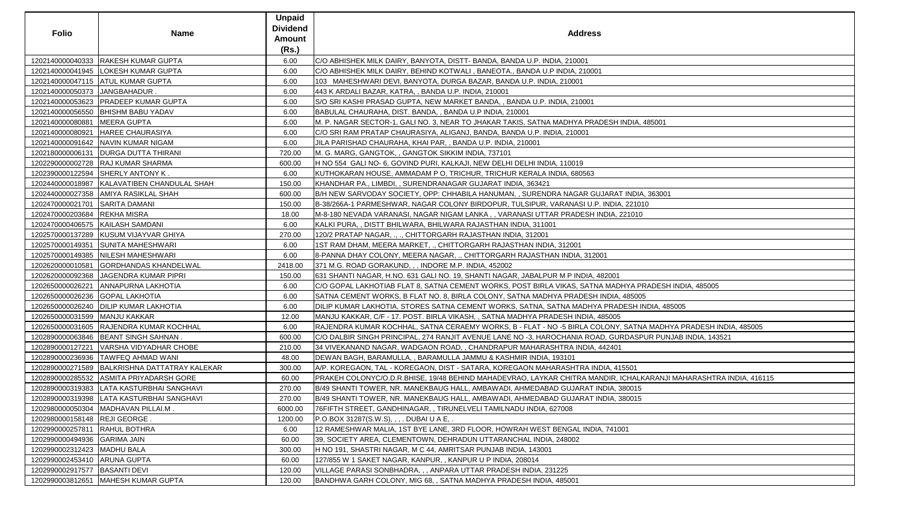| Folio | Name | Unpaid Dividend Amount (Rs.) | Address |
|---|---|---|---|
| 1202140000040333 | RAKESH KUMAR GUPTA | 6.00 | C/O ABHISHEK MILK DAIRY, BANYOTA, DISTT- BANDA, BANDA U.P. INDIA, 210001 |
| 1202140000041945 | LOKESH KUMAR GUPTA | 6.00 | C/O ABHISHEK MILK DAIRY, BEHIND KOTWALI , BANEOTA., BANDA U.P INDIA, 210001 |
| 1202140000047115 | ATUL KUMAR GUPTA | 6.00 | 103 MAHESHWARI DEVI, BANYOTA, DURGA BAZAR, BANDA U.P. INDIA, 210001 |
| 1202140000050373 | JANGBAHADUR . | 6.00 | 443 K ARDALI BAZAR, KATRA, , BANDA U.P. INDIA, 210001 |
| 1202140000053623 | PRADEEP KUMAR GUPTA | 6.00 | S/O SRI KASHI PRASAD GUPTA, NEW MARKET BANDA, , BANDA U.P. INDIA, 210001 |
| 1202140000056550 | BHISHM BABU YADAV | 6.00 | BABULAL CHAURAHA, DIST. BANDA, , BANDA U.P INDIA, 210001 |
| 1202140000080881 | MEERA GUPTA | 6.00 | M. P. NAGAR SECTOR-1, GALI NO. 3, NEAR TO JHAKAR TAKIS, SATNA MADHYA PRADESH INDIA, 485001 |
| 1202140000080921 | HAREE CHAURASIYA | 6.00 | C/O SRI RAM PRATAP CHAURASIYA, ALIGANJ, BANDA, BANDA U.P. INDIA, 210001 |
| 1202140000091642 | NAVIN KUMAR NIGAM | 6.00 | JILA PARISHAD CHAURAHA, KHAI PAR, , BANDA U.P. INDIA, 210001 |
| 1202180000006131 | DURGA DUTTA THIRANI | 720.00 | M. G. MARG, GANGTOK, , GANGTOK SIKKIM INDIA, 737101 |
| 1202290000002728 | RAJ KUMAR SHARMA | 600.00 | H NO 554 GALI NO- 6, GOVIND PURI, KALKAJI, NEW DELHI DELHI INDIA, 110019 |
| 1202390000122594 | SHERLY ANTONY K . | 6.00 | KUTHOKARAN HOUSE, AMMADAM P O, TRICHUR, TRICHUR KERALA INDIA, 680563 |
| 1202440000018987 | KALAVATIBEN CHANDULAL SHAH | 150.00 | KHANDHAR PA., LIMBDI, , SURENDRANAGAR GUJARAT INDIA, 363421 |
| 1202440000027358 | AMIYA RASIKLAL SHAH | 600.00 | B/H NEW SARVODAY SOCIETY, OPP: CHHABILA HANUMAN, , SURENDRA NAGAR GUJARAT INDIA, 363001 |
| 1202470000021701 | SARITA DAMANI | 150.00 | B-38/266A-1 PARMESHWAR, NAGAR COLONY BIRDOPUR, TULSIPUR, VARANASI U.P. INDIA, 221010 |
| 1202470000203684 | REKHA MISRA | 18.00 | M-8-180 NEVADA VARANASI, NAGAR NIGAM LANKA , , VARANASI UTTAR PRADESH INDIA, 221010 |
| 1202470000406575 | KAILASH SAMDANI | 6.00 | KALKI PURA, , DISTT BHILWARA, BHILWARA RAJASTHAN INDIA, 311001 |
| 1202570000137289 | KUSUM VIJAYVAR GHIYA | 270.00 | 120/2 PRATAP NAGAR, ., ., CHITTORGARH RAJASTHAN INDIA, 312001 |
| 1202570000149351 | SUNITA MAHESHWARI | 6.00 | 1ST RAM DHAM, MEERA MARKET, ., CHITTORGARH RAJASTHAN INDIA, 312001 |
| 1202570000149385 | NILESH MAHESHWARI | 6.00 | 8-PANNA DHAY COLONY, MEERA NAGAR, ., CHITTORGARH RAJASTHAN INDIA, 312001 |
| 1202620000010581 | GORDHANDAS KHANDELWAL | 2418.00 | 371 M.G. ROAD GORAKUND, , , INDORE M.P. INDIA, 452002 |
| 1202620000092368 | JAGENDRA KUMAR PIPRI | 150.00 | 631 SHANTI NAGAR, H.NO. 631 GALI NO. 19, SHANTI NAGAR, JABALPUR M P INDIA, 482001 |
| 1202650000026221 | ANNAPURNA LAKHOTIA | 6.00 | C/O GOPAL LAKHOTIAB FLAT 8, SATNA CEMENT WORKS, POST BIRLA VIKAS, SATNA MADHYA PRADESH INDIA, 485005 |
| 1202650000026236 | GOPAL LAKHOTIA | 6.00 | SATNA CEMENT WORKS, B FLAT NO. 8, BIRLA COLONY, SATNA MADHYA PRADESH INDIA, 485005 |
| 1202650000026240 | DILIP KUMAR LAKHOTIA | 6.00 | DILIP KUMAR LAKHOTIA, STORES SATNA CEMENT WORKS, SATNA, SATNA MADHYA PRADESH INDIA, 485005 |
| 1202650000031599 | MANJU KAKKAR | 12.00 | MANJU KAKKAR, C/F - 17. POST. BIRLA VIKASH, , SATNA MADHYA PRADESH INDIA, 485005 |
| 1202650000031605 | RAJENDRA KUMAR KOCHHAL | 6.00 | RAJENDRA KUMAR KOCHHAL, SATNA CERAEMY WORKS, B - FLAT - NO -5 BIRLA COLONY, SATNA MADHYA PRADESH INDIA, 485005 |
| 1202890000063846 | BEANT SINGH SAHNAN . | 600.00 | C/O DALBIR SINGH PRINCIPAL, 274 RANJIT AVENUE LANE NO -3, HAROCHANIA ROAD, GURDASPUR PUNJAB INDIA, 143521 |
| 1202890000127221 | VARSHA VIDYADHAR CHOBE | 210.00 | 34 VIVEKANAND NAGAR, WADGAON ROAD, , CHANDRAPUR MAHARASHTRA INDIA, 442401 |
| 1202890000236936 | TAWFEQ AHMAD WANI | 48.00 | DEWAN BAGH, BARAMULLA, , BARAMULLA JAMMU & KASHMIR INDIA, 193101 |
| 1202890000271589 | BALKRISHNA DATTATRAY KALEKAR | 300.00 | A/P. KOREGAON, TAL - KOREGAON, DIST - SATARA, KOREGAON MAHARASHTRA INDIA, 415501 |
| 1202890000285532 | ASMITA PRIYADARSH GORE | 60.00 | PRAKEH COLONYC/O.D.R.BHISE, 19/48 BEHIND MAHADEVRAO, LAYKAR CHITRA MANDIR, ICHALKARANJI MAHARASHTRA INDIA, 416115 |
| 1202890000319383 | LATA KASTURBHAI SANGHAVI | 270.00 | B/49 SHANTI TOWER, NR. MANEKBAUG HALL, AMBAWADI, AHMEDABAD GUJARAT INDIA, 380015 |
| 1202890000319398 | LATA KASTURBHAI SANGHAVI | 270.00 | B/49 SHANTI TOWER, NR. MANEKBAUG HALL, AMBAWADI, AHMEDABAD GUJARAT INDIA, 380015 |
| 1202980000050304 | MADHAVAN PILLAI.M . | 6000.00 | 76FIFTH STREET, GANDHINAGAR, , TIRUNELVELI TAMILNADU INDIA, 627008 |
| 1202980000158148 | REJI GEORGE . | 1200.00 | P.O.BOX 31287(S.W.S), , , . DUBAI U A E, . |
| 1202990000257811 | RAHUL BOTHRA | 6.00 | 12 RAMESHWAR MALIA, 1ST BYE LANE, 3RD FLOOR, HOWRAH WEST BENGAL INDIA, 741001 |
| 1202990000494936 | GARIMA JAIN | 60.00 | 39, SOCIETY AREA, CLEMENTOWN, DEHRADUN UTTARANCHAL INDIA, 248002 |
| 1202990002312423 | MADHU BALA | 300.00 | H NO 191, SHASTRI NAGAR, M C 44, AMRITSAR PUNJAB INDIA, 143001 |
| 1202990002453410 | ARUNA GUPTA | 60.00 | 127/855 W 1 SAKET NAGAR, KANPUR, , KANPUR U P INDIA, 208014 |
| 1202990002917577 | BASANTI DEVI | 120.00 | VILLAGE PARASI SONBHADRA, , , ANPARA UTTAR PRADESH INDIA, 231225 |
| 1202990003812651 | MAHESH KUMAR GUPTA | 120.00 | BANDHWA GARH COLONY, MIG 68, , SATNA MADHYA PRADESH INDIA, 485001 |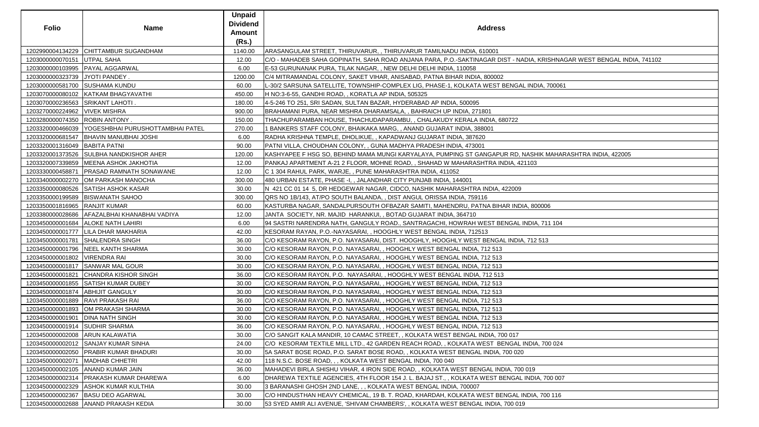| Folio | Name | Unpaid Dividend Amount (Rs.) | Address |
|---|---|---|---|
| 1202990004134229 | CHITTAMBUR SUGANDHAM | 1140.00 | ARASANGULAM STREET, THIRUVARUR, , THIRUVARUR TAMILNADU INDIA, 610001 |
| 1203000000070151 | UTPAL SAHA | 12.00 | C/O - MAHADEB SAHA GOPINATH, SAHA ROAD ANJANA PARA, P.O.-SAKTINAGAR DIST - NADIA, KRISHNAGAR WEST BENGAL INDIA, 741102 |
| 1203000000103995 | PAYAL AGGARWAL | 6.00 | E-53 GURUNANAK PURA, TILAK NAGAR, , NEW DELHI DELHI INDIA, 110058 |
| 1203000000323739 | JYOTI PANDEY . | 1200.00 | C/4 MITRAMANDAL COLONY, SAKET VIHAR, ANISABAD, PATNA BIHAR INDIA, 800002 |
| 1203000000581700 | SUSHAMA KUNDU | 60.00 | L-30/2 SARSUNA SATELLITE, TOWNSHIP-COMPLEX LIG, PHASE-1, KOLKATA WEST BENGAL INDIA, 700061 |
| 1203070000080102 | KATKAM BHAGYAVATHI | 450.00 | H NO:3-6-55, GANDHI ROAD, , KORATLA AP INDIA, 505325 |
| 1203070000236563 | SRIKANT LAHOTI . | 180.00 | 4-5-246 TO 251, SRI SADAN, SULTAN BAZAR, HYDERABAD AP INDIA, 500095 |
| 1203270000224962 | VIVEK MISHRA | 900.00 | BRAHAMANI PURA, NEAR MISHRA DHARAMSALA, , BAHRAICH UP INDIA, 271801 |
| 1203280000074350 | ROBIN ANTONY . | 150.00 | THACHUPARAMBAN HOUSE, THACHUDAPARAMBU, , CHALAKUDY KERALA INDIA, 680722 |
| 1203320000466039 | YOGESHBHAI PURUSHOTTAMBHAI PATEL | 270.00 | 1 BANKERS STAFF COLONY, BHAIKAKA MARG, , ANAND GUJARAT INDIA, 388001 |
| 1203320000681547 | BHAVIN MANUBHAI JOSHI | 6.00 | RADHA KRISHNA TEMPLE, DHOLIKUE, , KAPADWANJ GUJARAT INDIA, 387620 |
| 1203320001316049 | BABITA PATNI | 90.00 | PATNI VILLA, CHOUDHAN COLONY, , GUNA MADHYA PRADESH INDIA, 473001 |
| 1203320001373526 | SULBHA NANDKISHOR AHER | 120.00 | KASHYAPEE F HSG SO, BEHIND MAMA MUNGI KARYALAYA, PUMPING ST GANGAPUR RD, NASHIK MAHARASHTRA INDIA, 422005 |
| 1203320007339859 | MEENA ASHOK JAKHOTIA | 12.00 | PANKAJ APARTMENT A-21 2 FLOOR, MOHNE ROAD, , SHAHAD W MAHARASHTRA INDIA, 421103 |
| 1203330000458871 | PRASAD RAMNATH SONAWANE | 12.00 | C 1 304 RAHUL PARK, WARJE, , PUNE MAHARASHTRA INDIA, 411052 |
| 1203340000002270 | OM PARKASH MANOCHA | 300.00 | 480 URBAN ESTATE, PHASE -I, , JALANDHAR CITY PUNJAB INDIA, 144001 |
| 1203350000080526 | SATISH ASHOK KASAR | 30.00 | N 421 CC 01 14 5, DR HEDGEWAR NAGAR, CIDCO, NASHIK MAHARASHTRA INDIA, 422009 |
| 1203350000199589 | BISWANATH SAHOO | 300.00 | QRS NO 1B/143, AT/PO SOUTH BALANDA, , DIST ANGUL ORISSA INDIA, 759116 |
| 1203350001816965 | RANJIT KUMAR | 60.00 | KASTURBA NAGAR, SANDALPURSOUTH OFBAZAR SAMITI, MAHENDRU, PATNA BIHAR INDIA, 800006 |
| 1203380000028686 | AFAZALBHAI KHANABHAI VADIYA | 12.00 | JANTA SOCIETY, NR. MAJID HARANKUI, , BOTAD GUJARAT INDIA, 364710 |
| 1203450000001684 | ALOKE NATH LAHIRI | 6.00 | 94 SASTRI NARENDRA NATH, GANGULY ROAD., SANTRAGACHI, HOWRAH WEST BENGAL INDIA, 711 104 |
| 1203450000001777 | LILA DHAR MAKHARIA | 42.00 | KESORAM RAYAN, P.O.-NAYASARAI, , HOOGHLY WEST BENGAL INDIA, 712513 |
| 1203450000001781 | SHALENDRA SINGH | 36.00 | C/O KESORAM RAYON, P.O. NAYASARAI, DIST. HOOGHLY, HOOGHLY WEST BENGAL INDIA, 712 513 |
| 1203450000001796 | NEEL KANTH SHARMA | 30.00 | C/O KESORAM RAYON, P.O. NAYASARAI, , HOOGHLY WEST BENGAL INDIA, 712 513 |
| 1203450000001802 | VIRENDRA RAI | 30.00 | C/O KESORAM RAYON, P.O. NAYASARAI, , HOOGHLY WEST BENGAL INDIA, 712 513 |
| 1203450000001817 | SANWAR MAL GOUR | 30.00 | C/O KESORAM RAYON, P.O. NAYASARAI, , HOOGHLY WEST BENGAL INDIA, 712 513 |
| 1203450000001821 | CHANDRA KISHOR SINGH | 36.00 | C/O KESORAM RAYON, P.O. NAYASARAI, , HOOGHLY WEST BENGAL INDIA, 712 513 |
| 1203450000001855 | SATISH KUMAR DUBEY | 30.00 | C/O KESORAM RAYON, P.O. NAYASARAI, , HOOGHLY WEST BENGAL INDIA, 712 513 |
| 1203450000001874 | ABHIJIT GANGULY | 30.00 | C/O KESORAM RAYON, P.O. NAYASARAI, , HOOGHLY WEST BENGAL INDIA, 712 513 |
| 1203450000001889 | RAVI PRAKASH RAI | 36.00 | C/O KESORAM RAYON, P.O. NAYASARAI, , HOOGHLY WEST BENGAL INDIA, 712 513 |
| 1203450000001893 | OM PRAKASH SHARMA | 30.00 | C/O KESORAM RAYON, P.O. NAYASARAI, , HOOGHLY WEST BENGAL INDIA, 712 513 |
| 1203450000001901 | DINA NATH SINGH | 30.00 | C/O KESORAM RAYON, P.O. NAYASARAI, , HOOGHLY WEST BENGAL INDIA, 712 513 |
| 1203450000001914 | SUDHIR SHARMA | 36.00 | C/O KESORAM RAYON, P.O. NAYASARAI, , HOOGHLY WEST BENGAL INDIA, 712 513 |
| 1203450000002008 | ARUN KALAWATIA | 30.00 | C/O SANGIT KALA MANDIR, 10 CAMAC STREET, , KOLKATA WEST BENGAL INDIA, 700 017 |
| 1203450000002012 | SANJAY KUMAR SINHA | 24.00 | C/O KESORAM TEXTILE MILL LTD., 42 GARDEN REACH ROAD, , KOLKATA WEST BENGAL INDIA, 700 024 |
| 1203450000002050 | PRABIR KUMAR BHADURI | 30.00 | 5A SARAT BOSE ROAD, P.O. SARAT BOSE ROAD, , KOLKATA WEST BENGAL INDIA, 700 020 |
| 1203450000002071 | MADHAB CHHETRI | 42.00 | 118 N.S.C. BOSE ROAD, , , KOLKATA WEST BENGAL INDIA, 700 040 |
| 1203450000002105 | ANAND KUMAR JAIN | 36.00 | MAHADEVI BIRLA SHISHU VIHAR, 4 IRON SIDE ROAD, , KOLKATA WEST BENGAL INDIA, 700 019 |
| 1203450000002314 | PRAKASH KUMAR DHAREWA | 6.00 | DHAREWA TEXTILE AGENCIES, 4TH FLOOR 154 J. L. BAJAJ ST., , KOLKATA WEST BENGAL INDIA, 700 007 |
| 1203450000002329 | ASHOK KUMAR KULTHIA | 30.00 | 3 BARANASHI GHOSH 2ND LANE, , , KOLKATA WEST BENGAL INDIA, 700007 |
| 1203450000002367 | BASU DEO AGARWAL | 30.00 | C/O HINDUSTHAN HEAVY CHEMICAL, 19 B. T. ROAD, KHARDAH, KOLKATA WEST BENGAL INDIA, 700 116 |
| 1203450000002688 | ANAND PRAKASH KEDIA | 30.00 | 53 SYED AMIR ALI AVENUE, 'SHIVAM CHAMBERS', , KOLKATA WEST BENGAL INDIA, 700 019 |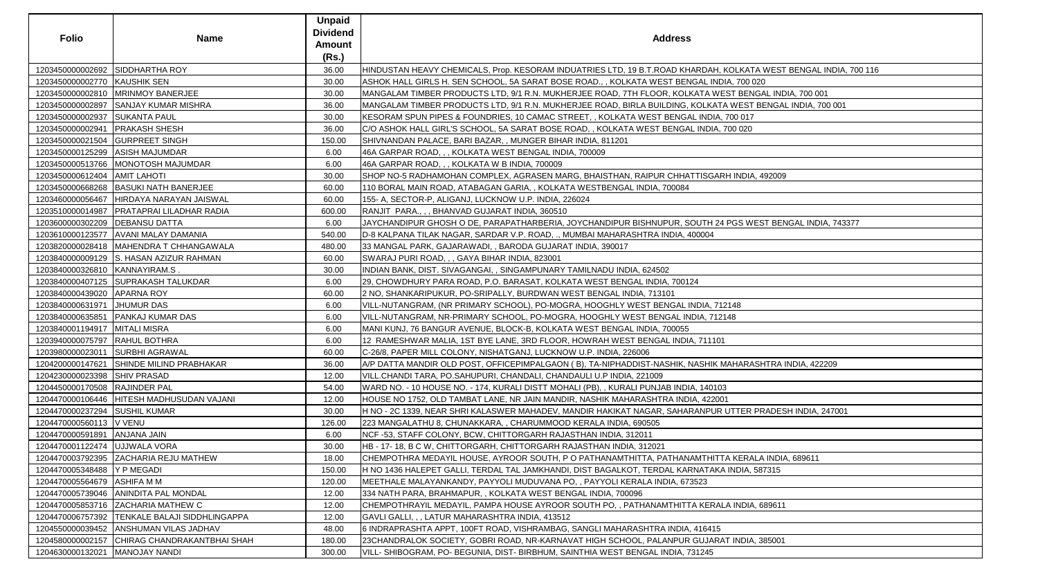| Folio | Name | Unpaid Dividend Amount (Rs.) | Address |
|---|---|---|---|
| 1203450000002692 | SIDDHARTHA ROY | 36.00 | HINDUSTAN HEAVY CHEMICALS, Prop. KESORAM INDUATRIES LTD, 19 B.T.ROAD KHARDAH, KOLKATA WEST BENGAL INDIA, 700 116 |
| 1203450000002770 | KAUSHIK SEN | 30.00 | ASHOK HALL GIRLS H. SEN SCHOOL, 5A SARAT BOSE ROAD., , KOLKATA WEST BENGAL INDIA, 700 020 |
| 1203450000002810 | MRINMOY BANERJEE | 30.00 | MANGALAM TIMBER PRODUCTS LTD, 9/1 R.N. MUKHERJEE ROAD, 7TH FLOOR, KOLKATA WEST BENGAL INDIA, 700 001 |
| 1203450000002897 | SANJAY KUMAR MISHRA | 36.00 | MANGALAM TIMBER PRODUCTS LTD, 9/1 R.N. MUKHERJEE ROAD, BIRLA BUILDING, KOLKATA WEST BENGAL INDIA, 700 001 |
| 1203450000002937 | SUKANTA PAUL | 30.00 | KESORAM SPUN PIPES & FOUNDRIES, 10 CAMAC STREET, , KOLKATA WEST BENGAL INDIA, 700 017 |
| 1203450000002941 | PRAKASH SHESH | 36.00 | C/O ASHOK HALL GIRL'S SCHOOL, 5A SARAT BOSE ROAD, , KOLKATA WEST BENGAL INDIA, 700 020 |
| 1203450000021504 | GURPREET SINGH | 150.00 | SHIVNANDAN PALACE, BARI BAZAR, , MUNGER BIHAR INDIA, 811201 |
| 1203450000125299 | ASISH MAJUMDAR | 6.00 | 46A GARPAR ROAD, , , KOLKATA WEST BENGAL INDIA, 700009 |
| 1203450000513766 | MONOTOSH MAJUMDAR | 6.00 | 46A GARPAR ROAD, , , KOLKATA W B INDIA, 700009 |
| 1203450000612404 | AMIT LAHOTI | 30.00 | SHOP NO-5 RADHAMOHAN COMPLEX, AGRASEN MARG, BHAISTHAN, RAIPUR CHHATTISGARH INDIA, 492009 |
| 1203450000668268 | BASUKI NATH BANERJEE | 60.00 | 110 BORAL MAIN ROAD, ATABAGAN GARIA, , KOLKATA WESTBENGAL INDIA, 700084 |
| 1203460000056467 | HIRDAYA NARAYAN JAISWAL | 60.00 | 155- A, SECTOR-P, ALIGANJ, LUCKNOW U.P. INDIA, 226024 |
| 1203510000014987 | PRATAPRAI LILADHAR RADIA | 600.00 | RANJIT PARA., , , BHANVAD GUJARAT INDIA, 360510 |
| 1203600000302209 | DEBANSU DATTA | 6.00 | JAYCHANDIPUR GHOSH O DE, PARAPATHARBERIA, JOYCHANDIPUR BISHNUPUR, SOUTH 24 PGS WEST BENGAL INDIA, 743377 |
| 1203610000123577 | AVANI MALAY DAMANIA | 540.00 | D-8 KALPANA TILAK NAGAR, SARDAR V.P. ROAD, ., MUMBAI MAHARASHTRA INDIA, 400004 |
| 1203820000028418 | MAHENDRA T CHHANGAWALA | 480.00 | 33 MANGAL PARK, GAJARAWADI, , BARODA GUJARAT INDIA, 390017 |
| 1203840000009129 | S. HASAN AZIZUR RAHMAN | 60.00 | SWARAJ PURI ROAD, , , GAYA BIHAR INDIA, 823001 |
| 1203840000326810 | KANNAYIRAM.S . | 30.00 | INDIAN BANK, DIST. SIVAGANGAI, , SINGAMPUNARY TAMILNADU INDIA, 624502 |
| 1203840000407125 | SUPRAKASH TALUKDAR | 6.00 | 29, CHOWDHURY PARA ROAD, P.O. BARASAT, KOLKATA WEST BENGAL INDIA, 700124 |
| 1203840000439020 | APARNA ROY | 60.00 | 2 NO, SHANKARIPUKUR, PO-SRIPALLY, BURDWAN WEST BENGAL INDIA, 713101 |
| 1203840000631971 | JHUMUR DAS | 6.00 | VILL-NUTANGRAM, (NR PRIMARY SCHOOL), PO-MOGRA, HOOGHLY WEST BENGAL INDIA, 712148 |
| 1203840000635851 | PANKAJ KUMAR DAS | 6.00 | VILL-NUTANGRAM, NR-PRIMARY SCHOOL, PO-MOGRA, HOOGHLY WEST BENGAL INDIA, 712148 |
| 1203840001194917 | MITALI MISRA | 6.00 | MANI KUNJ, 76 BANGUR AVENUE, BLOCK-B, KOLKATA WEST BENGAL INDIA, 700055 |
| 1203940000075797 | RAHUL BOTHRA | 6.00 | 12 RAMESHWAR MALIA, 1ST BYE LANE, 3RD FLOOR, HOWRAH WEST BENGAL INDIA, 711101 |
| 1203980000023011 | SURBHI AGRAWAL | 60.00 | C-26/8, PAPER MILL COLONY, NISHATGANJ, LUCKNOW U.P. INDIA, 226006 |
| 1204200000147621 | SHINDE MILIND PRABHAKAR | 36.00 | A/P DATTA MANDIR OLD POST, OFFICEPIMPALGAON ( B), TA-NIPHADDIST-NASHIK, NASHIK MAHARASHTRA INDIA, 422209 |
| 1204230000023398 | SHIV PRASAD | 12.00 | VILL.CHANDI TARA, PO.SAHUPURI, CHANDALI, CHANDAULI U.P INDIA, 221009 |
| 1204450000170508 | RAJINDER PAL | 54.00 | WARD NO. - 10 HOUSE NO. - 174, KURALI DISTT MOHALI (PB), , KURALI PUNJAB INDIA, 140103 |
| 1204470000106446 | HITESH MADHUSUDAN VAJANI | 12.00 | HOUSE NO 1752, OLD TAMBAT LANE, NR JAIN MANDIR, NASHIK MAHARASHTRA INDIA, 422001 |
| 1204470000237294 | SUSHIL KUMAR | 30.00 | H NO - 2C 1339, NEAR SHRI KALASWER MAHADEV, MANDIR HAKIKAT NAGAR, SAHARANPUR UTTER PRADESH INDIA, 247001 |
| 1204470000560113 | V VENU | 126.00 | 223 MANGALATHU 8, CHUNAKKARA, , CHARUMMOOD KERALA INDIA, 690505 |
| 1204470000591891 | ANJANA JAIN | 6.00 | NCF -53, STAFF COLONY, BCW, CHITTORGARH RAJASTHAN INDIA, 312011 |
| 1204470001122474 | UJJWALA VORA | 30.00 | HB - 17- 18, B C W, CHITTORGARH, CHITTORGARH RAJASTHAN INDIA, 312021 |
| 1204470003792395 | ZACHARIA REJU MATHEW | 18.00 | CHEMPOTHRA MEDAYIL HOUSE, AYROOR SOUTH, P O PATHANAMTHITTA, PATHANAMTHITTA KERALA INDIA, 689611 |
| 1204470005348488 | Y P MEGADI | 150.00 | H NO 1436 HALEPET GALLI, TERDAL TAL JAMKHANDI, DIST BAGALKOT, TERDAL KARNATAKA INDIA, 587315 |
| 1204470005564679 | ASHIFA M M | 120.00 | MEETHALE MALAYANKANDY, PAYYOLI MUDUVANA PO, , PAYYOLI KERALA INDIA, 673523 |
| 1204470005739046 | ANINDITA PAL MONDAL | 12.00 | 334 NATH PARA, BRAHMAPUR, , KOLKATA WEST BENGAL INDIA, 700096 |
| 1204470005853716 | ZACHARIA MATHEW C | 12.00 | CHEMPOTHRAYIL MEDAYIL, PAMPA HOUSE AYROOR SOUTH PO, , PATHANAMTHITTA KERALA INDIA, 689611 |
| 1204470006757392 | TENKALE BALAJI SIDDHLINGAPPA | 12.00 | GAVLI GALLI, , , LATUR MAHARASHTRA INDIA, 413512 |
| 1204550000039452 | ANSHUMAN VILAS JADHAV | 48.00 | 6 INDRAPRASHTA APPT, 100FT ROAD, VISHRAMBAG, SANGLI MAHARASHTRA INDIA, 416415 |
| 1204580000002157 | CHIRAG CHANDRAKANTBHAI SHAH | 180.00 | 23CHANDRALOK SOCIETY, GOBRI ROAD, NR-KARNAVAT HIGH SCHOOL, PALANPUR GUJARAT INDIA, 385001 |
| 1204630000132021 | MANOJAY NANDI | 300.00 | VILL- SHIBOGRAM, PO- BEGUNIA, DIST- BIRBHUM, SAINTHIA WEST BENGAL INDIA, 731245 |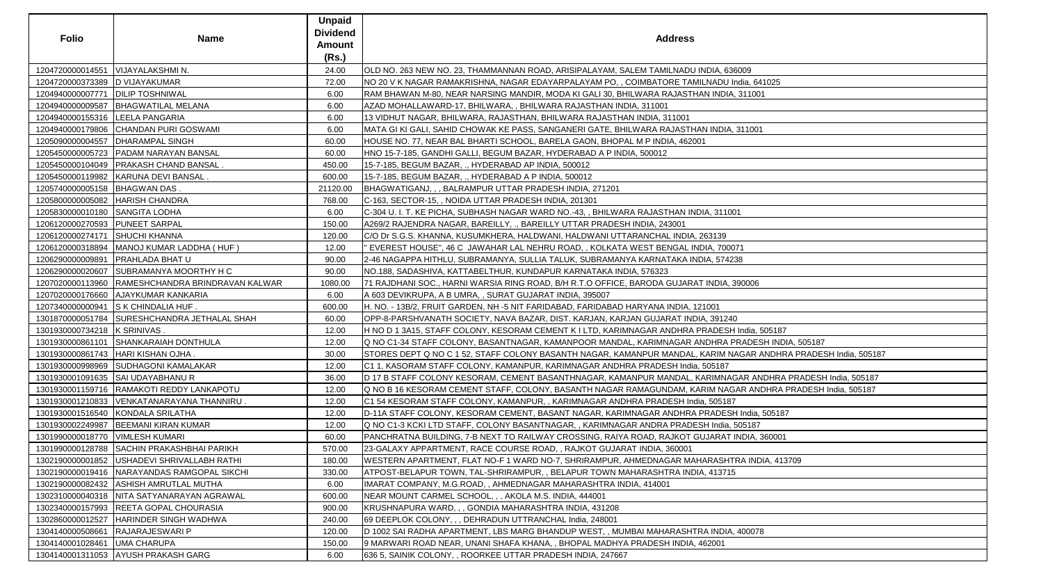| Folio | Name | Unpaid Dividend Amount (Rs.) | Address |
|---|---|---|---|
| 1204720000014551 | VIJAYALAKSHMI N. | 24.00 | OLD NO. 263 NEW NO. 23, THAMMANNAN ROAD, ARISIPALAYAM, SALEM TAMILNADU INDIA, 636009 |
| 1204720000373389 | D VIJAYAKUMAR | 72.00 | NO 20 V K NAGAR RAMAKRISHNA, NAGAR EDAYARPALAYAM PO, , COIMBATORE TAMILNADU India, 641025 |
| 1204940000007771 | DILIP TOSHNIWAL | 6.00 | RAM BHAWAN M-80, NEAR NARSING MANDIR, MODA KI GALI 30, BHILWARA RAJASTHAN INDIA, 311001 |
| 1204940000009587 | BHAGWATILAL MELANA | 6.00 | AZAD MOHALLAWARD-17, BHILWARA, , BHILWARA RAJASTHAN INDIA, 311001 |
| 1204940000155316 | LEELA PANGARIA | 6.00 | 13 VIDHUT NAGAR, BHILWARA, RAJASTHAN, BHILWARA RAJASTHAN INDIA, 311001 |
| 1204940000179806 | CHANDAN PURI GOSWAMI | 6.00 | MATA GI KI GALI, SAHID CHOWAK KE PASS, SANGANERI GATE, BHILWARA RAJASTHAN INDIA, 311001 |
| 1205090000004557 | DHARAMPAL SINGH | 60.00 | HOUSE NO. 77, NEAR BAL BHARTI SCHOOL, BARELA GAON, BHOPAL M P INDIA, 462001 |
| 1205450000005723 | PADAM NARAYAN BANSAL | 60.00 | HNO 15-7-185, GANDHI GALLI, BEGUM BAZAR, HYDERABAD A P INDIA, 500012 |
| 1205450000104049 | PRAKASH CHAND BANSAL . | 450.00 | 15-7-185, BEGUM BAZAR, ., HYDERABAD AP INDIA, 500012 |
| 1205450000119982 | KARUNA DEVI BANSAL . | 600.00 | 15-7-185, BEGUM BAZAR, ., HYDERABAD A P INDIA, 500012 |
| 1205740000005158 | BHAGWAN DAS . | 21120.00 | BHAGWATIGANJ, , , BALRAMPUR UTTAR PRADESH INDIA, 271201 |
| 1205800000005082 | HARISH CHANDRA | 768.00 | C-163, SECTOR-15, , NOIDA UTTAR PRADESH INDIA, 201301 |
| 1205830000010180 | SANGITA LODHA | 6.00 | C-304 U. I. T. KE PICHA, SUBHASH NAGAR WARD NO.-43, , BHILWARA RAJASTHAN INDIA, 311001 |
| 1206120000270593 | PUNEET SARPAL | 150.00 | A269/2 RAJENDRA NAGAR, BAREILLY, ., BAREILLY UTTAR PRADESH INDIA, 243001 |
| 1206120000274171 | SHUCHI KHANNA | 120.00 | C/O Dr S.G.S. KHANNA, KUSUMKHERA, HALDWANI, HALDWANI UTTARANCHAL INDIA, 263139 |
| 1206120000318894 | MANOJ KUMAR LADDHA ( HUF ) | 12.00 | " EVEREST HOUSE", 46 C JAWAHAR LAL NEHRU ROAD, , KOLKATA WEST BENGAL INDIA, 700071 |
| 1206290000009891 | PRAHLADA BHAT U | 90.00 | 2-46 NAGAPPA HITHLU, SUBRAMANYA, SULLIA TALUK, SUBRAMANYA KARNATAKA INDIA, 574238 |
| 1206290000020607 | SUBRAMANYA MOORTHY H C | 90.00 | NO.188, SADASHIVA, KATTABELTHUR, KUNDAPUR KARNATAKA INDIA, 576323 |
| 1207020000113960 | RAMESHCHANDRA BRINDRAVAN KALWAR | 1080.00 | 71 RAJDHANI SOC., HARNI WARSIA RING ROAD, B/H R.T.O OFFICE, BARODA GUJARAT INDIA, 390006 |
| 1207020000176660 | AJAYKUMAR KANKARIA | 6.00 | A 603 DEVIKRUPA, A B UMRA, , SURAT GUJARAT INDIA, 395007 |
| 1207340000000941 | S K CHINDALIA HUF . | 600.00 | H. NO. - 13B/2, FRUIT GARDEN, NH -5 NIT FARIDABAD, FARIDABAD HARYANA INDIA, 121001 |
| 1301870000051784 | SURESHCHANDRA JETHALAL SHAH | 60.00 | OPP-8-PARSHVANATH SOCIETY, NAVA BAZAR, DIST. KARJAN, KARJAN GUJARAT INDIA, 391240 |
| 1301930000734218 | K SRINIVAS . | 12.00 | H NO D 1 3A15, STAFF COLONY, KESORAM CEMENT K I LTD, KARIMNAGAR ANDHRA PRADESH India, 505187 |
| 1301930000861101 | SHANKARAIAH DONTHULA | 12.00 | Q NO C1-34 STAFF COLONY, BASANTNAGAR, KAMANPOOR MANDAL, KARIMNAGAR ANDHRA PRADESH INDIA, 505187 |
| 1301930000861743 | HARI KISHAN OJHA . | 30.00 | STORES DEPT Q NO C 1 52, STAFF COLONY BASANTH NAGAR, KAMANPUR MANDAL, KARIM NAGAR ANDHRA PRADESH India, 505187 |
| 1301930000998969 | SUDHAGONI KAMALAKAR | 12.00 | C1 1, KASORAM STAFF COLONY, KAMANPUR, KARIMNAGAR ANDHRA PRADESH India, 505187 |
| 1301930001091635 | SAI UDAYABHANU R | 36.00 | D 17 B STAFF COLONY KESORAM, CEMENT BASANTHNAGAR, KAMANPUR MANDAL, KARIMNAGAR ANDHRA PRADESH India, 505187 |
| 1301930001159716 | RAMAKOTI REDDY LANKAPOTU | 12.00 | Q NO B 16 KESORAM CEMENT STAFF, COLONY, BASANTH NAGAR RAMAGUNDAM, KARIM NAGAR ANDHRA PRADESH India, 505187 |
| 1301930001210833 | VENKATANARAYANA THANNIRU . | 12.00 | C1 54 KESORAM STAFF COLONY, KAMANPUR, , KARIMNAGAR ANDHRA PRADESH India, 505187 |
| 1301930001516540 | KONDALA SRILATHA | 12.00 | D-11A STAFF COLONY, KESORAM CEMENT, BASANT NAGAR, KARIMNAGAR ANDHRA PRADESH India, 505187 |
| 1301930002249987 | BEEMANI KIRAN KUMAR | 12.00 | Q NO C1-3 KCKI LTD STAFF, COLONY BASANTNAGAR, , KARIMNAGAR ANDRA PRADESH India, 505187 |
| 1301990000018770 | VIMLESH KUMARI | 60.00 | PANCHRATNA BUILDING, 7-B NEXT TO RAILWAY CROSSING, RAIYA ROAD, RAJKOT GUJARAT INDIA, 360001 |
| 1301990000128788 | SACHIN PRAKASHBHAI PARIKH | 570.00 | 23-GALAXY APPARTMENT, RACE COURSE ROAD, , RAJKOT GUJARAT INDIA, 360001 |
| 1302190000001852 | USHADEVI SHRIVALLABH RATHI | 180.00 | WESTERN APARTMENT, FLAT NO-F 1 WARD NO-7, SHRIRAMPUR, AHMEDNAGAR MAHARASHTRA INDIA, 413709 |
| 1302190000019416 | NARAYANDAS RAMGOPAL SIKCHI | 330.00 | ATPOST-BELAPUR TOWN, TAL-SHRIRAMPUR, , BELAPUR TOWN MAHARASHTRA INDIA, 413715 |
| 1302190000082432 | ASHISH AMRUTLAL MUTHA | 6.00 | IMARAT COMPANY, M.G.ROAD, , AHMEDNAGAR MAHARASHTRA INDIA, 414001 |
| 1302310000040318 | NITA SATYANARAYAN AGRAWAL | 600.00 | NEAR MOUNT CARMEL SCHOOL, , , AKOLA M.S. INDIA, 444001 |
| 1302340000157993 | REETA GOPAL CHOURASIA | 900.00 | KRUSHNAPURA WARD, , , GONDIA MAHARASHTRA INDIA, 431208 |
| 1302860000012527 | HARINDER SINGH WADHWA | 240.00 | 69 DEEPLOK COLONY, , , DEHRADUN UTTRANCHAL India, 248001 |
| 1304140000508661 | RAJARAJESWARI P | 120.00 | D 1002 SAI RADHA APARTMENT, LBS MARG BHANDUP WEST, , MUMBAI MAHARASHTRA INDIA, 400078 |
| 1304140001028461 | UMA CHARUPA | 150.00 | 9 MARWARI ROAD NEAR, UNANI SHAFA KHANA, , BHOPAL MADHYA PRADESH INDIA, 462001 |
| 1304140001311053 | AYUSH PRAKASH GARG | 6.00 | 636 5, SAINIK COLONY, , ROORKEE UTTAR PRADESH INDIA, 247667 |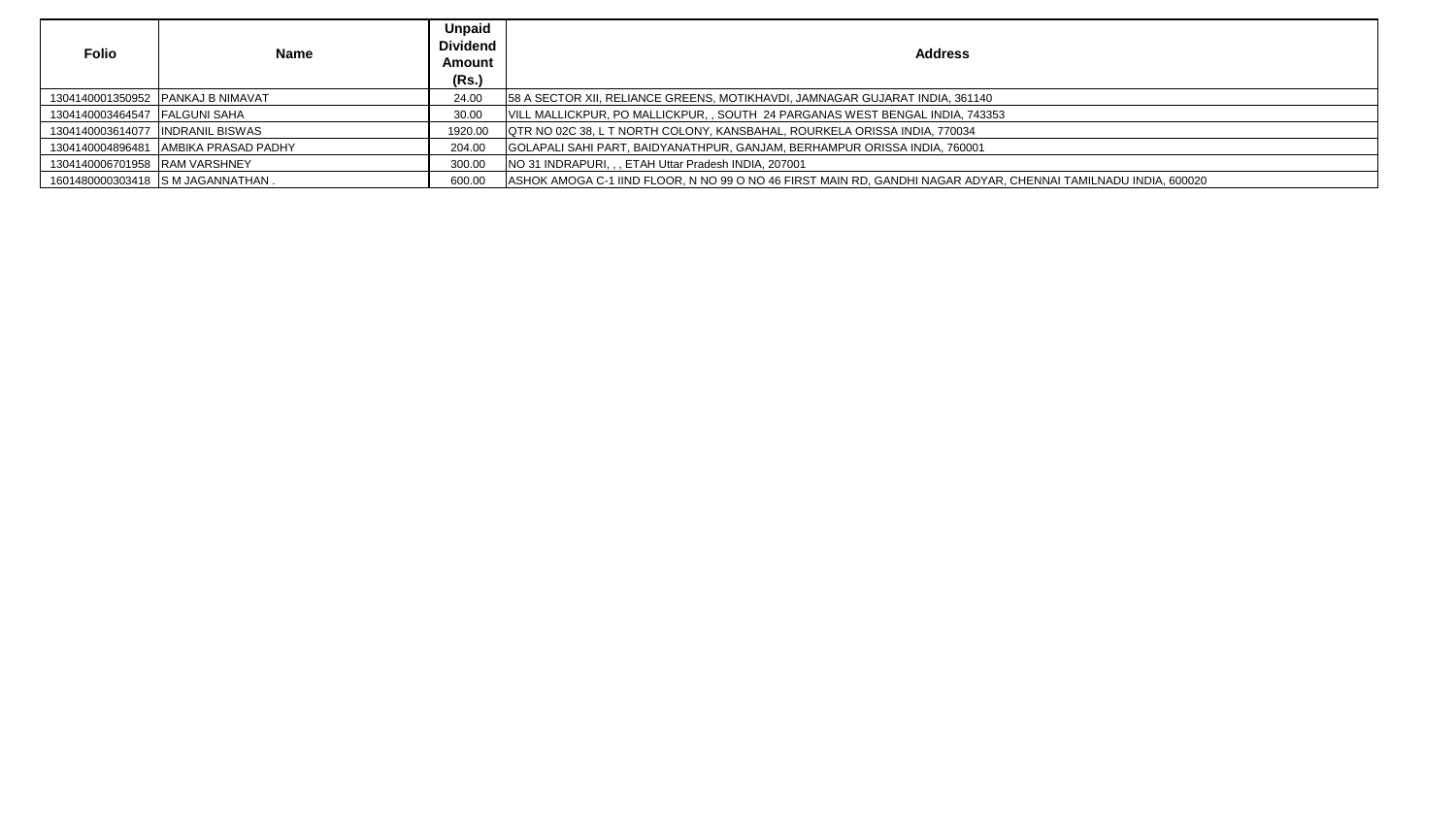| Folio | Name | Unpaid Dividend Amount (Rs.) | Address |
|---|---|---|---|
| 1304140001350952 | PANKAJ B NIMAVAT | 24.00 | 58 A SECTOR XII, RELIANCE GREENS, MOTIKHAVDI, JAMNAGAR GUJARAT INDIA, 361140 |
| 1304140003464547 | FALGUNI SAHA | 30.00 | VILL MALLICKPUR, PO MALLICKPUR, , SOUTH 24 PARGANAS WEST BENGAL INDIA, 743353 |
| 1304140003614077 | INDRANIL BISWAS | 1920.00 | QTR NO 02C 38, L T NORTH COLONY, KANSBAHAL, ROURKELA ORISSA INDIA, 770034 |
| 1304140004896481 | AMBIKA PRASAD PADHY | 204.00 | GOLAPALI SAHI PART, BAIDYANATHPUR, GANJAM, BERHAMPUR ORISSA INDIA, 760001 |
| 1304140006701958 | RAM VARSHNEY | 300.00 | NO 31 INDRAPURI, , , ETAH Uttar Pradesh INDIA, 207001 |
| 1601480000303418 | S M JAGANNATHAN . | 600.00 | ASHOK AMOGA C-1 IIND FLOOR, N NO 99 O NO 46 FIRST MAIN RD, GANDHI NAGAR ADYAR, CHENNAI TAMILNADU INDIA, 600020 |